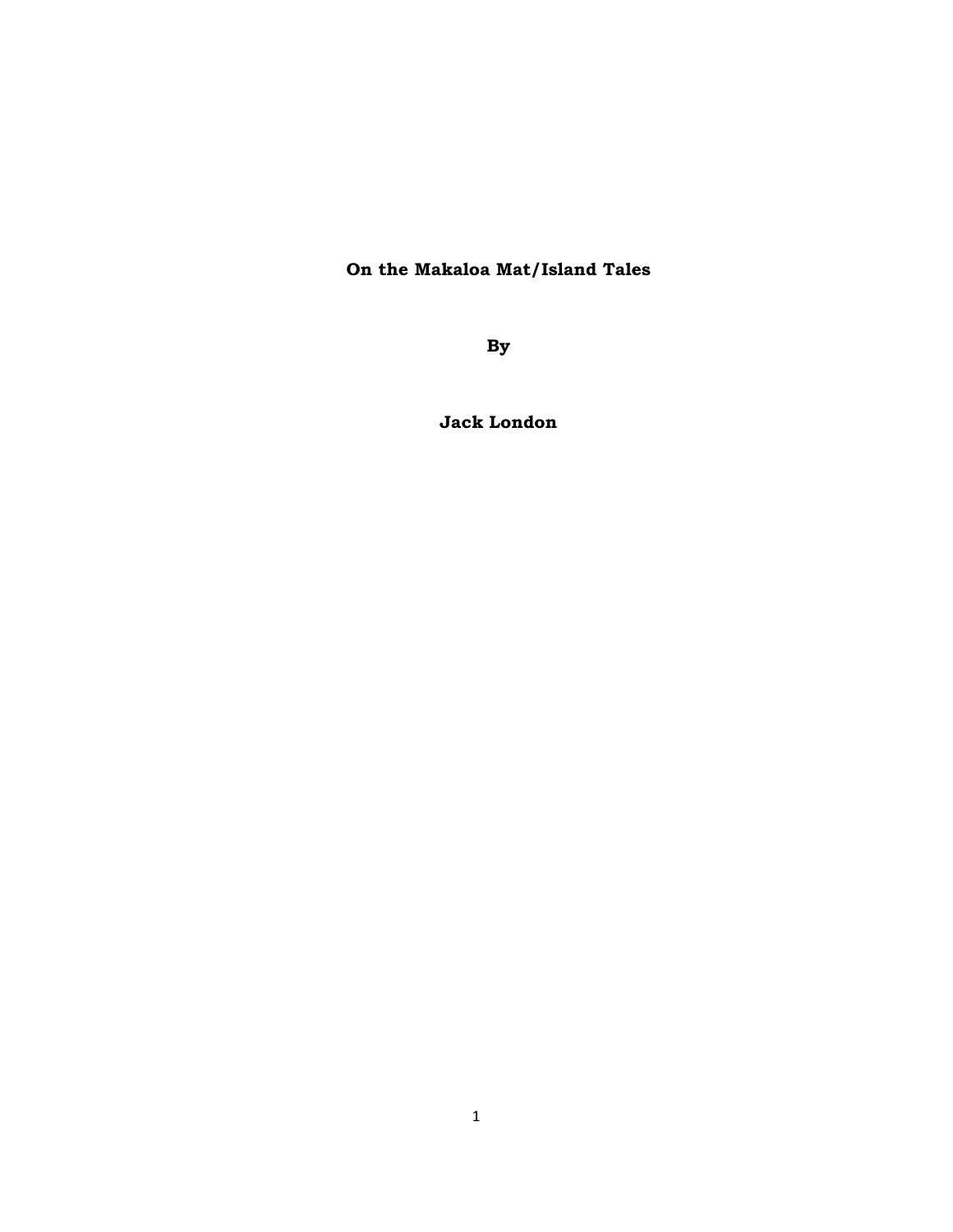# On the Makaloa Mat/Island Tales

**By**

**Jack London**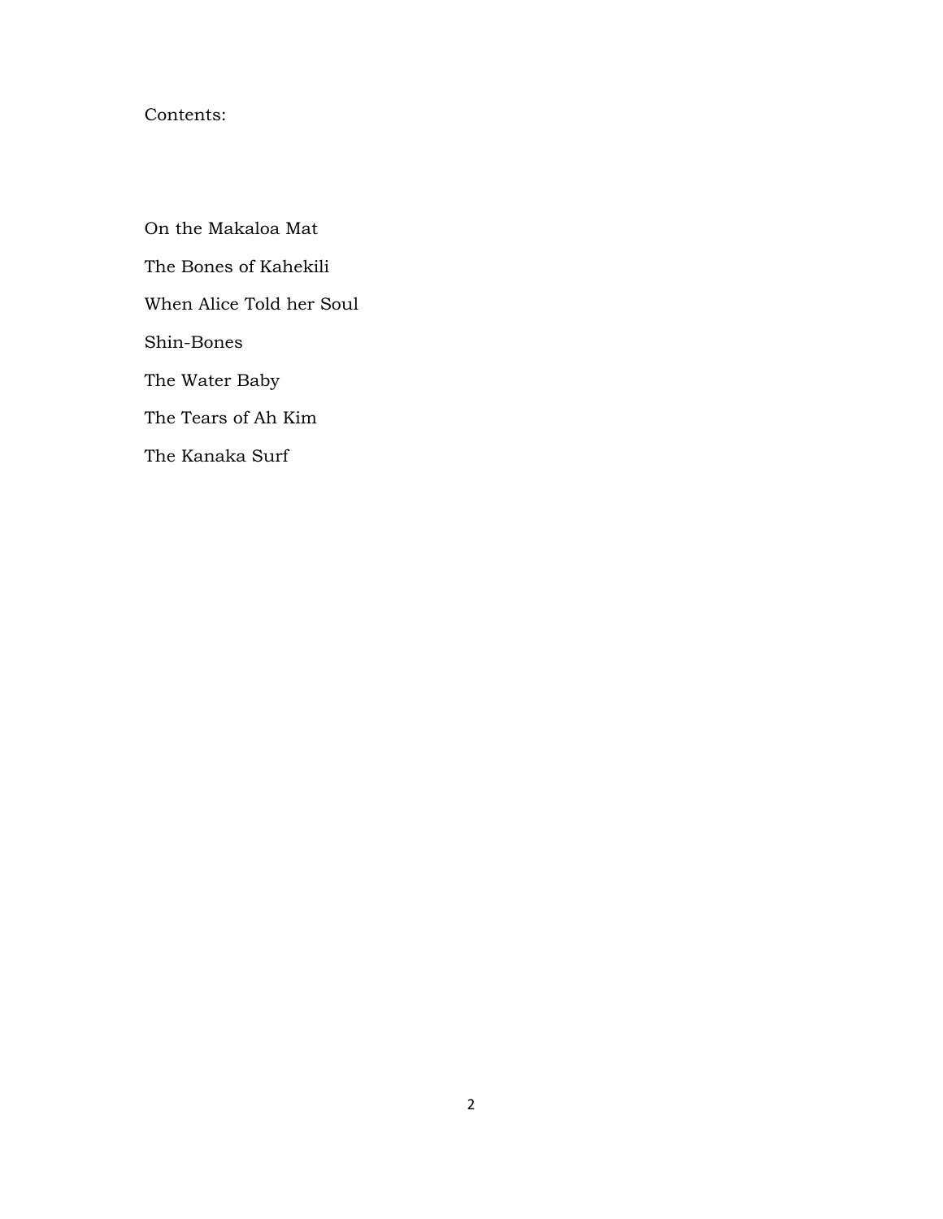Contents:

On the Makaloa Mat

The Bones of Kahekili

When Alice Told her Soul

Shin-Bones

The Water Baby

The Tears of Ah Kim

The Kanaka Surf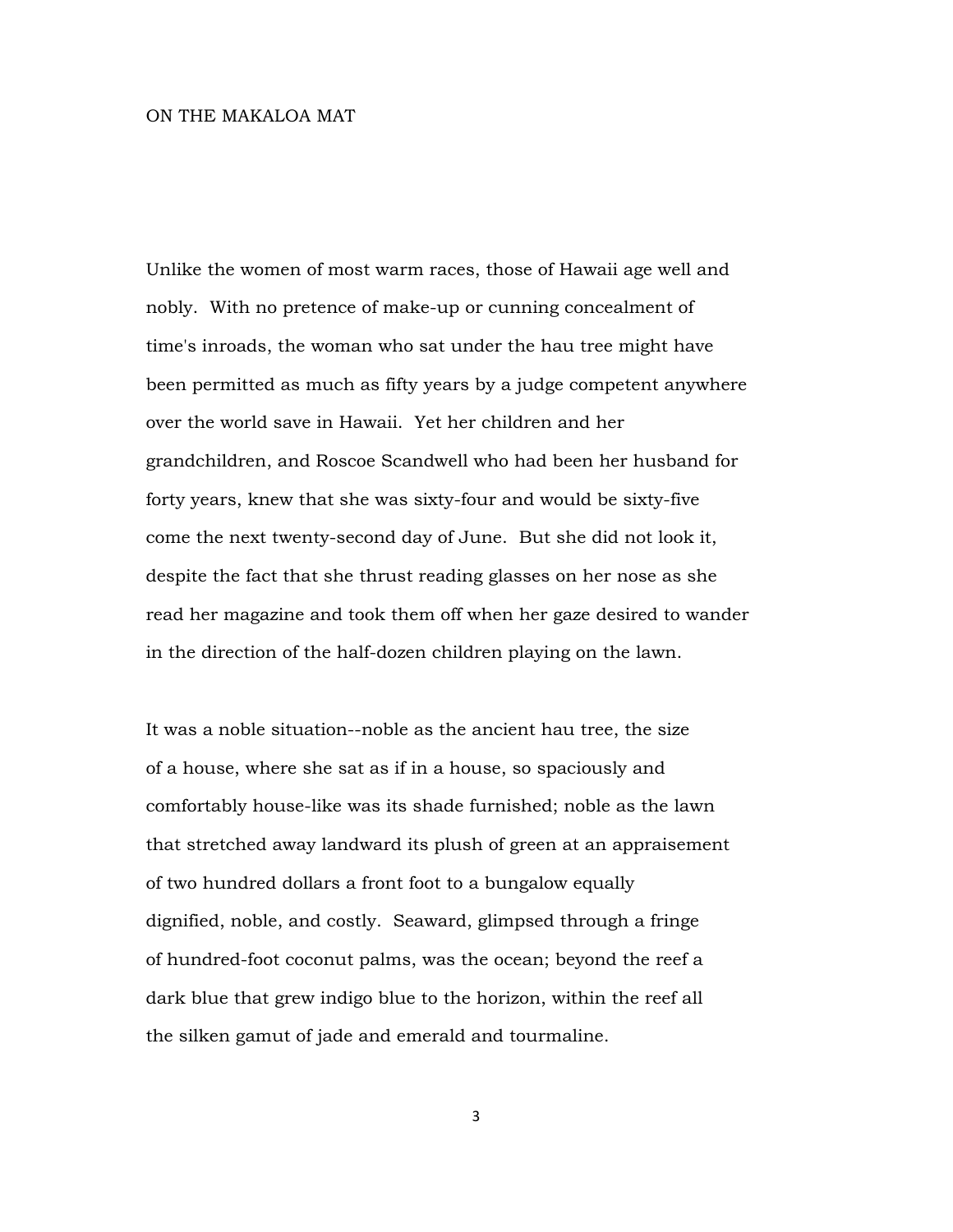# ON THE MAKALOA MAT

Unlike the women of most warm races, those of Hawaii age well and nobly. With no pretence of make-up or cunning concealment of time's inroads, the woman who sat under the hau tree might have been permitted as much as fifty years by a judge competent anywhere over the world save in Hawaii. Yet her children and her grandchildren, and Roscoe Scandwell who had been her husband for forty years, knew that she was sixty-four and would be sixty-five come the next twenty-second day of June. But she did not look it, despite the fact that she thrust reading glasses on her nose as she read her magazine and took them off when her gaze desired to wander in the direction of the half-dozen children playing on the lawn.

It was a noble situation--noble as the ancient hau tree, the size of a house, where she sat as if in a house, so spaciously and comfortably house-like was its shade furnished; noble as the lawn that stretched away landward its plush of green at an appraisement of two hundred dollars a front foot to a bungalow equally dignified, noble, and costly. Seaward, glimpsed through a fringe of hundred-foot coconut palms, was the ocean; beyond the reef a dark blue that grew indigo blue to the horizon, within the reef all the silken gamut of jade and emerald and tourmaline.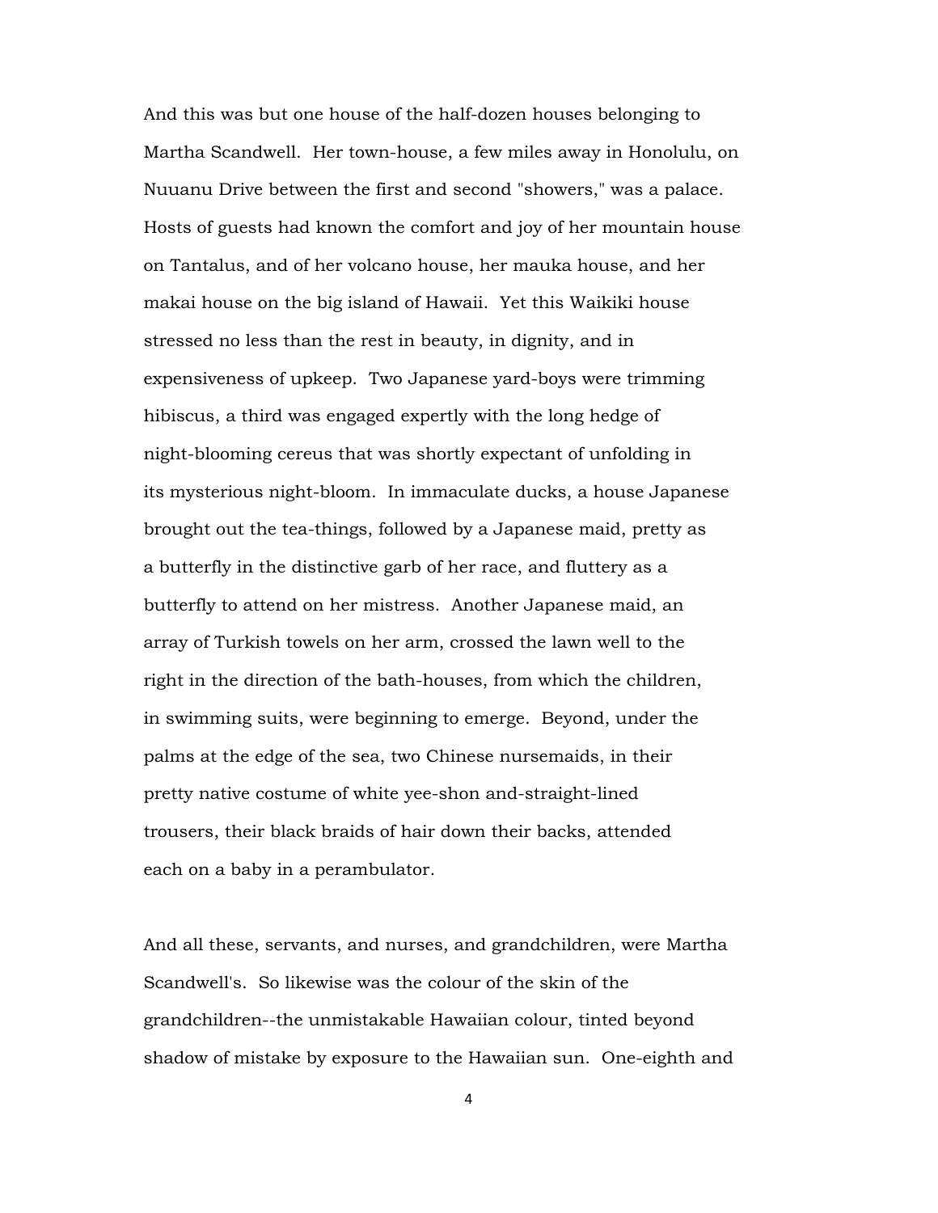And this was but one house of the half-dozen houses belonging to Martha Scandwell. Her town-house, a few miles away in Honolulu, on Nuuanu Drive between the first and second "showers," was a palace. Hosts of guests had known the comfort and joy of her mountain house on Tantalus, and of her volcano house, her mauka house, and her makai house on the big island of Hawaii. Yet this Waikiki house stressed no less than the rest in beauty, in dignity, and in expensiveness of upkeep. Two Japanese yard-boys were trimming hibiscus, a third was engaged expertly with the long hedge of night-blooming cereus that was shortly expectant of unfolding in its mysterious night-bloom. In immaculate ducks, a house Japanese brought out the tea-things, followed by a Japanese maid, pretty as a butterfly in the distinctive garb of her race, and fluttery as a butterfly to attend on her mistress. Another Japanese maid, an array of Turkish towels on her arm, crossed the lawn well to the right in the direction of the bath-houses, from which the children, in swimming suits, were beginning to emerge. Beyond, under the palms at the edge of the sea, two Chinese nursemaids, in their pretty native costume of white yee-shon and-straight-lined trousers, their black braids of hair down their backs, attended each on a baby in a perambulator.

And all these, servants, and nurses, and grandchildren, were Martha Scandwell's. So likewise was the colour of the skin of the grandchildren--the unmistakable Hawaiian colour, tinted beyond shadow of mistake by exposure to the Hawaiian sun. One-eighth and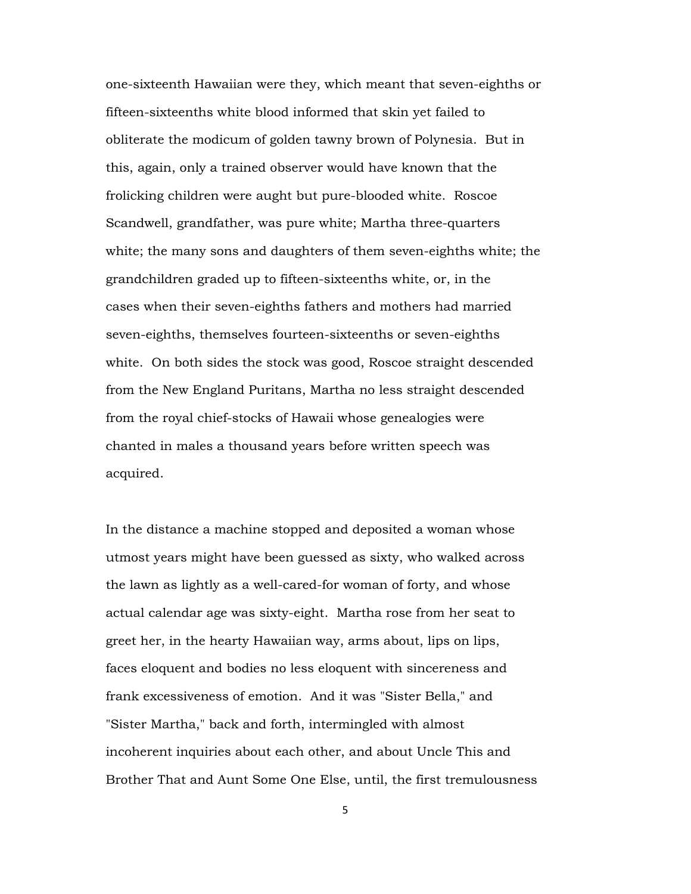one-sixteenth Hawaiian were they, which meant that seven-eighths or fifteen-sixteenths white blood informed that skin yet failed to obliterate the modicum of golden tawny brown of Polynesia. But in this, again, only a trained observer would have known that the frolicking children were aught but pure-blooded white. Roscoe Scandwell, grandfather, was pure white; Martha three-quarters white; the many sons and daughters of them seven-eighths white; the grandchildren graded up to fifteen-sixteenths white, or, in the cases when their seven-eighths fathers and mothers had married seven-eighths, themselves fourteen-sixteenths or seven-eighths white. On both sides the stock was good, Roscoe straight descended from the New England Puritans, Martha no less straight descended from the royal chief-stocks of Hawaii whose genealogies were chanted in males a thousand years before written speech was acquired.

In the distance a machine stopped and deposited a woman whose utmost years might have been guessed as sixty, who walked across the lawn as lightly as a well-cared-for woman of forty, and whose actual calendar age was sixty-eight. Martha rose from her seat to greet her, in the hearty Hawaiian way, arms about, lips on lips, faces eloquent and bodies no less eloquent with sincereness and frank excessiveness of emotion. And it was "Sister Bella," and "Sister Martha," back and forth, intermingled with almost incoherent inquiries about each other, and about Uncle This and Brother That and Aunt Some One Else, until, the first tremulousness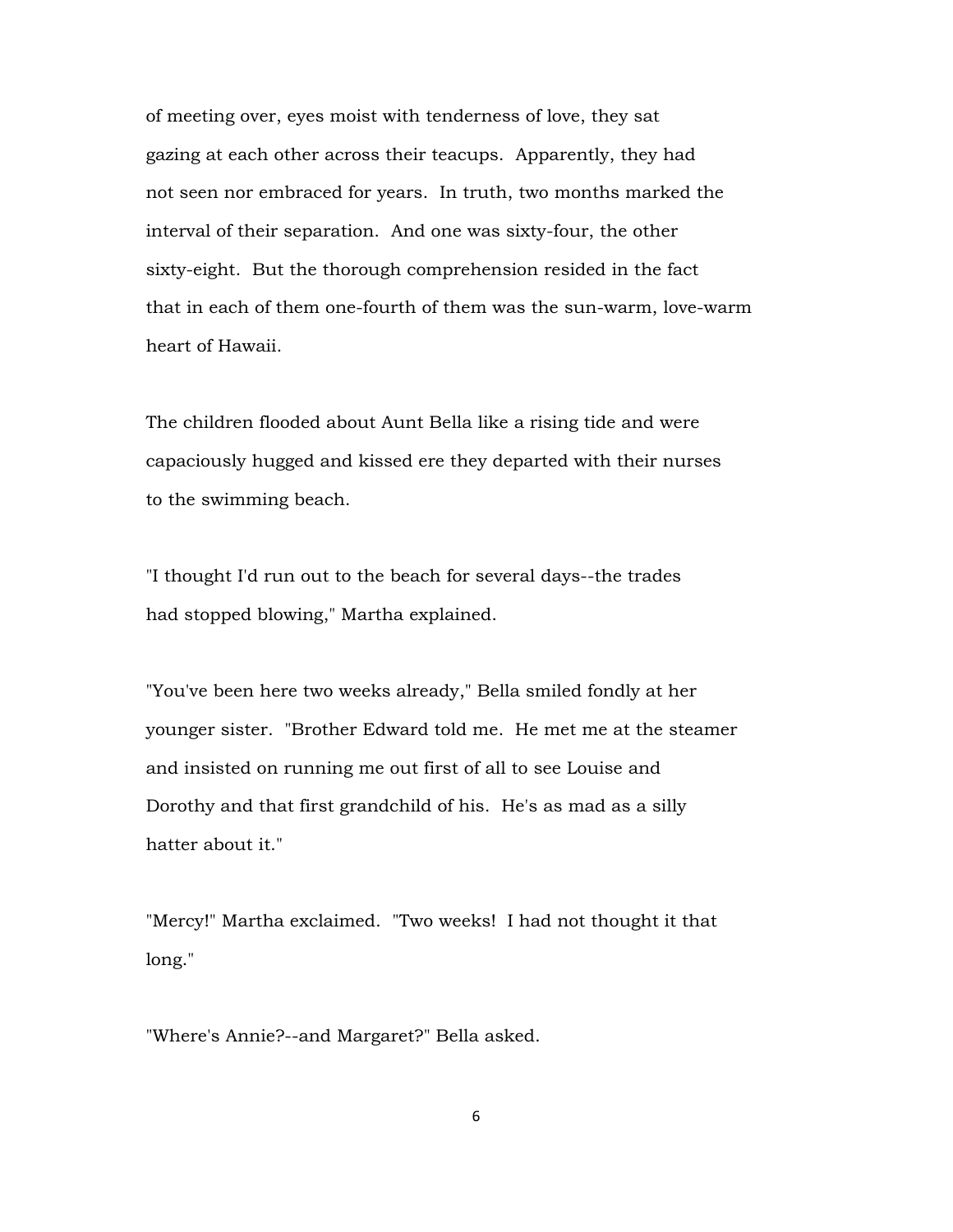of meeting over, eyes moist with tenderness of love, they sat gazing at each other across their teacups. Apparently, they had not seen nor embraced for years. In truth, two months marked the interval of their separation. And one was sixty-four, the other sixty-eight. But the thorough comprehension resided in the fact that in each of them one-fourth of them was the sun-warm, love-warm heart of Hawaii.

The children flooded about Aunt Bella like a rising tide and were capaciously hugged and kissed ere they departed with their nurses to the swimming beach.

"I thought I'd run out to the beach for several days--the trades had stopped blowing," Martha explained.

"You've been here two weeks already," Bella smiled fondly at her younger sister. "Brother Edward told me. He met me at the steamer and insisted on running me out first of all to see Louise and Dorothy and that first grandchild of his. He's as mad as a silly hatter about it."

"Mercy!" Martha exclaimed. "Two weeks! I had not thought it that long."

"Where's Annie?--and Margaret?" Bella asked.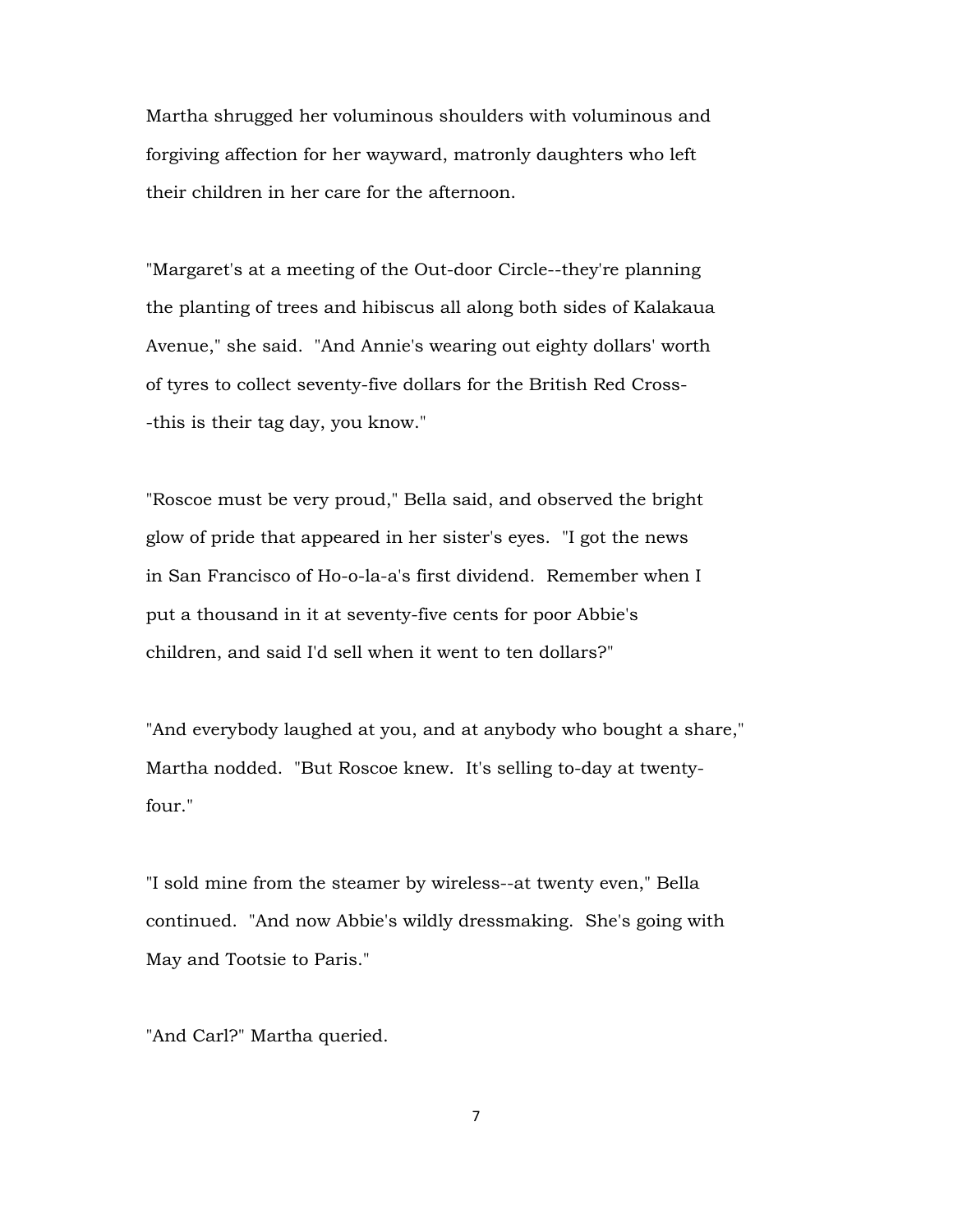Martha shrugged her voluminous shoulders with voluminous and forgiving affection for her wayward, matronly daughters who left their children in her care for the afternoon.

"Margaret's at a meeting of the Out-door Circle--they're planning the planting of trees and hibiscus all along both sides of Kalakaua Avenue," she said. "And Annie's wearing out eighty dollars' worth of tyres to collect seventy-five dollars for the British Red Cross--this is their tag day, you know."

"Roscoe must be very proud," Bella said, and observed the bright glow of pride that appeared in her sister's eyes. "I got the news in San Francisco of Ho-o-la-a's first dividend. Remember when I put a thousand in it at seventy-five cents for poor Abbie's children, and said I'd sell when it went to ten dollars?"

"And everybody laughed at you, and at anybody who bought a share," Martha nodded. "But Roscoe knew. It's selling to-day at twenty-four."

"I sold mine from the steamer by wireless--at twenty even," Bella continued. "And now Abbie's wildly dressmaking. She's going with May and Tootsie to Paris."

"And Carl?" Martha queried.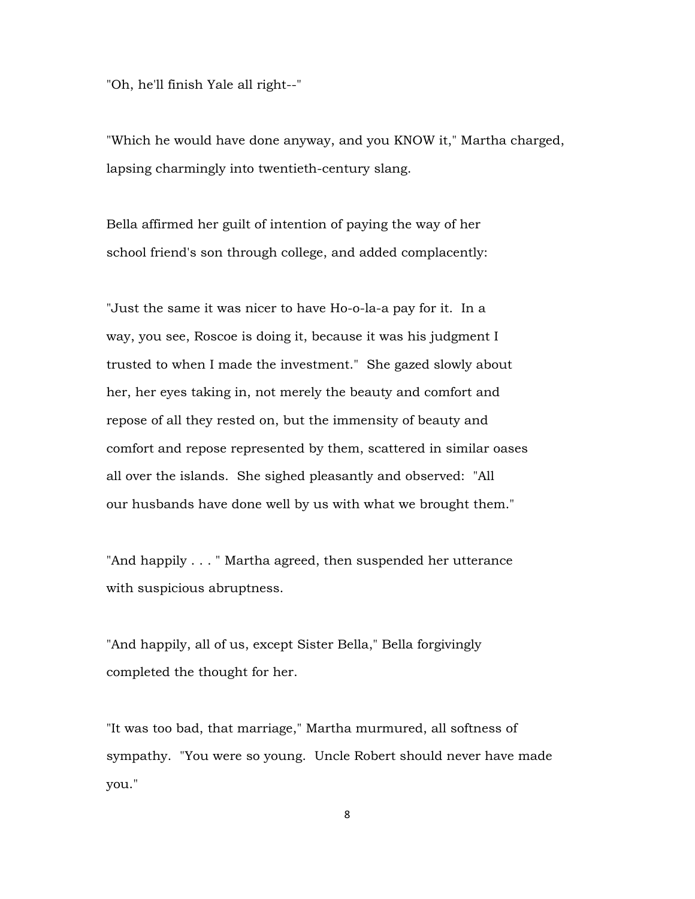"Oh, he'll finish Yale all right--"

"Which he would have done anyway, and you KNOW it," Martha charged, lapsing charmingly into twentieth-century slang.

Bella affirmed her guilt of intention of paying the way of her school friend's son through college, and added complacently:

"Just the same it was nicer to have Ho-o-la-a pay for it. In a way, you see, Roscoe is doing it, because it was his judgment I trusted to when I made the investment." She gazed slowly about her, her eyes taking in, not merely the beauty and comfort and repose of all they rested on, but the immensity of beauty and comfort and repose represented by them, scattered in similar oases all over the islands. She sighed pleasantly and observed: "All our husbands have done well by us with what we brought them."

"And happily . . . " Martha agreed, then suspended her utterance with suspicious abruptness.

"And happily, all of us, except Sister Bella," Bella forgivingly completed the thought for her.

"It was too bad, that marriage," Martha murmured, all softness of sympathy. "You were so young. Uncle Robert should never have made you."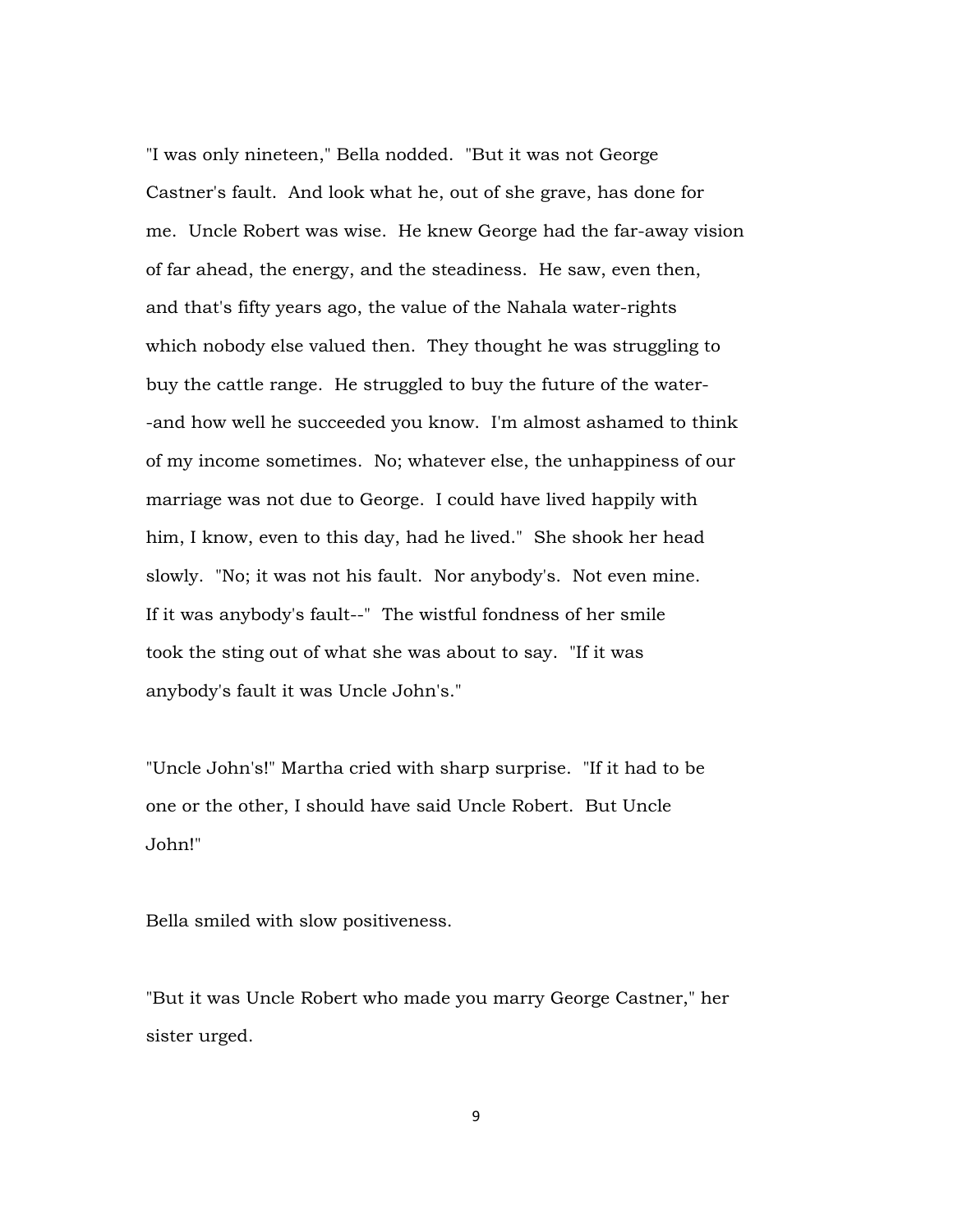"I was only nineteen," Bella nodded. "But it was not George Castner's fault. And look what he, out of she grave, has done for me. Uncle Robert was wise. He knew George had the far-away vision of far ahead, the energy, and the steadiness. He saw, even then, and that's fifty years ago, the value of the Nahala water-rights which nobody else valued then. They thought he was struggling to buy the cattle range. He struggled to buy the future of the water--and how well he succeeded you know. I'm almost ashamed to think of my income sometimes. No; whatever else, the unhappiness of our marriage was not due to George. I could have lived happily with him, I know, even to this day, had he lived." She shook her head slowly. "No; it was not his fault. Nor anybody's. Not even mine. If it was anybody's fault--" The wistful fondness of her smile took the sting out of what she was about to say. "If it was anybody's fault it was Uncle John's."

"Uncle John's!" Martha cried with sharp surprise. "If it had to be one or the other, I should have said Uncle Robert. But Uncle John!"

Bella smiled with slow positiveness.

"But it was Uncle Robert who made you marry George Castner," her sister urged.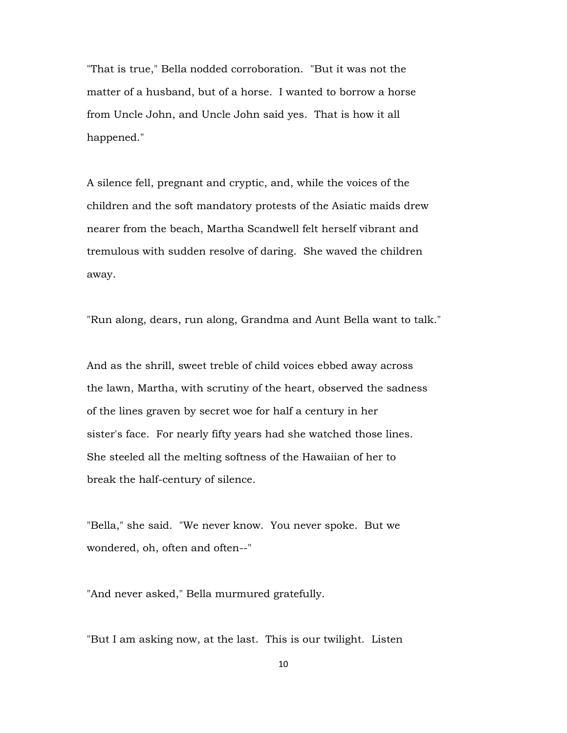"That is true," Bella nodded corroboration. "But it was not the matter of a husband, but of a horse. I wanted to borrow a horse from Uncle John, and Uncle John said yes. That is how it all happened."

A silence fell, pregnant and cryptic, and, while the voices of the children and the soft mandatory protests of the Asiatic maids drew nearer from the beach, Martha Scandwell felt herself vibrant and tremulous with sudden resolve of daring. She waved the children away.

"Run along, dears, run along, Grandma and Aunt Bella want to talk."

And as the shrill, sweet treble of child voices ebbed away across the lawn, Martha, with scrutiny of the heart, observed the sadness of the lines graven by secret woe for half a century in her sister's face. For nearly fifty years had she watched those lines. She steeled all the melting softness of the Hawaiian of her to break the half-century of silence.

"Bella," she said. "We never know. You never spoke. But we wondered, oh, often and often--"

"And never asked," Bella murmured gratefully.

"But I am asking now, at the last. This is our twilight. Listen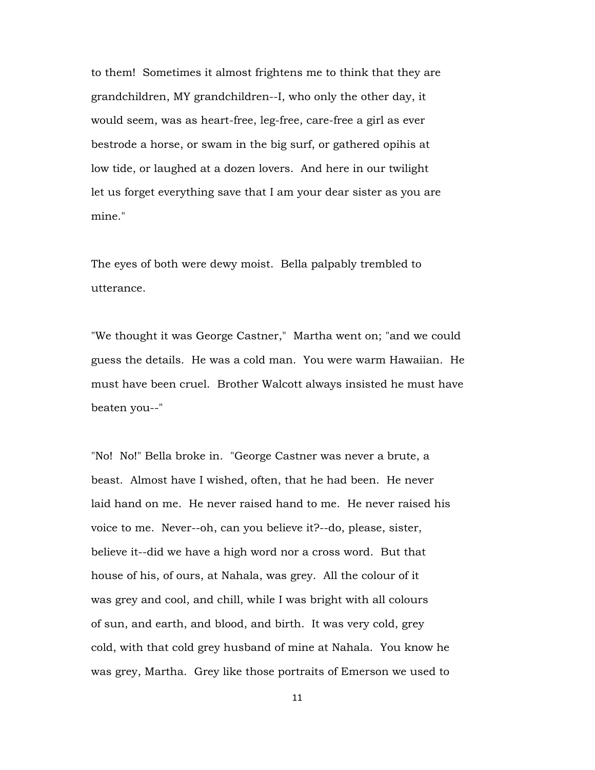to them! Sometimes it almost frightens me to think that they are grandchildren, MY grandchildren--I, who only the other day, it would seem, was as heart-free, leg-free, care-free a girl as ever bestrode a horse, or swam in the big surf, or gathered opihis at low tide, or laughed at a dozen lovers. And here in our twilight let us forget everything save that I am your dear sister as you are mine."

The eyes of both were dewy moist. Bella palpably trembled to utterance.

"We thought it was George Castner," Martha went on; "and we could guess the details. He was a cold man. You were warm Hawaiian. He must have been cruel. Brother Walcott always insisted he must have beaten you--"

"No! No!" Bella broke in. "George Castner was never a brute, a beast. Almost have I wished, often, that he had been. He never laid hand on me. He never raised hand to me. He never raised his voice to me. Never--oh, can you believe it?--do, please, sister, believe it--did we have a high word nor a cross word. But that house of his, of ours, at Nahala, was grey. All the colour of it was grey and cool, and chill, while I was bright with all colours of sun, and earth, and blood, and birth. It was very cold, grey cold, with that cold grey husband of mine at Nahala. You know he was grey, Martha. Grey like those portraits of Emerson we used to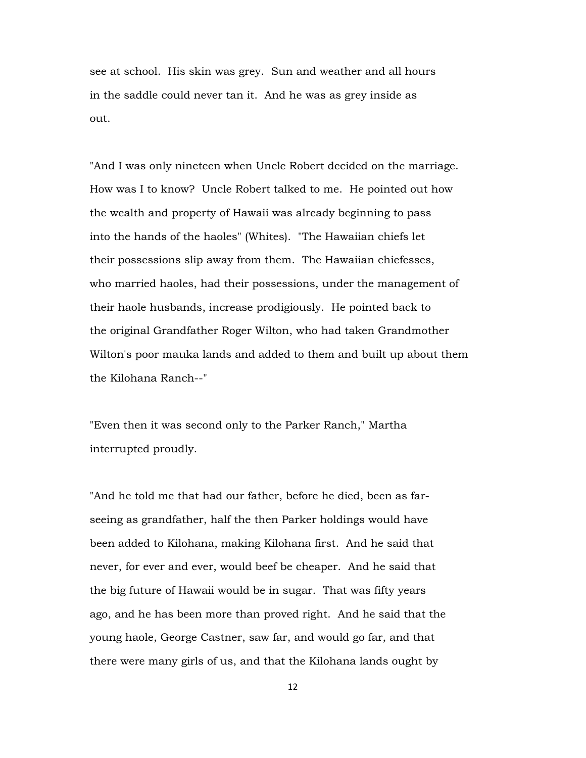see at school. His skin was grey. Sun and weather and all hours in the saddle could never tan it. And he was as grey inside as out.

"And I was only nineteen when Uncle Robert decided on the marriage. How was I to know? Uncle Robert talked to me. He pointed out how the wealth and property of Hawaii was already beginning to pass into the hands of the haoles" (Whites). "The Hawaiian chiefs let their possessions slip away from them. The Hawaiian chiefesses, who married haoles, had their possessions, under the management of their haole husbands, increase prodigiously. He pointed back to the original Grandfather Roger Wilton, who had taken Grandmother Wilton's poor mauka lands and added to them and built up about them the Kilohana Ranch--"

"Even then it was second only to the Parker Ranch," Martha interrupted proudly.

"And he told me that had our father, before he died, been as far-seeing as grandfather, half the then Parker holdings would have been added to Kilohana, making Kilohana first. And he said that never, for ever and ever, would beef be cheaper. And he said that the big future of Hawaii would be in sugar. That was fifty years ago, and he has been more than proved right. And he said that the young haole, George Castner, saw far, and would go far, and that there were many girls of us, and that the Kilohana lands ought by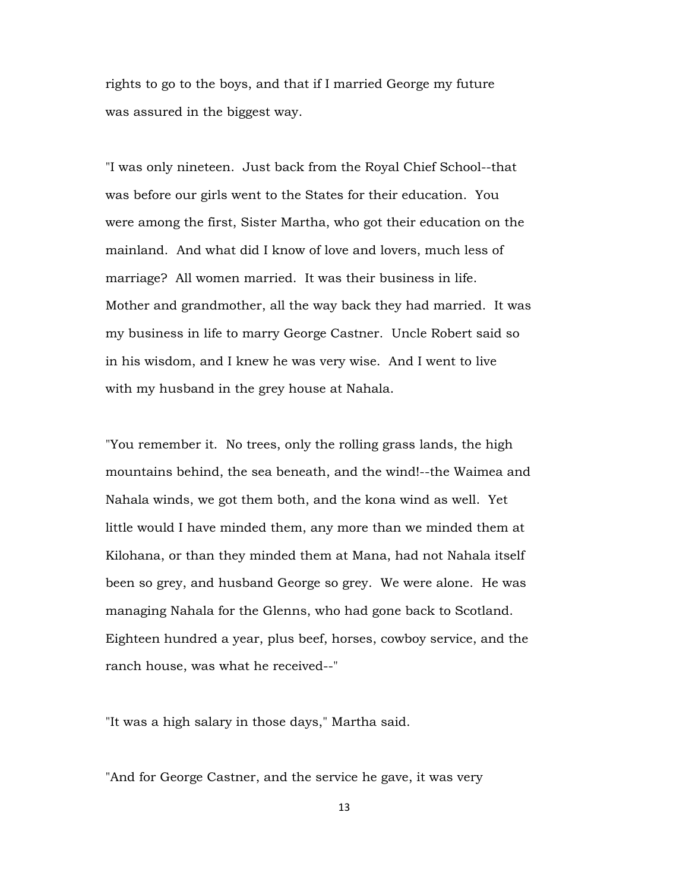rights to go to the boys, and that if I married George my future was assured in the biggest way.

"I was only nineteen. Just back from the Royal Chief School--that was before our girls went to the States for their education. You were among the first, Sister Martha, who got their education on the mainland. And what did I know of love and lovers, much less of marriage? All women married. It was their business in life. Mother and grandmother, all the way back they had married. It was my business in life to marry George Castner. Uncle Robert said so in his wisdom, and I knew he was very wise. And I went to live with my husband in the grey house at Nahala.

"You remember it. No trees, only the rolling grass lands, the high mountains behind, the sea beneath, and the wind!--the Waimea and Nahala winds, we got them both, and the kona wind as well. Yet little would I have minded them, any more than we minded them at Kilohana, or than they minded them at Mana, had not Nahala itself been so grey, and husband George so grey. We were alone. He was managing Nahala for the Glenns, who had gone back to Scotland. Eighteen hundred a year, plus beef, horses, cowboy service, and the ranch house, was what he received--"

"It was a high salary in those days," Martha said.

"And for George Castner, and the service he gave, it was very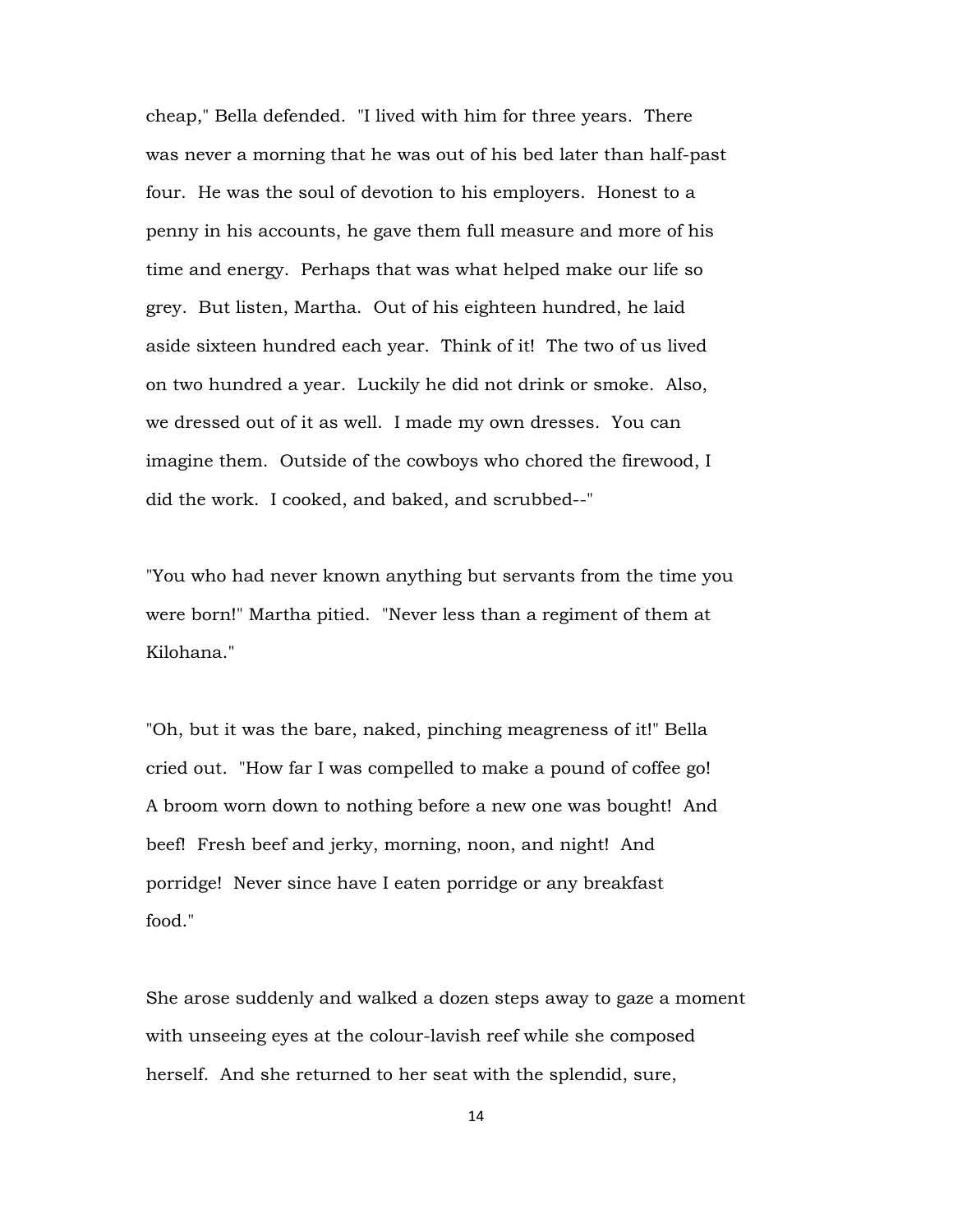cheap," Bella defended. "I lived with him for three years. There was never a morning that he was out of his bed later than half-past four. He was the soul of devotion to his employers. Honest to a penny in his accounts, he gave them full measure and more of his time and energy. Perhaps that was what helped make our life so grey. But listen, Martha. Out of his eighteen hundred, he laid aside sixteen hundred each year. Think of it! The two of us lived on two hundred a year. Luckily he did not drink or smoke. Also, we dressed out of it as well. I made my own dresses. You can imagine them. Outside of the cowboys who chored the firewood, I did the work. I cooked, and baked, and scrubbed--"

"You who had never known anything but servants from the time you were born!" Martha pitied. "Never less than a regiment of them at Kilohana."

"Oh, but it was the bare, naked, pinching meagreness of it!" Bella cried out. "How far I was compelled to make a pound of coffee go! A broom worn down to nothing before a new one was bought! And beef! Fresh beef and jerky, morning, noon, and night! And porridge! Never since have I eaten porridge or any breakfast food."

She arose suddenly and walked a dozen steps away to gaze a moment with unseeing eyes at the colour-lavish reef while she composed herself. And she returned to her seat with the splendid, sure,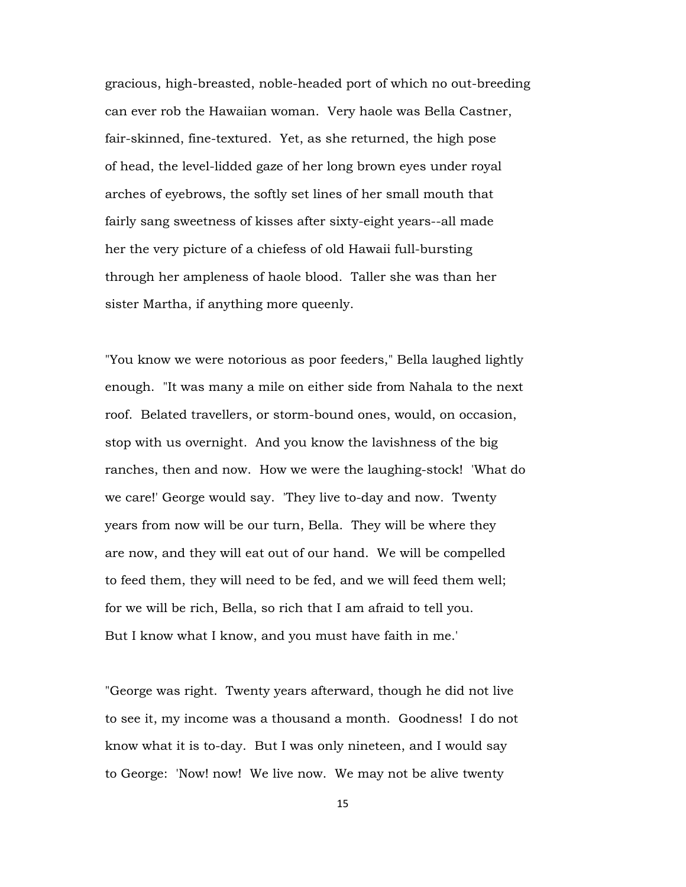gracious, high-breasted, noble-headed port of which no out-breeding can ever rob the Hawaiian woman. Very haole was Bella Castner, fair-skinned, fine-textured. Yet, as she returned, the high pose of head, the level-lidded gaze of her long brown eyes under royal arches of eyebrows, the softly set lines of her small mouth that fairly sang sweetness of kisses after sixty-eight years--all made her the very picture of a chiefess of old Hawaii full-bursting through her ampleness of haole blood. Taller she was than her sister Martha, if anything more queenly.

"You know we were notorious as poor feeders," Bella laughed lightly enough. "It was many a mile on either side from Nahala to the next roof. Belated travellers, or storm-bound ones, would, on occasion, stop with us overnight. And you know the lavishness of the big ranches, then and now. How we were the laughing-stock! 'What do we care!' George would say. 'They live to-day and now. Twenty years from now will be our turn, Bella. They will be where they are now, and they will eat out of our hand. We will be compelled to feed them, they will need to be fed, and we will feed them well; for we will be rich, Bella, so rich that I am afraid to tell you. But I know what I know, and you must have faith in me.'

"George was right. Twenty years afterward, though he did not live to see it, my income was a thousand a month. Goodness! I do not know what it is to-day. But I was only nineteen, and I would say to George: 'Now! now! We live now. We may not be alive twenty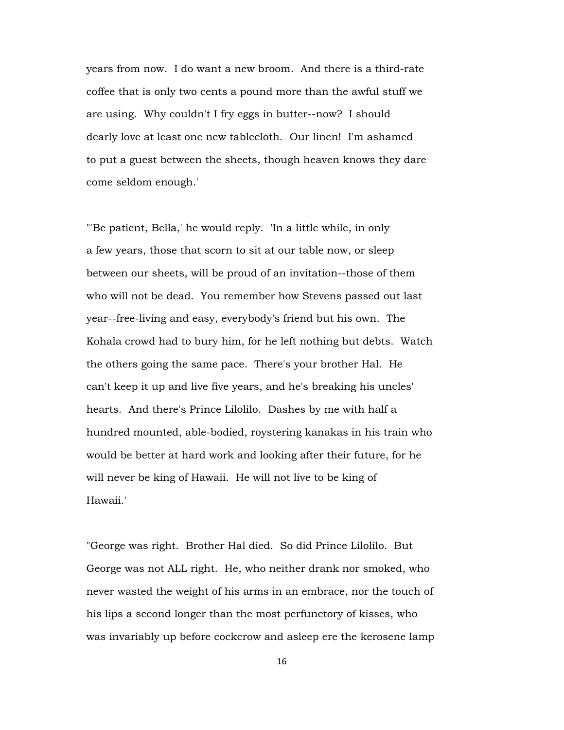years from now. I do want a new broom. And there is a third-rate coffee that is only two cents a pound more than the awful stuff we are using. Why couldn't I fry eggs in butter--now? I should dearly love at least one new tablecloth. Our linen! I'm ashamed to put a guest between the sheets, though heaven knows they dare come seldom enough.'

"'Be patient, Bella,' he would reply. 'In a little while, in only a few years, those that scorn to sit at our table now, or sleep between our sheets, will be proud of an invitation--those of them who will not be dead. You remember how Stevens passed out last year--free-living and easy, everybody's friend but his own. The Kohala crowd had to bury him, for he left nothing but debts. Watch the others going the same pace. There's your brother Hal. He can't keep it up and live five years, and he's breaking his uncles' hearts. And there's Prince Lilolilo. Dashes by me with half a hundred mounted, able-bodied, roystering kanakas in his train who would be better at hard work and looking after their future, for he will never be king of Hawaii. He will not live to be king of Hawaii.'

"George was right. Brother Hal died. So did Prince Lilolilo. But George was not ALL right. He, who neither drank nor smoked, who never wasted the weight of his arms in an embrace, nor the touch of his lips a second longer than the most perfunctory of kisses, who was invariably up before cockcrow and asleep ere the kerosene lamp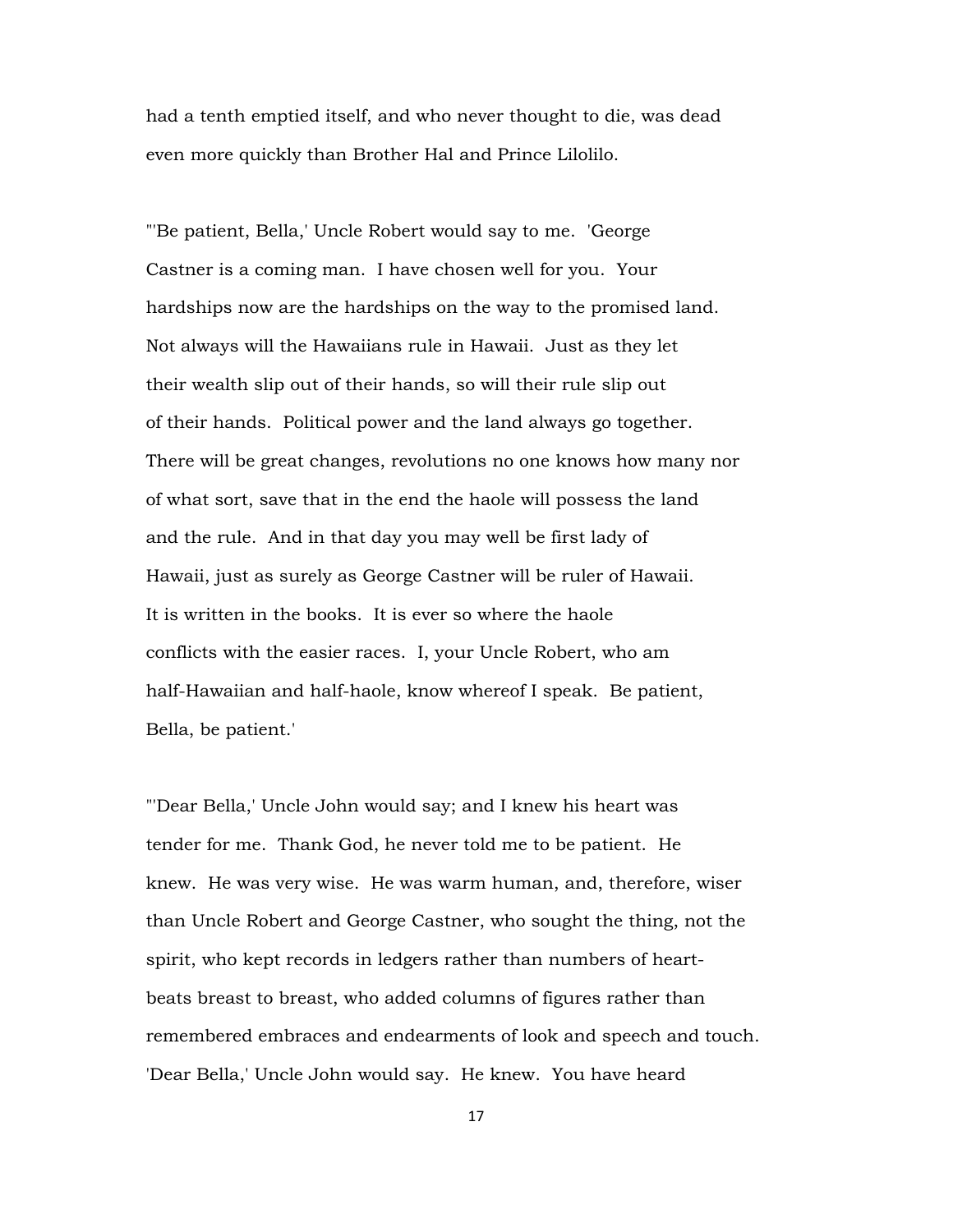had a tenth emptied itself, and who never thought to die, was dead even more quickly than Brother Hal and Prince Lilolilo.

"'Be patient, Bella,' Uncle Robert would say to me. 'George Castner is a coming man. I have chosen well for you. Your hardships now are the hardships on the way to the promised land. Not always will the Hawaiians rule in Hawaii. Just as they let their wealth slip out of their hands, so will their rule slip out of their hands. Political power and the land always go together. There will be great changes, revolutions no one knows how many nor of what sort, save that in the end the haole will possess the land and the rule. And in that day you may well be first lady of Hawaii, just as surely as George Castner will be ruler of Hawaii. It is written in the books. It is ever so where the haole conflicts with the easier races. I, your Uncle Robert, who am half-Hawaiian and half-haole, know whereof I speak. Be patient, Bella, be patient.'

"'Dear Bella,' Uncle John would say; and I knew his heart was tender for me. Thank God, he never told me to be patient. He knew. He was very wise. He was warm human, and, therefore, wiser than Uncle Robert and George Castner, who sought the thing, not the spirit, who kept records in ledgers rather than numbers of heart-beats breast to breast, who added columns of figures rather than remembered embraces and endearments of look and speech and touch. 'Dear Bella,' Uncle John would say. He knew. You have heard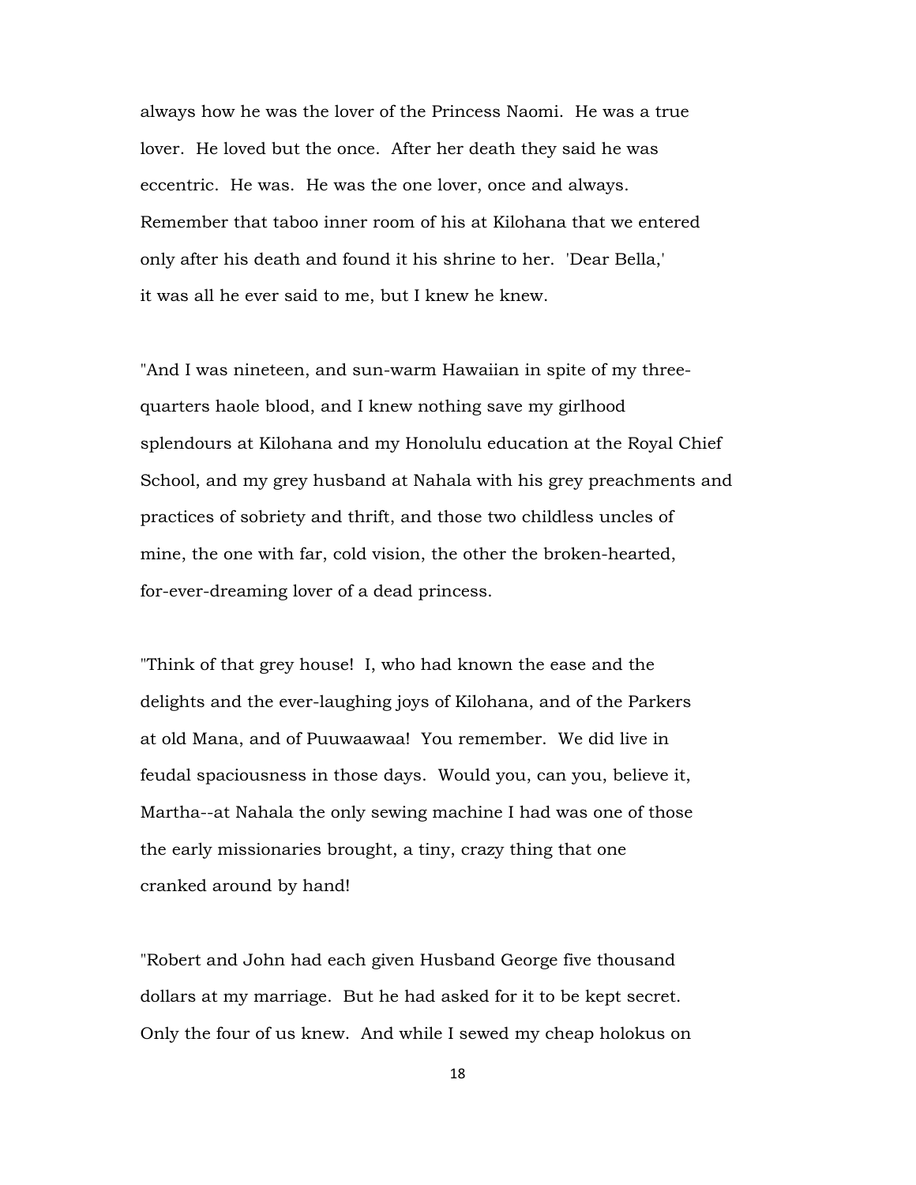always how he was the lover of the Princess Naomi. He was a true lover. He loved but the once. After her death they said he was eccentric. He was. He was the one lover, once and always. Remember that taboo inner room of his at Kilohana that we entered only after his death and found it his shrine to her. 'Dear Bella,' it was all he ever said to me, but I knew he knew.

"And I was nineteen, and sun-warm Hawaiian in spite of my three-quarters haole blood, and I knew nothing save my girlhood splendours at Kilohana and my Honolulu education at the Royal Chief School, and my grey husband at Nahala with his grey preachments and practices of sobriety and thrift, and those two childless uncles of mine, the one with far, cold vision, the other the broken-hearted, for-ever-dreaming lover of a dead princess.

"Think of that grey house! I, who had known the ease and the delights and the ever-laughing joys of Kilohana, and of the Parkers at old Mana, and of Puuwaawaa! You remember. We did live in feudal spaciousness in those days. Would you, can you, believe it, Martha--at Nahala the only sewing machine I had was one of those the early missionaries brought, a tiny, crazy thing that one cranked around by hand!

"Robert and John had each given Husband George five thousand dollars at my marriage. But he had asked for it to be kept secret. Only the four of us knew. And while I sewed my cheap holokus on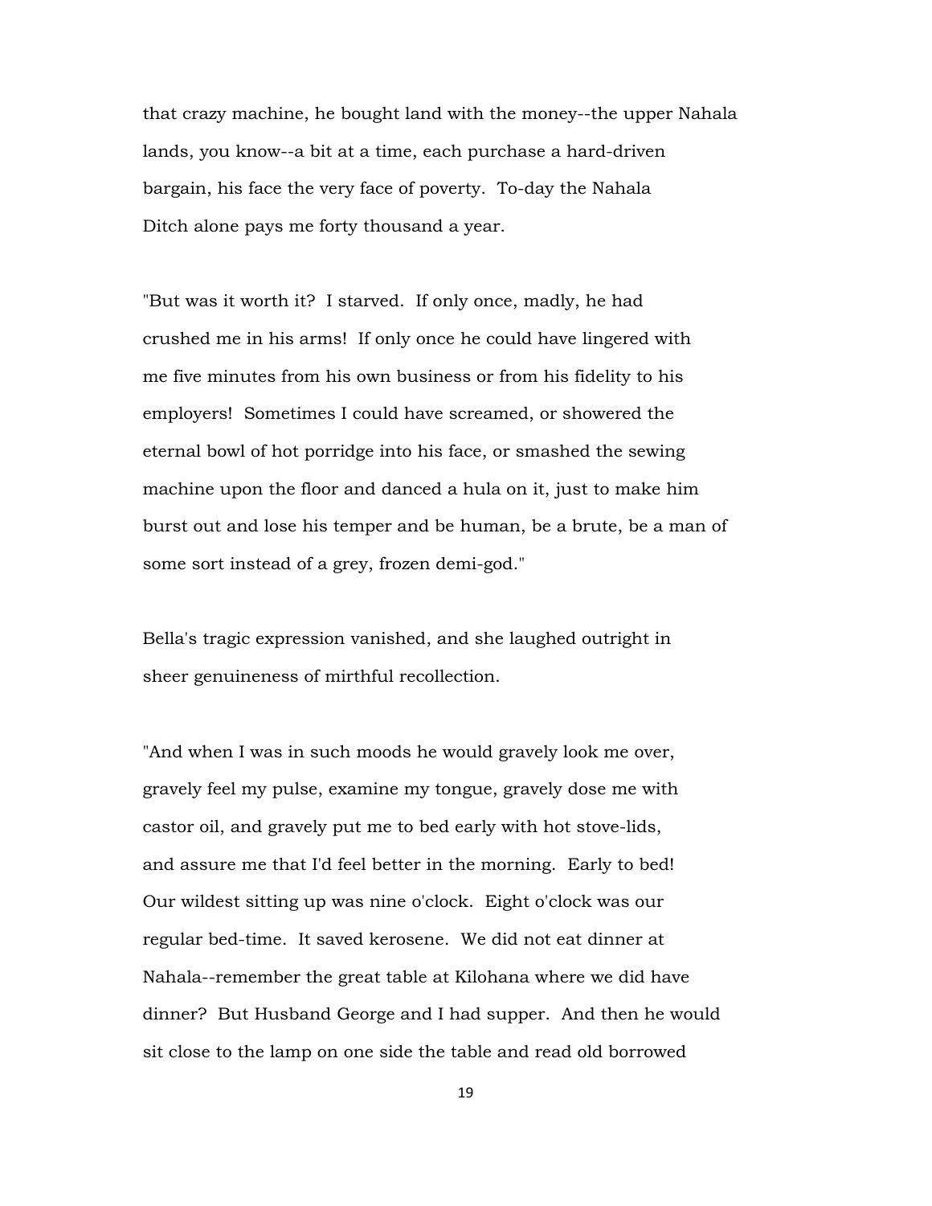that crazy machine, he bought land with the money--the upper Nahala lands, you know--a bit at a time, each purchase a hard-driven bargain, his face the very face of poverty. To-day the Nahala Ditch alone pays me forty thousand a year.

"But was it worth it? I starved. If only once, madly, he had crushed me in his arms! If only once he could have lingered with me five minutes from his own business or from his fidelity to his employers! Sometimes I could have screamed, or showered the eternal bowl of hot porridge into his face, or smashed the sewing machine upon the floor and danced a hula on it, just to make him burst out and lose his temper and be human, be a brute, be a man of some sort instead of a grey, frozen demi-god."

Bella's tragic expression vanished, and she laughed outright in sheer genuineness of mirthful recollection.

"And when I was in such moods he would gravely look me over, gravely feel my pulse, examine my tongue, gravely dose me with castor oil, and gravely put me to bed early with hot stove-lids, and assure me that I'd feel better in the morning. Early to bed! Our wildest sitting up was nine o'clock. Eight o'clock was our regular bed-time. It saved kerosene. We did not eat dinner at Nahala--remember the great table at Kilohana where we did have dinner? But Husband George and I had supper. And then he would sit close to the lamp on one side the table and read old borrowed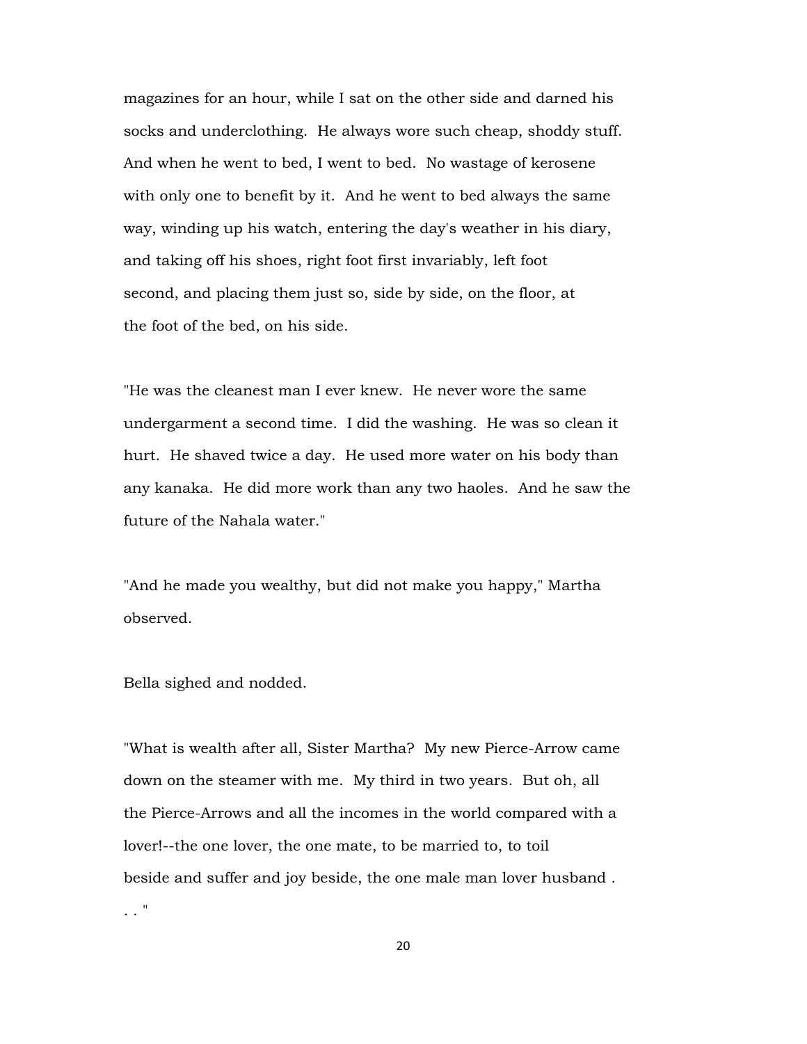magazines for an hour, while I sat on the other side and darned his socks and underclothing. He always wore such cheap, shoddy stuff. And when he went to bed, I went to bed. No wastage of kerosene with only one to benefit by it. And he went to bed always the same way, winding up his watch, entering the day's weather in his diary, and taking off his shoes, right foot first invariably, left foot second, and placing them just so, side by side, on the floor, at the foot of the bed, on his side.

"He was the cleanest man I ever knew. He never wore the same undergarment a second time. I did the washing. He was so clean it hurt. He shaved twice a day. He used more water on his body than any kanaka. He did more work than any two haoles. And he saw the future of the Nahala water."

"And he made you wealthy, but did not make you happy," Martha observed.

Bella sighed and nodded.

"What is wealth after all, Sister Martha? My new Pierce-Arrow came down on the steamer with me. My third in two years. But oh, all the Pierce-Arrows and all the incomes in the world compared with a lover!--the one lover, the one mate, to be married to, to toil beside and suffer and joy beside, the one male man lover husband . . ."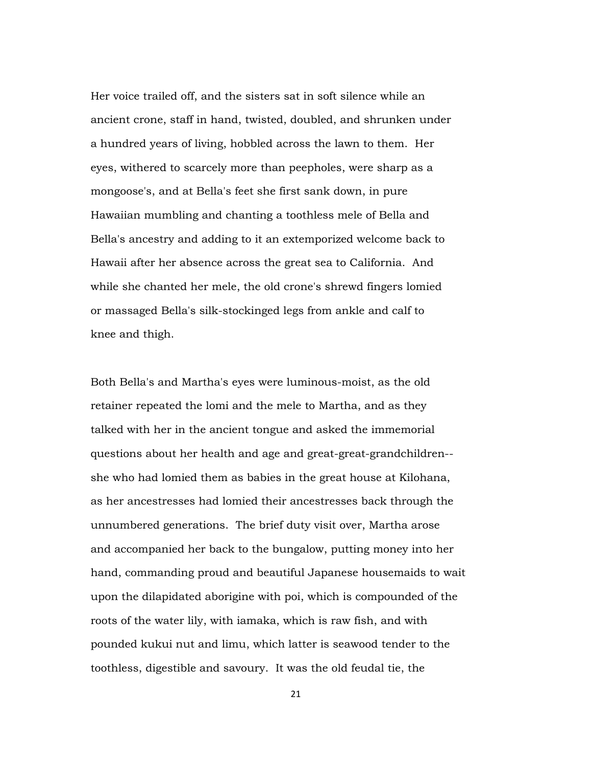Her voice trailed off, and the sisters sat in soft silence while an ancient crone, staff in hand, twisted, doubled, and shrunken under a hundred years of living, hobbled across the lawn to them. Her eyes, withered to scarcely more than peepholes, were sharp as a mongoose's, and at Bella's feet she first sank down, in pure Hawaiian mumbling and chanting a toothless mele of Bella and Bella's ancestry and adding to it an extemporized welcome back to Hawaii after her absence across the great sea to California. And while she chanted her mele, the old crone's shrewd fingers lomied or massaged Bella's silk-stockinged legs from ankle and calf to knee and thigh.

Both Bella's and Martha's eyes were luminous-moist, as the old retainer repeated the lomi and the mele to Martha, and as they talked with her in the ancient tongue and asked the immemorial questions about her health and age and great-great-grandchildren--she who had lomied them as babies in the great house at Kilohana, as her ancestresses had lomied their ancestresses back through the unnumbered generations. The brief duty visit over, Martha arose and accompanied her back to the bungalow, putting money into her hand, commanding proud and beautiful Japanese housemaids to wait upon the dilapidated aborigine with poi, which is compounded of the roots of the water lily, with iamaka, which is raw fish, and with pounded kukui nut and limu, which latter is seawood tender to the toothless, digestible and savoury. It was the old feudal tie, the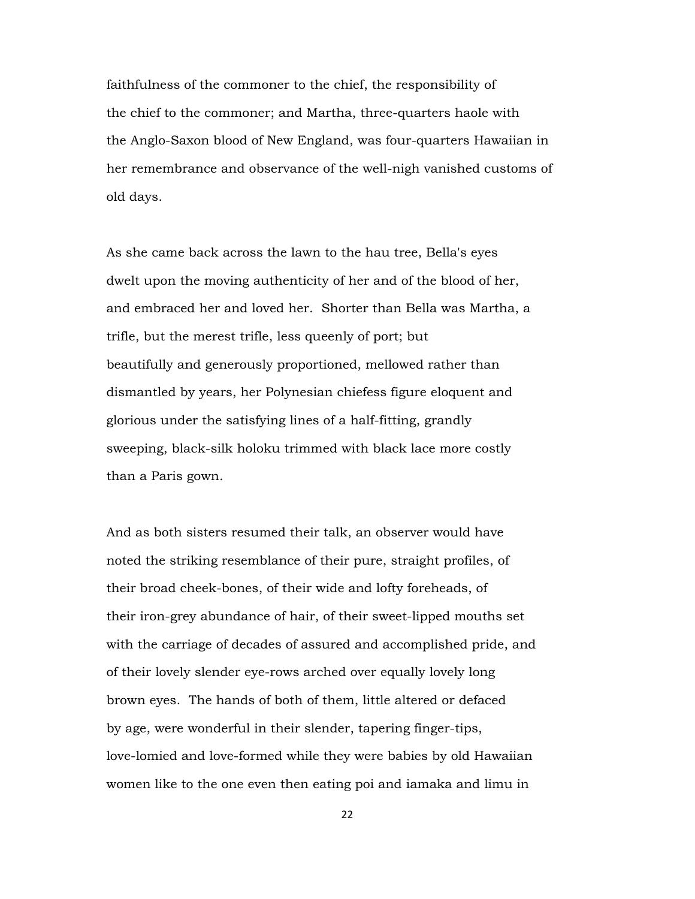faithfulness of the commoner to the chief, the responsibility of the chief to the commoner; and Martha, three-quarters haole with the Anglo-Saxon blood of New England, was four-quarters Hawaiian in her remembrance and observance of the well-nigh vanished customs of old days.

As she came back across the lawn to the hau tree, Bella's eyes dwelt upon the moving authenticity of her and of the blood of her, and embraced her and loved her. Shorter than Bella was Martha, a trifle, but the merest trifle, less queenly of port; but beautifully and generously proportioned, mellowed rather than dismantled by years, her Polynesian chiefess figure eloquent and glorious under the satisfying lines of a half-fitting, grandly sweeping, black-silk holoku trimmed with black lace more costly than a Paris gown.

And as both sisters resumed their talk, an observer would have noted the striking resemblance of their pure, straight profiles, of their broad cheek-bones, of their wide and lofty foreheads, of their iron-grey abundance of hair, of their sweet-lipped mouths set with the carriage of decades of assured and accomplished pride, and of their lovely slender eye-rows arched over equally lovely long brown eyes. The hands of both of them, little altered or defaced by age, were wonderful in their slender, tapering finger-tips, love-lomied and love-formed while they were babies by old Hawaiian women like to the one even then eating poi and iamaka and limu in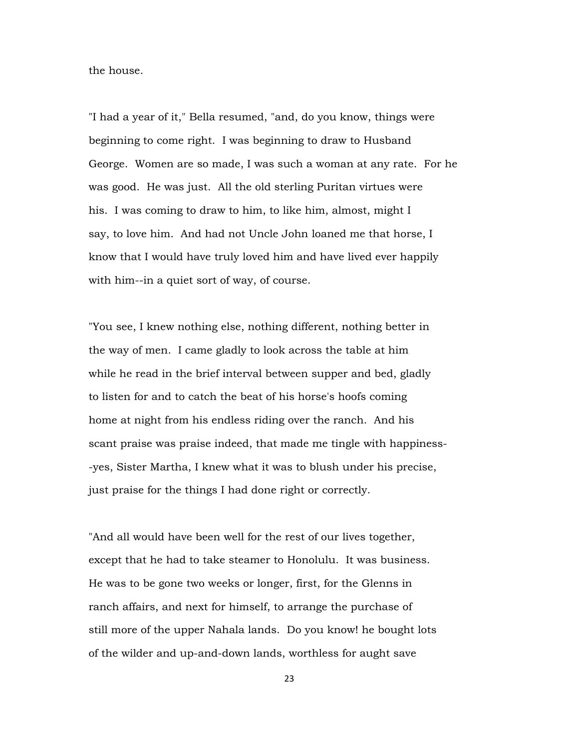the house.

"I had a year of it," Bella resumed, "and, do you know, things were beginning to come right. I was beginning to draw to Husband George. Women are so made, I was such a woman at any rate. For he was good. He was just. All the old sterling Puritan virtues were his. I was coming to draw to him, to like him, almost, might I say, to love him. And had not Uncle John loaned me that horse, I know that I would have truly loved him and have lived ever happily with him--in a quiet sort of way, of course.

"You see, I knew nothing else, nothing different, nothing better in the way of men. I came gladly to look across the table at him while he read in the brief interval between supper and bed, gladly to listen for and to catch the beat of his horse's hoofs coming home at night from his endless riding over the ranch. And his scant praise was praise indeed, that made me tingle with happiness--yes, Sister Martha, I knew what it was to blush under his precise, just praise for the things I had done right or correctly.

"And all would have been well for the rest of our lives together, except that he had to take steamer to Honolulu. It was business. He was to be gone two weeks or longer, first, for the Glenns in ranch affairs, and next for himself, to arrange the purchase of still more of the upper Nahala lands. Do you know! he bought lots of the wilder and up-and-down lands, worthless for aught save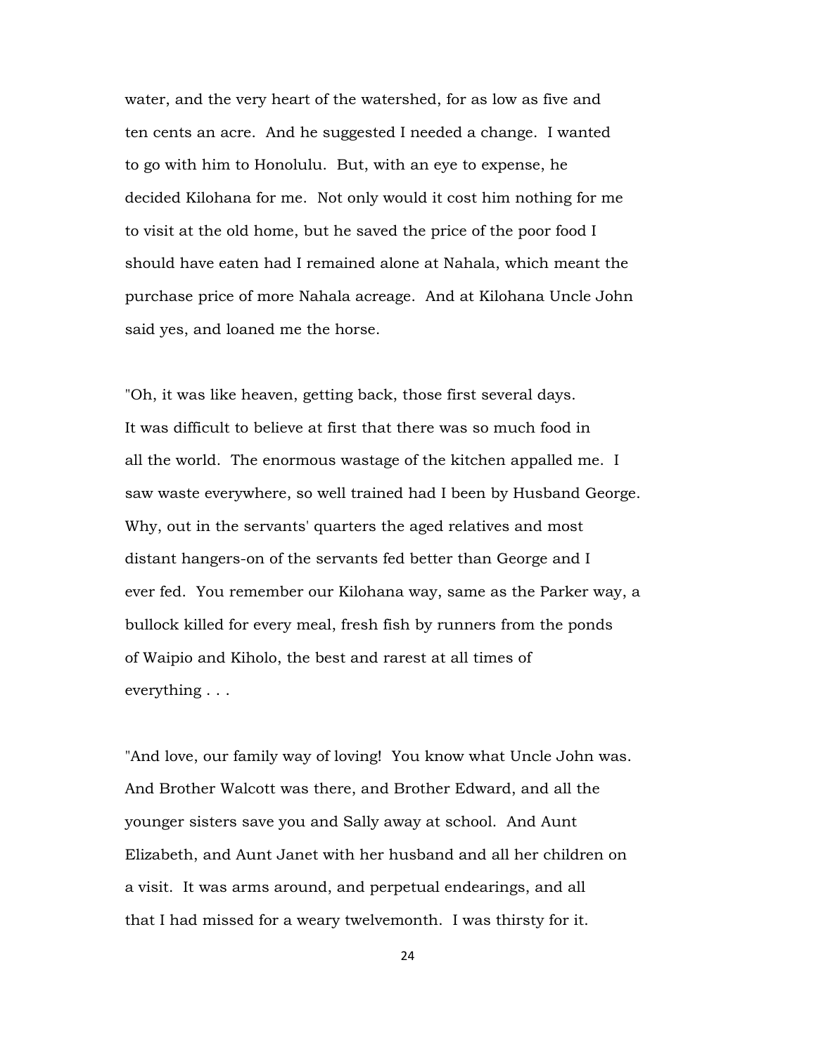water, and the very heart of the watershed, for as low as five and ten cents an acre. And he suggested I needed a change. I wanted to go with him to Honolulu. But, with an eye to expense, he decided Kilohana for me. Not only would it cost him nothing for me to visit at the old home, but he saved the price of the poor food I should have eaten had I remained alone at Nahala, which meant the purchase price of more Nahala acreage. And at Kilohana Uncle John said yes, and loaned me the horse.

"Oh, it was like heaven, getting back, those first several days. It was difficult to believe at first that there was so much food in all the world. The enormous wastage of the kitchen appalled me. I saw waste everywhere, so well trained had I been by Husband George. Why, out in the servants' quarters the aged relatives and most distant hangers-on of the servants fed better than George and I ever fed. You remember our Kilohana way, same as the Parker way, a bullock killed for every meal, fresh fish by runners from the ponds of Waipio and Kiholo, the best and rarest at all times of everything . . .

"And love, our family way of loving! You know what Uncle John was. And Brother Walcott was there, and Brother Edward, and all the younger sisters save you and Sally away at school. And Aunt Elizabeth, and Aunt Janet with her husband and all her children on a visit. It was arms around, and perpetual endearings, and all that I had missed for a weary twelvemonth. I was thirsty for it.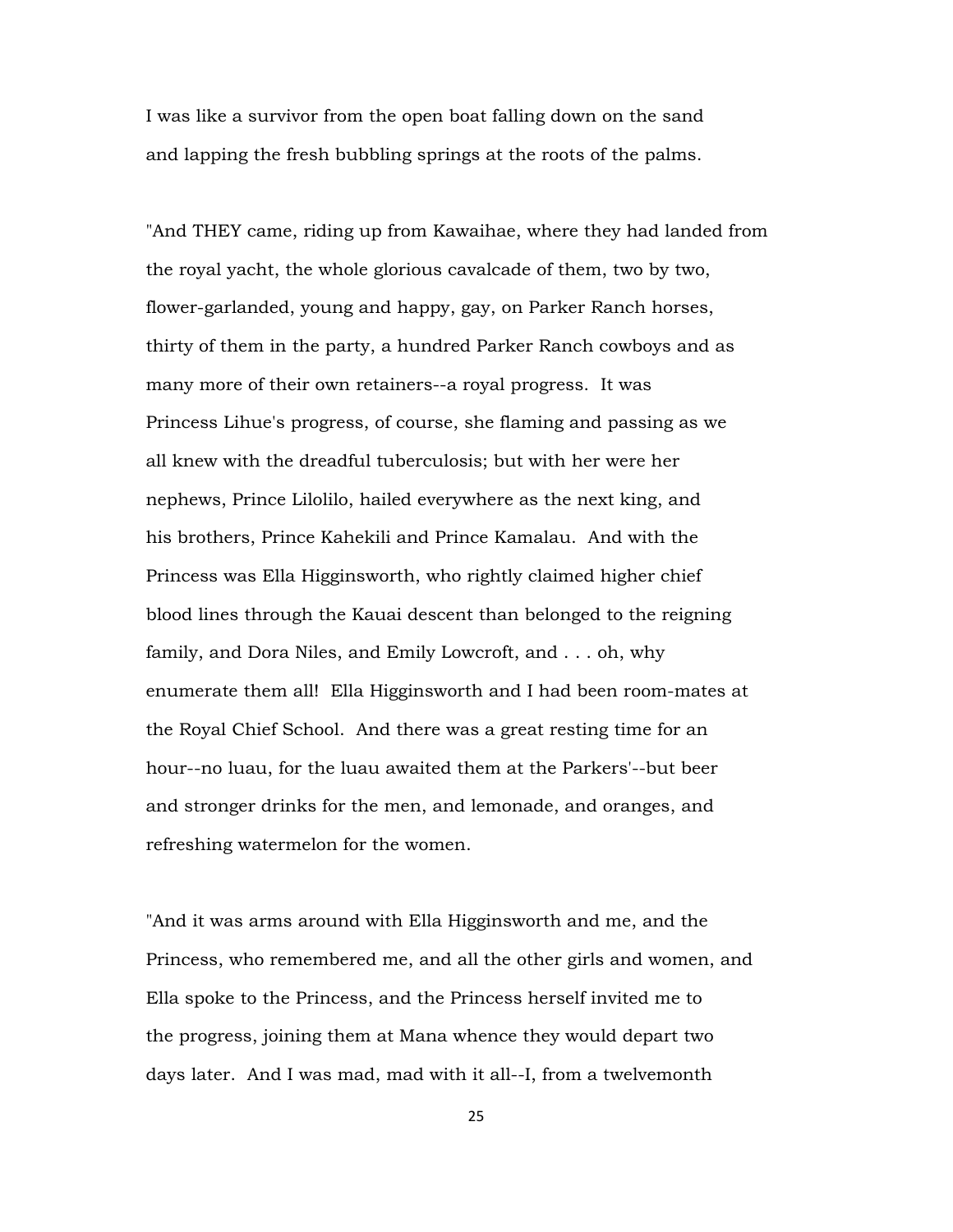I was like a survivor from the open boat falling down on the sand and lapping the fresh bubbling springs at the roots of the palms.

"And THEY came, riding up from Kawaihae, where they had landed from the royal yacht, the whole glorious cavalcade of them, two by two, flower-garlanded, young and happy, gay, on Parker Ranch horses, thirty of them in the party, a hundred Parker Ranch cowboys and as many more of their own retainers--a royal progress. It was Princess Lihue's progress, of course, she flaming and passing as we all knew with the dreadful tuberculosis; but with her were her nephews, Prince Lilolilo, hailed everywhere as the next king, and his brothers, Prince Kahekili and Prince Kamalau. And with the Princess was Ella Higginsworth, who rightly claimed higher chief blood lines through the Kauai descent than belonged to the reigning family, and Dora Niles, and Emily Lowcroft, and . . . oh, why enumerate them all! Ella Higginsworth and I had been room-mates at the Royal Chief School. And there was a great resting time for an hour--no luau, for the luau awaited them at the Parkers'--but beer and stronger drinks for the men, and lemonade, and oranges, and refreshing watermelon for the women.

"And it was arms around with Ella Higginsworth and me, and the Princess, who remembered me, and all the other girls and women, and Ella spoke to the Princess, and the Princess herself invited me to the progress, joining them at Mana whence they would depart two days later. And I was mad, mad with it all--I, from a twelvemonth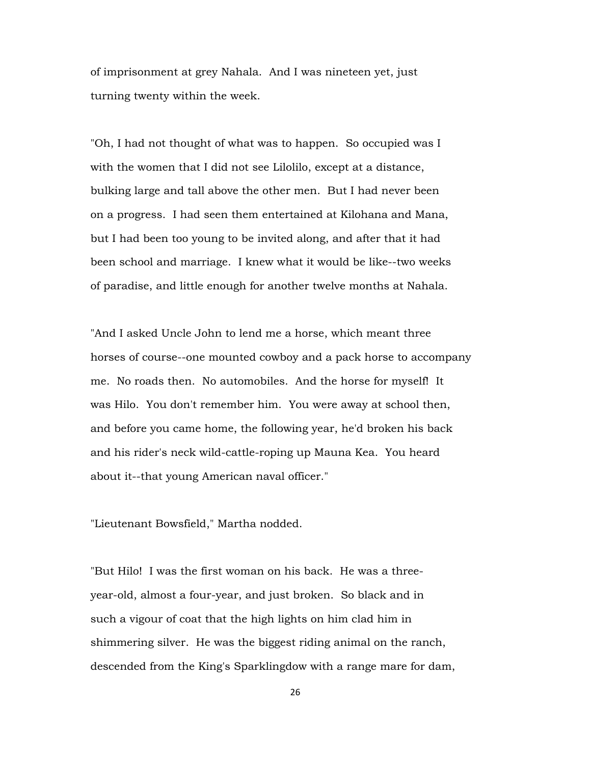of imprisonment at grey Nahala. And I was nineteen yet, just turning twenty within the week.

"Oh, I had not thought of what was to happen. So occupied was I with the women that I did not see Lilolilo, except at a distance, bulking large and tall above the other men. But I had never been on a progress. I had seen them entertained at Kilohana and Mana, but I had been too young to be invited along, and after that it had been school and marriage. I knew what it would be like--two weeks of paradise, and little enough for another twelve months at Nahala.

"And I asked Uncle John to lend me a horse, which meant three horses of course--one mounted cowboy and a pack horse to accompany me. No roads then. No automobiles. And the horse for myself! It was Hilo. You don't remember him. You were away at school then, and before you came home, the following year, he'd broken his back and his rider's neck wild-cattle-roping up Mauna Kea. You heard about it--that young American naval officer."

"Lieutenant Bowsfield," Martha nodded.

"But Hilo! I was the first woman on his back. He was a three-year-old, almost a four-year, and just broken. So black and in such a vigour of coat that the high lights on him clad him in shimmering silver. He was the biggest riding animal on the ranch, descended from the King's Sparklingdow with a range mare for dam,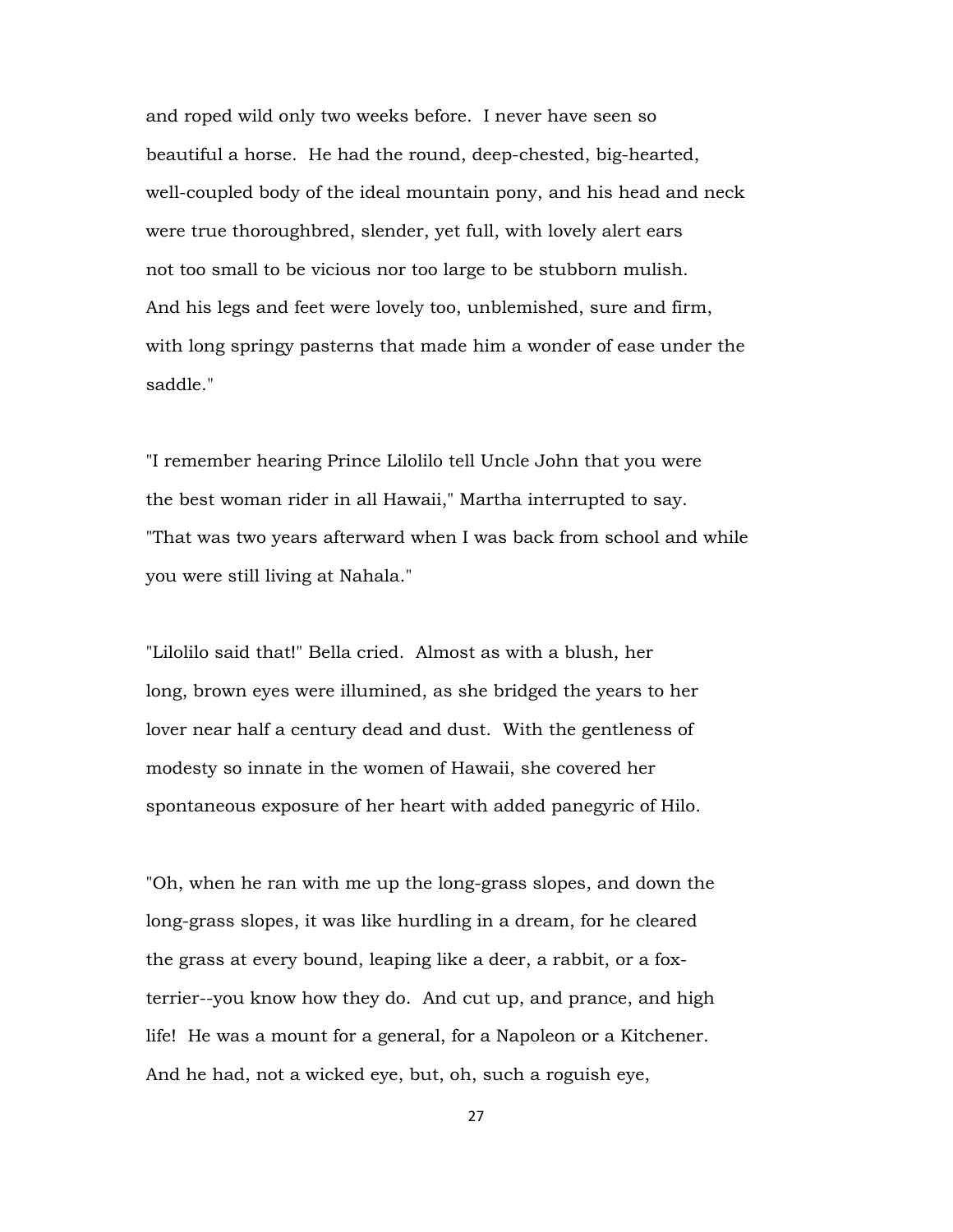and roped wild only two weeks before. I never have seen so beautiful a horse. He had the round, deep-chested, big-hearted, well-coupled body of the ideal mountain pony, and his head and neck were true thoroughbred, slender, yet full, with lovely alert ears not too small to be vicious nor too large to be stubborn mulish. And his legs and feet were lovely too, unblemished, sure and firm, with long springy pasterns that made him a wonder of ease under the saddle."

"I remember hearing Prince Lilolilo tell Uncle John that you were the best woman rider in all Hawaii," Martha interrupted to say. "That was two years afterward when I was back from school and while you were still living at Nahala."

"Lilolilo said that!" Bella cried. Almost as with a blush, her long, brown eyes were illumined, as she bridged the years to her lover near half a century dead and dust. With the gentleness of modesty so innate in the women of Hawaii, she covered her spontaneous exposure of her heart with added panegyric of Hilo.

"Oh, when he ran with me up the long-grass slopes, and down the long-grass slopes, it was like hurdling in a dream, for he cleared the grass at every bound, leaping like a deer, a rabbit, or a fox-terrier--you know how they do. And cut up, and prance, and high life! He was a mount for a general, for a Napoleon or a Kitchener. And he had, not a wicked eye, but, oh, such a roguish eye,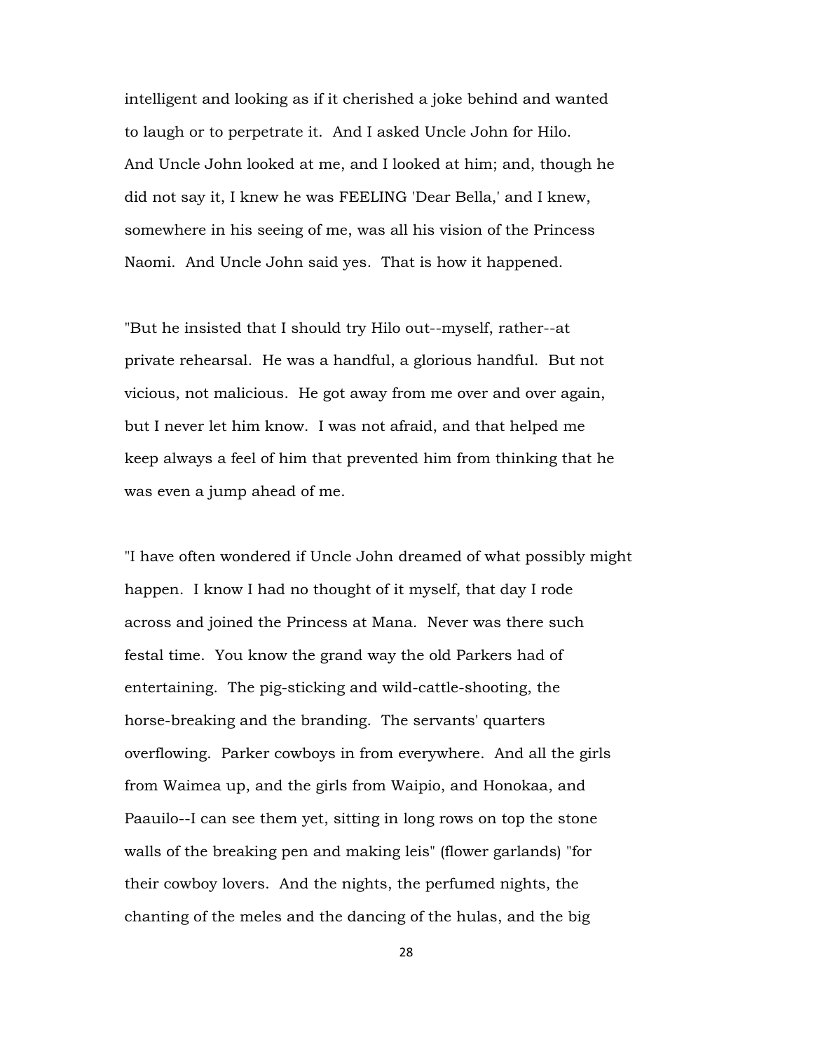intelligent and looking as if it cherished a joke behind and wanted to laugh or to perpetrate it. And I asked Uncle John for Hilo. And Uncle John looked at me, and I looked at him; and, though he did not say it, I knew he was FEELING 'Dear Bella,' and I knew, somewhere in his seeing of me, was all his vision of the Princess Naomi. And Uncle John said yes. That is how it happened.

"But he insisted that I should try Hilo out--myself, rather--at private rehearsal. He was a handful, a glorious handful. But not vicious, not malicious. He got away from me over and over again, but I never let him know. I was not afraid, and that helped me keep always a feel of him that prevented him from thinking that he was even a jump ahead of me.

"I have often wondered if Uncle John dreamed of what possibly might happen. I know I had no thought of it myself, that day I rode across and joined the Princess at Mana. Never was there such festal time. You know the grand way the old Parkers had of entertaining. The pig-sticking and wild-cattle-shooting, the horse-breaking and the branding. The servants' quarters overflowing. Parker cowboys in from everywhere. And all the girls from Waimea up, and the girls from Waipio, and Honokaa, and Paauilo--I can see them yet, sitting in long rows on top the stone walls of the breaking pen and making leis" (flower garlands) "for their cowboy lovers. And the nights, the perfumed nights, the chanting of the meles and the dancing of the hulas, and the big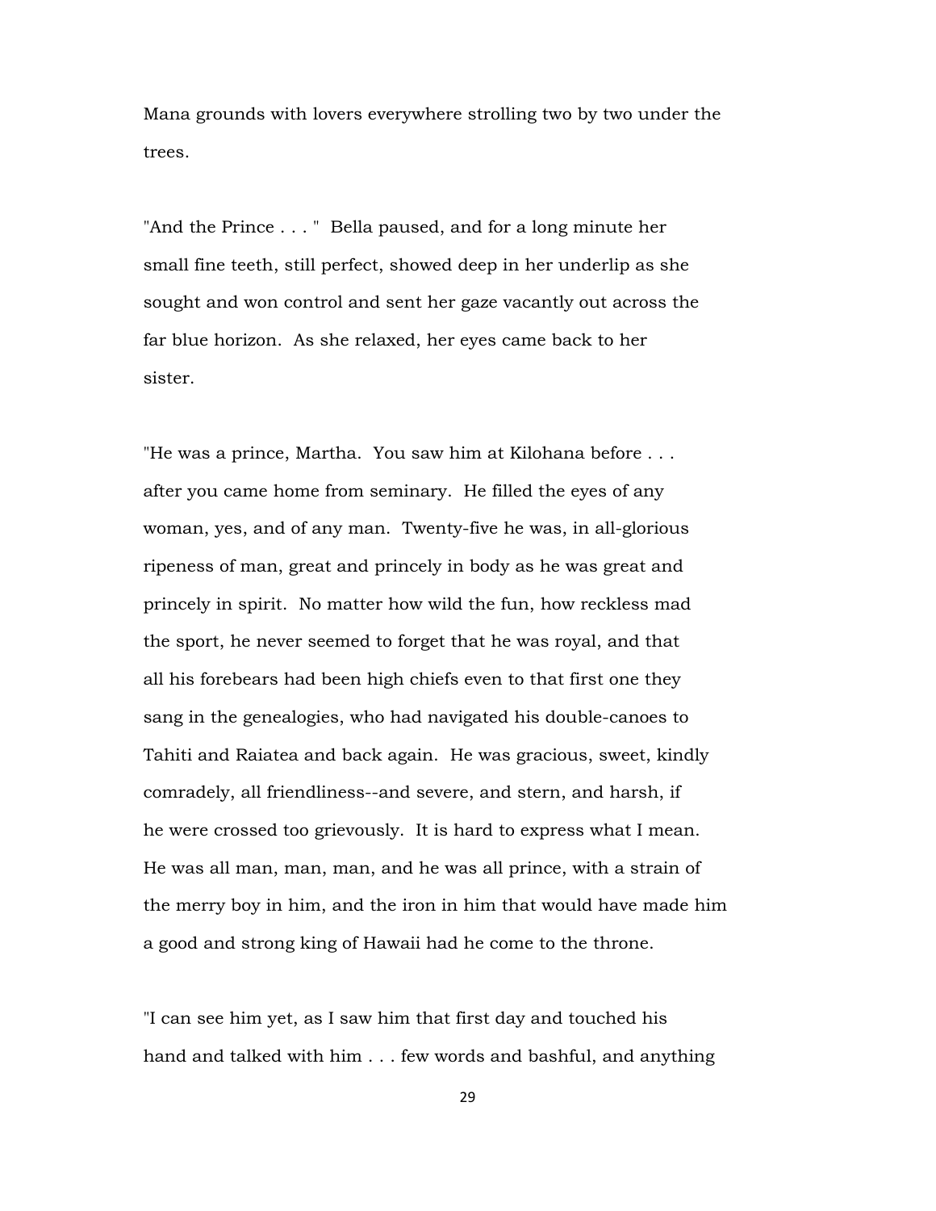Mana grounds with lovers everywhere strolling two by two under the trees.

"And the Prince . . . " Bella paused, and for a long minute her small fine teeth, still perfect, showed deep in her underlip as she sought and won control and sent her gaze vacantly out across the far blue horizon. As she relaxed, her eyes came back to her sister.

"He was a prince, Martha. You saw him at Kilohana before . . . after you came home from seminary. He filled the eyes of any woman, yes, and of any man. Twenty-five he was, in all-glorious ripeness of man, great and princely in body as he was great and princely in spirit. No matter how wild the fun, how reckless mad the sport, he never seemed to forget that he was royal, and that all his forebears had been high chiefs even to that first one they sang in the genealogies, who had navigated his double-canoes to Tahiti and Raiatea and back again. He was gracious, sweet, kindly comradely, all friendliness--and severe, and stern, and harsh, if he were crossed too grievously. It is hard to express what I mean. He was all man, man, man, and he was all prince, with a strain of the merry boy in him, and the iron in him that would have made him a good and strong king of Hawaii had he come to the throne.

"I can see him yet, as I saw him that first day and touched his hand and talked with him . . . few words and bashful, and anything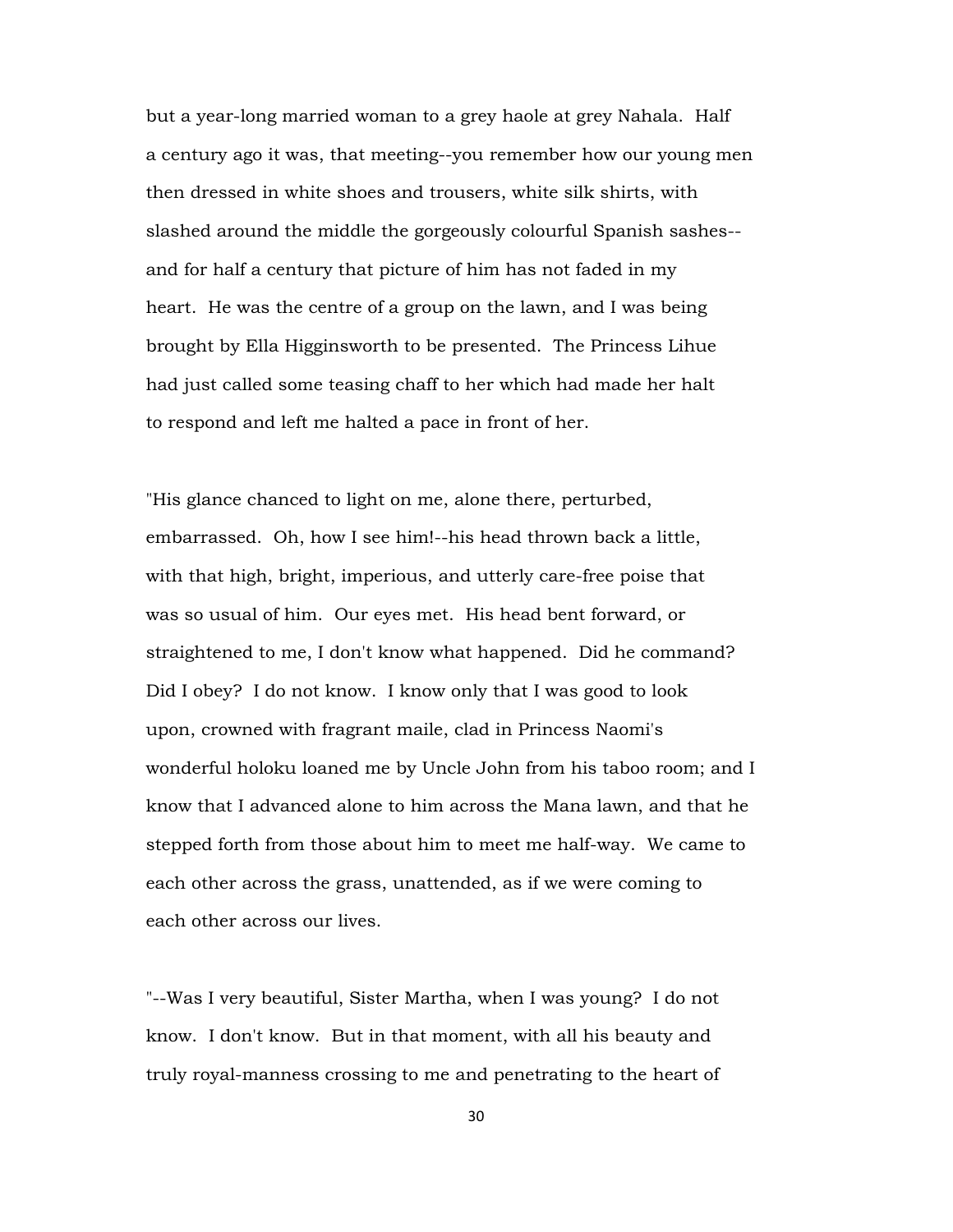but a year-long married woman to a grey haole at grey Nahala. Half a century ago it was, that meeting--you remember how our young men then dressed in white shoes and trousers, white silk shirts, with slashed around the middle the gorgeously colourful Spanish sashes--and for half a century that picture of him has not faded in my heart. He was the centre of a group on the lawn, and I was being brought by Ella Higginsworth to be presented. The Princess Lihue had just called some teasing chaff to her which had made her halt to respond and left me halted a pace in front of her.

"His glance chanced to light on me, alone there, perturbed, embarrassed. Oh, how I see him!--his head thrown back a little, with that high, bright, imperious, and utterly care-free poise that was so usual of him. Our eyes met. His head bent forward, or straightened to me, I don't know what happened. Did he command? Did I obey? I do not know. I know only that I was good to look upon, crowned with fragrant maile, clad in Princess Naomi's wonderful holoku loaned me by Uncle John from his taboo room; and I know that I advanced alone to him across the Mana lawn, and that he stepped forth from those about him to meet me half-way. We came to each other across the grass, unattended, as if we were coming to each other across our lives.

"--Was I very beautiful, Sister Martha, when I was young? I do not know. I don't know. But in that moment, with all his beauty and truly royal-manness crossing to me and penetrating to the heart of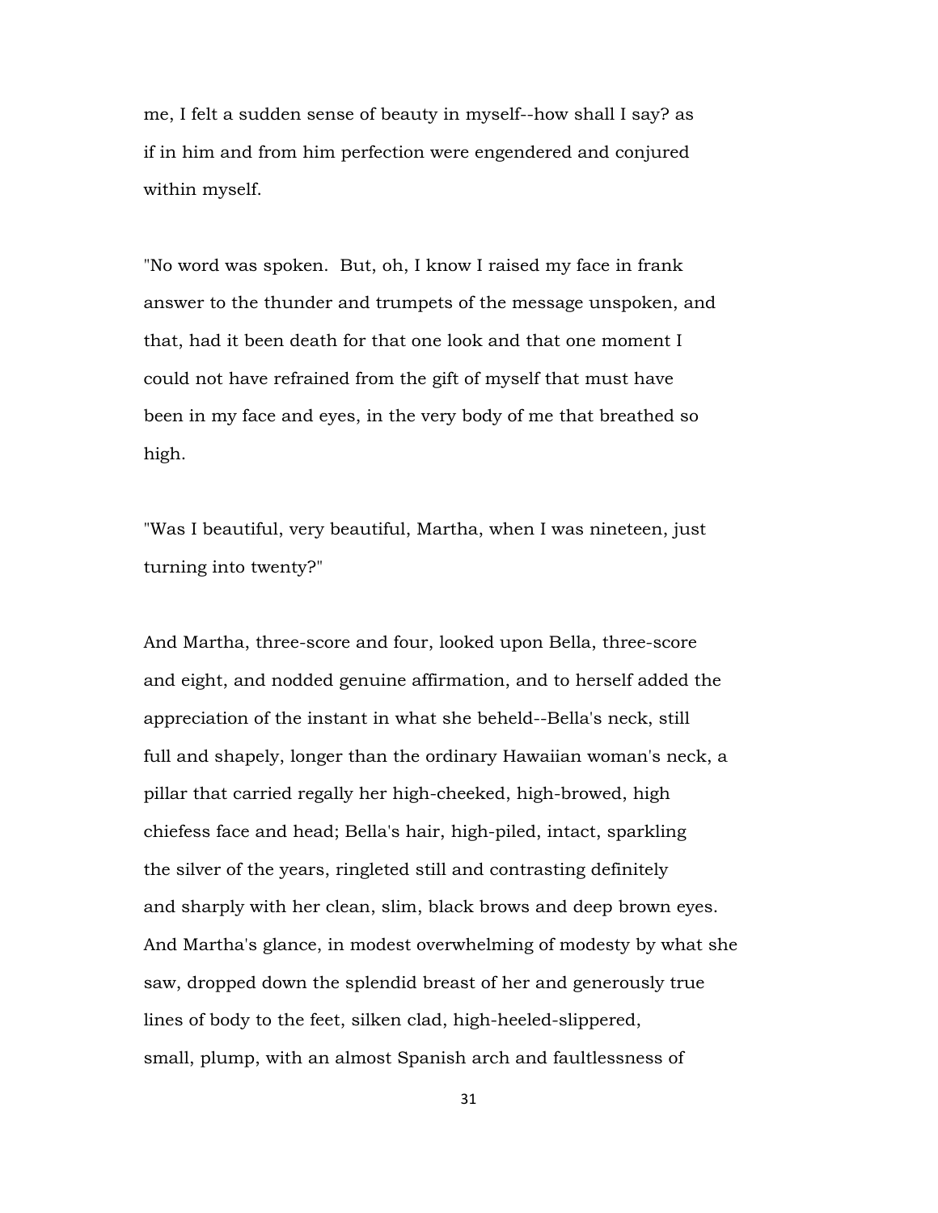me, I felt a sudden sense of beauty in myself--how shall I say? as if in him and from him perfection were engendered and conjured within myself.

"No word was spoken. But, oh, I know I raised my face in frank answer to the thunder and trumpets of the message unspoken, and that, had it been death for that one look and that one moment I could not have refrained from the gift of myself that must have been in my face and eyes, in the very body of me that breathed so high.

"Was I beautiful, very beautiful, Martha, when I was nineteen, just turning into twenty?"

And Martha, three-score and four, looked upon Bella, three-score and eight, and nodded genuine affirmation, and to herself added the appreciation of the instant in what she beheld--Bella's neck, still full and shapely, longer than the ordinary Hawaiian woman's neck, a pillar that carried regally her high-cheeked, high-browed, high chiefess face and head; Bella's hair, high-piled, intact, sparkling the silver of the years, ringleted still and contrasting definitely and sharply with her clean, slim, black brows and deep brown eyes. And Martha's glance, in modest overwhelming of modesty by what she saw, dropped down the splendid breast of her and generously true lines of body to the feet, silken clad, high-heeled-slippered, small, plump, with an almost Spanish arch and faultlessness of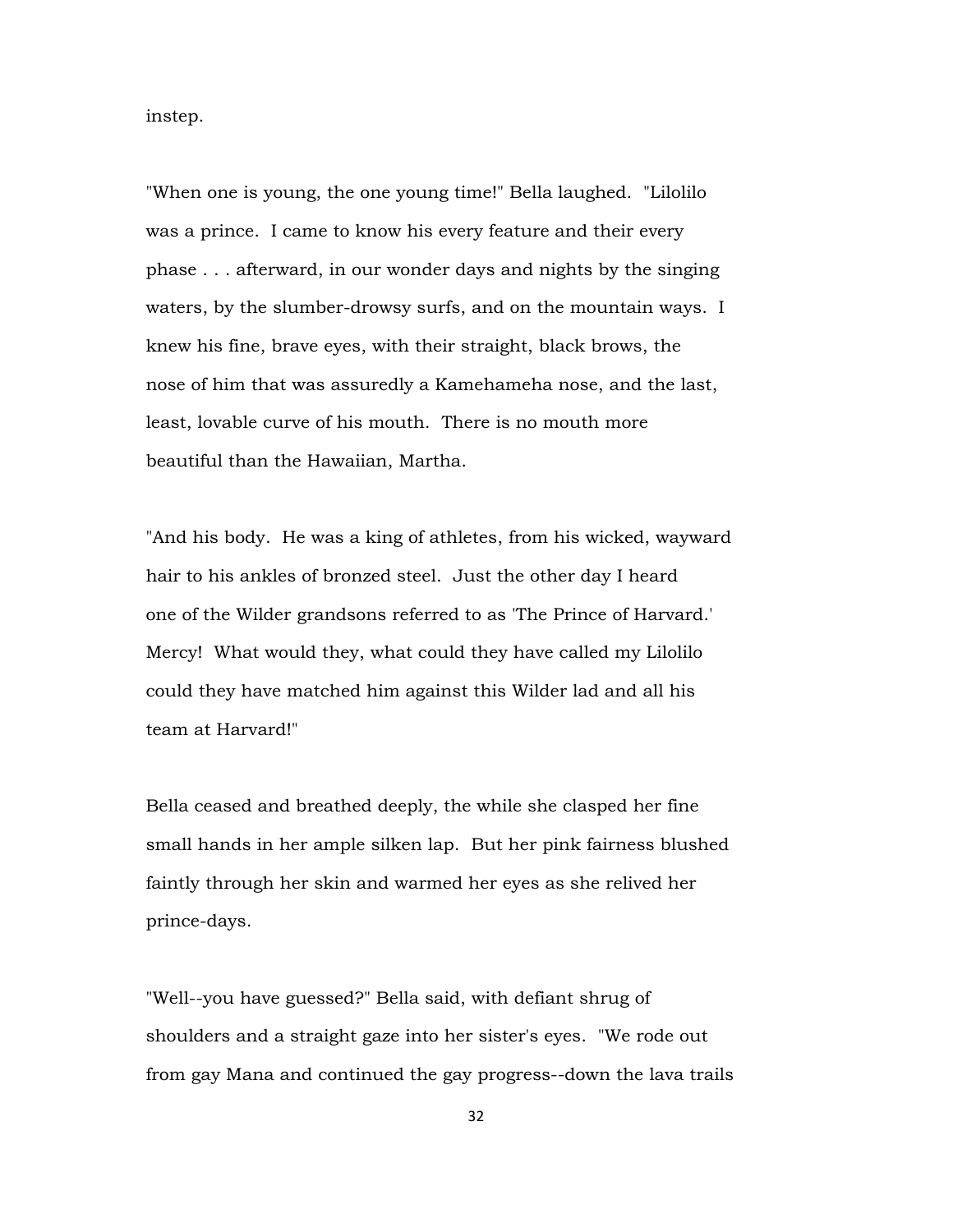instep.

"When one is young, the one young time!" Bella laughed. "Lilolilo was a prince. I came to know his every feature and their every phase . . . afterward, in our wonder days and nights by the singing waters, by the slumber-drowsy surfs, and on the mountain ways. I knew his fine, brave eyes, with their straight, black brows, the nose of him that was assuredly a Kamehameha nose, and the last, least, lovable curve of his mouth. There is no mouth more beautiful than the Hawaiian, Martha.

"And his body. He was a king of athletes, from his wicked, wayward hair to his ankles of bronzed steel. Just the other day I heard one of the Wilder grandsons referred to as 'The Prince of Harvard.' Mercy! What would they, what could they have called my Lilolilo could they have matched him against this Wilder lad and all his team at Harvard!"

Bella ceased and breathed deeply, the while she clasped her fine small hands in her ample silken lap. But her pink fairness blushed faintly through her skin and warmed her eyes as she relived her prince-days.

"Well--you have guessed?" Bella said, with defiant shrug of shoulders and a straight gaze into her sister's eyes. "We rode out from gay Mana and continued the gay progress--down the lava trails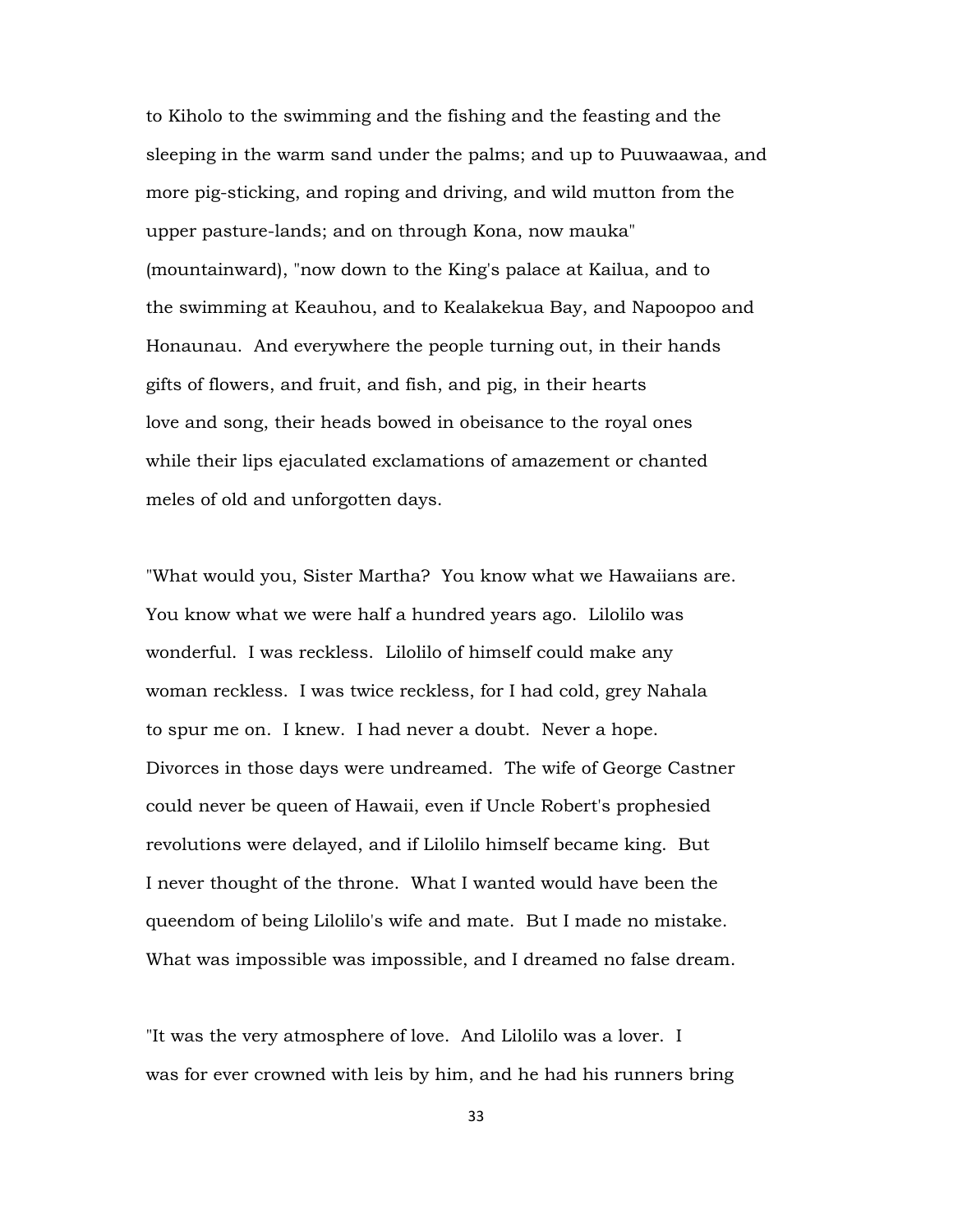to Kiholo to the swimming and the fishing and the feasting and the sleeping in the warm sand under the palms; and up to Puuwaawaa, and more pig-sticking, and roping and driving, and wild mutton from the upper pasture-lands; and on through Kona, now mauka" (mountainward), "now down to the King's palace at Kailua, and to the swimming at Keauhou, and to Kealakekua Bay, and Napoopoo and Honaunau. And everywhere the people turning out, in their hands gifts of flowers, and fruit, and fish, and pig, in their hearts love and song, their heads bowed in obeisance to the royal ones while their lips ejaculated exclamations of amazement or chanted meles of old and unforgotten days.

"What would you, Sister Martha? You know what we Hawaiians are. You know what we were half a hundred years ago. Lilolilo was wonderful. I was reckless. Lilolilo of himself could make any woman reckless. I was twice reckless, for I had cold, grey Nahala to spur me on. I knew. I had never a doubt. Never a hope. Divorces in those days were undreamed. The wife of George Castner could never be queen of Hawaii, even if Uncle Robert's prophesied revolutions were delayed, and if Lilolilo himself became king. But I never thought of the throne. What I wanted would have been the queendom of being Lilolilo's wife and mate. But I made no mistake. What was impossible was impossible, and I dreamed no false dream.

"It was the very atmosphere of love. And Lilolilo was a lover. I was for ever crowned with leis by him, and he had his runners bring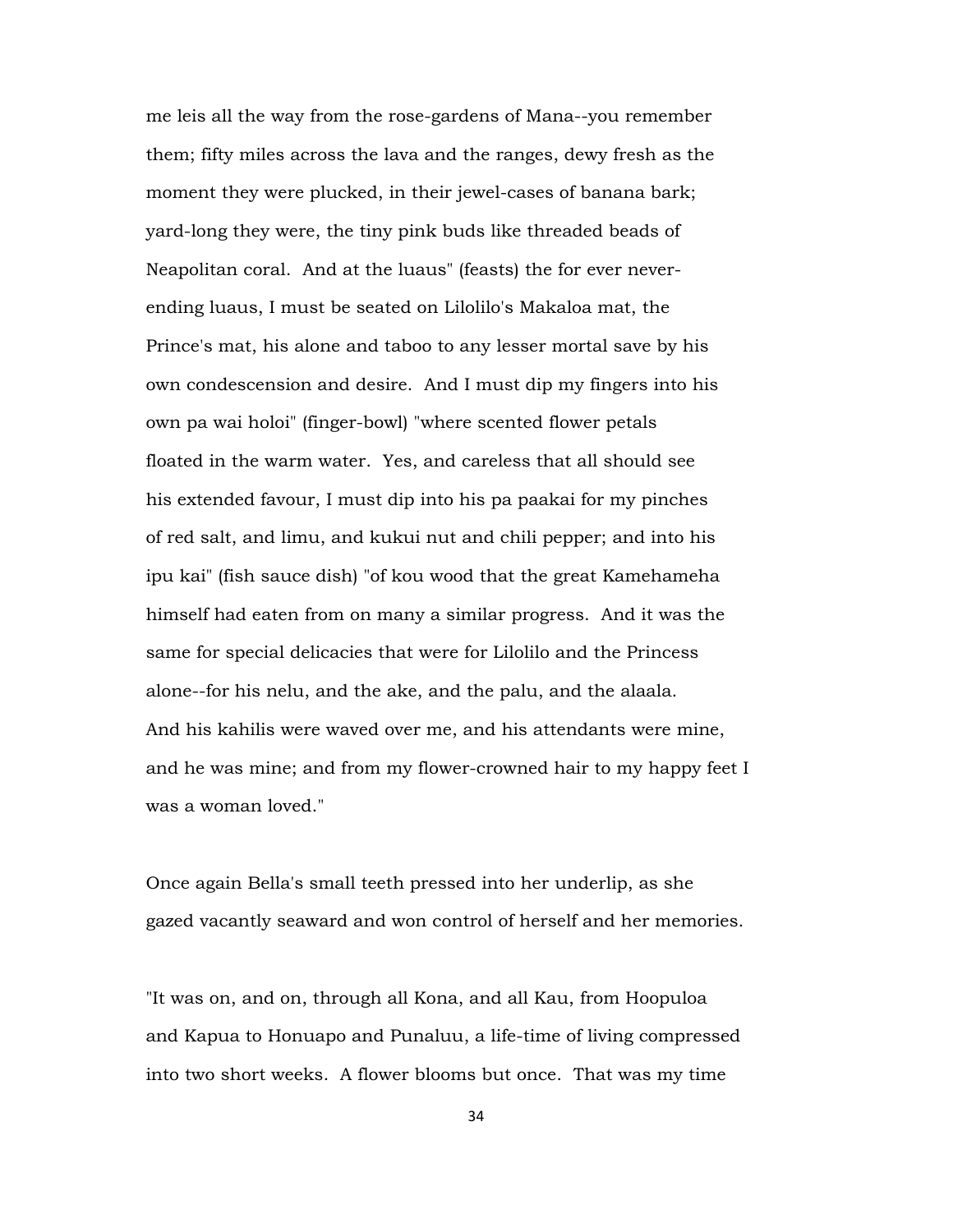me leis all the way from the rose-gardens of Mana--you remember them; fifty miles across the lava and the ranges, dewy fresh as the moment they were plucked, in their jewel-cases of banana bark; yard-long they were, the tiny pink buds like threaded beads of Neapolitan coral. And at the luaus" (feasts) the for ever never-ending luaus, I must be seated on Lilolilo's Makaloa mat, the Prince's mat, his alone and taboo to any lesser mortal save by his own condescension and desire. And I must dip my fingers into his own pa wai holoi" (finger-bowl) "where scented flower petals floated in the warm water. Yes, and careless that all should see his extended favour, I must dip into his pa paakai for my pinches of red salt, and limu, and kukui nut and chili pepper; and into his ipu kai" (fish sauce dish) "of kou wood that the great Kamehameha himself had eaten from on many a similar progress. And it was the same for special delicacies that were for Lilolilo and the Princess alone--for his nelu, and the ake, and the palu, and the alaala. And his kahilis were waved over me, and his attendants were mine, and he was mine; and from my flower-crowned hair to my happy feet I was a woman loved."

Once again Bella's small teeth pressed into her underlip, as she gazed vacantly seaward and won control of herself and her memories.

"It was on, and on, through all Kona, and all Kau, from Hoopuloa and Kapua to Honuapo and Punaluu, a life-time of living compressed into two short weeks. A flower blooms but once. That was my time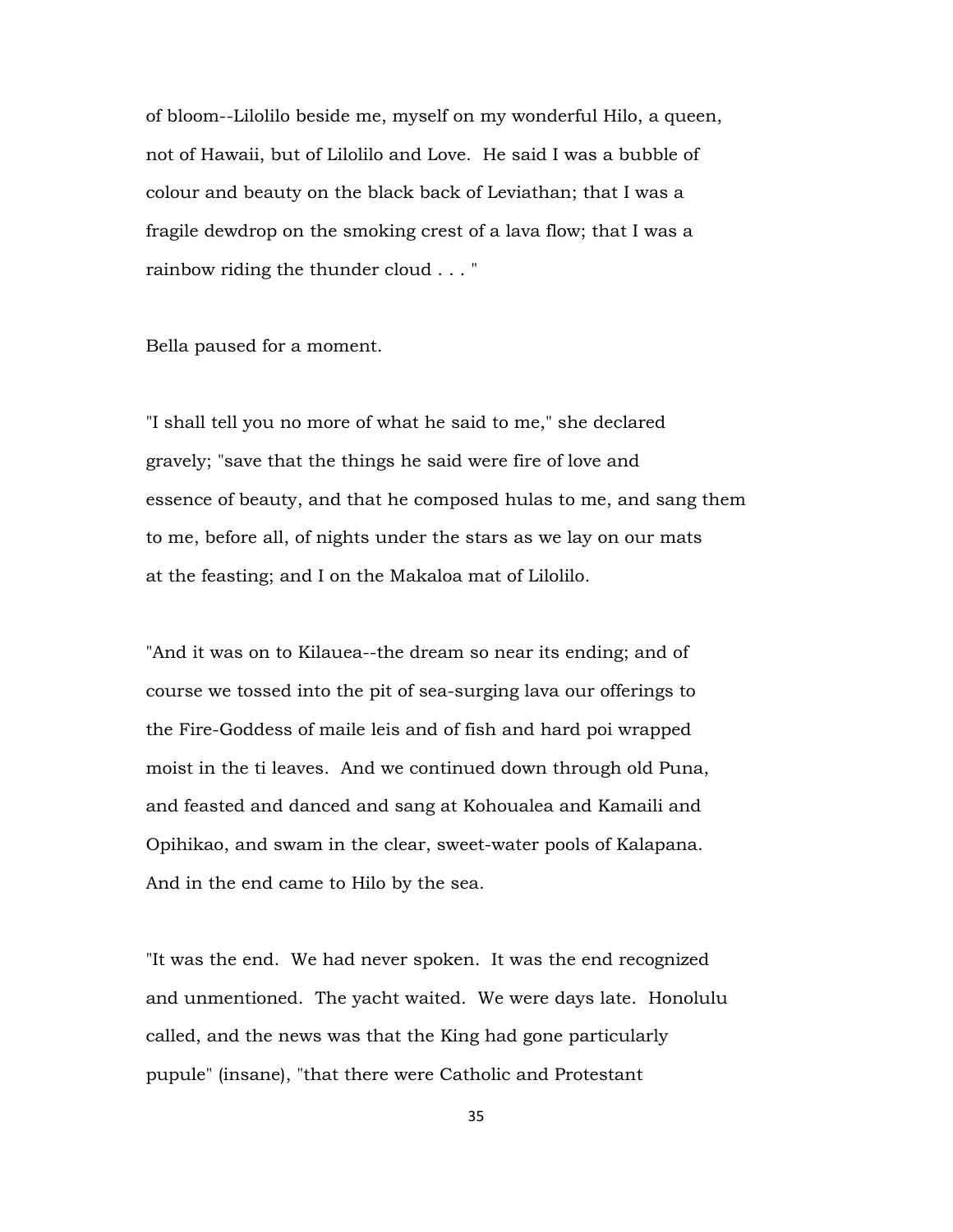of bloom--Lilolilo beside me, myself on my wonderful Hilo, a queen, not of Hawaii, but of Lilolilo and Love. He said I was a bubble of colour and beauty on the black back of Leviathan; that I was a fragile dewdrop on the smoking crest of a lava flow; that I was a rainbow riding the thunder cloud . . . "

Bella paused for a moment.

"I shall tell you no more of what he said to me," she declared gravely; "save that the things he said were fire of love and essence of beauty, and that he composed hulas to me, and sang them to me, before all, of nights under the stars as we lay on our mats at the feasting; and I on the Makaloa mat of Lilolilo.

"And it was on to Kilauea--the dream so near its ending; and of course we tossed into the pit of sea-surging lava our offerings to the Fire-Goddess of maile leis and of fish and hard poi wrapped moist in the ti leaves. And we continued down through old Puna, and feasted and danced and sang at Kohoualea and Kamaili and Opihikao, and swam in the clear, sweet-water pools of Kalapana. And in the end came to Hilo by the sea.

"It was the end. We had never spoken. It was the end recognized and unmentioned. The yacht waited. We were days late. Honolulu called, and the news was that the King had gone particularly pupule" (insane), "that there were Catholic and Protestant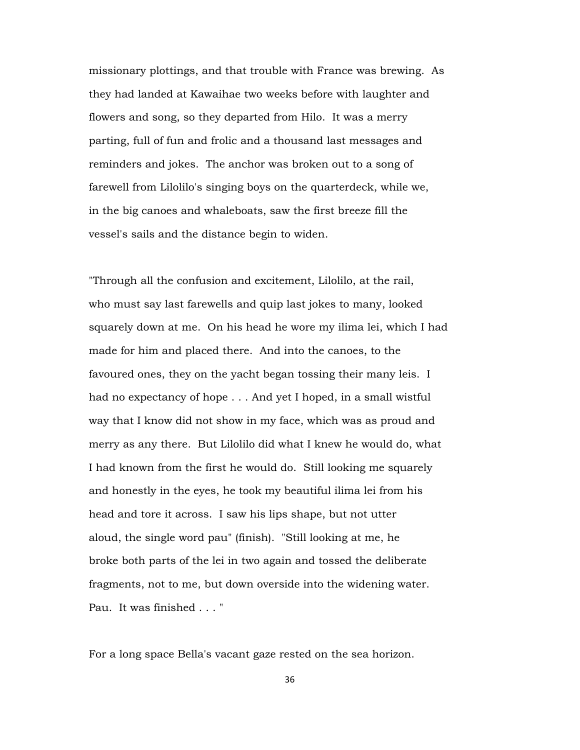missionary plottings, and that trouble with France was brewing. As they had landed at Kawaihae two weeks before with laughter and flowers and song, so they departed from Hilo. It was a merry parting, full of fun and frolic and a thousand last messages and reminders and jokes. The anchor was broken out to a song of farewell from Lilolilo's singing boys on the quarterdeck, while we, in the big canoes and whaleboats, saw the first breeze fill the vessel's sails and the distance begin to widen.

"Through all the confusion and excitement, Lilolilo, at the rail, who must say last farewells and quip last jokes to many, looked squarely down at me. On his head he wore my ilima lei, which I had made for him and placed there. And into the canoes, to the favoured ones, they on the yacht began tossing their many leis. I had no expectancy of hope . . . And yet I hoped, in a small wistful way that I know did not show in my face, which was as proud and merry as any there. But Lilolilo did what I knew he would do, what I had known from the first he would do. Still looking me squarely and honestly in the eyes, he took my beautiful ilima lei from his head and tore it across. I saw his lips shape, but not utter aloud, the single word pau" (finish). "Still looking at me, he broke both parts of the lei in two again and tossed the deliberate fragments, not to me, but down overside into the widening water. Pau. It was finished . . . "

For a long space Bella's vacant gaze rested on the sea horizon.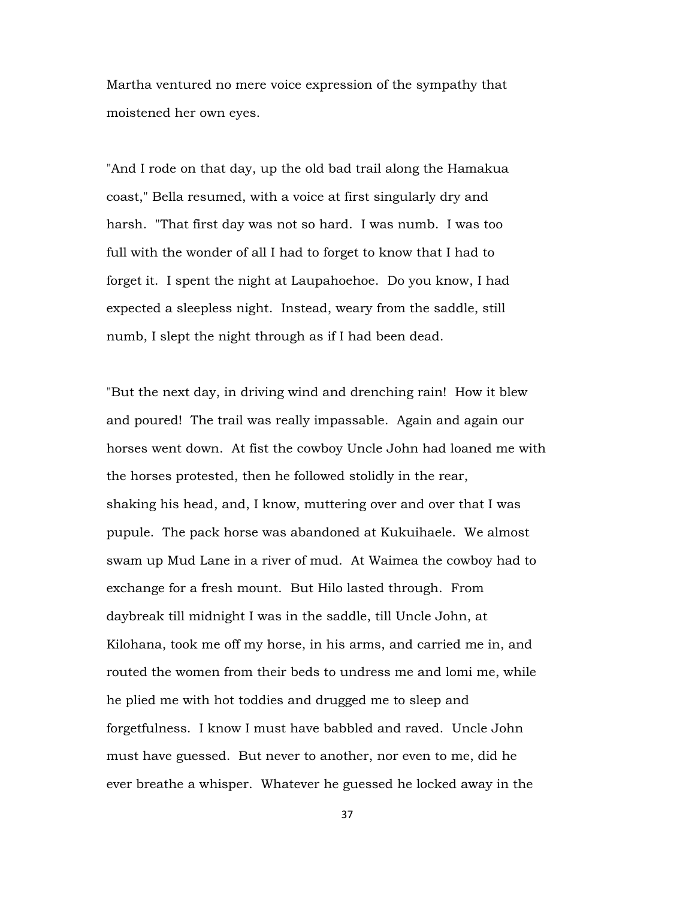Martha ventured no mere voice expression of the sympathy that moistened her own eyes.

"And I rode on that day, up the old bad trail along the Hamakua coast," Bella resumed, with a voice at first singularly dry and harsh. "That first day was not so hard. I was numb. I was too full with the wonder of all I had to forget to know that I had to forget it. I spent the night at Laupahoehoe. Do you know, I had expected a sleepless night. Instead, weary from the saddle, still numb, I slept the night through as if I had been dead.

"But the next day, in driving wind and drenching rain! How it blew and poured! The trail was really impassable. Again and again our horses went down. At fist the cowboy Uncle John had loaned me with the horses protested, then he followed stolidly in the rear, shaking his head, and, I know, muttering over and over that I was pupule. The pack horse was abandoned at Kukuihaele. We almost swam up Mud Lane in a river of mud. At Waimea the cowboy had to exchange for a fresh mount. But Hilo lasted through. From daybreak till midnight I was in the saddle, till Uncle John, at Kilohana, took me off my horse, in his arms, and carried me in, and routed the women from their beds to undress me and lomi me, while he plied me with hot toddies and drugged me to sleep and forgetfulness. I know I must have babbled and raved. Uncle John must have guessed. But never to another, nor even to me, did he ever breathe a whisper. Whatever he guessed he locked away in the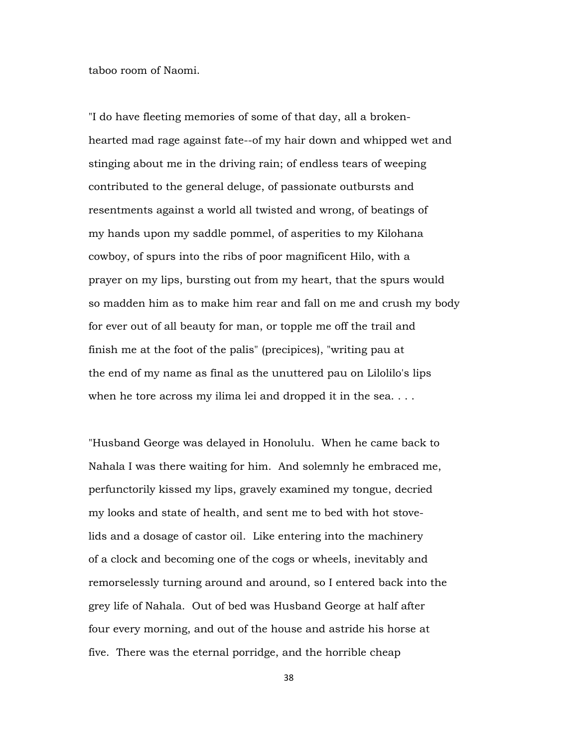taboo room of Naomi.

"I do have fleeting memories of some of that day, all a broken-hearted mad rage against fate--of my hair down and whipped wet and stinging about me in the driving rain; of endless tears of weeping contributed to the general deluge, of passionate outbursts and resentments against a world all twisted and wrong, of beatings of my hands upon my saddle pommel, of asperities to my Kilohana cowboy, of spurs into the ribs of poor magnificent Hilo, with a prayer on my lips, bursting out from my heart, that the spurs would so madden him as to make him rear and fall on me and crush my body for ever out of all beauty for man, or topple me off the trail and finish me at the foot of the palis" (precipices), "writing pau at the end of my name as final as the unuttered pau on Lilolilo's lips when he tore across my ilima lei and dropped it in the sea. . . .

"Husband George was delayed in Honolulu. When he came back to Nahala I was there waiting for him. And solemnly he embraced me, perfunctorily kissed my lips, gravely examined my tongue, decried my looks and state of health, and sent me to bed with hot stove-lids and a dosage of castor oil. Like entering into the machinery of a clock and becoming one of the cogs or wheels, inevitably and remorselessly turning around and around, so I entered back into the grey life of Nahala. Out of bed was Husband George at half after four every morning, and out of the house and astride his horse at five. There was the eternal porridge, and the horrible cheap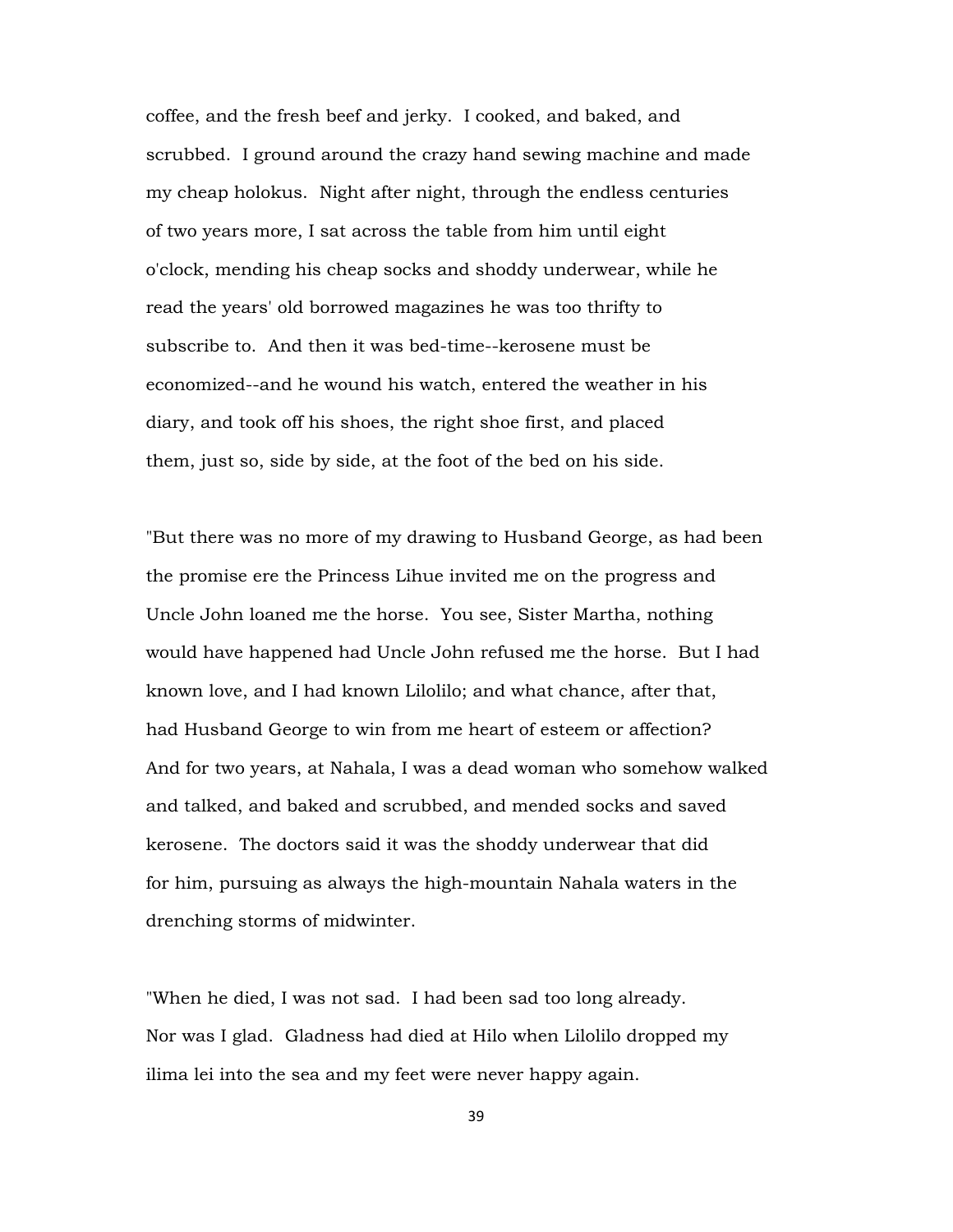coffee, and the fresh beef and jerky. I cooked, and baked, and scrubbed. I ground around the crazy hand sewing machine and made my cheap holokus. Night after night, through the endless centuries of two years more, I sat across the table from him until eight o'clock, mending his cheap socks and shoddy underwear, while he read the years' old borrowed magazines he was too thrifty to subscribe to. And then it was bed-time--kerosene must be economized--and he wound his watch, entered the weather in his diary, and took off his shoes, the right shoe first, and placed them, just so, side by side, at the foot of the bed on his side.

"But there was no more of my drawing to Husband George, as had been the promise ere the Princess Lihue invited me on the progress and Uncle John loaned me the horse. You see, Sister Martha, nothing would have happened had Uncle John refused me the horse. But I had known love, and I had known Lilolilo; and what chance, after that, had Husband George to win from me heart of esteem or affection? And for two years, at Nahala, I was a dead woman who somehow walked and talked, and baked and scrubbed, and mended socks and saved kerosene. The doctors said it was the shoddy underwear that did for him, pursuing as always the high-mountain Nahala waters in the drenching storms of midwinter.

"When he died, I was not sad. I had been sad too long already. Nor was I glad. Gladness had died at Hilo when Lilolilo dropped my ilima lei into the sea and my feet were never happy again.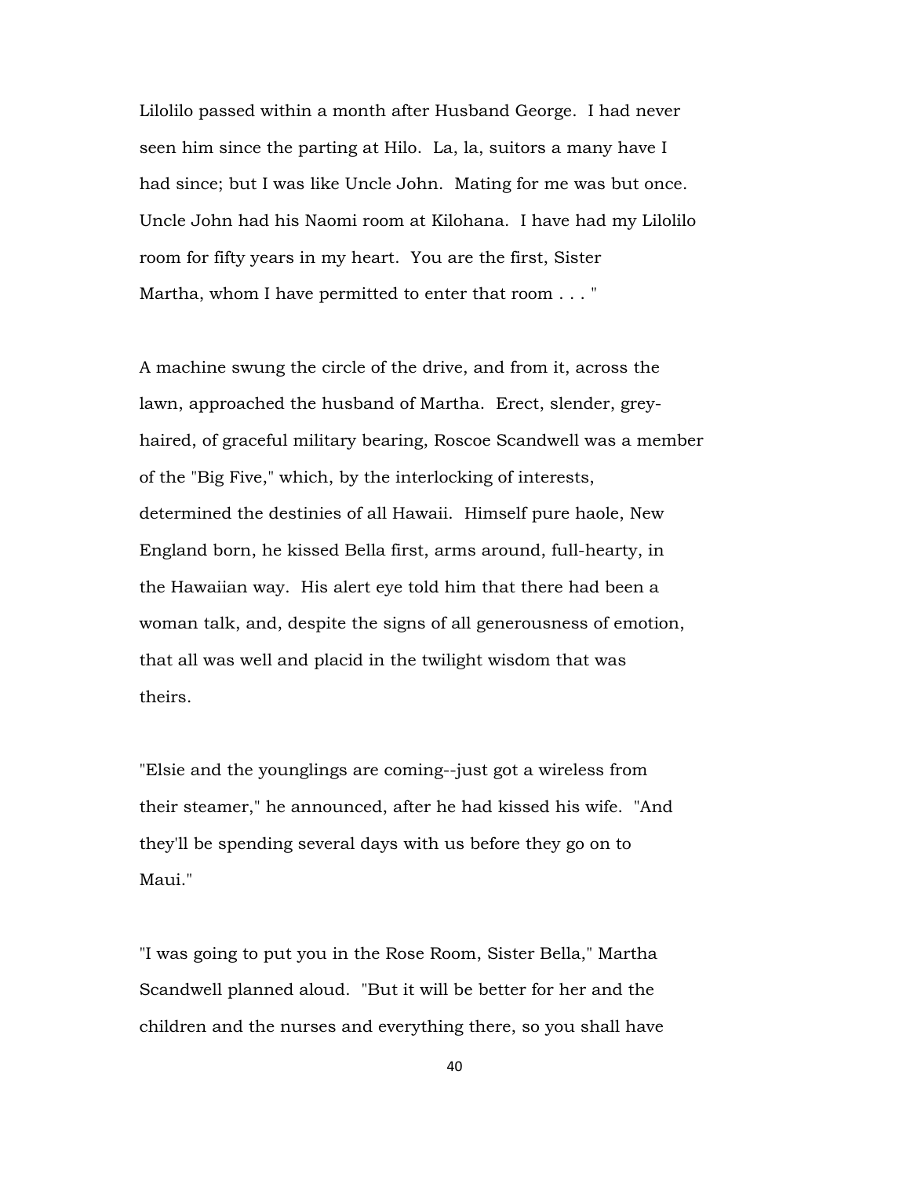Lilolilo passed within a month after Husband George. I had never seen him since the parting at Hilo. La, la, suitors a many have I had since; but I was like Uncle John. Mating for me was but once. Uncle John had his Naomi room at Kilohana. I have had my Lilolilo room for fifty years in my heart. You are the first, Sister Martha, whom I have permitted to enter that room . . . "

A machine swung the circle of the drive, and from it, across the lawn, approached the husband of Martha. Erect, slender, grey-haired, of graceful military bearing, Roscoe Scandwell was a member of the "Big Five," which, by the interlocking of interests, determined the destinies of all Hawaii. Himself pure haole, New England born, he kissed Bella first, arms around, full-hearty, in the Hawaiian way. His alert eye told him that there had been a woman talk, and, despite the signs of all generousness of emotion, that all was well and placid in the twilight wisdom that was theirs.

"Elsie and the younglings are coming--just got a wireless from their steamer," he announced, after he had kissed his wife. "And they'll be spending several days with us before they go on to Maui."

"I was going to put you in the Rose Room, Sister Bella," Martha Scandwell planned aloud. "But it will be better for her and the children and the nurses and everything there, so you shall have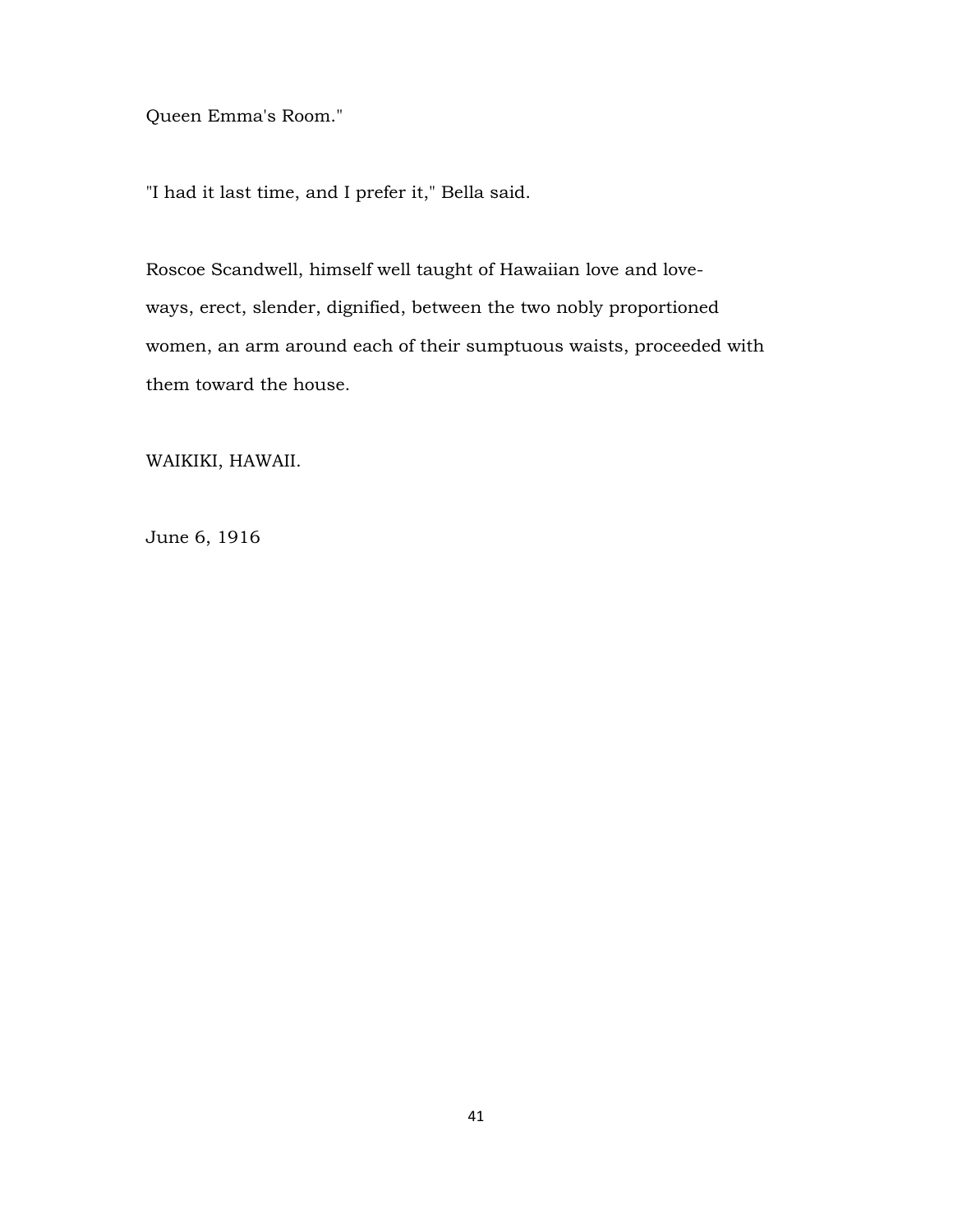Queen Emma's Room."

"I had it last time, and I prefer it," Bella said.

Roscoe Scandwell, himself well taught of Hawaiian love and love-ways, erect, slender, dignified, between the two nobly proportioned women, an arm around each of their sumptuous waists, proceeded with them toward the house.

WAIKIKI, HAWAII.

June 6, 1916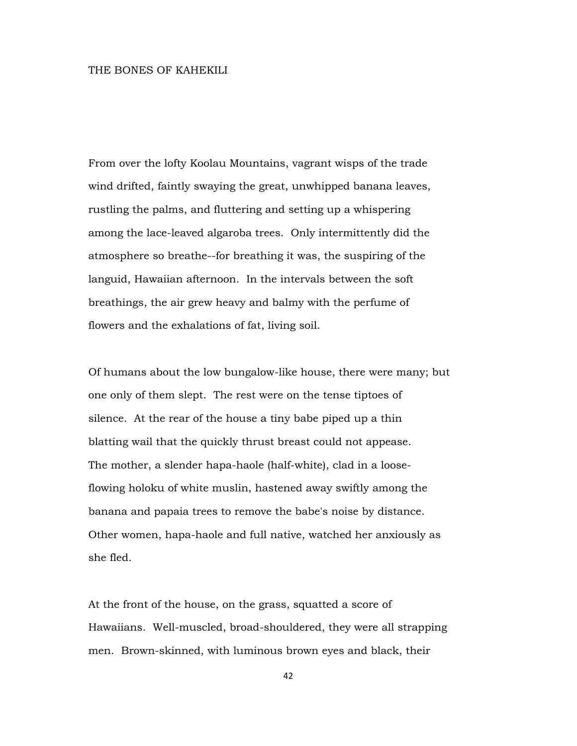# THE BONES OF KAHEKILI

From over the lofty Koolau Mountains, vagrant wisps of the trade wind drifted, faintly swaying the great, unwhipped banana leaves, rustling the palms, and fluttering and setting up a whispering among the lace-leaved algaroba trees. Only intermittently did the atmosphere so breathe--for breathing it was, the suspiring of the languid, Hawaiian afternoon. In the intervals between the soft breathings, the air grew heavy and balmy with the perfume of flowers and the exhalations of fat, living soil.

Of humans about the low bungalow-like house, there were many; but one only of them slept. The rest were on the tense tiptoes of silence. At the rear of the house a tiny babe piped up a thin blatting wail that the quickly thrust breast could not appease. The mother, a slender hapa-haole (half-white), clad in a loose-flowing holoku of white muslin, hastened away swiftly among the banana and papaia trees to remove the babe's noise by distance. Other women, hapa-haole and full native, watched her anxiously as she fled.

At the front of the house, on the grass, squatted a score of Hawaiians. Well-muscled, broad-shouldered, they were all strapping men. Brown-skinned, with luminous brown eyes and black, their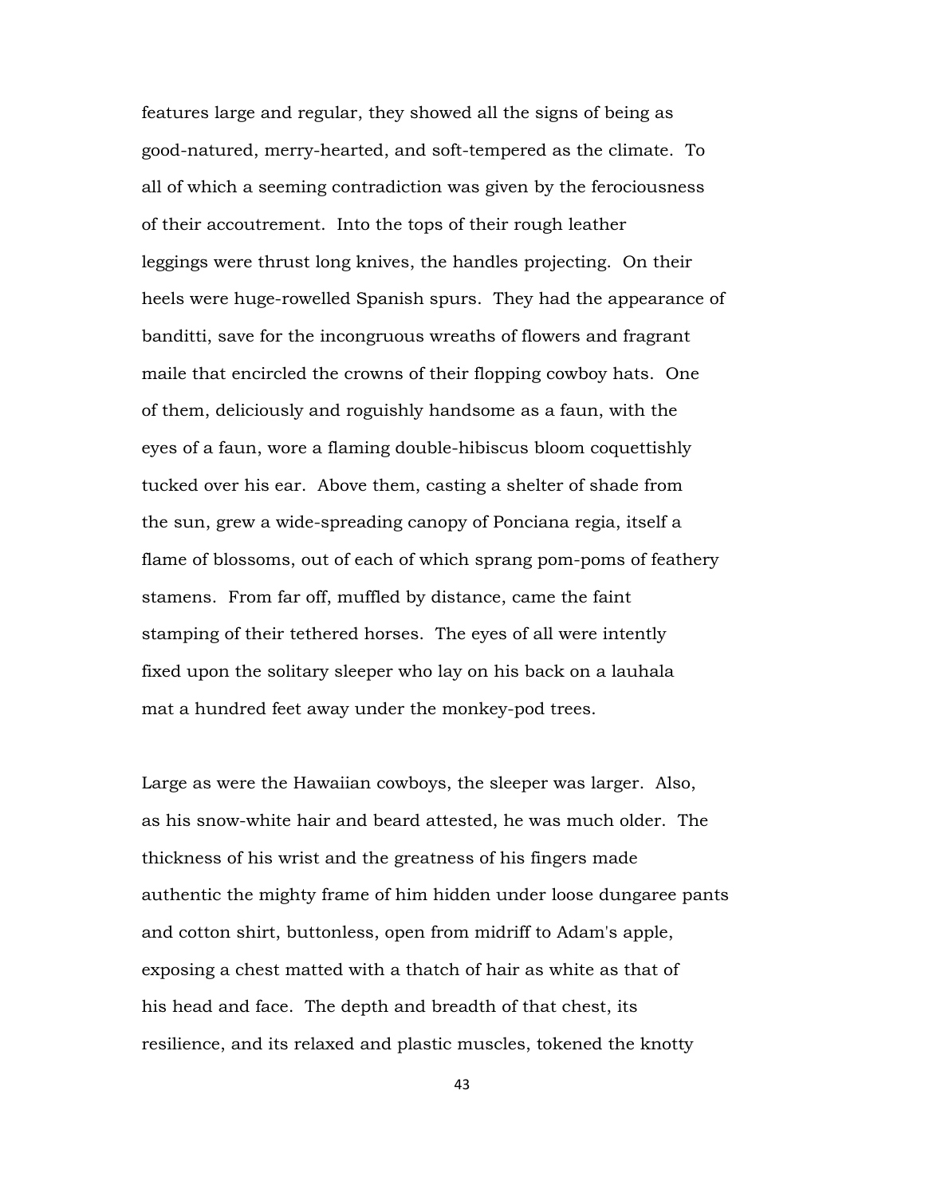features large and regular, they showed all the signs of being as good-natured, merry-hearted, and soft-tempered as the climate. To all of which a seeming contradiction was given by the ferociousness of their accoutrement. Into the tops of their rough leather leggings were thrust long knives, the handles projecting. On their heels were huge-rowelled Spanish spurs. They had the appearance of banditti, save for the incongruous wreaths of flowers and fragrant maile that encircled the crowns of their flopping cowboy hats. One of them, deliciously and roguishly handsome as a faun, with the eyes of a faun, wore a flaming double-hibiscus bloom coquettishly tucked over his ear. Above them, casting a shelter of shade from the sun, grew a wide-spreading canopy of Ponciana regia, itself a flame of blossoms, out of each of which sprang pom-poms of feathery stamens. From far off, muffled by distance, came the faint stamping of their tethered horses. The eyes of all were intently fixed upon the solitary sleeper who lay on his back on a lauhala mat a hundred feet away under the monkey-pod trees.

Large as were the Hawaiian cowboys, the sleeper was larger. Also, as his snow-white hair and beard attested, he was much older. The thickness of his wrist and the greatness of his fingers made authentic the mighty frame of him hidden under loose dungaree pants and cotton shirt, buttonless, open from midriff to Adam's apple, exposing a chest matted with a thatch of hair as white as that of his head and face. The depth and breadth of that chest, its resilience, and its relaxed and plastic muscles, tokened the knotty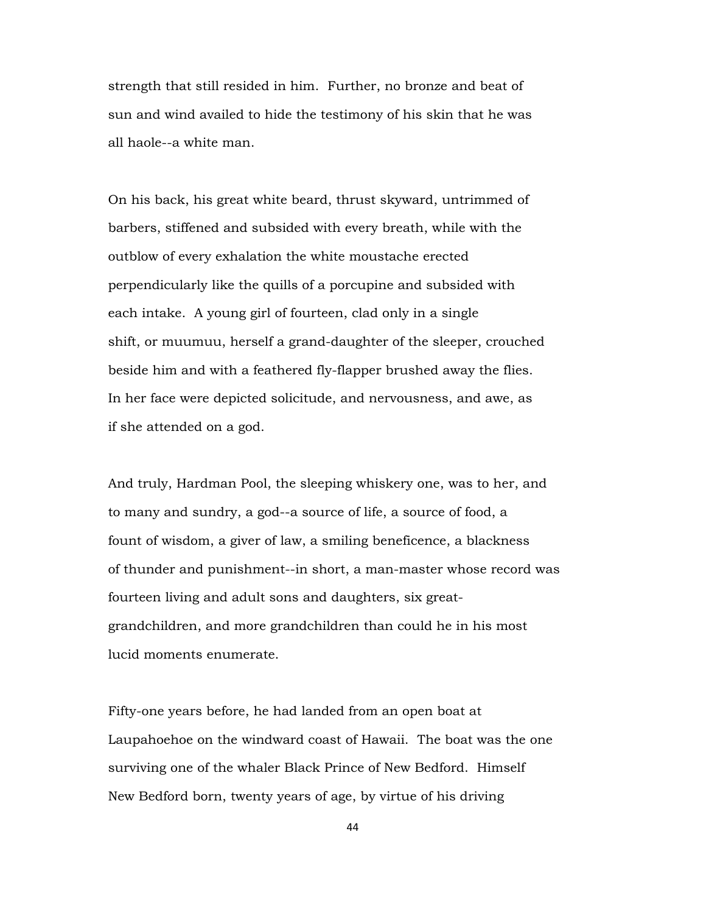strength that still resided in him. Further, no bronze and beat of sun and wind availed to hide the testimony of his skin that he was all haole--a white man.

On his back, his great white beard, thrust skyward, untrimmed of barbers, stiffened and subsided with every breath, while with the outblow of every exhalation the white moustache erected perpendicularly like the quills of a porcupine and subsided with each intake. A young girl of fourteen, clad only in a single shift, or muumuu, herself a grand-daughter of the sleeper, crouched beside him and with a feathered fly-flapper brushed away the flies. In her face were depicted solicitude, and nervousness, and awe, as if she attended on a god.

And truly, Hardman Pool, the sleeping whiskery one, was to her, and to many and sundry, a god--a source of life, a source of food, a fount of wisdom, a giver of law, a smiling beneficence, a blackness of thunder and punishment--in short, a man-master whose record was fourteen living and adult sons and daughters, six great-grandchildren, and more grandchildren than could he in his most lucid moments enumerate.

Fifty-one years before, he had landed from an open boat at Laupahoehoe on the windward coast of Hawaii. The boat was the one surviving one of the whaler Black Prince of New Bedford. Himself New Bedford born, twenty years of age, by virtue of his driving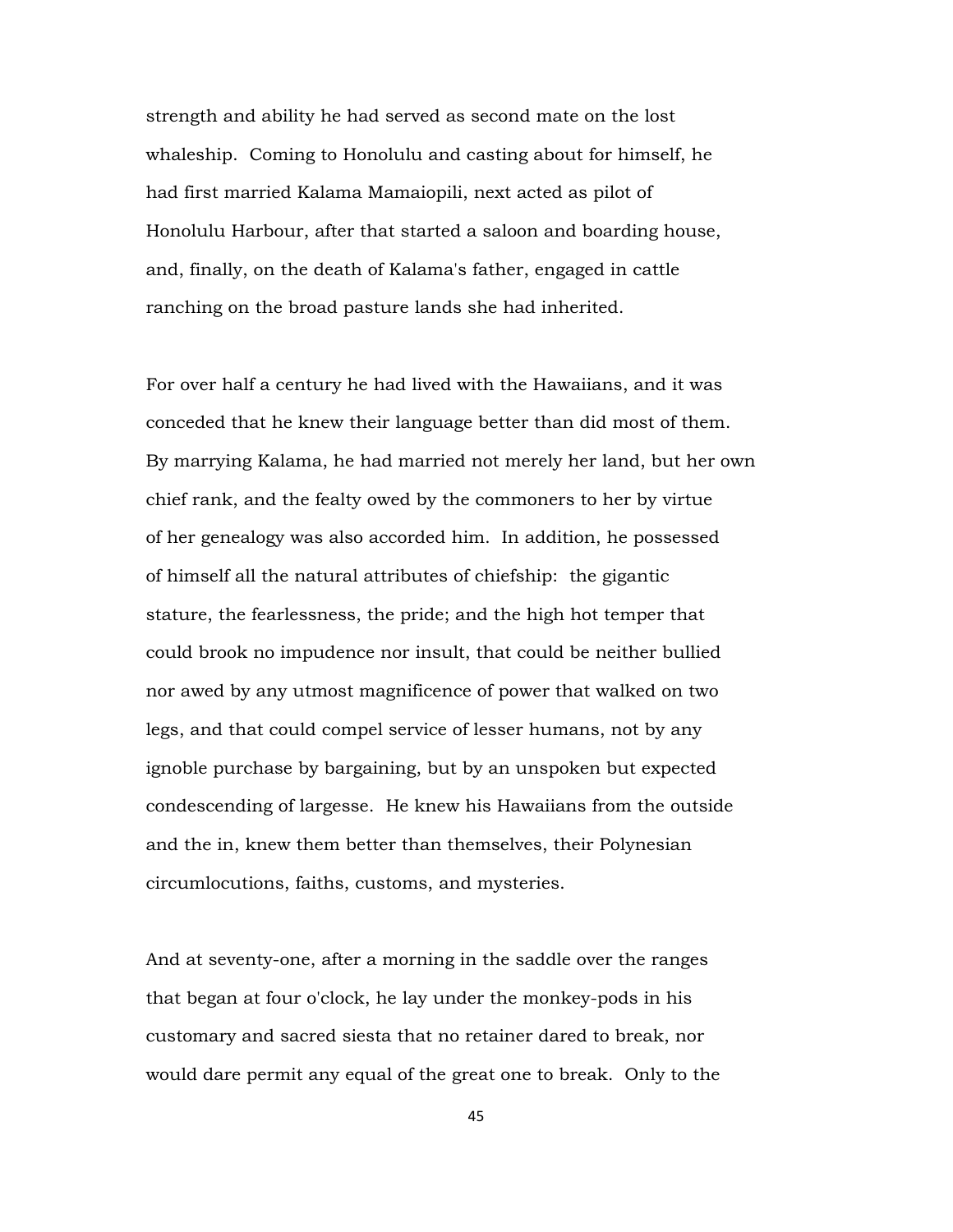strength and ability he had served as second mate on the lost whaleship. Coming to Honolulu and casting about for himself, he had first married Kalama Mamaiopili, next acted as pilot of Honolulu Harbour, after that started a saloon and boarding house, and, finally, on the death of Kalama's father, engaged in cattle ranching on the broad pasture lands she had inherited.

For over half a century he had lived with the Hawaiians, and it was conceded that he knew their language better than did most of them. By marrying Kalama, he had married not merely her land, but her own chief rank, and the fealty owed by the commoners to her by virtue of her genealogy was also accorded him. In addition, he possessed of himself all the natural attributes of chiefship: the gigantic stature, the fearlessness, the pride; and the high hot temper that could brook no impudence nor insult, that could be neither bullied nor awed by any utmost magnificence of power that walked on two legs, and that could compel service of lesser humans, not by any ignoble purchase by bargaining, but by an unspoken but expected condescending of largesse. He knew his Hawaiians from the outside and the in, knew them better than themselves, their Polynesian circumlocutions, faiths, customs, and mysteries.

And at seventy-one, after a morning in the saddle over the ranges that began at four o'clock, he lay under the monkey-pods in his customary and sacred siesta that no retainer dared to break, nor would dare permit any equal of the great one to break. Only to the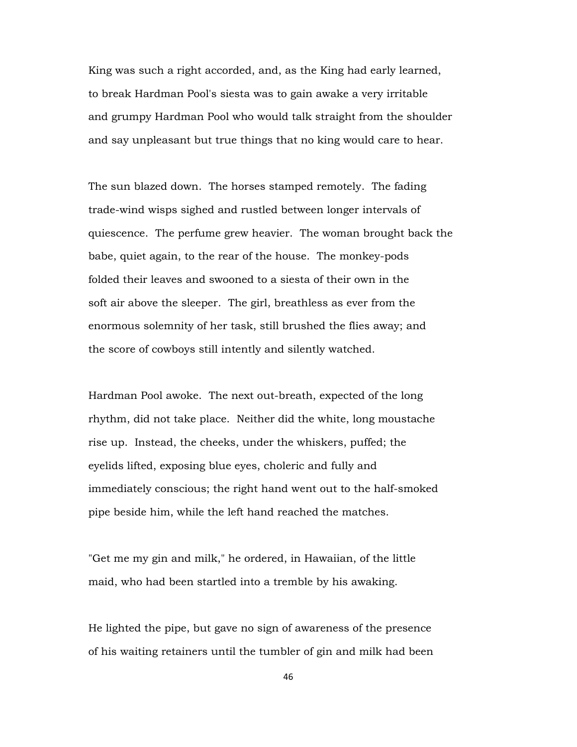King was such a right accorded, and, as the King had early learned, to break Hardman Pool's siesta was to gain awake a very irritable and grumpy Hardman Pool who would talk straight from the shoulder and say unpleasant but true things that no king would care to hear.

The sun blazed down. The horses stamped remotely. The fading trade-wind wisps sighed and rustled between longer intervals of quiescence. The perfume grew heavier. The woman brought back the babe, quiet again, to the rear of the house. The monkey-pods folded their leaves and swooned to a siesta of their own in the soft air above the sleeper. The girl, breathless as ever from the enormous solemnity of her task, still brushed the flies away; and the score of cowboys still intently and silently watched.

Hardman Pool awoke. The next out-breath, expected of the long rhythm, did not take place. Neither did the white, long moustache rise up. Instead, the cheeks, under the whiskers, puffed; the eyelids lifted, exposing blue eyes, choleric and fully and immediately conscious; the right hand went out to the half-smoked pipe beside him, while the left hand reached the matches.

"Get me my gin and milk," he ordered, in Hawaiian, of the little maid, who had been startled into a tremble by his awaking.

He lighted the pipe, but gave no sign of awareness of the presence of his waiting retainers until the tumbler of gin and milk had been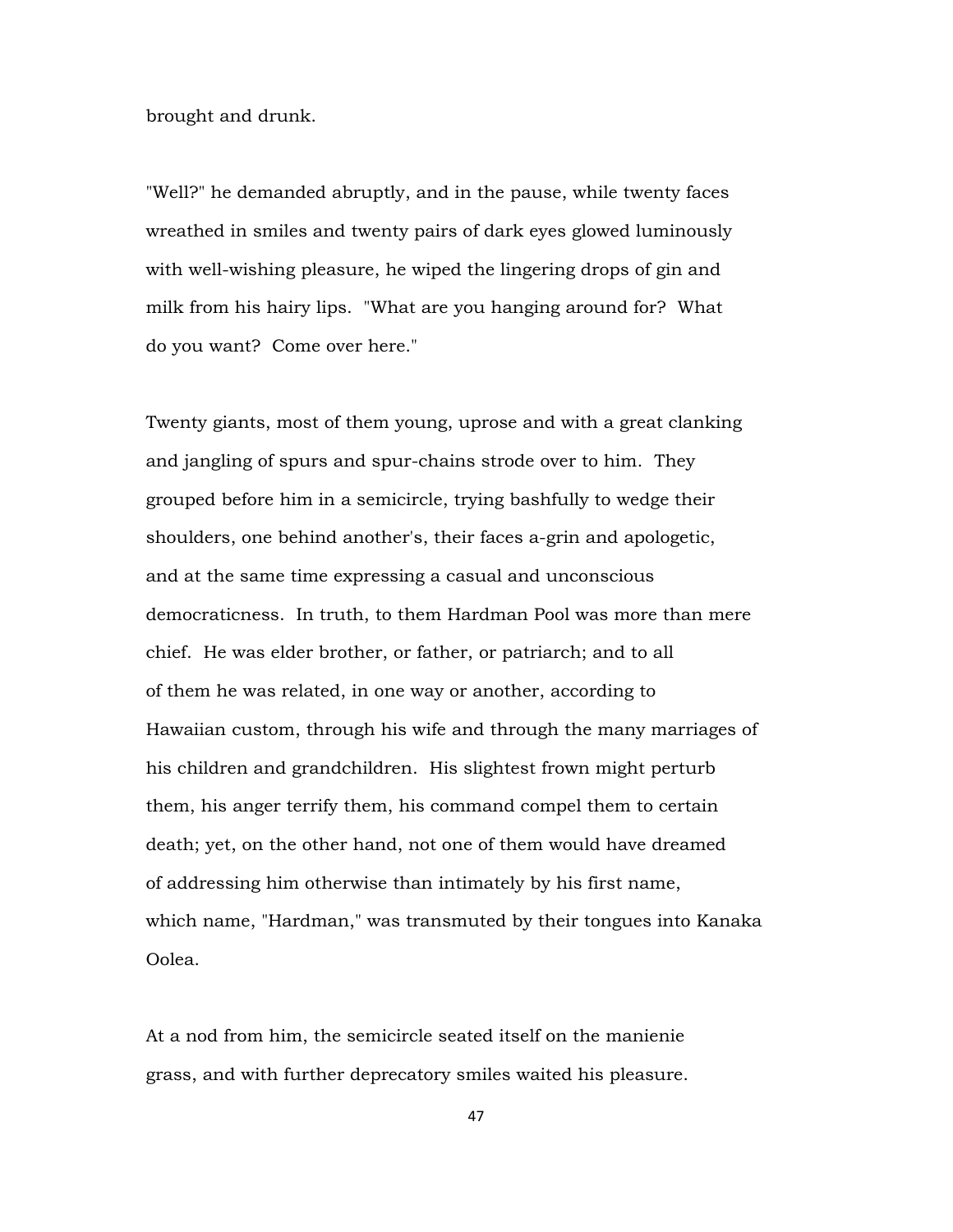brought and drunk.

"Well?" he demanded abruptly, and in the pause, while twenty faces wreathed in smiles and twenty pairs of dark eyes glowed luminously with well-wishing pleasure, he wiped the lingering drops of gin and milk from his hairy lips. "What are you hanging around for? What do you want? Come over here."

Twenty giants, most of them young, uprose and with a great clanking and jangling of spurs and spur-chains strode over to him. They grouped before him in a semicircle, trying bashfully to wedge their shoulders, one behind another's, their faces a-grin and apologetic, and at the same time expressing a casual and unconscious democraticness. In truth, to them Hardman Pool was more than mere chief. He was elder brother, or father, or patriarch; and to all of them he was related, in one way or another, according to Hawaiian custom, through his wife and through the many marriages of his children and grandchildren. His slightest frown might perturb them, his anger terrify them, his command compel them to certain death; yet, on the other hand, not one of them would have dreamed of addressing him otherwise than intimately by his first name, which name, "Hardman," was transmuted by their tongues into Kanaka Oolea.

At a nod from him, the semicircle seated itself on the manienie grass, and with further deprecatory smiles waited his pleasure.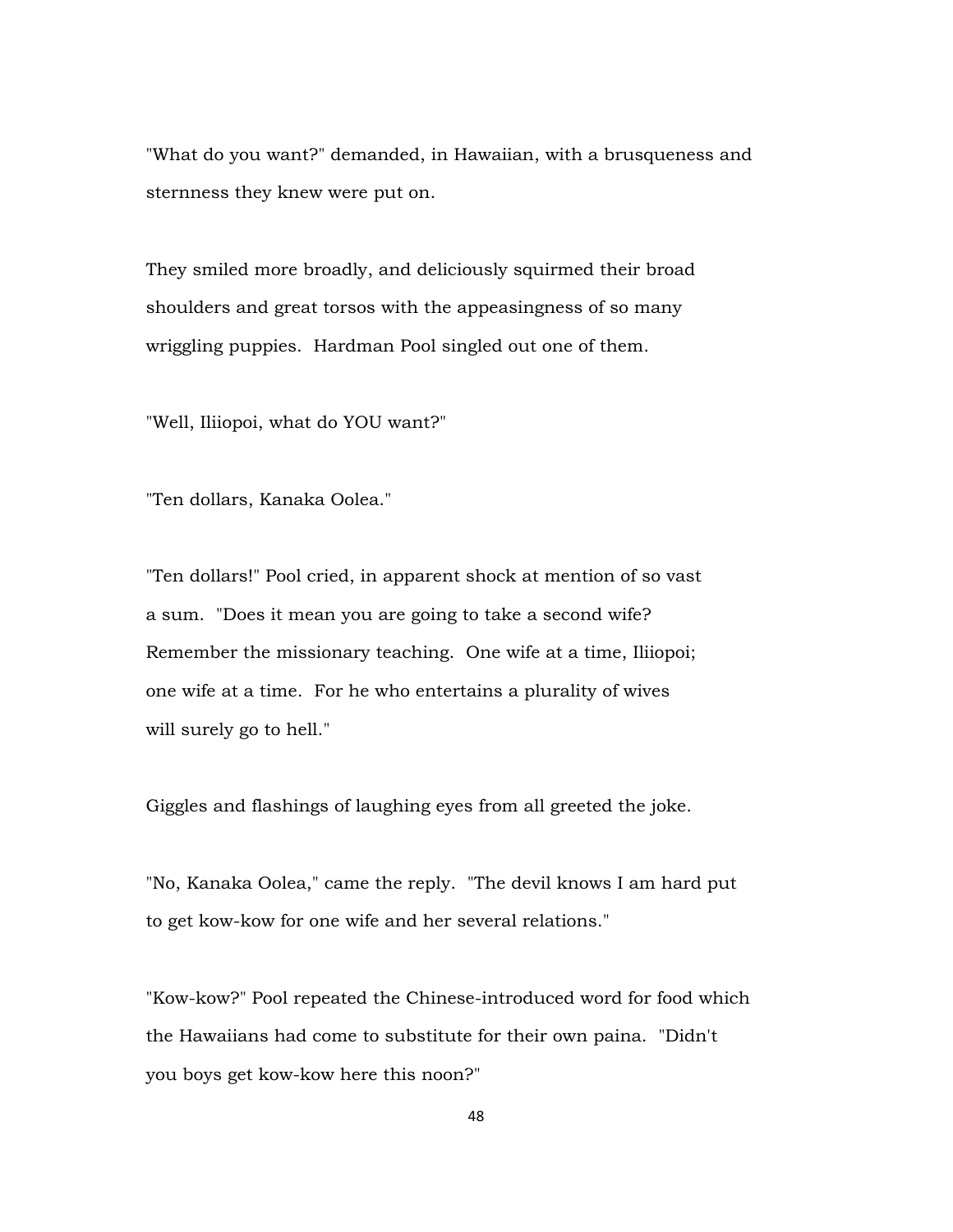"What do you want?" demanded, in Hawaiian, with a brusqueness and sternness they knew were put on.

They smiled more broadly, and deliciously squirmed their broad shoulders and great torsos with the appeasingness of so many wriggling puppies. Hardman Pool singled out one of them.

"Well, Iliiopoi, what do YOU want?"

"Ten dollars, Kanaka Oolea."

"Ten dollars!" Pool cried, in apparent shock at mention of so vast a sum. "Does it mean you are going to take a second wife? Remember the missionary teaching. One wife at a time, Iliiopoi; one wife at a time. For he who entertains a plurality of wives will surely go to hell."

Giggles and flashings of laughing eyes from all greeted the joke.

"No, Kanaka Oolea," came the reply. "The devil knows I am hard put to get kow-kow for one wife and her several relations."

"Kow-kow?" Pool repeated the Chinese-introduced word for food which the Hawaiians had come to substitute for their own paina. "Didn't you boys get kow-kow here this noon?"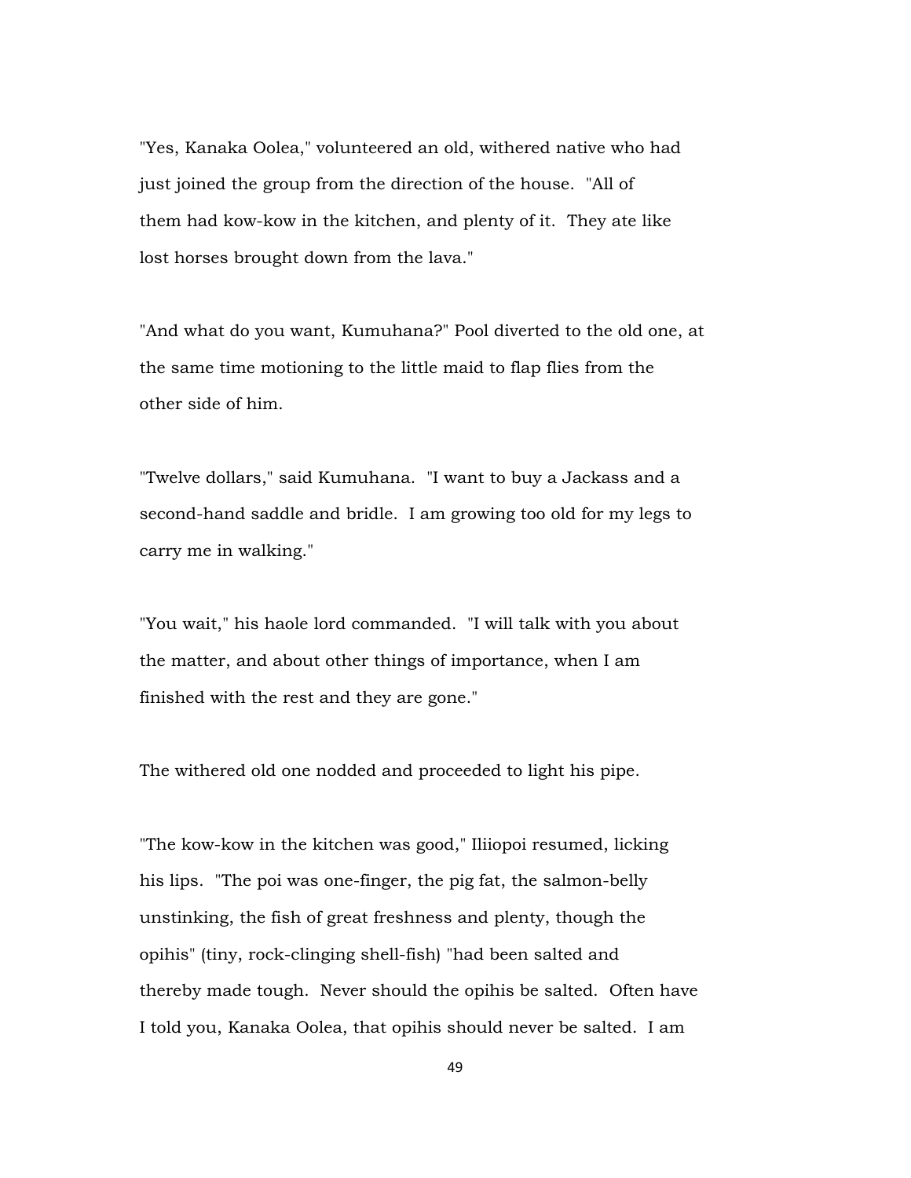"Yes, Kanaka Oolea," volunteered an old, withered native who had just joined the group from the direction of the house. "All of them had kow-kow in the kitchen, and plenty of it. They ate like lost horses brought down from the lava."

"And what do you want, Kumuhana?" Pool diverted to the old one, at the same time motioning to the little maid to flap flies from the other side of him.

"Twelve dollars," said Kumuhana. "I want to buy a Jackass and a second-hand saddle and bridle. I am growing too old for my legs to carry me in walking."

"You wait," his haole lord commanded. "I will talk with you about the matter, and about other things of importance, when I am finished with the rest and they are gone."

The withered old one nodded and proceeded to light his pipe.

"The kow-kow in the kitchen was good," Iliiopoi resumed, licking his lips. "The poi was one-finger, the pig fat, the salmon-belly unstinking, the fish of great freshness and plenty, though the opihis" (tiny, rock-clinging shell-fish) "had been salted and thereby made tough. Never should the opihis be salted. Often have I told you, Kanaka Oolea, that opihis should never be salted. I am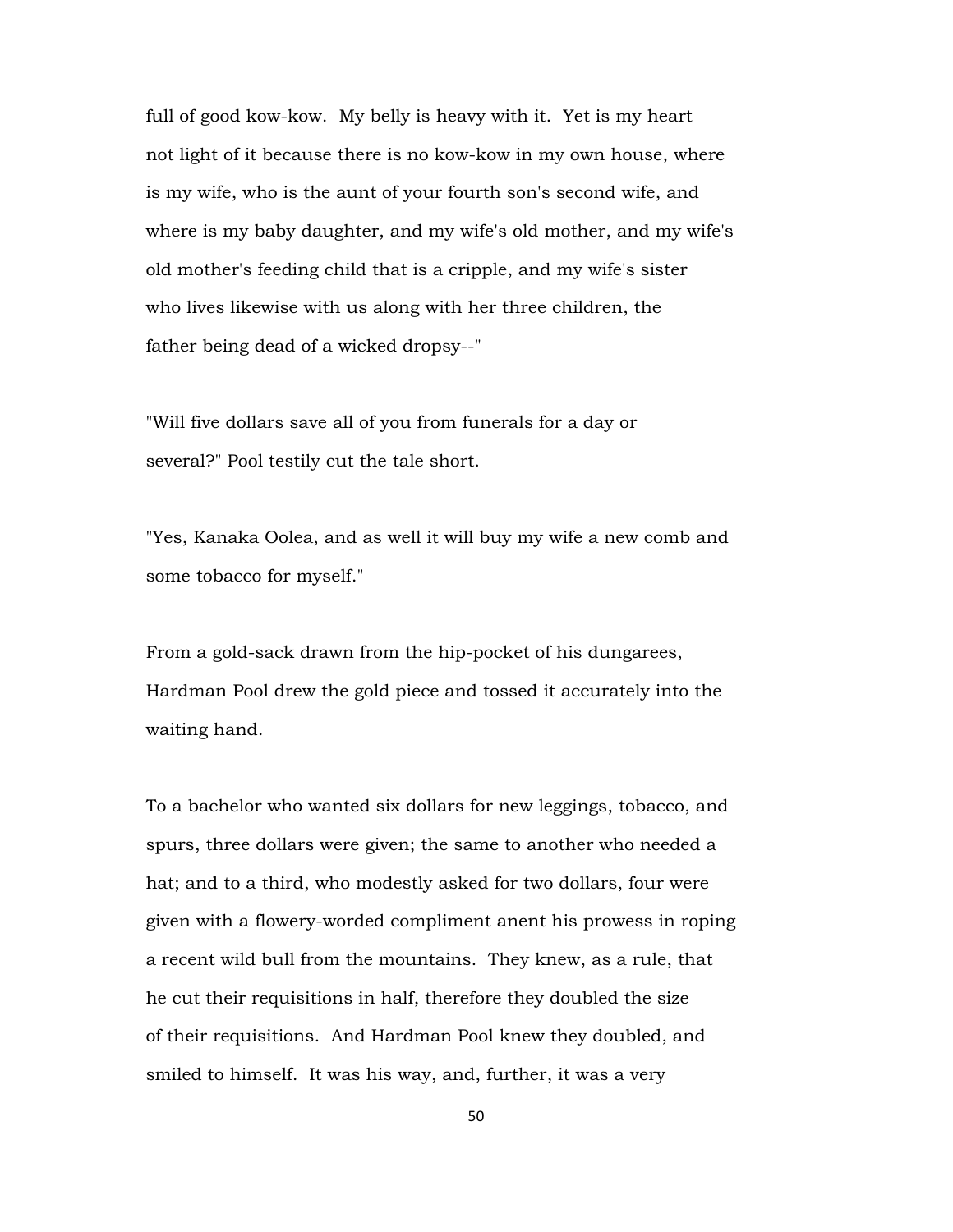full of good kow-kow. My belly is heavy with it. Yet is my heart not light of it because there is no kow-kow in my own house, where is my wife, who is the aunt of your fourth son's second wife, and where is my baby daughter, and my wife's old mother, and my wife's old mother's feeding child that is a cripple, and my wife's sister who lives likewise with us along with her three children, the father being dead of a wicked dropsy--"

"Will five dollars save all of you from funerals for a day or several?" Pool testily cut the tale short.

"Yes, Kanaka Oolea, and as well it will buy my wife a new comb and some tobacco for myself."

From a gold-sack drawn from the hip-pocket of his dungarees, Hardman Pool drew the gold piece and tossed it accurately into the waiting hand.

To a bachelor who wanted six dollars for new leggings, tobacco, and spurs, three dollars were given; the same to another who needed a hat; and to a third, who modestly asked for two dollars, four were given with a flowery-worded compliment anent his prowess in roping a recent wild bull from the mountains. They knew, as a rule, that he cut their requisitions in half, therefore they doubled the size of their requisitions. And Hardman Pool knew they doubled, and smiled to himself. It was his way, and, further, it was a very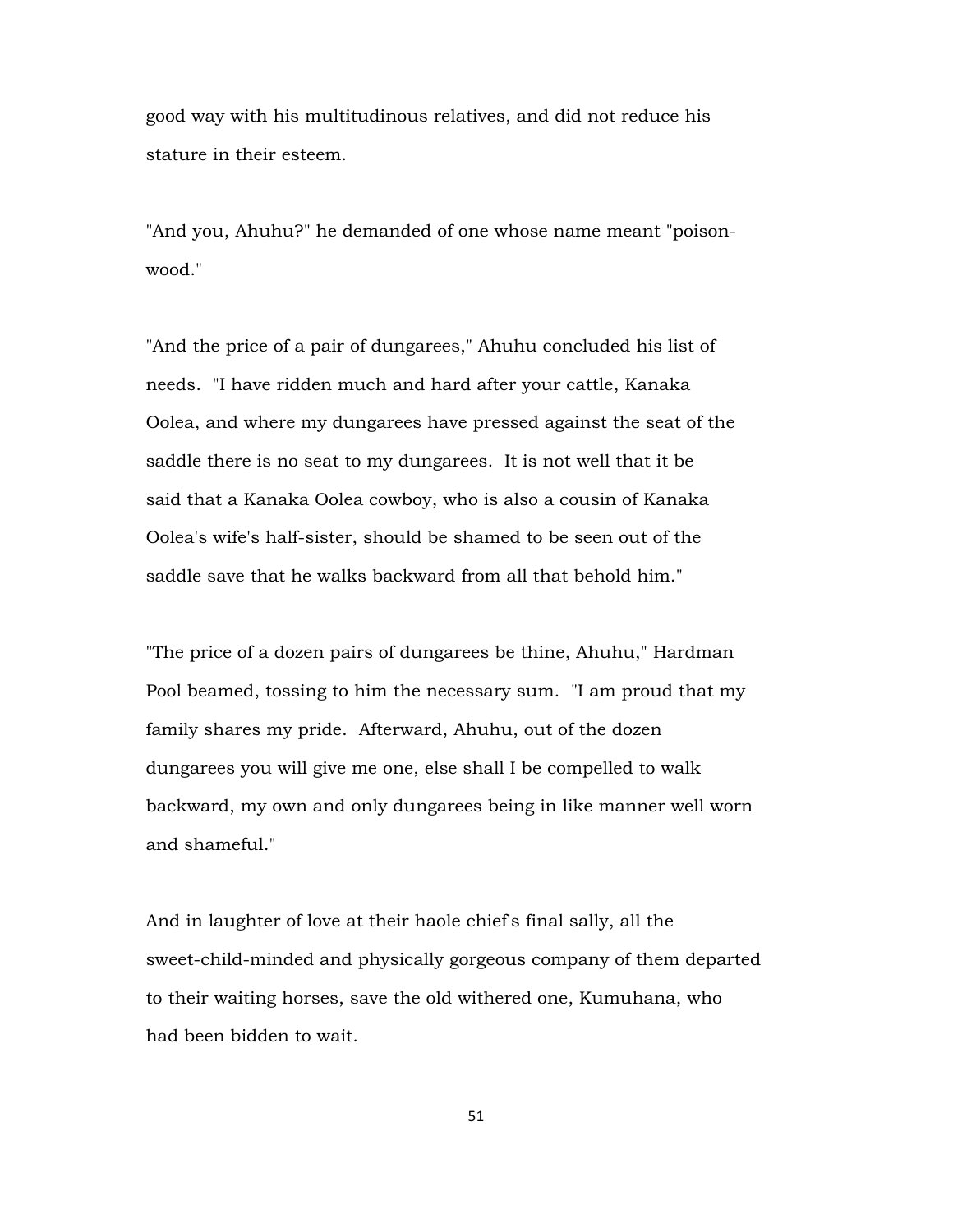good way with his multitudinous relatives, and did not reduce his stature in their esteem.

"And you, Ahuhu?" he demanded of one whose name meant "poison-wood."

"And the price of a pair of dungarees," Ahuhu concluded his list of needs. "I have ridden much and hard after your cattle, Kanaka Oolea, and where my dungarees have pressed against the seat of the saddle there is no seat to my dungarees. It is not well that it be said that a Kanaka Oolea cowboy, who is also a cousin of Kanaka Oolea's wife's half-sister, should be shamed to be seen out of the saddle save that he walks backward from all that behold him."

"The price of a dozen pairs of dungarees be thine, Ahuhu," Hardman Pool beamed, tossing to him the necessary sum. "I am proud that my family shares my pride. Afterward, Ahuhu, out of the dozen dungarees you will give me one, else shall I be compelled to walk backward, my own and only dungarees being in like manner well worn and shameful."

And in laughter of love at their haole chief's final sally, all the sweet-child-minded and physically gorgeous company of them departed to their waiting horses, save the old withered one, Kumuhana, who had been bidden to wait.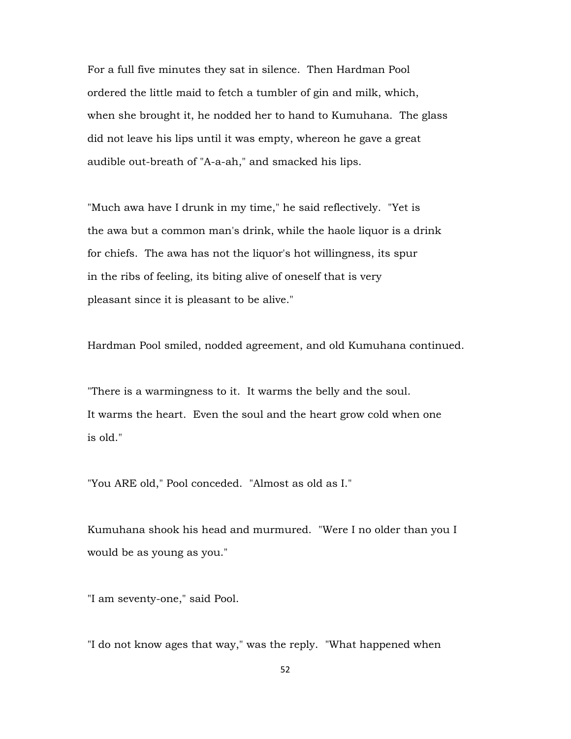For a full five minutes they sat in silence. Then Hardman Pool ordered the little maid to fetch a tumbler of gin and milk, which, when she brought it, he nodded her to hand to Kumuhana. The glass did not leave his lips until it was empty, whereon he gave a great audible out-breath of "A-a-ah," and smacked his lips.

"Much awa have I drunk in my time," he said reflectively. "Yet is the awa but a common man's drink, while the haole liquor is a drink for chiefs. The awa has not the liquor's hot willingness, its spur in the ribs of feeling, its biting alive of oneself that is very pleasant since it is pleasant to be alive."

Hardman Pool smiled, nodded agreement, and old Kumuhana continued.

"There is a warmingness to it. It warms the belly and the soul. It warms the heart. Even the soul and the heart grow cold when one is old."

"You ARE old," Pool conceded. "Almost as old as I."

Kumuhana shook his head and murmured. "Were I no older than you I would be as young as you."

"I am seventy-one," said Pool.

"I do not know ages that way," was the reply. "What happened when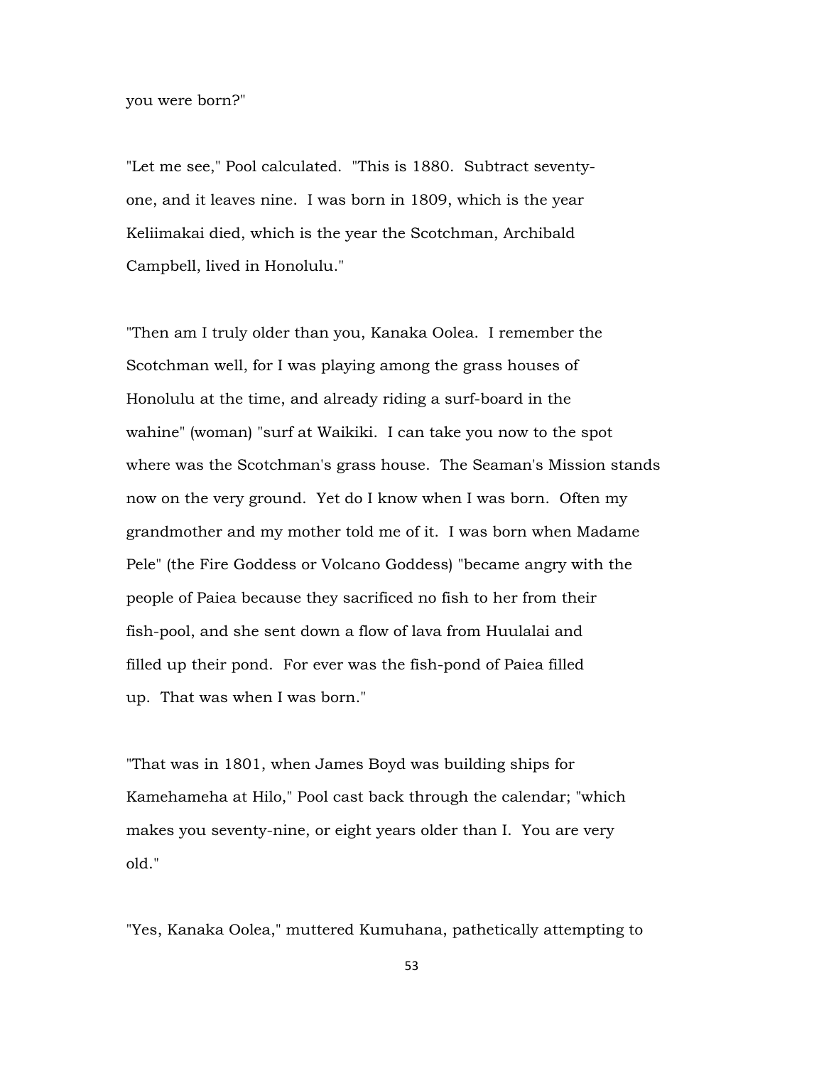you were born?"

"Let me see," Pool calculated. "This is 1880. Subtract seventy-one, and it leaves nine. I was born in 1809, which is the year Keliimakai died, which is the year the Scotchman, Archibald Campbell, lived in Honolulu."

"Then am I truly older than you, Kanaka Oolea. I remember the Scotchman well, for I was playing among the grass houses of Honolulu at the time, and already riding a surf-board in the wahine" (woman) "surf at Waikiki. I can take you now to the spot where was the Scotchman's grass house. The Seaman's Mission stands now on the very ground. Yet do I know when I was born. Often my grandmother and my mother told me of it. I was born when Madame Pele" (the Fire Goddess or Volcano Goddess) "became angry with the people of Paiea because they sacrificed no fish to her from their fish-pool, and she sent down a flow of lava from Huulalai and filled up their pond. For ever was the fish-pond of Paiea filled up. That was when I was born."

"That was in 1801, when James Boyd was building ships for Kamehameha at Hilo," Pool cast back through the calendar; "which makes you seventy-nine, or eight years older than I. You are very old."

"Yes, Kanaka Oolea," muttered Kumuhana, pathetically attempting to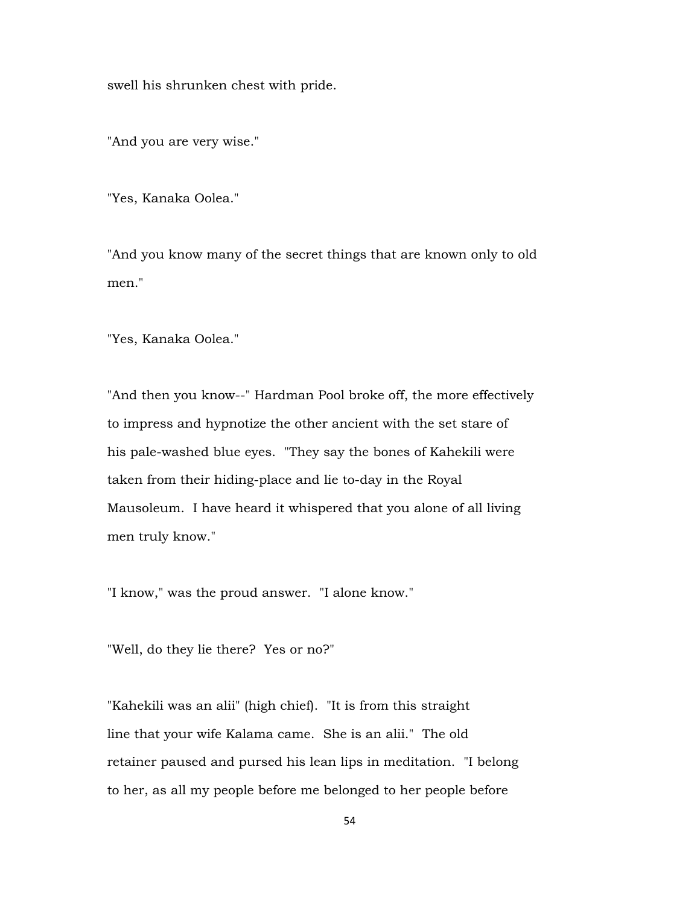swell his shrunken chest with pride.

"And you are very wise."

"Yes, Kanaka Oolea."

"And you know many of the secret things that are known only to old men."

"Yes, Kanaka Oolea."

"And then you know--" Hardman Pool broke off, the more effectively to impress and hypnotize the other ancient with the set stare of his pale-washed blue eyes. "They say the bones of Kahekili were taken from their hiding-place and lie to-day in the Royal Mausoleum. I have heard it whispered that you alone of all living men truly know."

"I know," was the proud answer. "I alone know."

"Well, do they lie there? Yes or no?"

"Kahekili was an alii" (high chief). "It is from this straight line that your wife Kalama came. She is an alii." The old retainer paused and pursed his lean lips in meditation. "I belong to her, as all my people before me belonged to her people before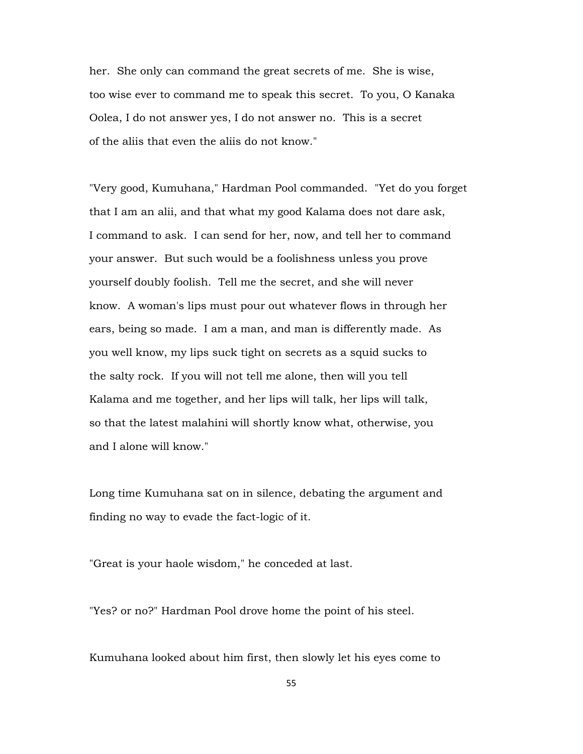her. She only can command the great secrets of me. She is wise, too wise ever to command me to speak this secret. To you, O Kanaka Oolea, I do not answer yes, I do not answer no. This is a secret of the aliis that even the aliis do not know."

"Very good, Kumuhana," Hardman Pool commanded. "Yet do you forget that I am an alii, and that what my good Kalama does not dare ask, I command to ask. I can send for her, now, and tell her to command your answer. But such would be a foolishness unless you prove yourself doubly foolish. Tell me the secret, and she will never know. A woman's lips must pour out whatever flows in through her ears, being so made. I am a man, and man is differently made. As you well know, my lips suck tight on secrets as a squid sucks to the salty rock. If you will not tell me alone, then will you tell Kalama and me together, and her lips will talk, her lips will talk, so that the latest malahini will shortly know what, otherwise, you and I alone will know."

Long time Kumuhana sat on in silence, debating the argument and finding no way to evade the fact-logic of it.

"Great is your haole wisdom," he conceded at last.

"Yes? or no?" Hardman Pool drove home the point of his steel.

Kumuhana looked about him first, then slowly let his eyes come to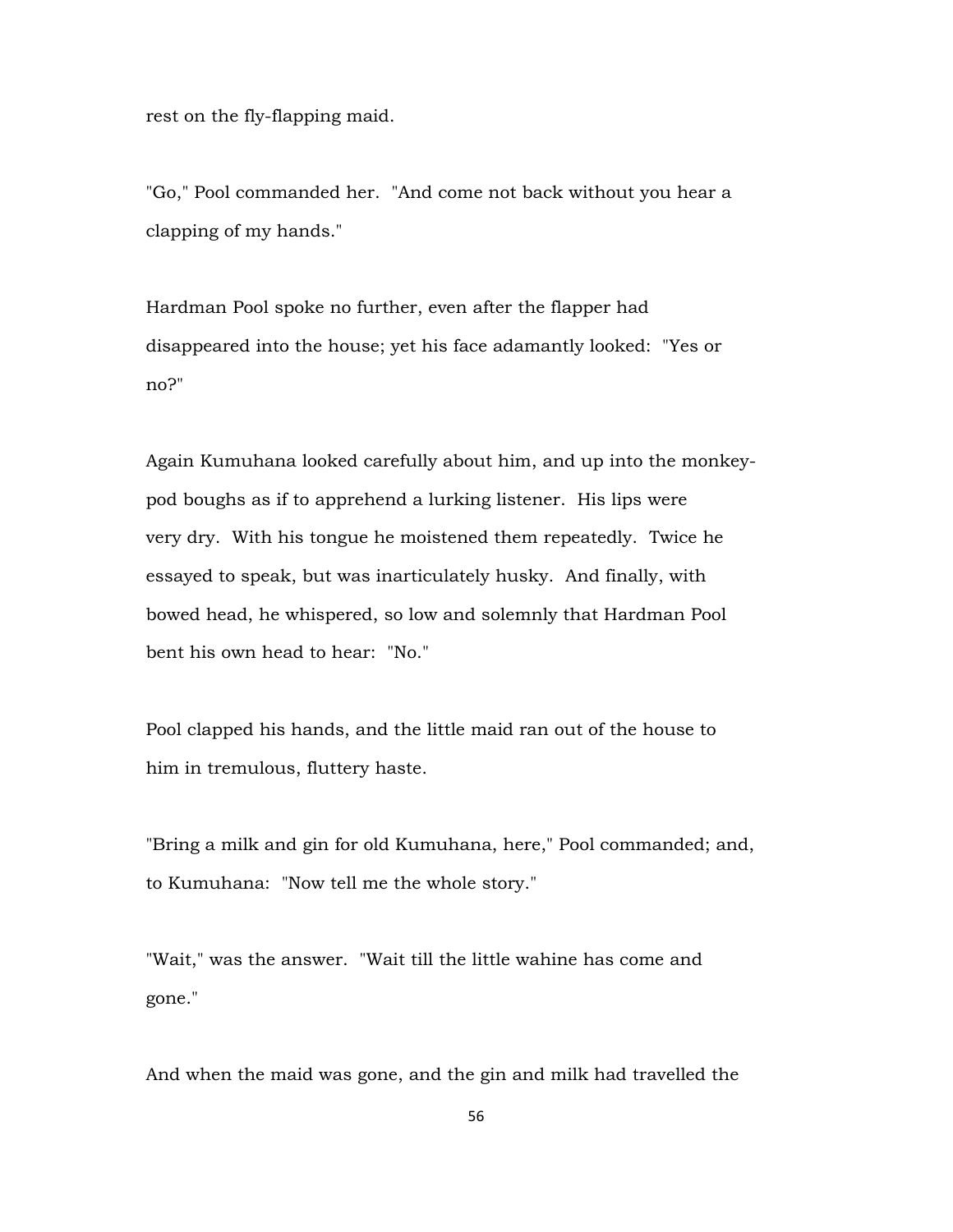rest on the fly-flapping maid.

"Go," Pool commanded her. "And come not back without you hear a clapping of my hands."

Hardman Pool spoke no further, even after the flapper had disappeared into the house; yet his face adamantly looked: "Yes or no?"

Again Kumuhana looked carefully about him, and up into the monkey-pod boughs as if to apprehend a lurking listener. His lips were very dry. With his tongue he moistened them repeatedly. Twice he essayed to speak, but was inarticulately husky. And finally, with bowed head, he whispered, so low and solemnly that Hardman Pool bent his own head to hear: "No."

Pool clapped his hands, and the little maid ran out of the house to him in tremulous, fluttery haste.

"Bring a milk and gin for old Kumuhana, here," Pool commanded; and, to Kumuhana: "Now tell me the whole story."

"Wait," was the answer. "Wait till the little wahine has come and gone."

And when the maid was gone, and the gin and milk had travelled the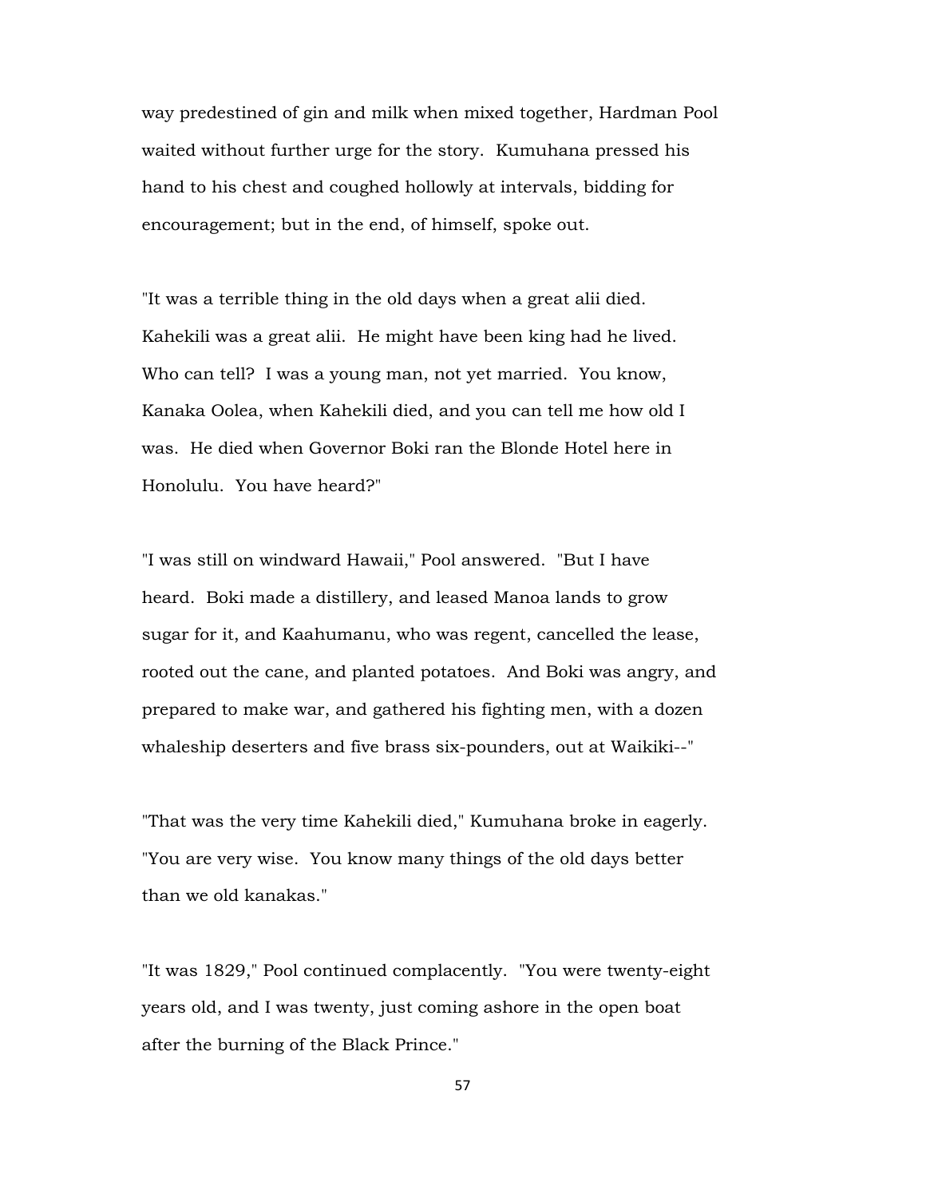way predestined of gin and milk when mixed together, Hardman Pool waited without further urge for the story. Kumuhana pressed his hand to his chest and coughed hollowly at intervals, bidding for encouragement; but in the end, of himself, spoke out.

"It was a terrible thing in the old days when a great alii died. Kahekili was a great alii. He might have been king had he lived. Who can tell? I was a young man, not yet married. You know, Kanaka Oolea, when Kahekili died, and you can tell me how old I was. He died when Governor Boki ran the Blonde Hotel here in Honolulu. You have heard?"

"I was still on windward Hawaii," Pool answered. "But I have heard. Boki made a distillery, and leased Manoa lands to grow sugar for it, and Kaahumanu, who was regent, cancelled the lease, rooted out the cane, and planted potatoes. And Boki was angry, and prepared to make war, and gathered his fighting men, with a dozen whaleship deserters and five brass six-pounders, out at Waikiki--"

"That was the very time Kahekili died," Kumuhana broke in eagerly. "You are very wise. You know many things of the old days better than we old kanakas."

"It was 1829," Pool continued complacently. "You were twenty-eight years old, and I was twenty, just coming ashore in the open boat after the burning of the Black Prince."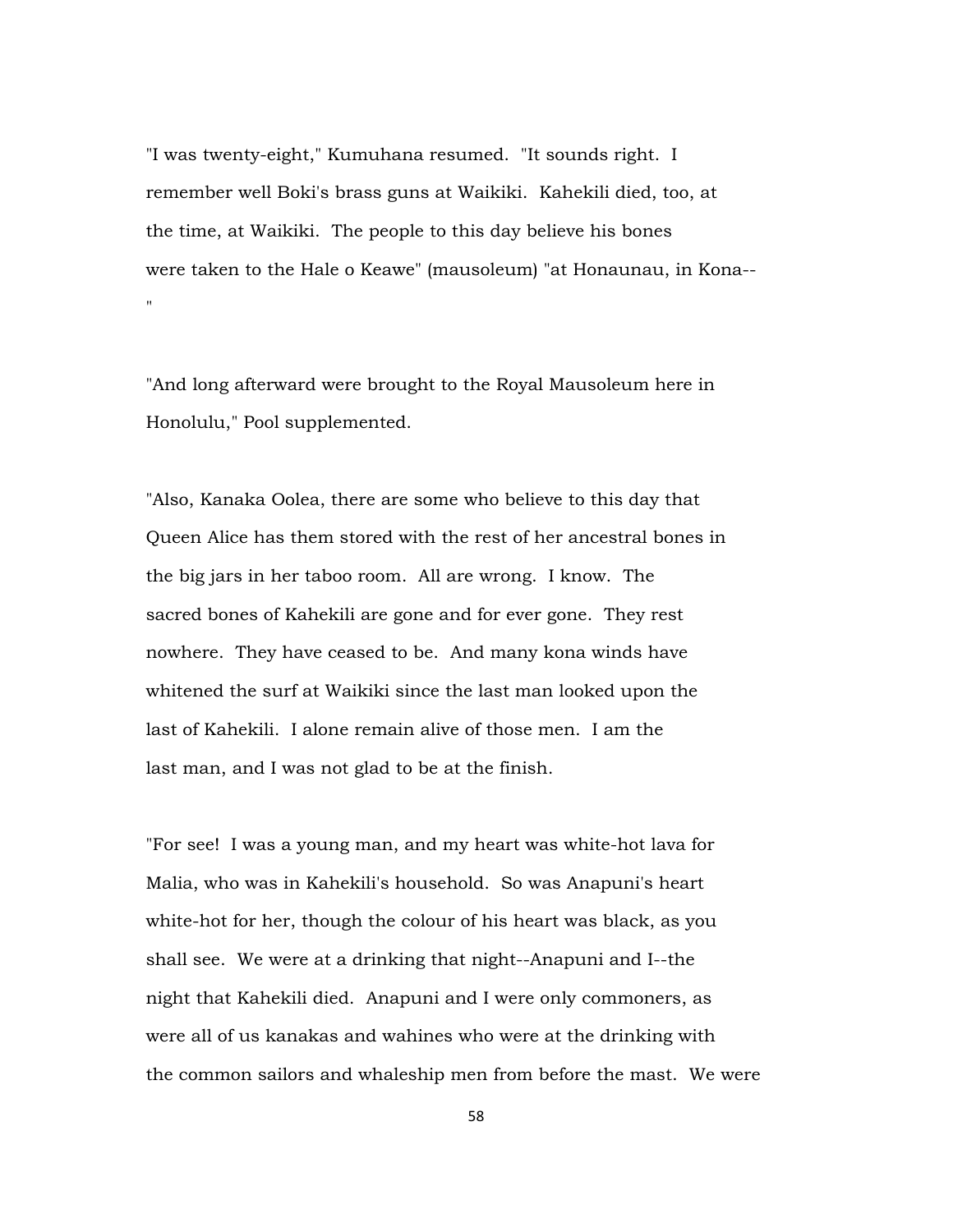"I was twenty-eight," Kumuhana resumed. "It sounds right. I remember well Boki's brass guns at Waikiki. Kahekili died, too, at the time, at Waikiki. The people to this day believe his bones were taken to the Hale o Keawe" (mausoleum) "at Honaunau, in Kona--"

"And long afterward were brought to the Royal Mausoleum here in Honolulu," Pool supplemented.

"Also, Kanaka Oolea, there are some who believe to this day that Queen Alice has them stored with the rest of her ancestral bones in the big jars in her taboo room. All are wrong. I know. The sacred bones of Kahekili are gone and for ever gone. They rest nowhere. They have ceased to be. And many kona winds have whitened the surf at Waikiki since the last man looked upon the last of Kahekili. I alone remain alive of those men. I am the last man, and I was not glad to be at the finish.

"For see! I was a young man, and my heart was white-hot lava for Malia, who was in Kahekili's household. So was Anapuni's heart white-hot for her, though the colour of his heart was black, as you shall see. We were at a drinking that night--Anapuni and I--the night that Kahekili died. Anapuni and I were only commoners, as were all of us kanakas and wahines who were at the drinking with the common sailors and whaleship men from before the mast. We were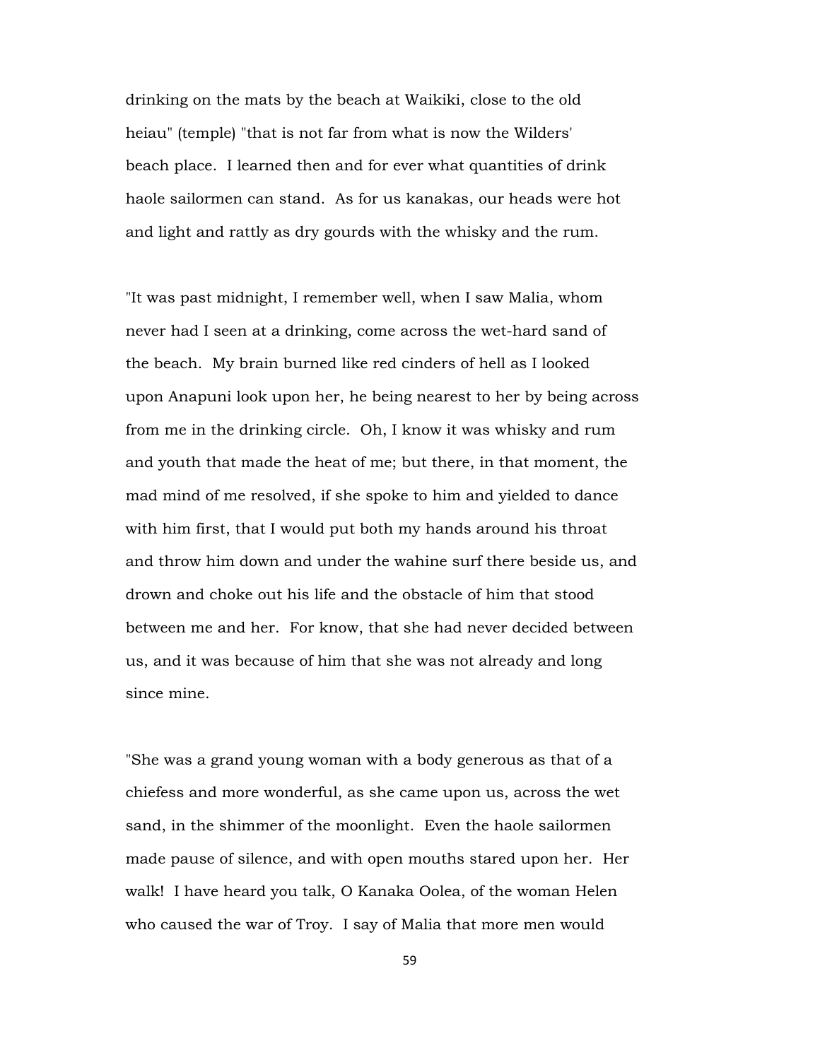drinking on the mats by the beach at Waikiki, close to the old heiau" (temple) "that is not far from what is now the Wilders' beach place. I learned then and for ever what quantities of drink haole sailormen can stand. As for us kanakas, our heads were hot and light and rattly as dry gourds with the whisky and the rum.

"It was past midnight, I remember well, when I saw Malia, whom never had I seen at a drinking, come across the wet-hard sand of the beach. My brain burned like red cinders of hell as I looked upon Anapuni look upon her, he being nearest to her by being across from me in the drinking circle. Oh, I know it was whisky and rum and youth that made the heat of me; but there, in that moment, the mad mind of me resolved, if she spoke to him and yielded to dance with him first, that I would put both my hands around his throat and throw him down and under the wahine surf there beside us, and drown and choke out his life and the obstacle of him that stood between me and her. For know, that she had never decided between us, and it was because of him that she was not already and long since mine.

"She was a grand young woman with a body generous as that of a chiefess and more wonderful, as she came upon us, across the wet sand, in the shimmer of the moonlight. Even the haole sailormen made pause of silence, and with open mouths stared upon her. Her walk! I have heard you talk, O Kanaka Oolea, of the woman Helen who caused the war of Troy. I say of Malia that more men would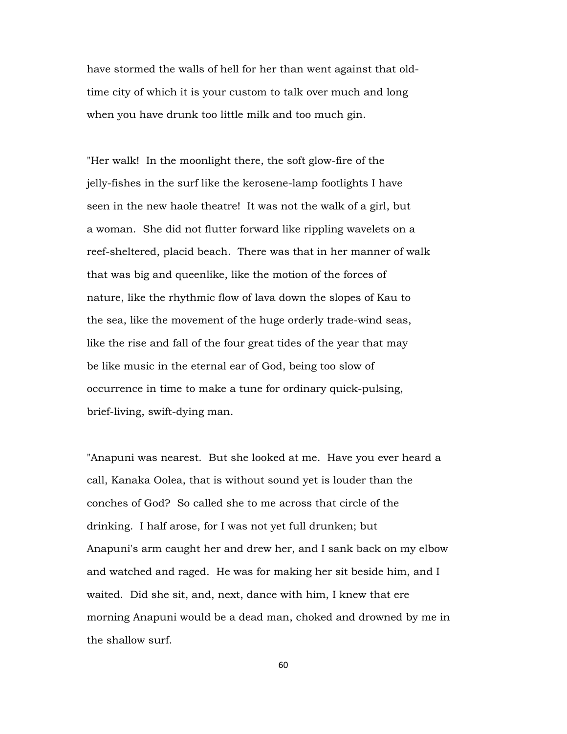have stormed the walls of hell for her than went against that old-time city of which it is your custom to talk over much and long when you have drunk too little milk and too much gin.

"Her walk! In the moonlight there, the soft glow-fire of the jelly-fishes in the surf like the kerosene-lamp footlights I have seen in the new haole theatre! It was not the walk of a girl, but a woman. She did not flutter forward like rippling wavelets on a reef-sheltered, placid beach. There was that in her manner of walk that was big and queenlike, like the motion of the forces of nature, like the rhythmic flow of lava down the slopes of Kau to the sea, like the movement of the huge orderly trade-wind seas, like the rise and fall of the four great tides of the year that may be like music in the eternal ear of God, being too slow of occurrence in time to make a tune for ordinary quick-pulsing, brief-living, swift-dying man.

"Anapuni was nearest. But she looked at me. Have you ever heard a call, Kanaka Oolea, that is without sound yet is louder than the conches of God? So called she to me across that circle of the drinking. I half arose, for I was not yet full drunken; but Anapuni's arm caught her and drew her, and I sank back on my elbow and watched and raged. He was for making her sit beside him, and I waited. Did she sit, and, next, dance with him, I knew that ere morning Anapuni would be a dead man, choked and drowned by me in the shallow surf.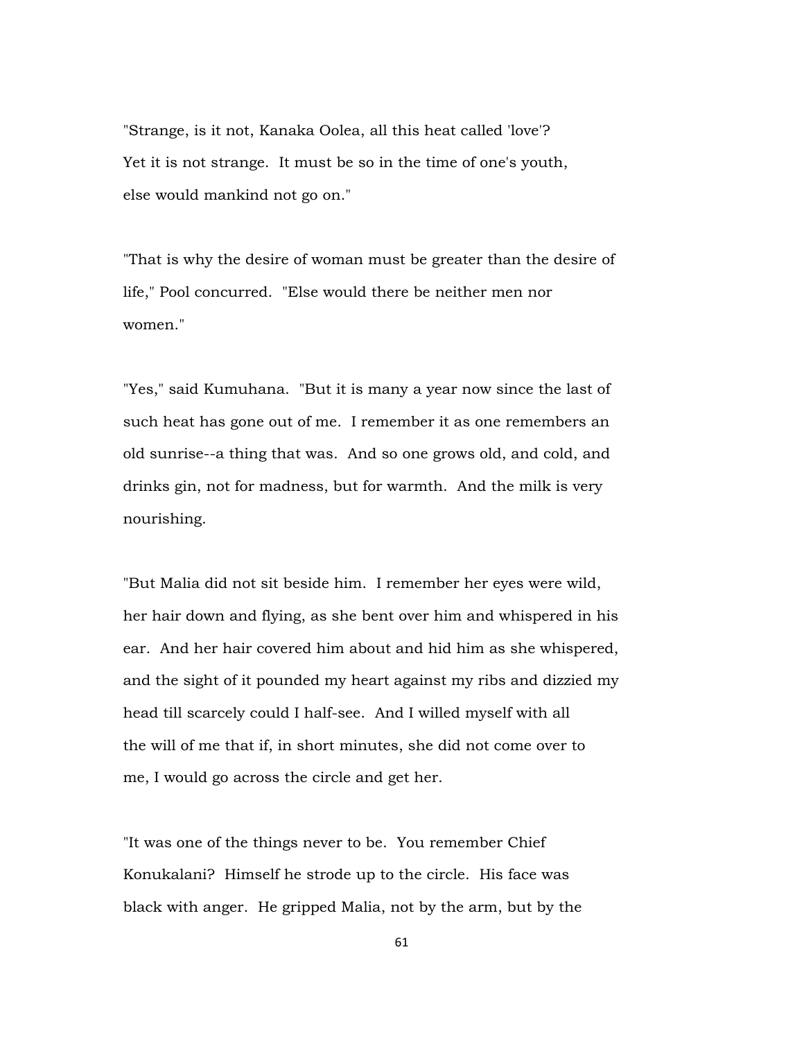"Strange, is it not, Kanaka Oolea, all this heat called 'love'? Yet it is not strange. It must be so in the time of one's youth, else would mankind not go on."

"That is why the desire of woman must be greater than the desire of life," Pool concurred. "Else would there be neither men nor women."

"Yes," said Kumuhana. "But it is many a year now since the last of such heat has gone out of me. I remember it as one remembers an old sunrise--a thing that was. And so one grows old, and cold, and drinks gin, not for madness, but for warmth. And the milk is very nourishing.

"But Malia did not sit beside him. I remember her eyes were wild, her hair down and flying, as she bent over him and whispered in his ear. And her hair covered him about and hid him as she whispered, and the sight of it pounded my heart against my ribs and dizzied my head till scarcely could I half-see. And I willed myself with all the will of me that if, in short minutes, she did not come over to me, I would go across the circle and get her.

"It was one of the things never to be. You remember Chief Konukalani? Himself he strode up to the circle. His face was black with anger. He gripped Malia, not by the arm, but by the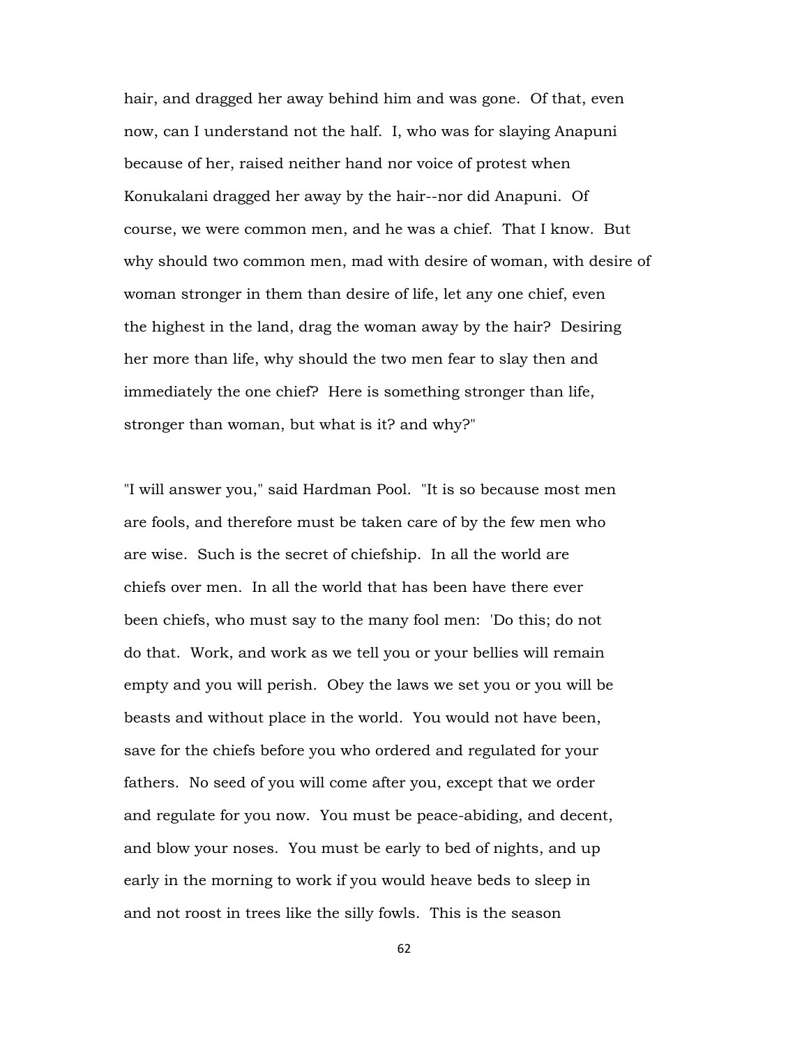hair, and dragged her away behind him and was gone. Of that, even now, can I understand not the half. I, who was for slaying Anapuni because of her, raised neither hand nor voice of protest when Konukalani dragged her away by the hair--nor did Anapuni. Of course, we were common men, and he was a chief. That I know. But why should two common men, mad with desire of woman, with desire of woman stronger in them than desire of life, let any one chief, even the highest in the land, drag the woman away by the hair? Desiring her more than life, why should the two men fear to slay then and immediately the one chief? Here is something stronger than life, stronger than woman, but what is it? and why?"

"I will answer you," said Hardman Pool. "It is so because most men are fools, and therefore must be taken care of by the few men who are wise. Such is the secret of chiefship. In all the world are chiefs over men. In all the world that has been have there ever been chiefs, who must say to the many fool men: 'Do this; do not do that. Work, and work as we tell you or your bellies will remain empty and you will perish. Obey the laws we set you or you will be beasts and without place in the world. You would not have been, save for the chiefs before you who ordered and regulated for your fathers. No seed of you will come after you, except that we order and regulate for you now. You must be peace-abiding, and decent, and blow your noses. You must be early to bed of nights, and up early in the morning to work if you would heave beds to sleep in and not roost in trees like the silly fowls. This is the season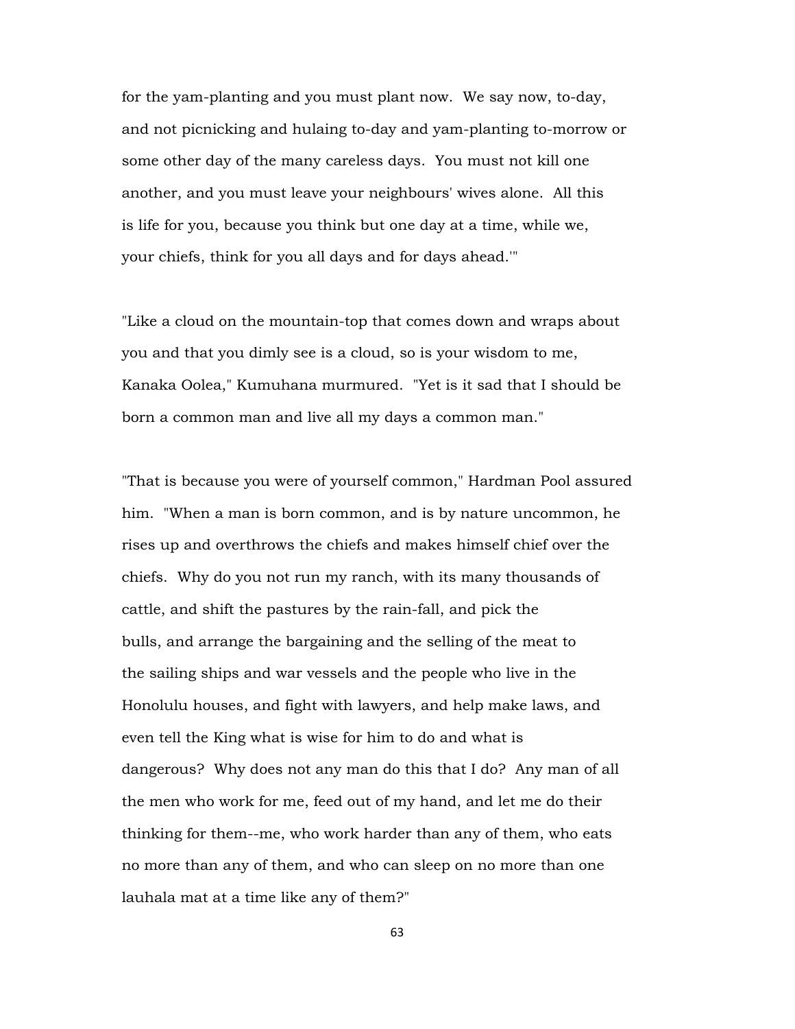for the yam-planting and you must plant now. We say now, to-day, and not picnicking and hulaing to-day and yam-planting to-morrow or some other day of the many careless days. You must not kill one another, and you must leave your neighbours' wives alone. All this is life for you, because you think but one day at a time, while we, your chiefs, think for you all days and for days ahead.'"

"Like a cloud on the mountain-top that comes down and wraps about you and that you dimly see is a cloud, so is your wisdom to me, Kanaka Oolea," Kumuhana murmured. "Yet is it sad that I should be born a common man and live all my days a common man."

"That is because you were of yourself common," Hardman Pool assured him. "When a man is born common, and is by nature uncommon, he rises up and overthrows the chiefs and makes himself chief over the chiefs. Why do you not run my ranch, with its many thousands of cattle, and shift the pastures by the rain-fall, and pick the bulls, and arrange the bargaining and the selling of the meat to the sailing ships and war vessels and the people who live in the Honolulu houses, and fight with lawyers, and help make laws, and even tell the King what is wise for him to do and what is dangerous? Why does not any man do this that I do? Any man of all the men who work for me, feed out of my hand, and let me do their thinking for them--me, who work harder than any of them, who eats no more than any of them, and who can sleep on no more than one lauhala mat at a time like any of them?"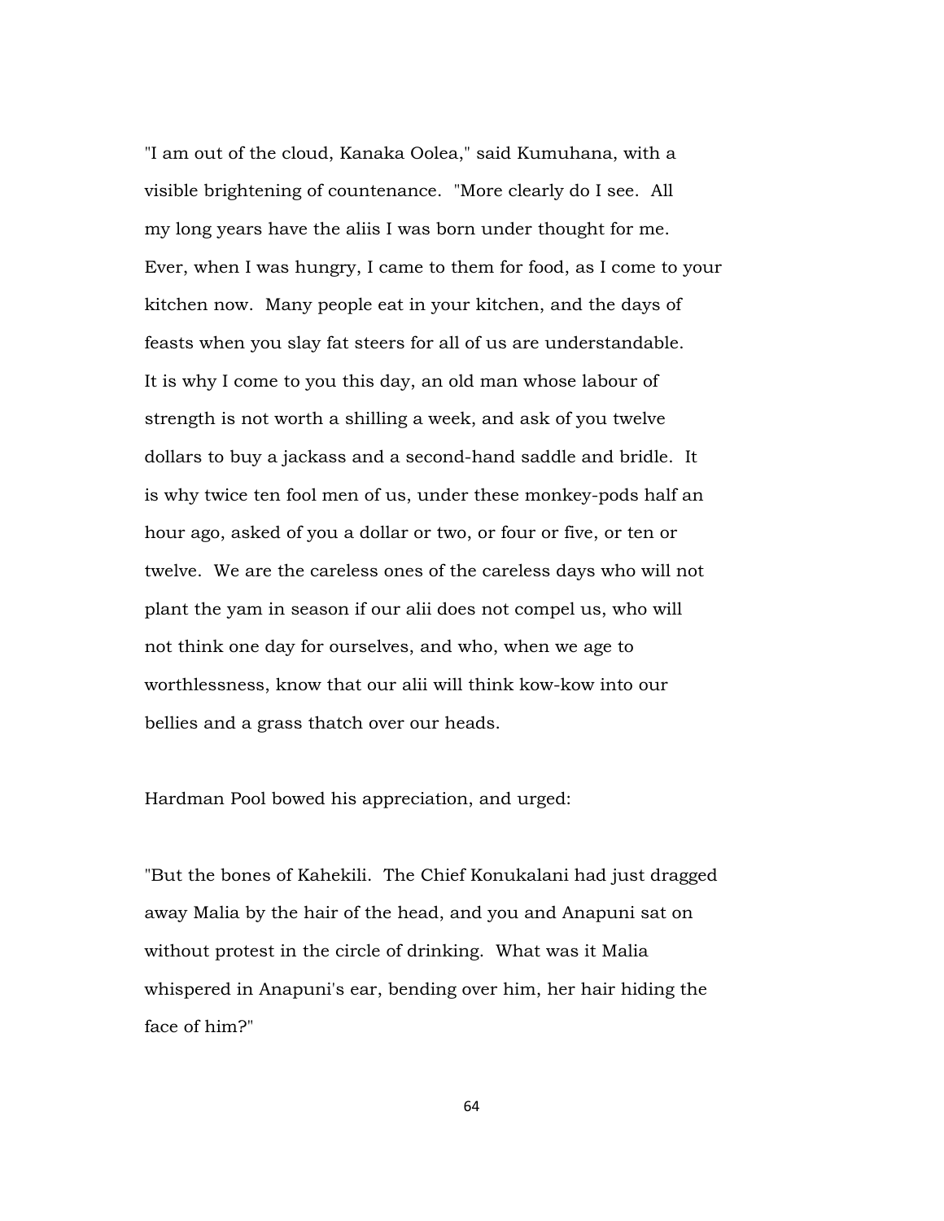"I am out of the cloud, Kanaka Oolea," said Kumuhana, with a visible brightening of countenance. "More clearly do I see. All my long years have the aliis I was born under thought for me. Ever, when I was hungry, I came to them for food, as I come to your kitchen now. Many people eat in your kitchen, and the days of feasts when you slay fat steers for all of us are understandable. It is why I come to you this day, an old man whose labour of strength is not worth a shilling a week, and ask of you twelve dollars to buy a jackass and a second-hand saddle and bridle. It is why twice ten fool men of us, under these monkey-pods half an hour ago, asked of you a dollar or two, or four or five, or ten or twelve. We are the careless ones of the careless days who will not plant the yam in season if our alii does not compel us, who will not think one day for ourselves, and who, when we age to worthlessness, know that our alii will think kow-kow into our bellies and a grass thatch over our heads.

Hardman Pool bowed his appreciation, and urged:

"But the bones of Kahekili. The Chief Konukalani had just dragged away Malia by the hair of the head, and you and Anapuni sat on without protest in the circle of drinking. What was it Malia whispered in Anapuni's ear, bending over him, her hair hiding the face of him?"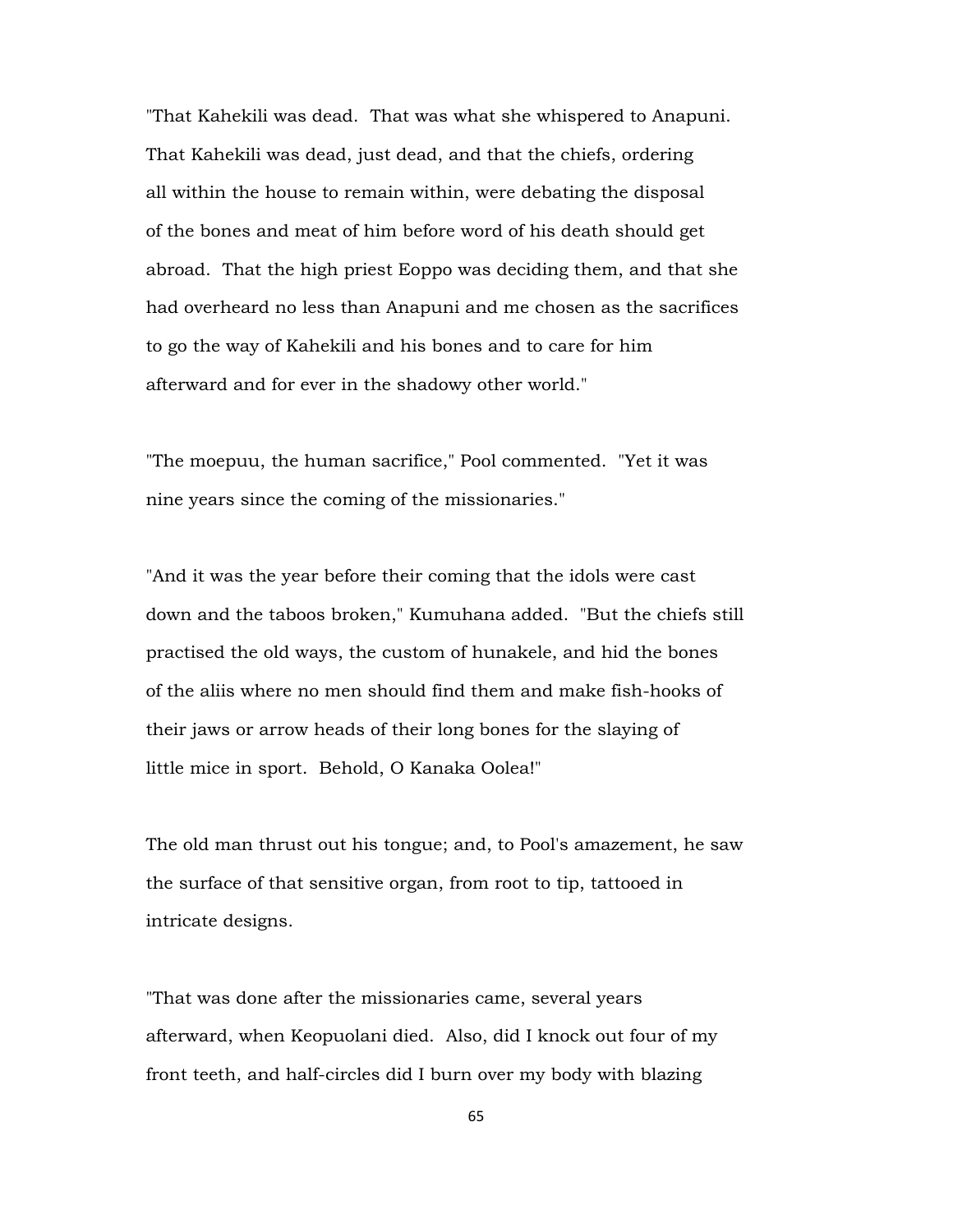"That Kahekili was dead. That was what she whispered to Anapuni. That Kahekili was dead, just dead, and that the chiefs, ordering all within the house to remain within, were debating the disposal of the bones and meat of him before word of his death should get abroad. That the high priest Eoppo was deciding them, and that she had overheard no less than Anapuni and me chosen as the sacrifices to go the way of Kahekili and his bones and to care for him afterward and for ever in the shadowy other world."

"The moepuu, the human sacrifice," Pool commented. "Yet it was nine years since the coming of the missionaries."

"And it was the year before their coming that the idols were cast down and the taboos broken," Kumuhana added. "But the chiefs still practised the old ways, the custom of hunakele, and hid the bones of the aliis where no men should find them and make fish-hooks of their jaws or arrow heads of their long bones for the slaying of little mice in sport. Behold, O Kanaka Oolea!"

The old man thrust out his tongue; and, to Pool's amazement, he saw the surface of that sensitive organ, from root to tip, tattooed in intricate designs.

"That was done after the missionaries came, several years afterward, when Keopuolani died. Also, did I knock out four of my front teeth, and half-circles did I burn over my body with blazing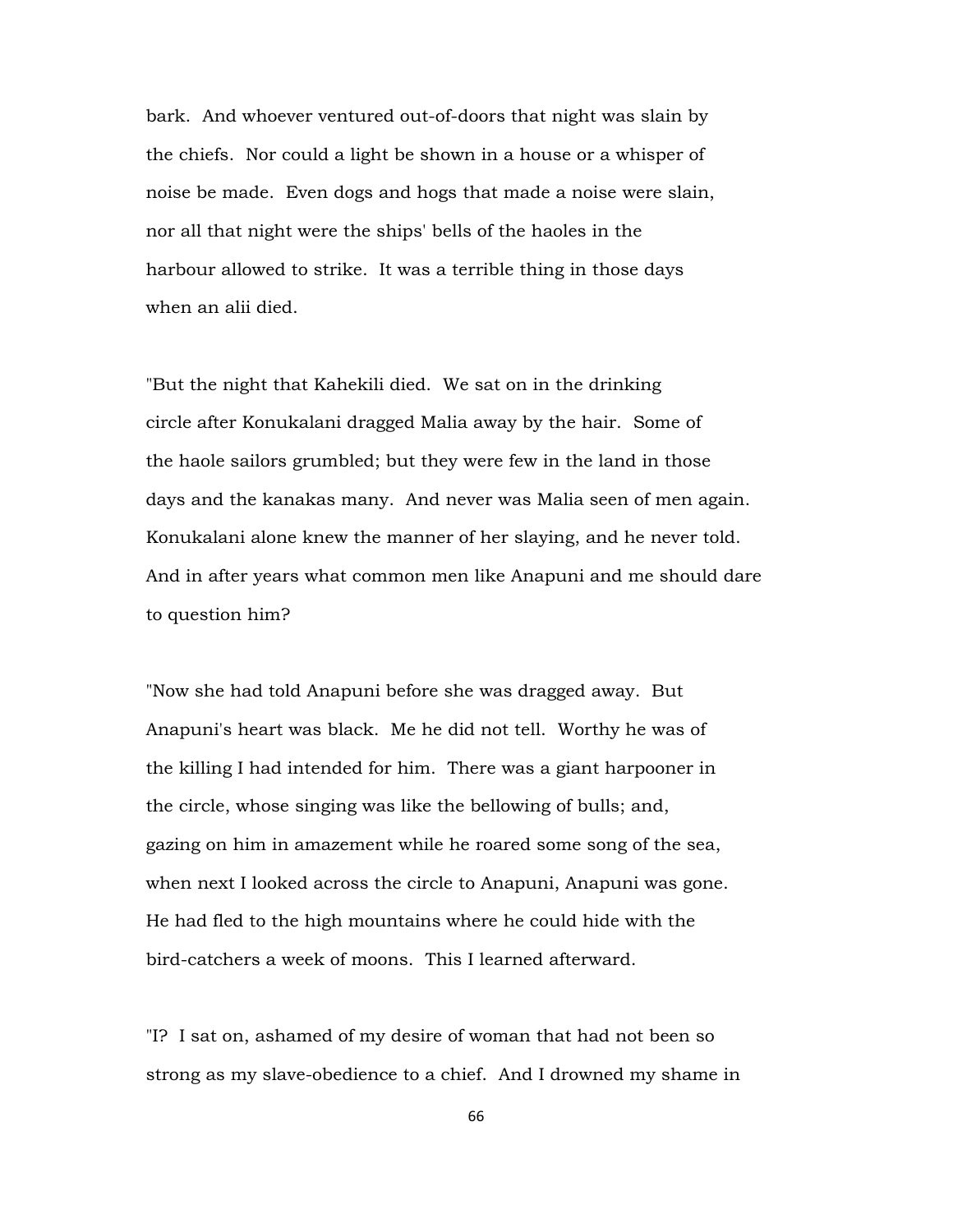bark. And whoever ventured out-of-doors that night was slain by the chiefs. Nor could a light be shown in a house or a whisper of noise be made. Even dogs and hogs that made a noise were slain, nor all that night were the ships' bells of the haoles in the harbour allowed to strike. It was a terrible thing in those days when an alii died.

"But the night that Kahekili died. We sat on in the drinking circle after Konukalani dragged Malia away by the hair. Some of the haole sailors grumbled; but they were few in the land in those days and the kanakas many. And never was Malia seen of men again. Konukalani alone knew the manner of her slaying, and he never told. And in after years what common men like Anapuni and me should dare to question him?

"Now she had told Anapuni before she was dragged away. But Anapuni's heart was black. Me he did not tell. Worthy he was of the killing I had intended for him. There was a giant harpooner in the circle, whose singing was like the bellowing of bulls; and, gazing on him in amazement while he roared some song of the sea, when next I looked across the circle to Anapuni, Anapuni was gone. He had fled to the high mountains where he could hide with the bird-catchers a week of moons. This I learned afterward.

"I? I sat on, ashamed of my desire of woman that had not been so strong as my slave-obedience to a chief. And I drowned my shame in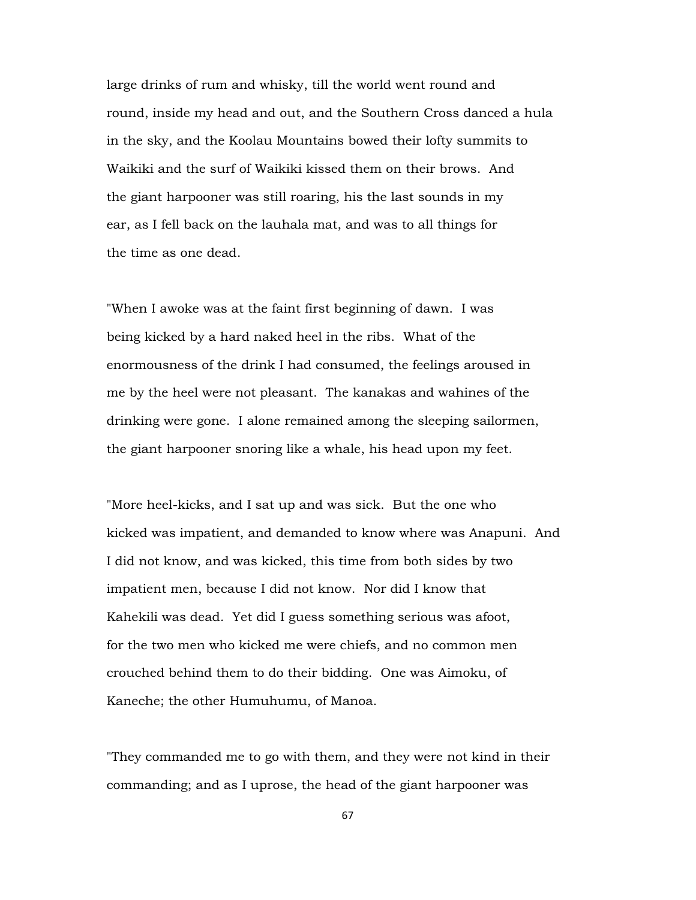large drinks of rum and whisky, till the world went round and round, inside my head and out, and the Southern Cross danced a hula in the sky, and the Koolau Mountains bowed their lofty summits to Waikiki and the surf of Waikiki kissed them on their brows. And the giant harpooner was still roaring, his the last sounds in my ear, as I fell back on the lauhala mat, and was to all things for the time as one dead.

"When I awoke was at the faint first beginning of dawn. I was being kicked by a hard naked heel in the ribs. What of the enormousness of the drink I had consumed, the feelings aroused in me by the heel were not pleasant. The kanakas and wahines of the drinking were gone. I alone remained among the sleeping sailormen, the giant harpooner snoring like a whale, his head upon my feet.

"More heel-kicks, and I sat up and was sick. But the one who kicked was impatient, and demanded to know where was Anapuni. And I did not know, and was kicked, this time from both sides by two impatient men, because I did not know. Nor did I know that Kahekili was dead. Yet did I guess something serious was afoot, for the two men who kicked me were chiefs, and no common men crouched behind them to do their bidding. One was Aimoku, of Kaneche; the other Humuhumu, of Manoa.

"They commanded me to go with them, and they were not kind in their commanding; and as I uprose, the head of the giant harpooner was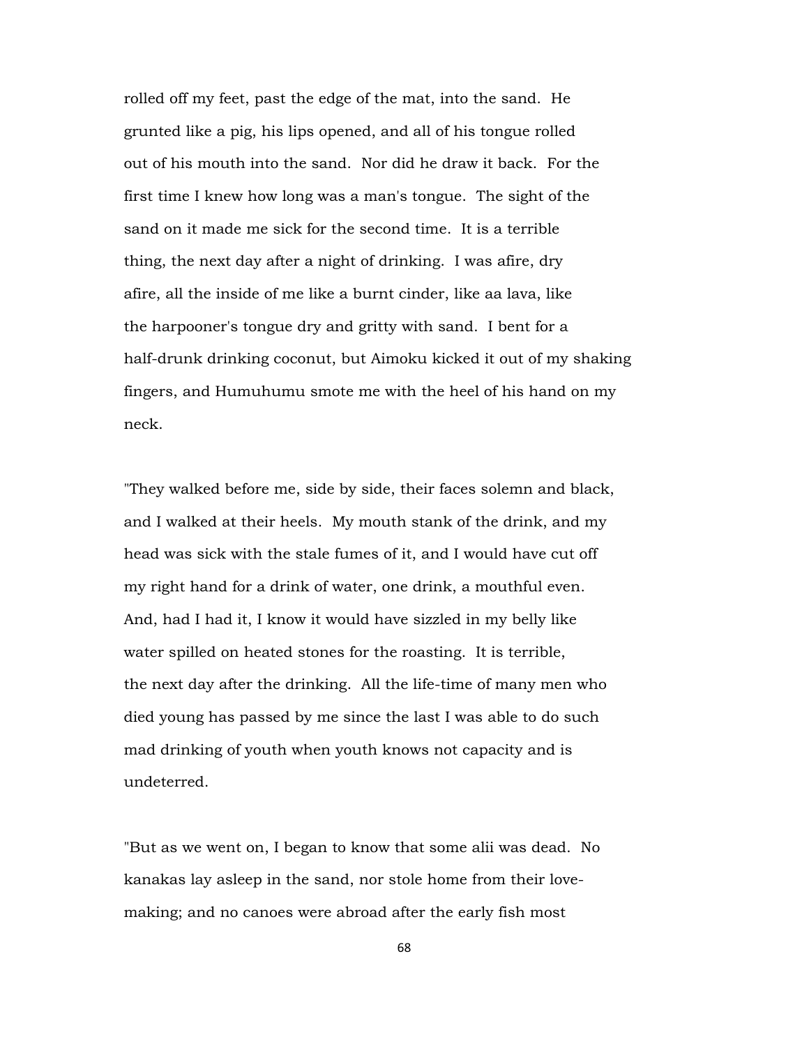rolled off my feet, past the edge of the mat, into the sand. He grunted like a pig, his lips opened, and all of his tongue rolled out of his mouth into the sand. Nor did he draw it back. For the first time I knew how long was a man's tongue. The sight of the sand on it made me sick for the second time. It is a terrible thing, the next day after a night of drinking. I was afire, dry afire, all the inside of me like a burnt cinder, like aa lava, like the harpooner's tongue dry and gritty with sand. I bent for a half-drunk drinking coconut, but Aimoku kicked it out of my shaking fingers, and Humuhumu smote me with the heel of his hand on my neck.

"They walked before me, side by side, their faces solemn and black, and I walked at their heels. My mouth stank of the drink, and my head was sick with the stale fumes of it, and I would have cut off my right hand for a drink of water, one drink, a mouthful even. And, had I had it, I know it would have sizzled in my belly like water spilled on heated stones for the roasting. It is terrible, the next day after the drinking. All the life-time of many men who died young has passed by me since the last I was able to do such mad drinking of youth when youth knows not capacity and is undeterred.

"But as we went on, I began to know that some alii was dead. No kanakas lay asleep in the sand, nor stole home from their love-making; and no canoes were abroad after the early fish most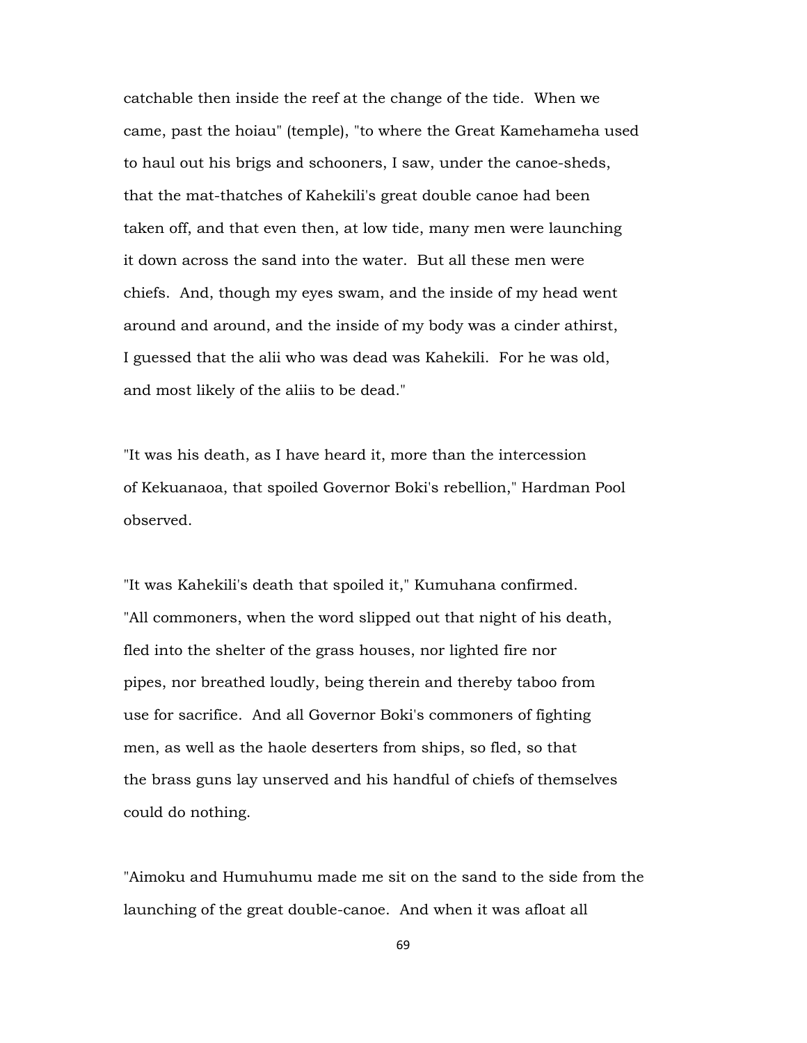catchable then inside the reef at the change of the tide. When we came, past the hoiau" (temple), "to where the Great Kamehameha used to haul out his brigs and schooners, I saw, under the canoe-sheds, that the mat-thatches of Kahekili's great double canoe had been taken off, and that even then, at low tide, many men were launching it down across the sand into the water. But all these men were chiefs. And, though my eyes swam, and the inside of my head went around and around, and the inside of my body was a cinder athirst, I guessed that the alii who was dead was Kahekili. For he was old, and most likely of the aliis to be dead."

"It was his death, as I have heard it, more than the intercession of Kekuanaoa, that spoiled Governor Boki's rebellion," Hardman Pool observed.

"It was Kahekili's death that spoiled it," Kumuhana confirmed. "All commoners, when the word slipped out that night of his death, fled into the shelter of the grass houses, nor lighted fire nor pipes, nor breathed loudly, being therein and thereby taboo from use for sacrifice. And all Governor Boki's commoners of fighting men, as well as the haole deserters from ships, so fled, so that the brass guns lay unserved and his handful of chiefs of themselves could do nothing.

"Aimoku and Humuhumu made me sit on the sand to the side from the launching of the great double-canoe. And when it was afloat all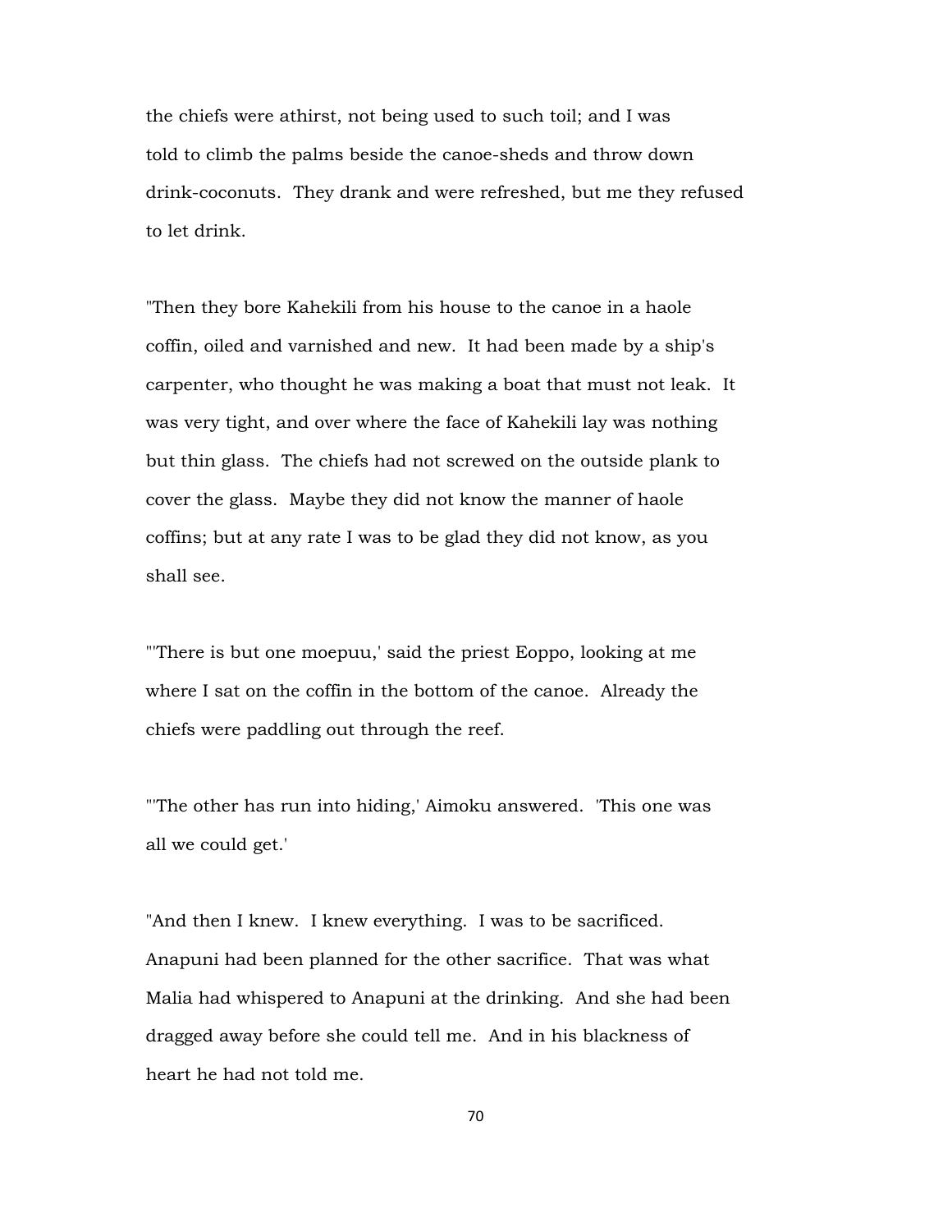the chiefs were athirst, not being used to such toil; and I was told to climb the palms beside the canoe-sheds and throw down drink-coconuts. They drank and were refreshed, but me they refused to let drink.

"Then they bore Kahekili from his house to the canoe in a haole coffin, oiled and varnished and new. It had been made by a ship's carpenter, who thought he was making a boat that must not leak. It was very tight, and over where the face of Kahekili lay was nothing but thin glass. The chiefs had not screwed on the outside plank to cover the glass. Maybe they did not know the manner of haole coffins; but at any rate I was to be glad they did not know, as you shall see.

"'There is but one moepuu,' said the priest Eoppo, looking at me where I sat on the coffin in the bottom of the canoe. Already the chiefs were paddling out through the reef.

"'The other has run into hiding,' Aimoku answered. 'This one was all we could get.'

"And then I knew. I knew everything. I was to be sacrificed. Anapuni had been planned for the other sacrifice. That was what Malia had whispered to Anapuni at the drinking. And she had been dragged away before she could tell me. And in his blackness of heart he had not told me.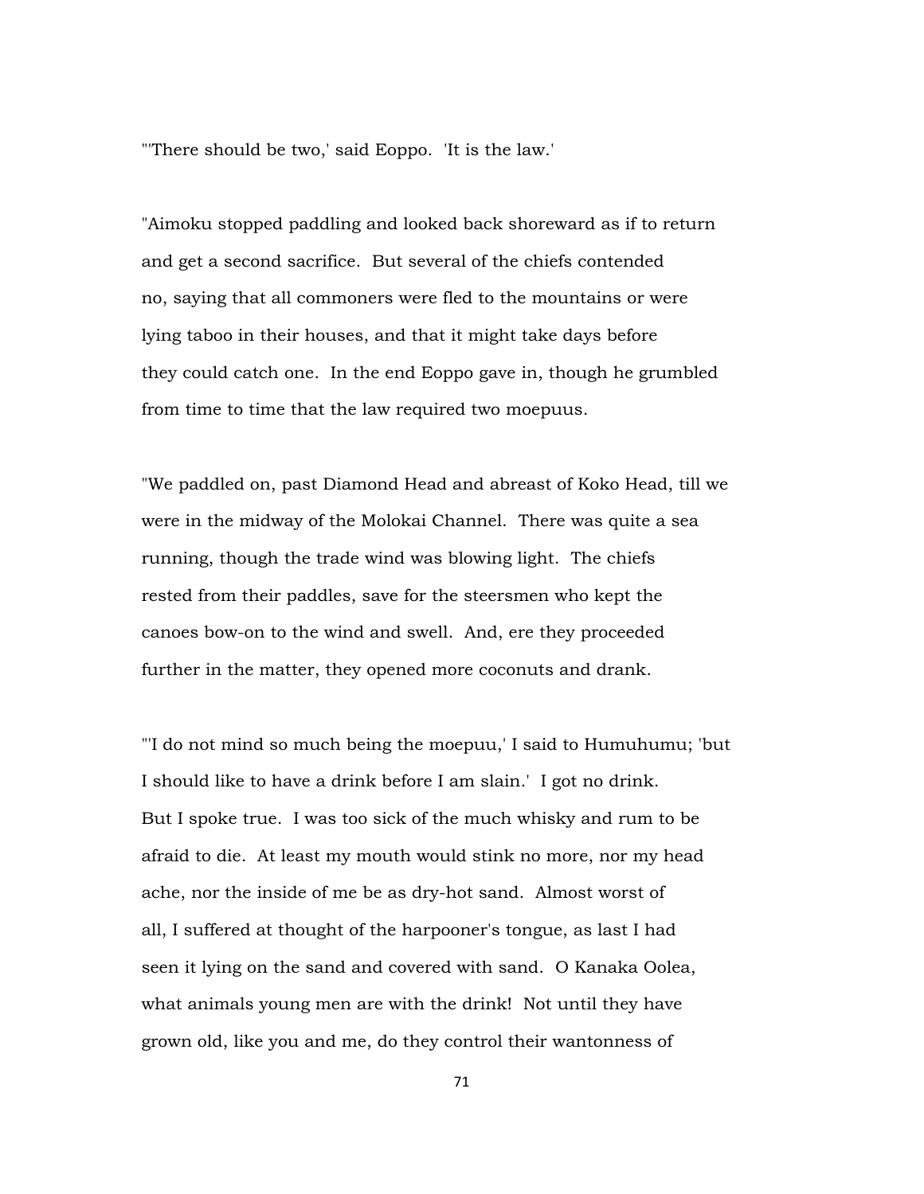"'There should be two,' said Eoppo. 'It is the law.'

"Aimoku stopped paddling and looked back shoreward as if to return and get a second sacrifice. But several of the chiefs contended no, saying that all commoners were fled to the mountains or were lying taboo in their houses, and that it might take days before they could catch one. In the end Eoppo gave in, though he grumbled from time to time that the law required two moepuus.

"We paddled on, past Diamond Head and abreast of Koko Head, till we were in the midway of the Molokai Channel. There was quite a sea running, though the trade wind was blowing light. The chiefs rested from their paddles, save for the steersmen who kept the canoes bow-on to the wind and swell. And, ere they proceeded further in the matter, they opened more coconuts and drank.

"'I do not mind so much being the moepuu,' I said to Humuhumu; 'but I should like to have a drink before I am slain.' I got no drink. But I spoke true. I was too sick of the much whisky and rum to be afraid to die. At least my mouth would stink no more, nor my head ache, nor the inside of me be as dry-hot sand. Almost worst of all, I suffered at thought of the harpooner's tongue, as last I had seen it lying on the sand and covered with sand. O Kanaka Oolea, what animals young men are with the drink! Not until they have grown old, like you and me, do they control their wantonness of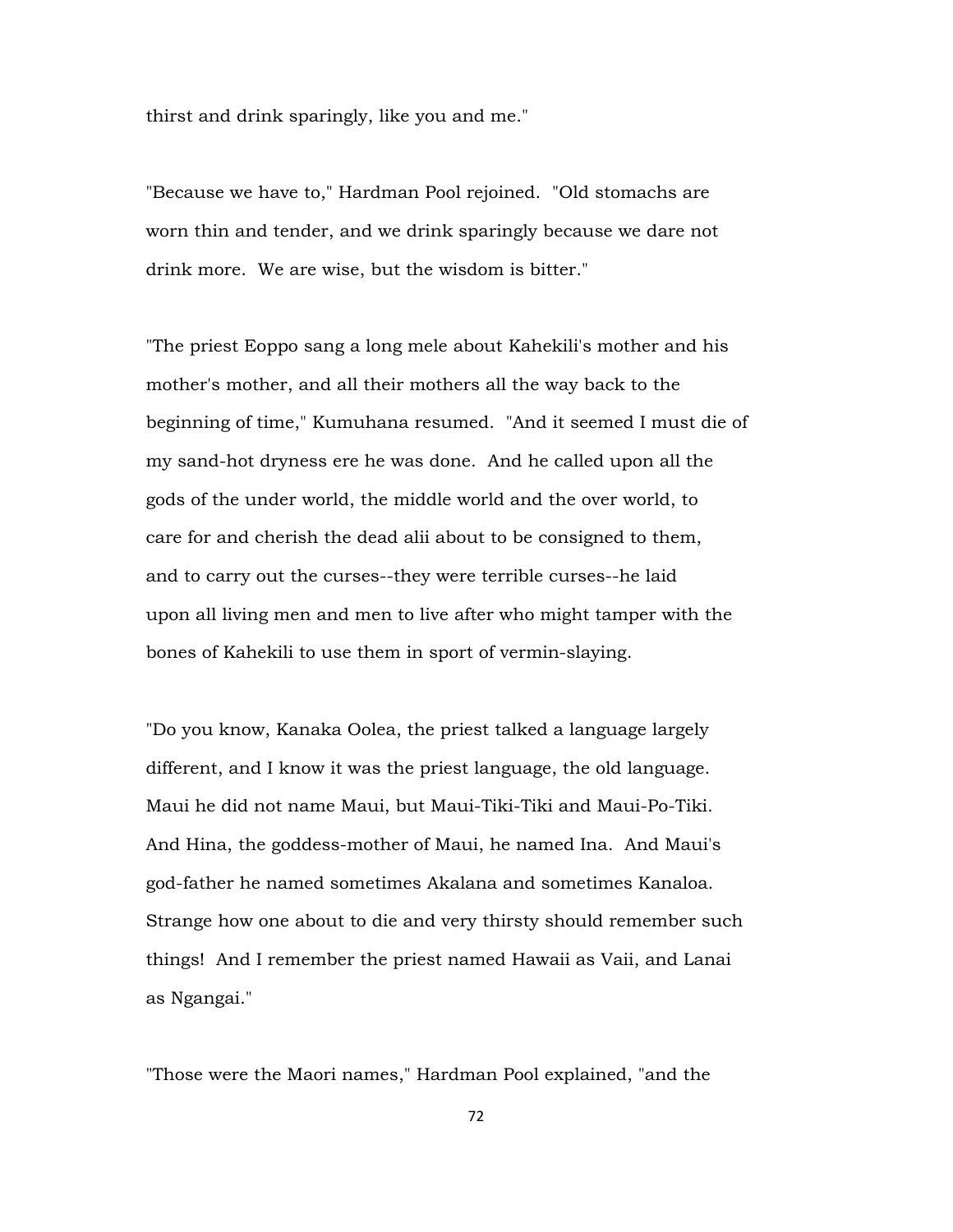thirst and drink sparingly, like you and me."

"Because we have to," Hardman Pool rejoined. "Old stomachs are worn thin and tender, and we drink sparingly because we dare not drink more. We are wise, but the wisdom is bitter."

"The priest Eoppo sang a long mele about Kahekili's mother and his mother's mother, and all their mothers all the way back to the beginning of time," Kumuhana resumed. "And it seemed I must die of my sand-hot dryness ere he was done. And he called upon all the gods of the under world, the middle world and the over world, to care for and cherish the dead alii about to be consigned to them, and to carry out the curses--they were terrible curses--he laid upon all living men and men to live after who might tamper with the bones of Kahekili to use them in sport of vermin-slaying.

"Do you know, Kanaka Oolea, the priest talked a language largely different, and I know it was the priest language, the old language. Maui he did not name Maui, but Maui-Tiki-Tiki and Maui-Po-Tiki. And Hina, the goddess-mother of Maui, he named Ina. And Maui's god-father he named sometimes Akalana and sometimes Kanaloa. Strange how one about to die and very thirsty should remember such things! And I remember the priest named Hawaii as Vaii, and Lanai as Ngangai."

"Those were the Maori names," Hardman Pool explained, "and the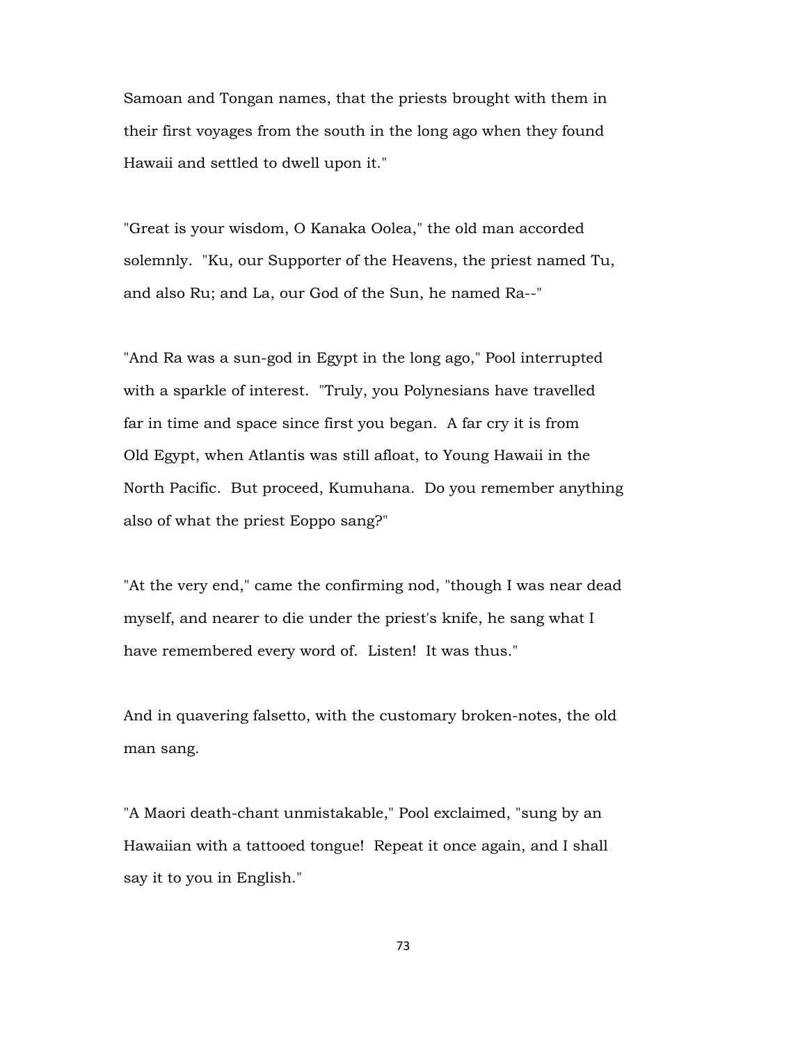Samoan and Tongan names, that the priests brought with them in their first voyages from the south in the long ago when they found Hawaii and settled to dwell upon it."

"Great is your wisdom, O Kanaka Oolea," the old man accorded solemnly. "Ku, our Supporter of the Heavens, the priest named Tu, and also Ru; and La, our God of the Sun, he named Ra--"

"And Ra was a sun-god in Egypt in the long ago," Pool interrupted with a sparkle of interest. "Truly, you Polynesians have travelled far in time and space since first you began. A far cry it is from Old Egypt, when Atlantis was still afloat, to Young Hawaii in the North Pacific. But proceed, Kumuhana. Do you remember anything also of what the priest Eoppo sang?"

"At the very end," came the confirming nod, "though I was near dead myself, and nearer to die under the priest's knife, he sang what I have remembered every word of. Listen! It was thus."

And in quavering falsetto, with the customary broken-notes, the old man sang.

"A Maori death-chant unmistakable," Pool exclaimed, "sung by an Hawaiian with a tattooed tongue! Repeat it once again, and I shall say it to you in English."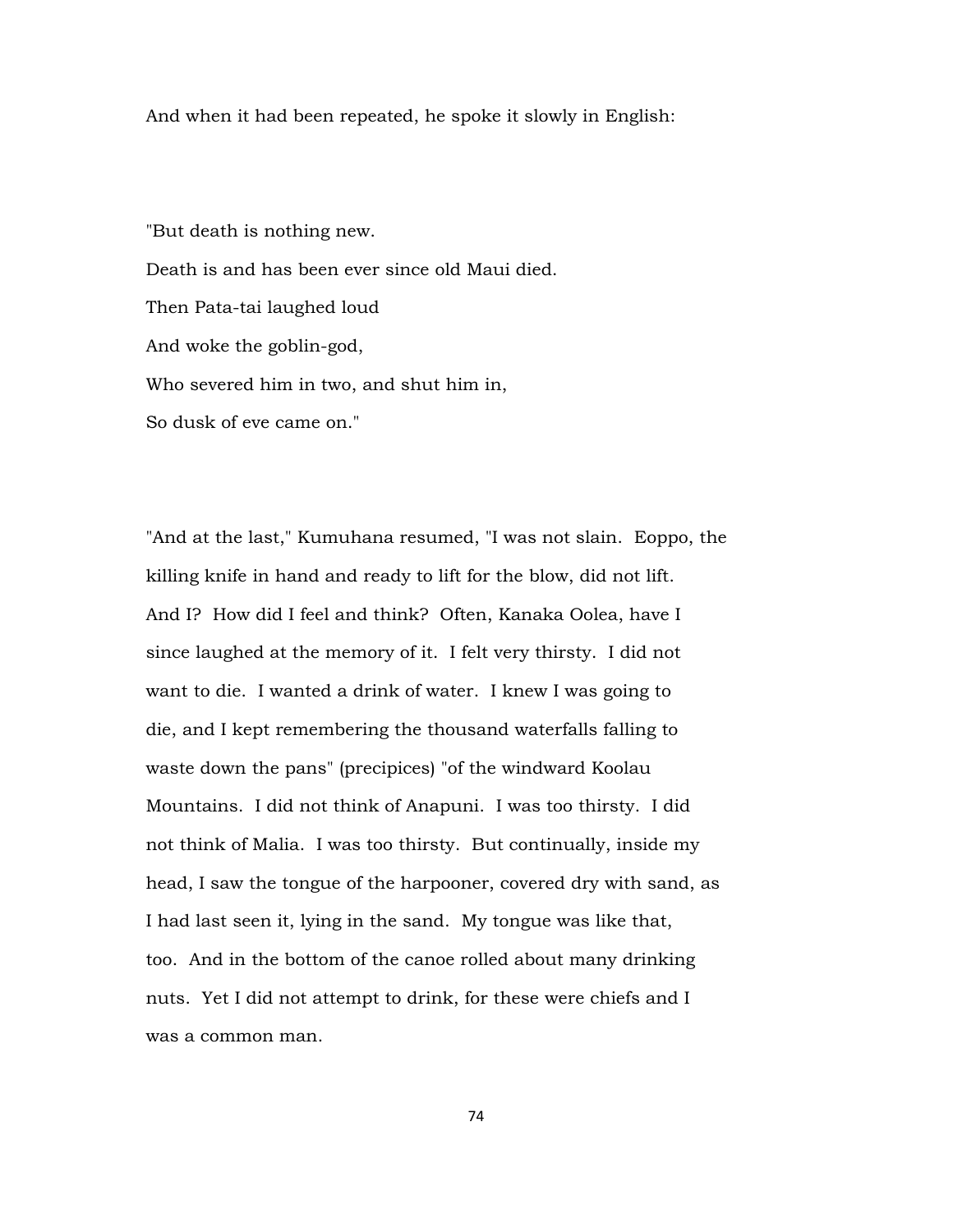And when it had been repeated, he spoke it slowly in English:

"But death is nothing new.  
Death is and has been ever since old Maui died.  
Then Pata-tai laughed loud  
And woke the goblin-god,  
Who severed him in two, and shut him in,  
So dusk of eve came on."

"And at the last," Kumuhana resumed, "I was not slain. Eoppo, the killing knife in hand and ready to lift for the blow, did not lift. And I? How did I feel and think? Often, Kanaka Oolea, have I since laughed at the memory of it. I felt very thirsty. I did not want to die. I wanted a drink of water. I knew I was going to die, and I kept remembering the thousand waterfalls falling to waste down the pans" (precipices) "of the windward Koolau Mountains. I did not think of Anapuni. I was too thirsty. I did not think of Malia. I was too thirsty. But continually, inside my head, I saw the tongue of the harpooner, covered dry with sand, as I had last seen it, lying in the sand. My tongue was like that, too. And in the bottom of the canoe rolled about many drinking nuts. Yet I did not attempt to drink, for these were chiefs and I was a common man.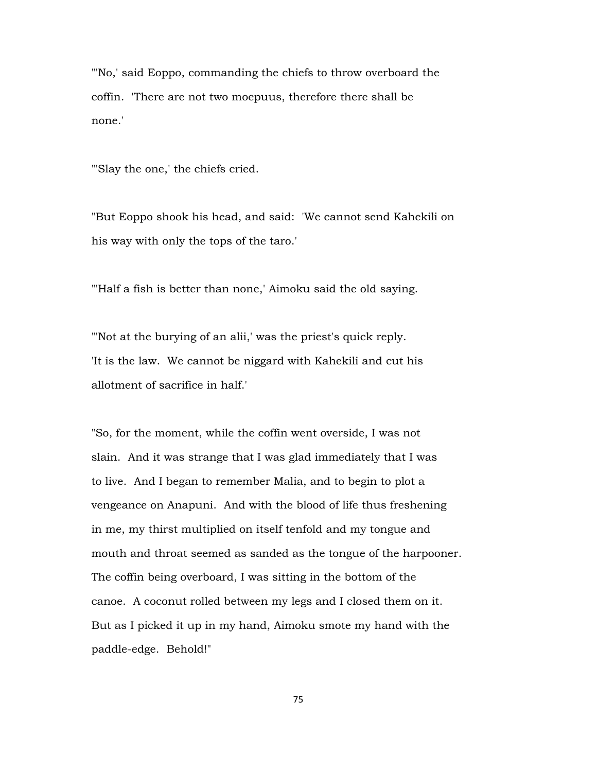"'No,' said Eoppo, commanding the chiefs to throw overboard the coffin. 'There are not two moepuus, therefore there shall be none.'

"'Slay the one,' the chiefs cried.

"But Eoppo shook his head, and said: 'We cannot send Kahekili on his way with only the tops of the taro.'

"'Half a fish is better than none,' Aimoku said the old saying.

"'Not at the burying of an alii,' was the priest's quick reply. 'It is the law. We cannot be niggard with Kahekili and cut his allotment of sacrifice in half.'

"So, for the moment, while the coffin went overside, I was not slain. And it was strange that I was glad immediately that I was to live. And I began to remember Malia, and to begin to plot a vengeance on Anapuni. And with the blood of life thus freshening in me, my thirst multiplied on itself tenfold and my tongue and mouth and throat seemed as sanded as the tongue of the harpooner. The coffin being overboard, I was sitting in the bottom of the canoe. A coconut rolled between my legs and I closed them on it. But as I picked it up in my hand, Aimoku smote my hand with the paddle-edge. Behold!"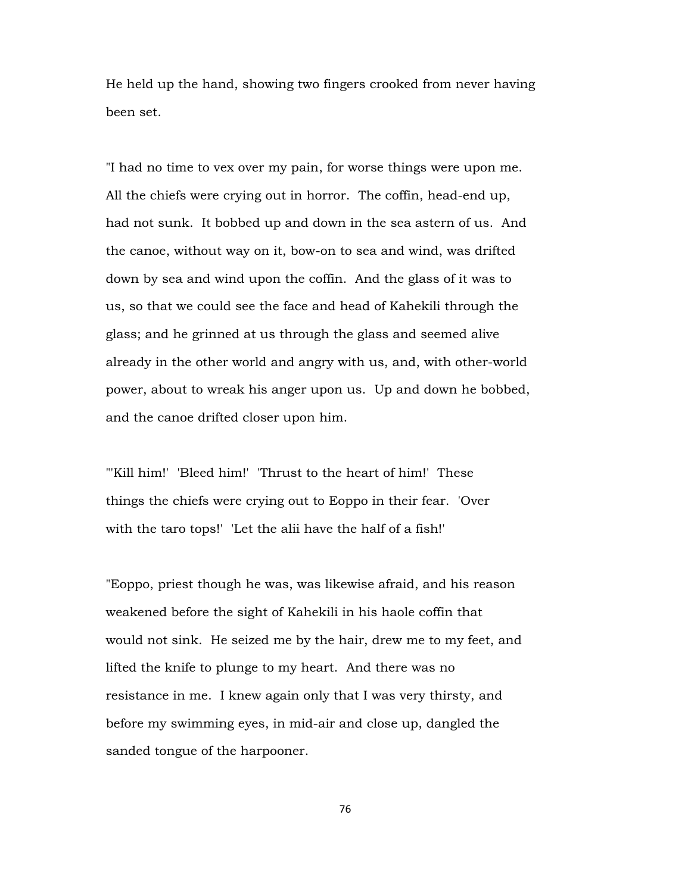He held up the hand, showing two fingers crooked from never having been set.

"I had no time to vex over my pain, for worse things were upon me. All the chiefs were crying out in horror. The coffin, head-end up, had not sunk. It bobbed up and down in the sea astern of us. And the canoe, without way on it, bow-on to sea and wind, was drifted down by sea and wind upon the coffin. And the glass of it was to us, so that we could see the face and head of Kahekili through the glass; and he grinned at us through the glass and seemed alive already in the other world and angry with us, and, with other-world power, about to wreak his anger upon us. Up and down he bobbed, and the canoe drifted closer upon him.

"'Kill him!' 'Bleed him!' 'Thrust to the heart of him!' These things the chiefs were crying out to Eoppo in their fear. 'Over with the taro tops!' 'Let the alii have the half of a fish!'

"Eoppo, priest though he was, was likewise afraid, and his reason weakened before the sight of Kahekili in his haole coffin that would not sink. He seized me by the hair, drew me to my feet, and lifted the knife to plunge to my heart. And there was no resistance in me. I knew again only that I was very thirsty, and before my swimming eyes, in mid-air and close up, dangled the sanded tongue of the harpooner.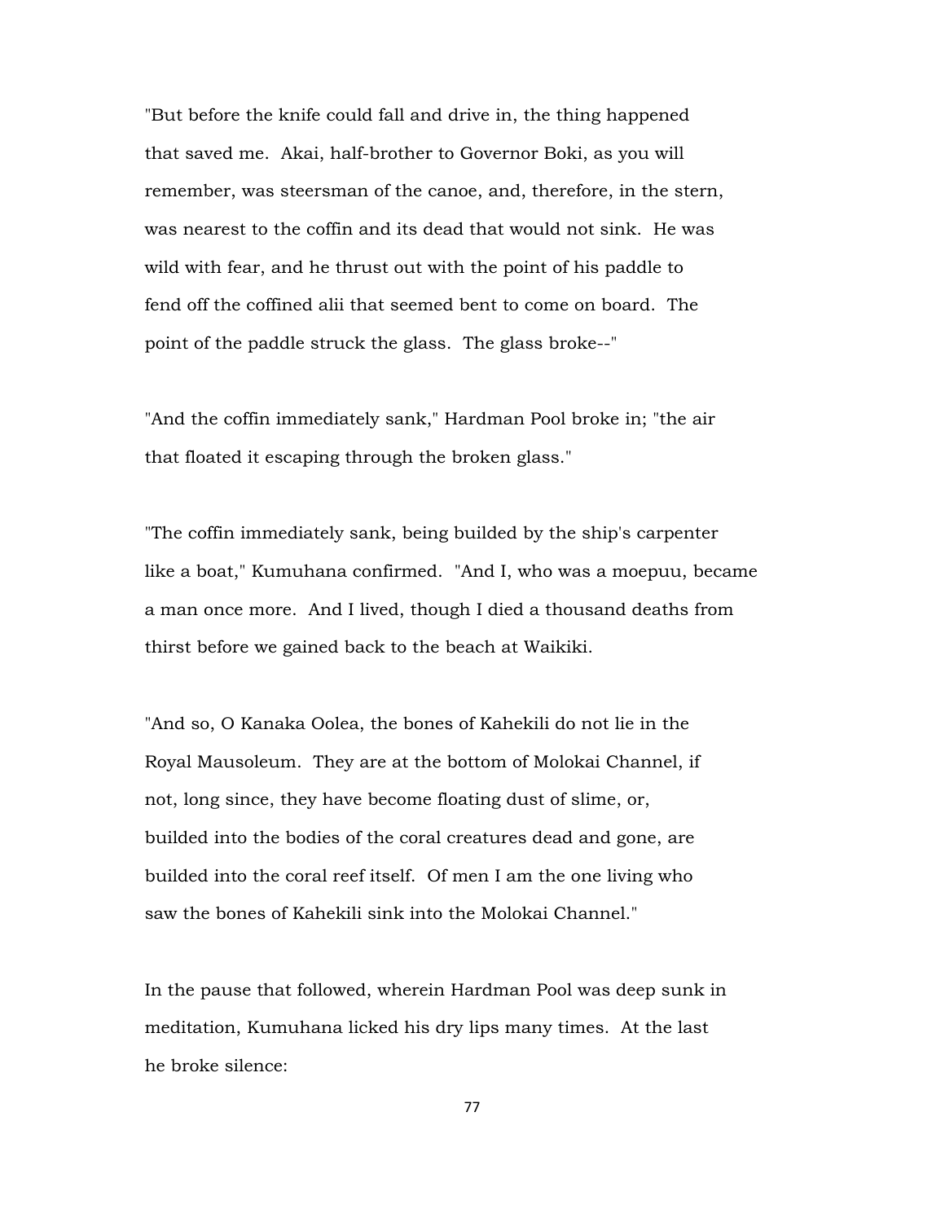"But before the knife could fall and drive in, the thing happened that saved me. Akai, half-brother to Governor Boki, as you will remember, was steersman of the canoe, and, therefore, in the stern, was nearest to the coffin and its dead that would not sink. He was wild with fear, and he thrust out with the point of his paddle to fend off the coffined alii that seemed bent to come on board. The point of the paddle struck the glass. The glass broke--"

"And the coffin immediately sank," Hardman Pool broke in; "the air that floated it escaping through the broken glass."

"The coffin immediately sank, being builded by the ship's carpenter like a boat," Kumuhana confirmed. "And I, who was a moepuu, became a man once more. And I lived, though I died a thousand deaths from thirst before we gained back to the beach at Waikiki.

"And so, O Kanaka Oolea, the bones of Kahekili do not lie in the Royal Mausoleum. They are at the bottom of Molokai Channel, if not, long since, they have become floating dust of slime, or, builded into the bodies of the coral creatures dead and gone, are builded into the coral reef itself. Of men I am the one living who saw the bones of Kahekili sink into the Molokai Channel."

In the pause that followed, wherein Hardman Pool was deep sunk in meditation, Kumuhana licked his dry lips many times. At the last he broke silence: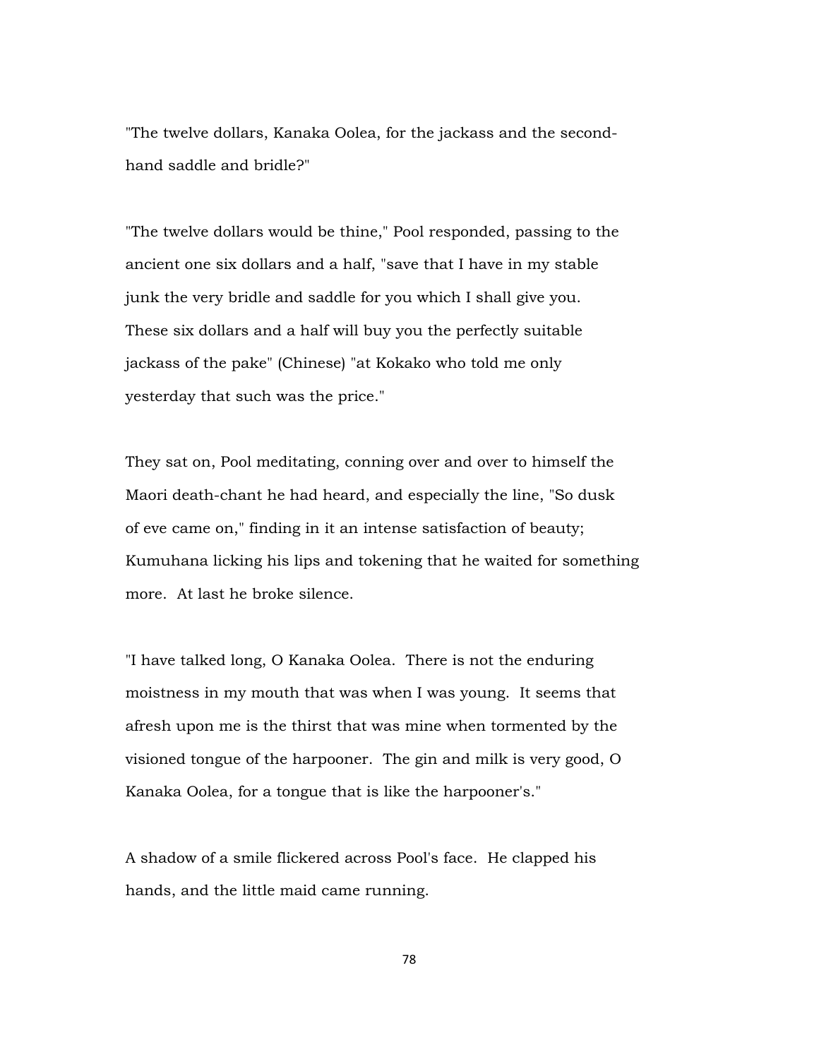"The twelve dollars, Kanaka Oolea, for the jackass and the second-hand saddle and bridle?"

"The twelve dollars would be thine," Pool responded, passing to the ancient one six dollars and a half, "save that I have in my stable junk the very bridle and saddle for you which I shall give you. These six dollars and a half will buy you the perfectly suitable jackass of the pake" (Chinese) "at Kokako who told me only yesterday that such was the price."

They sat on, Pool meditating, conning over and over to himself the Maori death-chant he had heard, and especially the line, "So dusk of eve came on," finding in it an intense satisfaction of beauty; Kumuhana licking his lips and tokening that he waited for something more. At last he broke silence.

"I have talked long, O Kanaka Oolea. There is not the enduring moistness in my mouth that was when I was young. It seems that afresh upon me is the thirst that was mine when tormented by the visioned tongue of the harpooner. The gin and milk is very good, O Kanaka Oolea, for a tongue that is like the harpooner's."

A shadow of a smile flickered across Pool's face. He clapped his hands, and the little maid came running.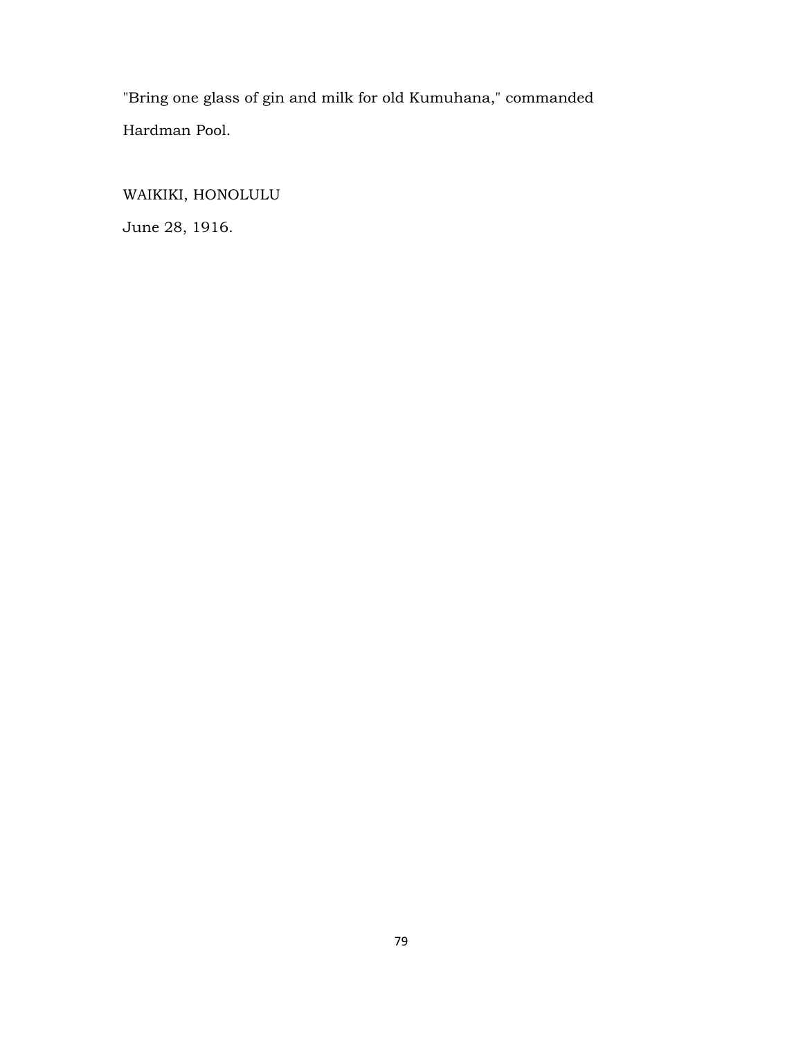"Bring one glass of gin and milk for old Kumuhana," commanded Hardman Pool.

WAIKIKI, HONOLULU

June 28, 1916.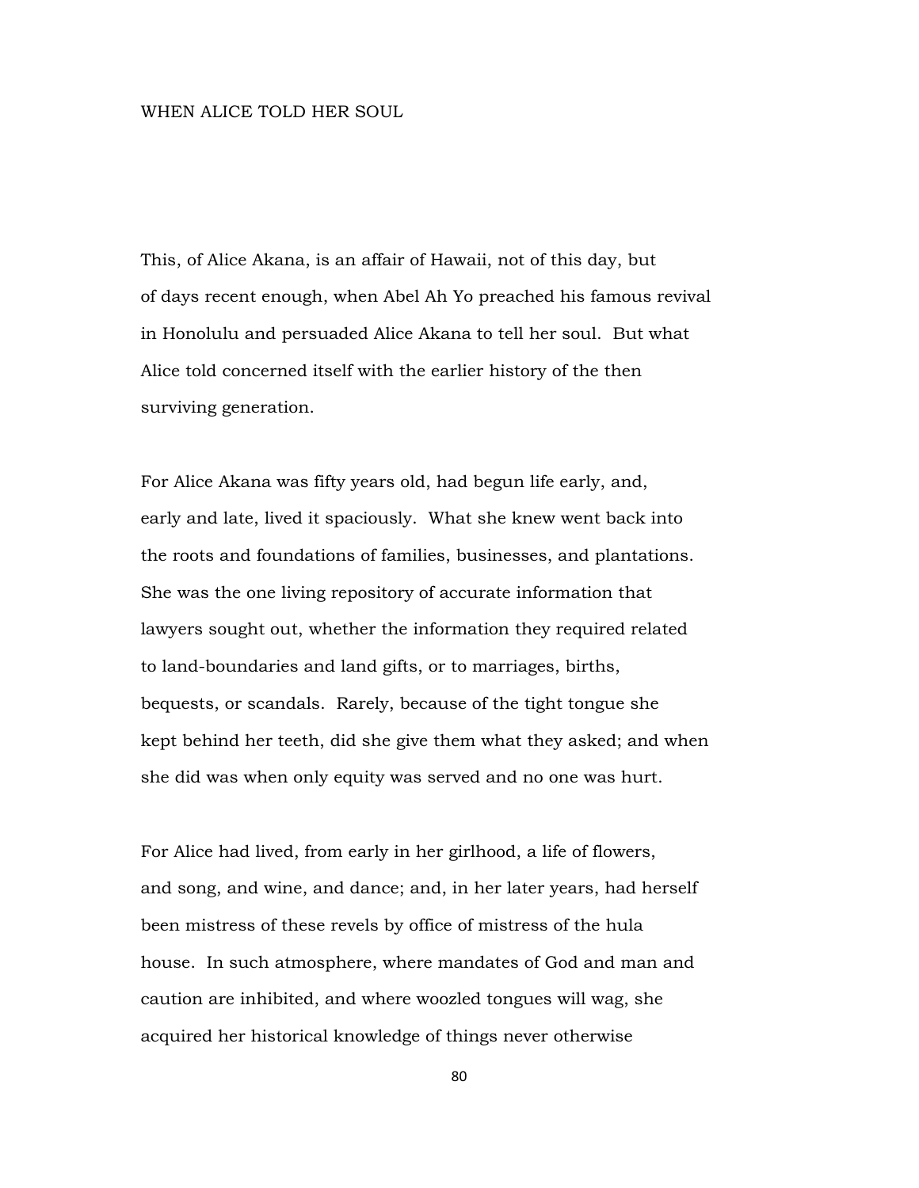# WHEN ALICE TOLD HER SOUL

This, of Alice Akana, is an affair of Hawaii, not of this day, but of days recent enough, when Abel Ah Yo preached his famous revival in Honolulu and persuaded Alice Akana to tell her soul. But what Alice told concerned itself with the earlier history of the then surviving generation.

For Alice Akana was fifty years old, had begun life early, and, early and late, lived it spaciously. What she knew went back into the roots and foundations of families, businesses, and plantations. She was the one living repository of accurate information that lawyers sought out, whether the information they required related to land-boundaries and land gifts, or to marriages, births, bequests, or scandals. Rarely, because of the tight tongue she kept behind her teeth, did she give them what they asked; and when she did was when only equity was served and no one was hurt.

For Alice had lived, from early in her girlhood, a life of flowers, and song, and wine, and dance; and, in her later years, had herself been mistress of these revels by office of mistress of the hula house. In such atmosphere, where mandates of God and man and caution are inhibited, and where woozled tongues will wag, she acquired her historical knowledge of things never otherwise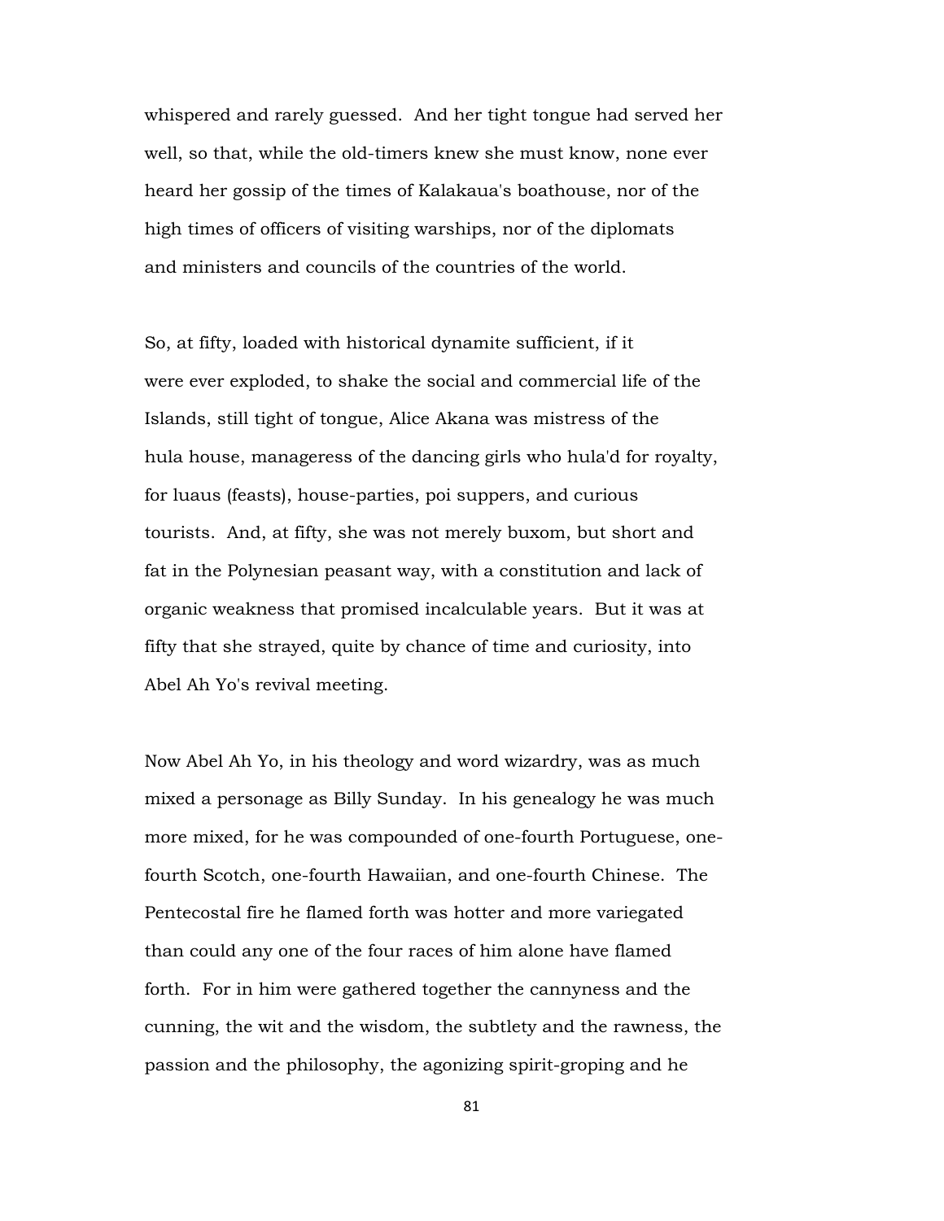whispered and rarely guessed. And her tight tongue had served her well, so that, while the old-timers knew she must know, none ever heard her gossip of the times of Kalakaua's boathouse, nor of the high times of officers of visiting warships, nor of the diplomats and ministers and councils of the countries of the world.

So, at fifty, loaded with historical dynamite sufficient, if it were ever exploded, to shake the social and commercial life of the Islands, still tight of tongue, Alice Akana was mistress of the hula house, manageress of the dancing girls who hula'd for royalty, for luaus (feasts), house-parties, poi suppers, and curious tourists. And, at fifty, she was not merely buxom, but short and fat in the Polynesian peasant way, with a constitution and lack of organic weakness that promised incalculable years. But it was at fifty that she strayed, quite by chance of time and curiosity, into Abel Ah Yo's revival meeting.

Now Abel Ah Yo, in his theology and word wizardry, was as much mixed a personage as Billy Sunday. In his genealogy he was much more mixed, for he was compounded of one-fourth Portuguese, one-fourth Scotch, one-fourth Hawaiian, and one-fourth Chinese. The Pentecostal fire he flamed forth was hotter and more variegated than could any one of the four races of him alone have flamed forth. For in him were gathered together the cannyness and the cunning, the wit and the wisdom, the subtlety and the rawness, the passion and the philosophy, the agonizing spirit-groping and he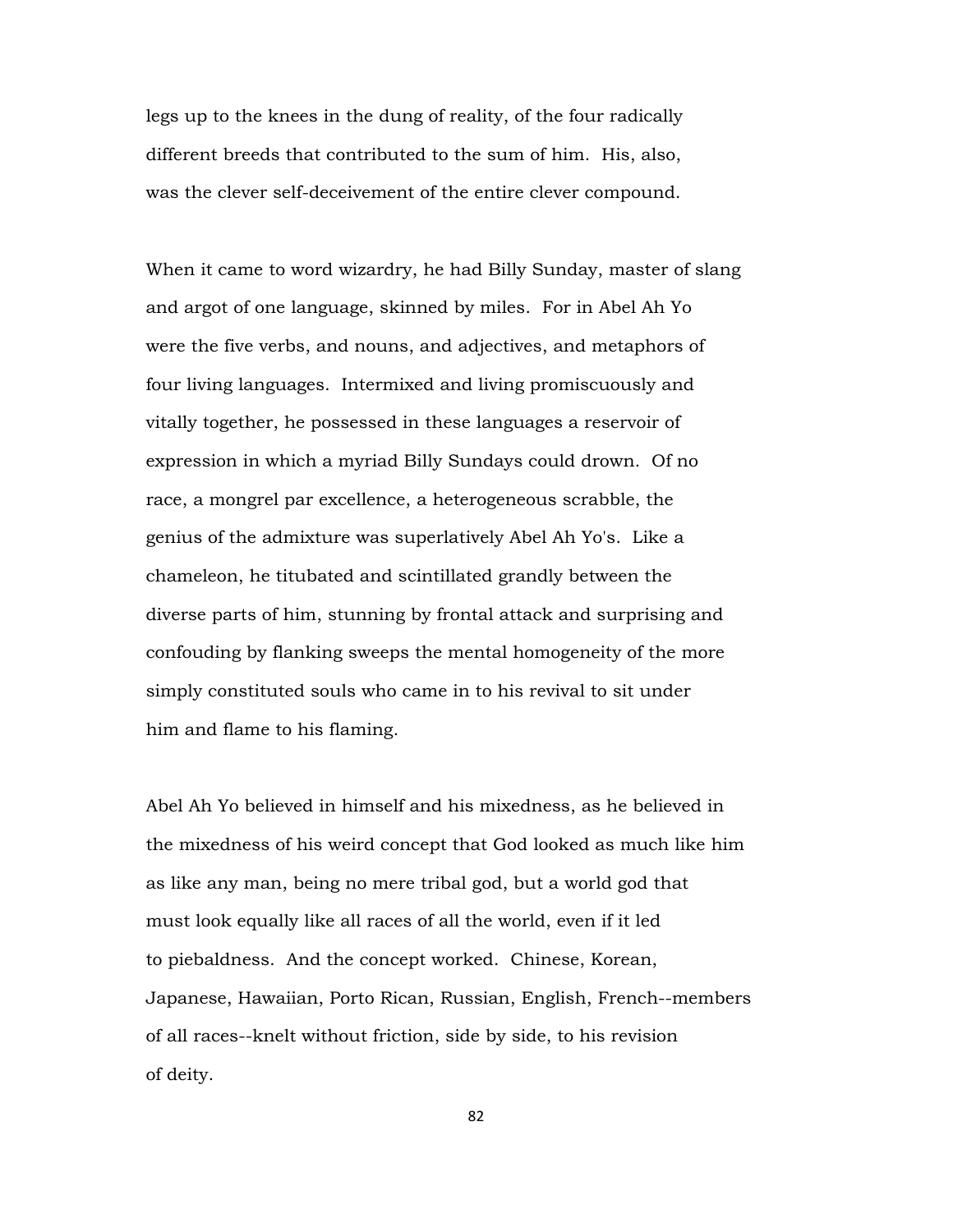legs up to the knees in the dung of reality, of the four radically different breeds that contributed to the sum of him. His, also, was the clever self-deceivement of the entire clever compound.

When it came to word wizardry, he had Billy Sunday, master of slang and argot of one language, skinned by miles. For in Abel Ah Yo were the five verbs, and nouns, and adjectives, and metaphors of four living languages. Intermixed and living promiscuously and vitally together, he possessed in these languages a reservoir of expression in which a myriad Billy Sundays could drown. Of no race, a mongrel par excellence, a heterogeneous scrabble, the genius of the admixture was superlatively Abel Ah Yo's. Like a chameleon, he titubated and scintillated grandly between the diverse parts of him, stunning by frontal attack and surprising and confouding by flanking sweeps the mental homogeneity of the more simply constituted souls who came in to his revival to sit under him and flame to his flaming.

Abel Ah Yo believed in himself and his mixedness, as he believed in the mixedness of his weird concept that God looked as much like him as like any man, being no mere tribal god, but a world god that must look equally like all races of all the world, even if it led to piebaldness. And the concept worked. Chinese, Korean, Japanese, Hawaiian, Porto Rican, Russian, English, French--members of all races--knelt without friction, side by side, to his revision of deity.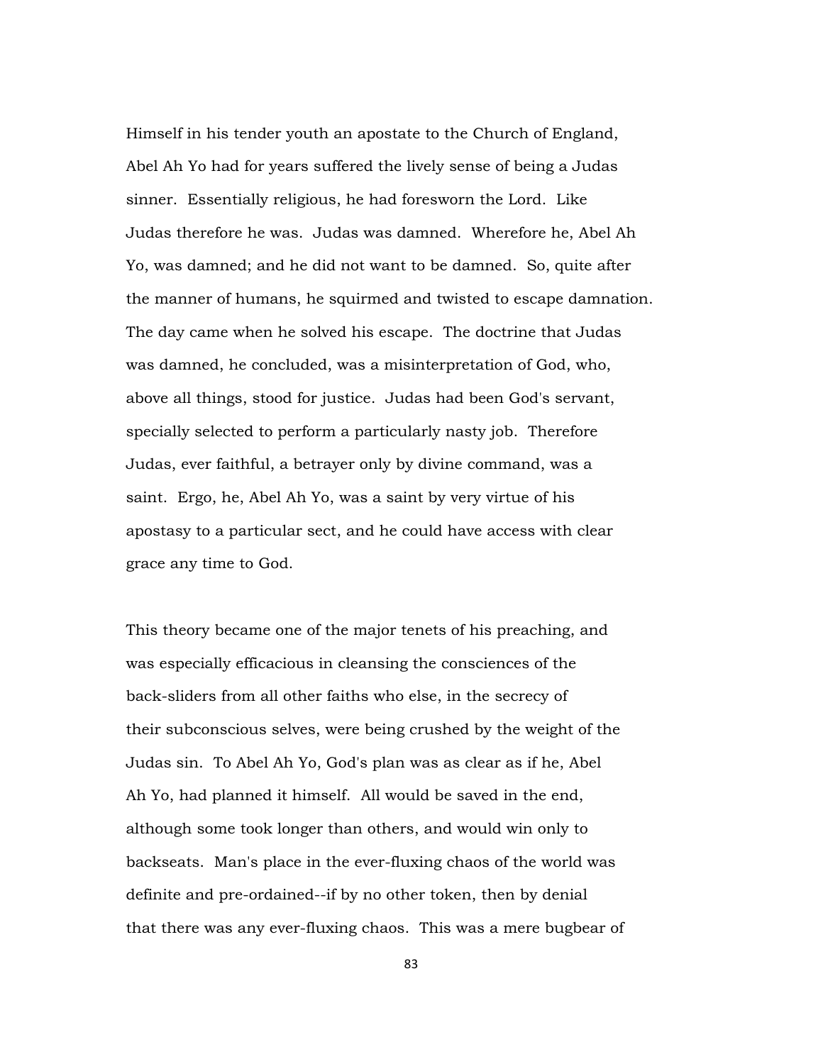Himself in his tender youth an apostate to the Church of England, Abel Ah Yo had for years suffered the lively sense of being a Judas sinner. Essentially religious, he had foresworn the Lord. Like Judas therefore he was. Judas was damned. Wherefore he, Abel Ah Yo, was damned; and he did not want to be damned. So, quite after the manner of humans, he squirmed and twisted to escape damnation. The day came when he solved his escape. The doctrine that Judas was damned, he concluded, was a misinterpretation of God, who, above all things, stood for justice. Judas had been God's servant, specially selected to perform a particularly nasty job. Therefore Judas, ever faithful, a betrayer only by divine command, was a saint. Ergo, he, Abel Ah Yo, was a saint by very virtue of his apostasy to a particular sect, and he could have access with clear grace any time to God.

This theory became one of the major tenets of his preaching, and was especially efficacious in cleansing the consciences of the back-sliders from all other faiths who else, in the secrecy of their subconscious selves, were being crushed by the weight of the Judas sin. To Abel Ah Yo, God's plan was as clear as if he, Abel Ah Yo, had planned it himself. All would be saved in the end, although some took longer than others, and would win only to backseats. Man's place in the ever-fluxing chaos of the world was definite and pre-ordained--if by no other token, then by denial that there was any ever-fluxing chaos. This was a mere bugbear of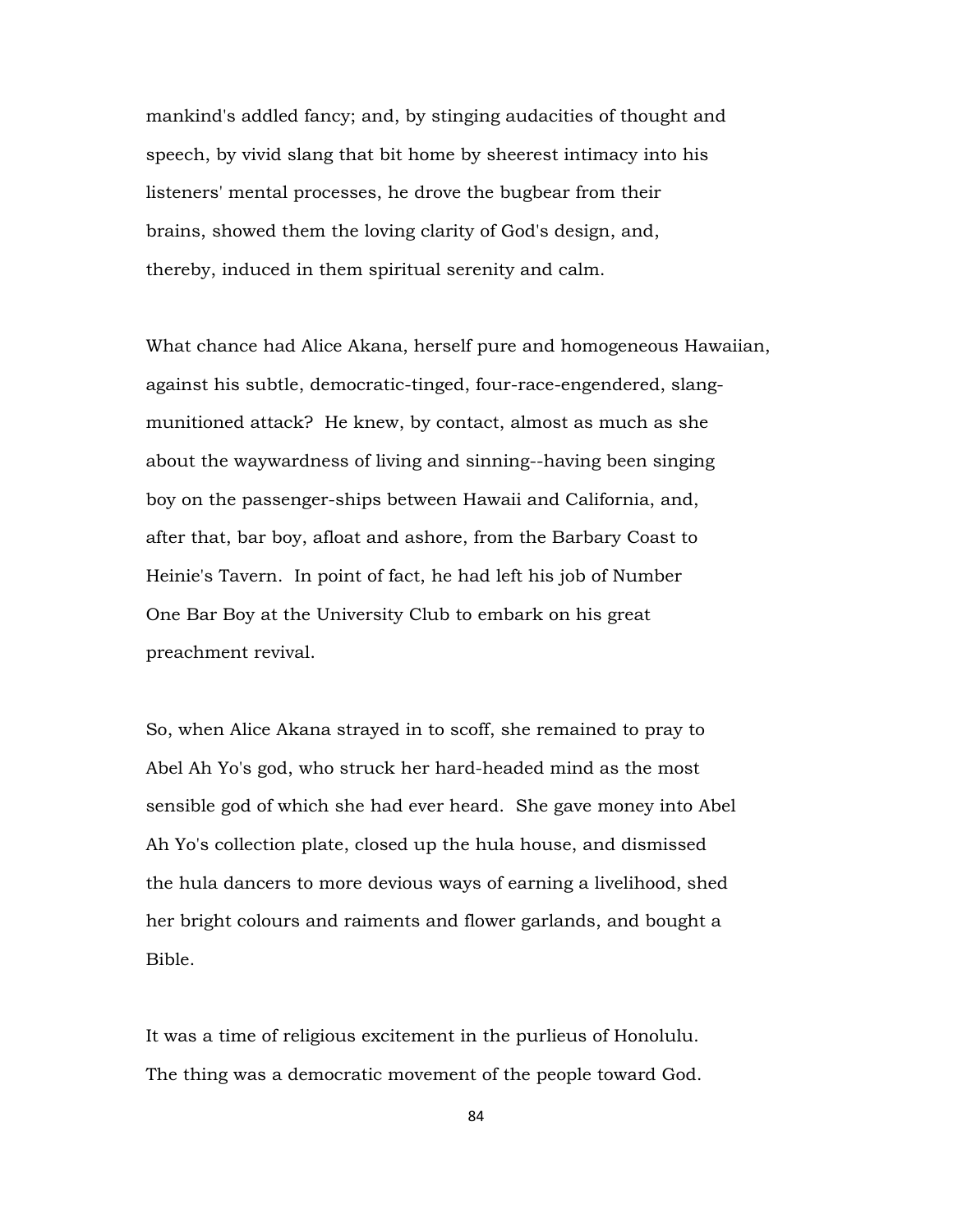mankind's addled fancy; and, by stinging audacities of thought and speech, by vivid slang that bit home by sheerest intimacy into his listeners' mental processes, he drove the bugbear from their brains, showed them the loving clarity of God's design, and, thereby, induced in them spiritual serenity and calm.

What chance had Alice Akana, herself pure and homogeneous Hawaiian, against his subtle, democratic-tinged, four-race-engendered, slang-munitioned attack? He knew, by contact, almost as much as she about the waywardness of living and sinning--having been singing boy on the passenger-ships between Hawaii and California, and, after that, bar boy, afloat and ashore, from the Barbary Coast to Heinie's Tavern. In point of fact, he had left his job of Number One Bar Boy at the University Club to embark on his great preachment revival.

So, when Alice Akana strayed in to scoff, she remained to pray to Abel Ah Yo's god, who struck her hard-headed mind as the most sensible god of which she had ever heard. She gave money into Abel Ah Yo's collection plate, closed up the hula house, and dismissed the hula dancers to more devious ways of earning a livelihood, shed her bright colours and raiments and flower garlands, and bought a Bible.

It was a time of religious excitement in the purlieus of Honolulu. The thing was a democratic movement of the people toward God.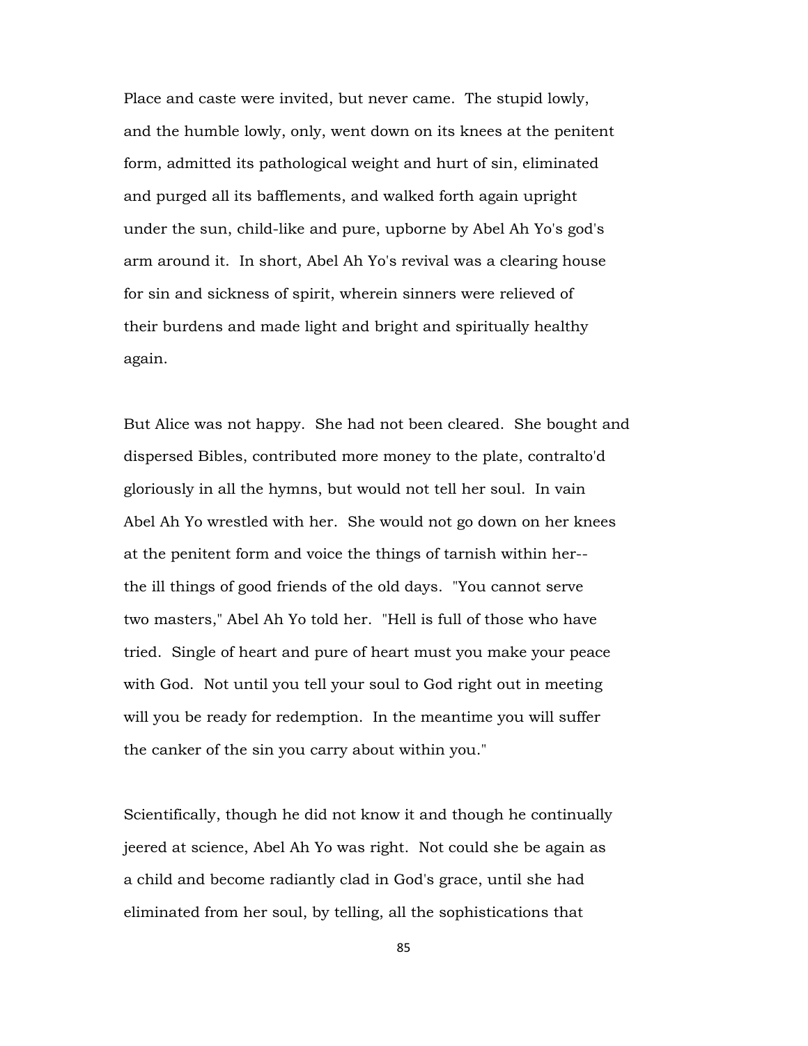Place and caste were invited, but never came. The stupid lowly, and the humble lowly, only, went down on its knees at the penitent form, admitted its pathological weight and hurt of sin, eliminated and purged all its bafflements, and walked forth again upright under the sun, child-like and pure, upborne by Abel Ah Yo's god's arm around it. In short, Abel Ah Yo's revival was a clearing house for sin and sickness of spirit, wherein sinners were relieved of their burdens and made light and bright and spiritually healthy again.

But Alice was not happy. She had not been cleared. She bought and dispersed Bibles, contributed more money to the plate, contralto'd gloriously in all the hymns, but would not tell her soul. In vain Abel Ah Yo wrestled with her. She would not go down on her knees at the penitent form and voice the things of tarnish within her--the ill things of good friends of the old days. "You cannot serve two masters," Abel Ah Yo told her. "Hell is full of those who have tried. Single of heart and pure of heart must you make your peace with God. Not until you tell your soul to God right out in meeting will you be ready for redemption. In the meantime you will suffer the canker of the sin you carry about within you."

Scientifically, though he did not know it and though he continually jeered at science, Abel Ah Yo was right. Not could she be again as a child and become radiantly clad in God's grace, until she had eliminated from her soul, by telling, all the sophistications that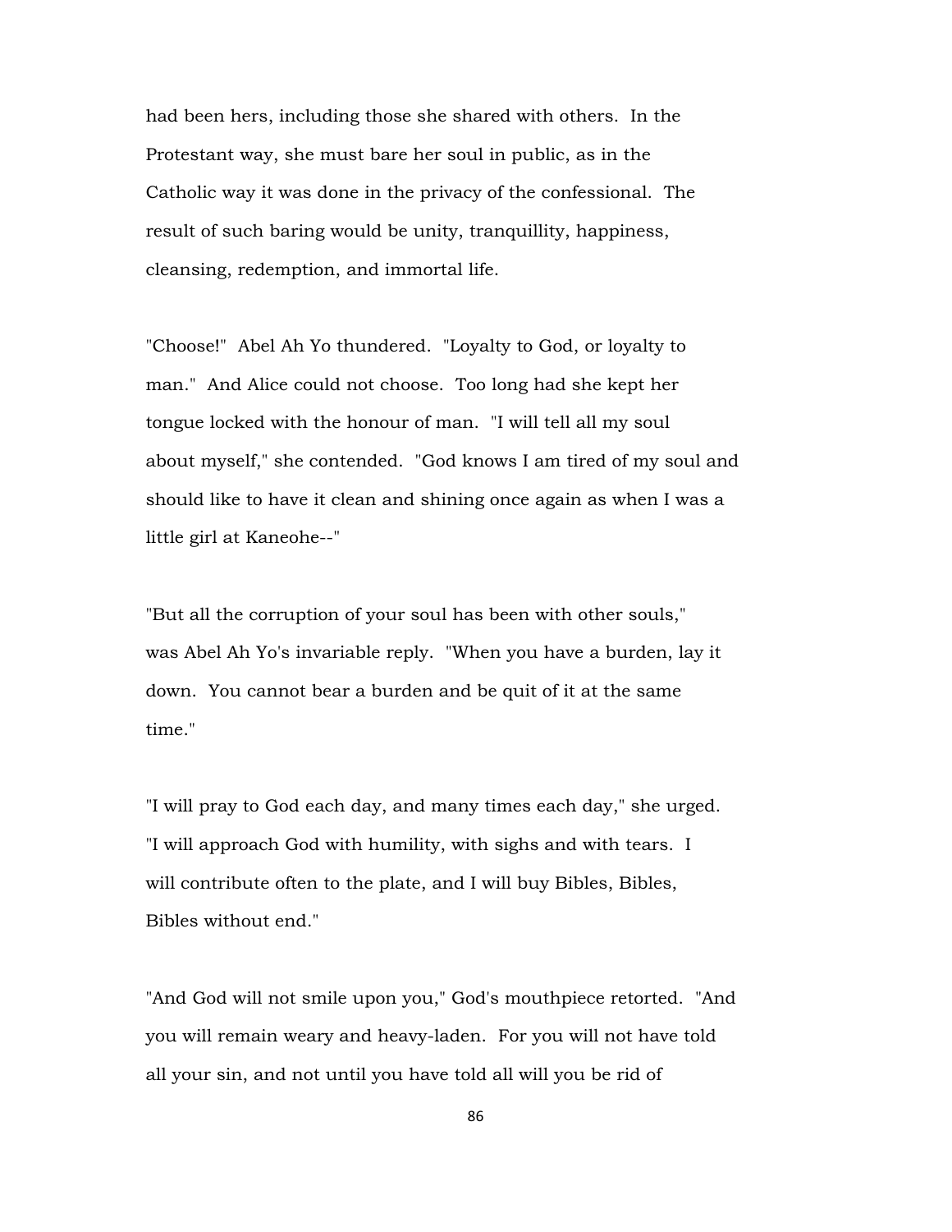had been hers, including those she shared with others. In the Protestant way, she must bare her soul in public, as in the Catholic way it was done in the privacy of the confessional. The result of such baring would be unity, tranquillity, happiness, cleansing, redemption, and immortal life.

"Choose!" Abel Ah Yo thundered. "Loyalty to God, or loyalty to man." And Alice could not choose. Too long had she kept her tongue locked with the honour of man. "I will tell all my soul about myself," she contended. "God knows I am tired of my soul and should like to have it clean and shining once again as when I was a little girl at Kaneohe--"

"But all the corruption of your soul has been with other souls," was Abel Ah Yo's invariable reply. "When you have a burden, lay it down. You cannot bear a burden and be quit of it at the same time."

"I will pray to God each day, and many times each day," she urged. "I will approach God with humility, with sighs and with tears. I will contribute often to the plate, and I will buy Bibles, Bibles, Bibles without end."

"And God will not smile upon you," God's mouthpiece retorted. "And you will remain weary and heavy-laden. For you will not have told all your sin, and not until you have told all will you be rid of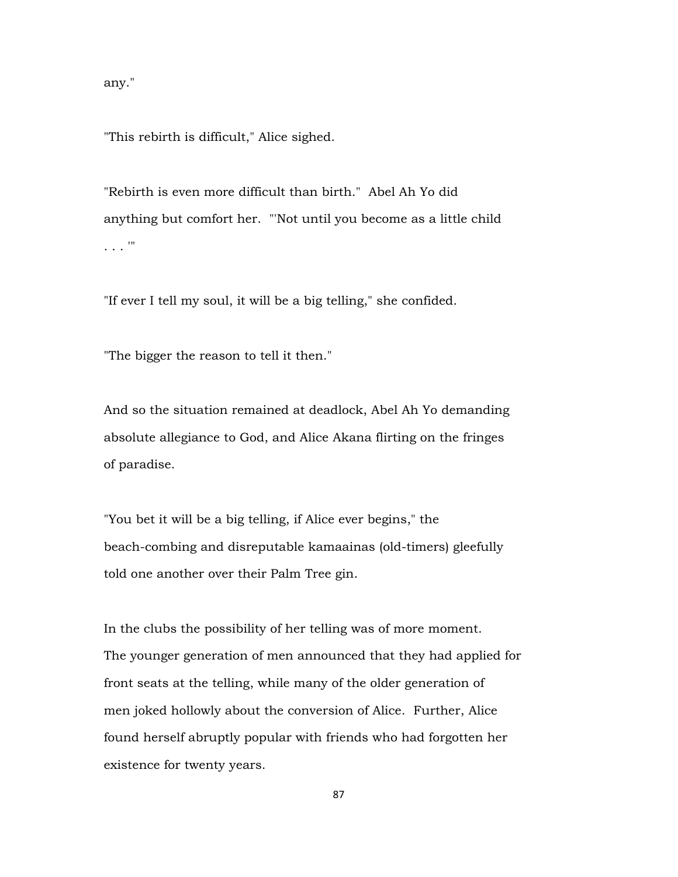any."

"This rebirth is difficult," Alice sighed.

"Rebirth is even more difficult than birth." Abel Ah Yo did anything but comfort her. "'Not until you become as a little child . . . '"

"If ever I tell my soul, it will be a big telling," she confided.

"The bigger the reason to tell it then."

And so the situation remained at deadlock, Abel Ah Yo demanding absolute allegiance to God, and Alice Akana flirting on the fringes of paradise.

"You bet it will be a big telling, if Alice ever begins," the beach-combing and disreputable kamaainas (old-timers) gleefully told one another over their Palm Tree gin.

In the clubs the possibility of her telling was of more moment. The younger generation of men announced that they had applied for front seats at the telling, while many of the older generation of men joked hollowly about the conversion of Alice. Further, Alice found herself abruptly popular with friends who had forgotten her existence for twenty years.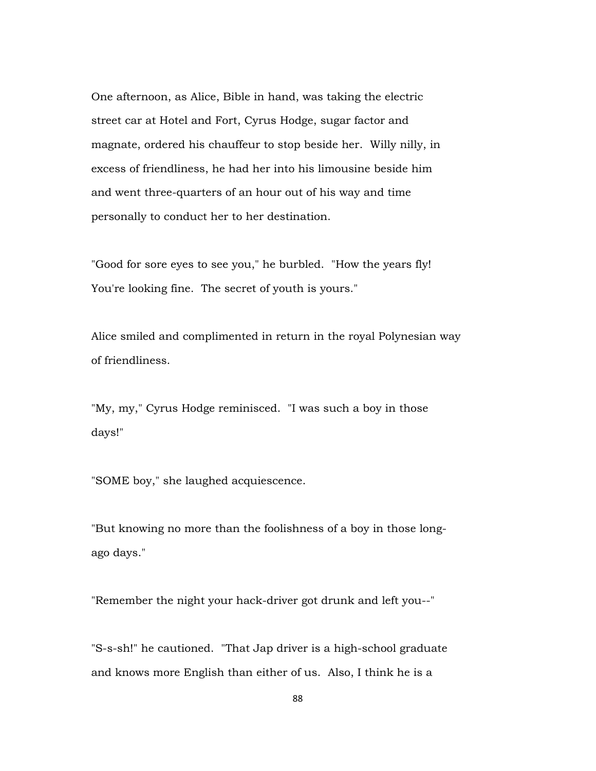One afternoon, as Alice, Bible in hand, was taking the electric street car at Hotel and Fort, Cyrus Hodge, sugar factor and magnate, ordered his chauffeur to stop beside her. Willy nilly, in excess of friendliness, he had her into his limousine beside him and went three-quarters of an hour out of his way and time personally to conduct her to her destination.

"Good for sore eyes to see you," he burbled. "How the years fly! You're looking fine. The secret of youth is yours."

Alice smiled and complimented in return in the royal Polynesian way of friendliness.

"My, my," Cyrus Hodge reminisced. "I was such a boy in those days!"

"SOME boy," she laughed acquiescence.

"But knowing no more than the foolishness of a boy in those long-ago days."

"Remember the night your hack-driver got drunk and left you--"

"S-s-sh!" he cautioned. "That Jap driver is a high-school graduate and knows more English than either of us. Also, I think he is a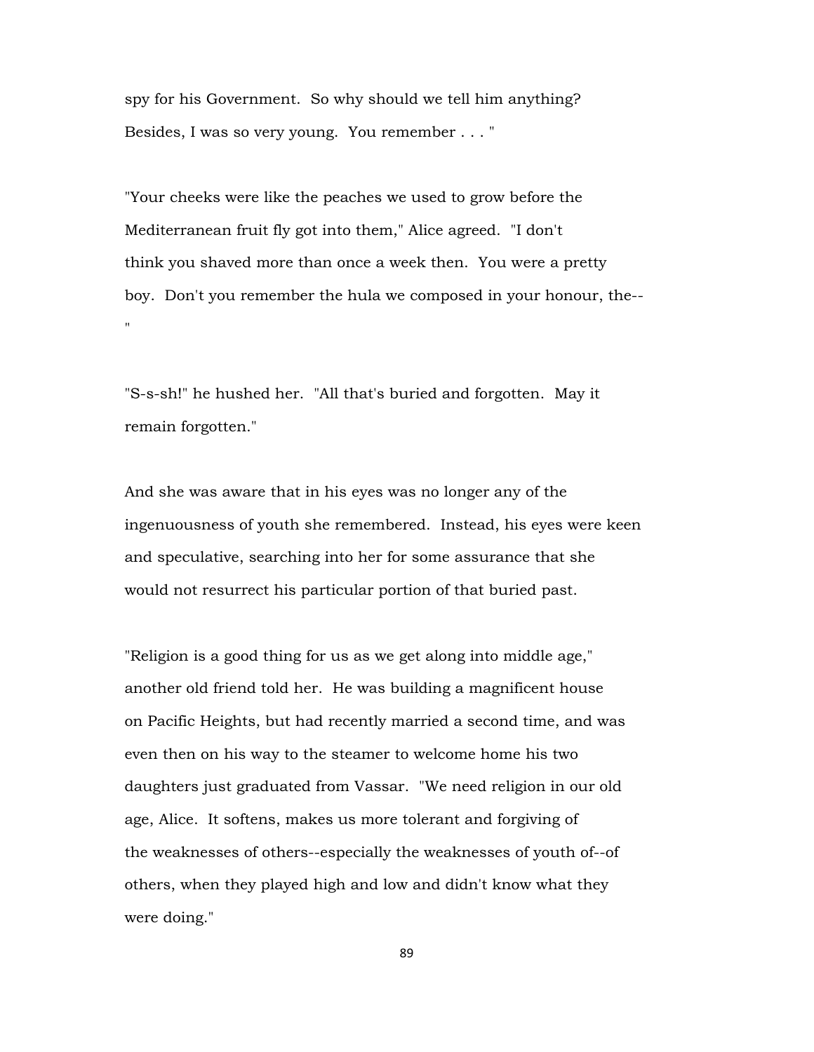spy for his Government. So why should we tell him anything? Besides, I was so very young. You remember . . . "

"Your cheeks were like the peaches we used to grow before the Mediterranean fruit fly got into them," Alice agreed. "I don't think you shaved more than once a week then. You were a pretty boy. Don't you remember the hula we composed in your honour, the-- "

"S-s-sh!" he hushed her. "All that's buried and forgotten. May it remain forgotten."

And she was aware that in his eyes was no longer any of the ingenuousness of youth she remembered. Instead, his eyes were keen and speculative, searching into her for some assurance that she would not resurrect his particular portion of that buried past.

"Religion is a good thing for us as we get along into middle age," another old friend told her. He was building a magnificent house on Pacific Heights, but had recently married a second time, and was even then on his way to the steamer to welcome home his two daughters just graduated from Vassar. "We need religion in our old age, Alice. It softens, makes us more tolerant and forgiving of the weaknesses of others--especially the weaknesses of youth of--of others, when they played high and low and didn't know what they were doing."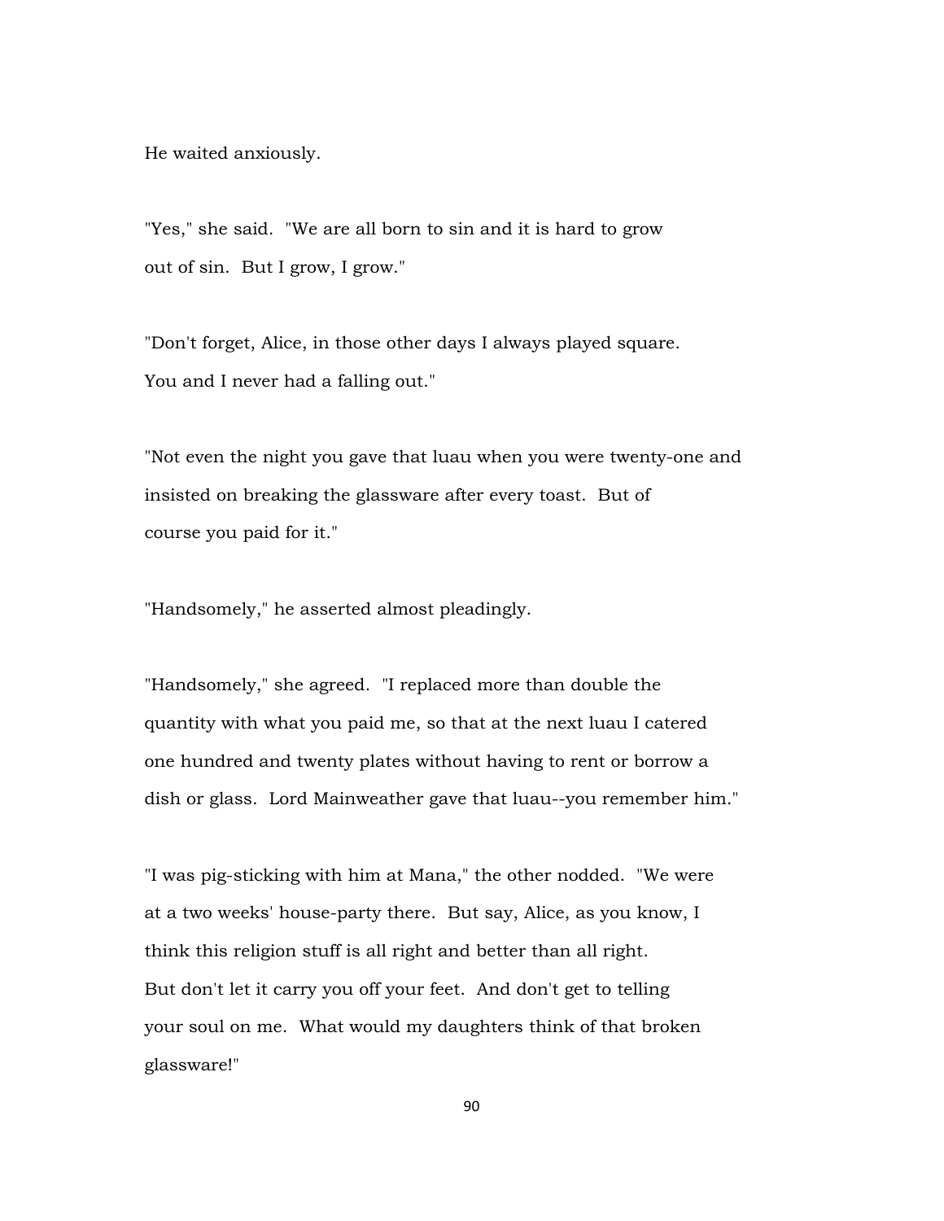He waited anxiously.

"Yes," she said. "We are all born to sin and it is hard to grow out of sin. But I grow, I grow."

"Don't forget, Alice, in those other days I always played square. You and I never had a falling out."

"Not even the night you gave that luau when you were twenty-one and insisted on breaking the glassware after every toast. But of course you paid for it."

"Handsomely," he asserted almost pleadingly.

"Handsomely," she agreed. "I replaced more than double the quantity with what you paid me, so that at the next luau I catered one hundred and twenty plates without having to rent or borrow a dish or glass. Lord Mainweather gave that luau--you remember him."

"I was pig-sticking with him at Mana," the other nodded. "We were at a two weeks' house-party there. But say, Alice, as you know, I think this religion stuff is all right and better than all right. But don't let it carry you off your feet. And don't get to telling your soul on me. What would my daughters think of that broken glassware!"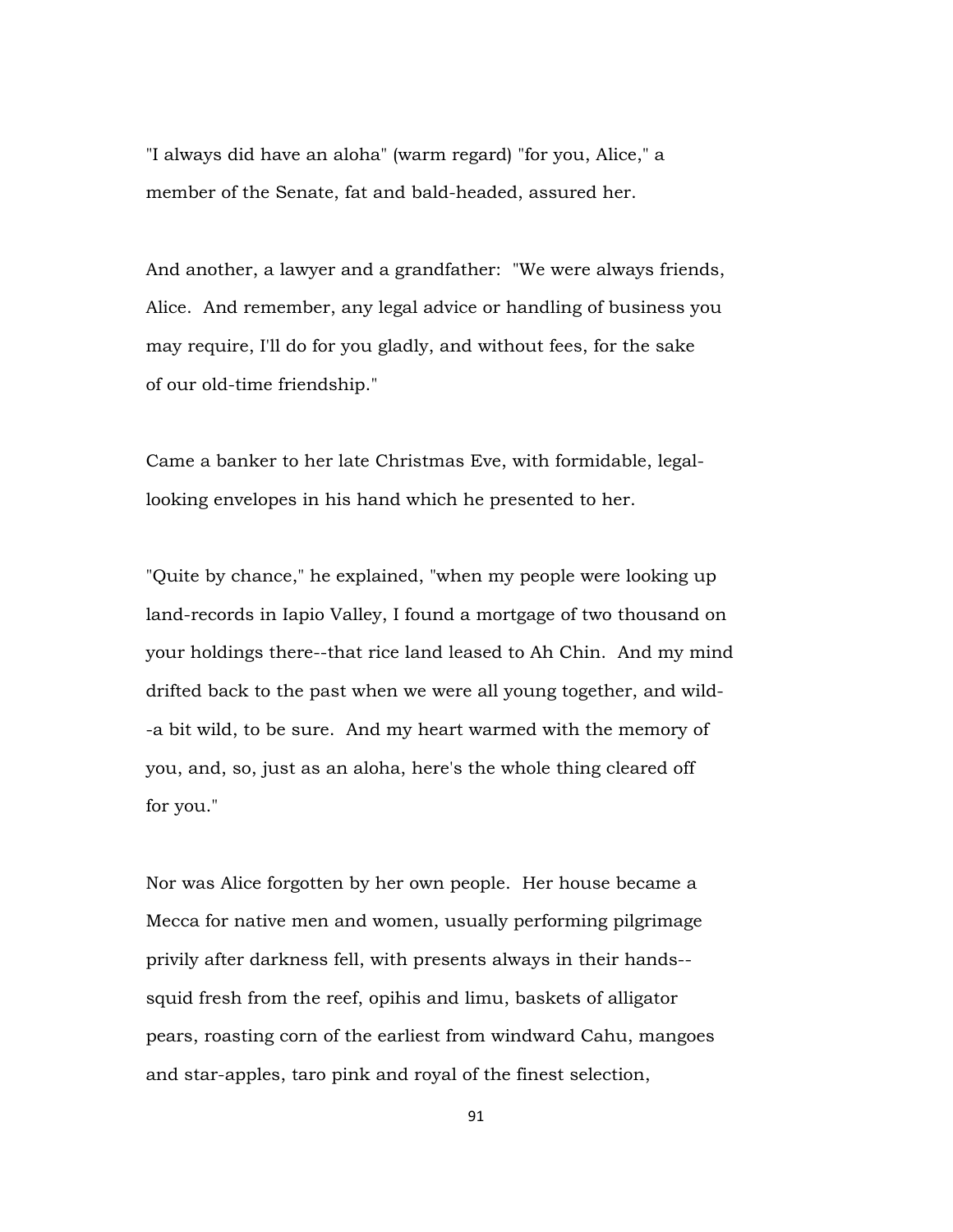"I always did have an aloha" (warm regard) "for you, Alice," a member of the Senate, fat and bald-headed, assured her.

And another, a lawyer and a grandfather: "We were always friends, Alice. And remember, any legal advice or handling of business you may require, I'll do for you gladly, and without fees, for the sake of our old-time friendship."

Came a banker to her late Christmas Eve, with formidable, legal-looking envelopes in his hand which he presented to her.

"Quite by chance," he explained, "when my people were looking up land-records in Iapio Valley, I found a mortgage of two thousand on your holdings there--that rice land leased to Ah Chin. And my mind drifted back to the past when we were all young together, and wild--a bit wild, to be sure. And my heart warmed with the memory of you, and, so, just as an aloha, here's the whole thing cleared off for you."

Nor was Alice forgotten by her own people. Her house became a Mecca for native men and women, usually performing pilgrimage privily after darkness fell, with presents always in their hands--squid fresh from the reef, opihis and limu, baskets of alligator pears, roasting corn of the earliest from windward Cahu, mangoes and star-apples, taro pink and royal of the finest selection,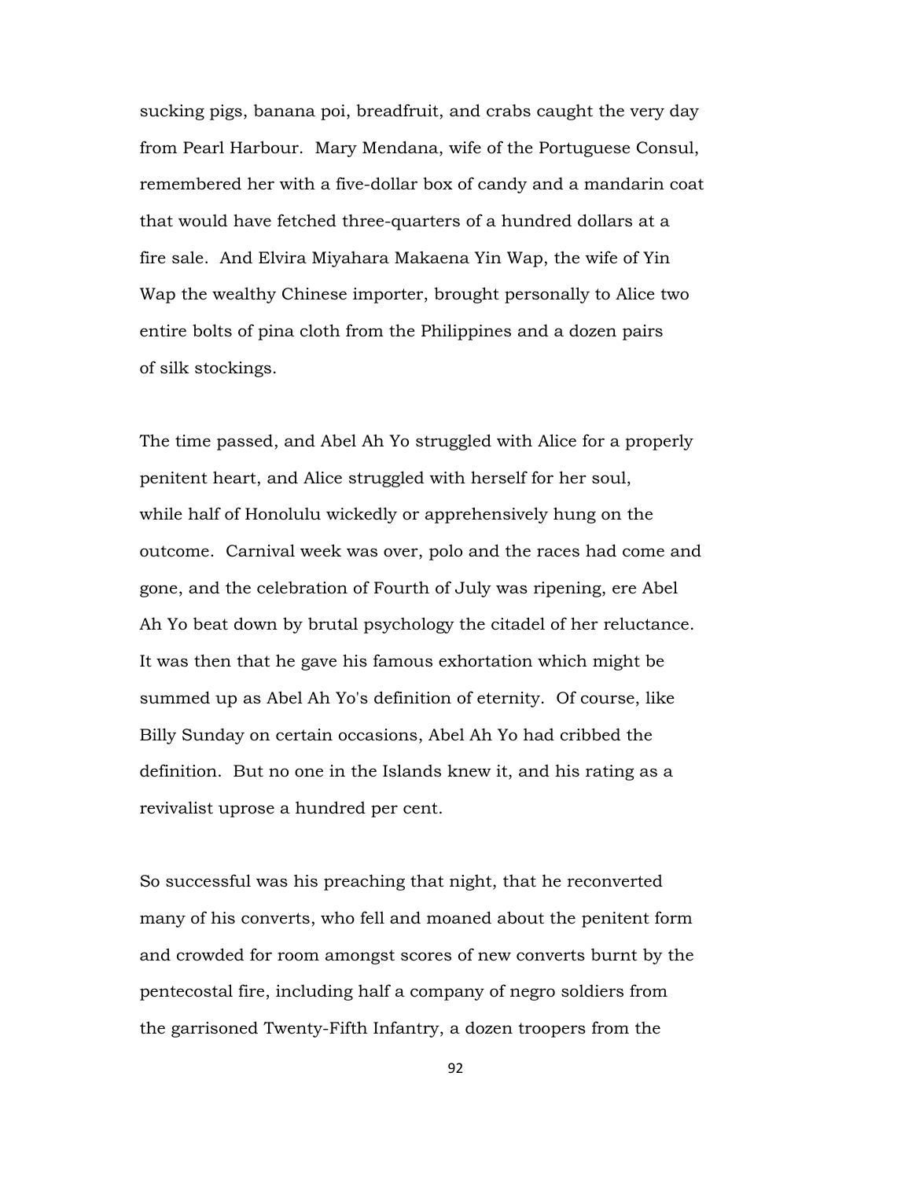sucking pigs, banana poi, breadfruit, and crabs caught the very day from Pearl Harbour. Mary Mendana, wife of the Portuguese Consul, remembered her with a five-dollar box of candy and a mandarin coat that would have fetched three-quarters of a hundred dollars at a fire sale. And Elvira Miyahara Makaena Yin Wap, the wife of Yin Wap the wealthy Chinese importer, brought personally to Alice two entire bolts of pina cloth from the Philippines and a dozen pairs of silk stockings.

The time passed, and Abel Ah Yo struggled with Alice for a properly penitent heart, and Alice struggled with herself for her soul, while half of Honolulu wickedly or apprehensively hung on the outcome. Carnival week was over, polo and the races had come and gone, and the celebration of Fourth of July was ripening, ere Abel Ah Yo beat down by brutal psychology the citadel of her reluctance. It was then that he gave his famous exhortation which might be summed up as Abel Ah Yo's definition of eternity. Of course, like Billy Sunday on certain occasions, Abel Ah Yo had cribbed the definition. But no one in the Islands knew it, and his rating as a revivalist uprose a hundred per cent.

So successful was his preaching that night, that he reconverted many of his converts, who fell and moaned about the penitent form and crowded for room amongst scores of new converts burnt by the pentecostal fire, including half a company of negro soldiers from the garrisoned Twenty-Fifth Infantry, a dozen troopers from the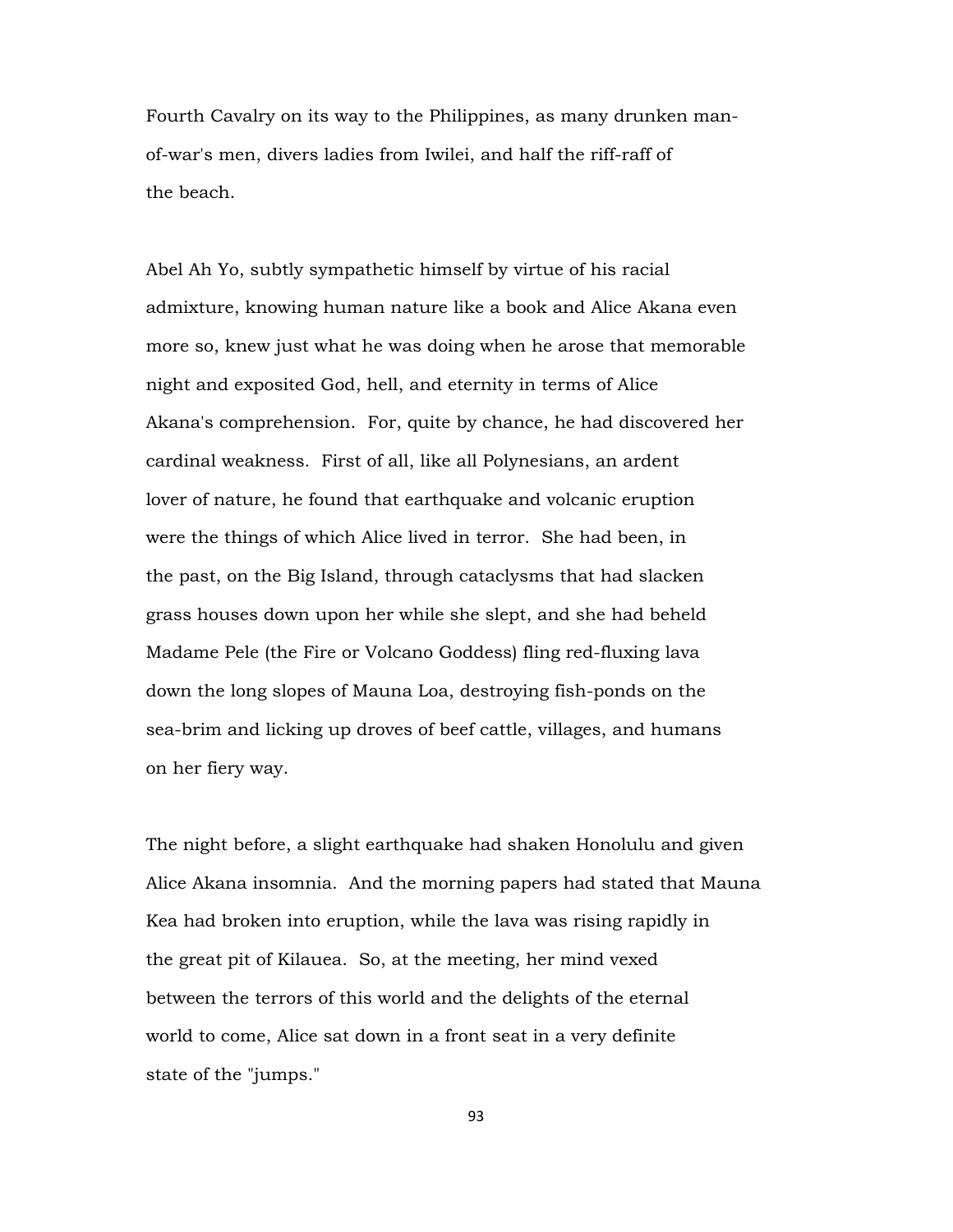Fourth Cavalry on its way to the Philippines, as many drunken man-of-war's men, divers ladies from Iwilei, and half the riff-raff of the beach.

Abel Ah Yo, subtly sympathetic himself by virtue of his racial admixture, knowing human nature like a book and Alice Akana even more so, knew just what he was doing when he arose that memorable night and exposited God, hell, and eternity in terms of Alice Akana's comprehension. For, quite by chance, he had discovered her cardinal weakness. First of all, like all Polynesians, an ardent lover of nature, he found that earthquake and volcanic eruption were the things of which Alice lived in terror. She had been, in the past, on the Big Island, through cataclysms that had slacken grass houses down upon her while she slept, and she had beheld Madame Pele (the Fire or Volcano Goddess) fling red-fluxing lava down the long slopes of Mauna Loa, destroying fish-ponds on the sea-brim and licking up droves of beef cattle, villages, and humans on her fiery way.

The night before, a slight earthquake had shaken Honolulu and given Alice Akana insomnia. And the morning papers had stated that Mauna Kea had broken into eruption, while the lava was rising rapidly in the great pit of Kilauea. So, at the meeting, her mind vexed between the terrors of this world and the delights of the eternal world to come, Alice sat down in a front seat in a very definite state of the "jumps."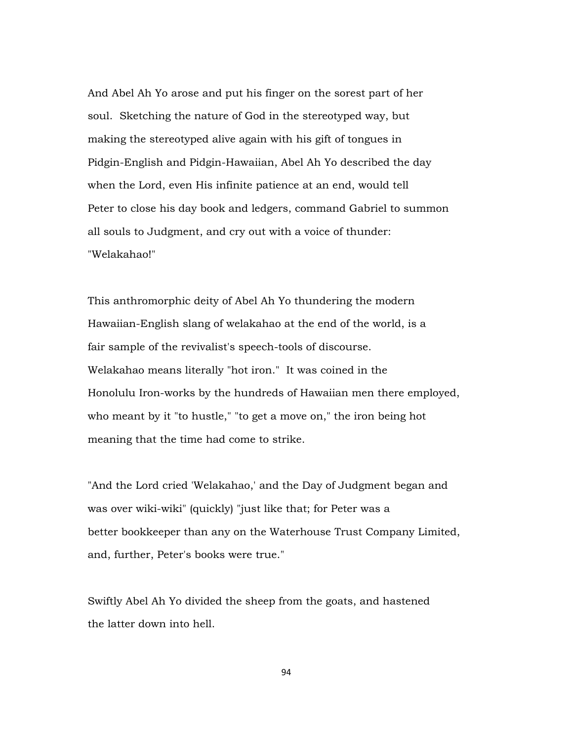And Abel Ah Yo arose and put his finger on the sorest part of her soul. Sketching the nature of God in the stereotyped way, but making the stereotyped alive again with his gift of tongues in Pidgin-English and Pidgin-Hawaiian, Abel Ah Yo described the day when the Lord, even His infinite patience at an end, would tell Peter to close his day book and ledgers, command Gabriel to summon all souls to Judgment, and cry out with a voice of thunder: "Welakahao!"

This anthromorphic deity of Abel Ah Yo thundering the modern Hawaiian-English slang of welakahao at the end of the world, is a fair sample of the revivalist's speech-tools of discourse. Welakahao means literally "hot iron." It was coined in the Honolulu Iron-works by the hundreds of Hawaiian men there employed, who meant by it "to hustle," "to get a move on," the iron being hot meaning that the time had come to strike.

"And the Lord cried 'Welakahao,' and the Day of Judgment began and was over wiki-wiki" (quickly) "just like that; for Peter was a better bookkeeper than any on the Waterhouse Trust Company Limited, and, further, Peter's books were true."

Swiftly Abel Ah Yo divided the sheep from the goats, and hastened the latter down into hell.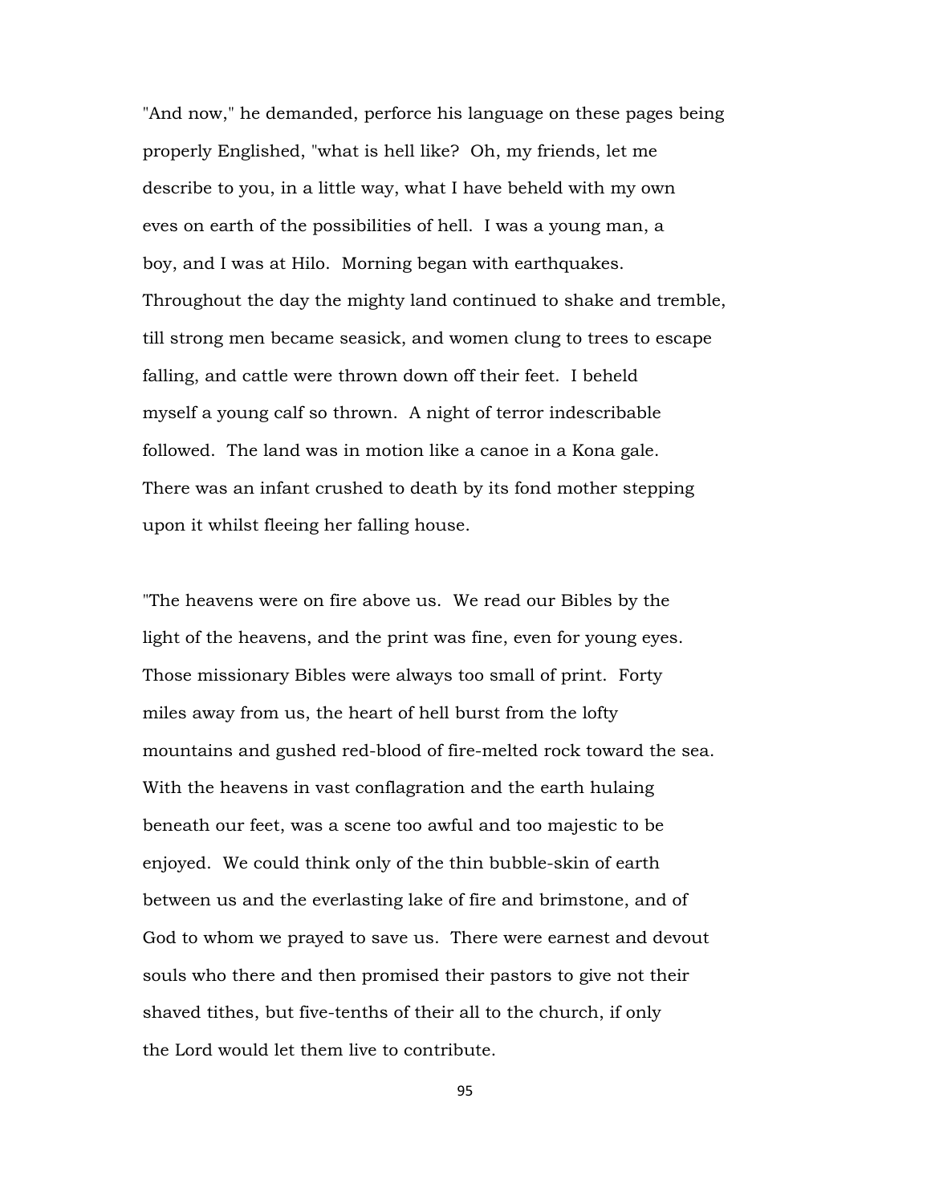"And now," he demanded, perforce his language on these pages being properly Englished, "what is hell like? Oh, my friends, let me describe to you, in a little way, what I have beheld with my own eves on earth of the possibilities of hell. I was a young man, a boy, and I was at Hilo. Morning began with earthquakes. Throughout the day the mighty land continued to shake and tremble, till strong men became seasick, and women clung to trees to escape falling, and cattle were thrown down off their feet. I beheld myself a young calf so thrown. A night of terror indescribable followed. The land was in motion like a canoe in a Kona gale. There was an infant crushed to death by its fond mother stepping upon it whilst fleeing her falling house.

"The heavens were on fire above us. We read our Bibles by the light of the heavens, and the print was fine, even for young eyes. Those missionary Bibles were always too small of print. Forty miles away from us, the heart of hell burst from the lofty mountains and gushed red-blood of fire-melted rock toward the sea. With the heavens in vast conflagration and the earth hulaing beneath our feet, was a scene too awful and too majestic to be enjoyed. We could think only of the thin bubble-skin of earth between us and the everlasting lake of fire and brimstone, and of God to whom we prayed to save us. There were earnest and devout souls who there and then promised their pastors to give not their shaved tithes, but five-tenths of their all to the church, if only the Lord would let them live to contribute.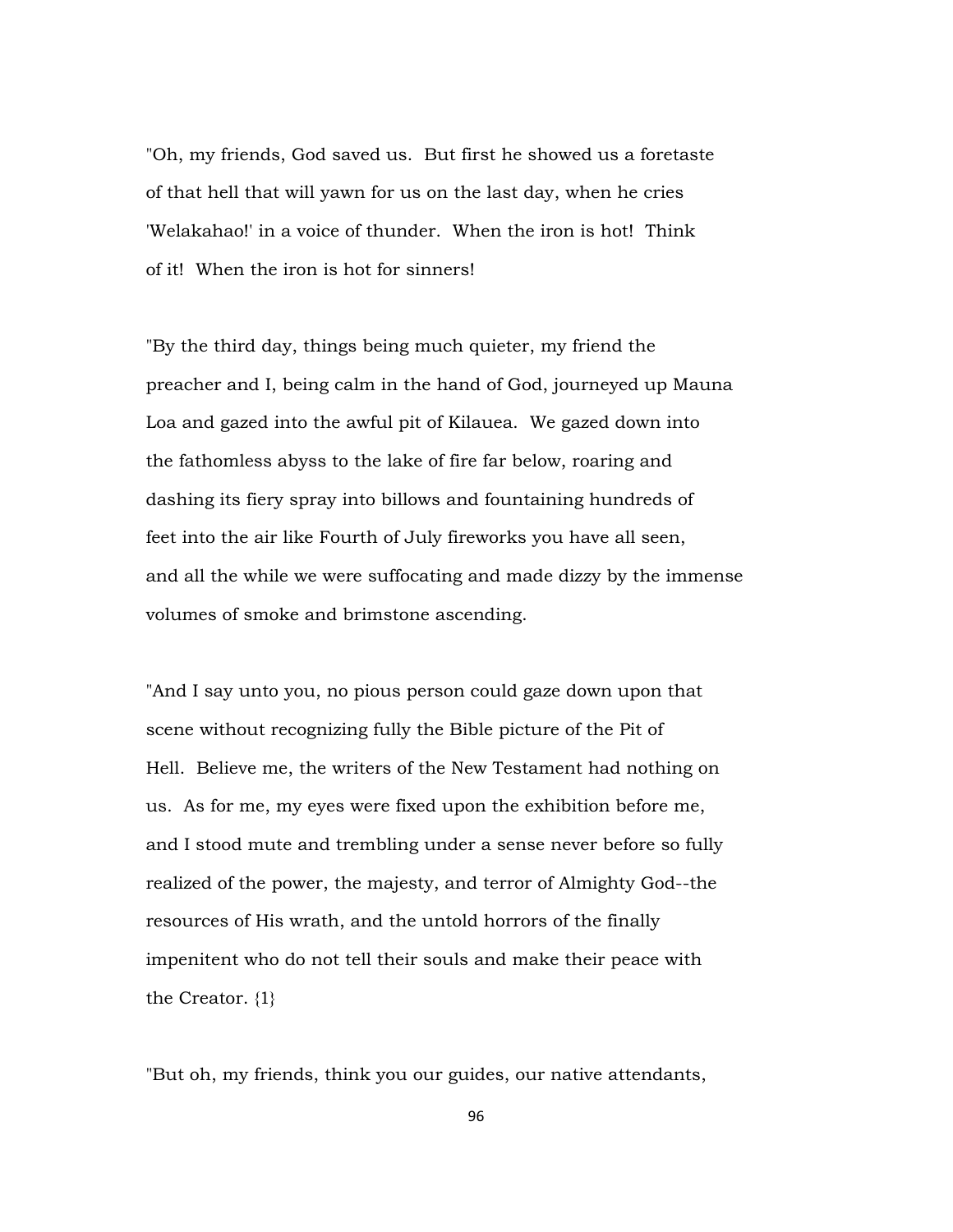"Oh, my friends, God saved us. But first he showed us a foretaste of that hell that will yawn for us on the last day, when he cries 'Welakahao!' in a voice of thunder. When the iron is hot! Think of it! When the iron is hot for sinners!

"By the third day, things being much quieter, my friend the preacher and I, being calm in the hand of God, journeyed up Mauna Loa and gazed into the awful pit of Kilauea. We gazed down into the fathomless abyss to the lake of fire far below, roaring and dashing its fiery spray into billows and fountaining hundreds of feet into the air like Fourth of July fireworks you have all seen, and all the while we were suffocating and made dizzy by the immense volumes of smoke and brimstone ascending.

"And I say unto you, no pious person could gaze down upon that scene without recognizing fully the Bible picture of the Pit of Hell. Believe me, the writers of the New Testament had nothing on us. As for me, my eyes were fixed upon the exhibition before me, and I stood mute and trembling under a sense never before so fully realized of the power, the majesty, and terror of Almighty God--the resources of His wrath, and the untold horrors of the finally impenitent who do not tell their souls and make their peace with the Creator. {1}

"But oh, my friends, think you our guides, our native attendants,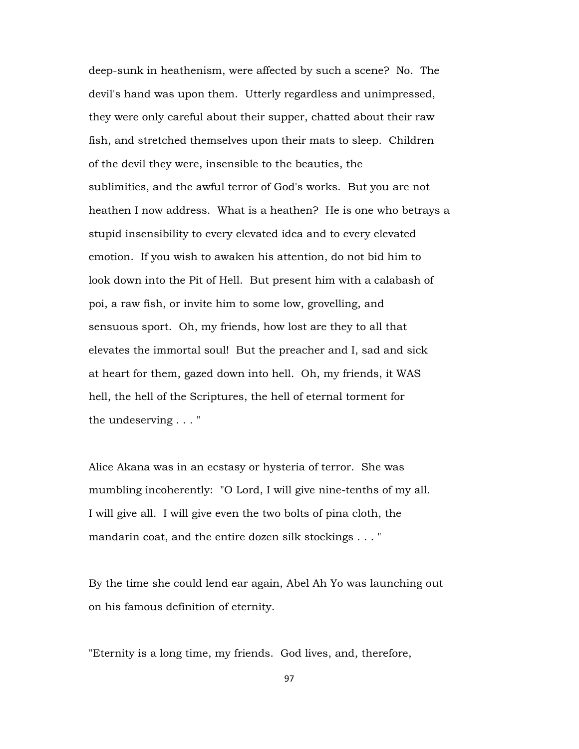deep-sunk in heathenism, were affected by such a scene? No. The devil's hand was upon them. Utterly regardless and unimpressed, they were only careful about their supper, chatted about their raw fish, and stretched themselves upon their mats to sleep. Children of the devil they were, insensible to the beauties, the sublimities, and the awful terror of God's works. But you are not heathen I now address. What is a heathen? He is one who betrays a stupid insensibility to every elevated idea and to every elevated emotion. If you wish to awaken his attention, do not bid him to look down into the Pit of Hell. But present him with a calabash of poi, a raw fish, or invite him to some low, grovelling, and sensuous sport. Oh, my friends, how lost are they to all that elevates the immortal soul! But the preacher and I, sad and sick at heart for them, gazed down into hell. Oh, my friends, it WAS hell, the hell of the Scriptures, the hell of eternal torment for the undeserving . . . "

Alice Akana was in an ecstasy or hysteria of terror. She was mumbling incoherently: "O Lord, I will give nine-tenths of my all. I will give all. I will give even the two bolts of pina cloth, the mandarin coat, and the entire dozen silk stockings . . . "

By the time she could lend ear again, Abel Ah Yo was launching out on his famous definition of eternity.

"Eternity is a long time, my friends. God lives, and, therefore,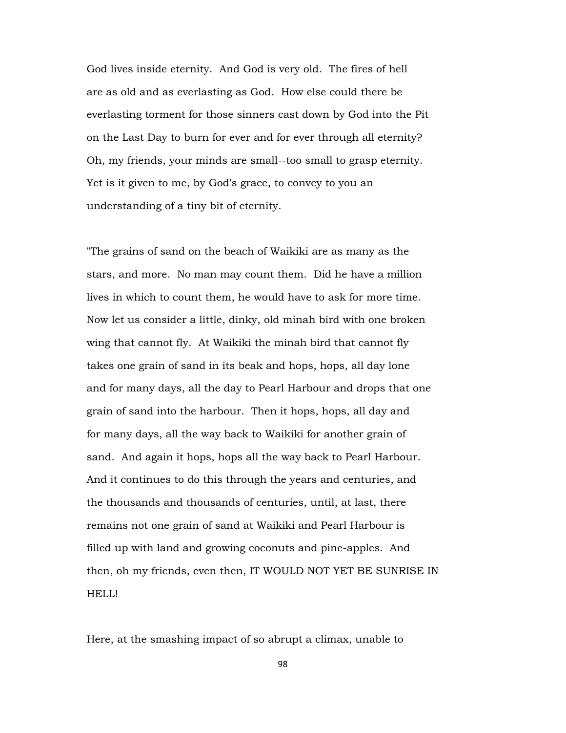God lives inside eternity. And God is very old. The fires of hell are as old and as everlasting as God. How else could there be everlasting torment for those sinners cast down by God into the Pit on the Last Day to burn for ever and for ever through all eternity? Oh, my friends, your minds are small--too small to grasp eternity. Yet is it given to me, by God's grace, to convey to you an understanding of a tiny bit of eternity.

"The grains of sand on the beach of Waikiki are as many as the stars, and more. No man may count them. Did he have a million lives in which to count them, he would have to ask for more time. Now let us consider a little, dinky, old minah bird with one broken wing that cannot fly. At Waikiki the minah bird that cannot fly takes one grain of sand in its beak and hops, hops, all day lone and for many days, all the day to Pearl Harbour and drops that one grain of sand into the harbour. Then it hops, hops, all day and for many days, all the way back to Waikiki for another grain of sand. And again it hops, hops all the way back to Pearl Harbour. And it continues to do this through the years and centuries, and the thousands and thousands of centuries, until, at last, there remains not one grain of sand at Waikiki and Pearl Harbour is filled up with land and growing coconuts and pine-apples. And then, oh my friends, even then, IT WOULD NOT YET BE SUNRISE IN HELL!

Here, at the smashing impact of so abrupt a climax, unable to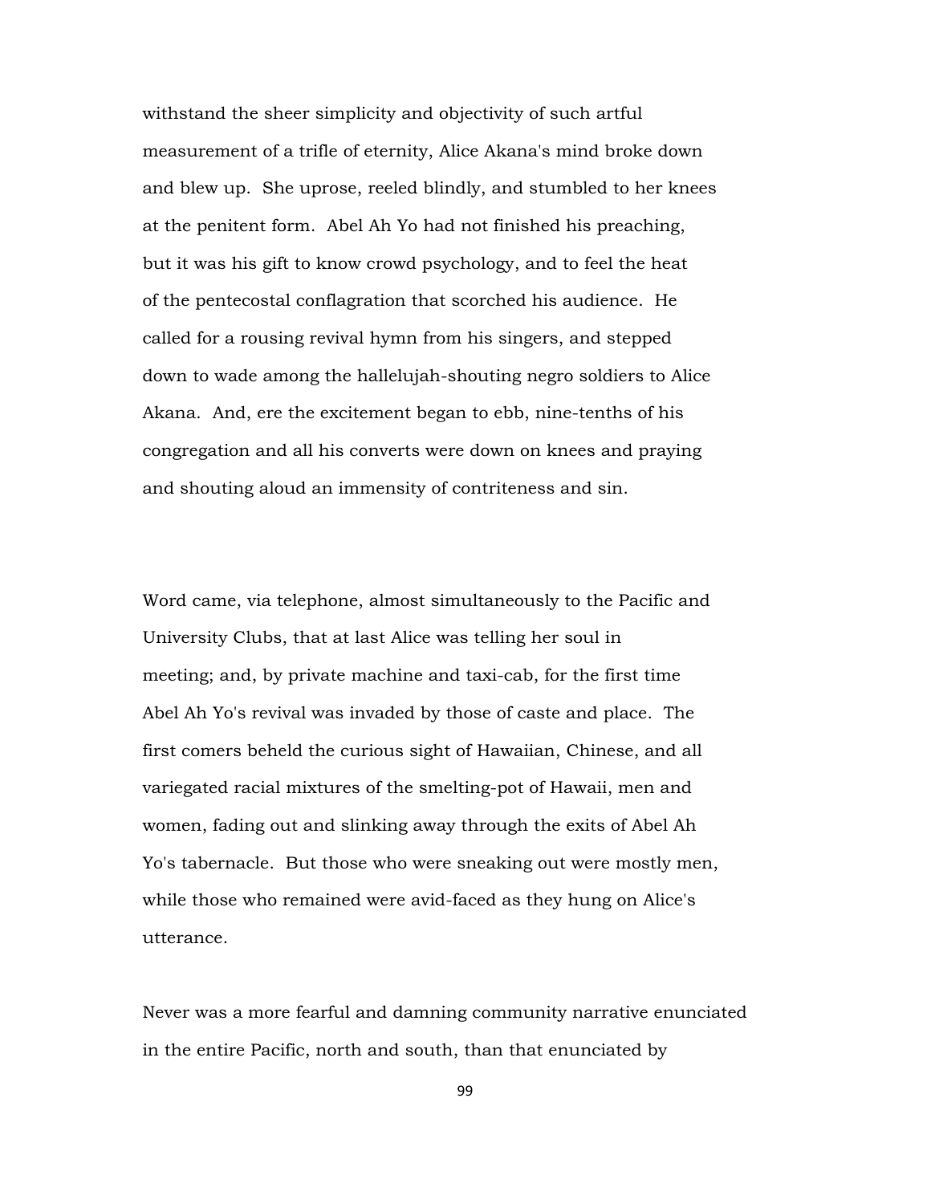withstand the sheer simplicity and objectivity of such artful measurement of a trifle of eternity, Alice Akana's mind broke down and blew up. She uprose, reeled blindly, and stumbled to her knees at the penitent form. Abel Ah Yo had not finished his preaching, but it was his gift to know crowd psychology, and to feel the heat of the pentecostal conflagration that scorched his audience. He called for a rousing revival hymn from his singers, and stepped down to wade among the hallelujah-shouting negro soldiers to Alice Akana. And, ere the excitement began to ebb, nine-tenths of his congregation and all his converts were down on knees and praying and shouting aloud an immensity of contriteness and sin.

Word came, via telephone, almost simultaneously to the Pacific and University Clubs, that at last Alice was telling her soul in meeting; and, by private machine and taxi-cab, for the first time Abel Ah Yo's revival was invaded by those of caste and place. The first comers beheld the curious sight of Hawaiian, Chinese, and all variegated racial mixtures of the smelting-pot of Hawaii, men and women, fading out and slinking away through the exits of Abel Ah Yo's tabernacle. But those who were sneaking out were mostly men, while those who remained were avid-faced as they hung on Alice's utterance.

Never was a more fearful and damning community narrative enunciated in the entire Pacific, north and south, than that enunciated by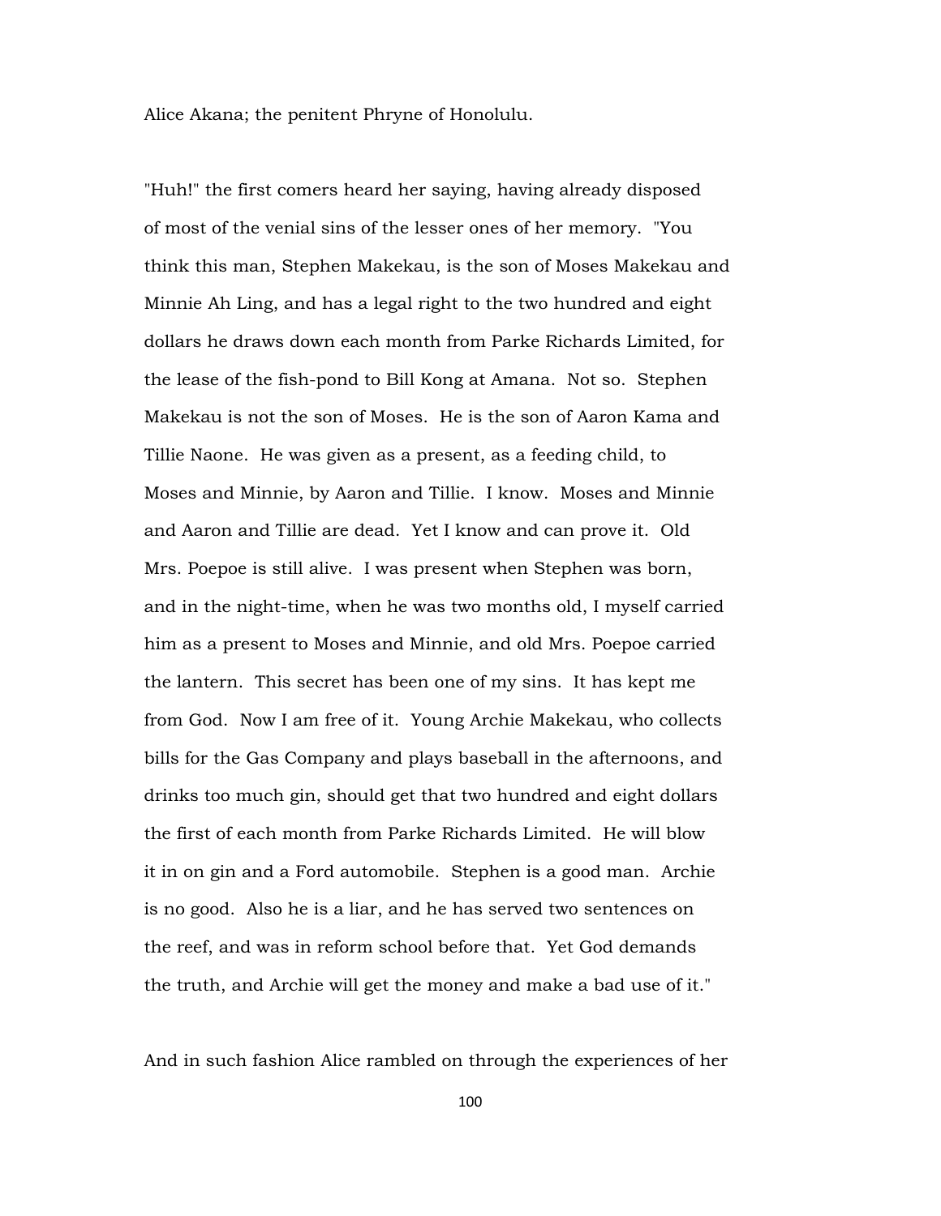Alice Akana; the penitent Phryne of Honolulu.

"Huh!" the first comers heard her saying, having already disposed of most of the venial sins of the lesser ones of her memory. "You think this man, Stephen Makekau, is the son of Moses Makekau and Minnie Ah Ling, and has a legal right to the two hundred and eight dollars he draws down each month from Parke Richards Limited, for the lease of the fish-pond to Bill Kong at Amana. Not so. Stephen Makekau is not the son of Moses. He is the son of Aaron Kama and Tillie Naone. He was given as a present, as a feeding child, to Moses and Minnie, by Aaron and Tillie. I know. Moses and Minnie and Aaron and Tillie are dead. Yet I know and can prove it. Old Mrs. Poepoe is still alive. I was present when Stephen was born, and in the night-time, when he was two months old, I myself carried him as a present to Moses and Minnie, and old Mrs. Poepoe carried the lantern. This secret has been one of my sins. It has kept me from God. Now I am free of it. Young Archie Makekau, who collects bills for the Gas Company and plays baseball in the afternoons, and drinks too much gin, should get that two hundred and eight dollars the first of each month from Parke Richards Limited. He will blow it in on gin and a Ford automobile. Stephen is a good man. Archie is no good. Also he is a liar, and he has served two sentences on the reef, and was in reform school before that. Yet God demands the truth, and Archie will get the money and make a bad use of it."

And in such fashion Alice rambled on through the experiences of her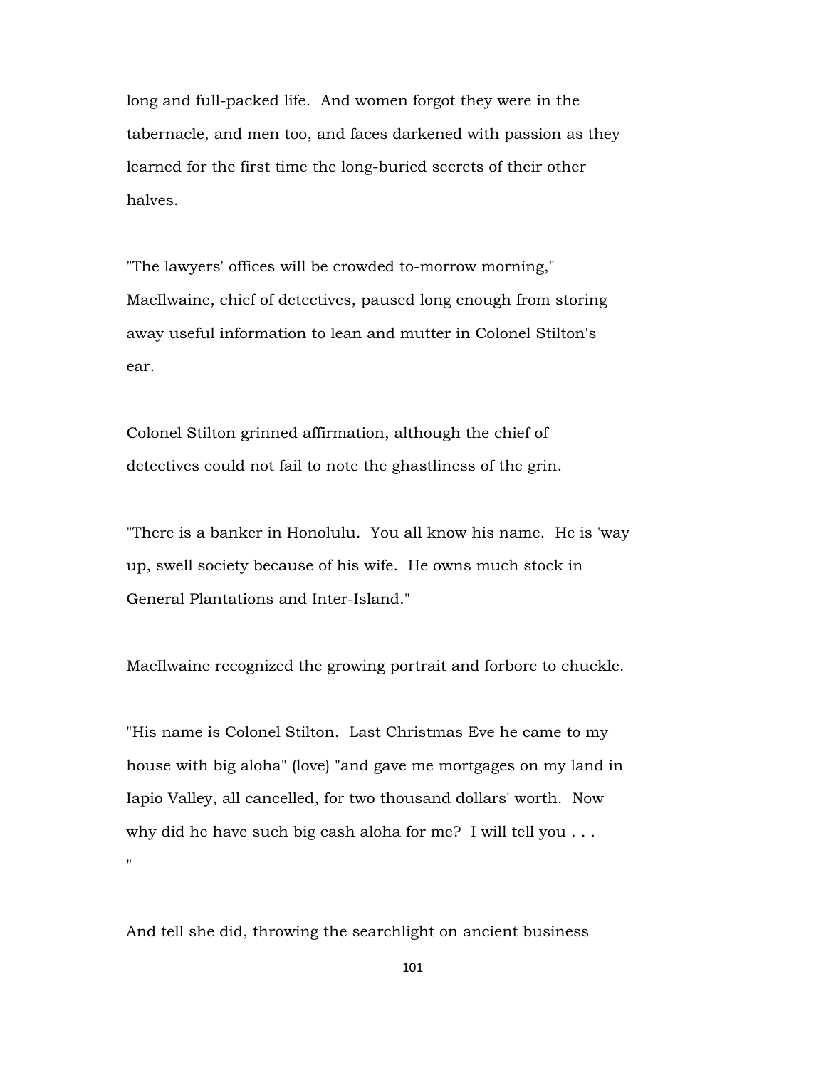long and full-packed life. And women forgot they were in the tabernacle, and men too, and faces darkened with passion as they learned for the first time the long-buried secrets of their other halves.

"The lawyers' offices will be crowded to-morrow morning," MacIlwaine, chief of detectives, paused long enough from storing away useful information to lean and mutter in Colonel Stilton's ear.

Colonel Stilton grinned affirmation, although the chief of detectives could not fail to note the ghastliness of the grin.

"There is a banker in Honolulu. You all know his name. He is 'way up, swell society because of his wife. He owns much stock in General Plantations and Inter-Island."

MacIlwaine recognized the growing portrait and forbore to chuckle.

"His name is Colonel Stilton. Last Christmas Eve he came to my house with big aloha" (love) "and gave me mortgages on my land in Iapio Valley, all cancelled, for two thousand dollars' worth. Now why did he have such big cash aloha for me? I will tell you . . . "

And tell she did, throwing the searchlight on ancient business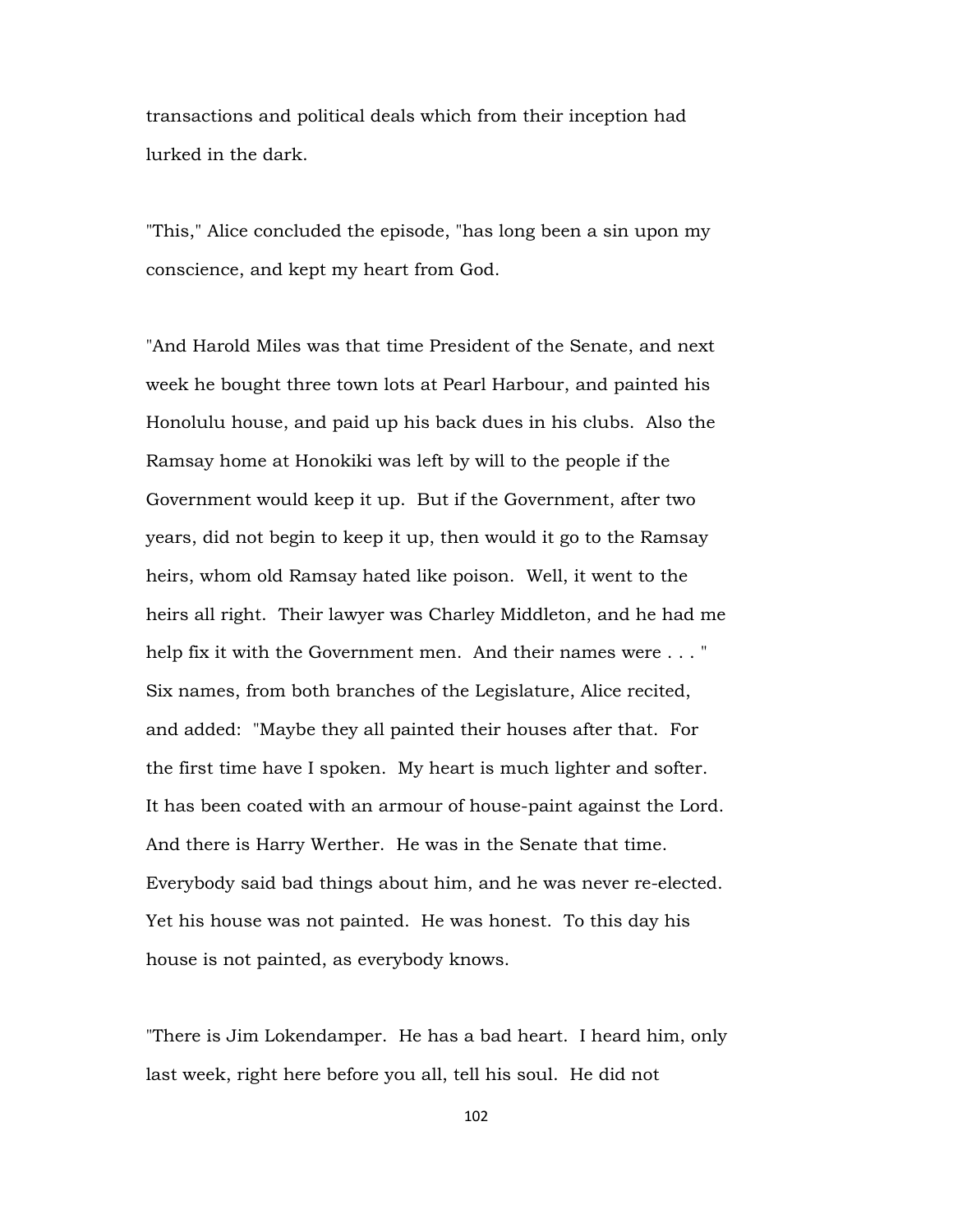transactions and political deals which from their inception had lurked in the dark.

"This," Alice concluded the episode, "has long been a sin upon my conscience, and kept my heart from God.

"And Harold Miles was that time President of the Senate, and next week he bought three town lots at Pearl Harbour, and painted his Honolulu house, and paid up his back dues in his clubs. Also the Ramsay home at Honokiki was left by will to the people if the Government would keep it up. But if the Government, after two years, did not begin to keep it up, then would it go to the Ramsay heirs, whom old Ramsay hated like poison. Well, it went to the heirs all right. Their lawyer was Charley Middleton, and he had me help fix it with the Government men. And their names were . . . " Six names, from both branches of the Legislature, Alice recited, and added: "Maybe they all painted their houses after that. For the first time have I spoken. My heart is much lighter and softer. It has been coated with an armour of house-paint against the Lord. And there is Harry Werther. He was in the Senate that time. Everybody said bad things about him, and he was never re-elected. Yet his house was not painted. He was honest. To this day his house is not painted, as everybody knows.

"There is Jim Lokendamper. He has a bad heart. I heard him, only last week, right here before you all, tell his soul. He did not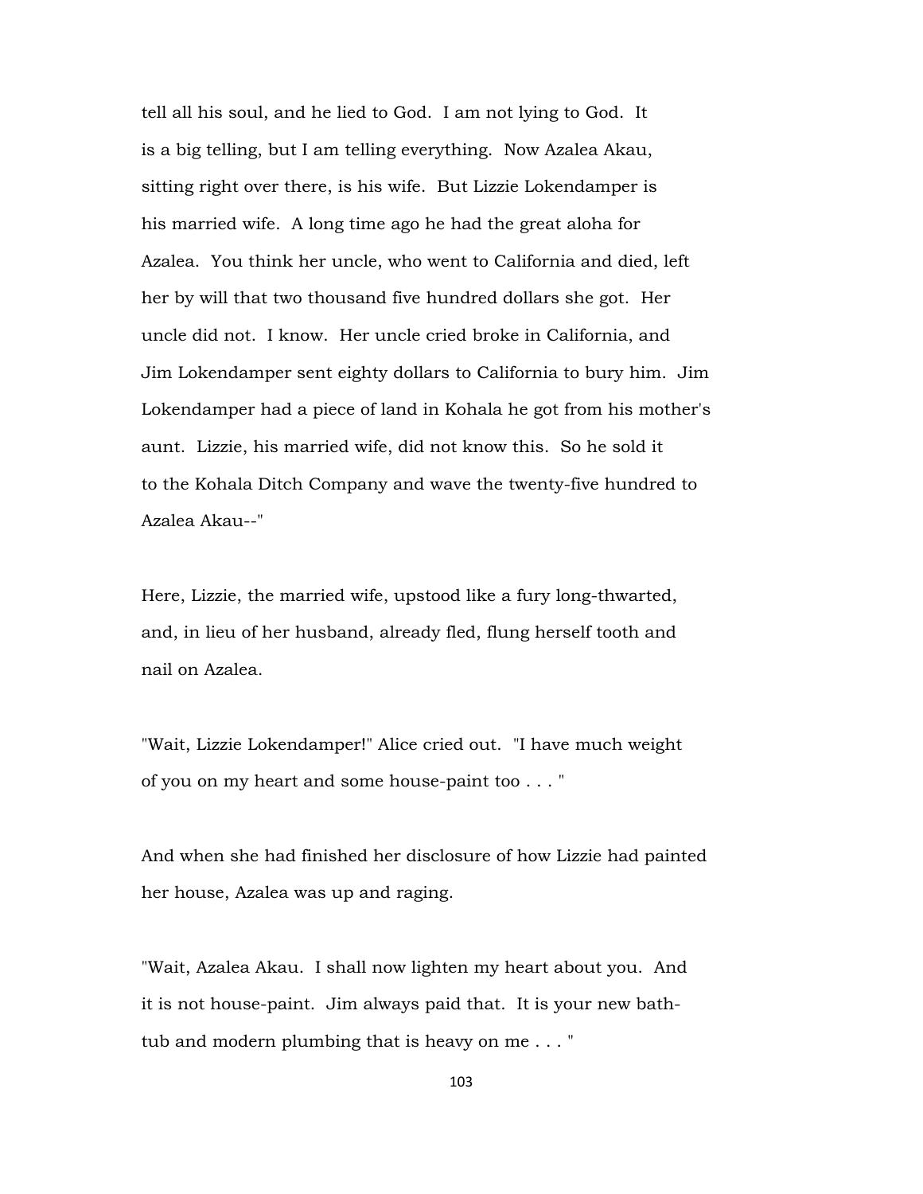tell all his soul, and he lied to God. I am not lying to God. It is a big telling, but I am telling everything. Now Azalea Akau, sitting right over there, is his wife. But Lizzie Lokendamper is his married wife. A long time ago he had the great aloha for Azalea. You think her uncle, who went to California and died, left her by will that two thousand five hundred dollars she got. Her uncle did not. I know. Her uncle cried broke in California, and Jim Lokendamper sent eighty dollars to California to bury him. Jim Lokendamper had a piece of land in Kohala he got from his mother's aunt. Lizzie, his married wife, did not know this. So he sold it to the Kohala Ditch Company and wave the twenty-five hundred to Azalea Akau--"

Here, Lizzie, the married wife, upstood like a fury long-thwarted, and, in lieu of her husband, already fled, flung herself tooth and nail on Azalea.

"Wait, Lizzie Lokendamper!" Alice cried out. "I have much weight of you on my heart and some house-paint too . . . "

And when she had finished her disclosure of how Lizzie had painted her house, Azalea was up and raging.

"Wait, Azalea Akau. I shall now lighten my heart about you. And it is not house-paint. Jim always paid that. It is your new bath-tub and modern plumbing that is heavy on me . . . "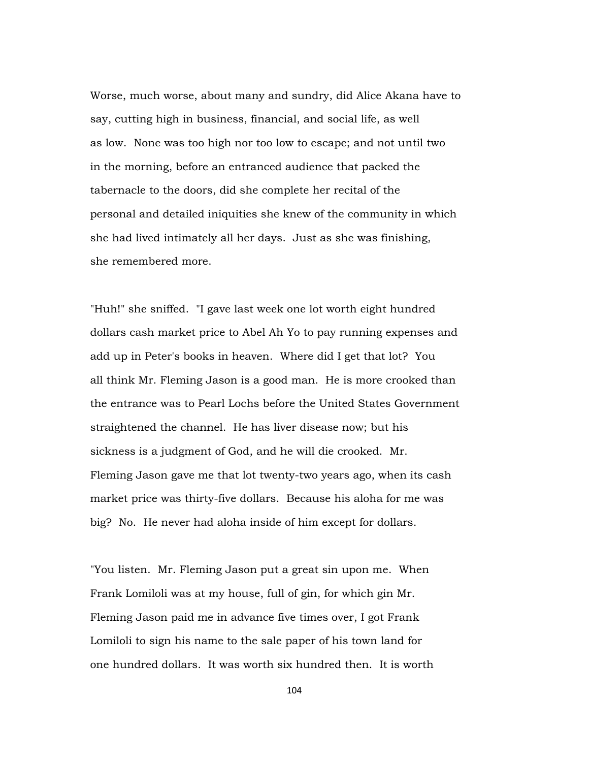Worse, much worse, about many and sundry, did Alice Akana have to say, cutting high in business, financial, and social life, as well as low. None was too high nor too low to escape; and not until two in the morning, before an entranced audience that packed the tabernacle to the doors, did she complete her recital of the personal and detailed iniquities she knew of the community in which she had lived intimately all her days. Just as she was finishing, she remembered more.

"Huh!" she sniffed. "I gave last week one lot worth eight hundred dollars cash market price to Abel Ah Yo to pay running expenses and add up in Peter's books in heaven. Where did I get that lot? You all think Mr. Fleming Jason is a good man. He is more crooked than the entrance was to Pearl Lochs before the United States Government straightened the channel. He has liver disease now; but his sickness is a judgment of God, and he will die crooked. Mr. Fleming Jason gave me that lot twenty-two years ago, when its cash market price was thirty-five dollars. Because his aloha for me was big? No. He never had aloha inside of him except for dollars.

"You listen. Mr. Fleming Jason put a great sin upon me. When Frank Lomiloli was at my house, full of gin, for which gin Mr. Fleming Jason paid me in advance five times over, I got Frank Lomiloli to sign his name to the sale paper of his town land for one hundred dollars. It was worth six hundred then. It is worth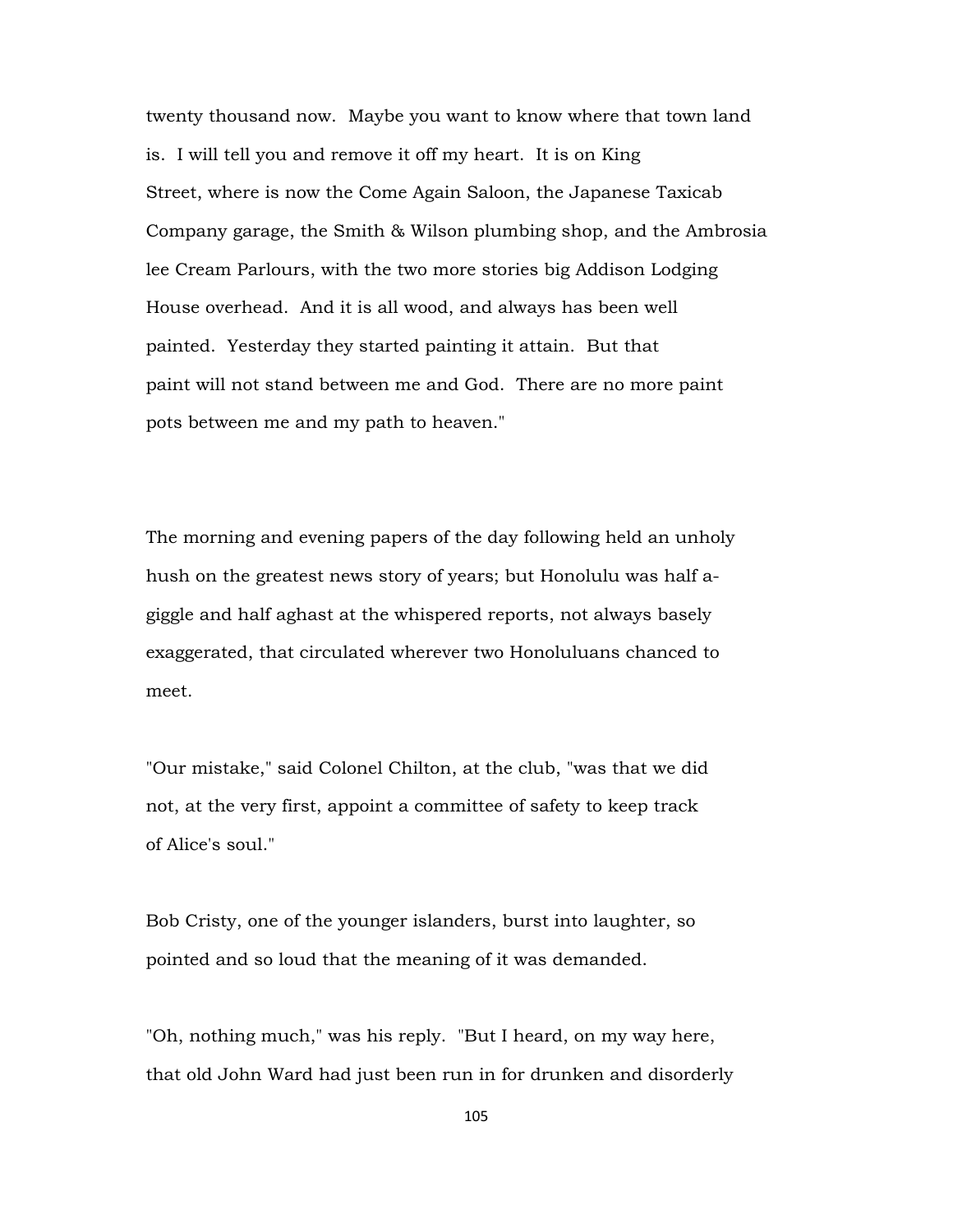twenty thousand now. Maybe you want to know where that town land is. I will tell you and remove it off my heart. It is on King Street, where is now the Come Again Saloon, the Japanese Taxicab Company garage, the Smith & Wilson plumbing shop, and the Ambrosia lee Cream Parlours, with the two more stories big Addison Lodging House overhead. And it is all wood, and always has been well painted. Yesterday they started painting it attain. But that paint will not stand between me and God. There are no more paint pots between me and my path to heaven."

The morning and evening papers of the day following held an unholy hush on the greatest news story of years; but Honolulu was half a-giggle and half aghast at the whispered reports, not always basely exaggerated, that circulated wherever two Honoluluans chanced to meet.

"Our mistake," said Colonel Chilton, at the club, "was that we did not, at the very first, appoint a committee of safety to keep track of Alice's soul."

Bob Cristy, one of the younger islanders, burst into laughter, so pointed and so loud that the meaning of it was demanded.

"Oh, nothing much," was his reply. "But I heard, on my way here, that old John Ward had just been run in for drunken and disorderly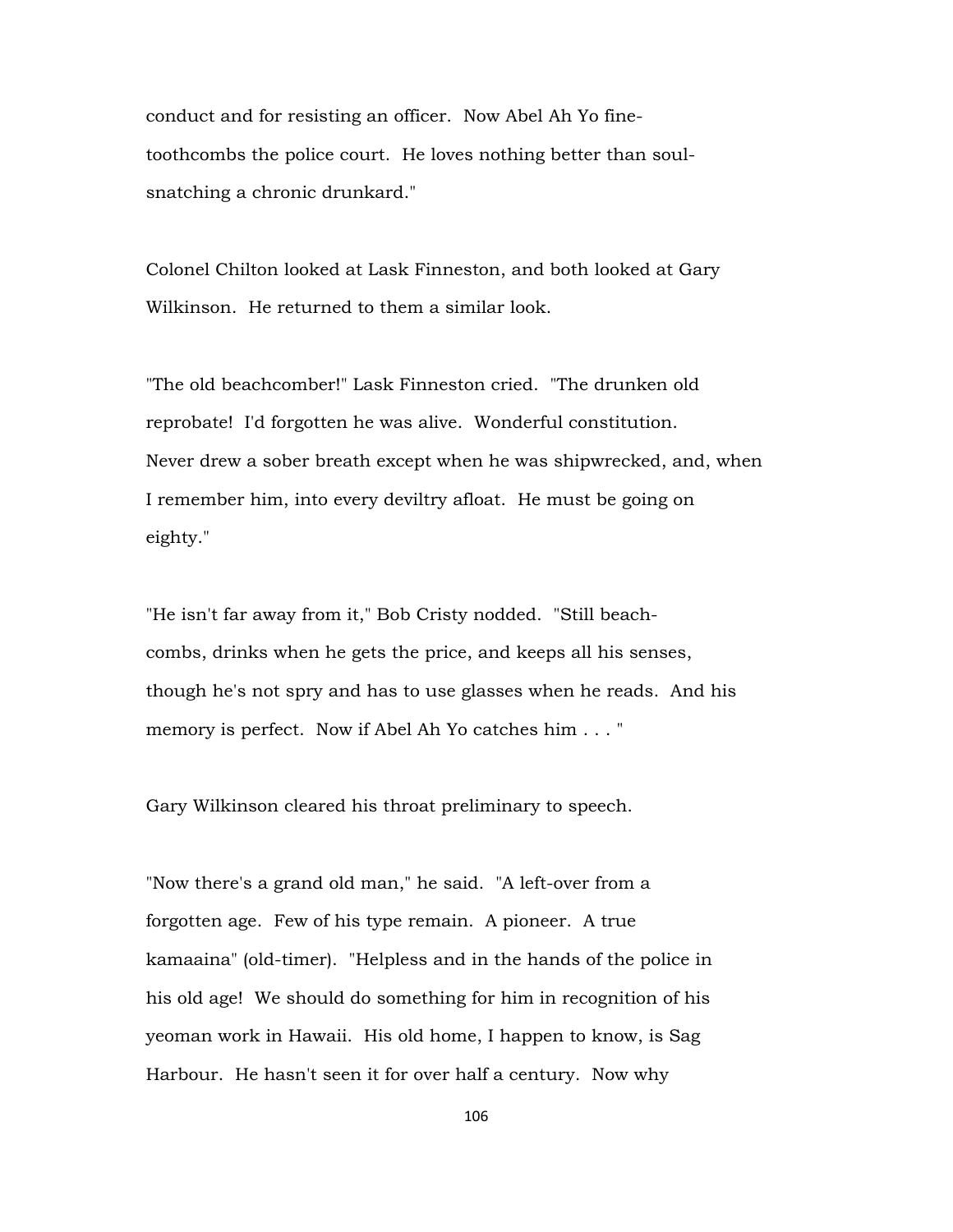conduct and for resisting an officer. Now Abel Ah Yo fine-toothcombs the police court. He loves nothing better than soul-snatching a chronic drunkard."

Colonel Chilton looked at Lask Finneston, and both looked at Gary Wilkinson. He returned to them a similar look.

"The old beachcomber!" Lask Finneston cried. "The drunken old reprobate! I'd forgotten he was alive. Wonderful constitution. Never drew a sober breath except when he was shipwrecked, and, when I remember him, into every deviltry afloat. He must be going on eighty."

"He isn't far away from it," Bob Cristy nodded. "Still beach-combs, drinks when he gets the price, and keeps all his senses, though he's not spry and has to use glasses when he reads. And his memory is perfect. Now if Abel Ah Yo catches him . . . "

Gary Wilkinson cleared his throat preliminary to speech.

"Now there's a grand old man," he said. "A left-over from a forgotten age. Few of his type remain. A pioneer. A true kamaaina" (old-timer). "Helpless and in the hands of the police in his old age! We should do something for him in recognition of his yeoman work in Hawaii. His old home, I happen to know, is Sag Harbour. He hasn't seen it for over half a century. Now why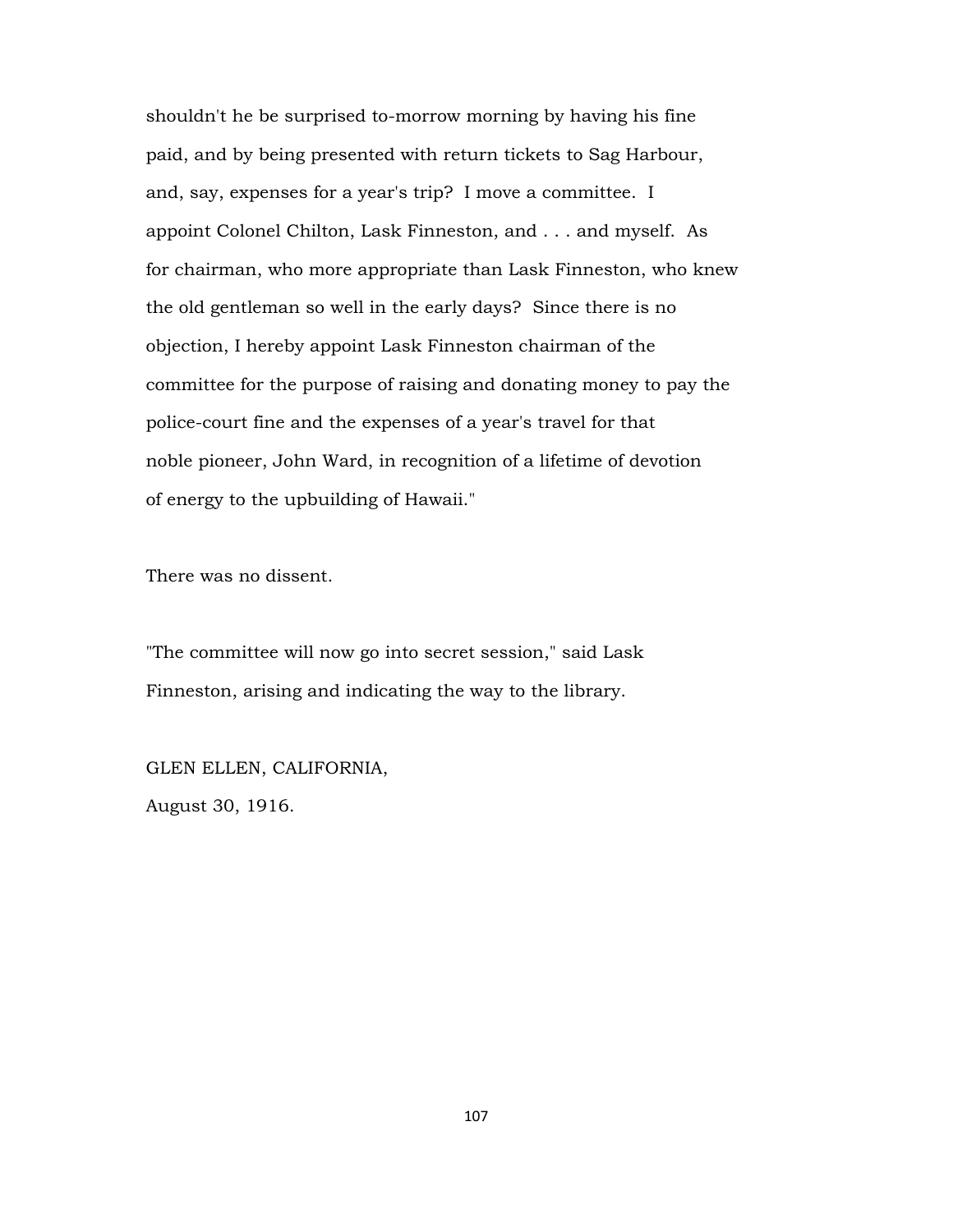shouldn't he be surprised to-morrow morning by having his fine paid, and by being presented with return tickets to Sag Harbour, and, say, expenses for a year's trip? I move a committee. I appoint Colonel Chilton, Lask Finneston, and . . . and myself. As for chairman, who more appropriate than Lask Finneston, who knew the old gentleman so well in the early days? Since there is no objection, I hereby appoint Lask Finneston chairman of the committee for the purpose of raising and donating money to pay the police-court fine and the expenses of a year's travel for that noble pioneer, John Ward, in recognition of a lifetime of devotion of energy to the upbuilding of Hawaii."

There was no dissent.

"The committee will now go into secret session," said Lask Finneston, arising and indicating the way to the library.

GLEN ELLEN, CALIFORNIA,
August 30, 1916.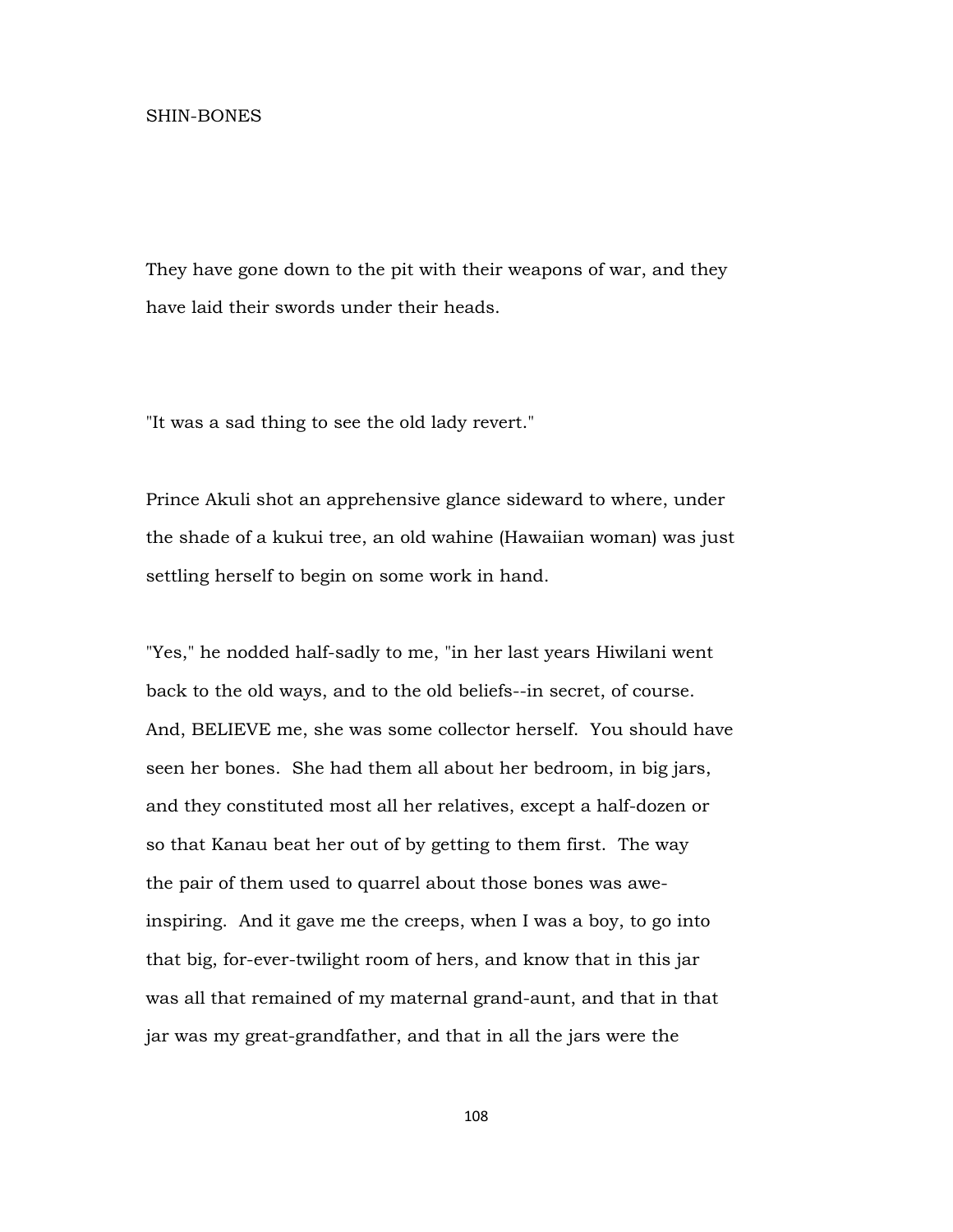# SHIN-BONES

They have gone down to the pit with their weapons of war, and they have laid their swords under their heads.

"It was a sad thing to see the old lady revert."

Prince Akuli shot an apprehensive glance sideward to where, under the shade of a kukui tree, an old wahine (Hawaiian woman) was just settling herself to begin on some work in hand.

"Yes," he nodded half-sadly to me, "in her last years Hiwilani went back to the old ways, and to the old beliefs--in secret, of course. And, BELIEVE me, she was some collector herself. You should have seen her bones. She had them all about her bedroom, in big jars, and they constituted most all her relatives, except a half-dozen or so that Kanau beat her out of by getting to them first. The way the pair of them used to quarrel about those bones was awe-inspiring. And it gave me the creeps, when I was a boy, to go into that big, for-ever-twilight room of hers, and know that in this jar was all that remained of my maternal grand-aunt, and that in that jar was my great-grandfather, and that in all the jars were the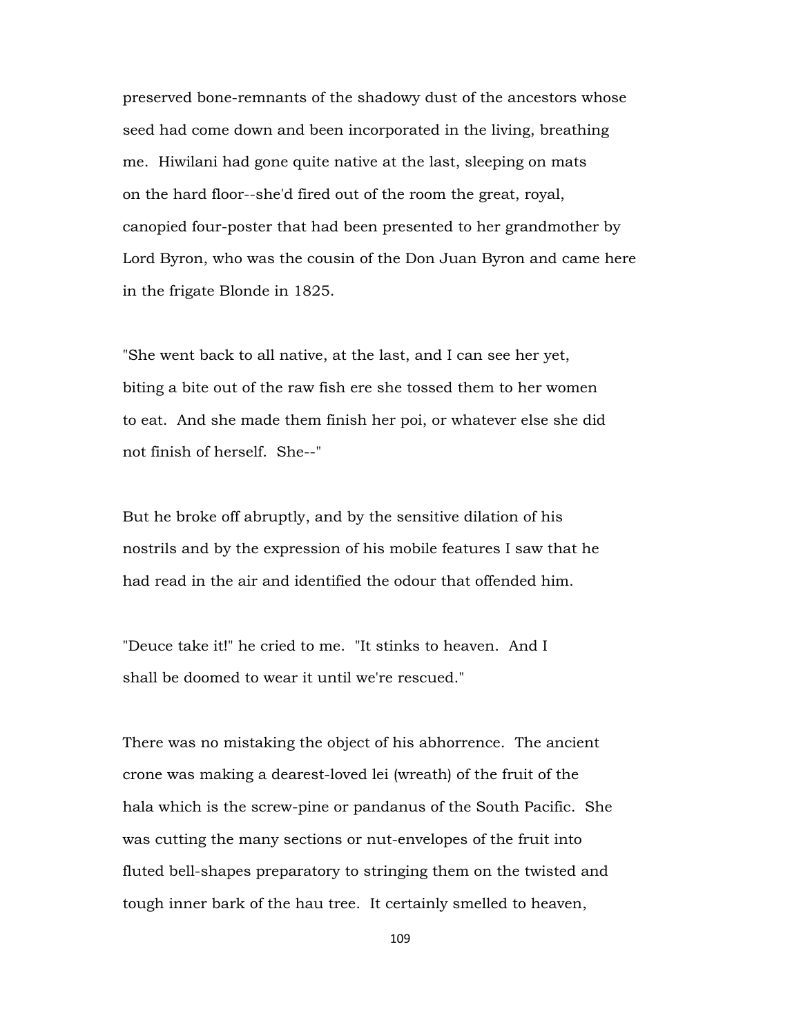preserved bone-remnants of the shadowy dust of the ancestors whose seed had come down and been incorporated in the living, breathing me. Hiwilani had gone quite native at the last, sleeping on mats on the hard floor--she'd fired out of the room the great, royal, canopied four-poster that had been presented to her grandmother by Lord Byron, who was the cousin of the Don Juan Byron and came here in the frigate Blonde in 1825.

"She went back to all native, at the last, and I can see her yet, biting a bite out of the raw fish ere she tossed them to her women to eat. And she made them finish her poi, or whatever else she did not finish of herself. She--"

But he broke off abruptly, and by the sensitive dilation of his nostrils and by the expression of his mobile features I saw that he had read in the air and identified the odour that offended him.

"Deuce take it!" he cried to me. "It stinks to heaven. And I shall be doomed to wear it until we're rescued."

There was no mistaking the object of his abhorrence. The ancient crone was making a dearest-loved lei (wreath) of the fruit of the hala which is the screw-pine or pandanus of the South Pacific. She was cutting the many sections or nut-envelopes of the fruit into fluted bell-shapes preparatory to stringing them on the twisted and tough inner bark of the hau tree. It certainly smelled to heaven,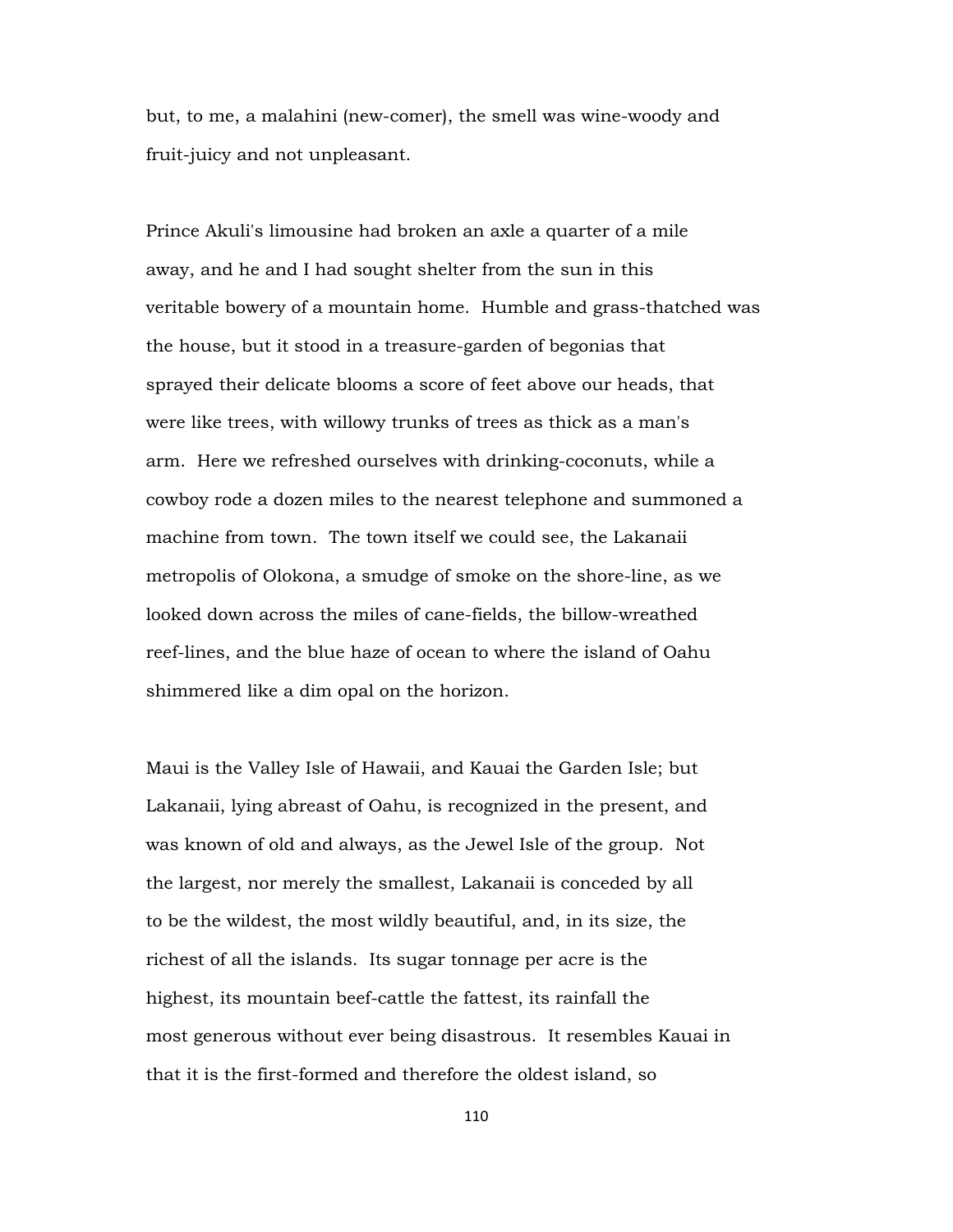but, to me, a malahini (new-comer), the smell was wine-woody and fruit-juicy and not unpleasant.

Prince Akuli's limousine had broken an axle a quarter of a mile away, and he and I had sought shelter from the sun in this veritable bowery of a mountain home. Humble and grass-thatched was the house, but it stood in a treasure-garden of begonias that sprayed their delicate blooms a score of feet above our heads, that were like trees, with willowy trunks of trees as thick as a man's arm. Here we refreshed ourselves with drinking-coconuts, while a cowboy rode a dozen miles to the nearest telephone and summoned a machine from town. The town itself we could see, the Lakanaii metropolis of Olokona, a smudge of smoke on the shore-line, as we looked down across the miles of cane-fields, the billow-wreathed reef-lines, and the blue haze of ocean to where the island of Oahu shimmered like a dim opal on the horizon.

Maui is the Valley Isle of Hawaii, and Kauai the Garden Isle; but Lakanaii, lying abreast of Oahu, is recognized in the present, and was known of old and always, as the Jewel Isle of the group. Not the largest, nor merely the smallest, Lakanaii is conceded by all to be the wildest, the most wildly beautiful, and, in its size, the richest of all the islands. Its sugar tonnage per acre is the highest, its mountain beef-cattle the fattest, its rainfall the most generous without ever being disastrous. It resembles Kauai in that it is the first-formed and therefore the oldest island, so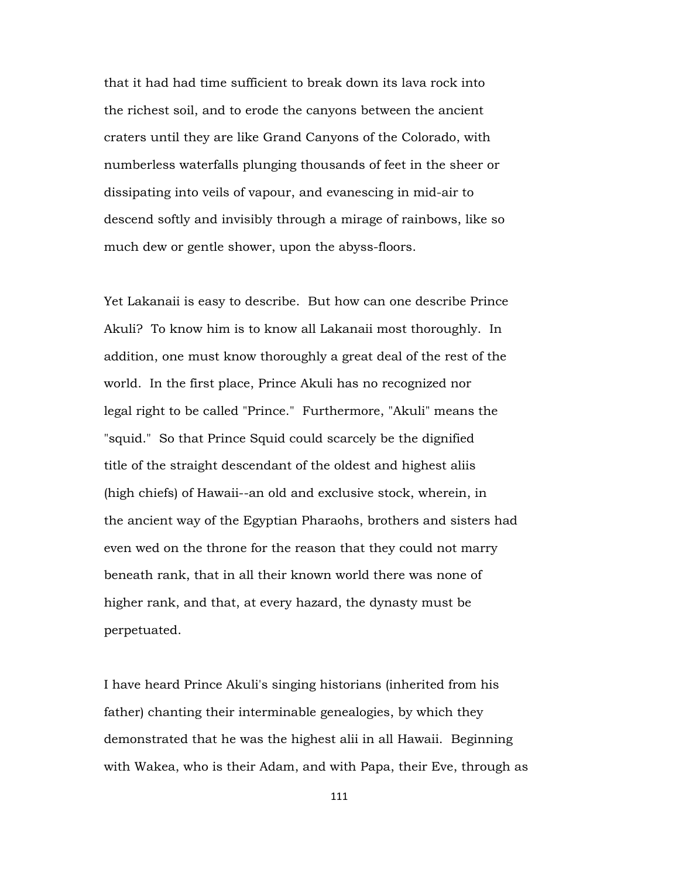that it had had time sufficient to break down its lava rock into the richest soil, and to erode the canyons between the ancient craters until they are like Grand Canyons of the Colorado, with numberless waterfalls plunging thousands of feet in the sheer or dissipating into veils of vapour, and evanescing in mid-air to descend softly and invisibly through a mirage of rainbows, like so much dew or gentle shower, upon the abyss-floors.

Yet Lakanaii is easy to describe. But how can one describe Prince Akuli? To know him is to know all Lakanaii most thoroughly. In addition, one must know thoroughly a great deal of the rest of the world. In the first place, Prince Akuli has no recognized nor legal right to be called "Prince." Furthermore, "Akuli" means the "squid." So that Prince Squid could scarcely be the dignified title of the straight descendant of the oldest and highest aliis (high chiefs) of Hawaii--an old and exclusive stock, wherein, in the ancient way of the Egyptian Pharaohs, brothers and sisters had even wed on the throne for the reason that they could not marry beneath rank, that in all their known world there was none of higher rank, and that, at every hazard, the dynasty must be perpetuated.

I have heard Prince Akuli's singing historians (inherited from his father) chanting their interminable genealogies, by which they demonstrated that he was the highest alii in all Hawaii. Beginning with Wakea, who is their Adam, and with Papa, their Eve, through as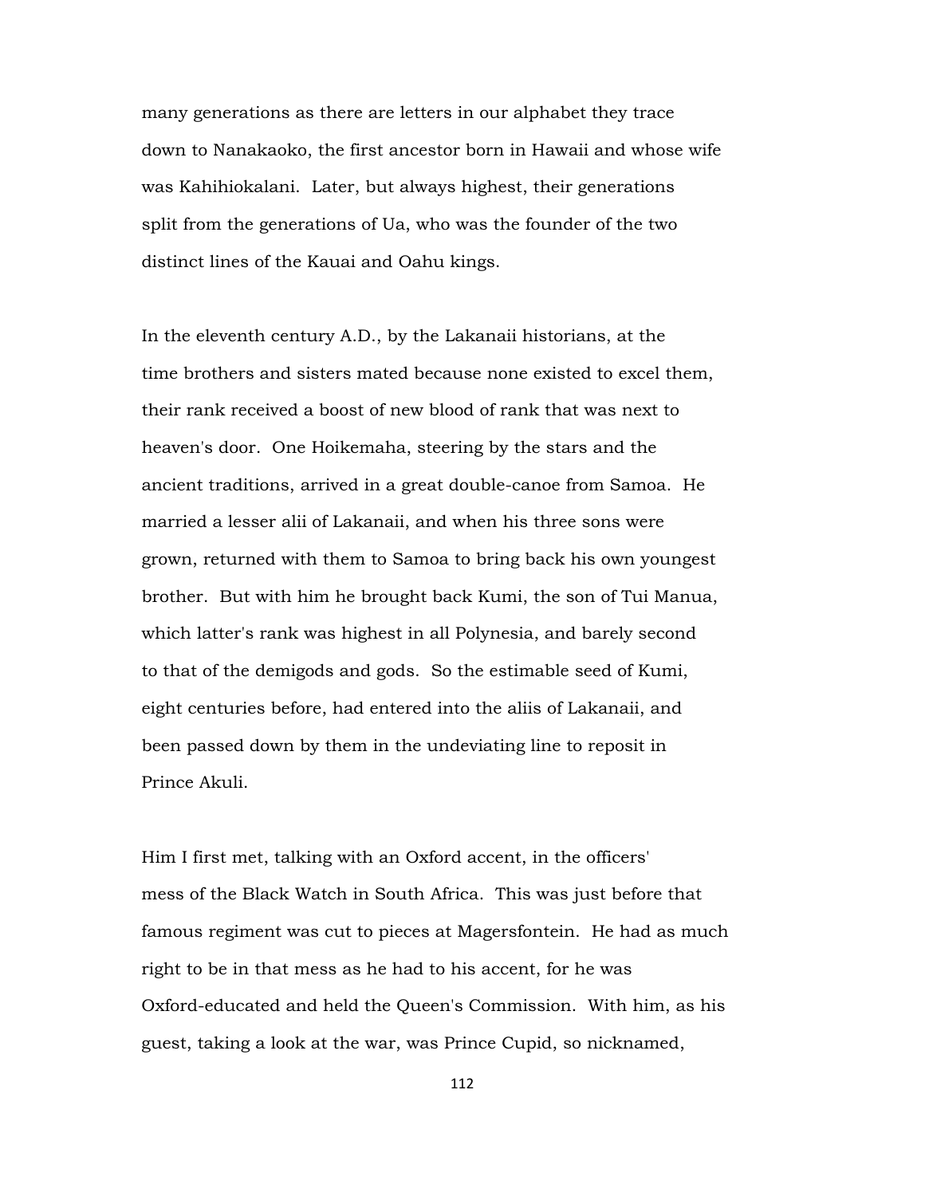many generations as there are letters in our alphabet they trace down to Nanakaoko, the first ancestor born in Hawaii and whose wife was Kahihiokalani. Later, but always highest, their generations split from the generations of Ua, who was the founder of the two distinct lines of the Kauai and Oahu kings.

In the eleventh century A.D., by the Lakanaii historians, at the time brothers and sisters mated because none existed to excel them, their rank received a boost of new blood of rank that was next to heaven's door. One Hoikemaha, steering by the stars and the ancient traditions, arrived in a great double-canoe from Samoa. He married a lesser alii of Lakanaii, and when his three sons were grown, returned with them to Samoa to bring back his own youngest brother. But with him he brought back Kumi, the son of Tui Manua, which latter's rank was highest in all Polynesia, and barely second to that of the demigods and gods. So the estimable seed of Kumi, eight centuries before, had entered into the aliis of Lakanaii, and been passed down by them in the undeviating line to reposit in Prince Akuli.

Him I first met, talking with an Oxford accent, in the officers' mess of the Black Watch in South Africa. This was just before that famous regiment was cut to pieces at Magersfontein. He had as much right to be in that mess as he had to his accent, for he was Oxford-educated and held the Queen's Commission. With him, as his guest, taking a look at the war, was Prince Cupid, so nicknamed,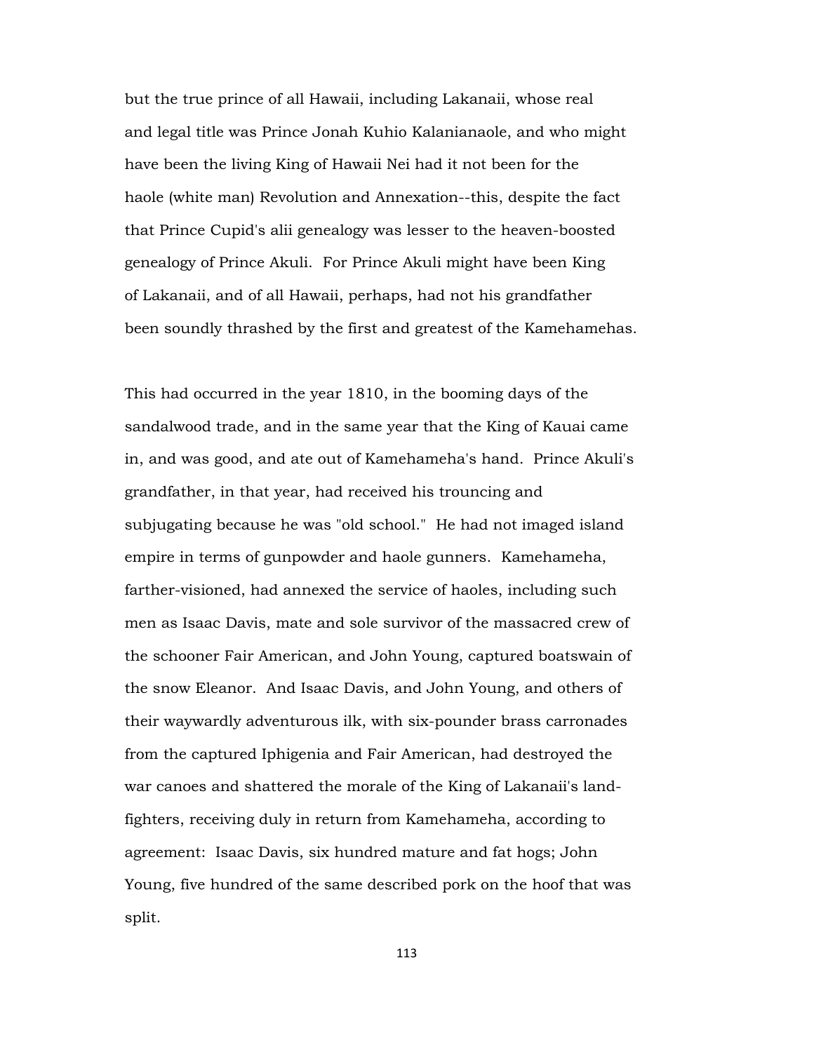but the true prince of all Hawaii, including Lakanaii, whose real and legal title was Prince Jonah Kuhio Kalanianaole, and who might have been the living King of Hawaii Nei had it not been for the haole (white man) Revolution and Annexation--this, despite the fact that Prince Cupid's alii genealogy was lesser to the heaven-boosted genealogy of Prince Akuli. For Prince Akuli might have been King of Lakanaii, and of all Hawaii, perhaps, had not his grandfather been soundly thrashed by the first and greatest of the Kamehamehas.

This had occurred in the year 1810, in the booming days of the sandalwood trade, and in the same year that the King of Kauai came in, and was good, and ate out of Kamehameha's hand. Prince Akuli's grandfather, in that year, had received his trouncing and subjugating because he was "old school." He had not imaged island empire in terms of gunpowder and haole gunners. Kamehameha, farther-visioned, had annexed the service of haoles, including such men as Isaac Davis, mate and sole survivor of the massacred crew of the schooner Fair American, and John Young, captured boatswain of the snow Eleanor. And Isaac Davis, and John Young, and others of their waywardly adventurous ilk, with six-pounder brass carronades from the captured Iphigenia and Fair American, had destroyed the war canoes and shattered the morale of the King of Lakanaii's land-fighters, receiving duly in return from Kamehameha, according to agreement: Isaac Davis, six hundred mature and fat hogs; John Young, five hundred of the same described pork on the hoof that was split.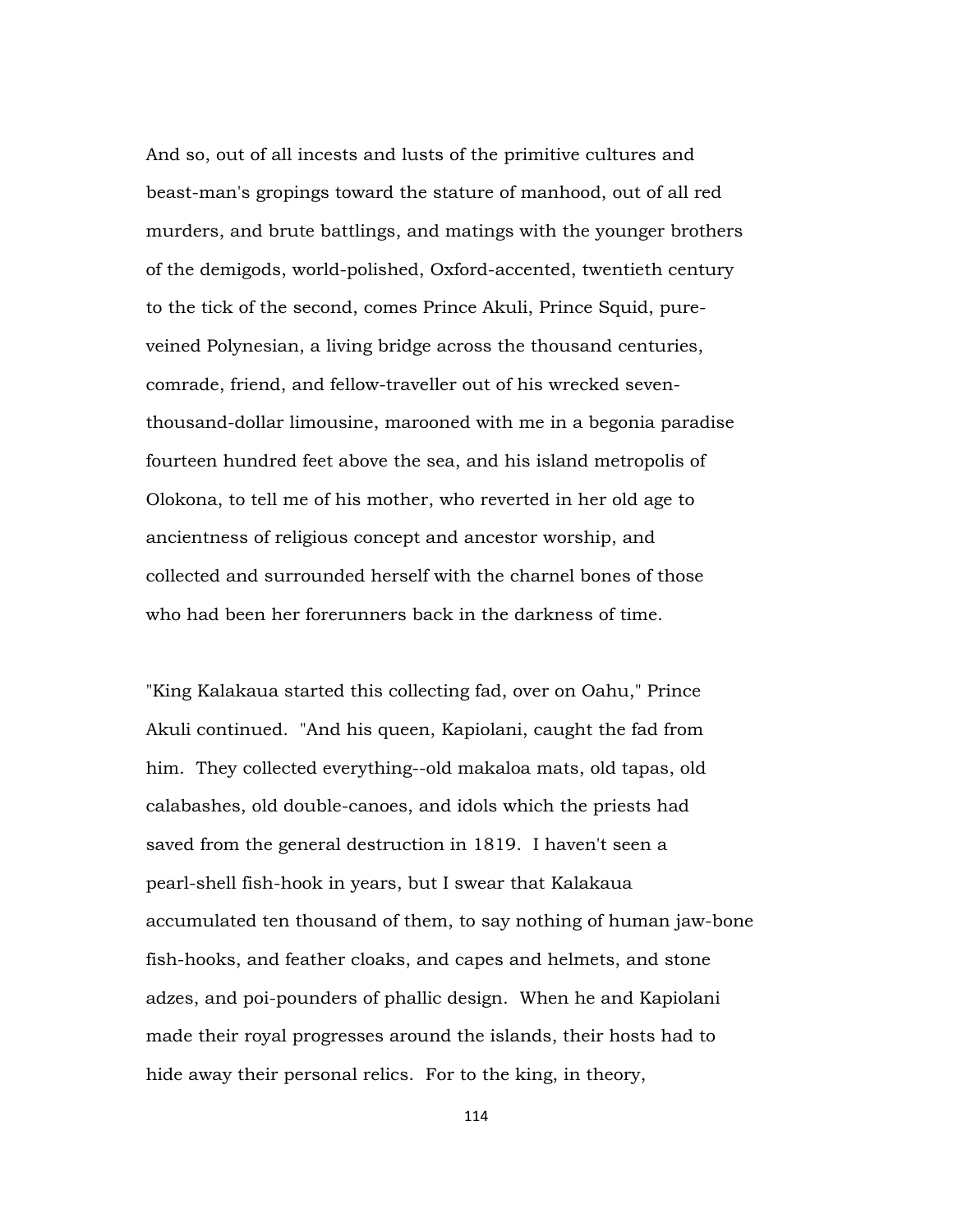And so, out of all incests and lusts of the primitive cultures and beast-man's gropings toward the stature of manhood, out of all red murders, and brute battlings, and matings with the younger brothers of the demigods, world-polished, Oxford-accented, twentieth century to the tick of the second, comes Prince Akuli, Prince Squid, pure-veined Polynesian, a living bridge across the thousand centuries, comrade, friend, and fellow-traveller out of his wrecked seven-thousand-dollar limousine, marooned with me in a begonia paradise fourteen hundred feet above the sea, and his island metropolis of Olokona, to tell me of his mother, who reverted in her old age to ancientness of religious concept and ancestor worship, and collected and surrounded herself with the charnel bones of those who had been her forerunners back in the darkness of time.

"King Kalakaua started this collecting fad, over on Oahu," Prince Akuli continued. "And his queen, Kapiolani, caught the fad from him. They collected everything--old makaloa mats, old tapas, old calabashes, old double-canoes, and idols which the priests had saved from the general destruction in 1819. I haven't seen a pearl-shell fish-hook in years, but I swear that Kalakaua accumulated ten thousand of them, to say nothing of human jaw-bone fish-hooks, and feather cloaks, and capes and helmets, and stone adzes, and poi-pounders of phallic design. When he and Kapiolani made their royal progresses around the islands, their hosts had to hide away their personal relics. For to the king, in theory,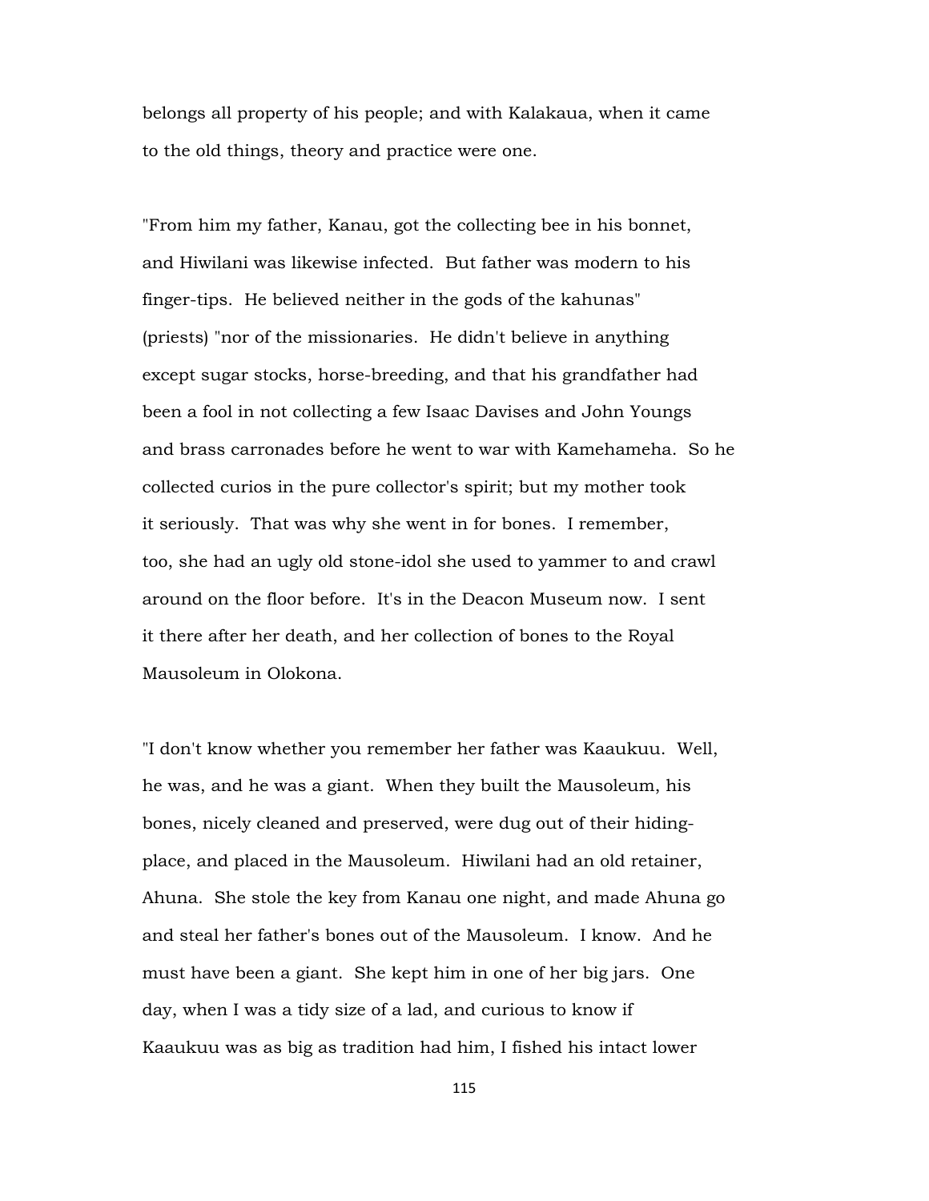belongs all property of his people; and with Kalakaua, when it came to the old things, theory and practice were one.

"From him my father, Kanau, got the collecting bee in his bonnet, and Hiwilani was likewise infected. But father was modern to his finger-tips. He believed neither in the gods of the kahunas" (priests) "nor of the missionaries. He didn't believe in anything except sugar stocks, horse-breeding, and that his grandfather had been a fool in not collecting a few Isaac Davises and John Youngs and brass carronades before he went to war with Kamehameha. So he collected curios in the pure collector's spirit; but my mother took it seriously. That was why she went in for bones. I remember, too, she had an ugly old stone-idol she used to yammer to and crawl around on the floor before. It's in the Deacon Museum now. I sent it there after her death, and her collection of bones to the Royal Mausoleum in Olokona.

"I don't know whether you remember her father was Kaaukuu. Well, he was, and he was a giant. When they built the Mausoleum, his bones, nicely cleaned and preserved, were dug out of their hiding-place, and placed in the Mausoleum. Hiwilani had an old retainer, Ahuna. She stole the key from Kanau one night, and made Ahuna go and steal her father's bones out of the Mausoleum. I know. And he must have been a giant. She kept him in one of her big jars. One day, when I was a tidy size of a lad, and curious to know if Kaaukuu was as big as tradition had him, I fished his intact lower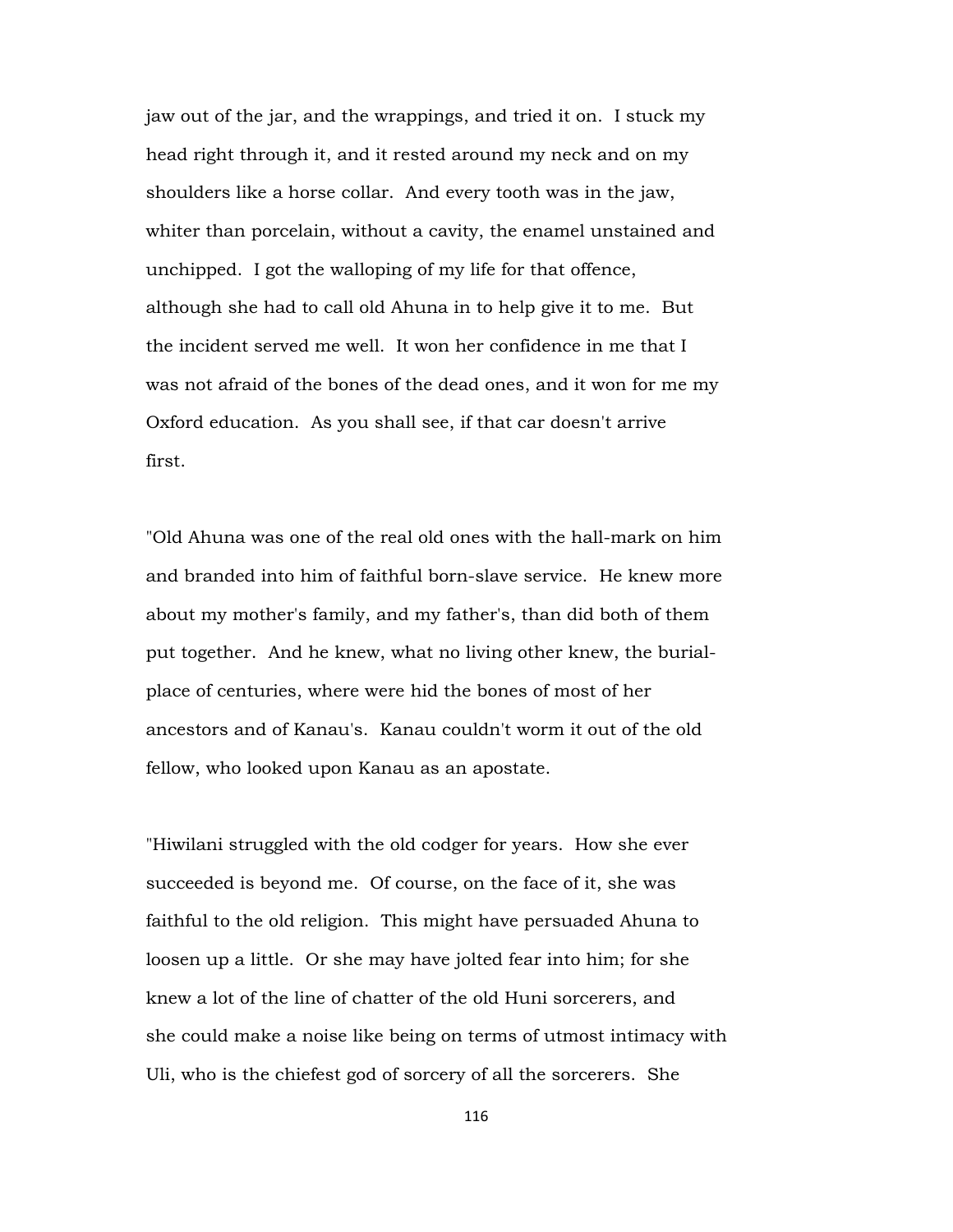jaw out of the jar, and the wrappings, and tried it on. I stuck my head right through it, and it rested around my neck and on my shoulders like a horse collar. And every tooth was in the jaw, whiter than porcelain, without a cavity, the enamel unstained and unchipped. I got the walloping of my life for that offence, although she had to call old Ahuna in to help give it to me. But the incident served me well. It won her confidence in me that I was not afraid of the bones of the dead ones, and it won for me my Oxford education. As you shall see, if that car doesn't arrive first.

"Old Ahuna was one of the real old ones with the hall-mark on him and branded into him of faithful born-slave service. He knew more about my mother's family, and my father's, than did both of them put together. And he knew, what no living other knew, the burial-place of centuries, where were hid the bones of most of her ancestors and of Kanau's. Kanau couldn't worm it out of the old fellow, who looked upon Kanau as an apostate.

"Hiwilani struggled with the old codger for years. How she ever succeeded is beyond me. Of course, on the face of it, she was faithful to the old religion. This might have persuaded Ahuna to loosen up a little. Or she may have jolted fear into him; for she knew a lot of the line of chatter of the old Huni sorcerers, and she could make a noise like being on terms of utmost intimacy with Uli, who is the chiefest god of sorcery of all the sorcerers. She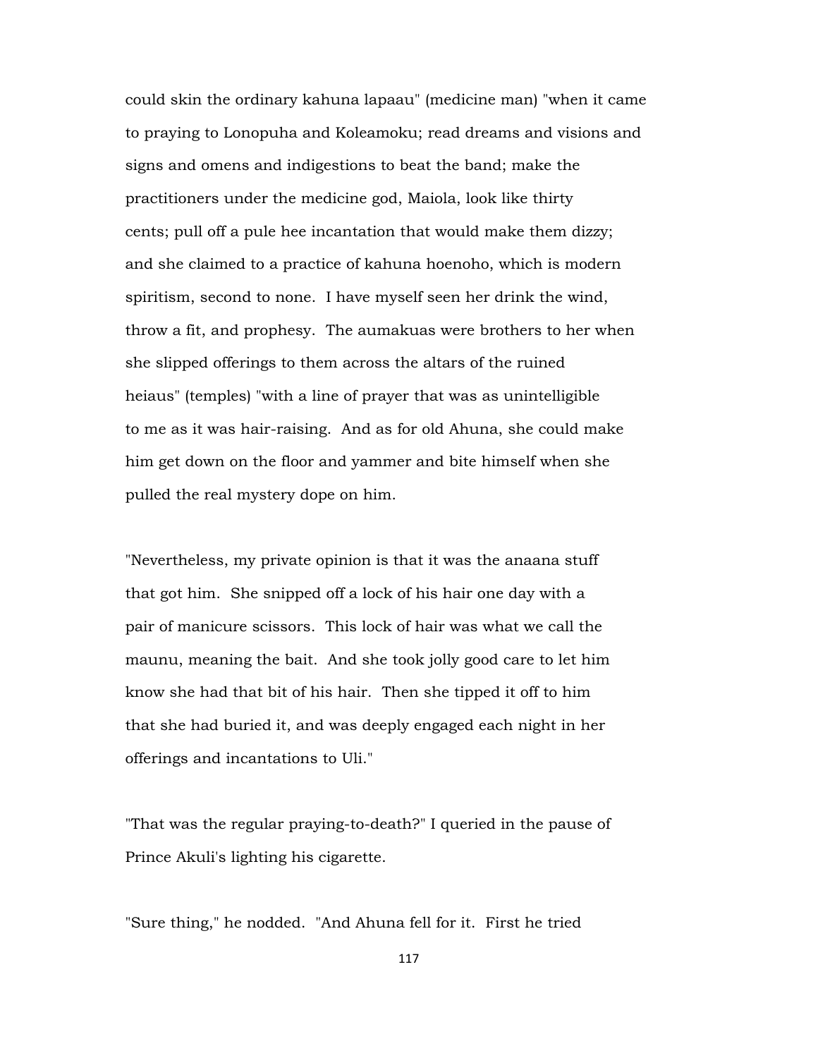could skin the ordinary kahuna lapaau" (medicine man) "when it came to praying to Lonopuha and Koleamoku; read dreams and visions and signs and omens and indigestions to beat the band; make the practitioners under the medicine god, Maiola, look like thirty cents; pull off a pule hee incantation that would make them dizzy; and she claimed to a practice of kahuna hoenoho, which is modern spiritism, second to none. I have myself seen her drink the wind, throw a fit, and prophesy. The aumakuas were brothers to her when she slipped offerings to them across the altars of the ruined heiaus" (temples) "with a line of prayer that was as unintelligible to me as it was hair-raising. And as for old Ahuna, she could make him get down on the floor and yammer and bite himself when she pulled the real mystery dope on him.

"Nevertheless, my private opinion is that it was the anaana stuff that got him. She snipped off a lock of his hair one day with a pair of manicure scissors. This lock of hair was what we call the maunu, meaning the bait. And she took jolly good care to let him know she had that bit of his hair. Then she tipped it off to him that she had buried it, and was deeply engaged each night in her offerings and incantations to Uli."

"That was the regular praying-to-death?" I queried in the pause of Prince Akuli's lighting his cigarette.

"Sure thing," he nodded. "And Ahuna fell for it. First he tried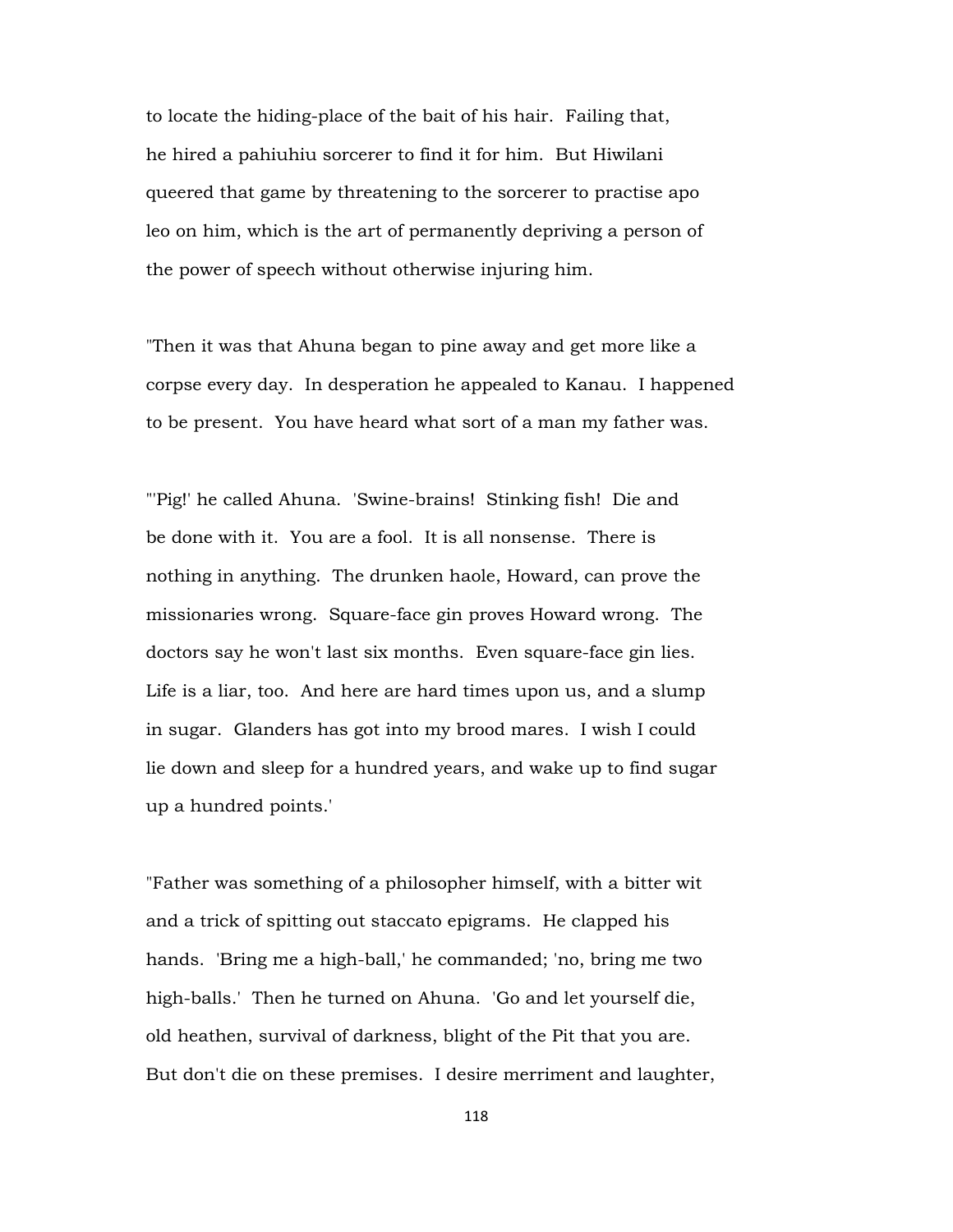to locate the hiding-place of the bait of his hair. Failing that, he hired a pahiuhiu sorcerer to find it for him. But Hiwilani queered that game by threatening to the sorcerer to practise apo leo on him, which is the art of permanently depriving a person of the power of speech without otherwise injuring him.

"Then it was that Ahuna began to pine away and get more like a corpse every day. In desperation he appealed to Kanau. I happened to be present. You have heard what sort of a man my father was.

"'Pig!' he called Ahuna. 'Swine-brains! Stinking fish! Die and be done with it. You are a fool. It is all nonsense. There is nothing in anything. The drunken haole, Howard, can prove the missionaries wrong. Square-face gin proves Howard wrong. The doctors say he won't last six months. Even square-face gin lies. Life is a liar, too. And here are hard times upon us, and a slump in sugar. Glanders has got into my brood mares. I wish I could lie down and sleep for a hundred years, and wake up to find sugar up a hundred points.'

"Father was something of a philosopher himself, with a bitter wit and a trick of spitting out staccato epigrams. He clapped his hands. 'Bring me a high-ball,' he commanded; 'no, bring me two high-balls.' Then he turned on Ahuna. 'Go and let yourself die, old heathen, survival of darkness, blight of the Pit that you are. But don't die on these premises. I desire merriment and laughter,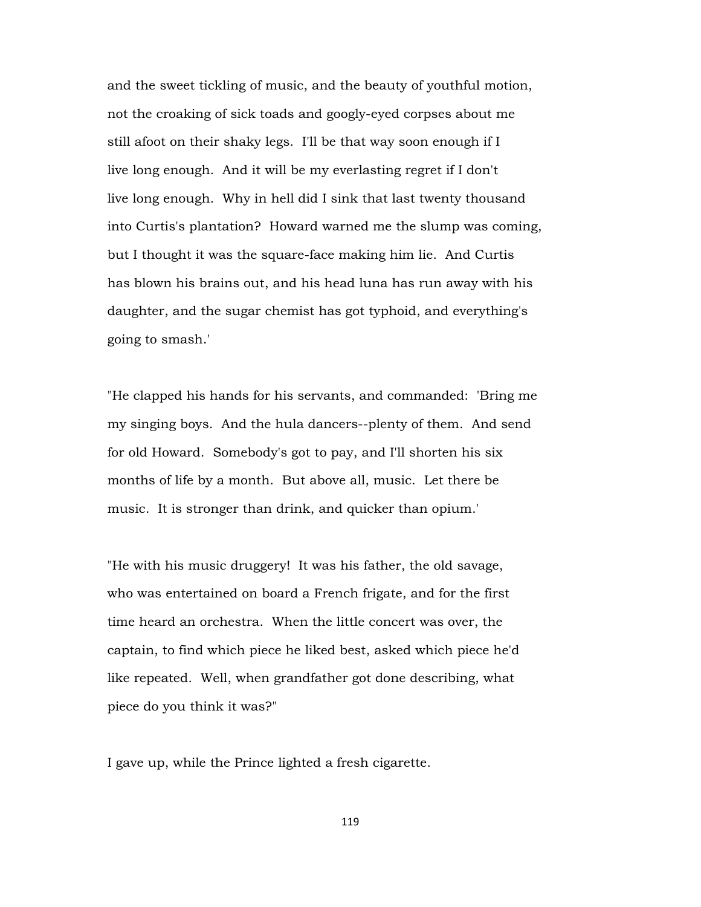and the sweet tickling of music, and the beauty of youthful motion, not the croaking of sick toads and googly-eyed corpses about me still afoot on their shaky legs. I'll be that way soon enough if I live long enough. And it will be my everlasting regret if I don't live long enough. Why in hell did I sink that last twenty thousand into Curtis's plantation? Howard warned me the slump was coming, but I thought it was the square-face making him lie. And Curtis has blown his brains out, and his head luna has run away with his daughter, and the sugar chemist has got typhoid, and everything's going to smash.'

"He clapped his hands for his servants, and commanded: 'Bring me my singing boys. And the hula dancers--plenty of them. And send for old Howard. Somebody's got to pay, and I'll shorten his six months of life by a month. But above all, music. Let there be music. It is stronger than drink, and quicker than opium.'

"He with his music druggery! It was his father, the old savage, who was entertained on board a French frigate, and for the first time heard an orchestra. When the little concert was over, the captain, to find which piece he liked best, asked which piece he'd like repeated. Well, when grandfather got done describing, what piece do you think it was?"

I gave up, while the Prince lighted a fresh cigarette.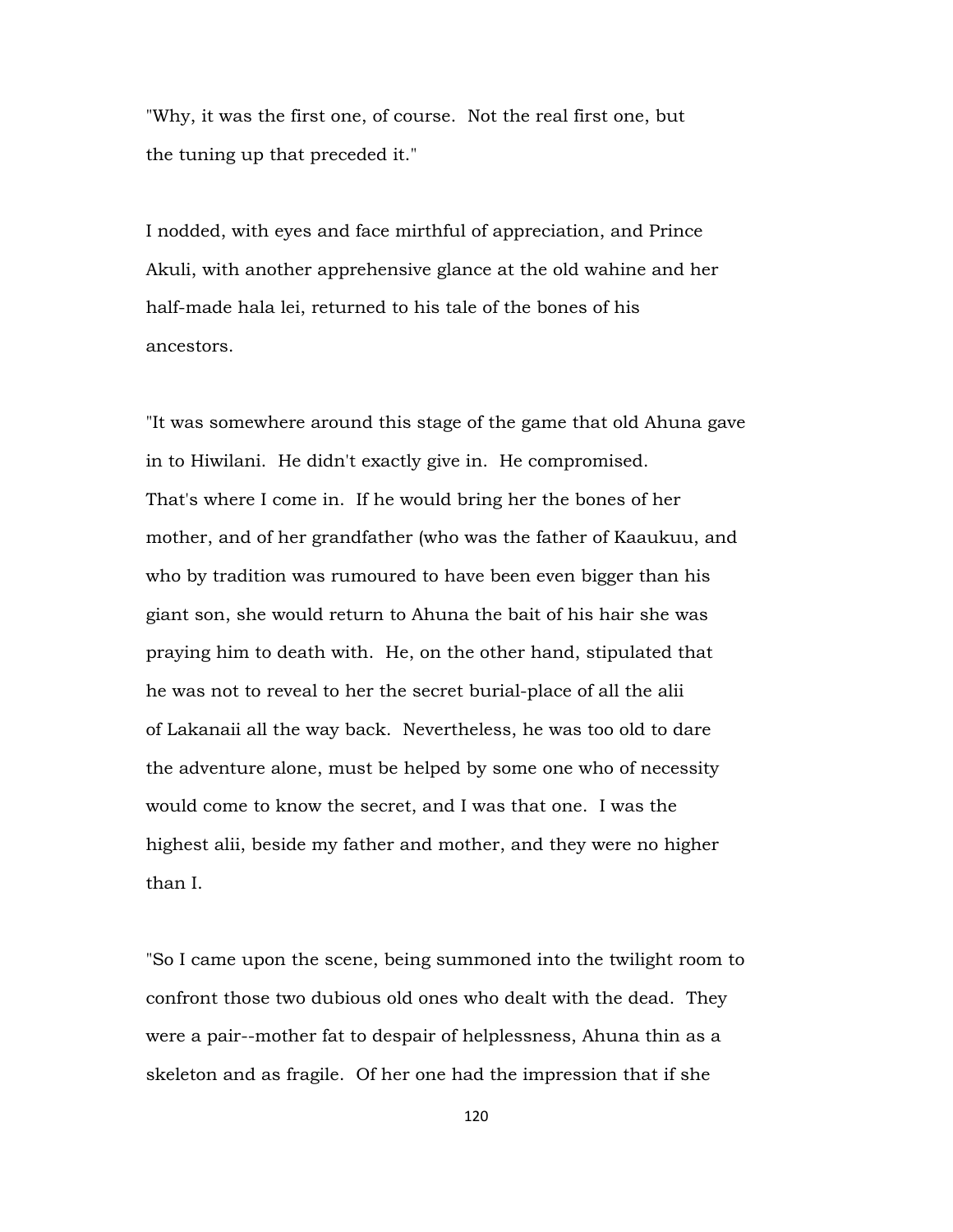"Why, it was the first one, of course. Not the real first one, but the tuning up that preceded it."

I nodded, with eyes and face mirthful of appreciation, and Prince Akuli, with another apprehensive glance at the old wahine and her half-made hala lei, returned to his tale of the bones of his ancestors.

"It was somewhere around this stage of the game that old Ahuna gave in to Hiwilani. He didn't exactly give in. He compromised. That's where I come in. If he would bring her the bones of her mother, and of her grandfather (who was the father of Kaaukuu, and who by tradition was rumoured to have been even bigger than his giant son, she would return to Ahuna the bait of his hair she was praying him to death with. He, on the other hand, stipulated that he was not to reveal to her the secret burial-place of all the alii of Lakanaii all the way back. Nevertheless, he was too old to dare the adventure alone, must be helped by some one who of necessity would come to know the secret, and I was that one. I was the highest alii, beside my father and mother, and they were no higher than I.

"So I came upon the scene, being summoned into the twilight room to confront those two dubious old ones who dealt with the dead. They were a pair--mother fat to despair of helplessness, Ahuna thin as a skeleton and as fragile. Of her one had the impression that if she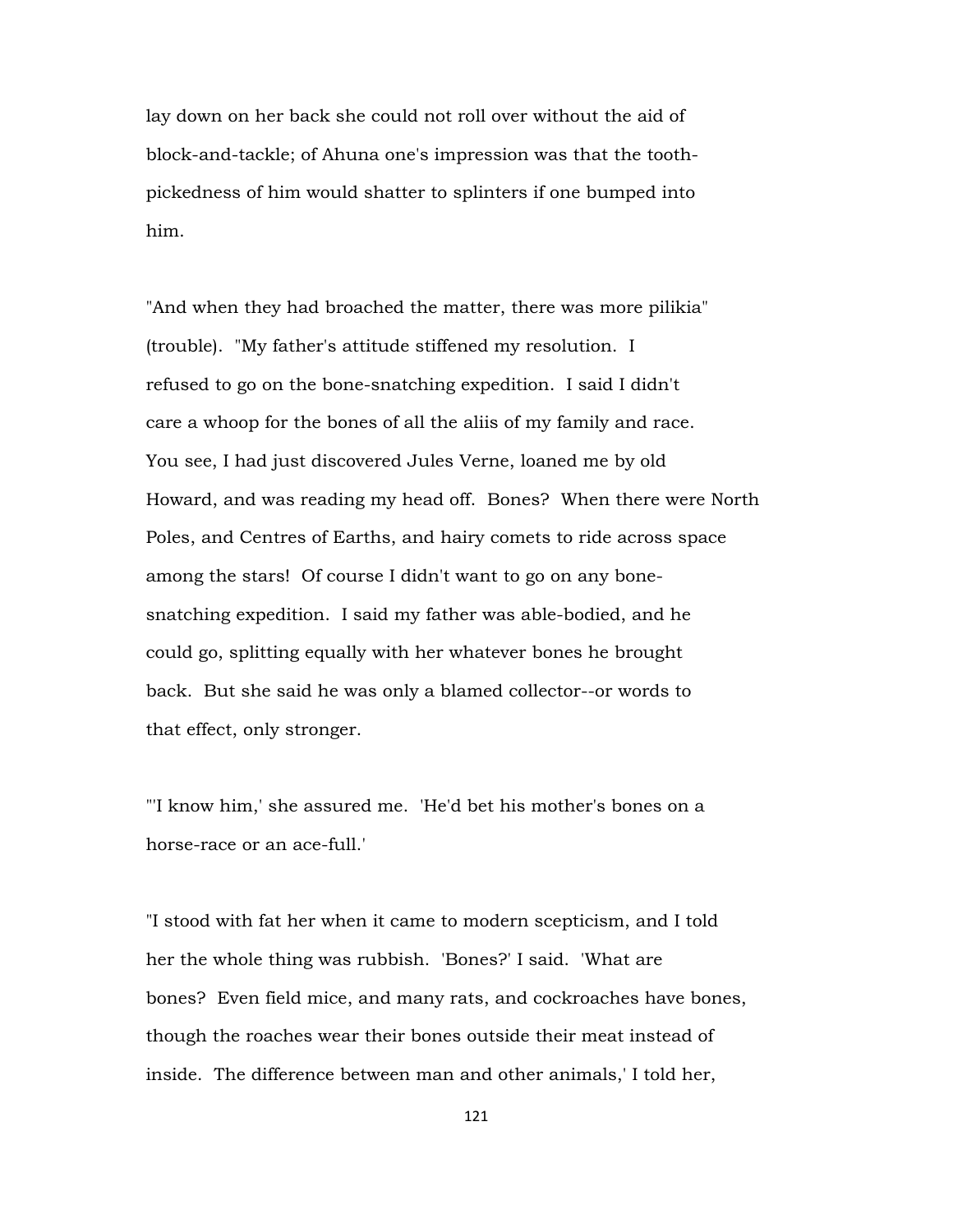lay down on her back she could not roll over without the aid of block-and-tackle; of Ahuna one's impression was that the tooth-pickedness of him would shatter to splinters if one bumped into him.

"And when they had broached the matter, there was more pilikia" (trouble). "My father's attitude stiffened my resolution. I refused to go on the bone-snatching expedition. I said I didn't care a whoop for the bones of all the aliis of my family and race. You see, I had just discovered Jules Verne, loaned me by old Howard, and was reading my head off. Bones? When there were North Poles, and Centres of Earths, and hairy comets to ride across space among the stars! Of course I didn't want to go on any bone-snatching expedition. I said my father was able-bodied, and he could go, splitting equally with her whatever bones he brought back. But she said he was only a blamed collector--or words to that effect, only stronger.

"'I know him,' she assured me. 'He'd bet his mother's bones on a horse-race or an ace-full.'

"I stood with fat her when it came to modern scepticism, and I told her the whole thing was rubbish. 'Bones?' I said. 'What are bones? Even field mice, and many rats, and cockroaches have bones, though the roaches wear their bones outside their meat instead of inside. The difference between man and other animals,' I told her,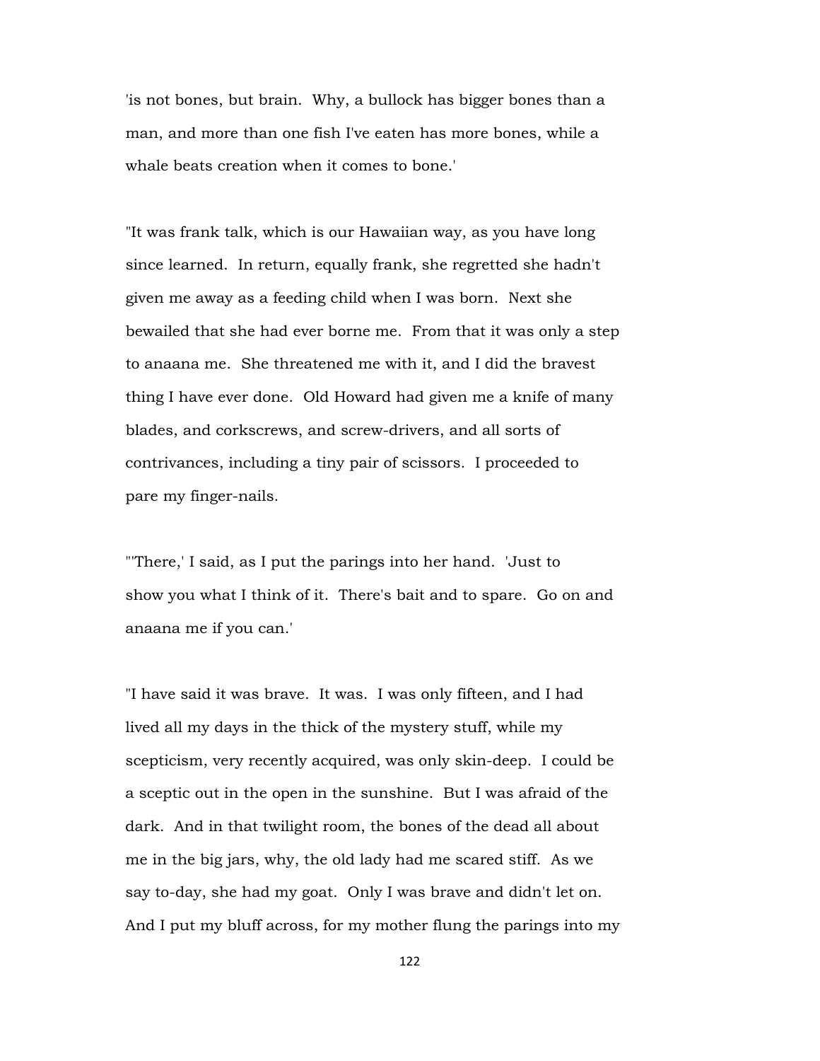'is not bones, but brain. Why, a bullock has bigger bones than a man, and more than one fish I've eaten has more bones, while a whale beats creation when it comes to bone.'

"It was frank talk, which is our Hawaiian way, as you have long since learned. In return, equally frank, she regretted she hadn't given me away as a feeding child when I was born. Next she bewailed that she had ever borne me. From that it was only a step to anaana me. She threatened me with it, and I did the bravest thing I have ever done. Old Howard had given me a knife of many blades, and corkscrews, and screw-drivers, and all sorts of contrivances, including a tiny pair of scissors. I proceeded to pare my finger-nails.

"'There,' I said, as I put the parings into her hand. 'Just to show you what I think of it. There's bait and to spare. Go on and anaana me if you can.'

"I have said it was brave. It was. I was only fifteen, and I had lived all my days in the thick of the mystery stuff, while my scepticism, very recently acquired, was only skin-deep. I could be a sceptic out in the open in the sunshine. But I was afraid of the dark. And in that twilight room, the bones of the dead all about me in the big jars, why, the old lady had me scared stiff. As we say to-day, she had my goat. Only I was brave and didn't let on. And I put my bluff across, for my mother flung the parings into my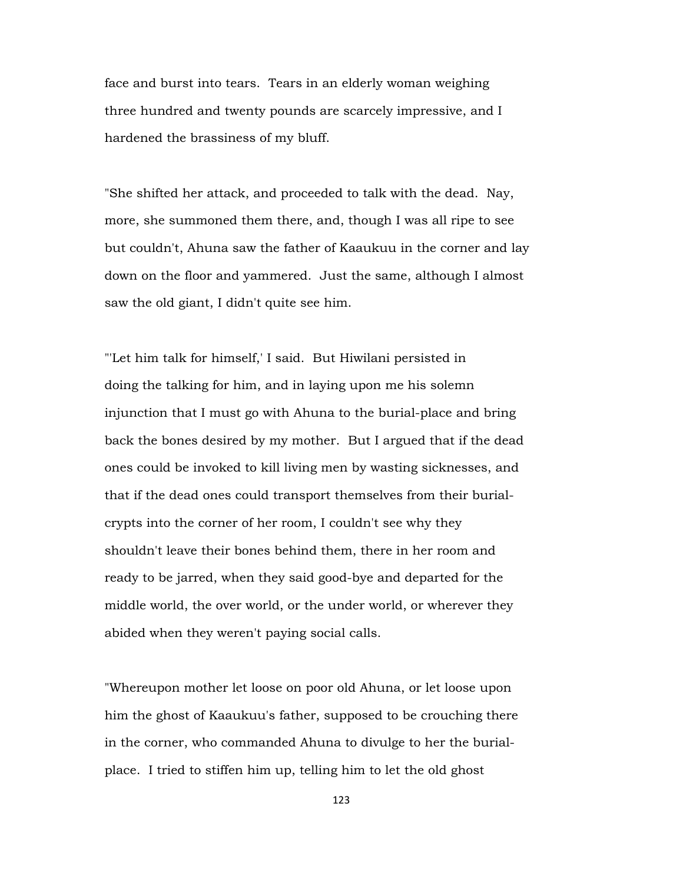face and burst into tears. Tears in an elderly woman weighing three hundred and twenty pounds are scarcely impressive, and I hardened the brassiness of my bluff.

"She shifted her attack, and proceeded to talk with the dead. Nay, more, she summoned them there, and, though I was all ripe to see but couldn't, Ahuna saw the father of Kaaukuu in the corner and lay down on the floor and yammered. Just the same, although I almost saw the old giant, I didn't quite see him.

"'Let him talk for himself,' I said. But Hiwilani persisted in doing the talking for him, and in laying upon me his solemn injunction that I must go with Ahuna to the burial-place and bring back the bones desired by my mother. But I argued that if the dead ones could be invoked to kill living men by wasting sicknesses, and that if the dead ones could transport themselves from their burial-crypts into the corner of her room, I couldn't see why they shouldn't leave their bones behind them, there in her room and ready to be jarred, when they said good-bye and departed for the middle world, the over world, or the under world, or wherever they abided when they weren't paying social calls.

"Whereupon mother let loose on poor old Ahuna, or let loose upon him the ghost of Kaaukuu's father, supposed to be crouching there in the corner, who commanded Ahuna to divulge to her the burial-place. I tried to stiffen him up, telling him to let the old ghost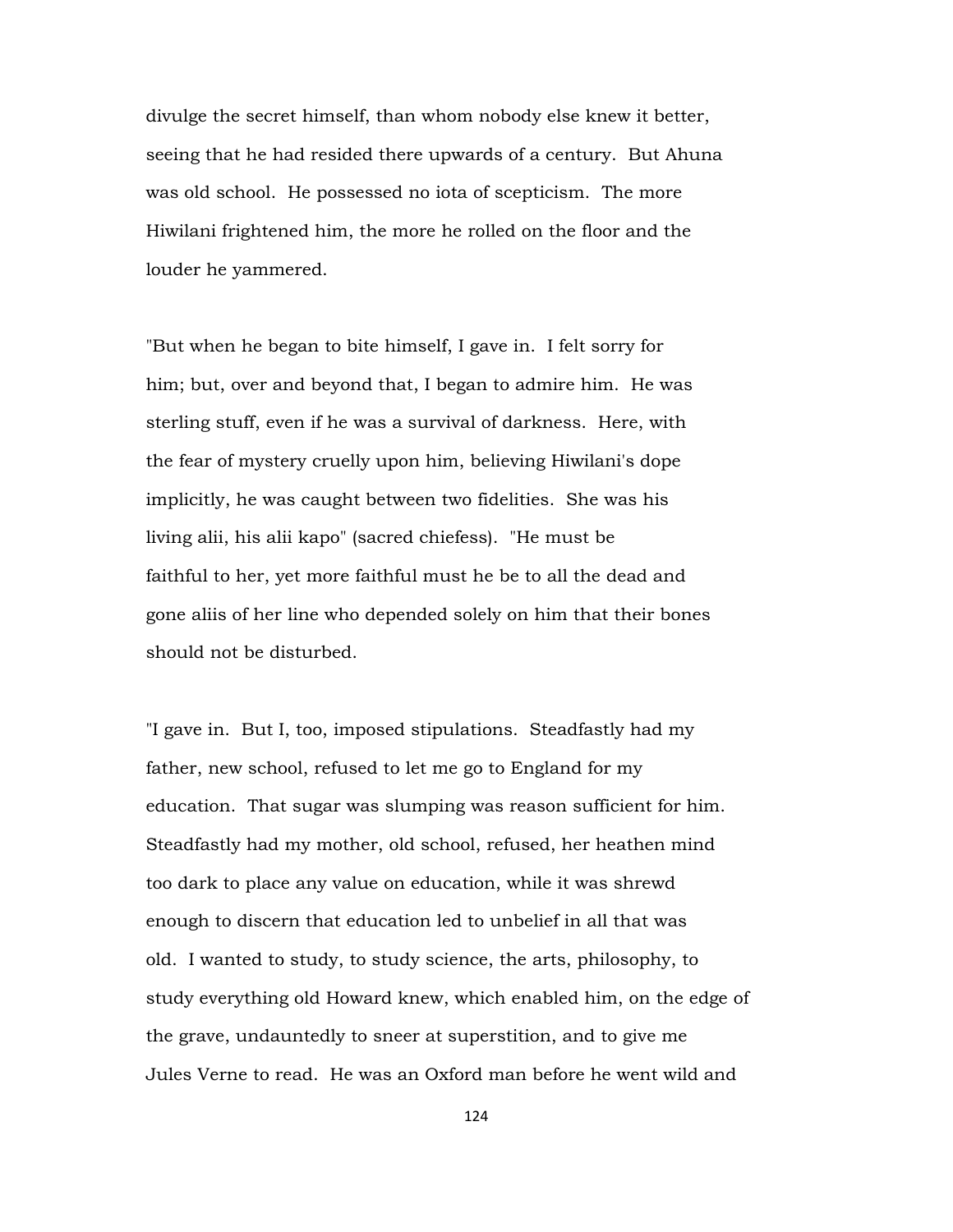divulge the secret himself, than whom nobody else knew it better, seeing that he had resided there upwards of a century. But Ahuna was old school. He possessed no iota of scepticism. The more Hiwilani frightened him, the more he rolled on the floor and the louder he yammered.

"But when he began to bite himself, I gave in. I felt sorry for him; but, over and beyond that, I began to admire him. He was sterling stuff, even if he was a survival of darkness. Here, with the fear of mystery cruelly upon him, believing Hiwilani's dope implicitly, he was caught between two fidelities. She was his living alii, his alii kapo" (sacred chiefess). "He must be faithful to her, yet more faithful must he be to all the dead and gone aliis of her line who depended solely on him that their bones should not be disturbed.

"I gave in. But I, too, imposed stipulations. Steadfastly had my father, new school, refused to let me go to England for my education. That sugar was slumping was reason sufficient for him. Steadfastly had my mother, old school, refused, her heathen mind too dark to place any value on education, while it was shrewd enough to discern that education led to unbelief in all that was old. I wanted to study, to study science, the arts, philosophy, to study everything old Howard knew, which enabled him, on the edge of the grave, undauntedly to sneer at superstition, and to give me Jules Verne to read. He was an Oxford man before he went wild and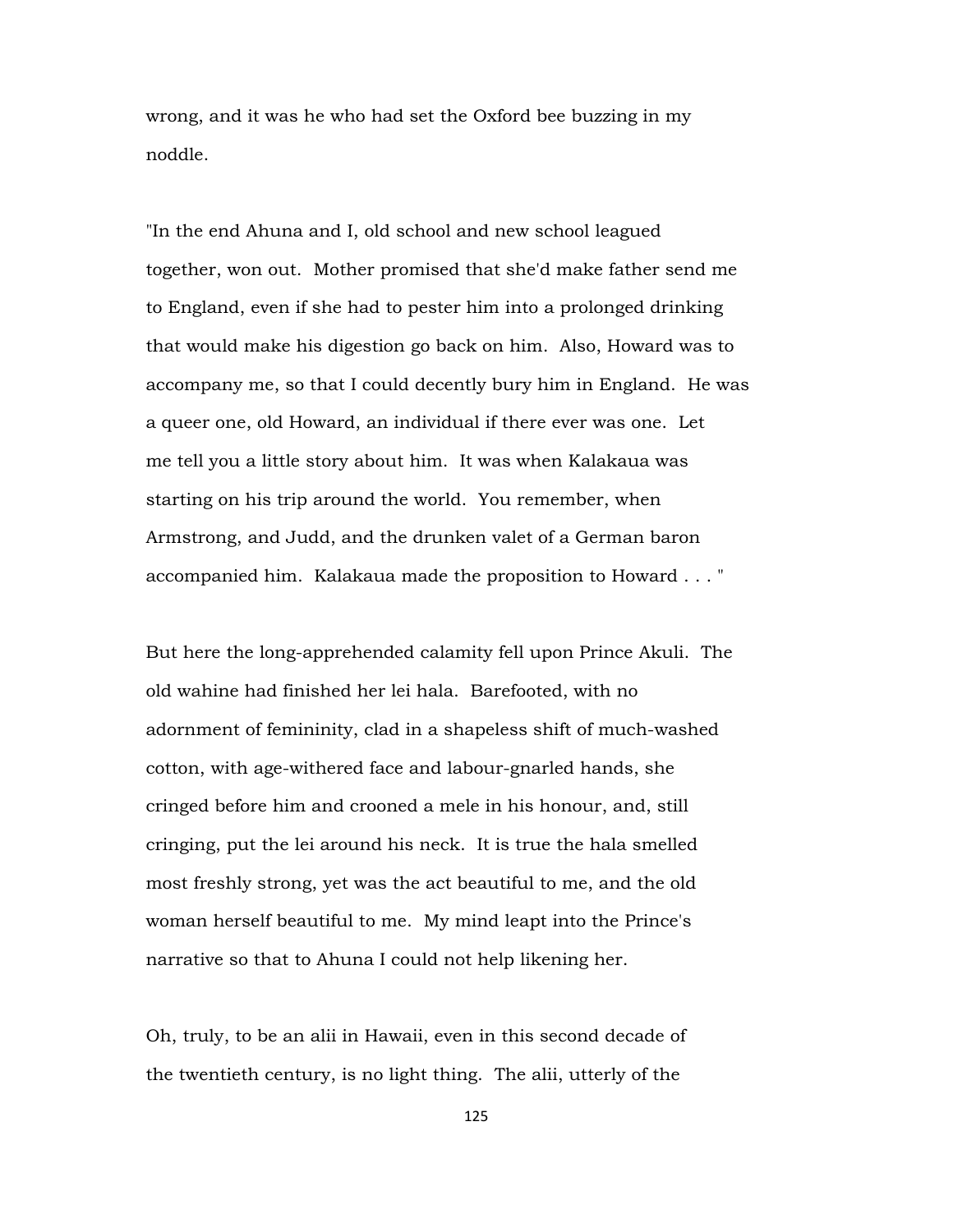wrong, and it was he who had set the Oxford bee buzzing in my noddle.

"In the end Ahuna and I, old school and new school leagued together, won out. Mother promised that she'd make father send me to England, even if she had to pester him into a prolonged drinking that would make his digestion go back on him. Also, Howard was to accompany me, so that I could decently bury him in England. He was a queer one, old Howard, an individual if there ever was one. Let me tell you a little story about him. It was when Kalakaua was starting on his trip around the world. You remember, when Armstrong, and Judd, and the drunken valet of a German baron accompanied him. Kalakaua made the proposition to Howard . . . "

But here the long-apprehended calamity fell upon Prince Akuli. The old wahine had finished her lei hala. Barefooted, with no adornment of femininity, clad in a shapeless shift of much-washed cotton, with age-withered face and labour-gnarled hands, she cringed before him and crooned a mele in his honour, and, still cringing, put the lei around his neck. It is true the hala smelled most freshly strong, yet was the act beautiful to me, and the old woman herself beautiful to me. My mind leapt into the Prince's narrative so that to Ahuna I could not help likening her.

Oh, truly, to be an alii in Hawaii, even in this second decade of the twentieth century, is no light thing. The alii, utterly of the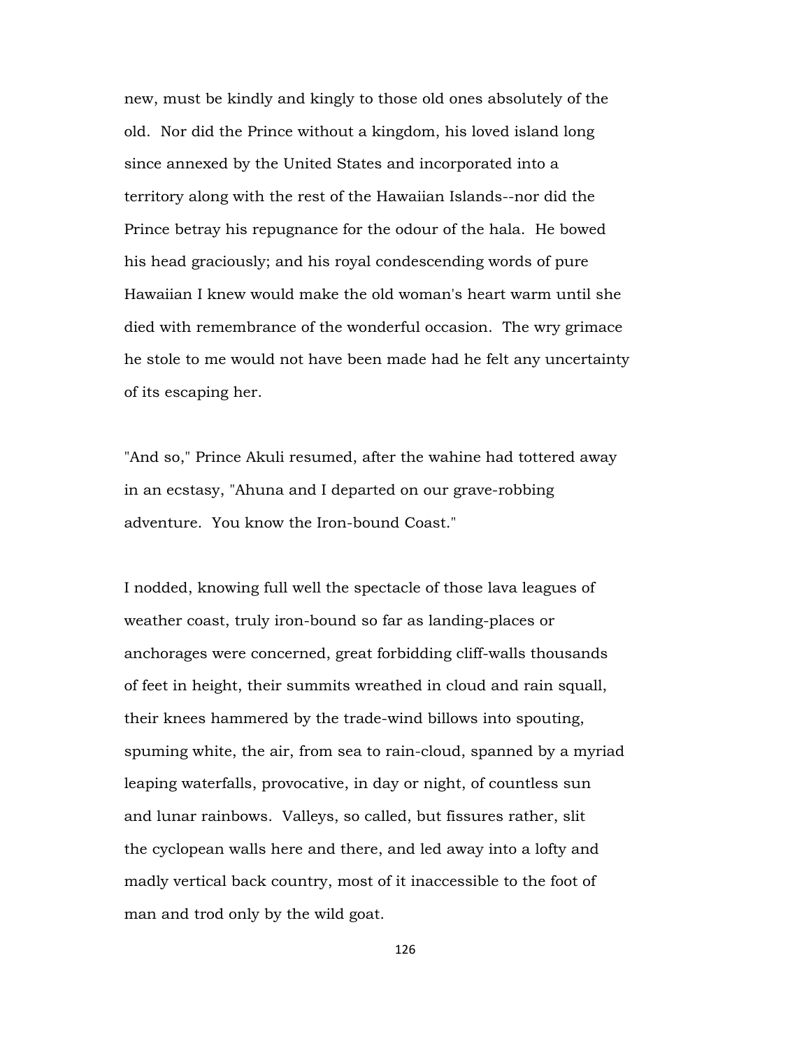new, must be kindly and kingly to those old ones absolutely of the old. Nor did the Prince without a kingdom, his loved island long since annexed by the United States and incorporated into a territory along with the rest of the Hawaiian Islands--nor did the Prince betray his repugnance for the odour of the hala. He bowed his head graciously; and his royal condescending words of pure Hawaiian I knew would make the old woman's heart warm until she died with remembrance of the wonderful occasion. The wry grimace he stole to me would not have been made had he felt any uncertainty of its escaping her.

"And so," Prince Akuli resumed, after the wahine had tottered away in an ecstasy, "Ahuna and I departed on our grave-robbing adventure. You know the Iron-bound Coast."

I nodded, knowing full well the spectacle of those lava leagues of weather coast, truly iron-bound so far as landing-places or anchorages were concerned, great forbidding cliff-walls thousands of feet in height, their summits wreathed in cloud and rain squall, their knees hammered by the trade-wind billows into spouting, spuming white, the air, from sea to rain-cloud, spanned by a myriad leaping waterfalls, provocative, in day or night, of countless sun and lunar rainbows. Valleys, so called, but fissures rather, slit the cyclopean walls here and there, and led away into a lofty and madly vertical back country, most of it inaccessible to the foot of man and trod only by the wild goat.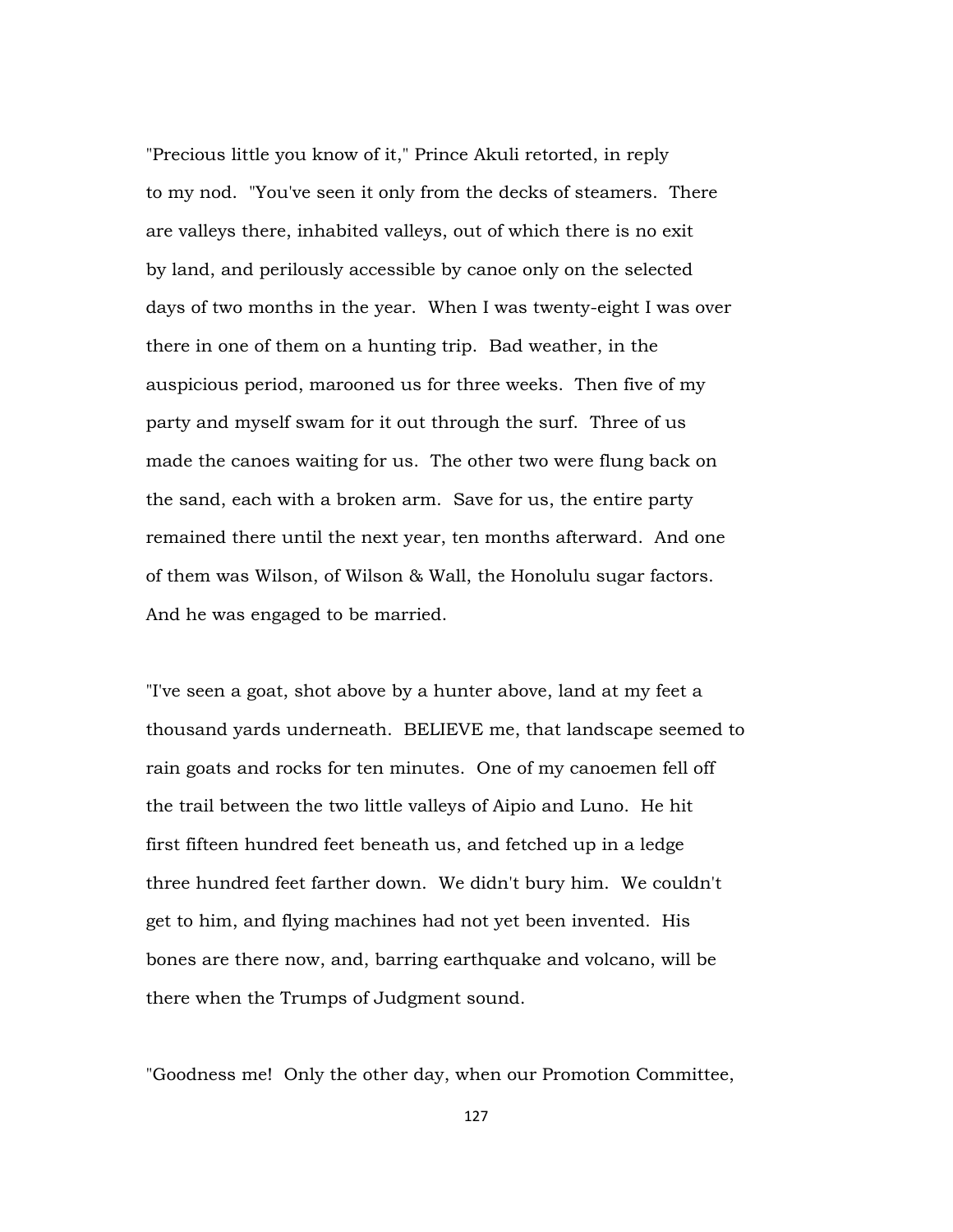"Precious little you know of it," Prince Akuli retorted, in reply to my nod. "You've seen it only from the decks of steamers. There are valleys there, inhabited valleys, out of which there is no exit by land, and perilously accessible by canoe only on the selected days of two months in the year. When I was twenty-eight I was over there in one of them on a hunting trip. Bad weather, in the auspicious period, marooned us for three weeks. Then five of my party and myself swam for it out through the surf. Three of us made the canoes waiting for us. The other two were flung back on the sand, each with a broken arm. Save for us, the entire party remained there until the next year, ten months afterward. And one of them was Wilson, of Wilson & Wall, the Honolulu sugar factors. And he was engaged to be married.

"I've seen a goat, shot above by a hunter above, land at my feet a thousand yards underneath. BELIEVE me, that landscape seemed to rain goats and rocks for ten minutes. One of my canoemen fell off the trail between the two little valleys of Aipio and Luno. He hit first fifteen hundred feet beneath us, and fetched up in a ledge three hundred feet farther down. We didn't bury him. We couldn't get to him, and flying machines had not yet been invented. His bones are there now, and, barring earthquake and volcano, will be there when the Trumps of Judgment sound.

"Goodness me! Only the other day, when our Promotion Committee,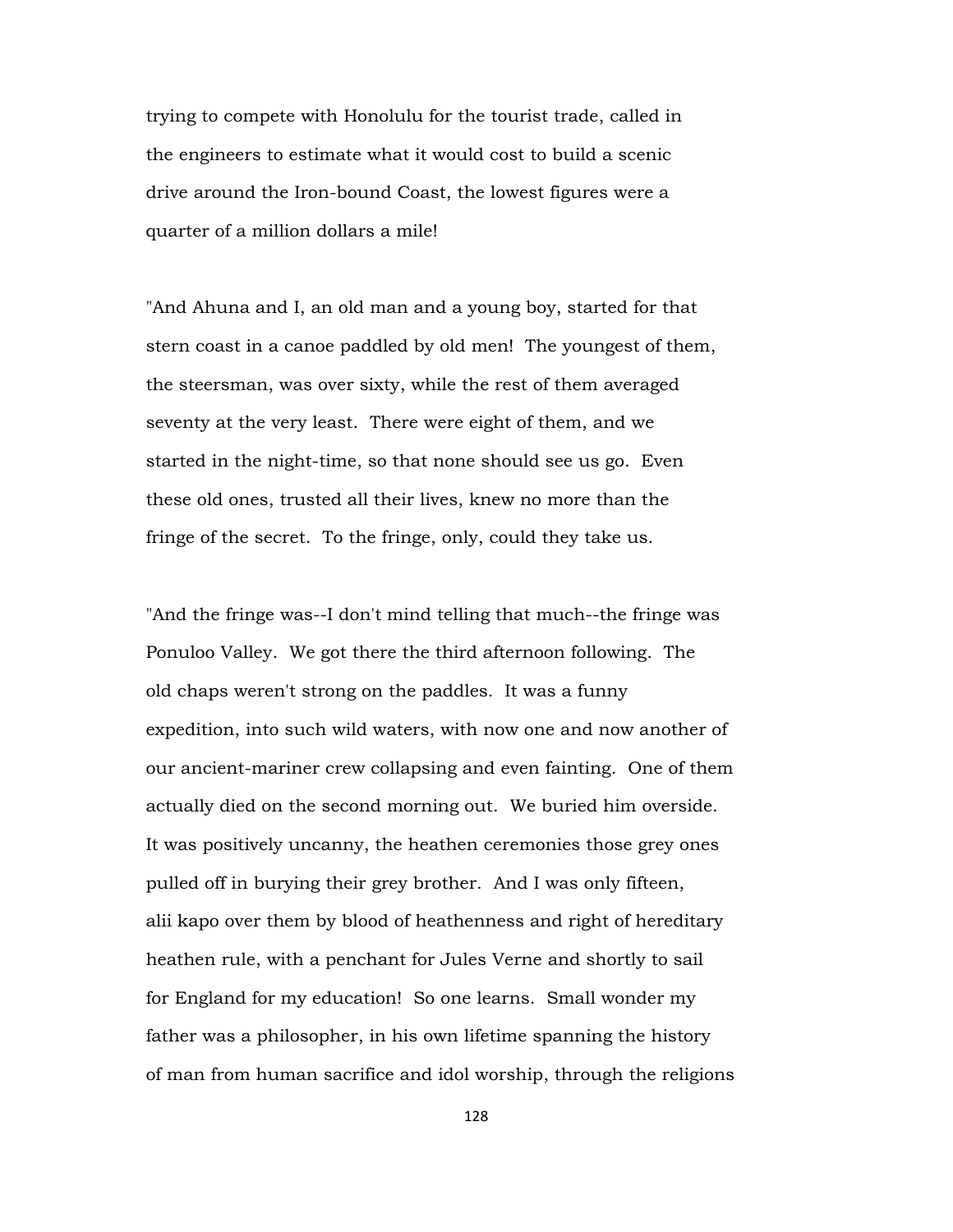trying to compete with Honolulu for the tourist trade, called in the engineers to estimate what it would cost to build a scenic drive around the Iron-bound Coast, the lowest figures were a quarter of a million dollars a mile!

"And Ahuna and I, an old man and a young boy, started for that stern coast in a canoe paddled by old men! The youngest of them, the steersman, was over sixty, while the rest of them averaged seventy at the very least. There were eight of them, and we started in the night-time, so that none should see us go. Even these old ones, trusted all their lives, knew no more than the fringe of the secret. To the fringe, only, could they take us.

"And the fringe was--I don't mind telling that much--the fringe was Ponuloo Valley. We got there the third afternoon following. The old chaps weren't strong on the paddles. It was a funny expedition, into such wild waters, with now one and now another of our ancient-mariner crew collapsing and even fainting. One of them actually died on the second morning out. We buried him overside. It was positively uncanny, the heathen ceremonies those grey ones pulled off in burying their grey brother. And I was only fifteen, alii kapo over them by blood of heathenness and right of hereditary heathen rule, with a penchant for Jules Verne and shortly to sail for England for my education! So one learns. Small wonder my father was a philosopher, in his own lifetime spanning the history of man from human sacrifice and idol worship, through the religions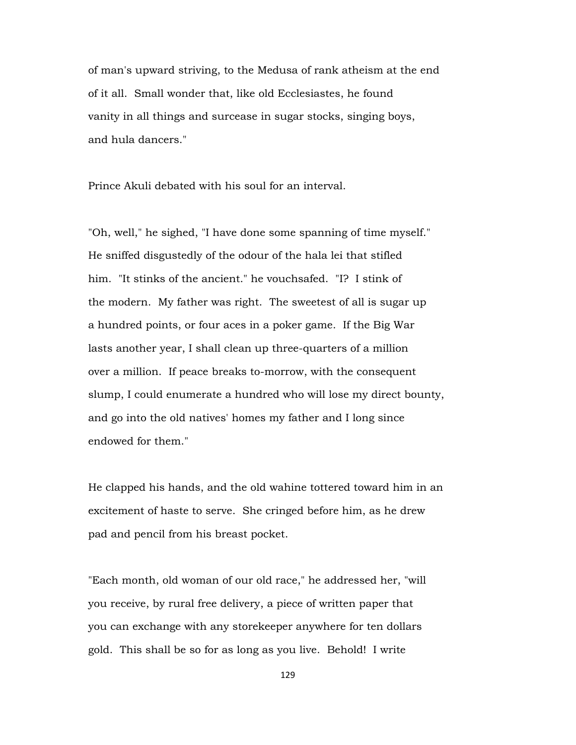of man's upward striving, to the Medusa of rank atheism at the end of it all. Small wonder that, like old Ecclesiastes, he found vanity in all things and surcease in sugar stocks, singing boys, and hula dancers."

Prince Akuli debated with his soul for an interval.

"Oh, well," he sighed, "I have done some spanning of time myself." He sniffed disgustedly of the odour of the hala lei that stifled him. "It stinks of the ancient." he vouchsafed. "I? I stink of the modern. My father was right. The sweetest of all is sugar up a hundred points, or four aces in a poker game. If the Big War lasts another year, I shall clean up three-quarters of a million over a million. If peace breaks to-morrow, with the consequent slump, I could enumerate a hundred who will lose my direct bounty, and go into the old natives' homes my father and I long since endowed for them."

He clapped his hands, and the old wahine tottered toward him in an excitement of haste to serve. She cringed before him, as he drew pad and pencil from his breast pocket.

"Each month, old woman of our old race," he addressed her, "will you receive, by rural free delivery, a piece of written paper that you can exchange with any storekeeper anywhere for ten dollars gold. This shall be so for as long as you live. Behold! I write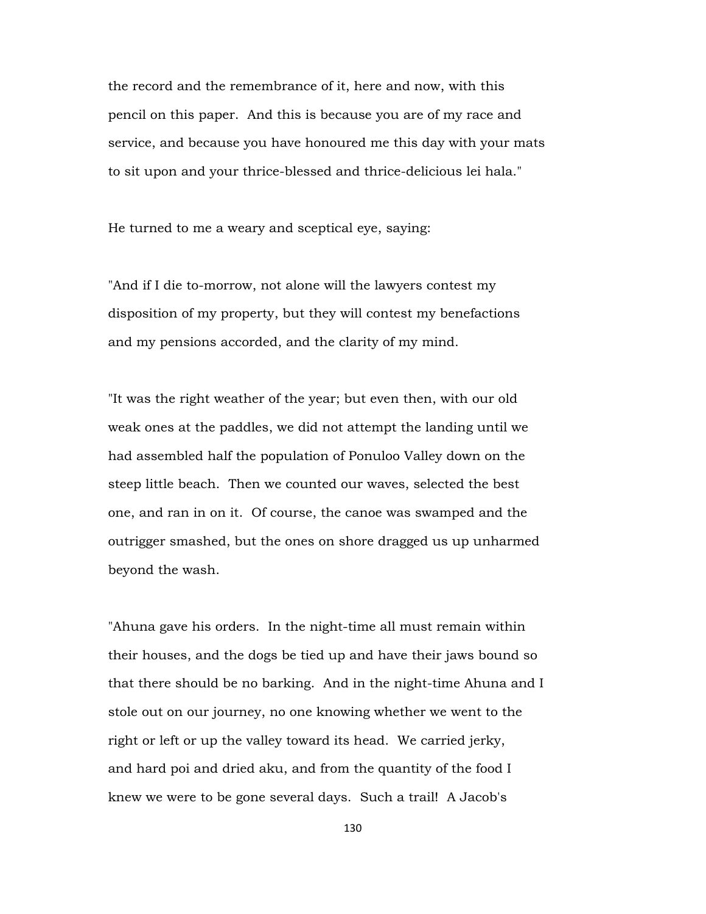the record and the remembrance of it, here and now, with this pencil on this paper. And this is because you are of my race and service, and because you have honoured me this day with your mats to sit upon and your thrice-blessed and thrice-delicious lei hala."

He turned to me a weary and sceptical eye, saying:

"And if I die to-morrow, not alone will the lawyers contest my disposition of my property, but they will contest my benefactions and my pensions accorded, and the clarity of my mind.

"It was the right weather of the year; but even then, with our old weak ones at the paddles, we did not attempt the landing until we had assembled half the population of Ponuloo Valley down on the steep little beach. Then we counted our waves, selected the best one, and ran in on it. Of course, the canoe was swamped and the outrigger smashed, but the ones on shore dragged us up unharmed beyond the wash.

"Ahuna gave his orders. In the night-time all must remain within their houses, and the dogs be tied up and have their jaws bound so that there should be no barking. And in the night-time Ahuna and I stole out on our journey, no one knowing whether we went to the right or left or up the valley toward its head. We carried jerky, and hard poi and dried aku, and from the quantity of the food I knew we were to be gone several days. Such a trail! A Jacob's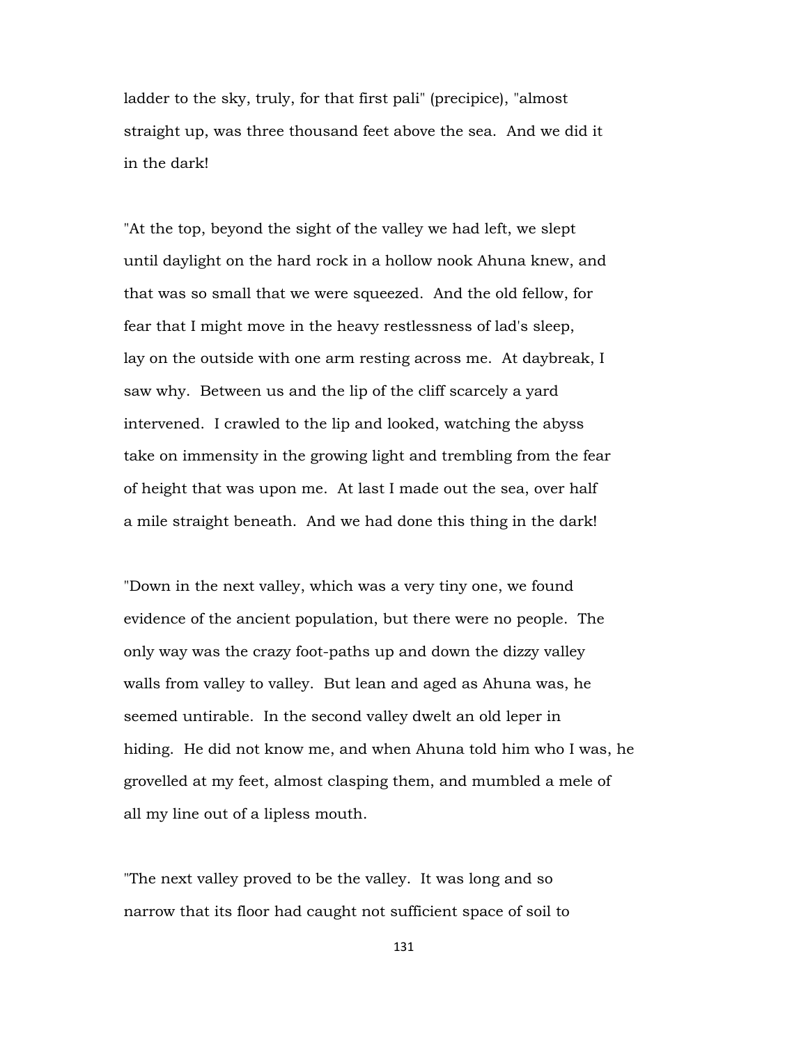ladder to the sky, truly, for that first pali" (precipice), "almost straight up, was three thousand feet above the sea. And we did it in the dark!

"At the top, beyond the sight of the valley we had left, we slept until daylight on the hard rock in a hollow nook Ahuna knew, and that was so small that we were squeezed. And the old fellow, for fear that I might move in the heavy restlessness of lad's sleep, lay on the outside with one arm resting across me. At daybreak, I saw why. Between us and the lip of the cliff scarcely a yard intervened. I crawled to the lip and looked, watching the abyss take on immensity in the growing light and trembling from the fear of height that was upon me. At last I made out the sea, over half a mile straight beneath. And we had done this thing in the dark!

"Down in the next valley, which was a very tiny one, we found evidence of the ancient population, but there were no people. The only way was the crazy foot-paths up and down the dizzy valley walls from valley to valley. But lean and aged as Ahuna was, he seemed untirable. In the second valley dwelt an old leper in hiding. He did not know me, and when Ahuna told him who I was, he grovelled at my feet, almost clasping them, and mumbled a mele of all my line out of a lipless mouth.

"The next valley proved to be the valley. It was long and so narrow that its floor had caught not sufficient space of soil to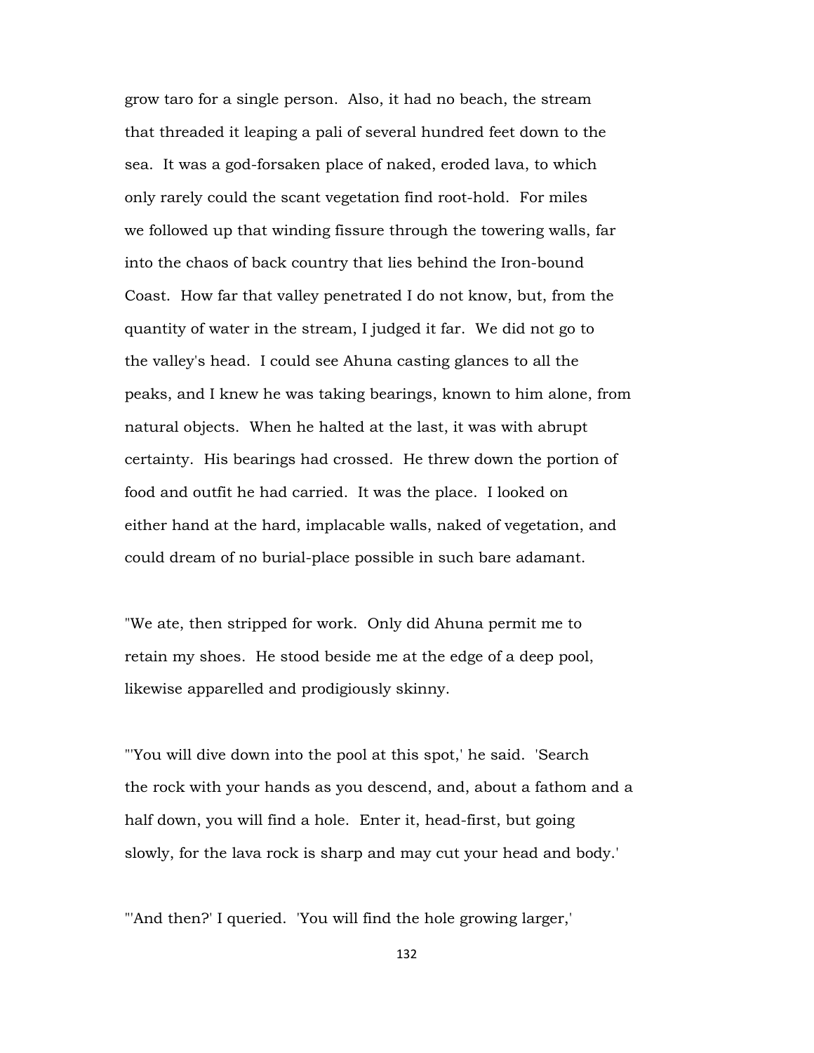grow taro for a single person. Also, it had no beach, the stream that threaded it leaping a pali of several hundred feet down to the sea. It was a god-forsaken place of naked, eroded lava, to which only rarely could the scant vegetation find root-hold. For miles we followed up that winding fissure through the towering walls, far into the chaos of back country that lies behind the Iron-bound Coast. How far that valley penetrated I do not know, but, from the quantity of water in the stream, I judged it far. We did not go to the valley's head. I could see Ahuna casting glances to all the peaks, and I knew he was taking bearings, known to him alone, from natural objects. When he halted at the last, it was with abrupt certainty. His bearings had crossed. He threw down the portion of food and outfit he had carried. It was the place. I looked on either hand at the hard, implacable walls, naked of vegetation, and could dream of no burial-place possible in such bare adamant.

"We ate, then stripped for work. Only did Ahuna permit me to retain my shoes. He stood beside me at the edge of a deep pool, likewise apparelled and prodigiously skinny.

"'You will dive down into the pool at this spot,' he said. 'Search the rock with your hands as you descend, and, about a fathom and a half down, you will find a hole. Enter it, head-first, but going slowly, for the lava rock is sharp and may cut your head and body.'

"'And then?' I queried. 'You will find the hole growing larger,'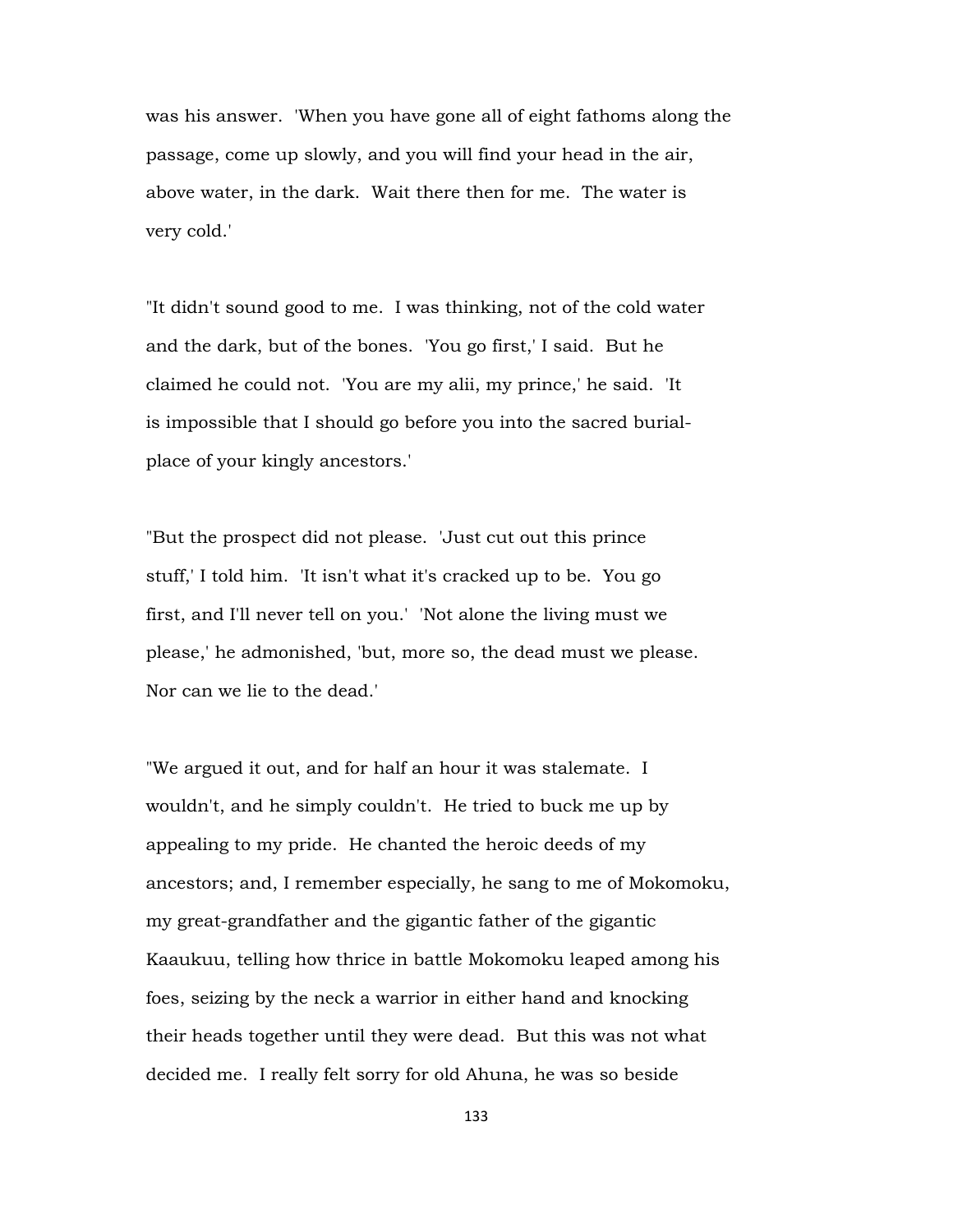was his answer. 'When you have gone all of eight fathoms along the passage, come up slowly, and you will find your head in the air, above water, in the dark. Wait there then for me. The water is very cold.'

"It didn't sound good to me. I was thinking, not of the cold water and the dark, but of the bones. 'You go first,' I said. But he claimed he could not. 'You are my alii, my prince,' he said. 'It is impossible that I should go before you into the sacred burial-place of your kingly ancestors.'

"But the prospect did not please. 'Just cut out this prince stuff,' I told him. 'It isn't what it's cracked up to be. You go first, and I'll never tell on you.' 'Not alone the living must we please,' he admonished, 'but, more so, the dead must we please. Nor can we lie to the dead.'

"We argued it out, and for half an hour it was stalemate. I wouldn't, and he simply couldn't. He tried to buck me up by appealing to my pride. He chanted the heroic deeds of my ancestors; and, I remember especially, he sang to me of Mokomoku, my great-grandfather and the gigantic father of the gigantic Kaaukuu, telling how thrice in battle Mokomoku leaped among his foes, seizing by the neck a warrior in either hand and knocking their heads together until they were dead. But this was not what decided me. I really felt sorry for old Ahuna, he was so beside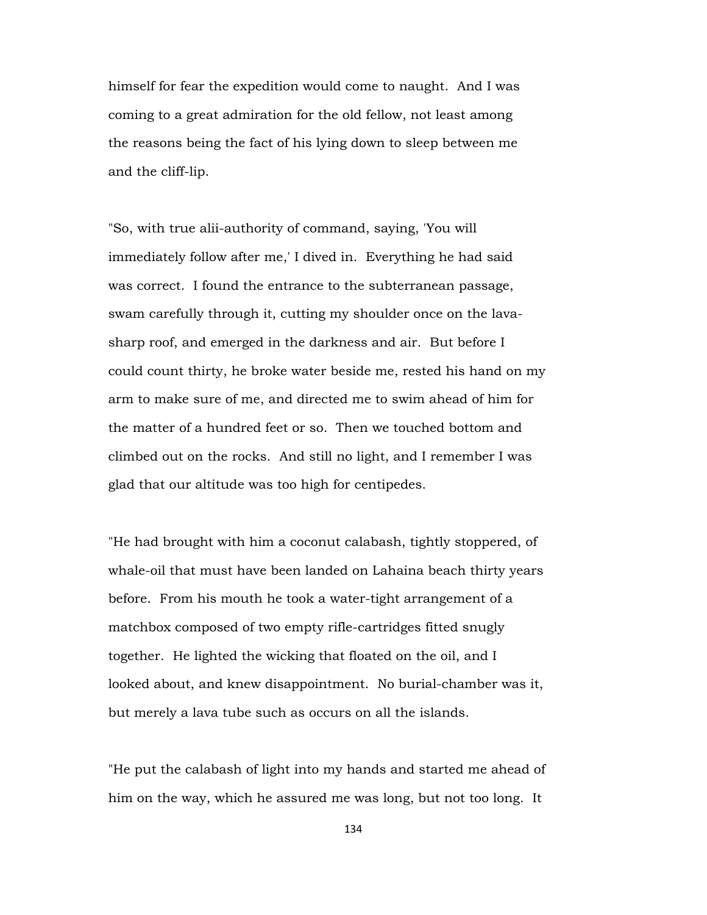himself for fear the expedition would come to naught. And I was coming to a great admiration for the old fellow, not least among the reasons being the fact of his lying down to sleep between me and the cliff-lip.

"So, with true alii-authority of command, saying, 'You will immediately follow after me,' I dived in. Everything he had said was correct. I found the entrance to the subterranean passage, swam carefully through it, cutting my shoulder once on the lava-sharp roof, and emerged in the darkness and air. But before I could count thirty, he broke water beside me, rested his hand on my arm to make sure of me, and directed me to swim ahead of him for the matter of a hundred feet or so. Then we touched bottom and climbed out on the rocks. And still no light, and I remember I was glad that our altitude was too high for centipedes.

"He had brought with him a coconut calabash, tightly stoppered, of whale-oil that must have been landed on Lahaina beach thirty years before. From his mouth he took a water-tight arrangement of a matchbox composed of two empty rifle-cartridges fitted snugly together. He lighted the wicking that floated on the oil, and I looked about, and knew disappointment. No burial-chamber was it, but merely a lava tube such as occurs on all the islands.

"He put the calabash of light into my hands and started me ahead of him on the way, which he assured me was long, but not too long. It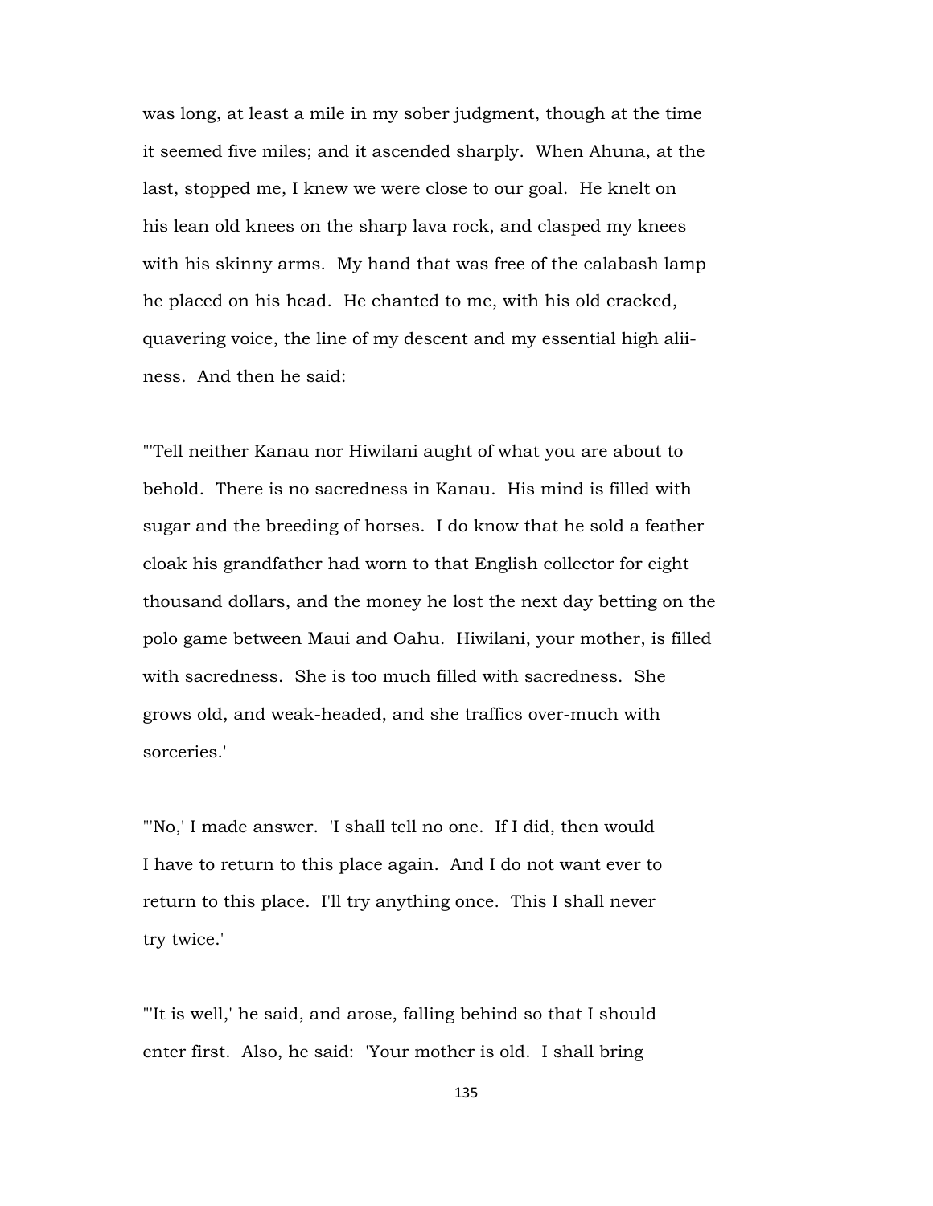was long, at least a mile in my sober judgment, though at the time it seemed five miles; and it ascended sharply. When Ahuna, at the last, stopped me, I knew we were close to our goal. He knelt on his lean old knees on the sharp lava rock, and clasped my knees with his skinny arms. My hand that was free of the calabash lamp he placed on his head. He chanted to me, with his old cracked, quavering voice, the line of my descent and my essential high aliiness. And then he said:

"'Tell neither Kanau nor Hiwilani aught of what you are about to behold. There is no sacredness in Kanau. His mind is filled with sugar and the breeding of horses. I do know that he sold a feather cloak his grandfather had worn to that English collector for eight thousand dollars, and the money he lost the next day betting on the polo game between Maui and Oahu. Hiwilani, your mother, is filled with sacredness. She is too much filled with sacredness. She grows old, and weak-headed, and she traffics over-much with sorceries.'

"'No,' I made answer. 'I shall tell no one. If I did, then would I have to return to this place again. And I do not want ever to return to this place. I'll try anything once. This I shall never try twice.'

"'It is well,' he said, and arose, falling behind so that I should enter first. Also, he said: 'Your mother is old. I shall bring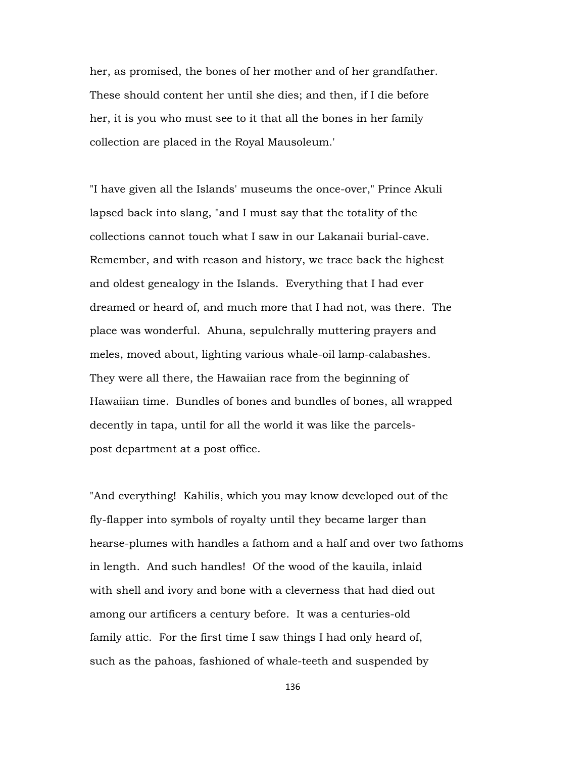her, as promised, the bones of her mother and of her grandfather. These should content her until she dies; and then, if I die before her, it is you who must see to it that all the bones in her family collection are placed in the Royal Mausoleum.'

"I have given all the Islands' museums the once-over," Prince Akuli lapsed back into slang, "and I must say that the totality of the collections cannot touch what I saw in our Lakanaii burial-cave. Remember, and with reason and history, we trace back the highest and oldest genealogy in the Islands. Everything that I had ever dreamed or heard of, and much more that I had not, was there. The place was wonderful. Ahuna, sepulchrally muttering prayers and meles, moved about, lighting various whale-oil lamp-calabashes. They were all there, the Hawaiian race from the beginning of Hawaiian time. Bundles of bones and bundles of bones, all wrapped decently in tapa, until for all the world it was like the parcels-post department at a post office.

"And everything! Kahilis, which you may know developed out of the fly-flapper into symbols of royalty until they became larger than hearse-plumes with handles a fathom and a half and over two fathoms in length. And such handles! Of the wood of the kauila, inlaid with shell and ivory and bone with a cleverness that had died out among our artificers a century before. It was a centuries-old family attic. For the first time I saw things I had only heard of, such as the pahoas, fashioned of whale-teeth and suspended by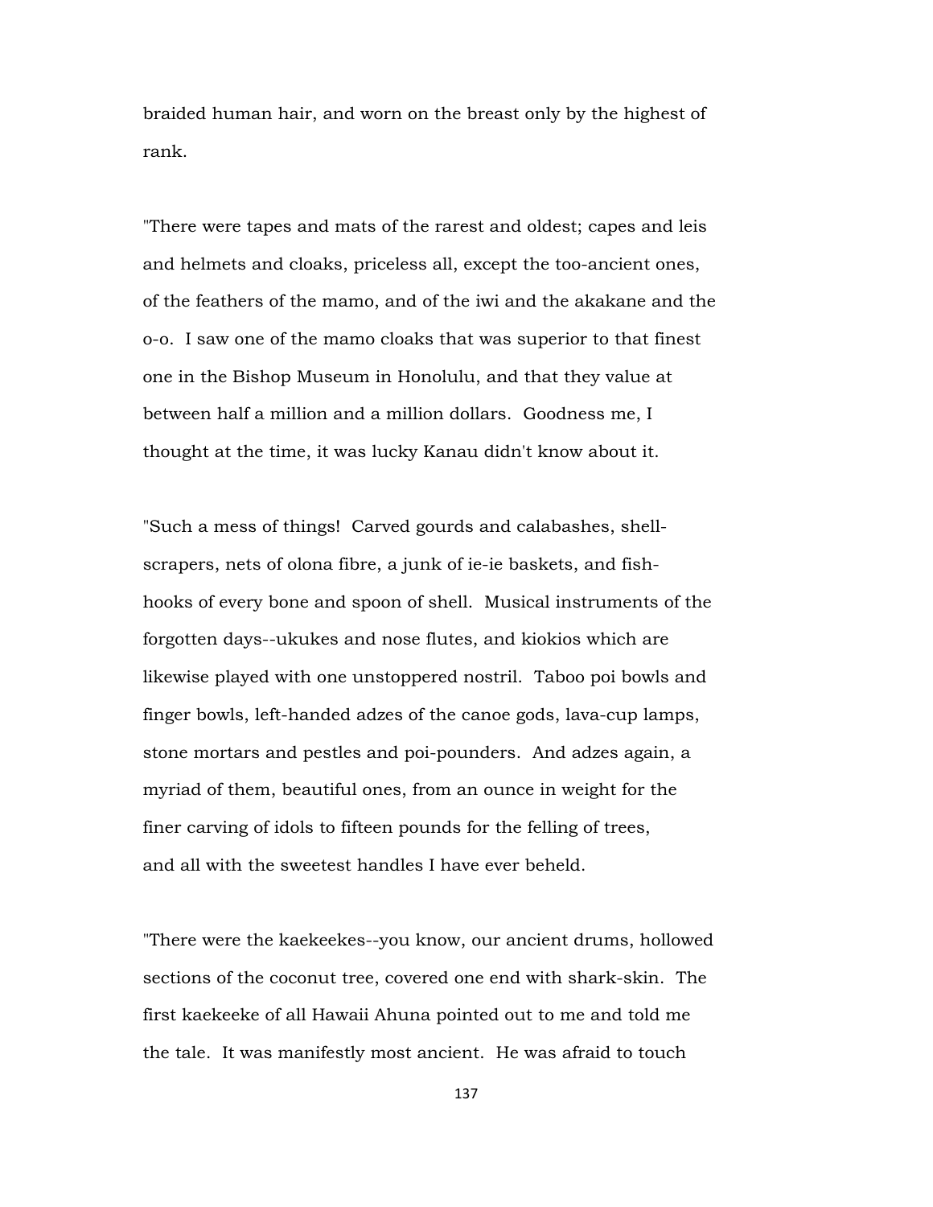braided human hair, and worn on the breast only by the highest of rank.

"There were tapes and mats of the rarest and oldest; capes and leis and helmets and cloaks, priceless all, except the too-ancient ones, of the feathers of the mamo, and of the iwi and the akakane and the o-o. I saw one of the mamo cloaks that was superior to that finest one in the Bishop Museum in Honolulu, and that they value at between half a million and a million dollars. Goodness me, I thought at the time, it was lucky Kanau didn't know about it.

"Such a mess of things! Carved gourds and calabashes, shell-scrapers, nets of olona fibre, a junk of ie-ie baskets, and fish-hooks of every bone and spoon of shell. Musical instruments of the forgotten days--ukukes and nose flutes, and kiokios which are likewise played with one unstoppered nostril. Taboo poi bowls and finger bowls, left-handed adzes of the canoe gods, lava-cup lamps, stone mortars and pestles and poi-pounders. And adzes again, a myriad of them, beautiful ones, from an ounce in weight for the finer carving of idols to fifteen pounds for the felling of trees, and all with the sweetest handles I have ever beheld.

"There were the kaekeekes--you know, our ancient drums, hollowed sections of the coconut tree, covered one end with shark-skin. The first kaekeeke of all Hawaii Ahuna pointed out to me and told me the tale. It was manifestly most ancient. He was afraid to touch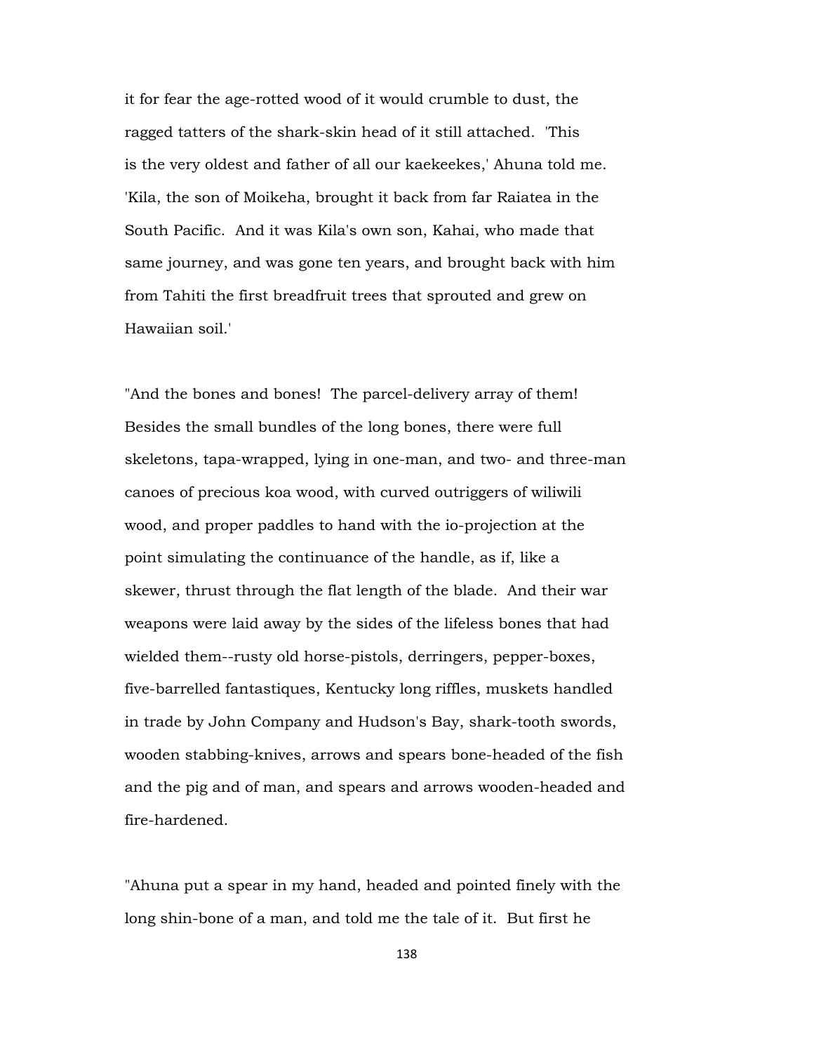it for fear the age-rotted wood of it would crumble to dust, the ragged tatters of the shark-skin head of it still attached. 'This is the very oldest and father of all our kaekeekes,' Ahuna told me. 'Kila, the son of Moikeha, brought it back from far Raiatea in the South Pacific. And it was Kila's own son, Kahai, who made that same journey, and was gone ten years, and brought back with him from Tahiti the first breadfruit trees that sprouted and grew on Hawaiian soil.'

"And the bones and bones! The parcel-delivery array of them! Besides the small bundles of the long bones, there were full skeletons, tapa-wrapped, lying in one-man, and two- and three-man canoes of precious koa wood, with curved outriggers of wiliwili wood, and proper paddles to hand with the io-projection at the point simulating the continuance of the handle, as if, like a skewer, thrust through the flat length of the blade. And their war weapons were laid away by the sides of the lifeless bones that had wielded them--rusty old horse-pistols, derringers, pepper-boxes, five-barrelled fantastiques, Kentucky long riffles, muskets handled in trade by John Company and Hudson's Bay, shark-tooth swords, wooden stabbing-knives, arrows and spears bone-headed of the fish and the pig and of man, and spears and arrows wooden-headed and fire-hardened.

"Ahuna put a spear in my hand, headed and pointed finely with the long shin-bone of a man, and told me the tale of it. But first he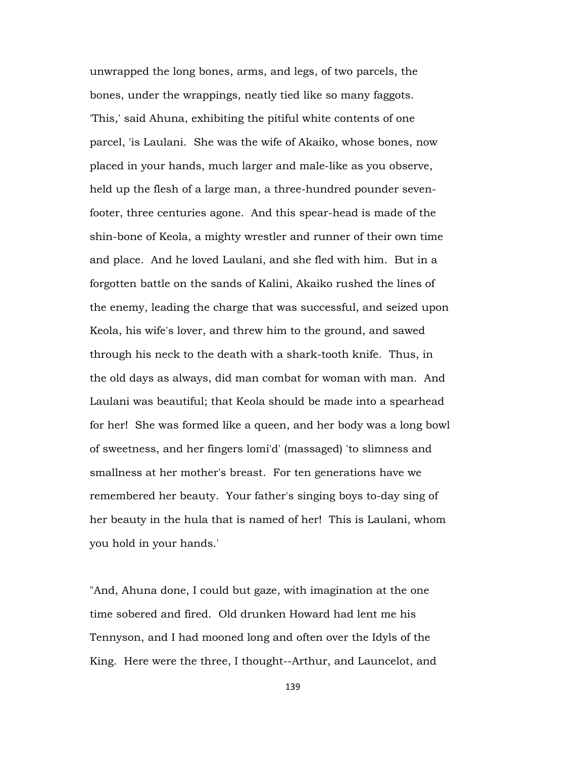unwrapped the long bones, arms, and legs, of two parcels, the bones, under the wrappings, neatly tied like so many faggots. 'This,' said Ahuna, exhibiting the pitiful white contents of one parcel, 'is Laulani. She was the wife of Akaiko, whose bones, now placed in your hands, much larger and male-like as you observe, held up the flesh of a large man, a three-hundred pounder seven-footer, three centuries agone. And this spear-head is made of the shin-bone of Keola, a mighty wrestler and runner of their own time and place. And he loved Laulani, and she fled with him. But in a forgotten battle on the sands of Kalini, Akaiko rushed the lines of the enemy, leading the charge that was successful, and seized upon Keola, his wife's lover, and threw him to the ground, and sawed through his neck to the death with a shark-tooth knife. Thus, in the old days as always, did man combat for woman with man. And Laulani was beautiful; that Keola should be made into a spearhead for her! She was formed like a queen, and her body was a long bowl of sweetness, and her fingers lomi'd' (massaged) 'to slimness and smallness at her mother's breast. For ten generations have we remembered her beauty. Your father's singing boys to-day sing of her beauty in the hula that is named of her! This is Laulani, whom you hold in your hands.'

"And, Ahuna done, I could but gaze, with imagination at the one time sobered and fired. Old drunken Howard had lent me his Tennyson, and I had mooned long and often over the Idyls of the King. Here were the three, I thought--Arthur, and Launcelot, and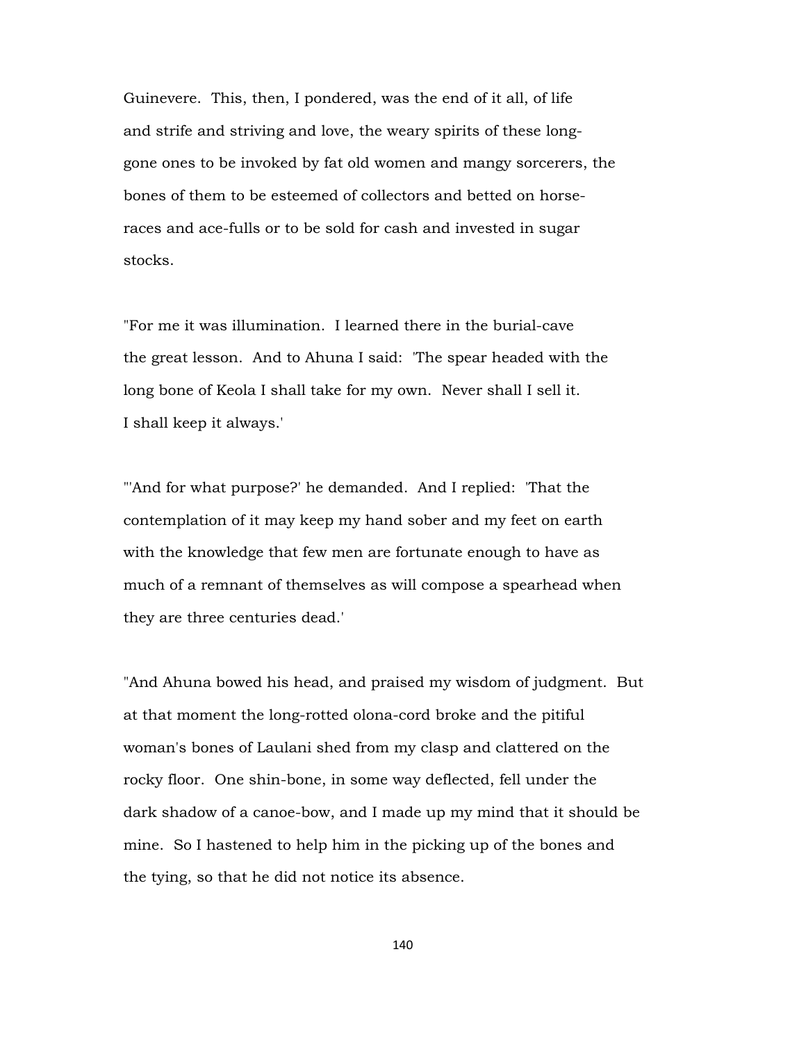Guinevere. This, then, I pondered, was the end of it all, of life and strife and striving and love, the weary spirits of these long-gone ones to be invoked by fat old women and mangy sorcerers, the bones of them to be esteemed of collectors and betted on horse-races and ace-fulls or to be sold for cash and invested in sugar stocks.

"For me it was illumination. I learned there in the burial-cave the great lesson. And to Ahuna I said: 'The spear headed with the long bone of Keola I shall take for my own. Never shall I sell it. I shall keep it always.'

"'And for what purpose?' he demanded. And I replied: 'That the contemplation of it may keep my hand sober and my feet on earth with the knowledge that few men are fortunate enough to have as much of a remnant of themselves as will compose a spearhead when they are three centuries dead.'

"And Ahuna bowed his head, and praised my wisdom of judgment. But at that moment the long-rotted olona-cord broke and the pitiful woman's bones of Laulani shed from my clasp and clattered on the rocky floor. One shin-bone, in some way deflected, fell under the dark shadow of a canoe-bow, and I made up my mind that it should be mine. So I hastened to help him in the picking up of the bones and the tying, so that he did not notice its absence.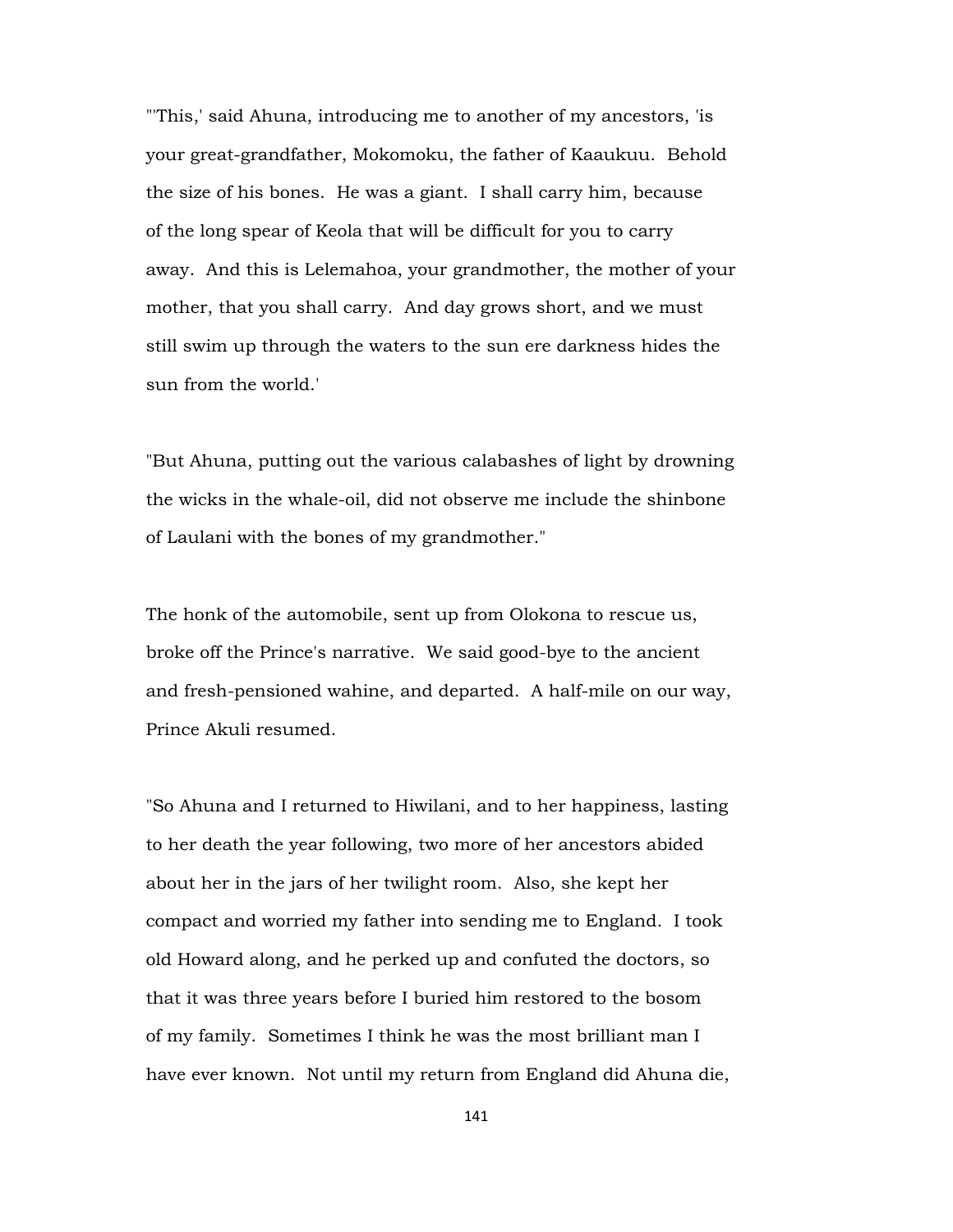"'This,' said Ahuna, introducing me to another of my ancestors, 'is your great-grandfather, Mokomoku, the father of Kaaukuu. Behold the size of his bones. He was a giant. I shall carry him, because of the long spear of Keola that will be difficult for you to carry away. And this is Lelemahoa, your grandmother, the mother of your mother, that you shall carry. And day grows short, and we must still swim up through the waters to the sun ere darkness hides the sun from the world.'

"But Ahuna, putting out the various calabashes of light by drowning the wicks in the whale-oil, did not observe me include the shinbone of Laulani with the bones of my grandmother."

The honk of the automobile, sent up from Olokona to rescue us, broke off the Prince's narrative. We said good-bye to the ancient and fresh-pensioned wahine, and departed. A half-mile on our way, Prince Akuli resumed.

"So Ahuna and I returned to Hiwilani, and to her happiness, lasting to her death the year following, two more of her ancestors abided about her in the jars of her twilight room. Also, she kept her compact and worried my father into sending me to England. I took old Howard along, and he perked up and confuted the doctors, so that it was three years before I buried him restored to the bosom of my family. Sometimes I think he was the most brilliant man I have ever known. Not until my return from England did Ahuna die,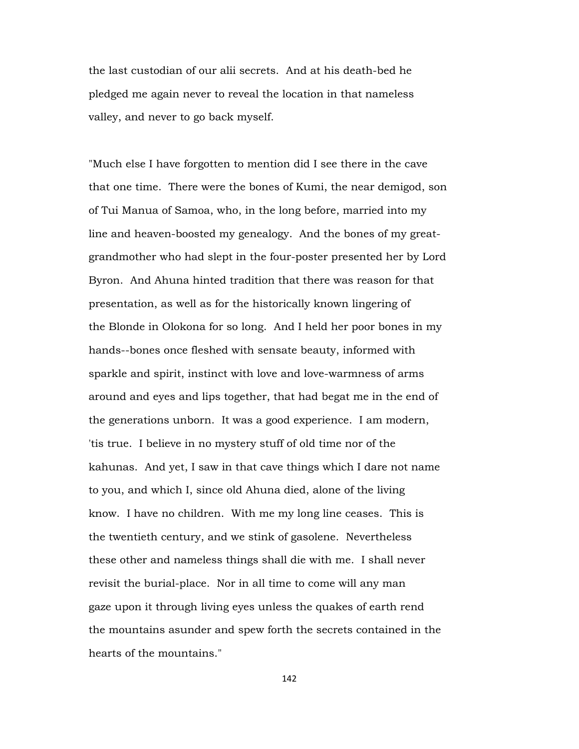the last custodian of our alii secrets. And at his death-bed he pledged me again never to reveal the location in that nameless valley, and never to go back myself.

"Much else I have forgotten to mention did I see there in the cave that one time. There were the bones of Kumi, the near demigod, son of Tui Manua of Samoa, who, in the long before, married into my line and heaven-boosted my genealogy. And the bones of my great-grandmother who had slept in the four-poster presented her by Lord Byron. And Ahuna hinted tradition that there was reason for that presentation, as well as for the historically known lingering of the Blonde in Olokona for so long. And I held her poor bones in my hands--bones once fleshed with sensate beauty, informed with sparkle and spirit, instinct with love and love-warmness of arms around and eyes and lips together, that had begat me in the end of the generations unborn. It was a good experience. I am modern, 'tis true. I believe in no mystery stuff of old time nor of the kahunas. And yet, I saw in that cave things which I dare not name to you, and which I, since old Ahuna died, alone of the living know. I have no children. With me my long line ceases. This is the twentieth century, and we stink of gasolene. Nevertheless these other and nameless things shall die with me. I shall never revisit the burial-place. Nor in all time to come will any man gaze upon it through living eyes unless the quakes of earth rend the mountains asunder and spew forth the secrets contained in the hearts of the mountains."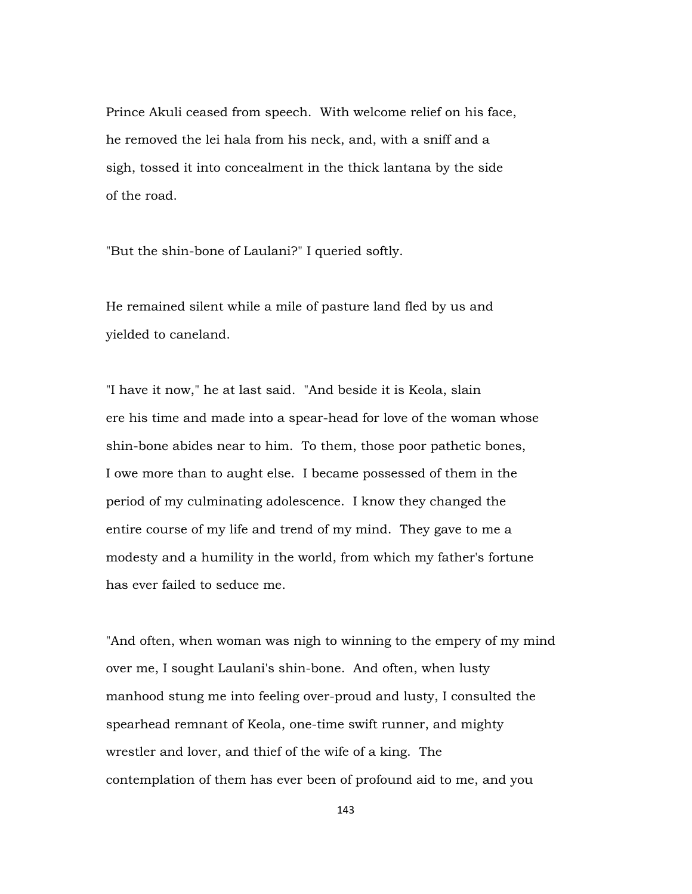Prince Akuli ceased from speech. With welcome relief on his face, he removed the lei hala from his neck, and, with a sniff and a sigh, tossed it into concealment in the thick lantana by the side of the road.

"But the shin-bone of Laulani?" I queried softly.

He remained silent while a mile of pasture land fled by us and yielded to caneland.

"I have it now," he at last said. "And beside it is Keola, slain ere his time and made into a spear-head for love of the woman whose shin-bone abides near to him. To them, those poor pathetic bones, I owe more than to aught else. I became possessed of them in the period of my culminating adolescence. I know they changed the entire course of my life and trend of my mind. They gave to me a modesty and a humility in the world, from which my father's fortune has ever failed to seduce me.

"And often, when woman was nigh to winning to the empery of my mind over me, I sought Laulani's shin-bone. And often, when lusty manhood stung me into feeling over-proud and lusty, I consulted the spearhead remnant of Keola, one-time swift runner, and mighty wrestler and lover, and thief of the wife of a king. The contemplation of them has ever been of profound aid to me, and you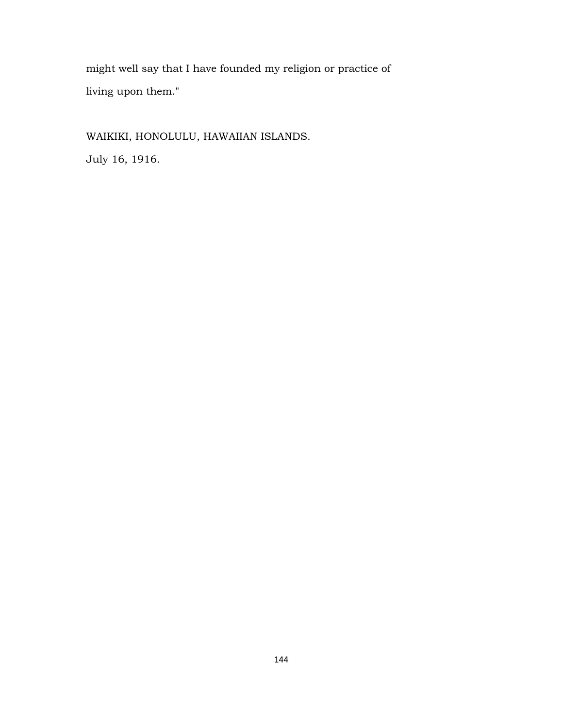might well say that I have founded my religion or practice of living upon them."

WAIKIKI, HONOLULU, HAWAIIAN ISLANDS.

July 16, 1916.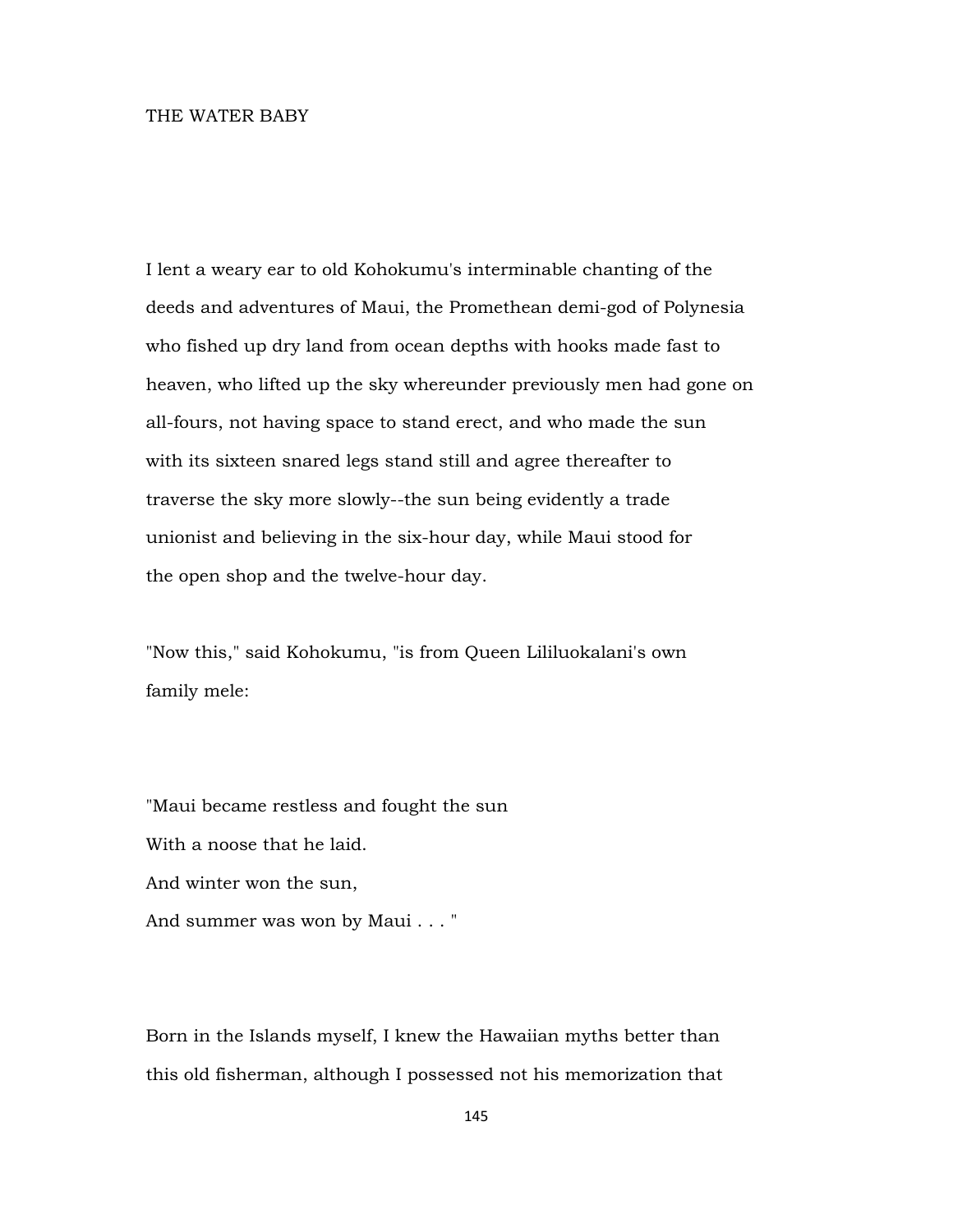# THE WATER BABY

I lent a weary ear to old Kohokumu's interminable chanting of the deeds and adventures of Maui, the Promethean demi-god of Polynesia who fished up dry land from ocean depths with hooks made fast to heaven, who lifted up the sky whereunder previously men had gone on all-fours, not having space to stand erect, and who made the sun with its sixteen snared legs stand still and agree thereafter to traverse the sky more slowly--the sun being evidently a trade unionist and believing in the six-hour day, while Maui stood for the open shop and the twelve-hour day.

"Now this," said Kohokumu, "is from Queen Lililuokalani's own family mele:

"Maui became restless and fought the sun  
With a noose that he laid.  
And winter won the sun,  
And summer was won by Maui . . . "

Born in the Islands myself, I knew the Hawaiian myths better than this old fisherman, although I possessed not his memorization that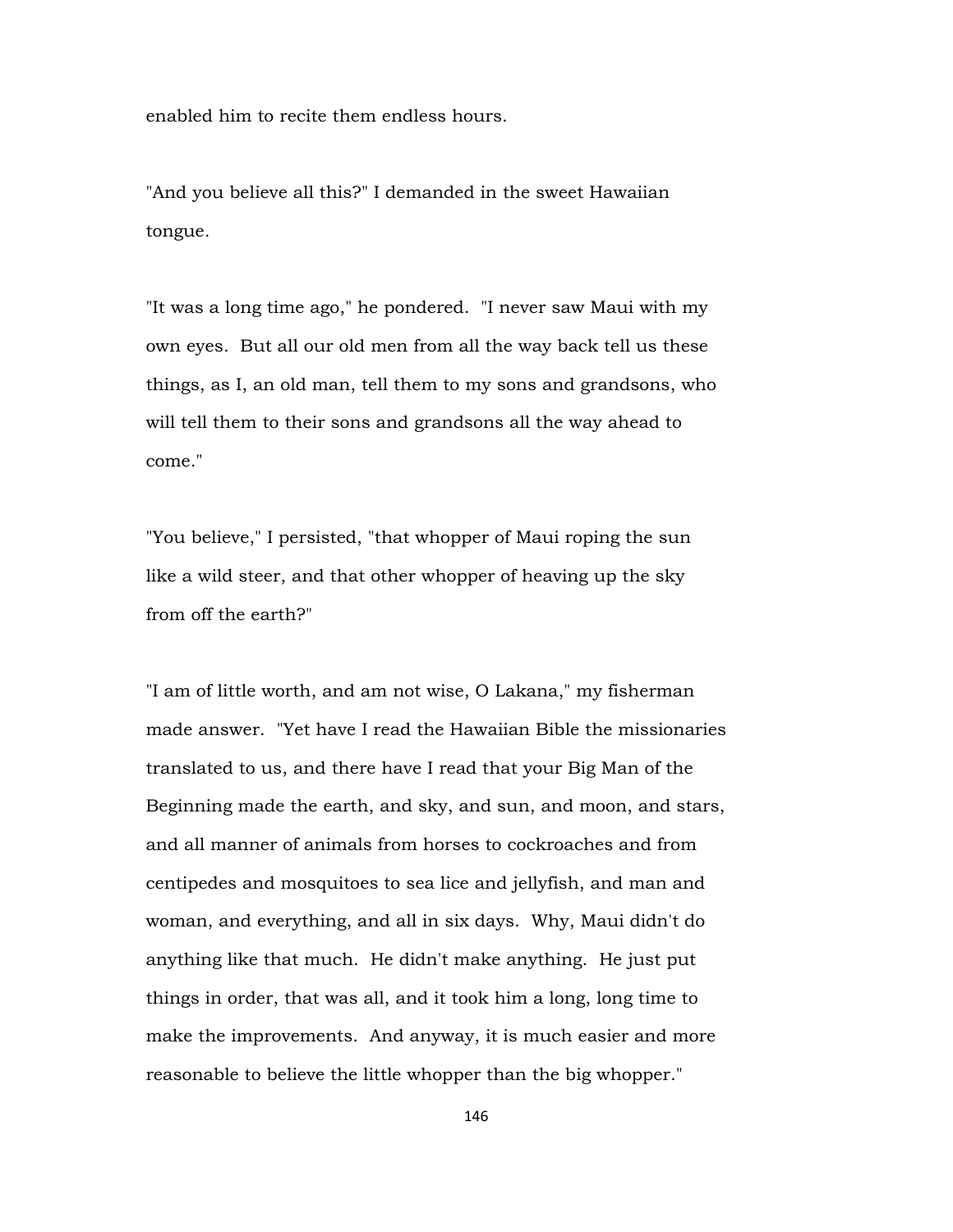enabled him to recite them endless hours.

"And you believe all this?" I demanded in the sweet Hawaiian tongue.

"It was a long time ago," he pondered. "I never saw Maui with my own eyes. But all our old men from all the way back tell us these things, as I, an old man, tell them to my sons and grandsons, who will tell them to their sons and grandsons all the way ahead to come."

"You believe," I persisted, "that whopper of Maui roping the sun like a wild steer, and that other whopper of heaving up the sky from off the earth?"

"I am of little worth, and am not wise, O Lakana," my fisherman made answer. "Yet have I read the Hawaiian Bible the missionaries translated to us, and there have I read that your Big Man of the Beginning made the earth, and sky, and sun, and moon, and stars, and all manner of animals from horses to cockroaches and from centipedes and mosquitoes to sea lice and jellyfish, and man and woman, and everything, and all in six days. Why, Maui didn't do anything like that much. He didn't make anything. He just put things in order, that was all, and it took him a long, long time to make the improvements. And anyway, it is much easier and more reasonable to believe the little whopper than the big whopper."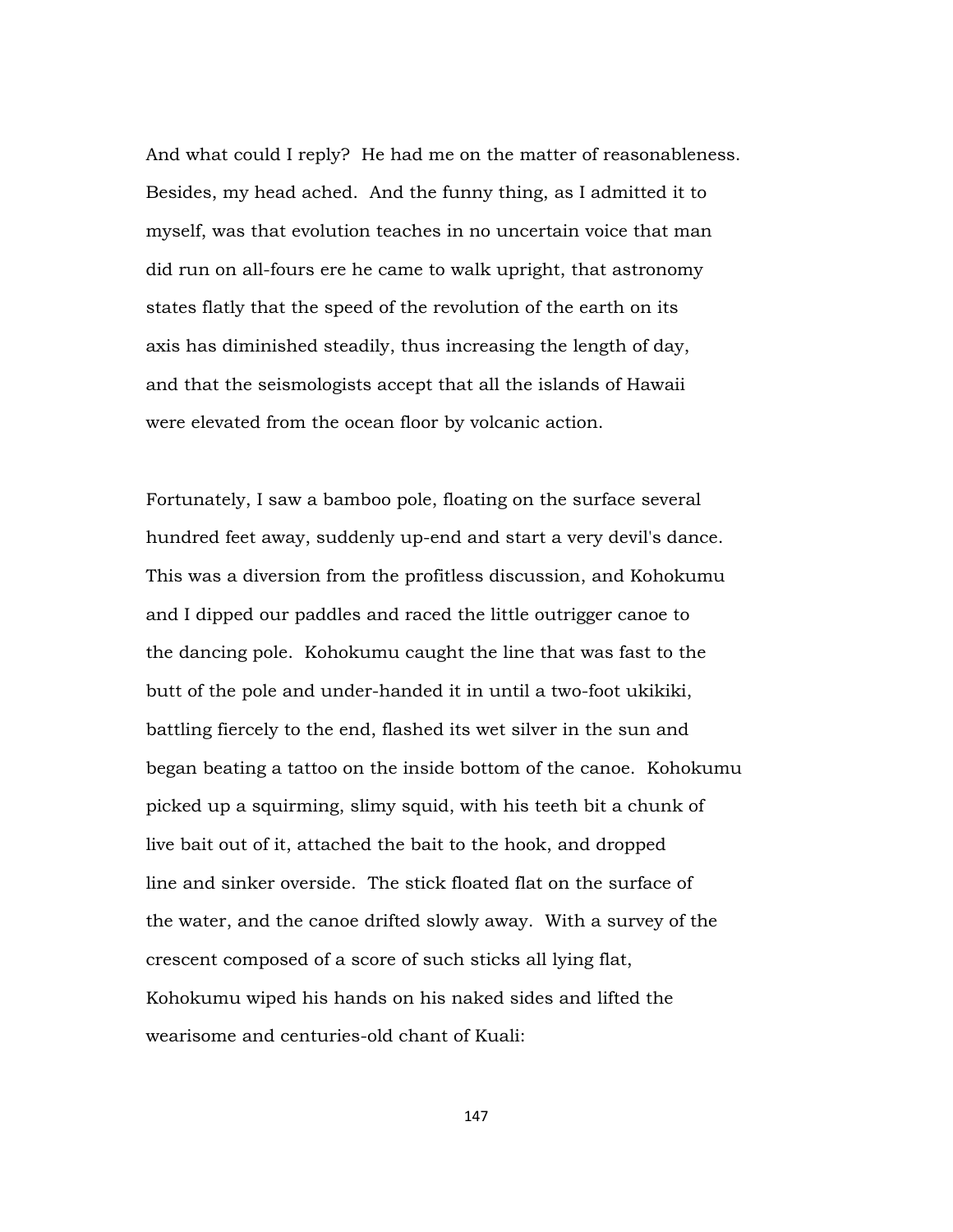And what could I reply? He had me on the matter of reasonableness. Besides, my head ached. And the funny thing, as I admitted it to myself, was that evolution teaches in no uncertain voice that man did run on all-fours ere he came to walk upright, that astronomy states flatly that the speed of the revolution of the earth on its axis has diminished steadily, thus increasing the length of day, and that the seismologists accept that all the islands of Hawaii were elevated from the ocean floor by volcanic action.

Fortunately, I saw a bamboo pole, floating on the surface several hundred feet away, suddenly up-end and start a very devil's dance. This was a diversion from the profitless discussion, and Kohokumu and I dipped our paddles and raced the little outrigger canoe to the dancing pole. Kohokumu caught the line that was fast to the butt of the pole and under-handed it in until a two-foot ukikiki, battling fiercely to the end, flashed its wet silver in the sun and began beating a tattoo on the inside bottom of the canoe. Kohokumu picked up a squirming, slimy squid, with his teeth bit a chunk of live bait out of it, attached the bait to the hook, and dropped line and sinker overside. The stick floated flat on the surface of the water, and the canoe drifted slowly away. With a survey of the crescent composed of a score of such sticks all lying flat, Kohokumu wiped his hands on his naked sides and lifted the wearisome and centuries-old chant of Kuali: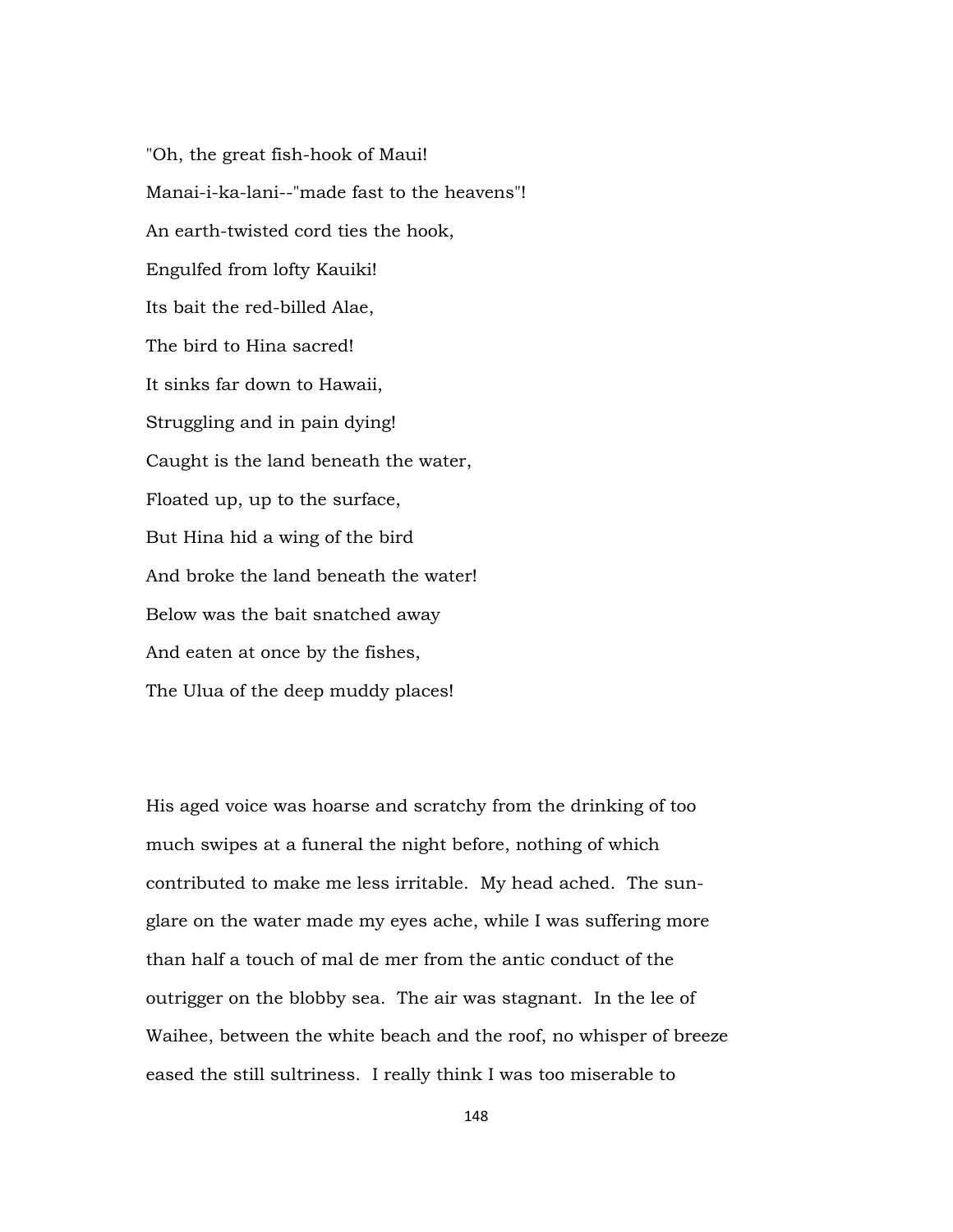"Oh, the great fish-hook of Maui!

Manai-i-ka-lani--"made fast to the heavens"!

An earth-twisted cord ties the hook,

Engulfed from lofty Kauiki!

Its bait the red-billed Alae,

The bird to Hina sacred!

It sinks far down to Hawaii,

Struggling and in pain dying!

Caught is the land beneath the water,

Floated up, up to the surface,

But Hina hid a wing of the bird

And broke the land beneath the water!

Below was the bait snatched away

And eaten at once by the fishes,

The Ulua of the deep muddy places!

His aged voice was hoarse and scratchy from the drinking of too much swipes at a funeral the night before, nothing of which contributed to make me less irritable. My head ached. The sun-glare on the water made my eyes ache, while I was suffering more than half a touch of mal de mer from the antic conduct of the outrigger on the blobby sea. The air was stagnant. In the lee of Waihee, between the white beach and the roof, no whisper of breeze eased the still sultriness. I really think I was too miserable to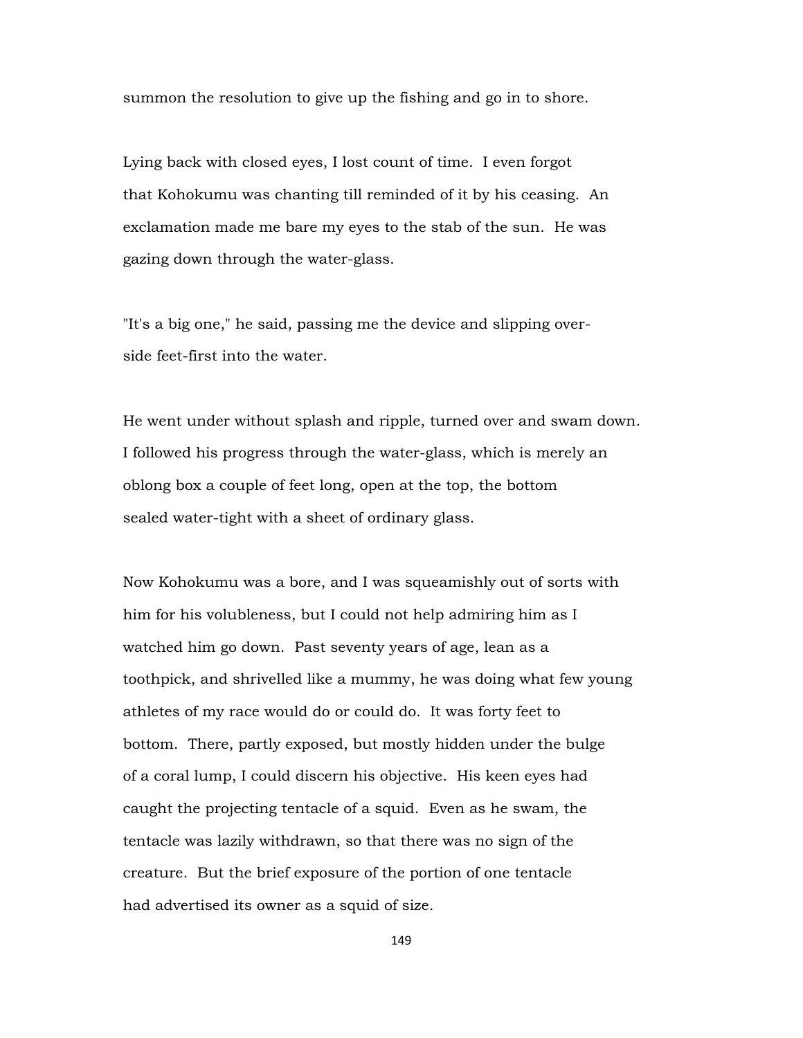summon the resolution to give up the fishing and go in to shore.

Lying back with closed eyes, I lost count of time. I even forgot that Kohokumu was chanting till reminded of it by his ceasing. An exclamation made me bare my eyes to the stab of the sun. He was gazing down through the water-glass.

"It's a big one," he said, passing me the device and slipping over-side feet-first into the water.

He went under without splash and ripple, turned over and swam down. I followed his progress through the water-glass, which is merely an oblong box a couple of feet long, open at the top, the bottom sealed water-tight with a sheet of ordinary glass.

Now Kohokumu was a bore, and I was squeamishly out of sorts with him for his volubleness, but I could not help admiring him as I watched him go down. Past seventy years of age, lean as a toothpick, and shrivelled like a mummy, he was doing what few young athletes of my race would do or could do. It was forty feet to bottom. There, partly exposed, but mostly hidden under the bulge of a coral lump, I could discern his objective. His keen eyes had caught the projecting tentacle of a squid. Even as he swam, the tentacle was lazily withdrawn, so that there was no sign of the creature. But the brief exposure of the portion of one tentacle had advertised its owner as a squid of size.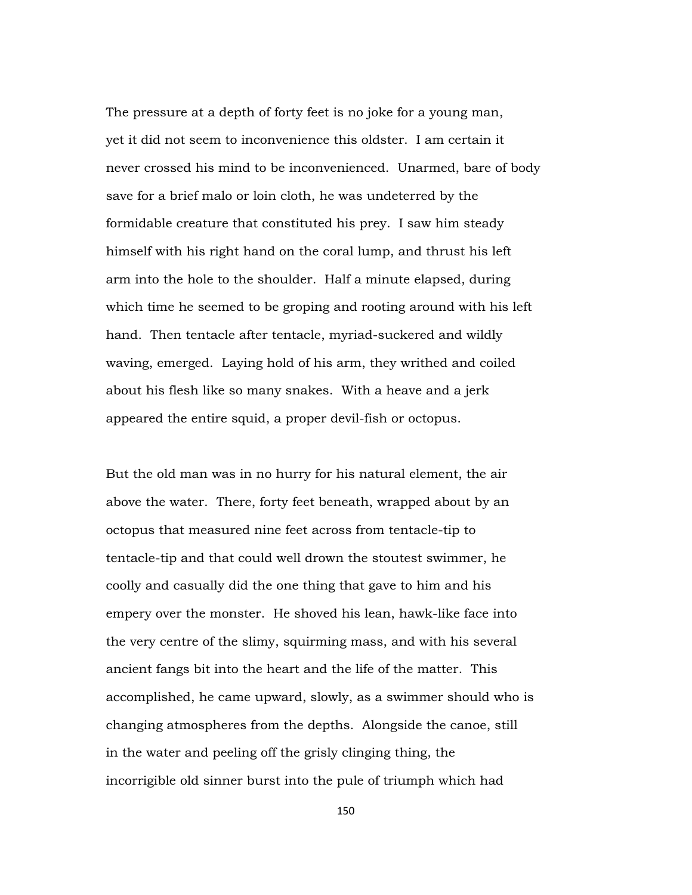The pressure at a depth of forty feet is no joke for a young man, yet it did not seem to inconvenience this oldster. I am certain it never crossed his mind to be inconvenienced. Unarmed, bare of body save for a brief malo or loin cloth, he was undeterred by the formidable creature that constituted his prey. I saw him steady himself with his right hand on the coral lump, and thrust his left arm into the hole to the shoulder. Half a minute elapsed, during which time he seemed to be groping and rooting around with his left hand. Then tentacle after tentacle, myriad-suckered and wildly waving, emerged. Laying hold of his arm, they writhed and coiled about his flesh like so many snakes. With a heave and a jerk appeared the entire squid, a proper devil-fish or octopus.

But the old man was in no hurry for his natural element, the air above the water. There, forty feet beneath, wrapped about by an octopus that measured nine feet across from tentacle-tip to tentacle-tip and that could well drown the stoutest swimmer, he coolly and casually did the one thing that gave to him and his empery over the monster. He shoved his lean, hawk-like face into the very centre of the slimy, squirming mass, and with his several ancient fangs bit into the heart and the life of the matter. This accomplished, he came upward, slowly, as a swimmer should who is changing atmospheres from the depths. Alongside the canoe, still in the water and peeling off the grisly clinging thing, the incorrigible old sinner burst into the pule of triumph which had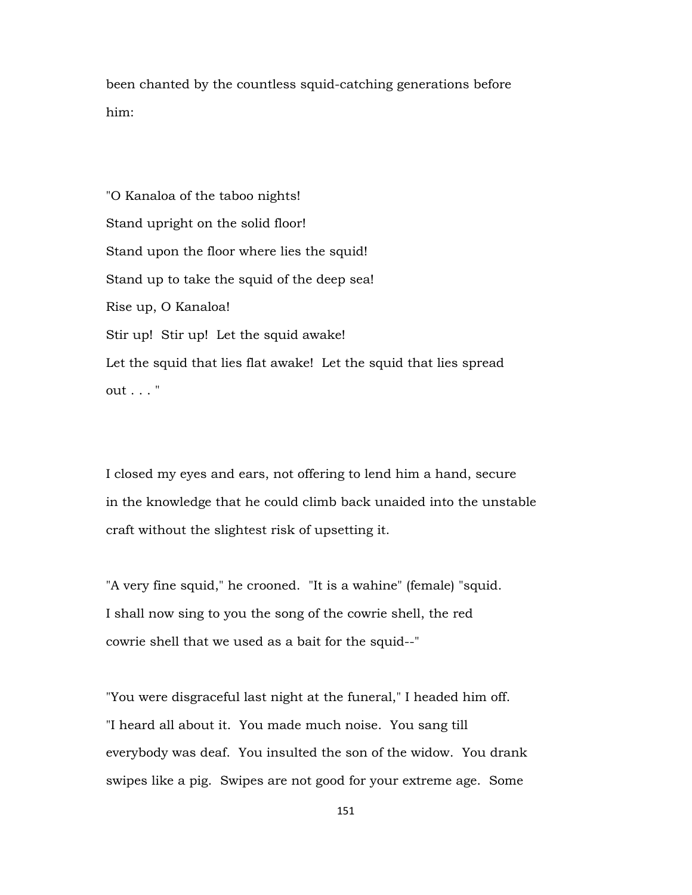been chanted by the countless squid-catching generations before him:

"O Kanaloa of the taboo nights!
Stand upright on the solid floor!
Stand upon the floor where lies the squid!
Stand up to take the squid of the deep sea!
Rise up, O Kanaloa!
Stir up! Stir up! Let the squid awake!
Let the squid that lies flat awake! Let the squid that lies spread out . . . "

I closed my eyes and ears, not offering to lend him a hand, secure in the knowledge that he could climb back unaided into the unstable craft without the slightest risk of upsetting it.

"A very fine squid," he crooned. "It is a wahine" (female) "squid. I shall now sing to you the song of the cowrie shell, the red cowrie shell that we used as a bait for the squid--"

"You were disgraceful last night at the funeral," I headed him off. "I heard all about it. You made much noise. You sang till everybody was deaf. You insulted the son of the widow. You drank swipes like a pig. Swipes are not good for your extreme age. Some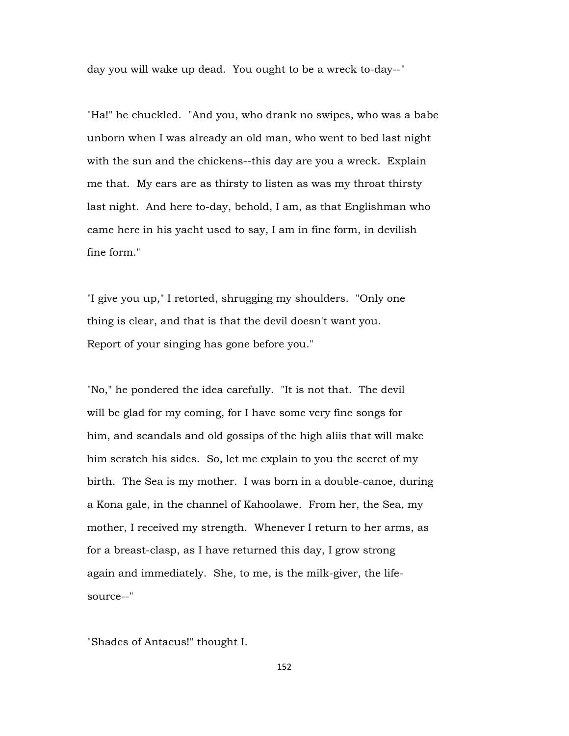day you will wake up dead. You ought to be a wreck to-day--"

"Ha!" he chuckled. "And you, who drank no swipes, who was a babe unborn when I was already an old man, who went to bed last night with the sun and the chickens--this day are you a wreck. Explain me that. My ears are as thirsty to listen as was my throat thirsty last night. And here to-day, behold, I am, as that Englishman who came here in his yacht used to say, I am in fine form, in devilish fine form."

"I give you up," I retorted, shrugging my shoulders. "Only one thing is clear, and that is that the devil doesn't want you. Report of your singing has gone before you."

"No," he pondered the idea carefully. "It is not that. The devil will be glad for my coming, for I have some very fine songs for him, and scandals and old gossips of the high aliis that will make him scratch his sides. So, let me explain to you the secret of my birth. The Sea is my mother. I was born in a double-canoe, during a Kona gale, in the channel of Kahoolawe. From her, the Sea, my mother, I received my strength. Whenever I return to her arms, as for a breast-clasp, as I have returned this day, I grow strong again and immediately. She, to me, is the milk-giver, the life-source--"

"Shades of Antaeus!" thought I.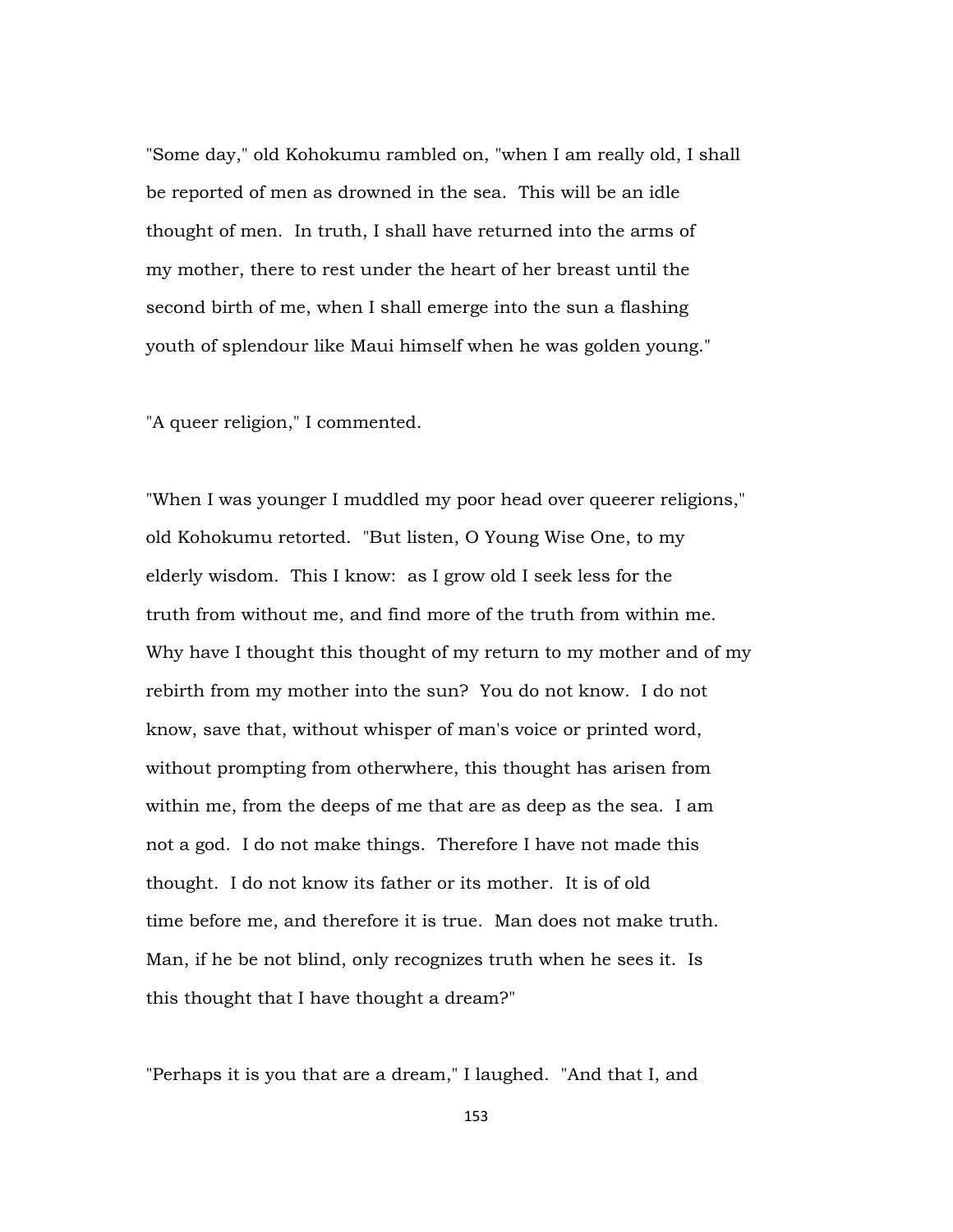"Some day," old Kohokumu rambled on, "when I am really old, I shall be reported of men as drowned in the sea. This will be an idle thought of men. In truth, I shall have returned into the arms of my mother, there to rest under the heart of her breast until the second birth of me, when I shall emerge into the sun a flashing youth of splendour like Maui himself when he was golden young."

"A queer religion," I commented.

"When I was younger I muddled my poor head over queerer religions," old Kohokumu retorted. "But listen, O Young Wise One, to my elderly wisdom. This I know: as I grow old I seek less for the truth from without me, and find more of the truth from within me. Why have I thought this thought of my return to my mother and of my rebirth from my mother into the sun? You do not know. I do not know, save that, without whisper of man's voice or printed word, without prompting from otherwhere, this thought has arisen from within me, from the deeps of me that are as deep as the sea. I am not a god. I do not make things. Therefore I have not made this thought. I do not know its father or its mother. It is of old time before me, and therefore it is true. Man does not make truth. Man, if he be not blind, only recognizes truth when he sees it. Is this thought that I have thought a dream?"

"Perhaps it is you that are a dream," I laughed. "And that I, and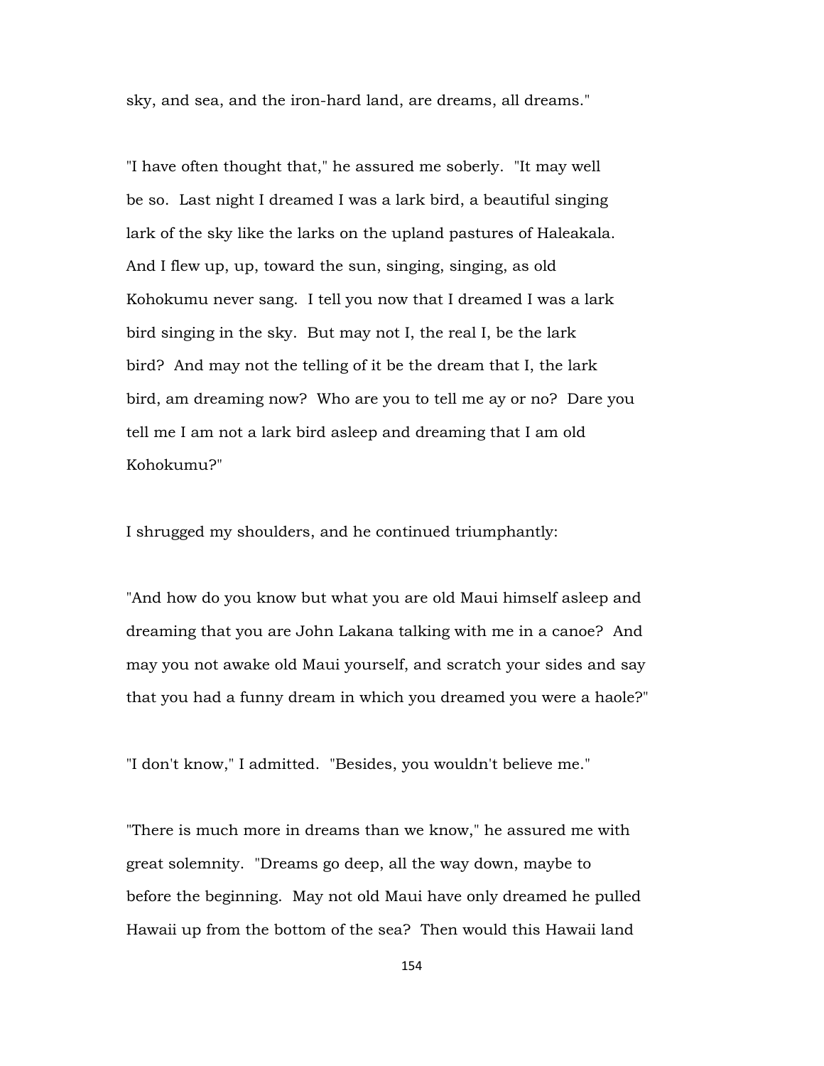sky, and sea, and the iron-hard land, are dreams, all dreams."

"I have often thought that," he assured me soberly. "It may well be so. Last night I dreamed I was a lark bird, a beautiful singing lark of the sky like the larks on the upland pastures of Haleakala. And I flew up, up, toward the sun, singing, singing, as old Kohokumu never sang. I tell you now that I dreamed I was a lark bird singing in the sky. But may not I, the real I, be the lark bird? And may not the telling of it be the dream that I, the lark bird, am dreaming now? Who are you to tell me ay or no? Dare you tell me I am not a lark bird asleep and dreaming that I am old Kohokumu?"

I shrugged my shoulders, and he continued triumphantly:

"And how do you know but what you are old Maui himself asleep and dreaming that you are John Lakana talking with me in a canoe? And may you not awake old Maui yourself, and scratch your sides and say that you had a funny dream in which you dreamed you were a haole?"

"I don't know," I admitted. "Besides, you wouldn't believe me."

"There is much more in dreams than we know," he assured me with great solemnity. "Dreams go deep, all the way down, maybe to before the beginning. May not old Maui have only dreamed he pulled Hawaii up from the bottom of the sea? Then would this Hawaii land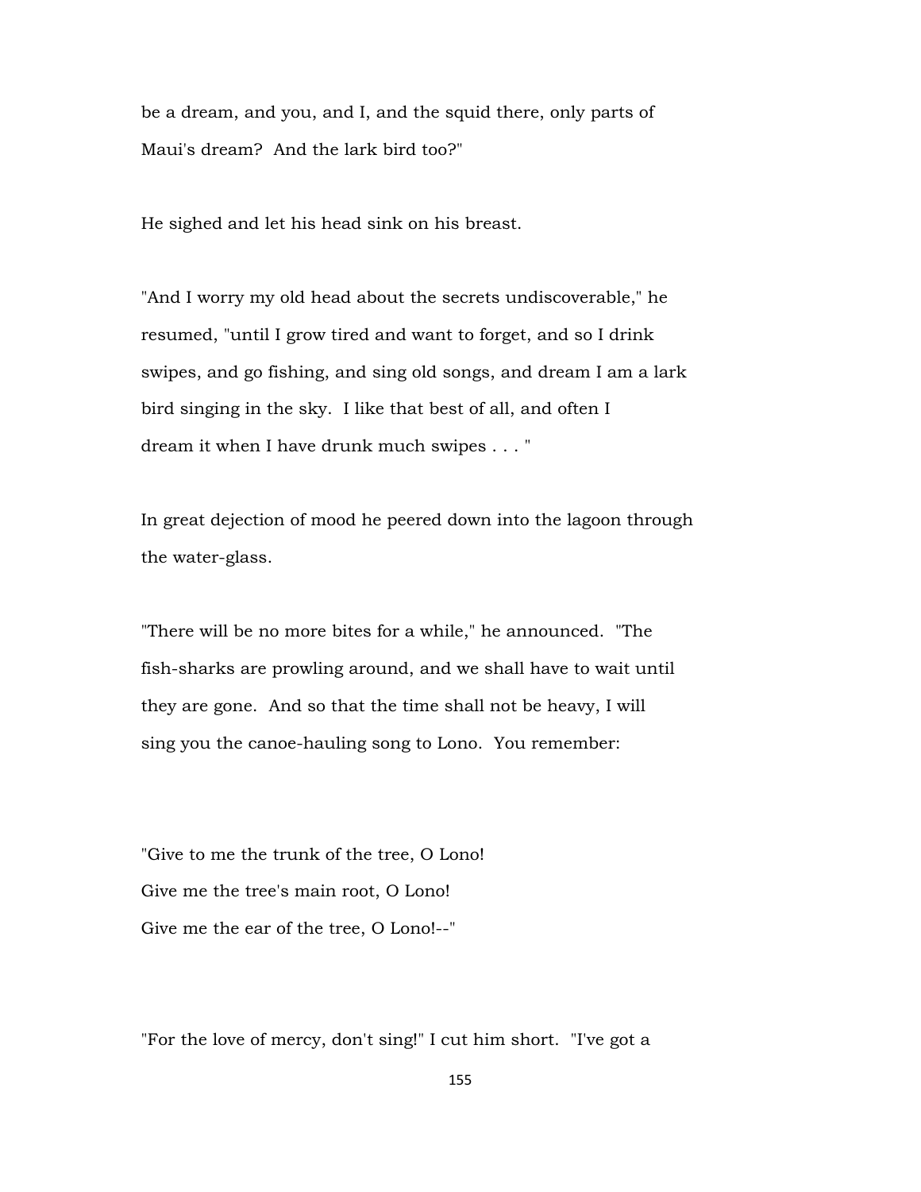be a dream, and you, and I, and the squid there, only parts of Maui's dream? And the lark bird too?"

He sighed and let his head sink on his breast.

"And I worry my old head about the secrets undiscoverable," he resumed, "until I grow tired and want to forget, and so I drink swipes, and go fishing, and sing old songs, and dream I am a lark bird singing in the sky. I like that best of all, and often I dream it when I have drunk much swipes . . . "

In great dejection of mood he peered down into the lagoon through the water-glass.

"There will be no more bites for a while," he announced. "The fish-sharks are prowling around, and we shall have to wait until they are gone. And so that the time shall not be heavy, I will sing you the canoe-hauling song to Lono. You remember:

"Give to me the trunk of the tree, O Lono!  
Give me the tree's main root, O Lono!  
Give me the ear of the tree, O Lono!--"

"For the love of mercy, don't sing!" I cut him short. "I've got a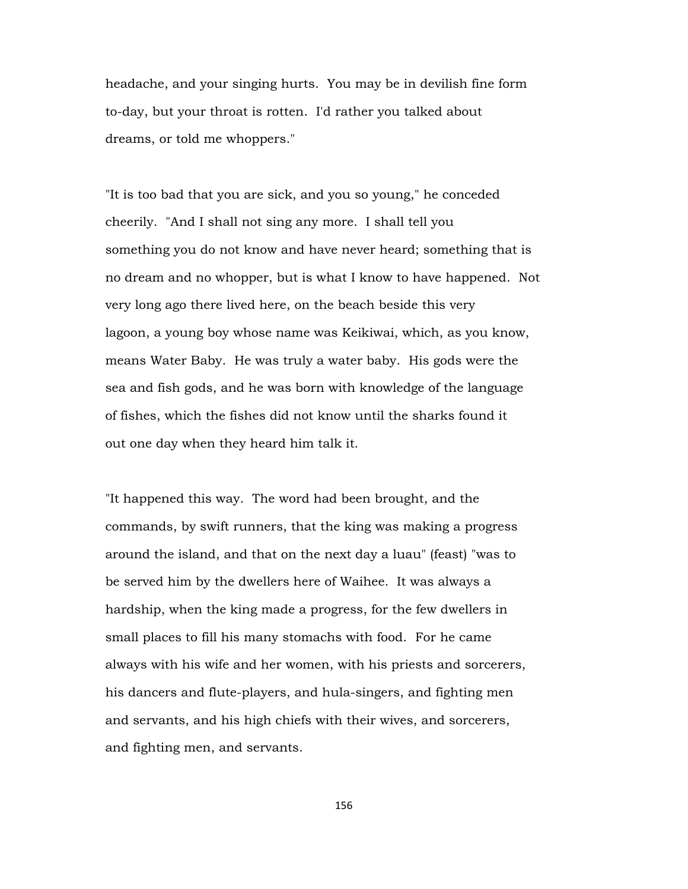headache, and your singing hurts. You may be in devilish fine form to-day, but your throat is rotten. I'd rather you talked about dreams, or told me whoppers."

"It is too bad that you are sick, and you so young," he conceded cheerily. "And I shall not sing any more. I shall tell you something you do not know and have never heard; something that is no dream and no whopper, but is what I know to have happened. Not very long ago there lived here, on the beach beside this very lagoon, a young boy whose name was Keikiwai, which, as you know, means Water Baby. He was truly a water baby. His gods were the sea and fish gods, and he was born with knowledge of the language of fishes, which the fishes did not know until the sharks found it out one day when they heard him talk it.

"It happened this way. The word had been brought, and the commands, by swift runners, that the king was making a progress around the island, and that on the next day a luau" (feast) "was to be served him by the dwellers here of Waihee. It was always a hardship, when the king made a progress, for the few dwellers in small places to fill his many stomachs with food. For he came always with his wife and her women, with his priests and sorcerers, his dancers and flute-players, and hula-singers, and fighting men and servants, and his high chiefs with their wives, and sorcerers, and fighting men, and servants.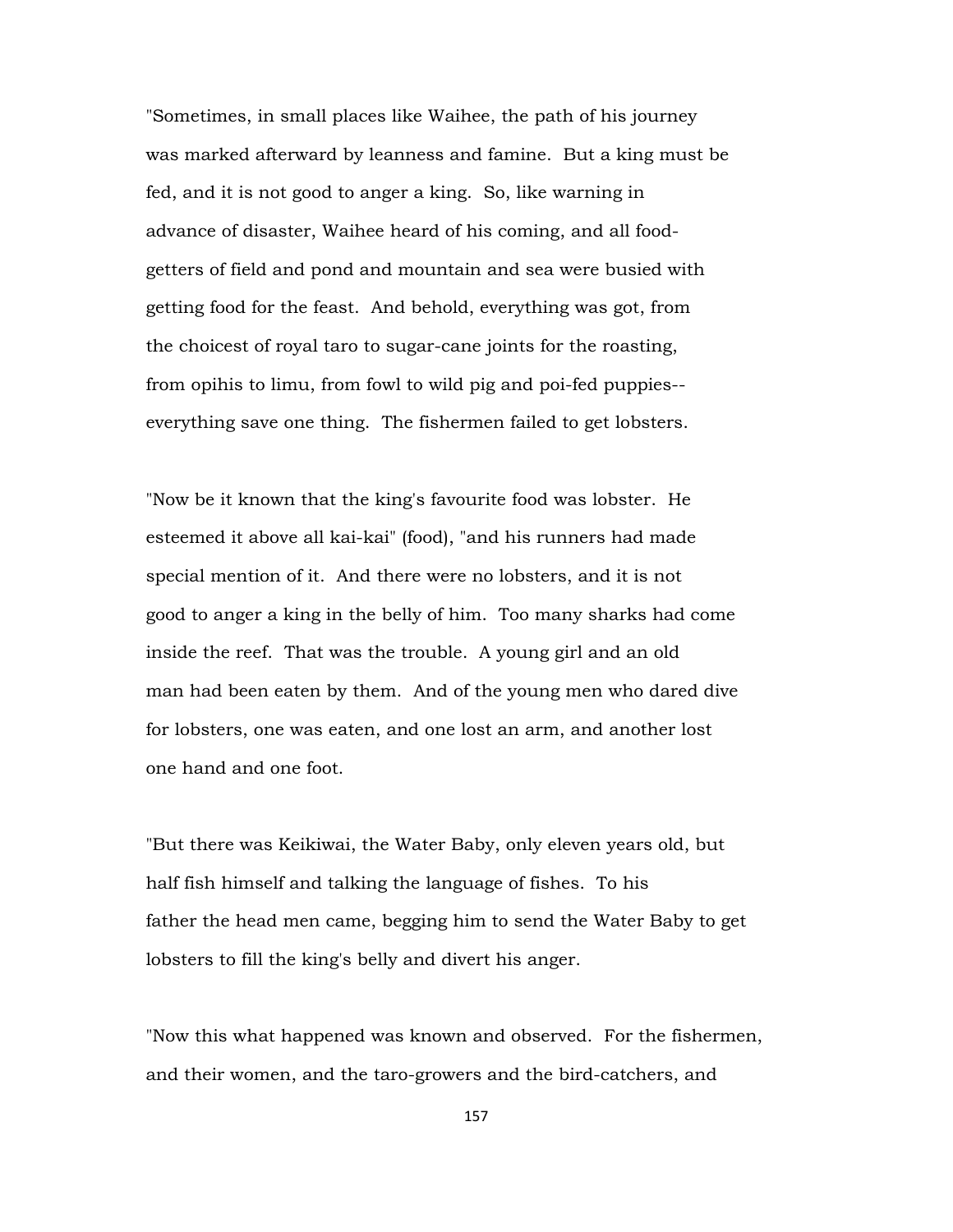"Sometimes, in small places like Waihee, the path of his journey was marked afterward by leanness and famine. But a king must be fed, and it is not good to anger a king. So, like warning in advance of disaster, Waihee heard of his coming, and all food-getters of field and pond and mountain and sea were busied with getting food for the feast. And behold, everything was got, from the choicest of royal taro to sugar-cane joints for the roasting, from opihis to limu, from fowl to wild pig and poi-fed puppies--everything save one thing. The fishermen failed to get lobsters.

"Now be it known that the king's favourite food was lobster. He esteemed it above all kai-kai" (food), "and his runners had made special mention of it. And there were no lobsters, and it is not good to anger a king in the belly of him. Too many sharks had come inside the reef. That was the trouble. A young girl and an old man had been eaten by them. And of the young men who dared dive for lobsters, one was eaten, and one lost an arm, and another lost one hand and one foot.

"But there was Keikiwai, the Water Baby, only eleven years old, but half fish himself and talking the language of fishes. To his father the head men came, begging him to send the Water Baby to get lobsters to fill the king's belly and divert his anger.

"Now this what happened was known and observed. For the fishermen, and their women, and the taro-growers and the bird-catchers, and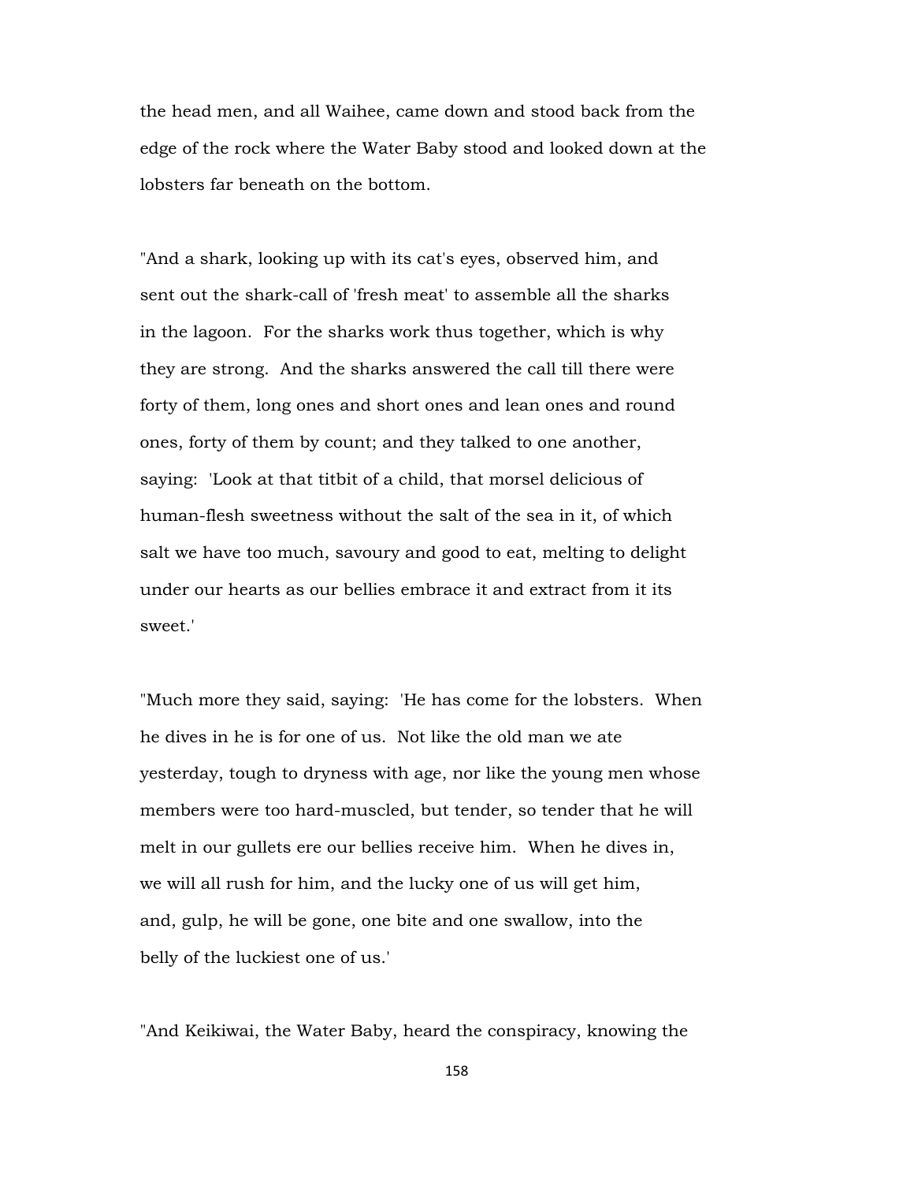the head men, and all Waihee, came down and stood back from the edge of the rock where the Water Baby stood and looked down at the lobsters far beneath on the bottom.

"And a shark, looking up with its cat's eyes, observed him, and sent out the shark-call of 'fresh meat' to assemble all the sharks in the lagoon. For the sharks work thus together, which is why they are strong. And the sharks answered the call till there were forty of them, long ones and short ones and lean ones and round ones, forty of them by count; and they talked to one another, saying: 'Look at that titbit of a child, that morsel delicious of human-flesh sweetness without the salt of the sea in it, of which salt we have too much, savoury and good to eat, melting to delight under our hearts as our bellies embrace it and extract from it its sweet.'

"Much more they said, saying: 'He has come for the lobsters. When he dives in he is for one of us. Not like the old man we ate yesterday, tough to dryness with age, nor like the young men whose members were too hard-muscled, but tender, so tender that he will melt in our gullets ere our bellies receive him. When he dives in, we will all rush for him, and the lucky one of us will get him, and, gulp, he will be gone, one bite and one swallow, into the belly of the luckiest one of us.'

"And Keikiwai, the Water Baby, heard the conspiracy, knowing the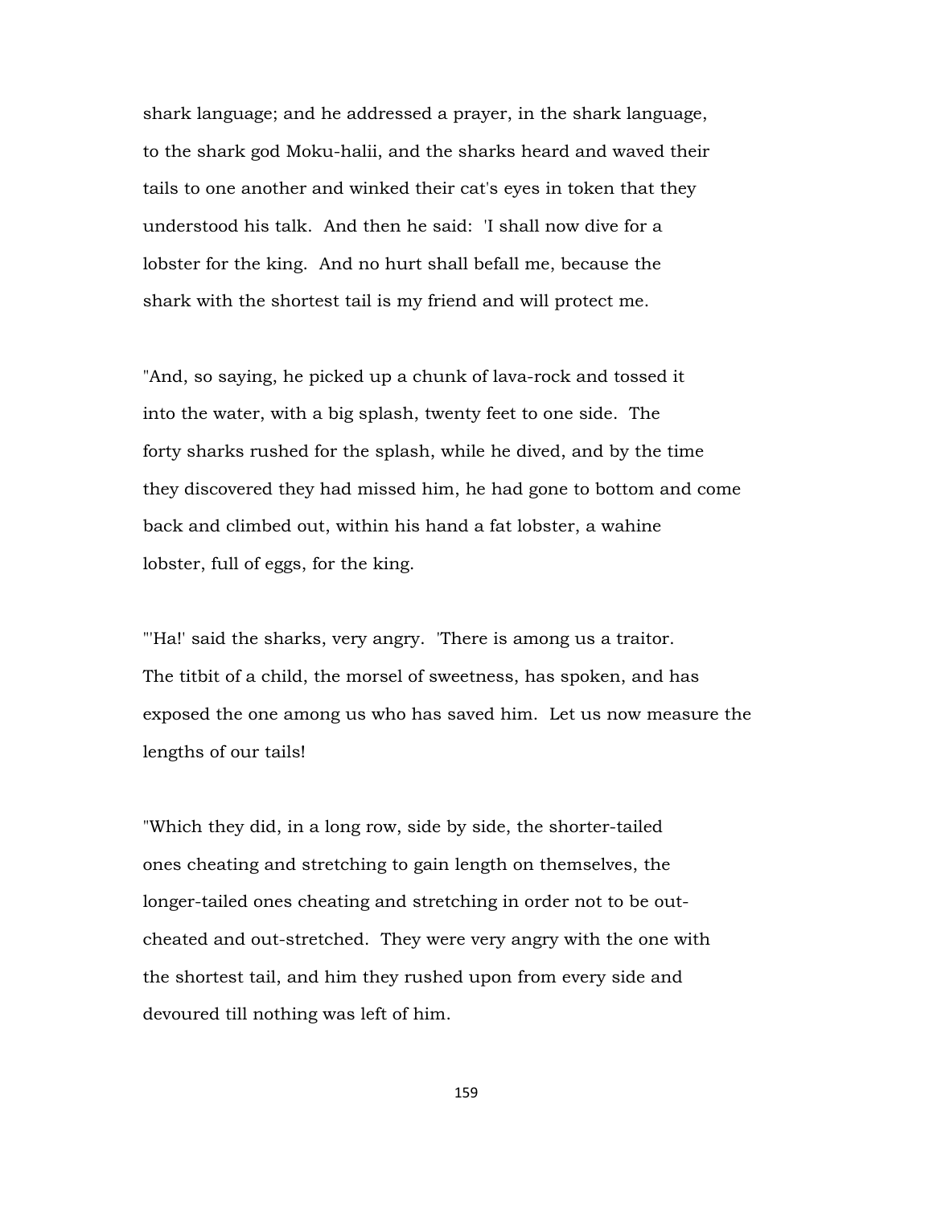shark language; and he addressed a prayer, in the shark language, to the shark god Moku-halii, and the sharks heard and waved their tails to one another and winked their cat's eyes in token that they understood his talk. And then he said: 'I shall now dive for a lobster for the king. And no hurt shall befall me, because the shark with the shortest tail is my friend and will protect me.

"And, so saying, he picked up a chunk of lava-rock and tossed it into the water, with a big splash, twenty feet to one side. The forty sharks rushed for the splash, while he dived, and by the time they discovered they had missed him, he had gone to bottom and come back and climbed out, within his hand a fat lobster, a wahine lobster, full of eggs, for the king.

"'Ha!' said the sharks, very angry. 'There is among us a traitor. The titbit of a child, the morsel of sweetness, has spoken, and has exposed the one among us who has saved him. Let us now measure the lengths of our tails!

"Which they did, in a long row, side by side, the shorter-tailed ones cheating and stretching to gain length on themselves, the longer-tailed ones cheating and stretching in order not to be out-cheated and out-stretched. They were very angry with the one with the shortest tail, and him they rushed upon from every side and devoured till nothing was left of him.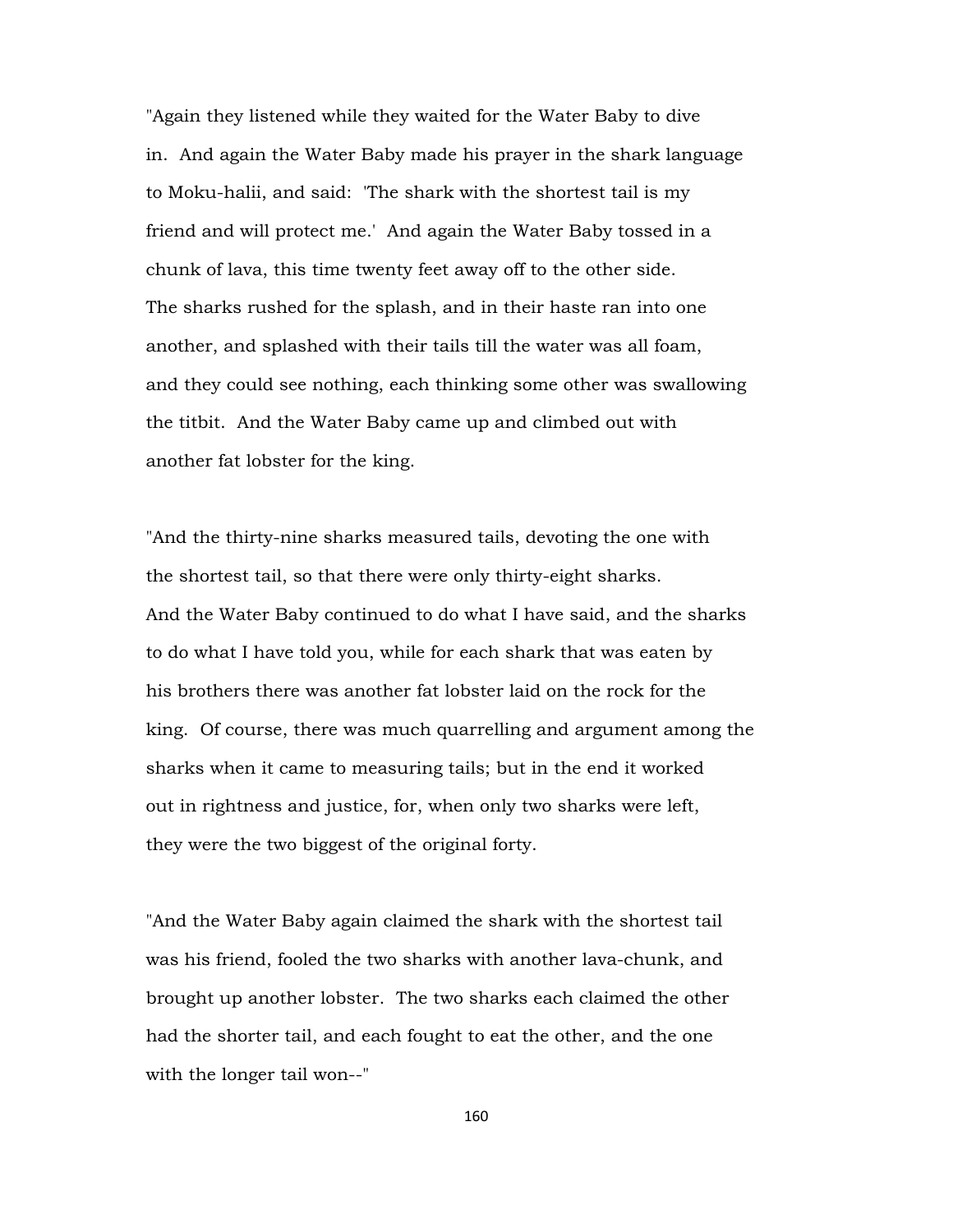"Again they listened while they waited for the Water Baby to dive in. And again the Water Baby made his prayer in the shark language to Moku-halii, and said: 'The shark with the shortest tail is my friend and will protect me.' And again the Water Baby tossed in a chunk of lava, this time twenty feet away off to the other side. The sharks rushed for the splash, and in their haste ran into one another, and splashed with their tails till the water was all foam, and they could see nothing, each thinking some other was swallowing the titbit. And the Water Baby came up and climbed out with another fat lobster for the king.

"And the thirty-nine sharks measured tails, devoting the one with the shortest tail, so that there were only thirty-eight sharks. And the Water Baby continued to do what I have said, and the sharks to do what I have told you, while for each shark that was eaten by his brothers there was another fat lobster laid on the rock for the king. Of course, there was much quarrelling and argument among the sharks when it came to measuring tails; but in the end it worked out in rightness and justice, for, when only two sharks were left, they were the two biggest of the original forty.

"And the Water Baby again claimed the shark with the shortest tail was his friend, fooled the two sharks with another lava-chunk, and brought up another lobster. The two sharks each claimed the other had the shorter tail, and each fought to eat the other, and the one with the longer tail won--"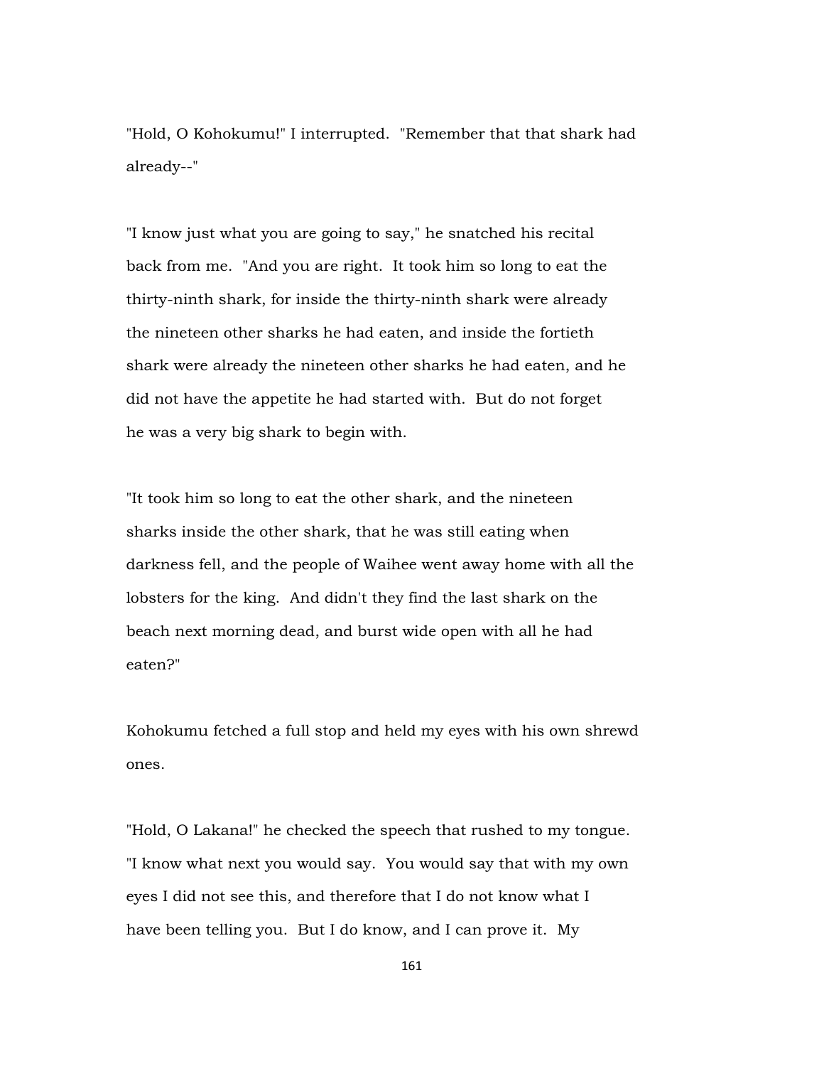"Hold, O Kohokumu!" I interrupted. "Remember that that shark had already--"

"I know just what you are going to say," he snatched his recital back from me. "And you are right. It took him so long to eat the thirty-ninth shark, for inside the thirty-ninth shark were already the nineteen other sharks he had eaten, and inside the fortieth shark were already the nineteen other sharks he had eaten, and he did not have the appetite he had started with. But do not forget he was a very big shark to begin with.

"It took him so long to eat the other shark, and the nineteen sharks inside the other shark, that he was still eating when darkness fell, and the people of Waihee went away home with all the lobsters for the king. And didn't they find the last shark on the beach next morning dead, and burst wide open with all he had eaten?"

Kohokumu fetched a full stop and held my eyes with his own shrewd ones.

"Hold, O Lakana!" he checked the speech that rushed to my tongue. "I know what next you would say. You would say that with my own eyes I did not see this, and therefore that I do not know what I have been telling you. But I do know, and I can prove it. My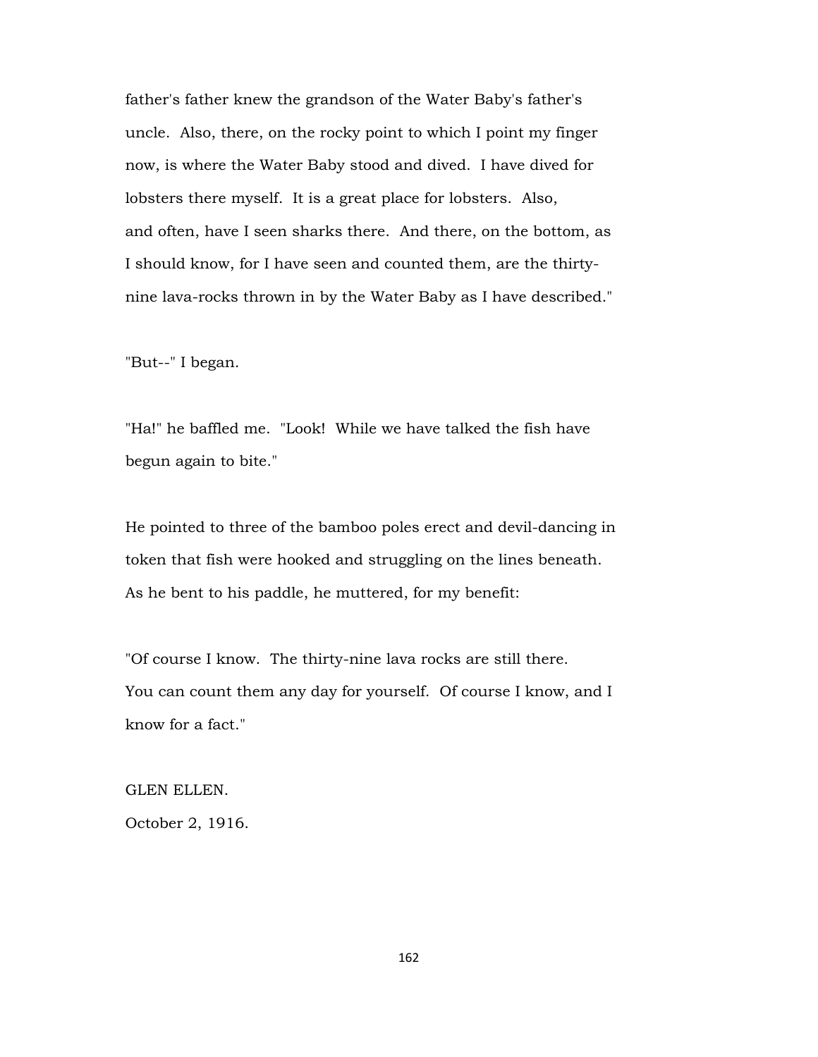father's father knew the grandson of the Water Baby's father's uncle. Also, there, on the rocky point to which I point my finger now, is where the Water Baby stood and dived. I have dived for lobsters there myself. It is a great place for lobsters. Also, and often, have I seen sharks there. And there, on the bottom, as I should know, for I have seen and counted them, are the thirty-nine lava-rocks thrown in by the Water Baby as I have described."

"But--" I began.

"Ha!" he baffled me. "Look! While we have talked the fish have begun again to bite."

He pointed to three of the bamboo poles erect and devil-dancing in token that fish were hooked and struggling on the lines beneath. As he bent to his paddle, he muttered, for my benefit:

"Of course I know. The thirty-nine lava rocks are still there. You can count them any day for yourself. Of course I know, and I know for a fact."

GLEN ELLEN.
October 2, 1916.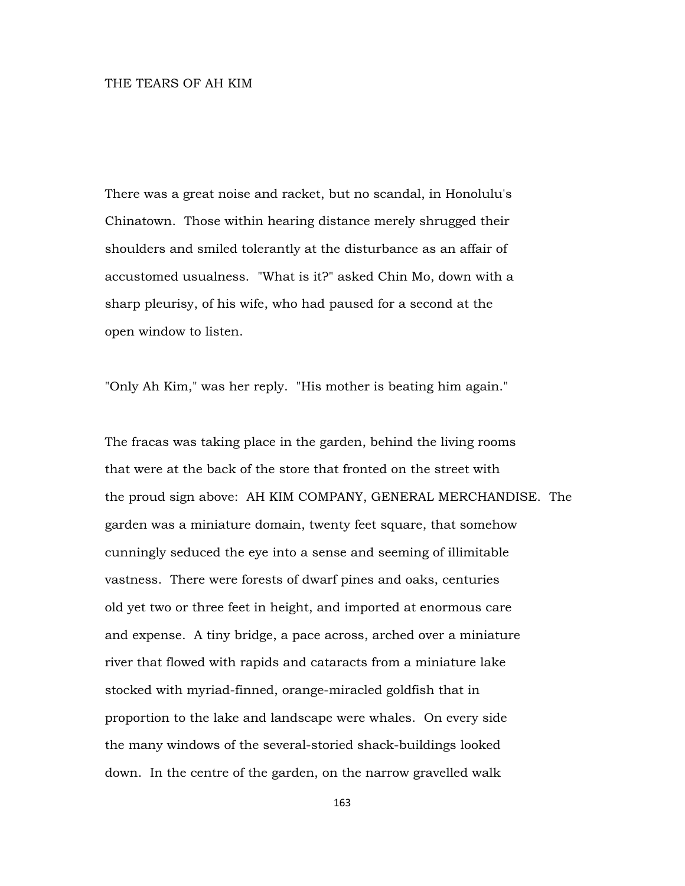# THE TEARS OF AH KIM

There was a great noise and racket, but no scandal, in Honolulu's Chinatown. Those within hearing distance merely shrugged their shoulders and smiled tolerantly at the disturbance as an affair of accustomed usualness. "What is it?" asked Chin Mo, down with a sharp pleurisy, of his wife, who had paused for a second at the open window to listen.

"Only Ah Kim," was her reply. "His mother is beating him again."

The fracas was taking place in the garden, behind the living rooms that were at the back of the store that fronted on the street with the proud sign above: AH KIM COMPANY, GENERAL MERCHANDISE. The garden was a miniature domain, twenty feet square, that somehow cunningly seduced the eye into a sense and seeming of illimitable vastness. There were forests of dwarf pines and oaks, centuries old yet two or three feet in height, and imported at enormous care and expense. A tiny bridge, a pace across, arched over a miniature river that flowed with rapids and cataracts from a miniature lake stocked with myriad-finned, orange-miracled goldfish that in proportion to the lake and landscape were whales. On every side the many windows of the several-storied shack-buildings looked down. In the centre of the garden, on the narrow gravelled walk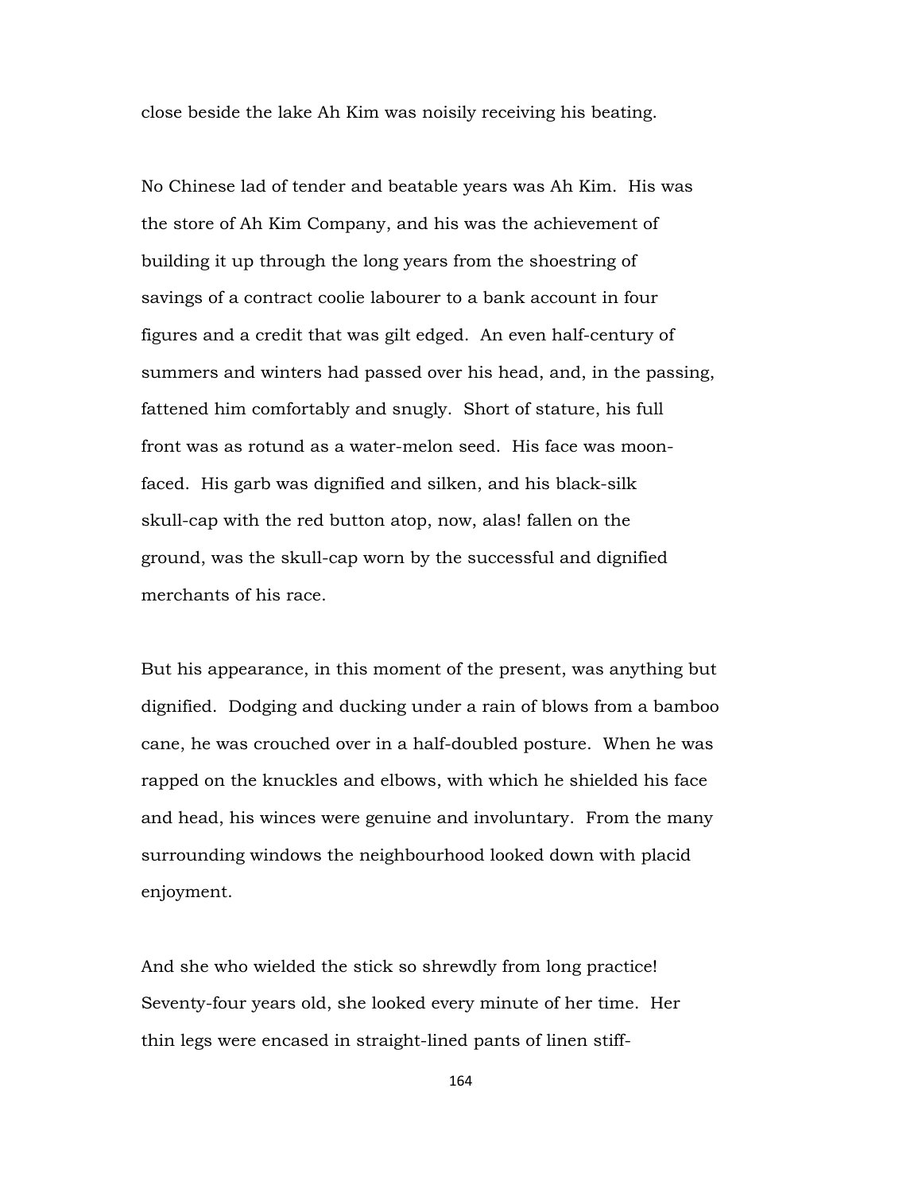close beside the lake Ah Kim was noisily receiving his beating.

No Chinese lad of tender and beatable years was Ah Kim. His was the store of Ah Kim Company, and his was the achievement of building it up through the long years from the shoestring of savings of a contract coolie labourer to a bank account in four figures and a credit that was gilt edged. An even half-century of summers and winters had passed over his head, and, in the passing, fattened him comfortably and snugly. Short of stature, his full front was as rotund as a water-melon seed. His face was moon-faced. His garb was dignified and silken, and his black-silk skull-cap with the red button atop, now, alas! fallen on the ground, was the skull-cap worn by the successful and dignified merchants of his race.

But his appearance, in this moment of the present, was anything but dignified. Dodging and ducking under a rain of blows from a bamboo cane, he was crouched over in a half-doubled posture. When he was rapped on the knuckles and elbows, with which he shielded his face and head, his winces were genuine and involuntary. From the many surrounding windows the neighbourhood looked down with placid enjoyment.

And she who wielded the stick so shrewdly from long practice! Seventy-four years old, she looked every minute of her time. Her thin legs were encased in straight-lined pants of linen stiff-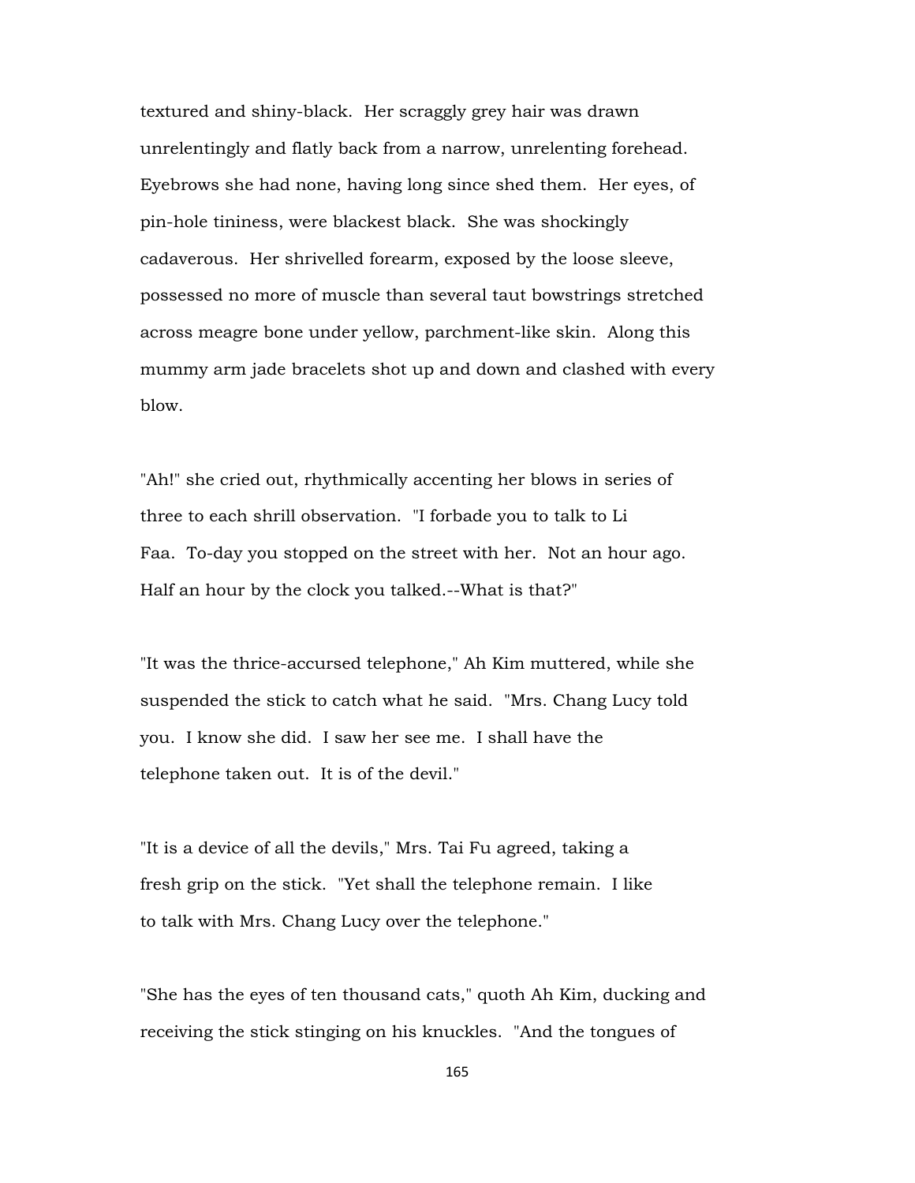textured and shiny-black. Her scraggly grey hair was drawn unrelentingly and flatly back from a narrow, unrelenting forehead. Eyebrows she had none, having long since shed them. Her eyes, of pin-hole tininess, were blackest black. She was shockingly cadaverous. Her shrivelled forearm, exposed by the loose sleeve, possessed no more of muscle than several taut bowstrings stretched across meagre bone under yellow, parchment-like skin. Along this mummy arm jade bracelets shot up and down and clashed with every blow.

"Ah!" she cried out, rhythmically accenting her blows in series of three to each shrill observation. "I forbade you to talk to Li Faa. To-day you stopped on the street with her. Not an hour ago. Half an hour by the clock you talked.--What is that?"

"It was the thrice-accursed telephone," Ah Kim muttered, while she suspended the stick to catch what he said. "Mrs. Chang Lucy told you. I know she did. I saw her see me. I shall have the telephone taken out. It is of the devil."

"It is a device of all the devils," Mrs. Tai Fu agreed, taking a fresh grip on the stick. "Yet shall the telephone remain. I like to talk with Mrs. Chang Lucy over the telephone."

"She has the eyes of ten thousand cats," quoth Ah Kim, ducking and receiving the stick stinging on his knuckles. "And the tongues of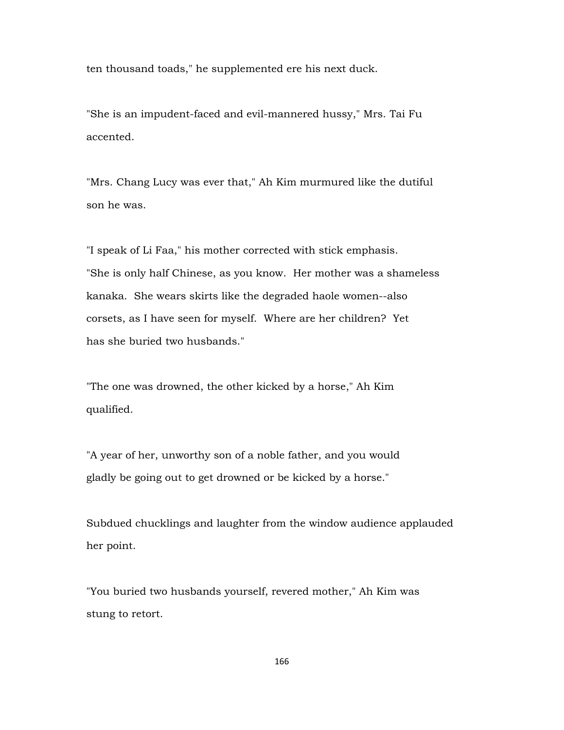ten thousand toads," he supplemented ere his next duck.

"She is an impudent-faced and evil-mannered hussy," Mrs. Tai Fu accented.

"Mrs. Chang Lucy was ever that," Ah Kim murmured like the dutiful son he was.

"I speak of Li Faa," his mother corrected with stick emphasis. "She is only half Chinese, as you know. Her mother was a shameless kanaka. She wears skirts like the degraded haole women--also corsets, as I have seen for myself. Where are her children? Yet has she buried two husbands."

"The one was drowned, the other kicked by a horse," Ah Kim qualified.

"A year of her, unworthy son of a noble father, and you would gladly be going out to get drowned or be kicked by a horse."

Subdued chucklings and laughter from the window audience applauded her point.

"You buried two husbands yourself, revered mother," Ah Kim was stung to retort.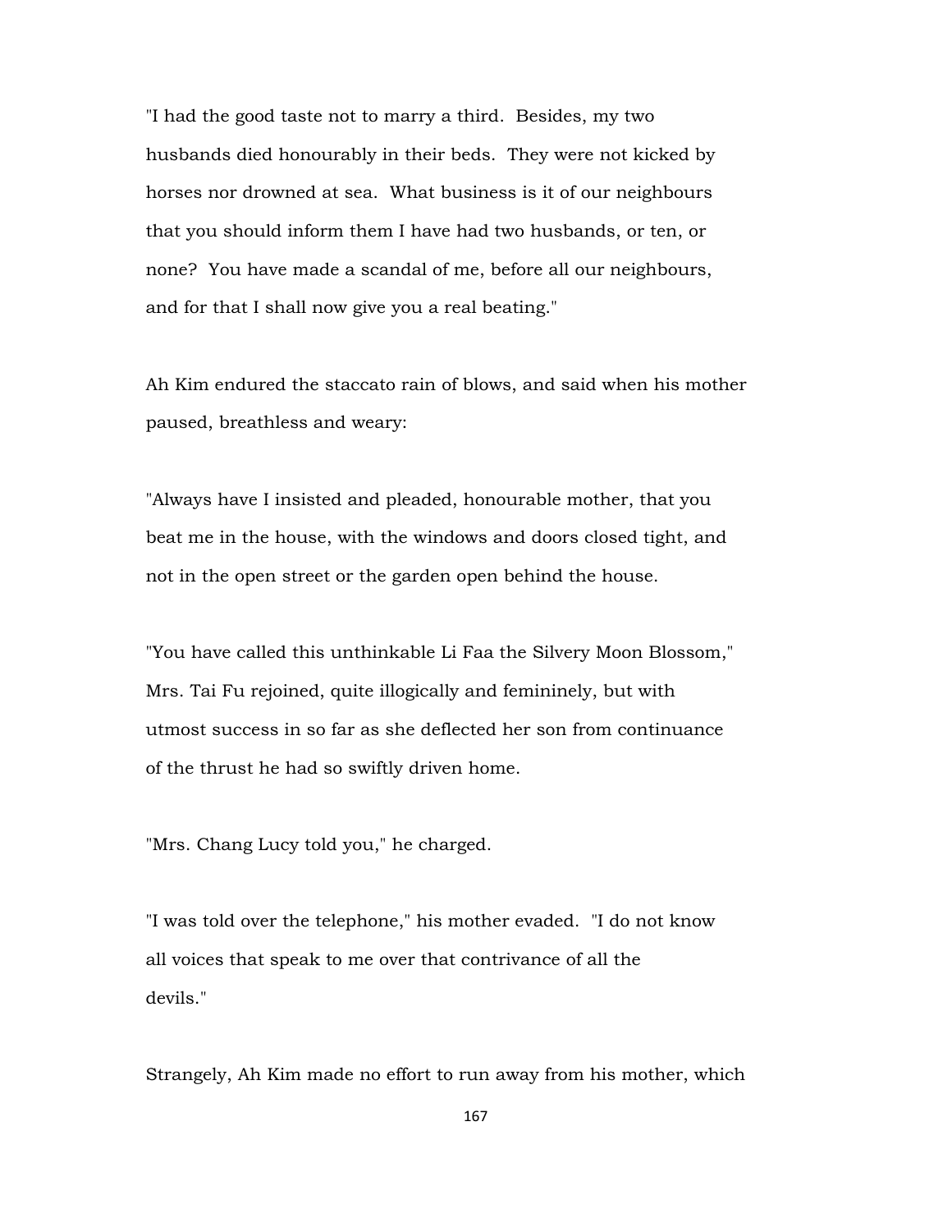"I had the good taste not to marry a third. Besides, my two husbands died honourably in their beds. They were not kicked by horses nor drowned at sea. What business is it of our neighbours that you should inform them I have had two husbands, or ten, or none? You have made a scandal of me, before all our neighbours, and for that I shall now give you a real beating."

Ah Kim endured the staccato rain of blows, and said when his mother paused, breathless and weary:

"Always have I insisted and pleaded, honourable mother, that you beat me in the house, with the windows and doors closed tight, and not in the open street or the garden open behind the house.

"You have called this unthinkable Li Faa the Silvery Moon Blossom," Mrs. Tai Fu rejoined, quite illogically and femininely, but with utmost success in so far as she deflected her son from continuance of the thrust he had so swiftly driven home.

"Mrs. Chang Lucy told you," he charged.

"I was told over the telephone," his mother evaded. "I do not know all voices that speak to me over that contrivance of all the devils."

Strangely, Ah Kim made no effort to run away from his mother, which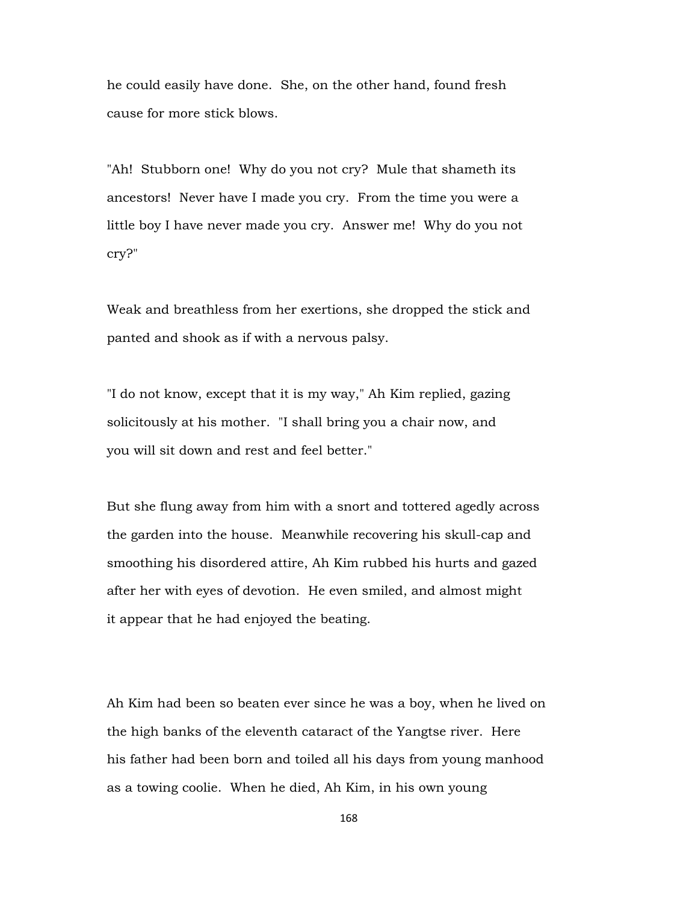he could easily have done. She, on the other hand, found fresh cause for more stick blows.

"Ah! Stubborn one! Why do you not cry? Mule that shameth its ancestors! Never have I made you cry. From the time you were a little boy I have never made you cry. Answer me! Why do you not cry?"

Weak and breathless from her exertions, she dropped the stick and panted and shook as if with a nervous palsy.

"I do not know, except that it is my way," Ah Kim replied, gazing solicitously at his mother. "I shall bring you a chair now, and you will sit down and rest and feel better."

But she flung away from him with a snort and tottered agedly across the garden into the house. Meanwhile recovering his skull-cap and smoothing his disordered attire, Ah Kim rubbed his hurts and gazed after her with eyes of devotion. He even smiled, and almost might it appear that he had enjoyed the beating.

Ah Kim had been so beaten ever since he was a boy, when he lived on the high banks of the eleventh cataract of the Yangtse river. Here his father had been born and toiled all his days from young manhood as a towing coolie. When he died, Ah Kim, in his own young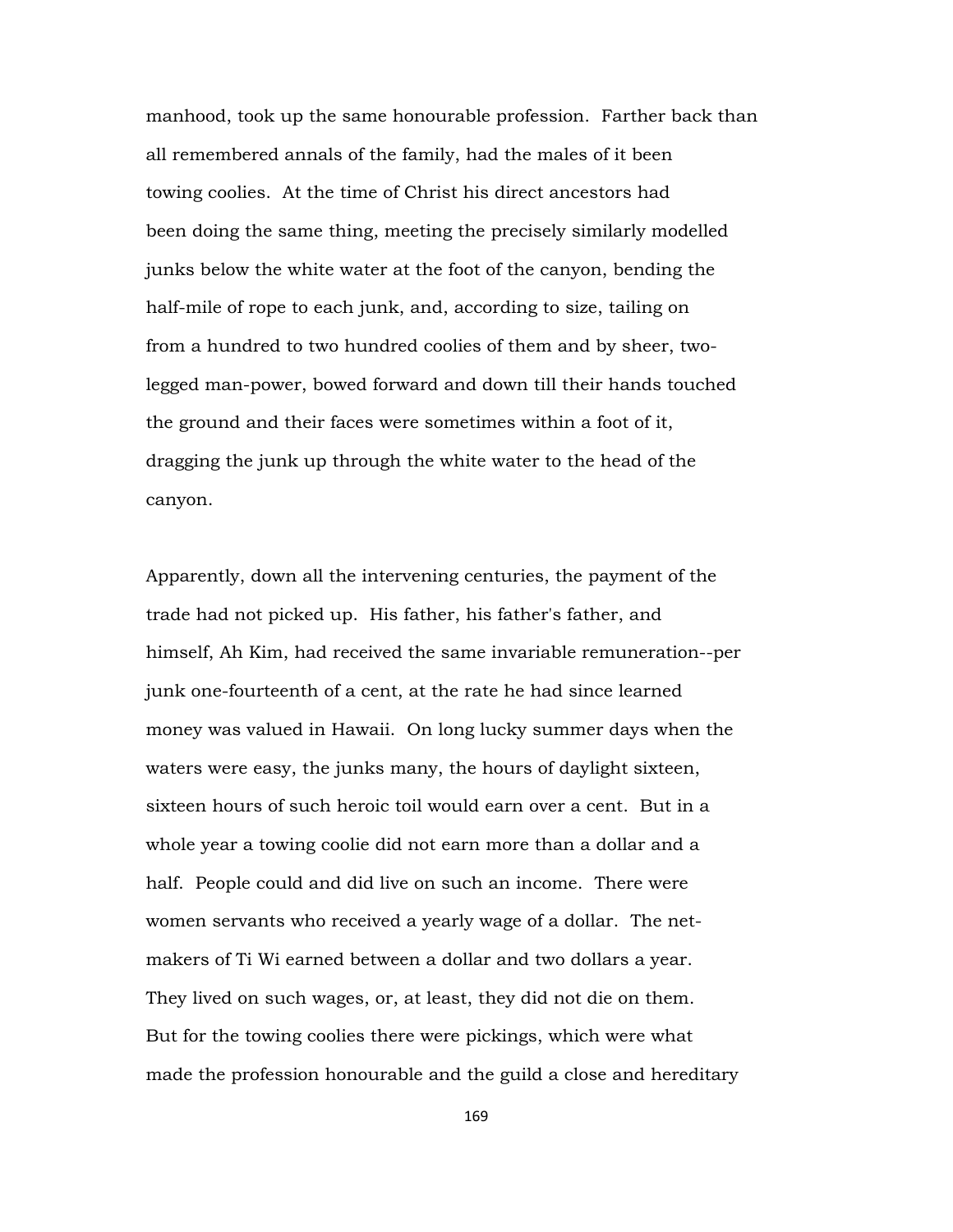manhood, took up the same honourable profession. Farther back than all remembered annals of the family, had the males of it been towing coolies. At the time of Christ his direct ancestors had been doing the same thing, meeting the precisely similarly modelled junks below the white water at the foot of the canyon, bending the half-mile of rope to each junk, and, according to size, tailing on from a hundred to two hundred coolies of them and by sheer, two-legged man-power, bowed forward and down till their hands touched the ground and their faces were sometimes within a foot of it, dragging the junk up through the white water to the head of the canyon.

Apparently, down all the intervening centuries, the payment of the trade had not picked up. His father, his father's father, and himself, Ah Kim, had received the same invariable remuneration--per junk one-fourteenth of a cent, at the rate he had since learned money was valued in Hawaii. On long lucky summer days when the waters were easy, the junks many, the hours of daylight sixteen, sixteen hours of such heroic toil would earn over a cent. But in a whole year a towing coolie did not earn more than a dollar and a half. People could and did live on such an income. There were women servants who received a yearly wage of a dollar. The net-makers of Ti Wi earned between a dollar and two dollars a year. They lived on such wages, or, at least, they did not die on them. But for the towing coolies there were pickings, which were what made the profession honourable and the guild a close and hereditary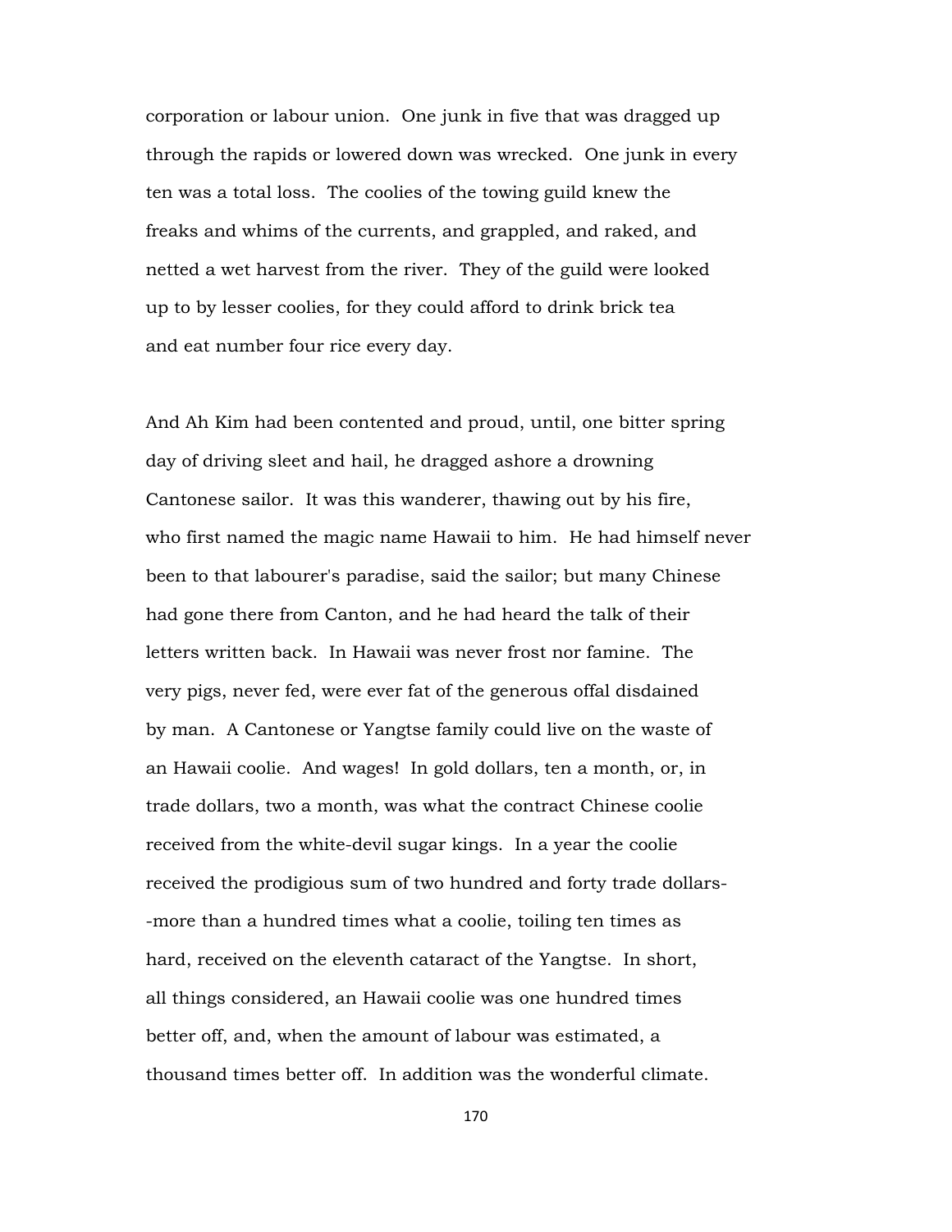corporation or labour union. One junk in five that was dragged up through the rapids or lowered down was wrecked. One junk in every ten was a total loss. The coolies of the towing guild knew the freaks and whims of the currents, and grappled, and raked, and netted a wet harvest from the river. They of the guild were looked up to by lesser coolies, for they could afford to drink brick tea and eat number four rice every day.

And Ah Kim had been contented and proud, until, one bitter spring day of driving sleet and hail, he dragged ashore a drowning Cantonese sailor. It was this wanderer, thawing out by his fire, who first named the magic name Hawaii to him. He had himself never been to that labourer's paradise, said the sailor; but many Chinese had gone there from Canton, and he had heard the talk of their letters written back. In Hawaii was never frost nor famine. The very pigs, never fed, were ever fat of the generous offal disdained by man. A Cantonese or Yangtse family could live on the waste of an Hawaii coolie. And wages! In gold dollars, ten a month, or, in trade dollars, two a month, was what the contract Chinese coolie received from the white-devil sugar kings. In a year the coolie received the prodigious sum of two hundred and forty trade dollars--more than a hundred times what a coolie, toiling ten times as hard, received on the eleventh cataract of the Yangtse. In short, all things considered, an Hawaii coolie was one hundred times better off, and, when the amount of labour was estimated, a thousand times better off. In addition was the wonderful climate.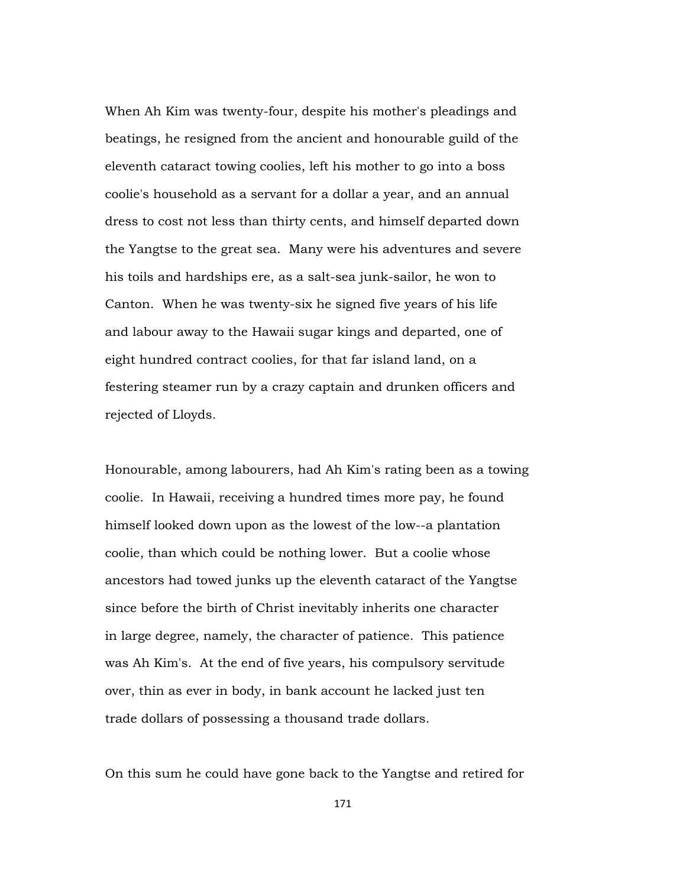When Ah Kim was twenty-four, despite his mother's pleadings and beatings, he resigned from the ancient and honourable guild of the eleventh cataract towing coolies, left his mother to go into a boss coolie's household as a servant for a dollar a year, and an annual dress to cost not less than thirty cents, and himself departed down the Yangtse to the great sea. Many were his adventures and severe his toils and hardships ere, as a salt-sea junk-sailor, he won to Canton. When he was twenty-six he signed five years of his life and labour away to the Hawaii sugar kings and departed, one of eight hundred contract coolies, for that far island land, on a festering steamer run by a crazy captain and drunken officers and rejected of Lloyds.

Honourable, among labourers, had Ah Kim's rating been as a towing coolie. In Hawaii, receiving a hundred times more pay, he found himself looked down upon as the lowest of the low--a plantation coolie, than which could be nothing lower. But a coolie whose ancestors had towed junks up the eleventh cataract of the Yangtse since before the birth of Christ inevitably inherits one character in large degree, namely, the character of patience. This patience was Ah Kim's. At the end of five years, his compulsory servitude over, thin as ever in body, in bank account he lacked just ten trade dollars of possessing a thousand trade dollars.

On this sum he could have gone back to the Yangtse and retired for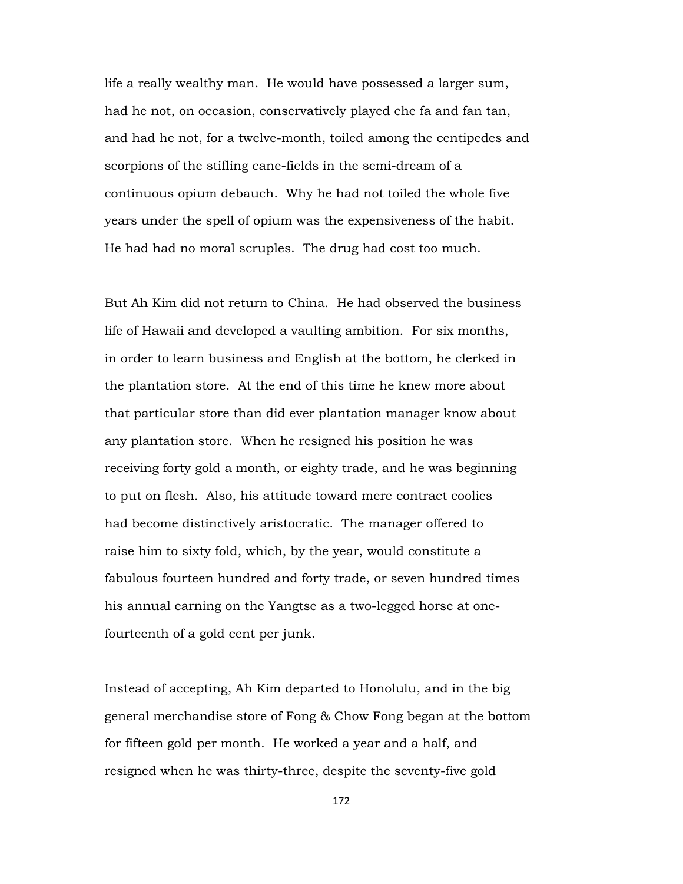life a really wealthy man. He would have possessed a larger sum, had he not, on occasion, conservatively played che fa and fan tan, and had he not, for a twelve-month, toiled among the centipedes and scorpions of the stifling cane-fields in the semi-dream of a continuous opium debauch. Why he had not toiled the whole five years under the spell of opium was the expensiveness of the habit. He had had no moral scruples. The drug had cost too much.

But Ah Kim did not return to China. He had observed the business life of Hawaii and developed a vaulting ambition. For six months, in order to learn business and English at the bottom, he clerked in the plantation store. At the end of this time he knew more about that particular store than did ever plantation manager know about any plantation store. When he resigned his position he was receiving forty gold a month, or eighty trade, and he was beginning to put on flesh. Also, his attitude toward mere contract coolies had become distinctively aristocratic. The manager offered to raise him to sixty fold, which, by the year, would constitute a fabulous fourteen hundred and forty trade, or seven hundred times his annual earning on the Yangtse as a two-legged horse at one-fourteenth of a gold cent per junk.

Instead of accepting, Ah Kim departed to Honolulu, and in the big general merchandise store of Fong & Chow Fong began at the bottom for fifteen gold per month. He worked a year and a half, and resigned when he was thirty-three, despite the seventy-five gold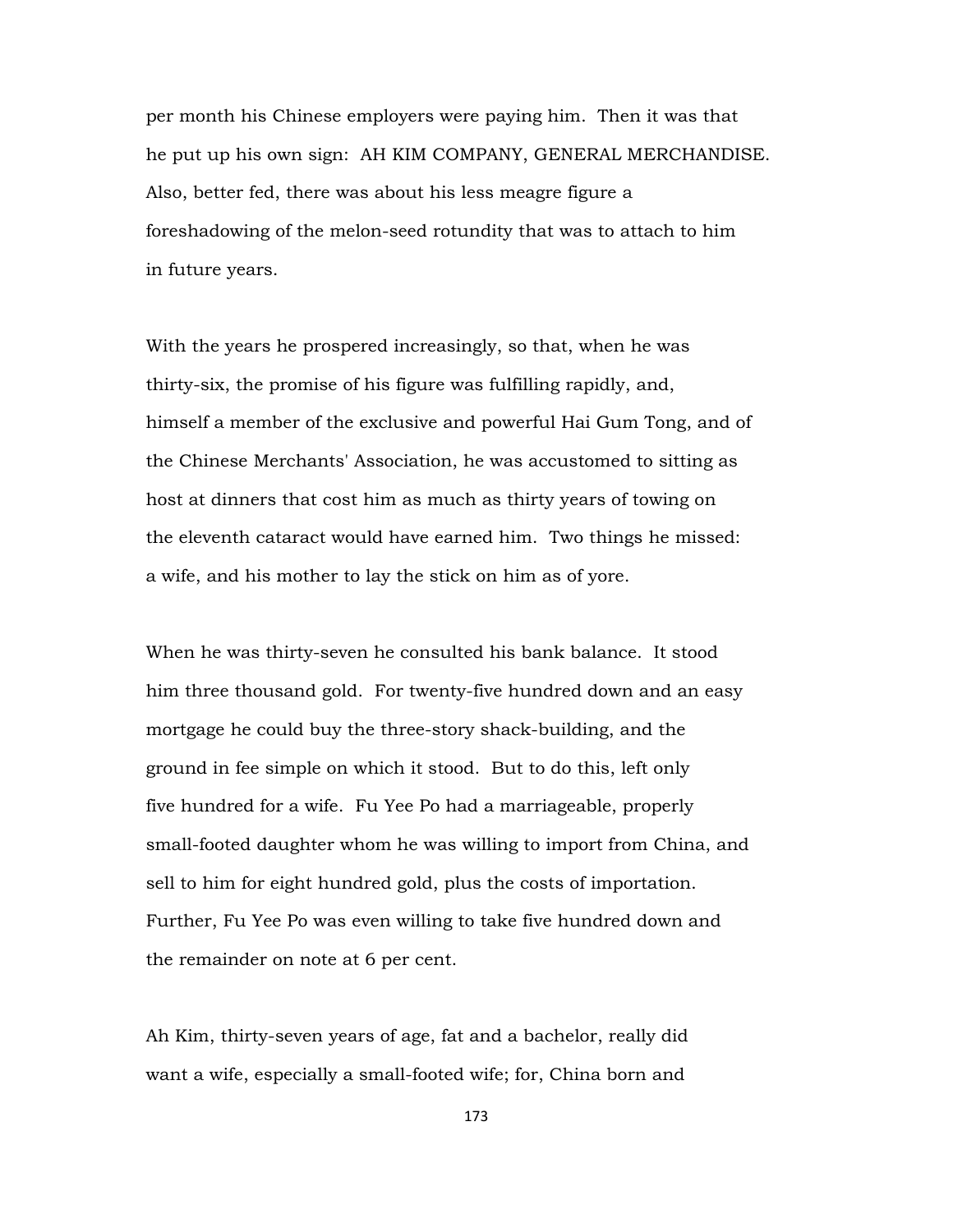per month his Chinese employers were paying him. Then it was that he put up his own sign: AH KIM COMPANY, GENERAL MERCHANDISE. Also, better fed, there was about his less meagre figure a foreshadowing of the melon-seed rotundity that was to attach to him in future years.

With the years he prospered increasingly, so that, when he was thirty-six, the promise of his figure was fulfilling rapidly, and, himself a member of the exclusive and powerful Hai Gum Tong, and of the Chinese Merchants' Association, he was accustomed to sitting as host at dinners that cost him as much as thirty years of towing on the eleventh cataract would have earned him. Two things he missed: a wife, and his mother to lay the stick on him as of yore.

When he was thirty-seven he consulted his bank balance. It stood him three thousand gold. For twenty-five hundred down and an easy mortgage he could buy the three-story shack-building, and the ground in fee simple on which it stood. But to do this, left only five hundred for a wife. Fu Yee Po had a marriageable, properly small-footed daughter whom he was willing to import from China, and sell to him for eight hundred gold, plus the costs of importation. Further, Fu Yee Po was even willing to take five hundred down and the remainder on note at 6 per cent.

Ah Kim, thirty-seven years of age, fat and a bachelor, really did want a wife, especially a small-footed wife; for, China born and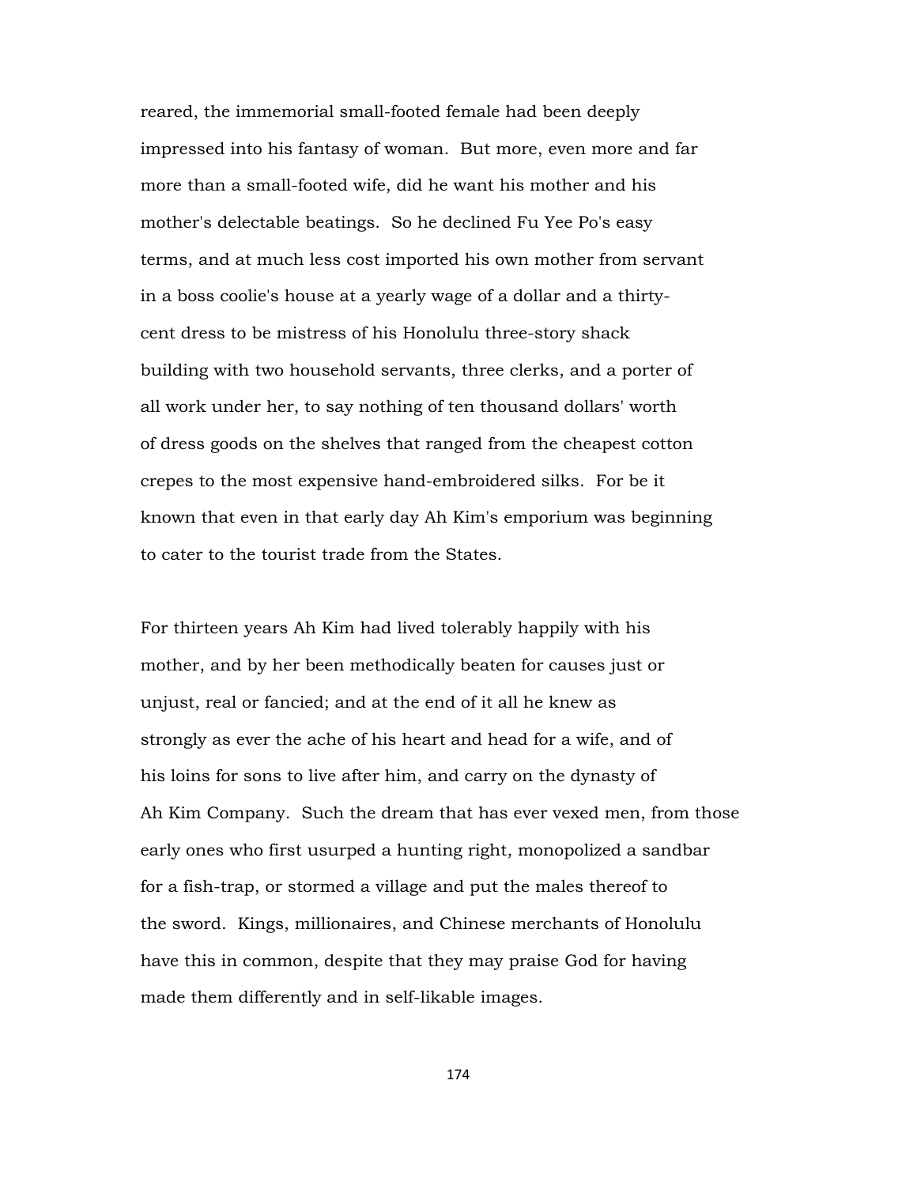reared, the immemorial small-footed female had been deeply impressed into his fantasy of woman. But more, even more and far more than a small-footed wife, did he want his mother and his mother's delectable beatings. So he declined Fu Yee Po's easy terms, and at much less cost imported his own mother from servant in a boss coolie's house at a yearly wage of a dollar and a thirty-cent dress to be mistress of his Honolulu three-story shack building with two household servants, three clerks, and a porter of all work under her, to say nothing of ten thousand dollars' worth of dress goods on the shelves that ranged from the cheapest cotton crepes to the most expensive hand-embroidered silks. For be it known that even in that early day Ah Kim's emporium was beginning to cater to the tourist trade from the States.

For thirteen years Ah Kim had lived tolerably happily with his mother, and by her been methodically beaten for causes just or unjust, real or fancied; and at the end of it all he knew as strongly as ever the ache of his heart and head for a wife, and of his loins for sons to live after him, and carry on the dynasty of Ah Kim Company. Such the dream that has ever vexed men, from those early ones who first usurped a hunting right, monopolized a sandbar for a fish-trap, or stormed a village and put the males thereof to the sword. Kings, millionaires, and Chinese merchants of Honolulu have this in common, despite that they may praise God for having made them differently and in self-likable images.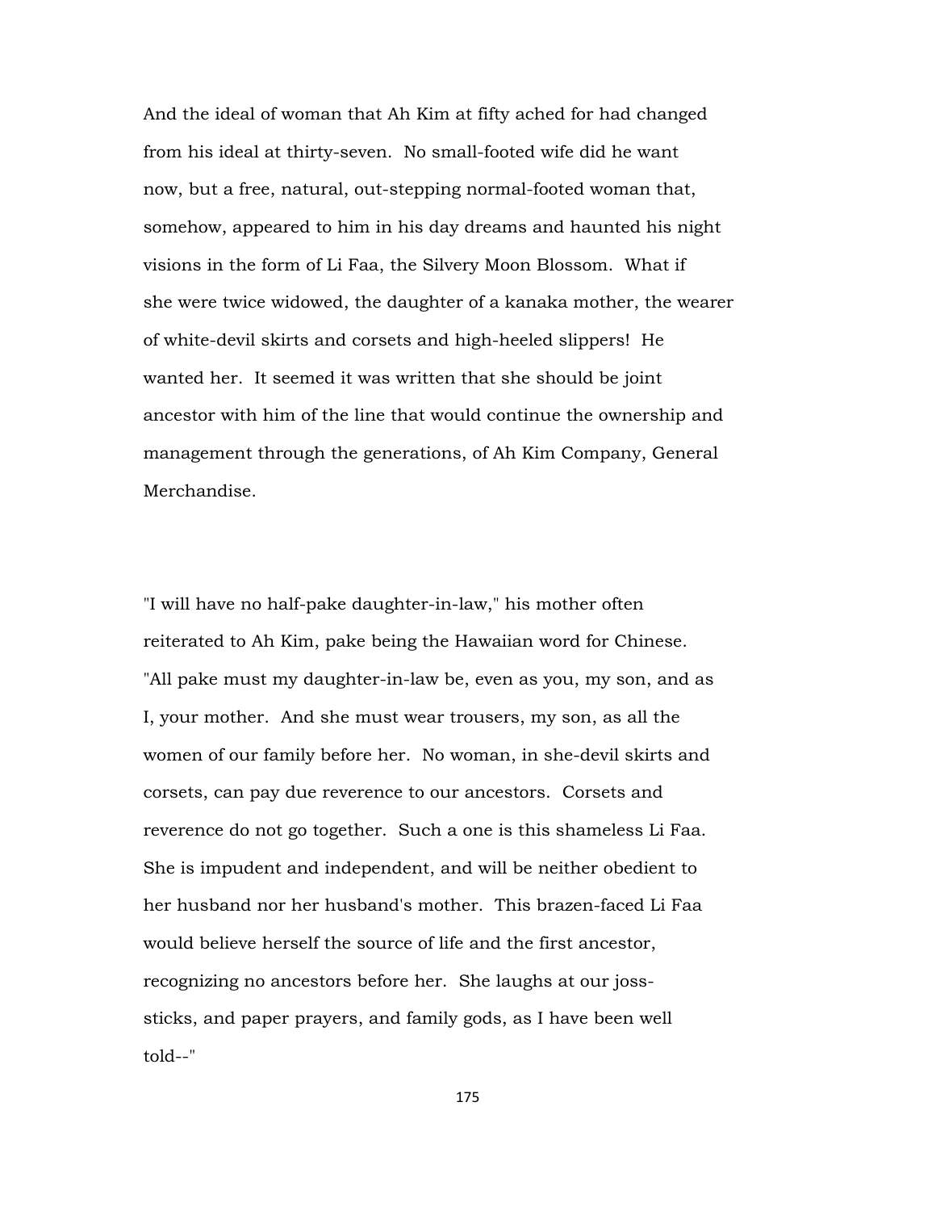And the ideal of woman that Ah Kim at fifty ached for had changed from his ideal at thirty-seven. No small-footed wife did he want now, but a free, natural, out-stepping normal-footed woman that, somehow, appeared to him in his day dreams and haunted his night visions in the form of Li Faa, the Silvery Moon Blossom. What if she were twice widowed, the daughter of a kanaka mother, the wearer of white-devil skirts and corsets and high-heeled slippers! He wanted her. It seemed it was written that she should be joint ancestor with him of the line that would continue the ownership and management through the generations, of Ah Kim Company, General Merchandise.

"I will have no half-pake daughter-in-law," his mother often reiterated to Ah Kim, pake being the Hawaiian word for Chinese. "All pake must my daughter-in-law be, even as you, my son, and as I, your mother. And she must wear trousers, my son, as all the women of our family before her. No woman, in she-devil skirts and corsets, can pay due reverence to our ancestors. Corsets and reverence do not go together. Such a one is this shameless Li Faa. She is impudent and independent, and will be neither obedient to her husband nor her husband's mother. This brazen-faced Li Faa would believe herself the source of life and the first ancestor, recognizing no ancestors before her. She laughs at our joss-sticks, and paper prayers, and family gods, as I have been well told--"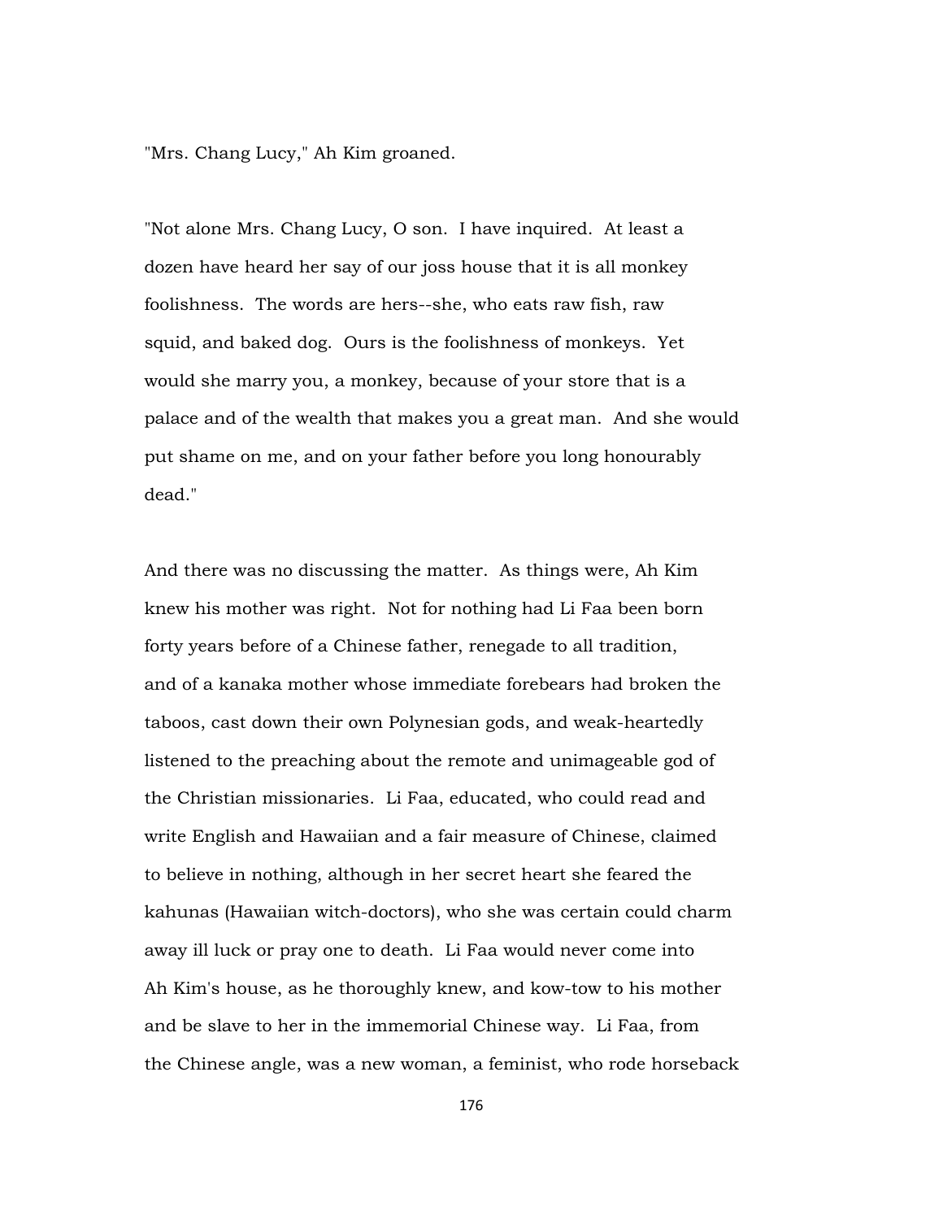"Mrs. Chang Lucy," Ah Kim groaned.

"Not alone Mrs. Chang Lucy, O son. I have inquired. At least a dozen have heard her say of our joss house that it is all monkey foolishness. The words are hers--she, who eats raw fish, raw squid, and baked dog. Ours is the foolishness of monkeys. Yet would she marry you, a monkey, because of your store that is a palace and of the wealth that makes you a great man. And she would put shame on me, and on your father before you long honourably dead."

And there was no discussing the matter. As things were, Ah Kim knew his mother was right. Not for nothing had Li Faa been born forty years before of a Chinese father, renegade to all tradition, and of a kanaka mother whose immediate forebears had broken the taboos, cast down their own Polynesian gods, and weak-heartedly listened to the preaching about the remote and unimageable god of the Christian missionaries. Li Faa, educated, who could read and write English and Hawaiian and a fair measure of Chinese, claimed to believe in nothing, although in her secret heart she feared the kahunas (Hawaiian witch-doctors), who she was certain could charm away ill luck or pray one to death. Li Faa would never come into Ah Kim's house, as he thoroughly knew, and kow-tow to his mother and be slave to her in the immemorial Chinese way. Li Faa, from the Chinese angle, was a new woman, a feminist, who rode horseback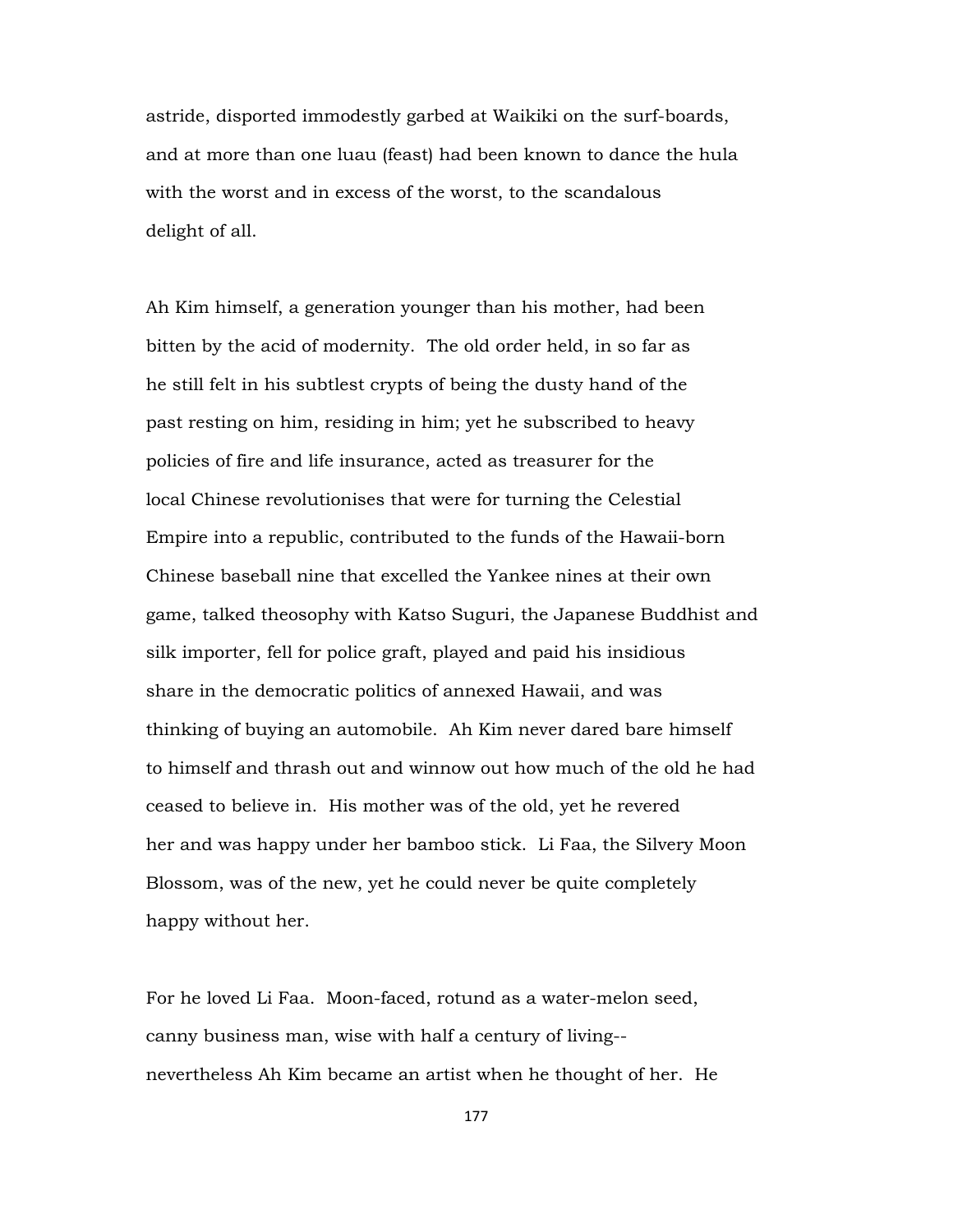astride, disported immodestly garbed at Waikiki on the surf-boards, and at more than one luau (feast) had been known to dance the hula with the worst and in excess of the worst, to the scandalous delight of all.

Ah Kim himself, a generation younger than his mother, had been bitten by the acid of modernity. The old order held, in so far as he still felt in his subtlest crypts of being the dusty hand of the past resting on him, residing in him; yet he subscribed to heavy policies of fire and life insurance, acted as treasurer for the local Chinese revolutionises that were for turning the Celestial Empire into a republic, contributed to the funds of the Hawaii-born Chinese baseball nine that excelled the Yankee nines at their own game, talked theosophy with Katso Suguri, the Japanese Buddhist and silk importer, fell for police graft, played and paid his insidious share in the democratic politics of annexed Hawaii, and was thinking of buying an automobile. Ah Kim never dared bare himself to himself and thrash out and winnow out how much of the old he had ceased to believe in. His mother was of the old, yet he revered her and was happy under her bamboo stick. Li Faa, the Silvery Moon Blossom, was of the new, yet he could never be quite completely happy without her.

For he loved Li Faa. Moon-faced, rotund as a water-melon seed, canny business man, wise with half a century of living--nevertheless Ah Kim became an artist when he thought of her. He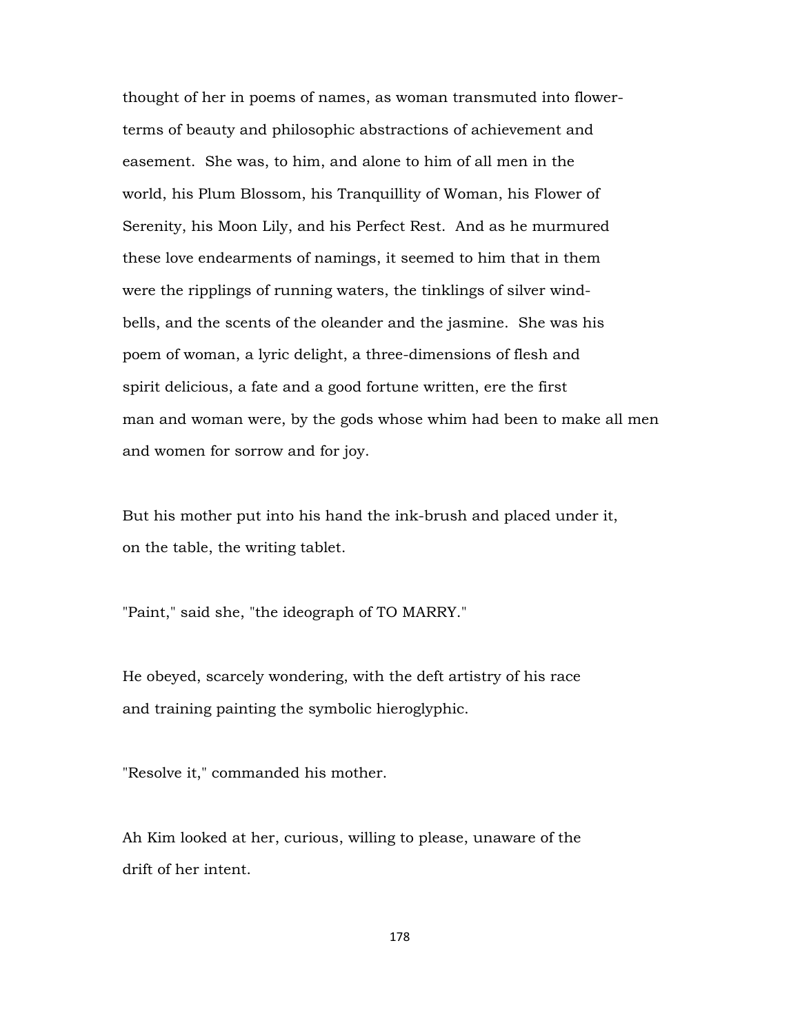thought of her in poems of names, as woman transmuted into flower-terms of beauty and philosophic abstractions of achievement and easement. She was, to him, and alone to him of all men in the world, his Plum Blossom, his Tranquillity of Woman, his Flower of Serenity, his Moon Lily, and his Perfect Rest. And as he murmured these love endearments of namings, it seemed to him that in them were the ripplings of running waters, the tinklings of silver wind-bells, and the scents of the oleander and the jasmine. She was his poem of woman, a lyric delight, a three-dimensions of flesh and spirit delicious, a fate and a good fortune written, ere the first man and woman were, by the gods whose whim had been to make all men and women for sorrow and for joy.

But his mother put into his hand the ink-brush and placed under it, on the table, the writing tablet.

"Paint," said she, "the ideograph of TO MARRY."

He obeyed, scarcely wondering, with the deft artistry of his race and training painting the symbolic hieroglyphic.

"Resolve it," commanded his mother.

Ah Kim looked at her, curious, willing to please, unaware of the drift of her intent.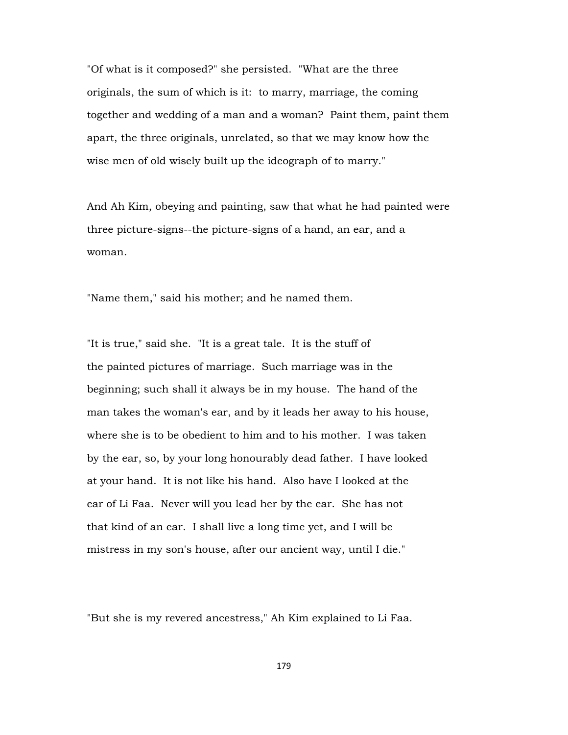"Of what is it composed?" she persisted. "What are the three originals, the sum of which is it: to marry, marriage, the coming together and wedding of a man and a woman? Paint them, paint them apart, the three originals, unrelated, so that we may know how the wise men of old wisely built up the ideograph of to marry."

And Ah Kim, obeying and painting, saw that what he had painted were three picture-signs--the picture-signs of a hand, an ear, and a woman.

"Name them," said his mother; and he named them.

"It is true," said she. "It is a great tale. It is the stuff of the painted pictures of marriage. Such marriage was in the beginning; such shall it always be in my house. The hand of the man takes the woman's ear, and by it leads her away to his house, where she is to be obedient to him and to his mother. I was taken by the ear, so, by your long honourably dead father. I have looked at your hand. It is not like his hand. Also have I looked at the ear of Li Faa. Never will you lead her by the ear. She has not that kind of an ear. I shall live a long time yet, and I will be mistress in my son's house, after our ancient way, until I die."

"But she is my revered ancestress," Ah Kim explained to Li Faa.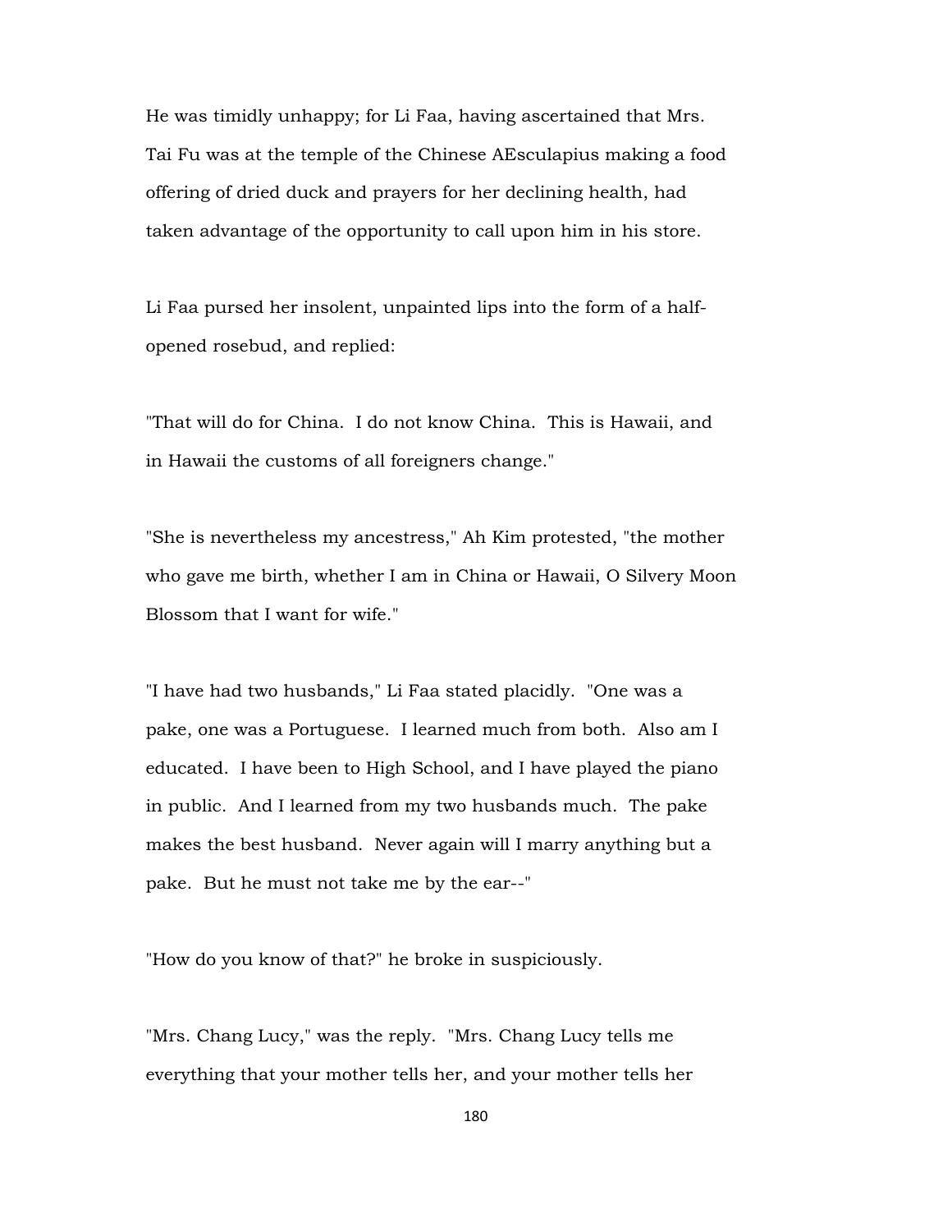He was timidly unhappy; for Li Faa, having ascertained that Mrs. Tai Fu was at the temple of the Chinese AEsculapius making a food offering of dried duck and prayers for her declining health, had taken advantage of the opportunity to call upon him in his store.

Li Faa pursed her insolent, unpainted lips into the form of a half-opened rosebud, and replied:

"That will do for China. I do not know China. This is Hawaii, and in Hawaii the customs of all foreigners change."

"She is nevertheless my ancestress," Ah Kim protested, "the mother who gave me birth, whether I am in China or Hawaii, O Silvery Moon Blossom that I want for wife."

"I have had two husbands," Li Faa stated placidly. "One was a pake, one was a Portuguese. I learned much from both. Also am I educated. I have been to High School, and I have played the piano in public. And I learned from my two husbands much. The pake makes the best husband. Never again will I marry anything but a pake. But he must not take me by the ear--"

"How do you know of that?" he broke in suspiciously.

"Mrs. Chang Lucy," was the reply. "Mrs. Chang Lucy tells me everything that your mother tells her, and your mother tells her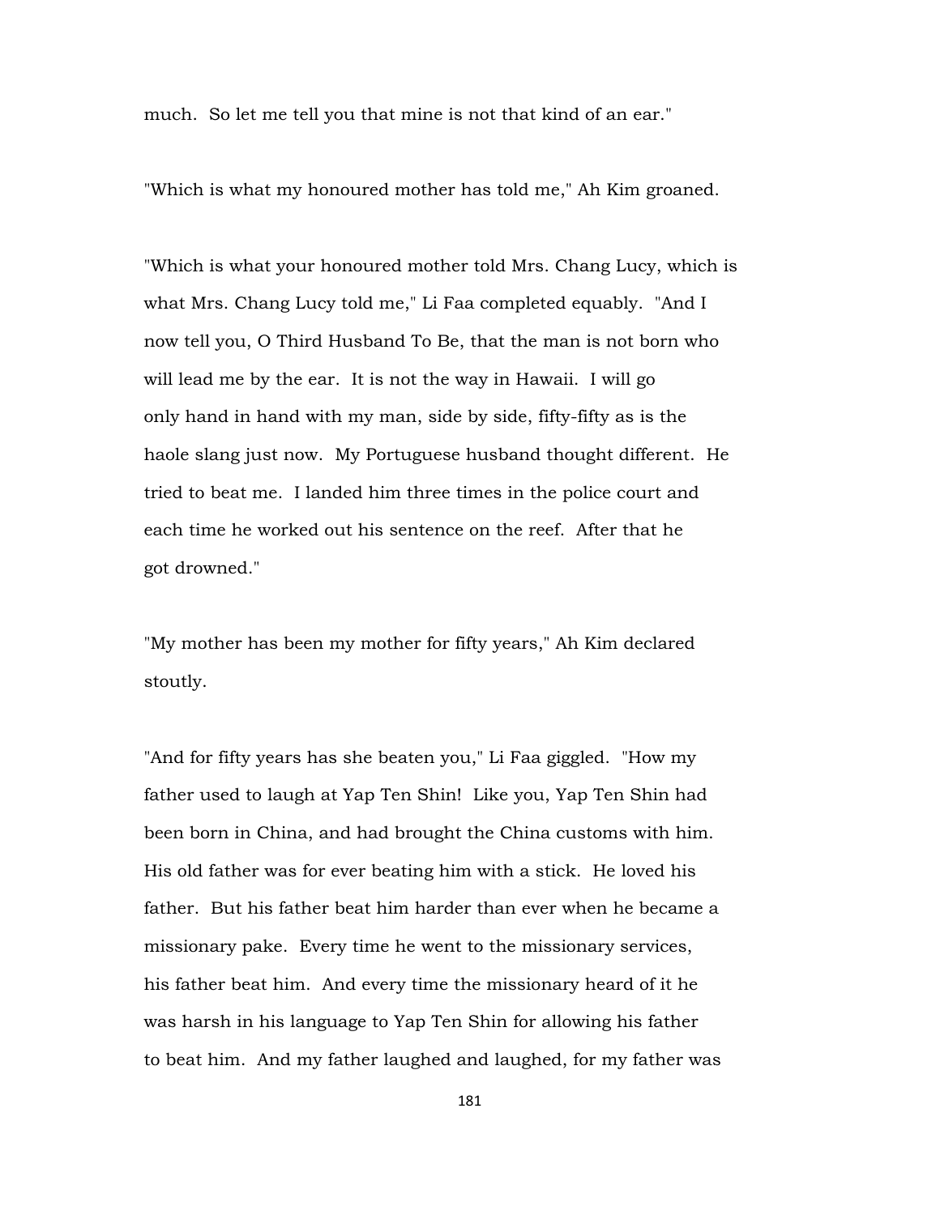much. So let me tell you that mine is not that kind of an ear."

"Which is what my honoured mother has told me," Ah Kim groaned.

"Which is what your honoured mother told Mrs. Chang Lucy, which is what Mrs. Chang Lucy told me," Li Faa completed equably. "And I now tell you, O Third Husband To Be, that the man is not born who will lead me by the ear. It is not the way in Hawaii. I will go only hand in hand with my man, side by side, fifty-fifty as is the haole slang just now. My Portuguese husband thought different. He tried to beat me. I landed him three times in the police court and each time he worked out his sentence on the reef. After that he got drowned."

"My mother has been my mother for fifty years," Ah Kim declared stoutly.

"And for fifty years has she beaten you," Li Faa giggled. "How my father used to laugh at Yap Ten Shin! Like you, Yap Ten Shin had been born in China, and had brought the China customs with him. His old father was for ever beating him with a stick. He loved his father. But his father beat him harder than ever when he became a missionary pake. Every time he went to the missionary services, his father beat him. And every time the missionary heard of it he was harsh in his language to Yap Ten Shin for allowing his father to beat him. And my father laughed and laughed, for my father was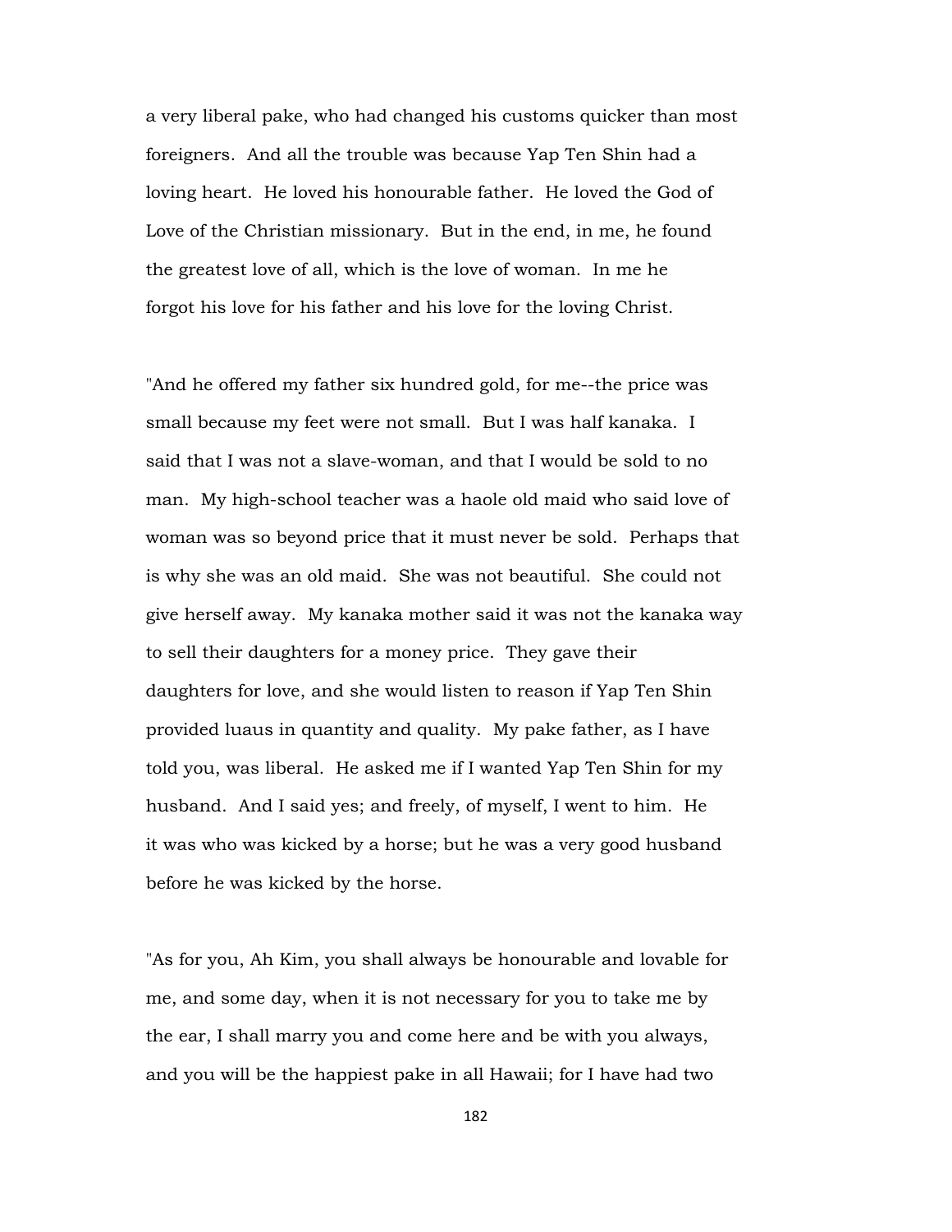a very liberal pake, who had changed his customs quicker than most foreigners. And all the trouble was because Yap Ten Shin had a loving heart. He loved his honourable father. He loved the God of Love of the Christian missionary. But in the end, in me, he found the greatest love of all, which is the love of woman. In me he forgot his love for his father and his love for the loving Christ.

"And he offered my father six hundred gold, for me--the price was small because my feet were not small. But I was half kanaka. I said that I was not a slave-woman, and that I would be sold to no man. My high-school teacher was a haole old maid who said love of woman was so beyond price that it must never be sold. Perhaps that is why she was an old maid. She was not beautiful. She could not give herself away. My kanaka mother said it was not the kanaka way to sell their daughters for a money price. They gave their daughters for love, and she would listen to reason if Yap Ten Shin provided luaus in quantity and quality. My pake father, as I have told you, was liberal. He asked me if I wanted Yap Ten Shin for my husband. And I said yes; and freely, of myself, I went to him. He it was who was kicked by a horse; but he was a very good husband before he was kicked by the horse.

"As for you, Ah Kim, you shall always be honourable and lovable for me, and some day, when it is not necessary for you to take me by the ear, I shall marry you and come here and be with you always, and you will be the happiest pake in all Hawaii; for I have had two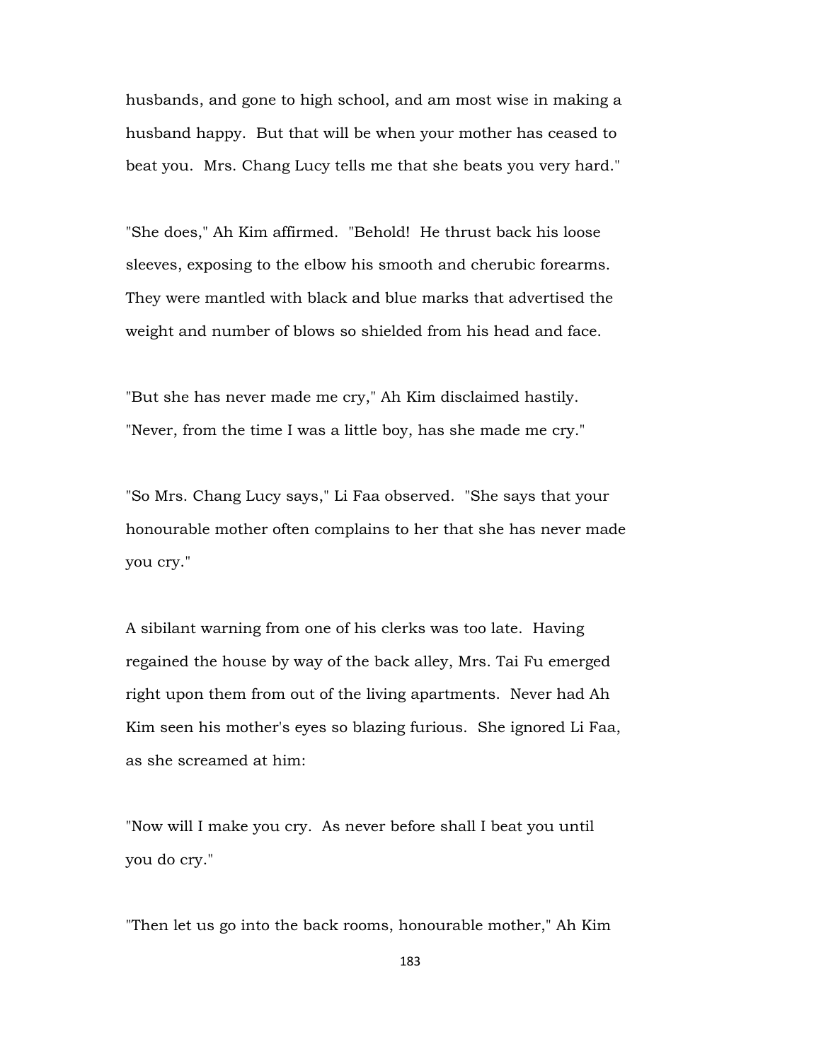husbands, and gone to high school, and am most wise in making a husband happy. But that will be when your mother has ceased to beat you. Mrs. Chang Lucy tells me that she beats you very hard."

"She does," Ah Kim affirmed. "Behold! He thrust back his loose sleeves, exposing to the elbow his smooth and cherubic forearms. They were mantled with black and blue marks that advertised the weight and number of blows so shielded from his head and face.

"But she has never made me cry," Ah Kim disclaimed hastily. "Never, from the time I was a little boy, has she made me cry."

"So Mrs. Chang Lucy says," Li Faa observed. "She says that your honourable mother often complains to her that she has never made you cry."

A sibilant warning from one of his clerks was too late. Having regained the house by way of the back alley, Mrs. Tai Fu emerged right upon them from out of the living apartments. Never had Ah Kim seen his mother's eyes so blazing furious. She ignored Li Faa, as she screamed at him:

"Now will I make you cry. As never before shall I beat you until you do cry."

"Then let us go into the back rooms, honourable mother," Ah Kim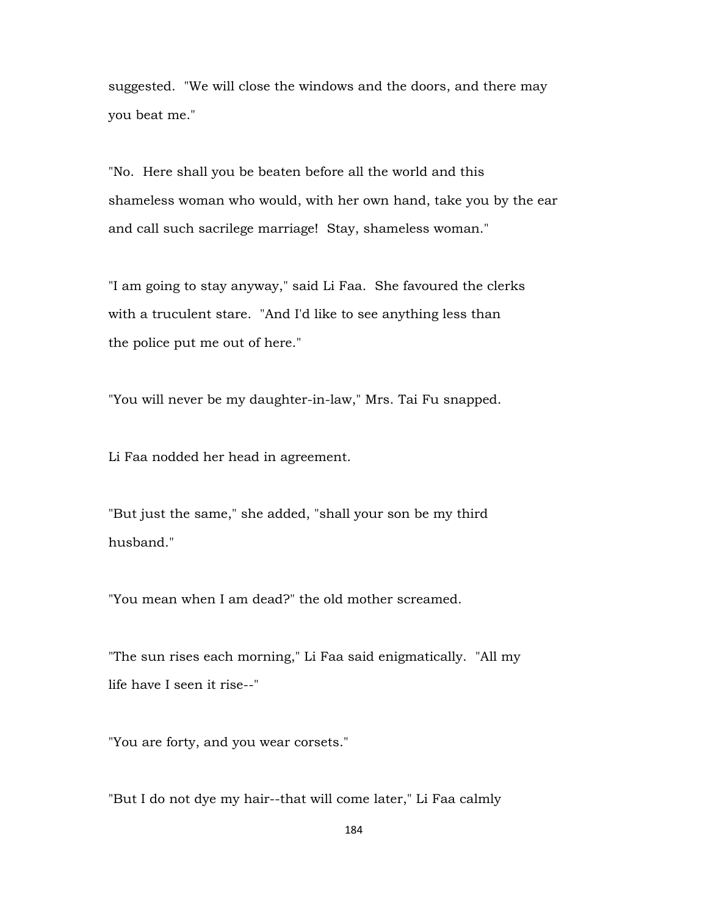suggested. "We will close the windows and the doors, and there may you beat me."

"No. Here shall you be beaten before all the world and this shameless woman who would, with her own hand, take you by the ear and call such sacrilege marriage! Stay, shameless woman."

"I am going to stay anyway," said Li Faa. She favoured the clerks with a truculent stare. "And I'd like to see anything less than the police put me out of here."

"You will never be my daughter-in-law," Mrs. Tai Fu snapped.

Li Faa nodded her head in agreement.

"But just the same," she added, "shall your son be my third husband."

"You mean when I am dead?" the old mother screamed.

"The sun rises each morning," Li Faa said enigmatically. "All my life have I seen it rise--"

"You are forty, and you wear corsets."

"But I do not dye my hair--that will come later," Li Faa calmly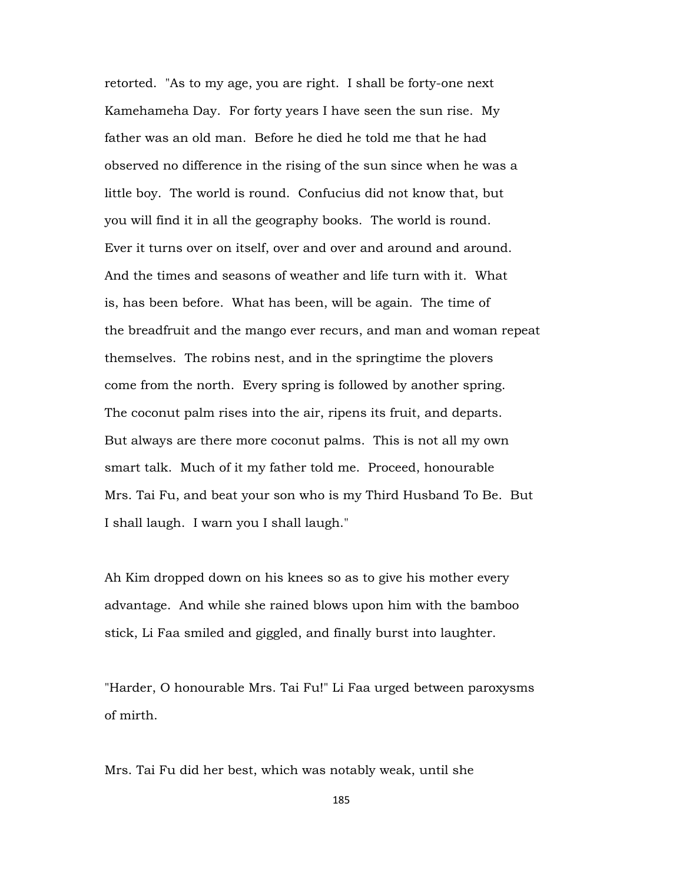retorted. "As to my age, you are right. I shall be forty-one next Kamehameha Day. For forty years I have seen the sun rise. My father was an old man. Before he died he told me that he had observed no difference in the rising of the sun since when he was a little boy. The world is round. Confucius did not know that, but you will find it in all the geography books. The world is round. Ever it turns over on itself, over and over and around and around. And the times and seasons of weather and life turn with it. What is, has been before. What has been, will be again. The time of the breadfruit and the mango ever recurs, and man and woman repeat themselves. The robins nest, and in the springtime the plovers come from the north. Every spring is followed by another spring. The coconut palm rises into the air, ripens its fruit, and departs. But always are there more coconut palms. This is not all my own smart talk. Much of it my father told me. Proceed, honourable Mrs. Tai Fu, and beat your son who is my Third Husband To Be. But I shall laugh. I warn you I shall laugh."

Ah Kim dropped down on his knees so as to give his mother every advantage. And while she rained blows upon him with the bamboo stick, Li Faa smiled and giggled, and finally burst into laughter.

"Harder, O honourable Mrs. Tai Fu!" Li Faa urged between paroxysms of mirth.

Mrs. Tai Fu did her best, which was notably weak, until she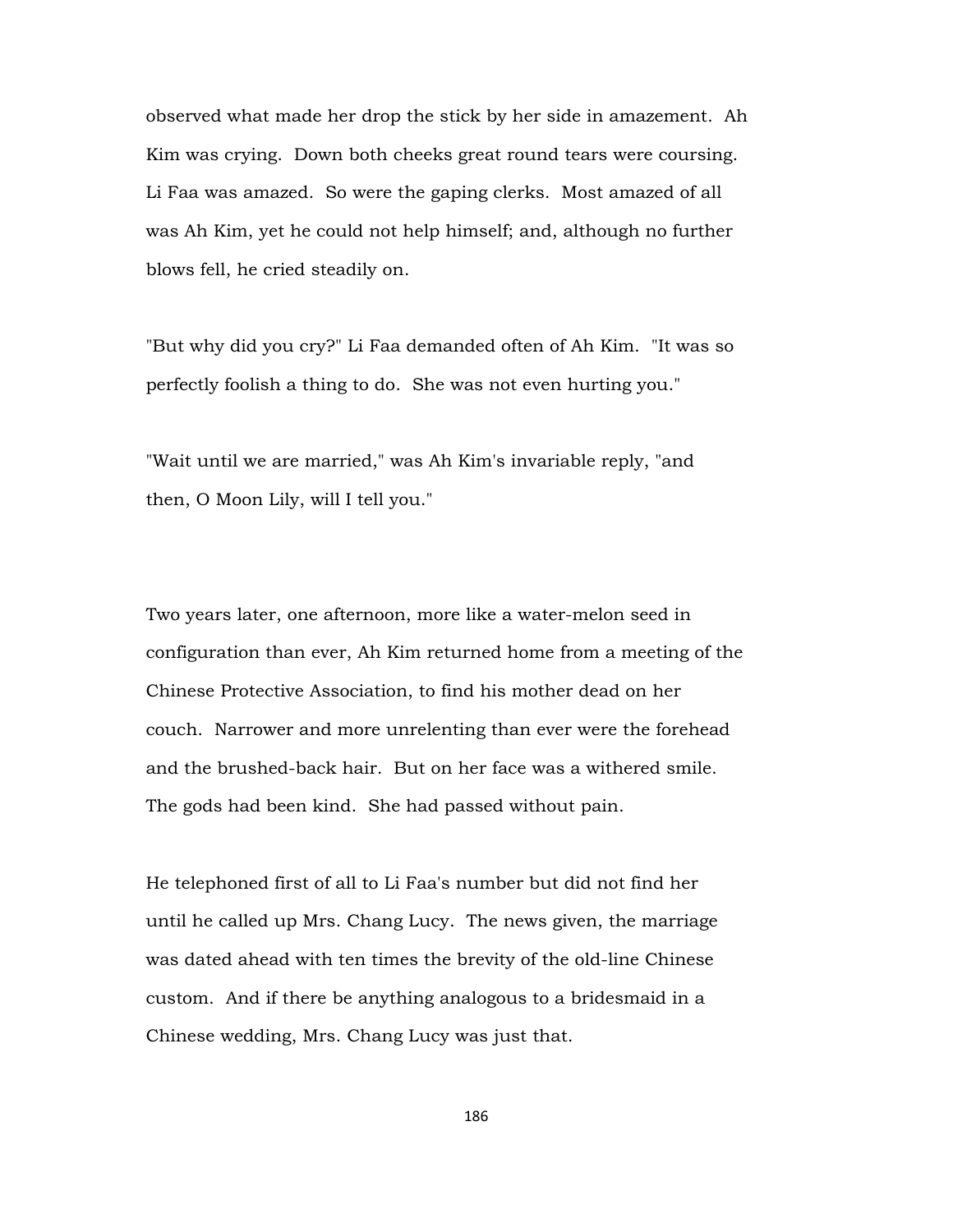observed what made her drop the stick by her side in amazement. Ah Kim was crying. Down both cheeks great round tears were coursing. Li Faa was amazed. So were the gaping clerks. Most amazed of all was Ah Kim, yet he could not help himself; and, although no further blows fell, he cried steadily on.

"But why did you cry?" Li Faa demanded often of Ah Kim. "It was so perfectly foolish a thing to do. She was not even hurting you."

"Wait until we are married," was Ah Kim's invariable reply, "and then, O Moon Lily, will I tell you."

Two years later, one afternoon, more like a water-melon seed in configuration than ever, Ah Kim returned home from a meeting of the Chinese Protective Association, to find his mother dead on her couch. Narrower and more unrelenting than ever were the forehead and the brushed-back hair. But on her face was a withered smile. The gods had been kind. She had passed without pain.

He telephoned first of all to Li Faa's number but did not find her until he called up Mrs. Chang Lucy. The news given, the marriage was dated ahead with ten times the brevity of the old-line Chinese custom. And if there be anything analogous to a bridesmaid in a Chinese wedding, Mrs. Chang Lucy was just that.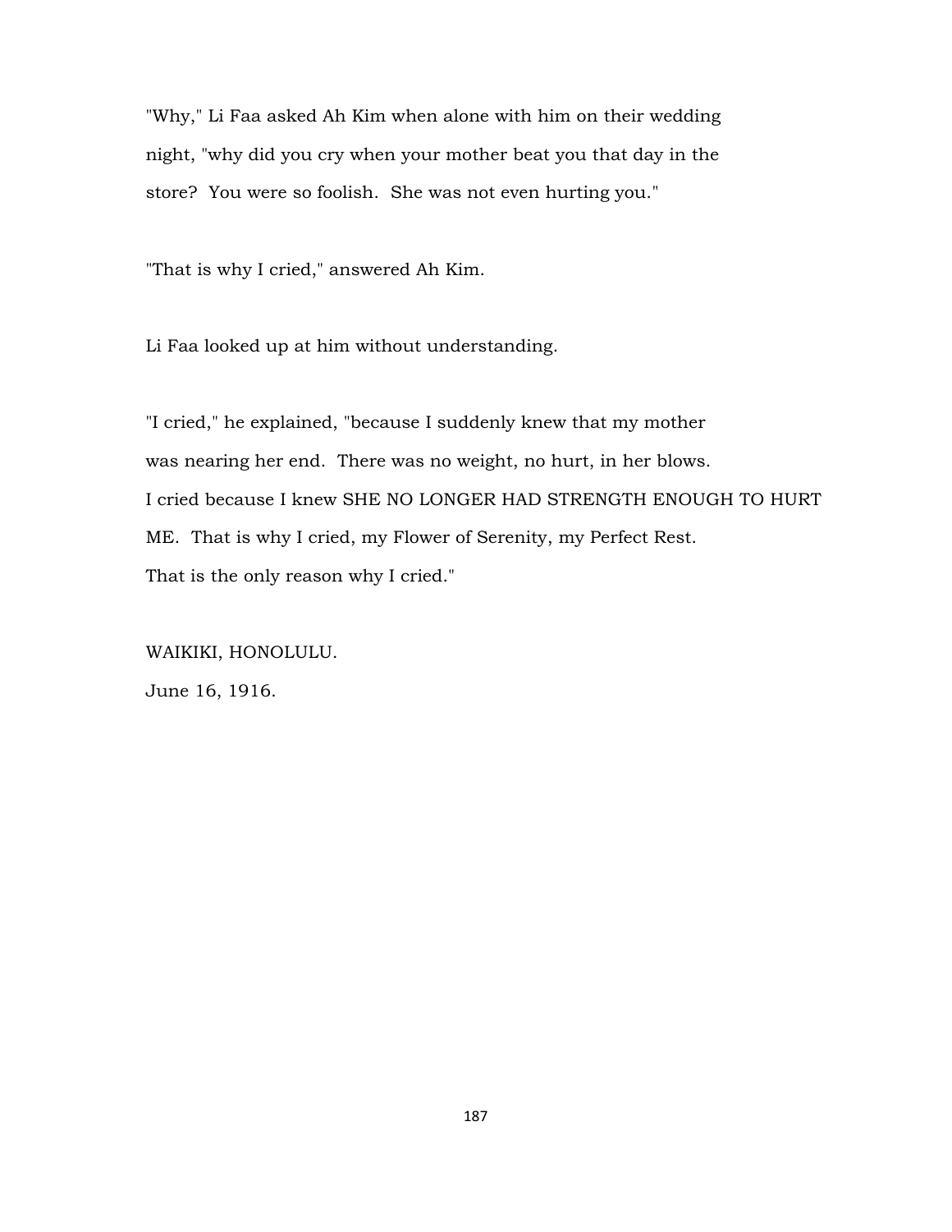"Why," Li Faa asked Ah Kim when alone with him on their wedding night, "why did you cry when your mother beat you that day in the store? You were so foolish. She was not even hurting you."

"That is why I cried," answered Ah Kim.

Li Faa looked up at him without understanding.

"I cried," he explained, "because I suddenly knew that my mother was nearing her end. There was no weight, no hurt, in her blows. I cried because I knew SHE NO LONGER HAD STRENGTH ENOUGH TO HURT ME. That is why I cried, my Flower of Serenity, my Perfect Rest. That is the only reason why I cried."

WAIKIKI, HONOLULU.
June 16, 1916.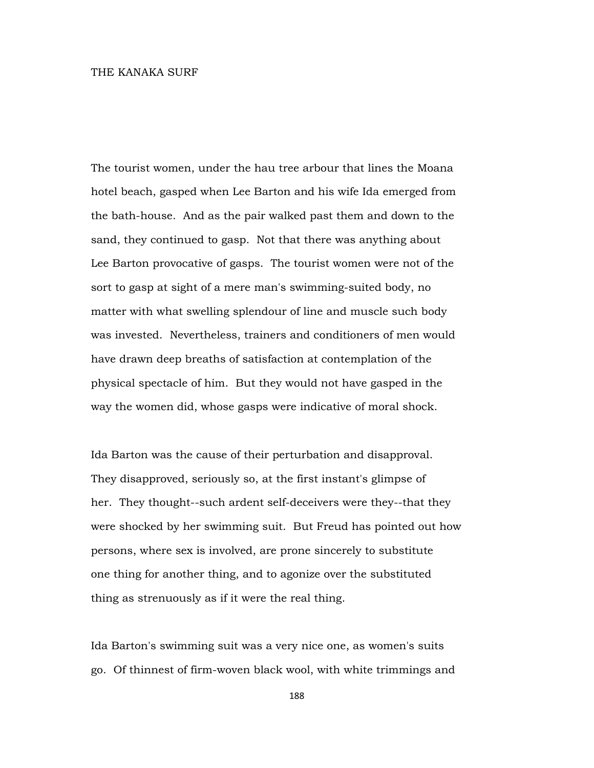# THE KANAKA SURF

The tourist women, under the hau tree arbour that lines the Moana hotel beach, gasped when Lee Barton and his wife Ida emerged from the bath-house. And as the pair walked past them and down to the sand, they continued to gasp. Not that there was anything about Lee Barton provocative of gasps. The tourist women were not of the sort to gasp at sight of a mere man's swimming-suited body, no matter with what swelling splendour of line and muscle such body was invested. Nevertheless, trainers and conditioners of men would have drawn deep breaths of satisfaction at contemplation of the physical spectacle of him. But they would not have gasped in the way the women did, whose gasps were indicative of moral shock.

Ida Barton was the cause of their perturbation and disapproval. They disapproved, seriously so, at the first instant's glimpse of her. They thought--such ardent self-deceivers were they--that they were shocked by her swimming suit. But Freud has pointed out how persons, where sex is involved, are prone sincerely to substitute one thing for another thing, and to agonize over the substituted thing as strenuously as if it were the real thing.

Ida Barton's swimming suit was a very nice one, as women's suits go. Of thinnest of firm-woven black wool, with white trimmings and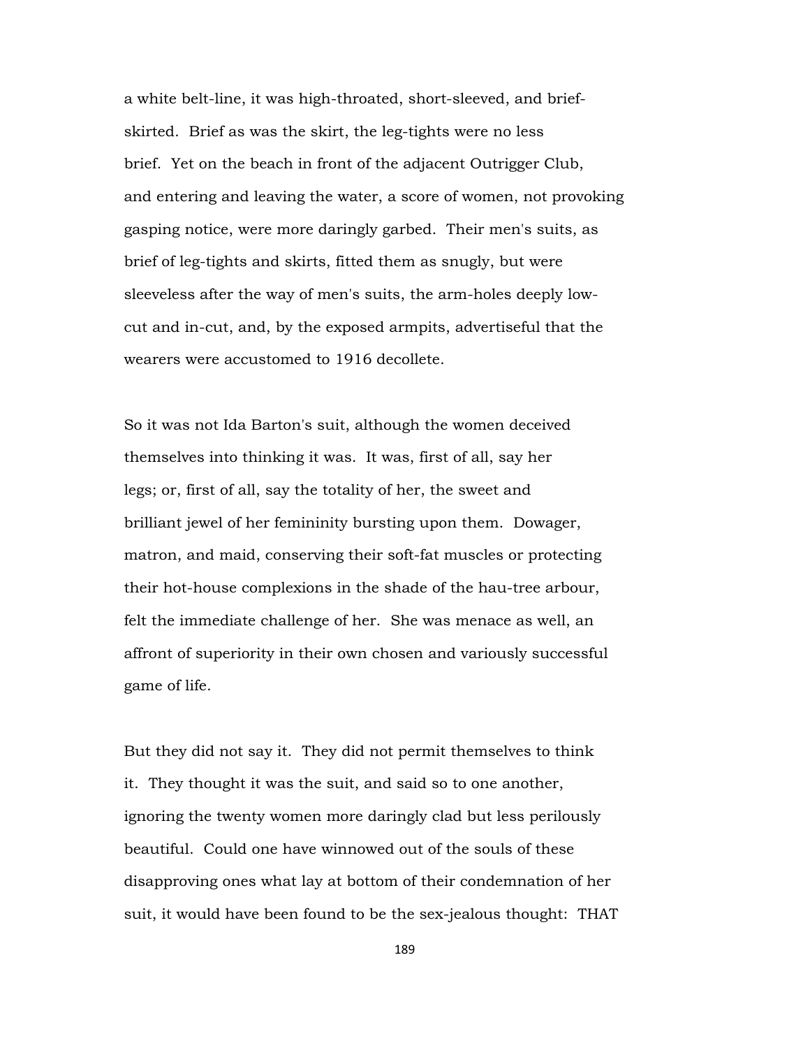a white belt-line, it was high-throated, short-sleeved, and brief-skirted. Brief as was the skirt, the leg-tights were no less brief. Yet on the beach in front of the adjacent Outrigger Club, and entering and leaving the water, a score of women, not provoking gasping notice, were more daringly garbed. Their men's suits, as brief of leg-tights and skirts, fitted them as snugly, but were sleeveless after the way of men's suits, the arm-holes deeply low-cut and in-cut, and, by the exposed armpits, advertiseful that the wearers were accustomed to 1916 decollete.

So it was not Ida Barton's suit, although the women deceived themselves into thinking it was. It was, first of all, say her legs; or, first of all, say the totality of her, the sweet and brilliant jewel of her femininity bursting upon them. Dowager, matron, and maid, conserving their soft-fat muscles or protecting their hot-house complexions in the shade of the hau-tree arbour, felt the immediate challenge of her. She was menace as well, an affront of superiority in their own chosen and variously successful game of life.

But they did not say it. They did not permit themselves to think it. They thought it was the suit, and said so to one another, ignoring the twenty women more daringly clad but less perilously beautiful. Could one have winnowed out of the souls of these disapproving ones what lay at bottom of their condemnation of her suit, it would have been found to be the sex-jealous thought: THAT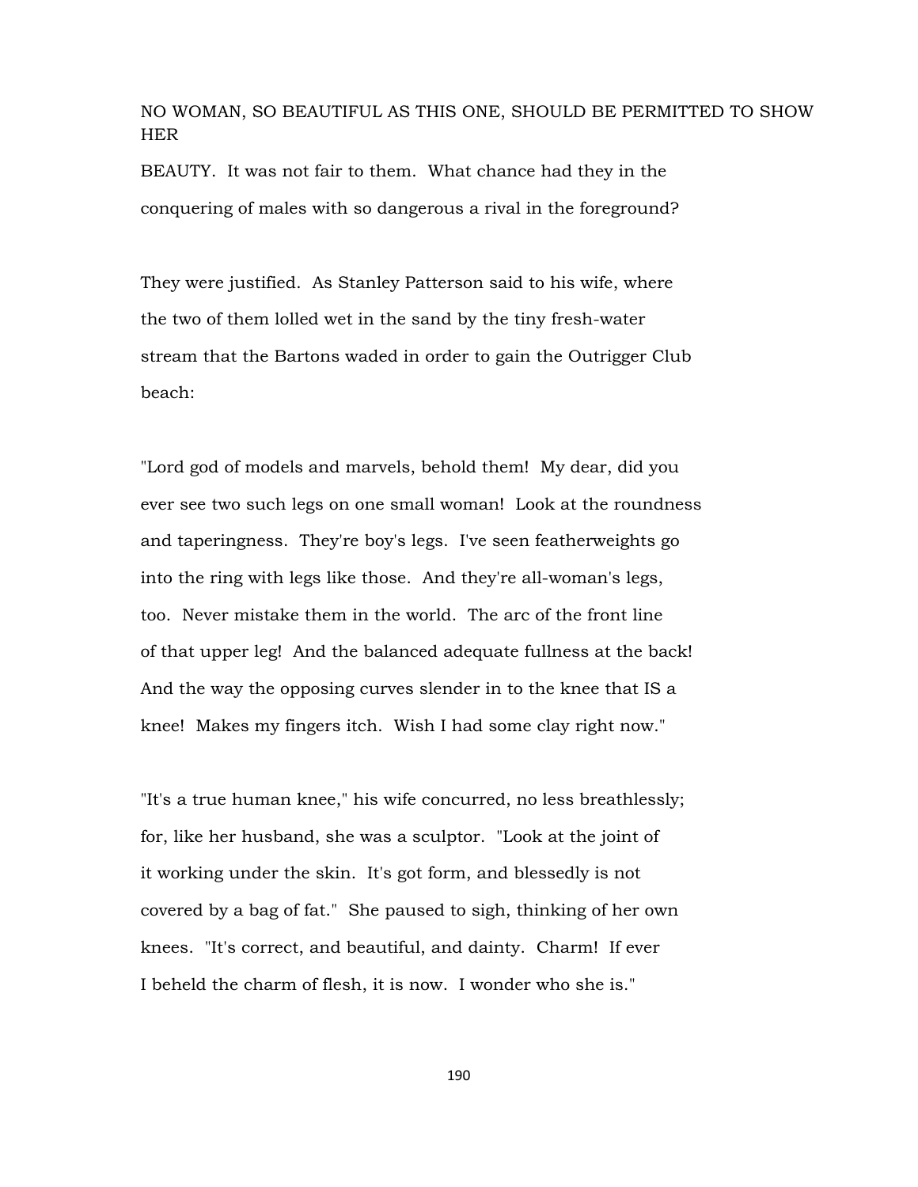NO WOMAN, SO BEAUTIFUL AS THIS ONE, SHOULD BE PERMITTED TO SHOW HER

BEAUTY. It was not fair to them. What chance had they in the conquering of males with so dangerous a rival in the foreground?

They were justified. As Stanley Patterson said to his wife, where the two of them lolled wet in the sand by the tiny fresh-water stream that the Bartons waded in order to gain the Outrigger Club beach:

"Lord god of models and marvels, behold them! My dear, did you ever see two such legs on one small woman! Look at the roundness and taperingness. They're boy's legs. I've seen featherweights go into the ring with legs like those. And they're all-woman's legs, too. Never mistake them in the world. The arc of the front line of that upper leg! And the balanced adequate fullness at the back! And the way the opposing curves slender in to the knee that IS a knee! Makes my fingers itch. Wish I had some clay right now."

"It's a true human knee," his wife concurred, no less breathlessly; for, like her husband, she was a sculptor. "Look at the joint of it working under the skin. It's got form, and blessedly is not covered by a bag of fat." She paused to sigh, thinking of her own knees. "It's correct, and beautiful, and dainty. Charm! If ever I beheld the charm of flesh, it is now. I wonder who she is."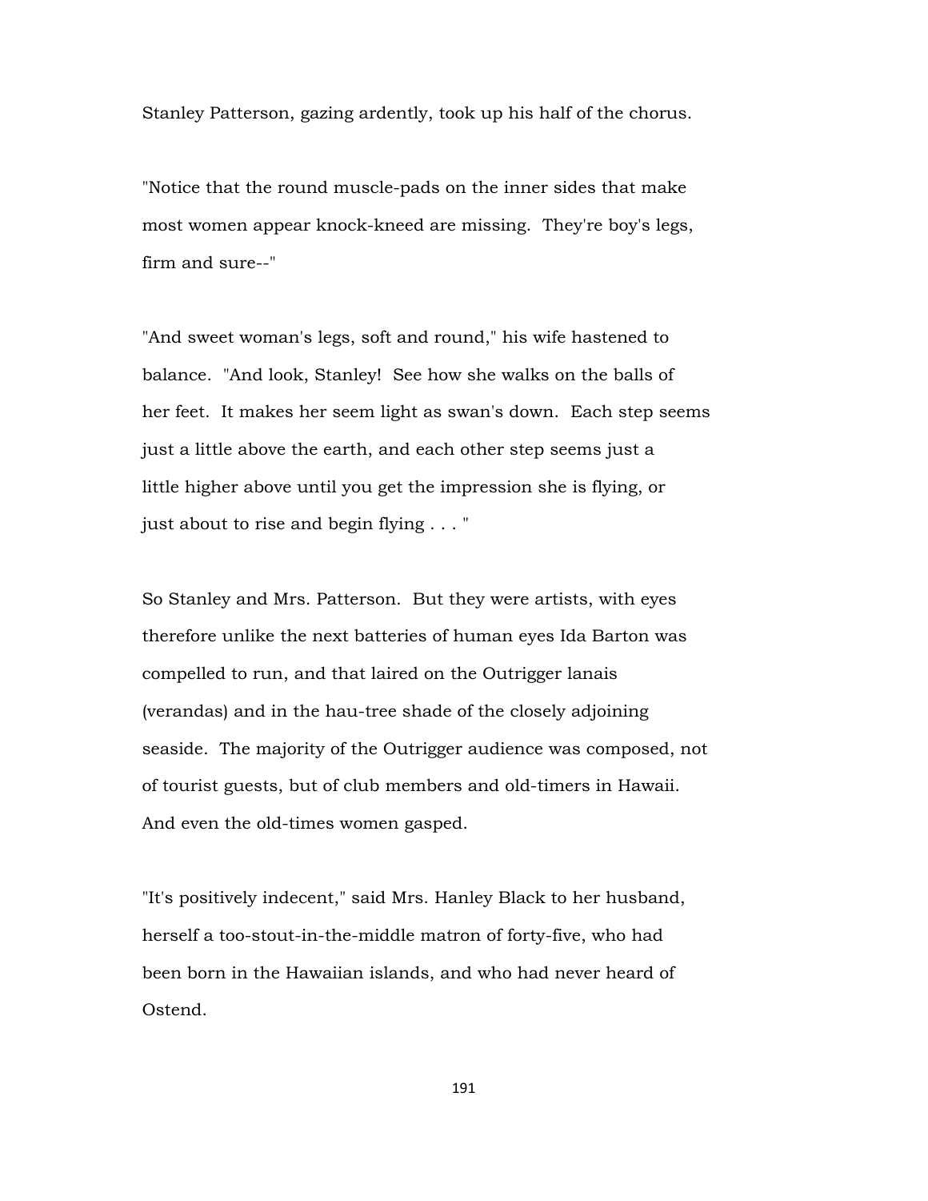Stanley Patterson, gazing ardently, took up his half of the chorus.

"Notice that the round muscle-pads on the inner sides that make most women appear knock-kneed are missing. They're boy's legs, firm and sure--"

"And sweet woman's legs, soft and round," his wife hastened to balance. "And look, Stanley! See how she walks on the balls of her feet. It makes her seem light as swan's down. Each step seems just a little above the earth, and each other step seems just a little higher above until you get the impression she is flying, or just about to rise and begin flying . . . "

So Stanley and Mrs. Patterson. But they were artists, with eyes therefore unlike the next batteries of human eyes Ida Barton was compelled to run, and that laired on the Outrigger lanais (verandas) and in the hau-tree shade of the closely adjoining seaside. The majority of the Outrigger audience was composed, not of tourist guests, but of club members and old-timers in Hawaii. And even the old-times women gasped.

"It's positively indecent," said Mrs. Hanley Black to her husband, herself a too-stout-in-the-middle matron of forty-five, who had been born in the Hawaiian islands, and who had never heard of Ostend.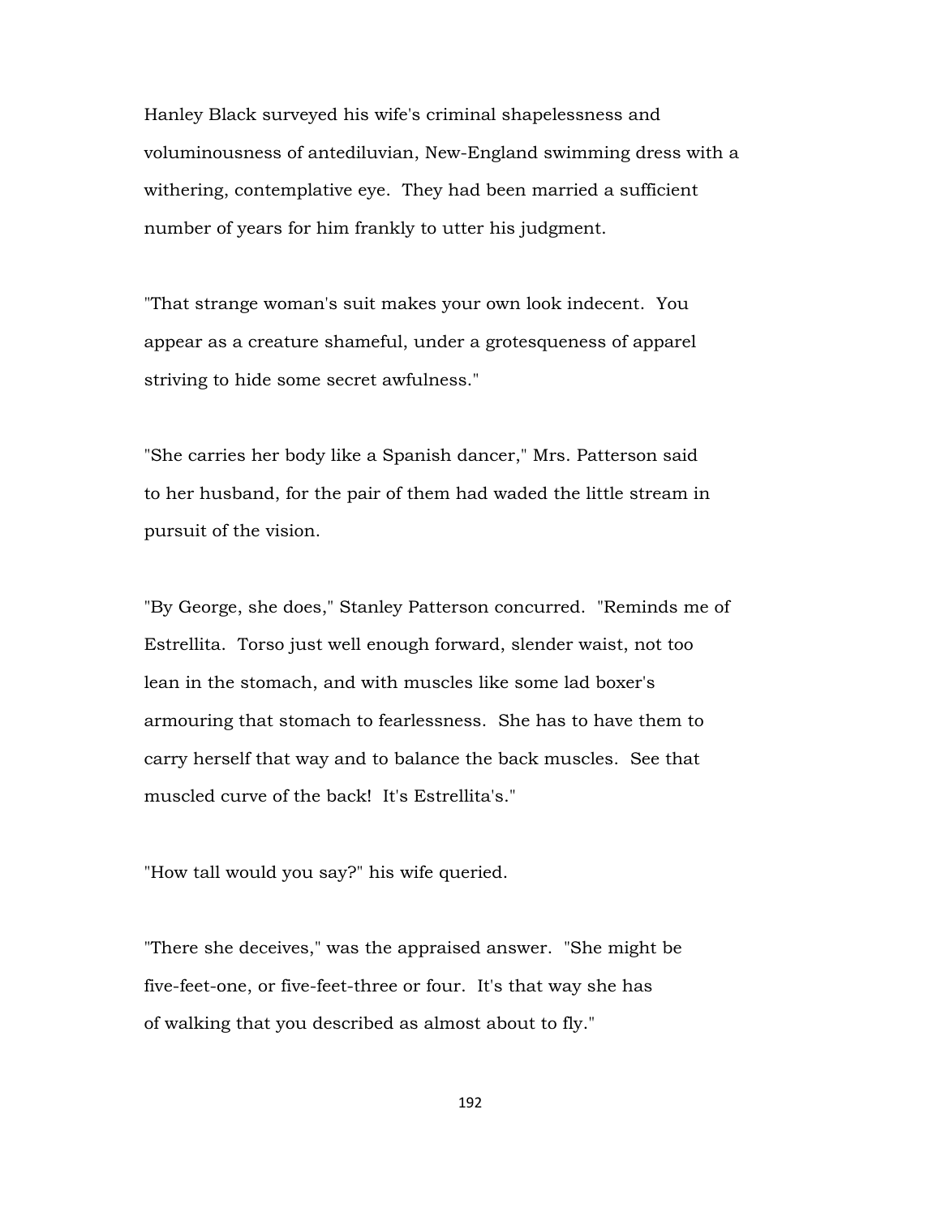Hanley Black surveyed his wife's criminal shapelessness and voluminousness of antediluvian, New-England swimming dress with a withering, contemplative eye. They had been married a sufficient number of years for him frankly to utter his judgment.

"That strange woman's suit makes your own look indecent. You appear as a creature shameful, under a grotesqueness of apparel striving to hide some secret awfulness."

"She carries her body like a Spanish dancer," Mrs. Patterson said to her husband, for the pair of them had waded the little stream in pursuit of the vision.

"By George, she does," Stanley Patterson concurred. "Reminds me of Estrellita. Torso just well enough forward, slender waist, not too lean in the stomach, and with muscles like some lad boxer's armouring that stomach to fearlessness. She has to have them to carry herself that way and to balance the back muscles. See that muscled curve of the back! It's Estrellita's."

"How tall would you say?" his wife queried.

"There she deceives," was the appraised answer. "She might be five-feet-one, or five-feet-three or four. It's that way she has of walking that you described as almost about to fly."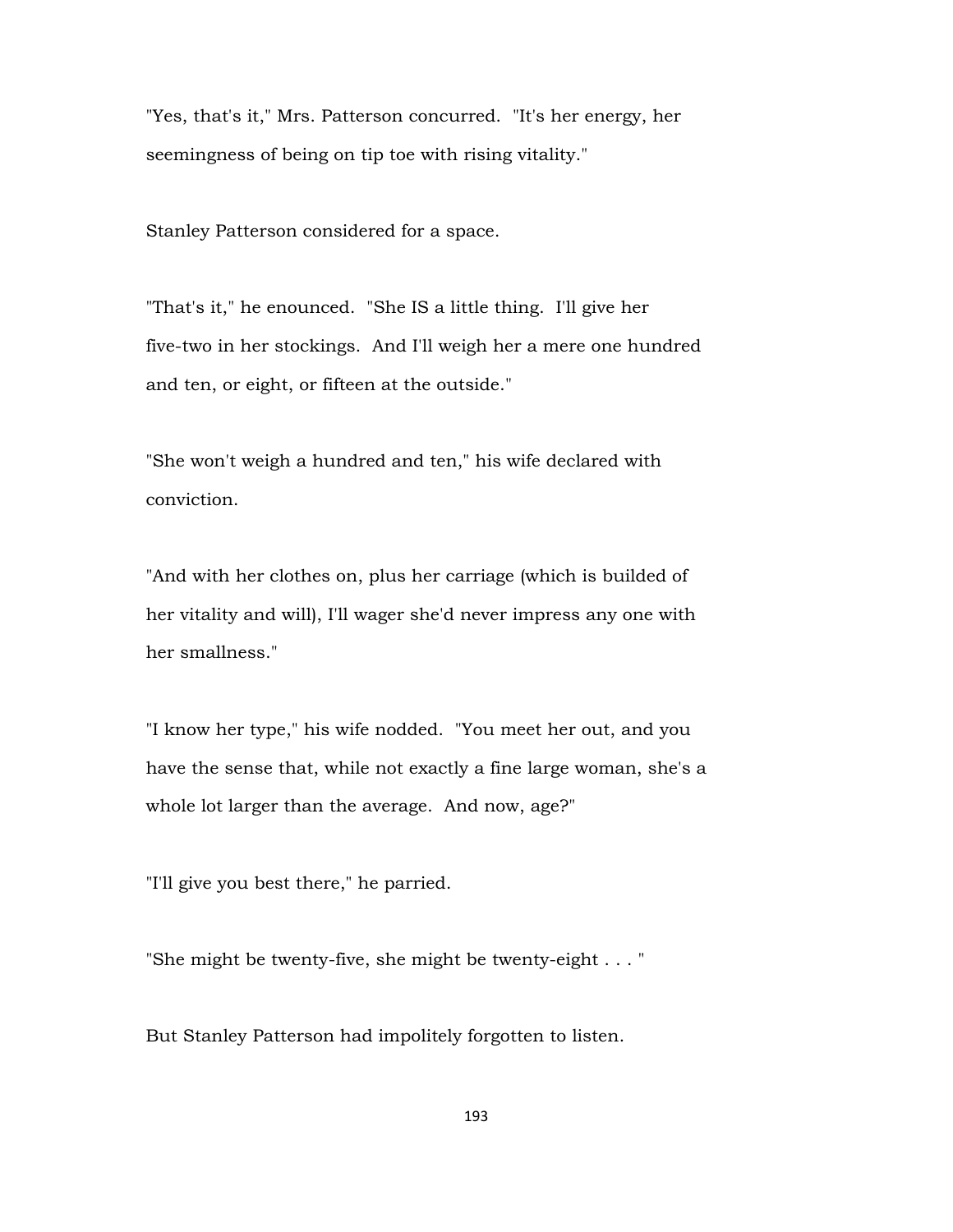"Yes, that's it," Mrs. Patterson concurred. "It's her energy, her seemingness of being on tip toe with rising vitality."

Stanley Patterson considered for a space.

"That's it," he enounced. "She IS a little thing. I'll give her five-two in her stockings. And I'll weigh her a mere one hundred and ten, or eight, or fifteen at the outside."

"She won't weigh a hundred and ten," his wife declared with conviction.

"And with her clothes on, plus her carriage (which is builded of her vitality and will), I'll wager she'd never impress any one with her smallness."

"I know her type," his wife nodded. "You meet her out, and you have the sense that, while not exactly a fine large woman, she's a whole lot larger than the average. And now, age?"

"I'll give you best there," he parried.

"She might be twenty-five, she might be twenty-eight . . . "

But Stanley Patterson had impolitely forgotten to listen.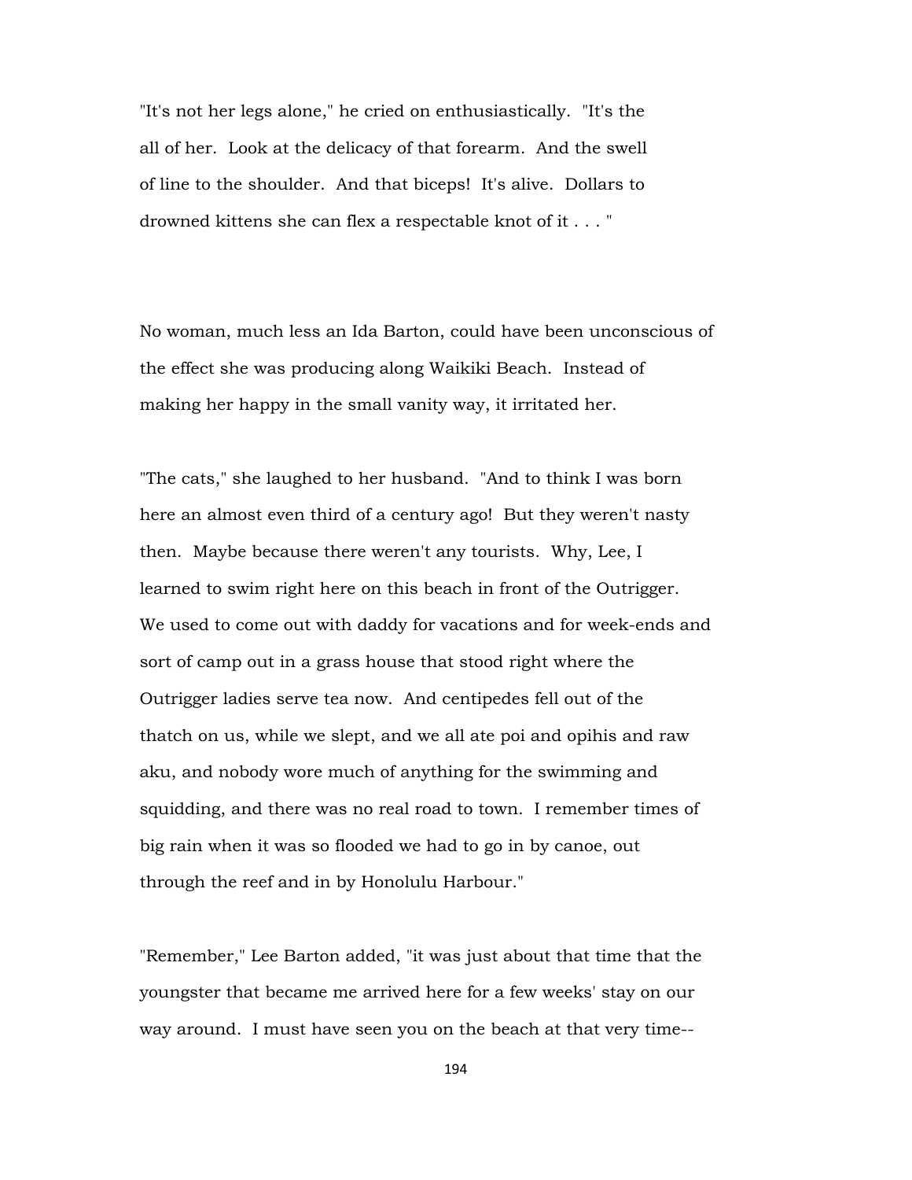"It's not her legs alone," he cried on enthusiastically. "It's the all of her. Look at the delicacy of that forearm. And the swell of line to the shoulder. And that biceps! It's alive. Dollars to drowned kittens she can flex a respectable knot of it . . . "

No woman, much less an Ida Barton, could have been unconscious of the effect she was producing along Waikiki Beach. Instead of making her happy in the small vanity way, it irritated her.

"The cats," she laughed to her husband. "And to think I was born here an almost even third of a century ago! But they weren't nasty then. Maybe because there weren't any tourists. Why, Lee, I learned to swim right here on this beach in front of the Outrigger. We used to come out with daddy for vacations and for week-ends and sort of camp out in a grass house that stood right where the Outrigger ladies serve tea now. And centipedes fell out of the thatch on us, while we slept, and we all ate poi and opihis and raw aku, and nobody wore much of anything for the swimming and squidding, and there was no real road to town. I remember times of big rain when it was so flooded we had to go in by canoe, out through the reef and in by Honolulu Harbour."

"Remember," Lee Barton added, "it was just about that time that the youngster that became me arrived here for a few weeks' stay on our way around. I must have seen you on the beach at that very time--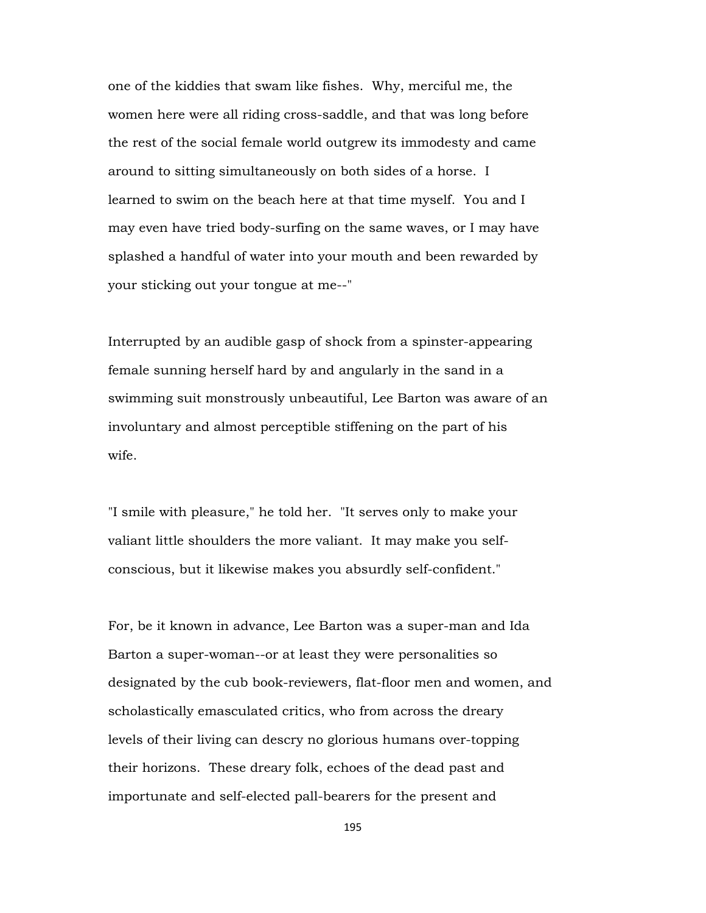one of the kiddies that swam like fishes. Why, merciful me, the women here were all riding cross-saddle, and that was long before the rest of the social female world outgrew its immodesty and came around to sitting simultaneously on both sides of a horse. I learned to swim on the beach here at that time myself. You and I may even have tried body-surfing on the same waves, or I may have splashed a handful of water into your mouth and been rewarded by your sticking out your tongue at me--"

Interrupted by an audible gasp of shock from a spinster-appearing female sunning herself hard by and angularly in the sand in a swimming suit monstrously unbeautiful, Lee Barton was aware of an involuntary and almost perceptible stiffening on the part of his wife.

"I smile with pleasure," he told her. "It serves only to make your valiant little shoulders the more valiant. It may make you self-conscious, but it likewise makes you absurdly self-confident."

For, be it known in advance, Lee Barton was a super-man and Ida Barton a super-woman--or at least they were personalities so designated by the cub book-reviewers, flat-floor men and women, and scholastically emasculated critics, who from across the dreary levels of their living can descry no glorious humans over-topping their horizons. These dreary folk, echoes of the dead past and importunate and self-elected pall-bearers for the present and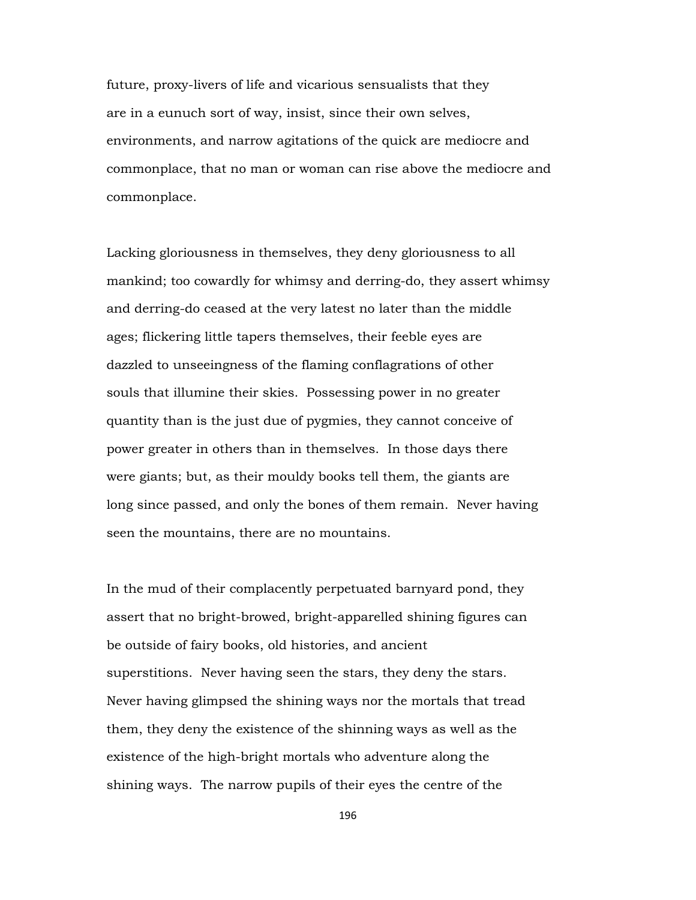future, proxy-livers of life and vicarious sensualists that they are in a eunuch sort of way, insist, since their own selves, environments, and narrow agitations of the quick are mediocre and commonplace, that no man or woman can rise above the mediocre and commonplace.

Lacking gloriousness in themselves, they deny gloriousness to all mankind; too cowardly for whimsy and derring-do, they assert whimsy and derring-do ceased at the very latest no later than the middle ages; flickering little tapers themselves, their feeble eyes are dazzled to unseeingness of the flaming conflagrations of other souls that illumine their skies. Possessing power in no greater quantity than is the just due of pygmies, they cannot conceive of power greater in others than in themselves. In those days there were giants; but, as their mouldy books tell them, the giants are long since passed, and only the bones of them remain. Never having seen the mountains, there are no mountains.

In the mud of their complacently perpetuated barnyard pond, they assert that no bright-browed, bright-apparelled shining figures can be outside of fairy books, old histories, and ancient superstitions. Never having seen the stars, they deny the stars. Never having glimpsed the shining ways nor the mortals that tread them, they deny the existence of the shinning ways as well as the existence of the high-bright mortals who adventure along the shining ways. The narrow pupils of their eyes the centre of the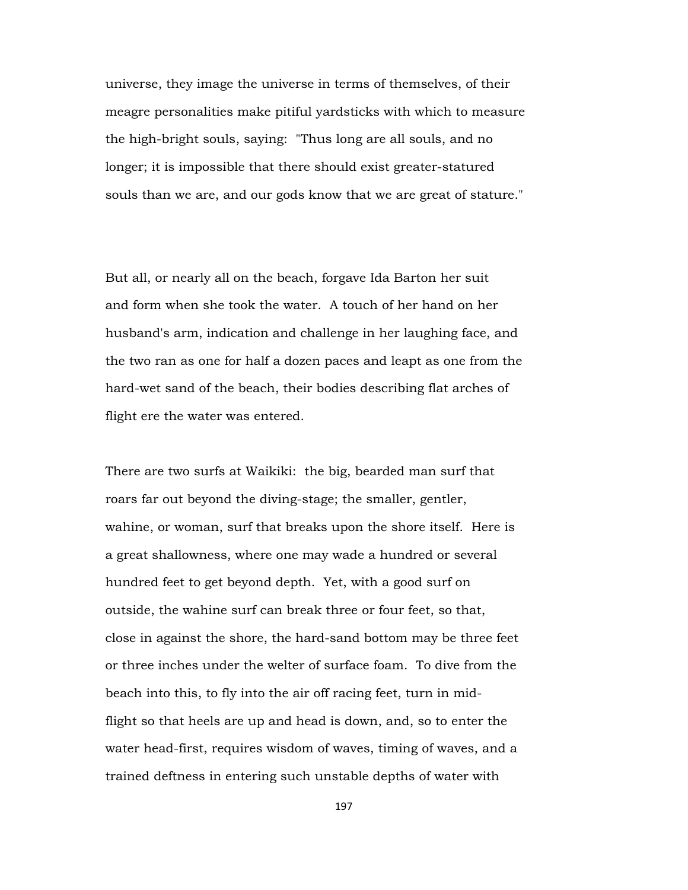universe, they image the universe in terms of themselves, of their meagre personalities make pitiful yardsticks with which to measure the high-bright souls, saying: "Thus long are all souls, and no longer; it is impossible that there should exist greater-statured souls than we are, and our gods know that we are great of stature."

But all, or nearly all on the beach, forgave Ida Barton her suit and form when she took the water. A touch of her hand on her husband's arm, indication and challenge in her laughing face, and the two ran as one for half a dozen paces and leapt as one from the hard-wet sand of the beach, their bodies describing flat arches of flight ere the water was entered.

There are two surfs at Waikiki: the big, bearded man surf that roars far out beyond the diving-stage; the smaller, gentler, wahine, or woman, surf that breaks upon the shore itself. Here is a great shallowness, where one may wade a hundred or several hundred feet to get beyond depth. Yet, with a good surf on outside, the wahine surf can break three or four feet, so that, close in against the shore, the hard-sand bottom may be three feet or three inches under the welter of surface foam. To dive from the beach into this, to fly into the air off racing feet, turn in mid-flight so that heels are up and head is down, and, so to enter the water head-first, requires wisdom of waves, timing of waves, and a trained deftness in entering such unstable depths of water with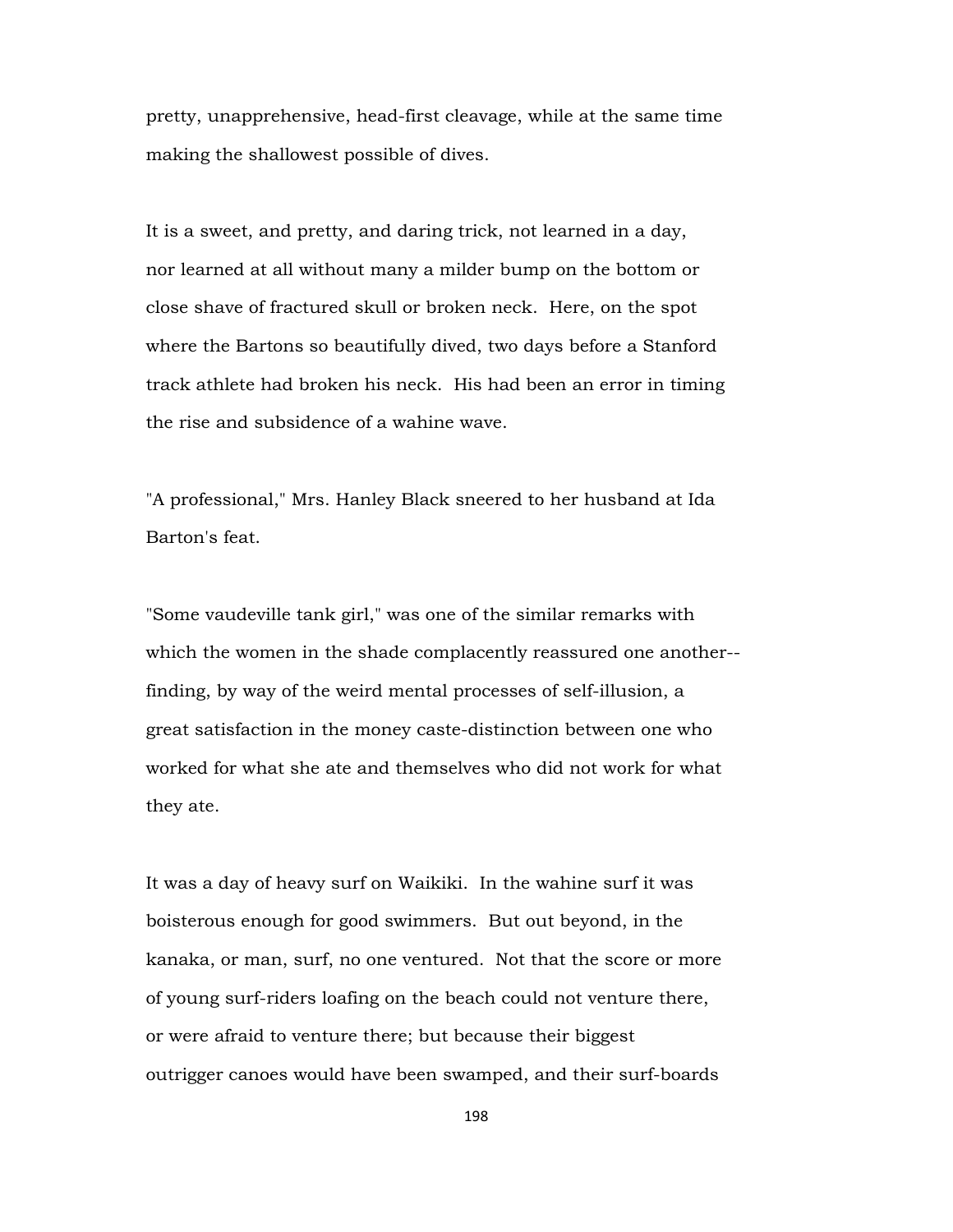pretty, unapprehensive, head-first cleavage, while at the same time making the shallowest possible of dives.

It is a sweet, and pretty, and daring trick, not learned in a day, nor learned at all without many a milder bump on the bottom or close shave of fractured skull or broken neck. Here, on the spot where the Bartons so beautifully dived, two days before a Stanford track athlete had broken his neck. His had been an error in timing the rise and subsidence of a wahine wave.

"A professional," Mrs. Hanley Black sneered to her husband at Ida Barton's feat.

"Some vaudeville tank girl," was one of the similar remarks with which the women in the shade complacently reassured one another--finding, by way of the weird mental processes of self-illusion, a great satisfaction in the money caste-distinction between one who worked for what she ate and themselves who did not work for what they ate.

It was a day of heavy surf on Waikiki. In the wahine surf it was boisterous enough for good swimmers. But out beyond, in the kanaka, or man, surf, no one ventured. Not that the score or more of young surf-riders loafing on the beach could not venture there, or were afraid to venture there; but because their biggest outrigger canoes would have been swamped, and their surf-boards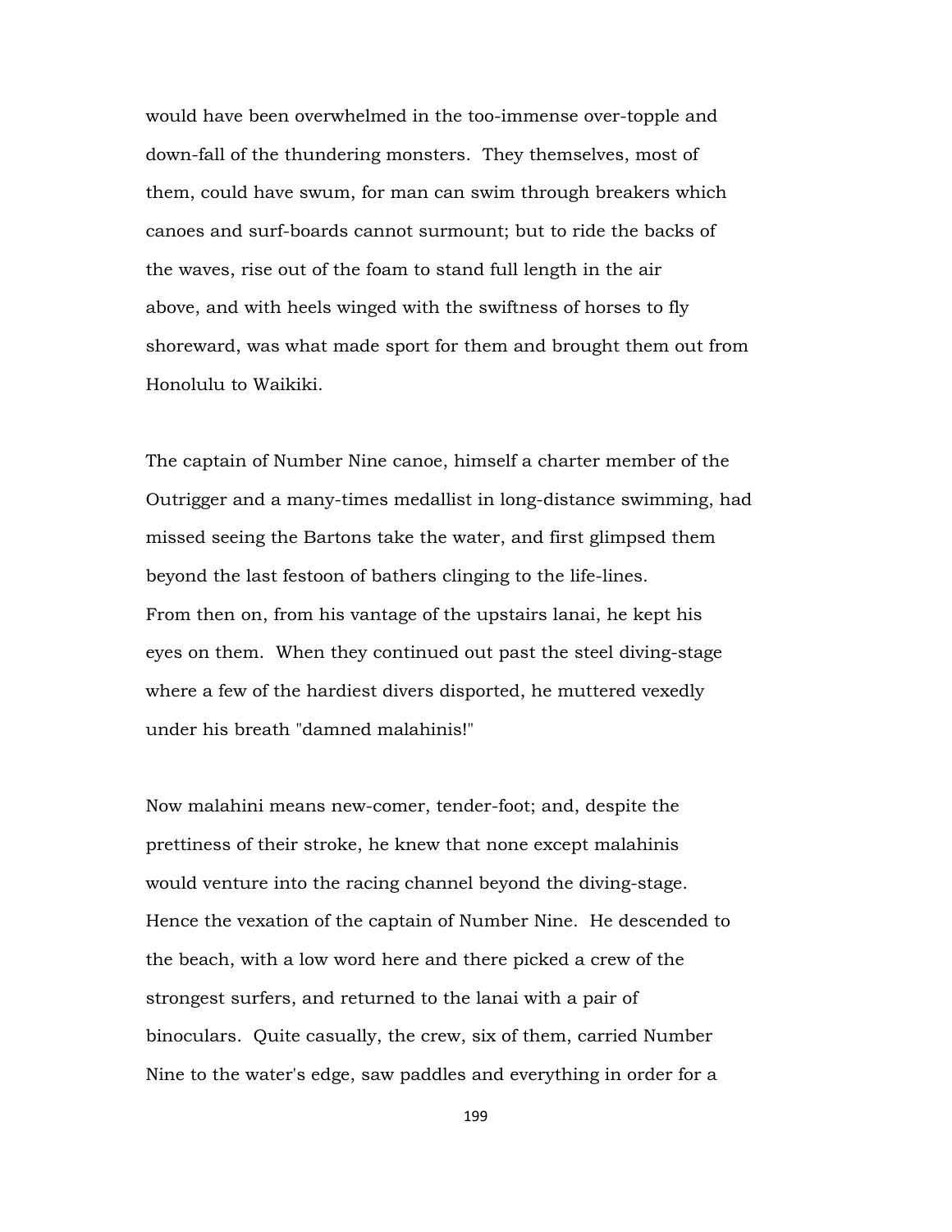would have been overwhelmed in the too-immense over-topple and down-fall of the thundering monsters. They themselves, most of them, could have swum, for man can swim through breakers which canoes and surf-boards cannot surmount; but to ride the backs of the waves, rise out of the foam to stand full length in the air above, and with heels winged with the swiftness of horses to fly shoreward, was what made sport for them and brought them out from Honolulu to Waikiki.

The captain of Number Nine canoe, himself a charter member of the Outrigger and a many-times medallist in long-distance swimming, had missed seeing the Bartons take the water, and first glimpsed them beyond the last festoon of bathers clinging to the life-lines. From then on, from his vantage of the upstairs lanai, he kept his eyes on them. When they continued out past the steel diving-stage where a few of the hardiest divers disported, he muttered vexedly under his breath "damned malahinis!"

Now malahini means new-comer, tender-foot; and, despite the prettiness of their stroke, he knew that none except malahinis would venture into the racing channel beyond the diving-stage. Hence the vexation of the captain of Number Nine. He descended to the beach, with a low word here and there picked a crew of the strongest surfers, and returned to the lanai with a pair of binoculars. Quite casually, the crew, six of them, carried Number Nine to the water's edge, saw paddles and everything in order for a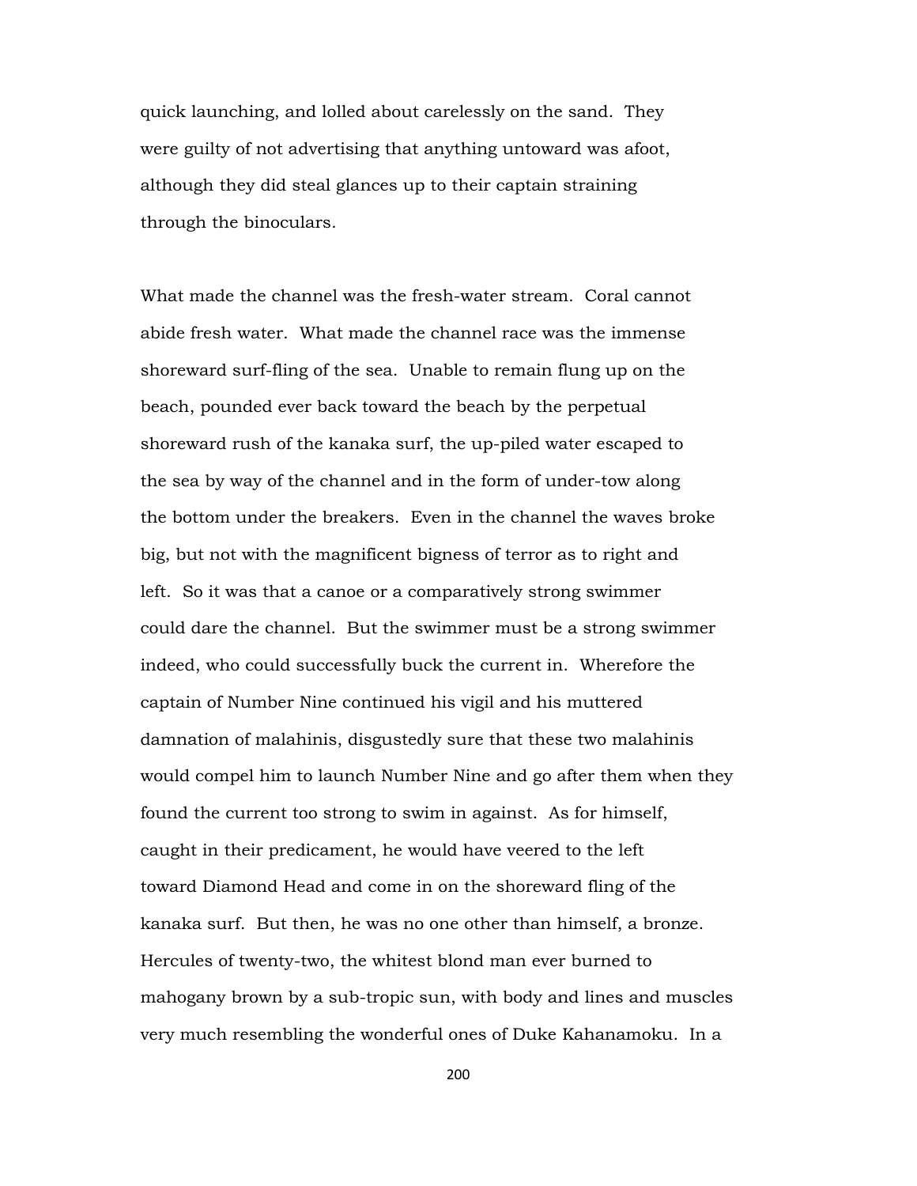quick launching, and lolled about carelessly on the sand. They were guilty of not advertising that anything untoward was afoot, although they did steal glances up to their captain straining through the binoculars.

What made the channel was the fresh-water stream. Coral cannot abide fresh water. What made the channel race was the immense shoreward surf-fling of the sea. Unable to remain flung up on the beach, pounded ever back toward the beach by the perpetual shoreward rush of the kanaka surf, the up-piled water escaped to the sea by way of the channel and in the form of under-tow along the bottom under the breakers. Even in the channel the waves broke big, but not with the magnificent bigness of terror as to right and left. So it was that a canoe or a comparatively strong swimmer could dare the channel. But the swimmer must be a strong swimmer indeed, who could successfully buck the current in. Wherefore the captain of Number Nine continued his vigil and his muttered damnation of malahinis, disgustedly sure that these two malahinis would compel him to launch Number Nine and go after them when they found the current too strong to swim in against. As for himself, caught in their predicament, he would have veered to the left toward Diamond Head and come in on the shoreward fling of the kanaka surf. But then, he was no one other than himself, a bronze. Hercules of twenty-two, the whitest blond man ever burned to mahogany brown by a sub-tropic sun, with body and lines and muscles very much resembling the wonderful ones of Duke Kahanamoku. In a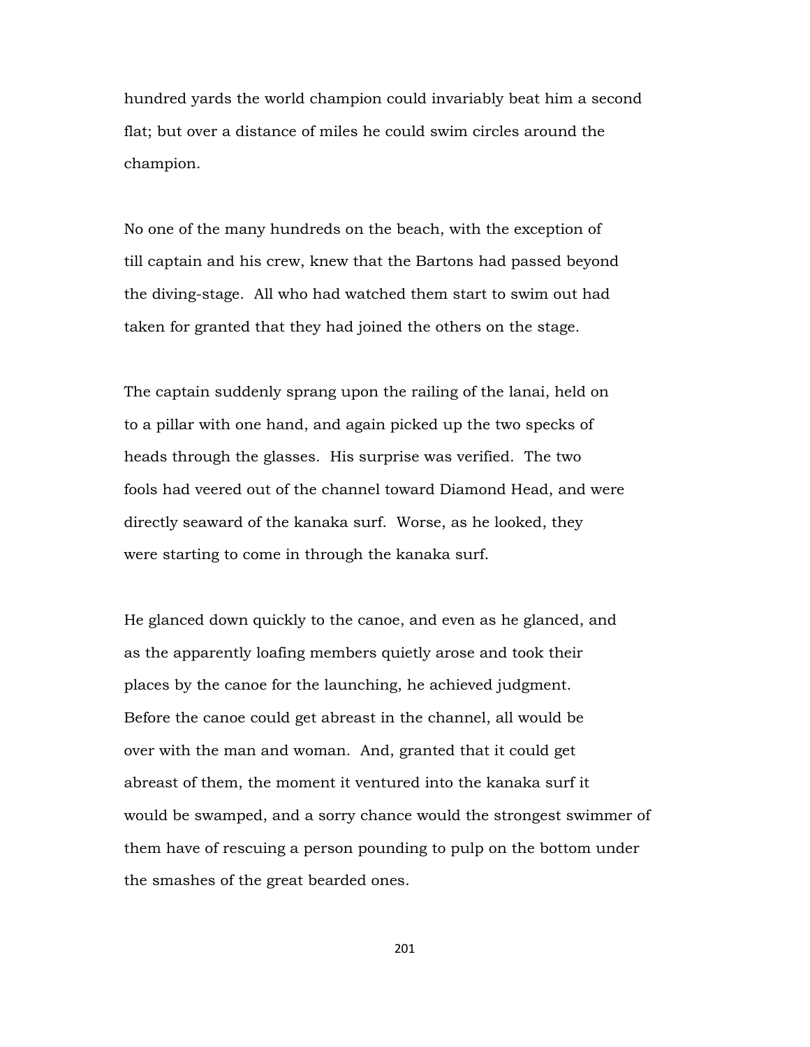hundred yards the world champion could invariably beat him a second flat; but over a distance of miles he could swim circles around the champion.

No one of the many hundreds on the beach, with the exception of till captain and his crew, knew that the Bartons had passed beyond the diving-stage. All who had watched them start to swim out had taken for granted that they had joined the others on the stage.

The captain suddenly sprang upon the railing of the lanai, held on to a pillar with one hand, and again picked up the two specks of heads through the glasses. His surprise was verified. The two fools had veered out of the channel toward Diamond Head, and were directly seaward of the kanaka surf. Worse, as he looked, they were starting to come in through the kanaka surf.

He glanced down quickly to the canoe, and even as he glanced, and as the apparently loafing members quietly arose and took their places by the canoe for the launching, he achieved judgment. Before the canoe could get abreast in the channel, all would be over with the man and woman. And, granted that it could get abreast of them, the moment it ventured into the kanaka surf it would be swamped, and a sorry chance would the strongest swimmer of them have of rescuing a person pounding to pulp on the bottom under the smashes of the great bearded ones.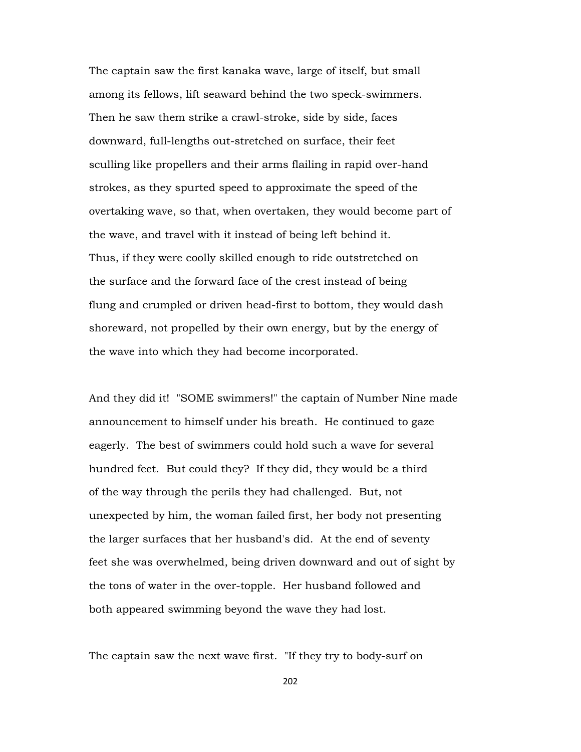The captain saw the first kanaka wave, large of itself, but small among its fellows, lift seaward behind the two speck-swimmers. Then he saw them strike a crawl-stroke, side by side, faces downward, full-lengths out-stretched on surface, their feet sculling like propellers and their arms flailing in rapid over-hand strokes, as they spurted speed to approximate the speed of the overtaking wave, so that, when overtaken, they would become part of the wave, and travel with it instead of being left behind it. Thus, if they were coolly skilled enough to ride outstretched on the surface and the forward face of the crest instead of being flung and crumpled or driven head-first to bottom, they would dash shoreward, not propelled by their own energy, but by the energy of the wave into which they had become incorporated.

And they did it! "SOME swimmers!" the captain of Number Nine made announcement to himself under his breath. He continued to gaze eagerly. The best of swimmers could hold such a wave for several hundred feet. But could they? If they did, they would be a third of the way through the perils they had challenged. But, not unexpected by him, the woman failed first, her body not presenting the larger surfaces that her husband's did. At the end of seventy feet she was overwhelmed, being driven downward and out of sight by the tons of water in the over-topple. Her husband followed and both appeared swimming beyond the wave they had lost.

The captain saw the next wave first. "If they try to body-surf on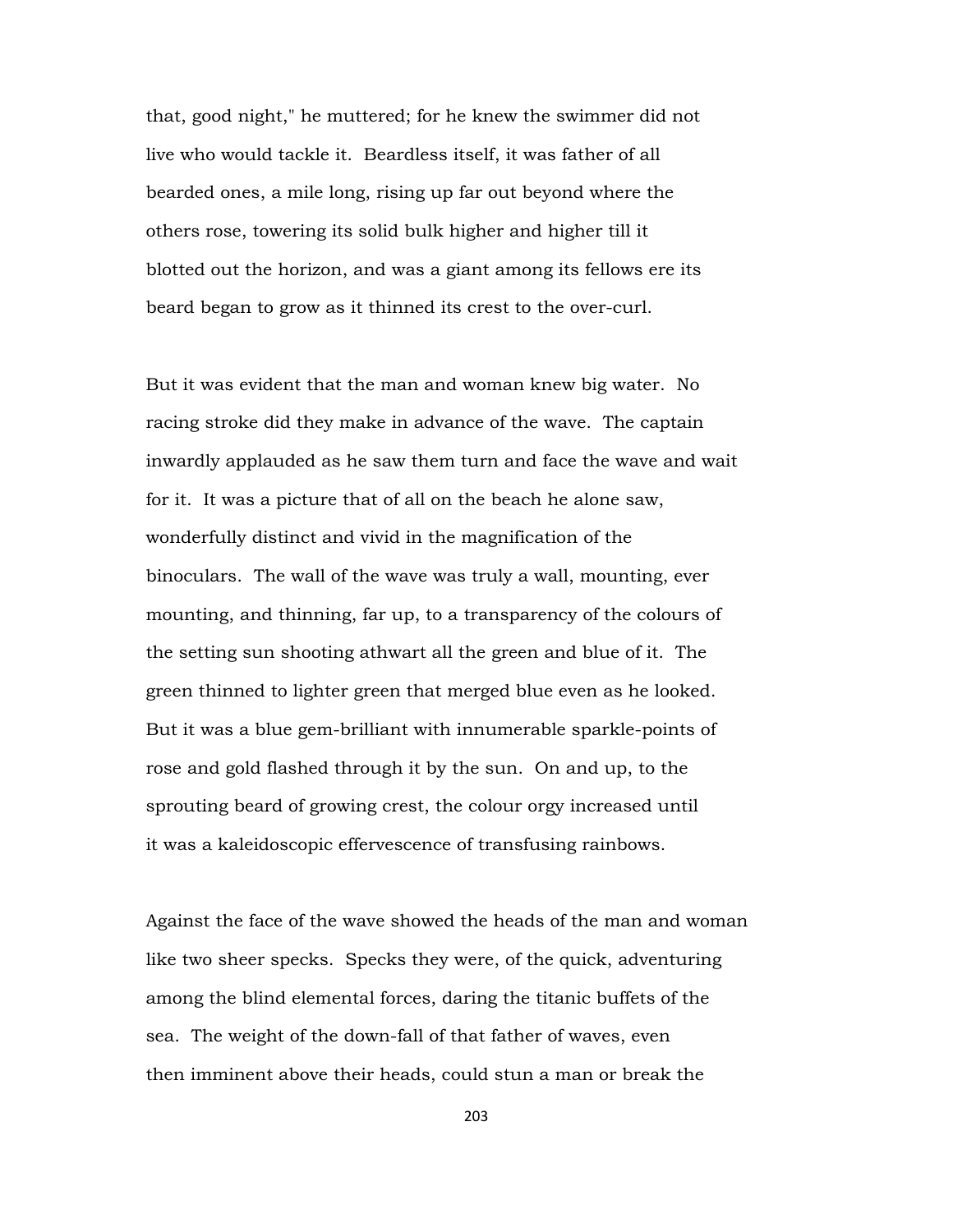that, good night," he muttered; for he knew the swimmer did not live who would tackle it. Beardless itself, it was father of all bearded ones, a mile long, rising up far out beyond where the others rose, towering its solid bulk higher and higher till it blotted out the horizon, and was a giant among its fellows ere its beard began to grow as it thinned its crest to the over-curl.

But it was evident that the man and woman knew big water. No racing stroke did they make in advance of the wave. The captain inwardly applauded as he saw them turn and face the wave and wait for it. It was a picture that of all on the beach he alone saw, wonderfully distinct and vivid in the magnification of the binoculars. The wall of the wave was truly a wall, mounting, ever mounting, and thinning, far up, to a transparency of the colours of the setting sun shooting athwart all the green and blue of it. The green thinned to lighter green that merged blue even as he looked. But it was a blue gem-brilliant with innumerable sparkle-points of rose and gold flashed through it by the sun. On and up, to the sprouting beard of growing crest, the colour orgy increased until it was a kaleidoscopic effervescence of transfusing rainbows.

Against the face of the wave showed the heads of the man and woman like two sheer specks. Specks they were, of the quick, adventuring among the blind elemental forces, daring the titanic buffets of the sea. The weight of the down-fall of that father of waves, even then imminent above their heads, could stun a man or break the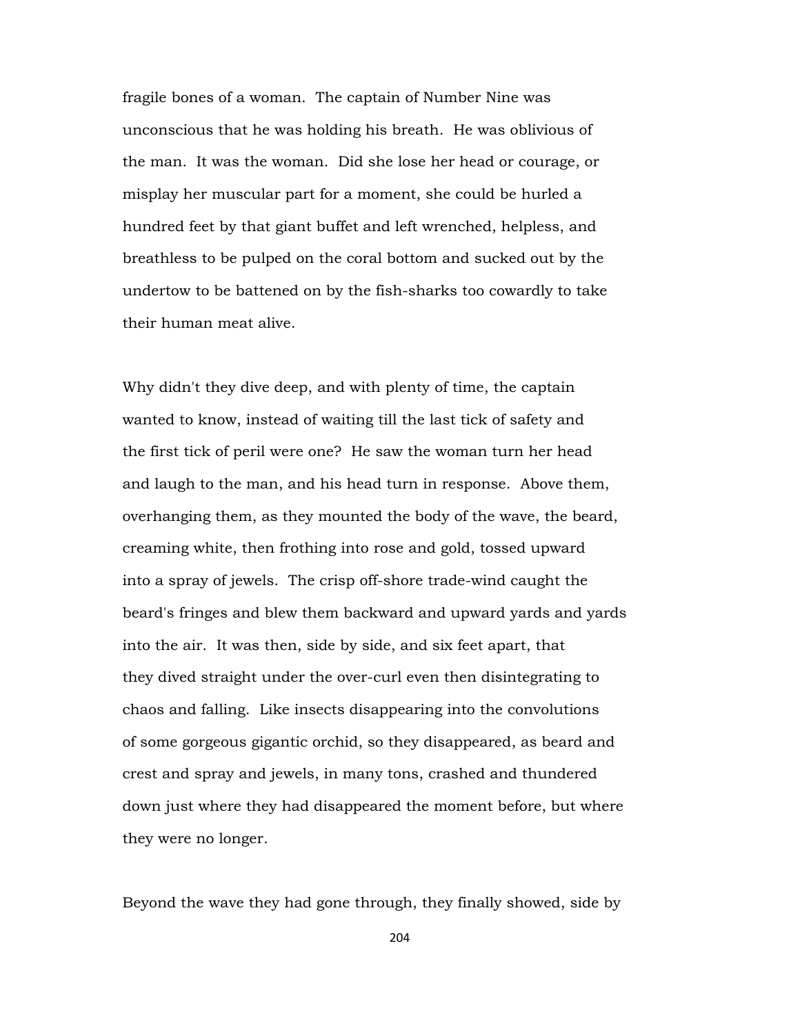fragile bones of a woman. The captain of Number Nine was unconscious that he was holding his breath. He was oblivious of the man. It was the woman. Did she lose her head or courage, or misplay her muscular part for a moment, she could be hurled a hundred feet by that giant buffet and left wrenched, helpless, and breathless to be pulped on the coral bottom and sucked out by the undertow to be battened on by the fish-sharks too cowardly to take their human meat alive.

Why didn't they dive deep, and with plenty of time, the captain wanted to know, instead of waiting till the last tick of safety and the first tick of peril were one? He saw the woman turn her head and laugh to the man, and his head turn in response. Above them, overhanging them, as they mounted the body of the wave, the beard, creaming white, then frothing into rose and gold, tossed upward into a spray of jewels. The crisp off-shore trade-wind caught the beard's fringes and blew them backward and upward yards and yards into the air. It was then, side by side, and six feet apart, that they dived straight under the over-curl even then disintegrating to chaos and falling. Like insects disappearing into the convolutions of some gorgeous gigantic orchid, so they disappeared, as beard and crest and spray and jewels, in many tons, crashed and thundered down just where they had disappeared the moment before, but where they were no longer.

Beyond the wave they had gone through, they finally showed, side by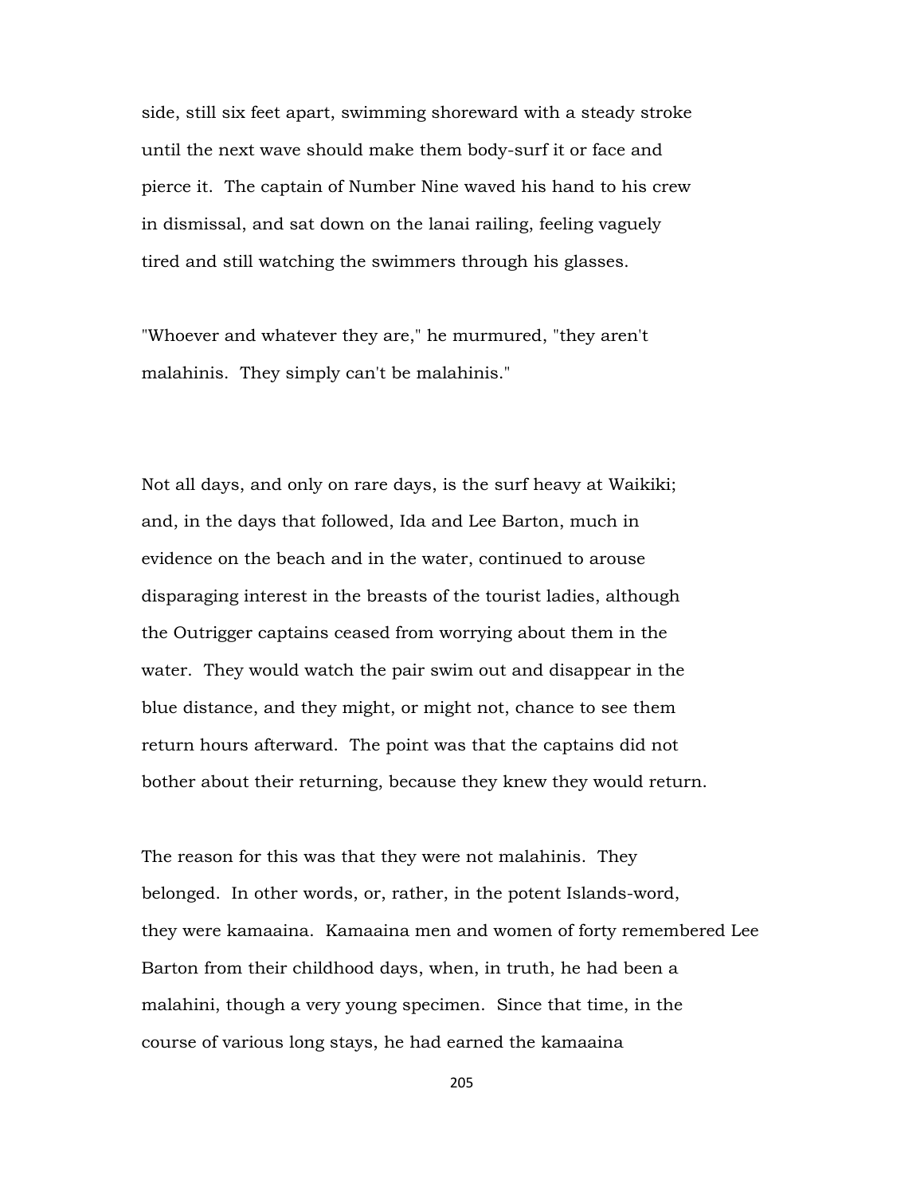side, still six feet apart, swimming shoreward with a steady stroke until the next wave should make them body-surf it or face and pierce it. The captain of Number Nine waved his hand to his crew in dismissal, and sat down on the lanai railing, feeling vaguely tired and still watching the swimmers through his glasses.

"Whoever and whatever they are," he murmured, "they aren't malahinis. They simply can't be malahinis."

Not all days, and only on rare days, is the surf heavy at Waikiki; and, in the days that followed, Ida and Lee Barton, much in evidence on the beach and in the water, continued to arouse disparaging interest in the breasts of the tourist ladies, although the Outrigger captains ceased from worrying about them in the water. They would watch the pair swim out and disappear in the blue distance, and they might, or might not, chance to see them return hours afterward. The point was that the captains did not bother about their returning, because they knew they would return.

The reason for this was that they were not malahinis. They belonged. In other words, or, rather, in the potent Islands-word, they were kamaaina. Kamaaina men and women of forty remembered Lee Barton from their childhood days, when, in truth, he had been a malahini, though a very young specimen. Since that time, in the course of various long stays, he had earned the kamaaina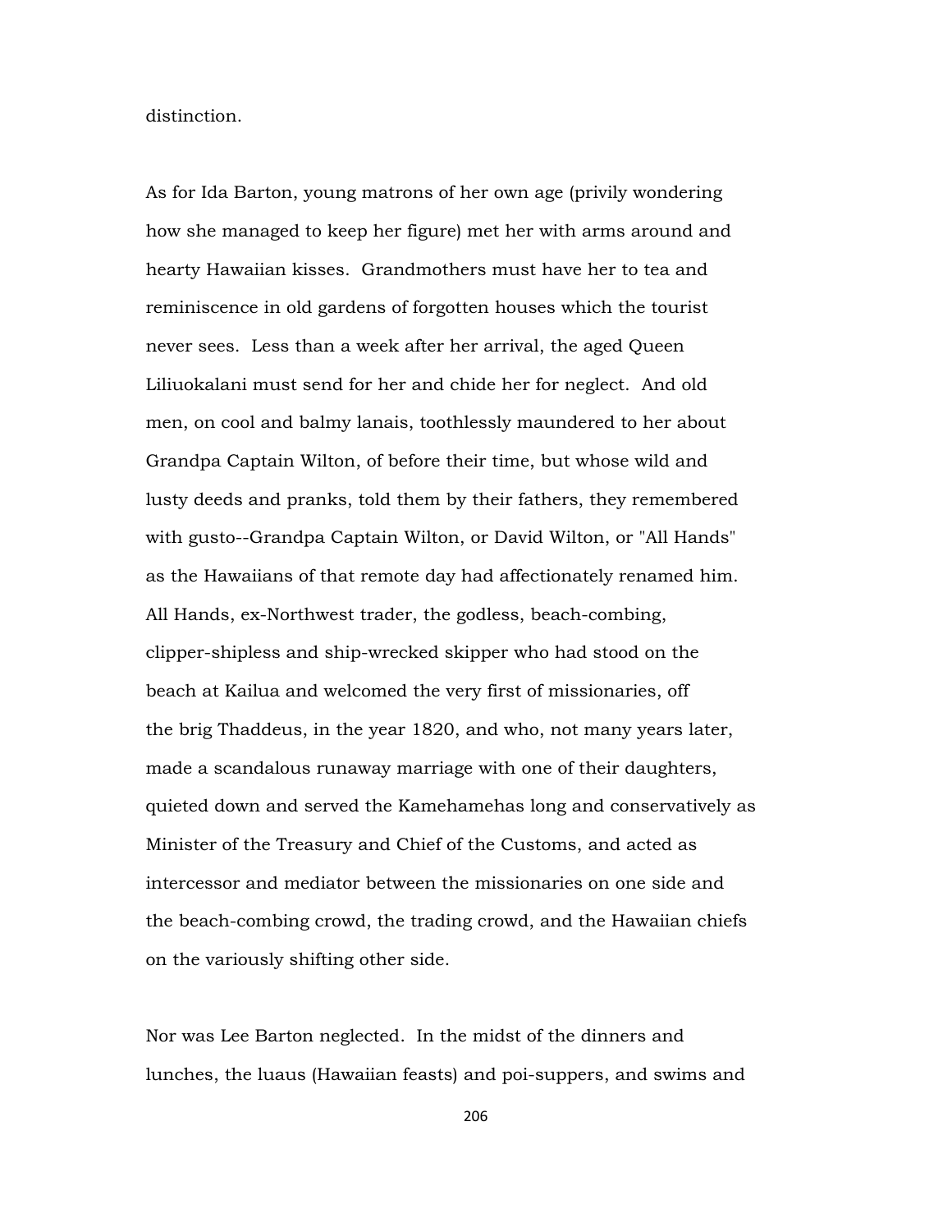distinction.

As for Ida Barton, young matrons of her own age (privily wondering how she managed to keep her figure) met her with arms around and hearty Hawaiian kisses. Grandmothers must have her to tea and reminiscence in old gardens of forgotten houses which the tourist never sees. Less than a week after her arrival, the aged Queen Liliuokalani must send for her and chide her for neglect. And old men, on cool and balmy lanais, toothlessly maundered to her about Grandpa Captain Wilton, of before their time, but whose wild and lusty deeds and pranks, told them by their fathers, they remembered with gusto--Grandpa Captain Wilton, or David Wilton, or "All Hands" as the Hawaiians of that remote day had affectionately renamed him. All Hands, ex-Northwest trader, the godless, beach-combing, clipper-shipless and ship-wrecked skipper who had stood on the beach at Kailua and welcomed the very first of missionaries, off the brig Thaddeus, in the year 1820, and who, not many years later, made a scandalous runaway marriage with one of their daughters, quieted down and served the Kamehamehas long and conservatively as Minister of the Treasury and Chief of the Customs, and acted as intercessor and mediator between the missionaries on one side and the beach-combing crowd, the trading crowd, and the Hawaiian chiefs on the variously shifting other side.

Nor was Lee Barton neglected. In the midst of the dinners and lunches, the luaus (Hawaiian feasts) and poi-suppers, and swims and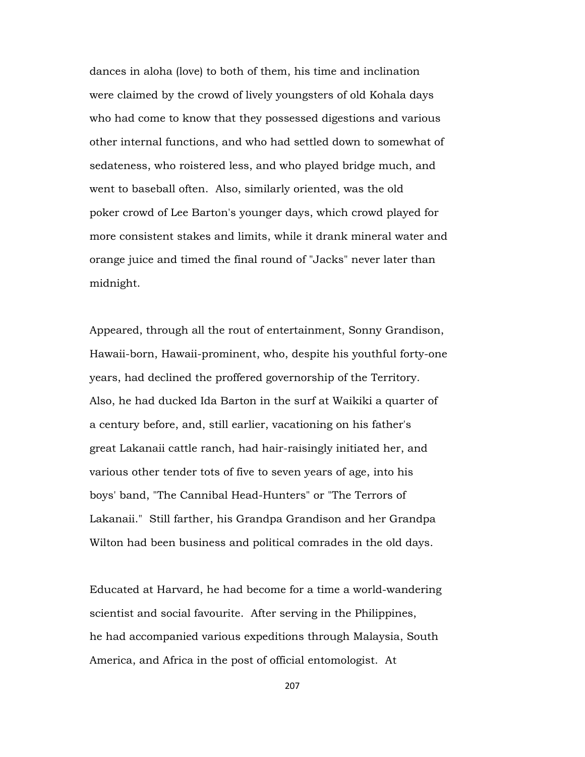dances in aloha (love) to both of them, his time and inclination were claimed by the crowd of lively youngsters of old Kohala days who had come to know that they possessed digestions and various other internal functions, and who had settled down to somewhat of sedateness, who roistered less, and who played bridge much, and went to baseball often. Also, similarly oriented, was the old poker crowd of Lee Barton's younger days, which crowd played for more consistent stakes and limits, while it drank mineral water and orange juice and timed the final round of "Jacks" never later than midnight.

Appeared, through all the rout of entertainment, Sonny Grandison, Hawaii-born, Hawaii-prominent, who, despite his youthful forty-one years, had declined the proffered governorship of the Territory. Also, he had ducked Ida Barton in the surf at Waikiki a quarter of a century before, and, still earlier, vacationing on his father's great Lakanaii cattle ranch, had hair-raisingly initiated her, and various other tender tots of five to seven years of age, into his boys' band, "The Cannibal Head-Hunters" or "The Terrors of Lakanaii." Still farther, his Grandpa Grandison and her Grandpa Wilton had been business and political comrades in the old days.

Educated at Harvard, he had become for a time a world-wandering scientist and social favourite. After serving in the Philippines, he had accompanied various expeditions through Malaysia, South America, and Africa in the post of official entomologist. At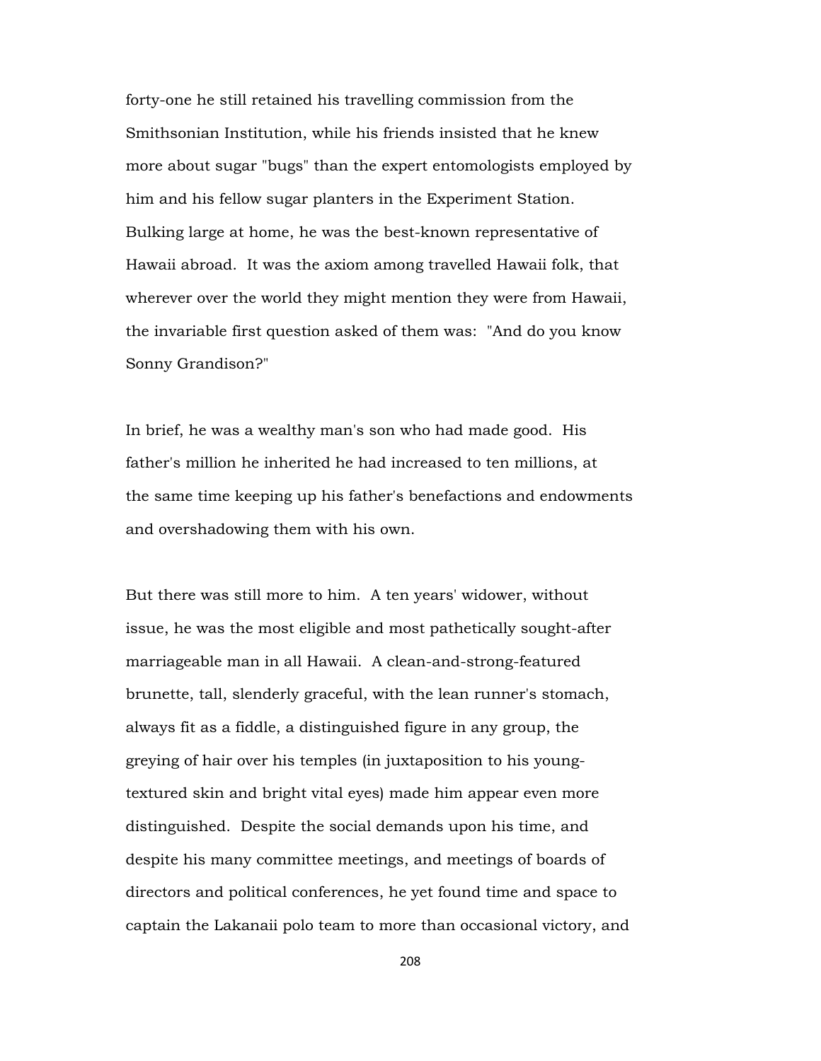forty-one he still retained his travelling commission from the Smithsonian Institution, while his friends insisted that he knew more about sugar "bugs" than the expert entomologists employed by him and his fellow sugar planters in the Experiment Station. Bulking large at home, he was the best-known representative of Hawaii abroad. It was the axiom among travelled Hawaii folk, that wherever over the world they might mention they were from Hawaii, the invariable first question asked of them was: "And do you know Sonny Grandison?"

In brief, he was a wealthy man's son who had made good. His father's million he inherited he had increased to ten millions, at the same time keeping up his father's benefactions and endowments and overshadowing them with his own.

But there was still more to him. A ten years' widower, without issue, he was the most eligible and most pathetically sought-after marriageable man in all Hawaii. A clean-and-strong-featured brunette, tall, slenderly graceful, with the lean runner's stomach, always fit as a fiddle, a distinguished figure in any group, the greying of hair over his temples (in juxtaposition to his young-textured skin and bright vital eyes) made him appear even more distinguished. Despite the social demands upon his time, and despite his many committee meetings, and meetings of boards of directors and political conferences, he yet found time and space to captain the Lakanaii polo team to more than occasional victory, and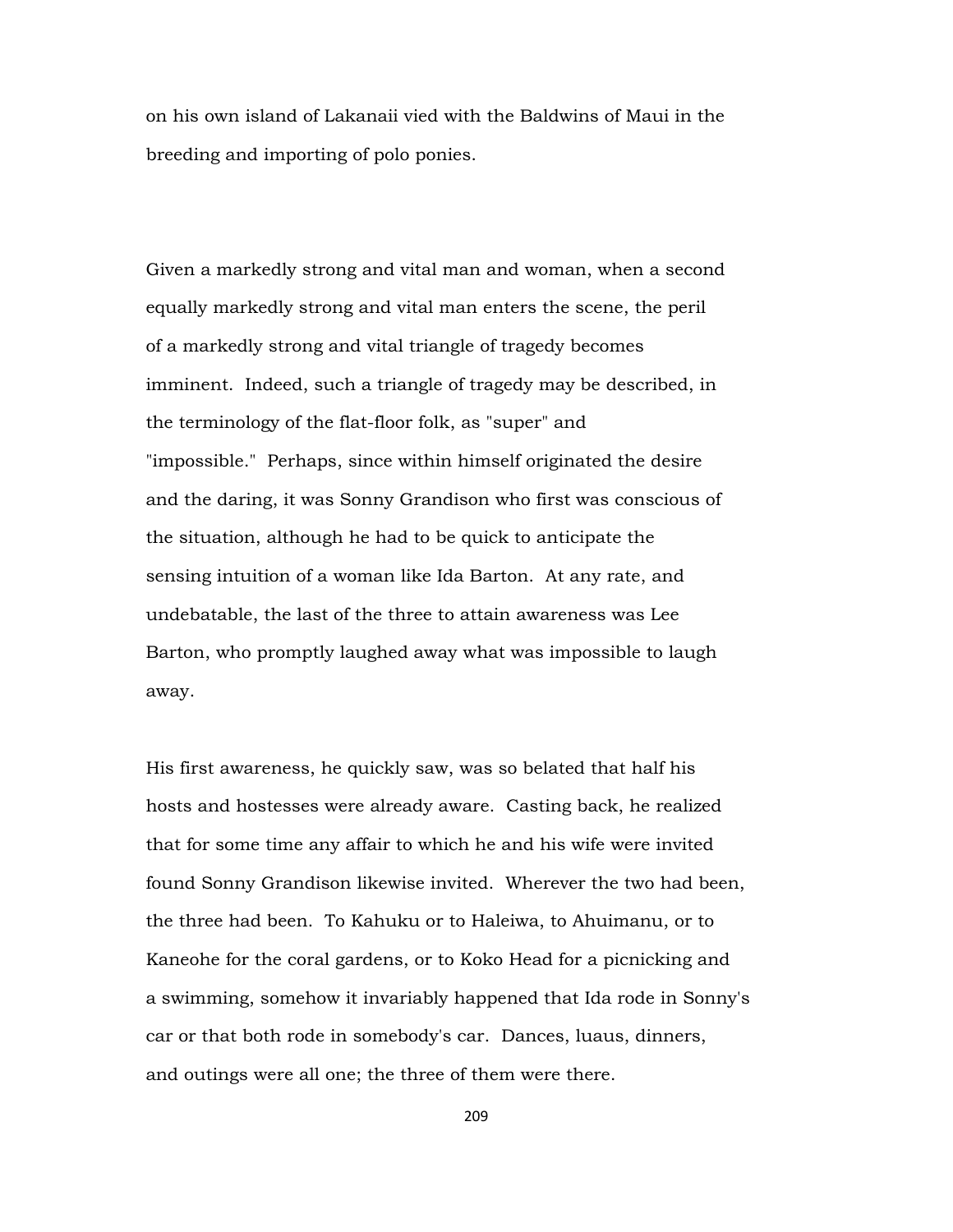on his own island of Lakanaii vied with the Baldwins of Maui in the breeding and importing of polo ponies.

Given a markedly strong and vital man and woman, when a second equally markedly strong and vital man enters the scene, the peril of a markedly strong and vital triangle of tragedy becomes imminent. Indeed, such a triangle of tragedy may be described, in the terminology of the flat-floor folk, as "super" and "impossible." Perhaps, since within himself originated the desire and the daring, it was Sonny Grandison who first was conscious of the situation, although he had to be quick to anticipate the sensing intuition of a woman like Ida Barton. At any rate, and undebatable, the last of the three to attain awareness was Lee Barton, who promptly laughed away what was impossible to laugh away.

His first awareness, he quickly saw, was so belated that half his hosts and hostesses were already aware. Casting back, he realized that for some time any affair to which he and his wife were invited found Sonny Grandison likewise invited. Wherever the two had been, the three had been. To Kahuku or to Haleiwa, to Ahuimanu, or to Kaneohe for the coral gardens, or to Koko Head for a picnicking and a swimming, somehow it invariably happened that Ida rode in Sonny's car or that both rode in somebody's car. Dances, luaus, dinners, and outings were all one; the three of them were there.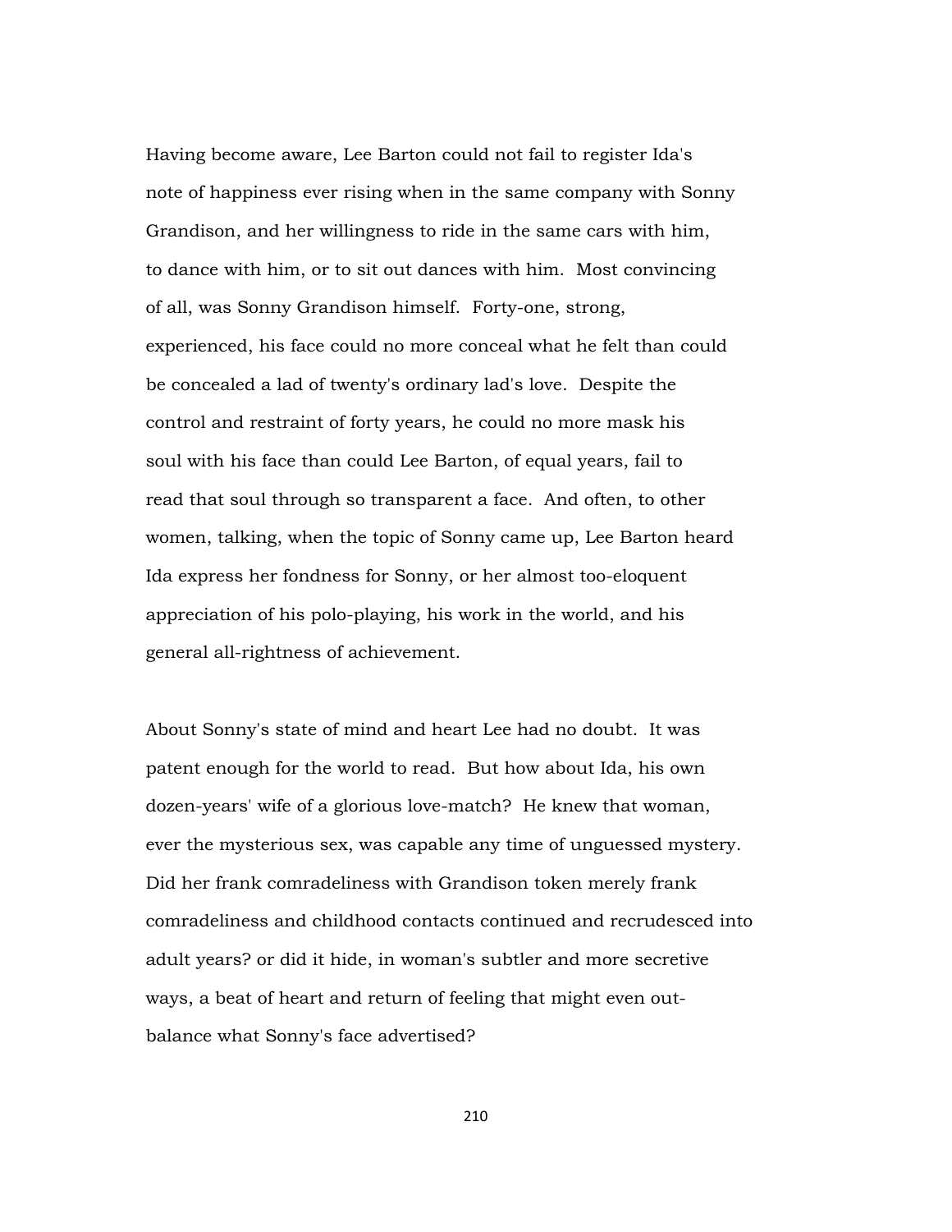Having become aware, Lee Barton could not fail to register Ida's note of happiness ever rising when in the same company with Sonny Grandison, and her willingness to ride in the same cars with him, to dance with him, or to sit out dances with him. Most convincing of all, was Sonny Grandison himself. Forty-one, strong, experienced, his face could no more conceal what he felt than could be concealed a lad of twenty's ordinary lad's love. Despite the control and restraint of forty years, he could no more mask his soul with his face than could Lee Barton, of equal years, fail to read that soul through so transparent a face. And often, to other women, talking, when the topic of Sonny came up, Lee Barton heard Ida express her fondness for Sonny, or her almost too-eloquent appreciation of his polo-playing, his work in the world, and his general all-rightness of achievement.

About Sonny's state of mind and heart Lee had no doubt. It was patent enough for the world to read. But how about Ida, his own dozen-years' wife of a glorious love-match? He knew that woman, ever the mysterious sex, was capable any time of unguessed mystery. Did her frank comradeliness with Grandison token merely frank comradeliness and childhood contacts continued and recrudesced into adult years? or did it hide, in woman's subtler and more secretive ways, a beat of heart and return of feeling that might even out-balance what Sonny's face advertised?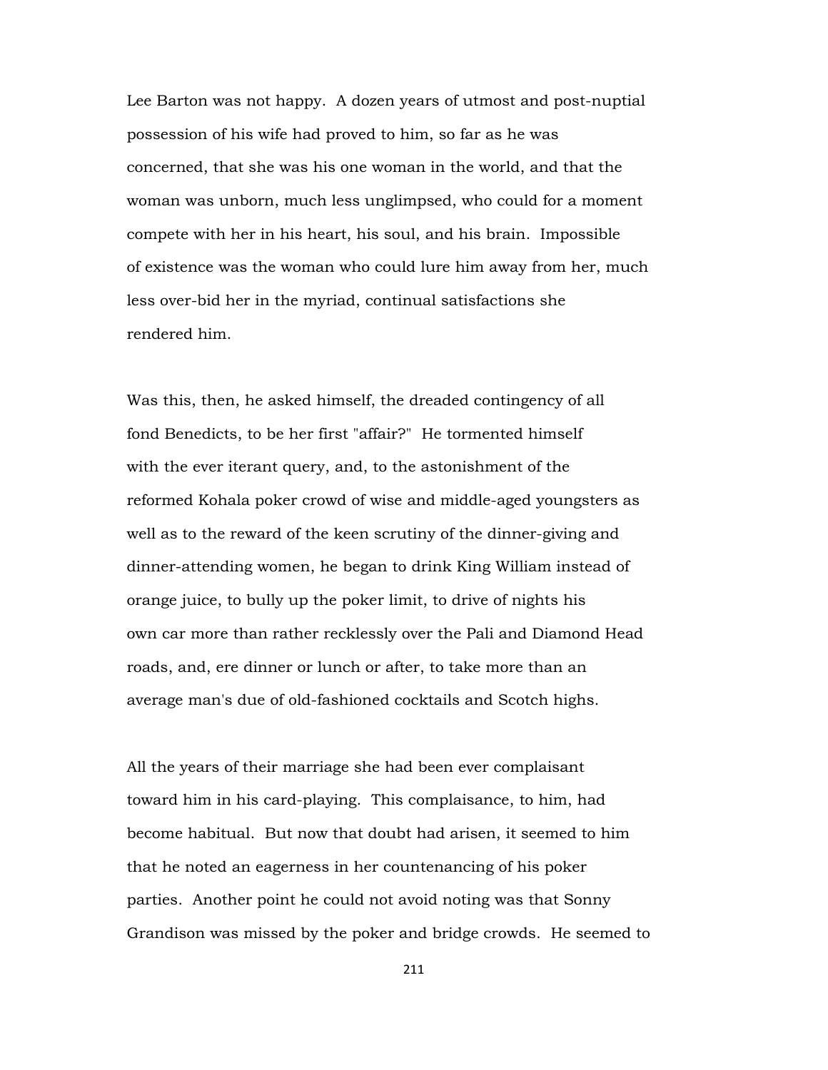Lee Barton was not happy. A dozen years of utmost and post-nuptial possession of his wife had proved to him, so far as he was concerned, that she was his one woman in the world, and that the woman was unborn, much less unglimpsed, who could for a moment compete with her in his heart, his soul, and his brain. Impossible of existence was the woman who could lure him away from her, much less over-bid her in the myriad, continual satisfactions she rendered him.

Was this, then, he asked himself, the dreaded contingency of all fond Benedicts, to be her first "affair?" He tormented himself with the ever iterant query, and, to the astonishment of the reformed Kohala poker crowd of wise and middle-aged youngsters as well as to the reward of the keen scrutiny of the dinner-giving and dinner-attending women, he began to drink King William instead of orange juice, to bully up the poker limit, to drive of nights his own car more than rather recklessly over the Pali and Diamond Head roads, and, ere dinner or lunch or after, to take more than an average man's due of old-fashioned cocktails and Scotch highs.

All the years of their marriage she had been ever complaisant toward him in his card-playing. This complaisance, to him, had become habitual. But now that doubt had arisen, it seemed to him that he noted an eagerness in her countenancing of his poker parties. Another point he could not avoid noting was that Sonny Grandison was missed by the poker and bridge crowds. He seemed to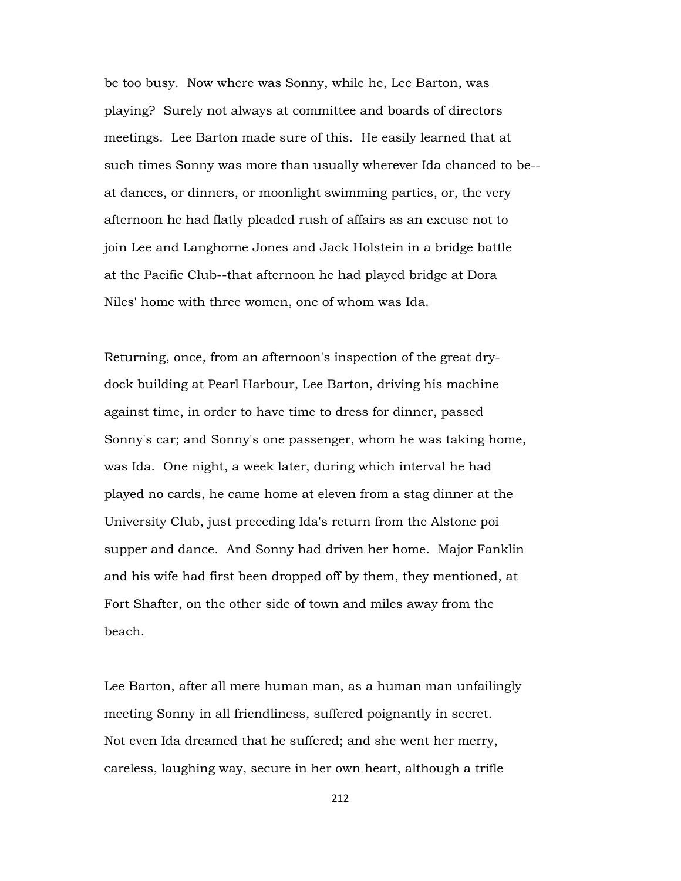be too busy. Now where was Sonny, while he, Lee Barton, was playing? Surely not always at committee and boards of directors meetings. Lee Barton made sure of this. He easily learned that at such times Sonny was more than usually wherever Ida chanced to be--at dances, or dinners, or moonlight swimming parties, or, the very afternoon he had flatly pleaded rush of affairs as an excuse not to join Lee and Langhorne Jones and Jack Holstein in a bridge battle at the Pacific Club--that afternoon he had played bridge at Dora Niles' home with three women, one of whom was Ida.

Returning, once, from an afternoon's inspection of the great dry-dock building at Pearl Harbour, Lee Barton, driving his machine against time, in order to have time to dress for dinner, passed Sonny's car; and Sonny's one passenger, whom he was taking home, was Ida. One night, a week later, during which interval he had played no cards, he came home at eleven from a stag dinner at the University Club, just preceding Ida's return from the Alstone poi supper and dance. And Sonny had driven her home. Major Fanklin and his wife had first been dropped off by them, they mentioned, at Fort Shafter, on the other side of town and miles away from the beach.

Lee Barton, after all mere human man, as a human man unfailingly meeting Sonny in all friendliness, suffered poignantly in secret. Not even Ida dreamed that he suffered; and she went her merry, careless, laughing way, secure in her own heart, although a trifle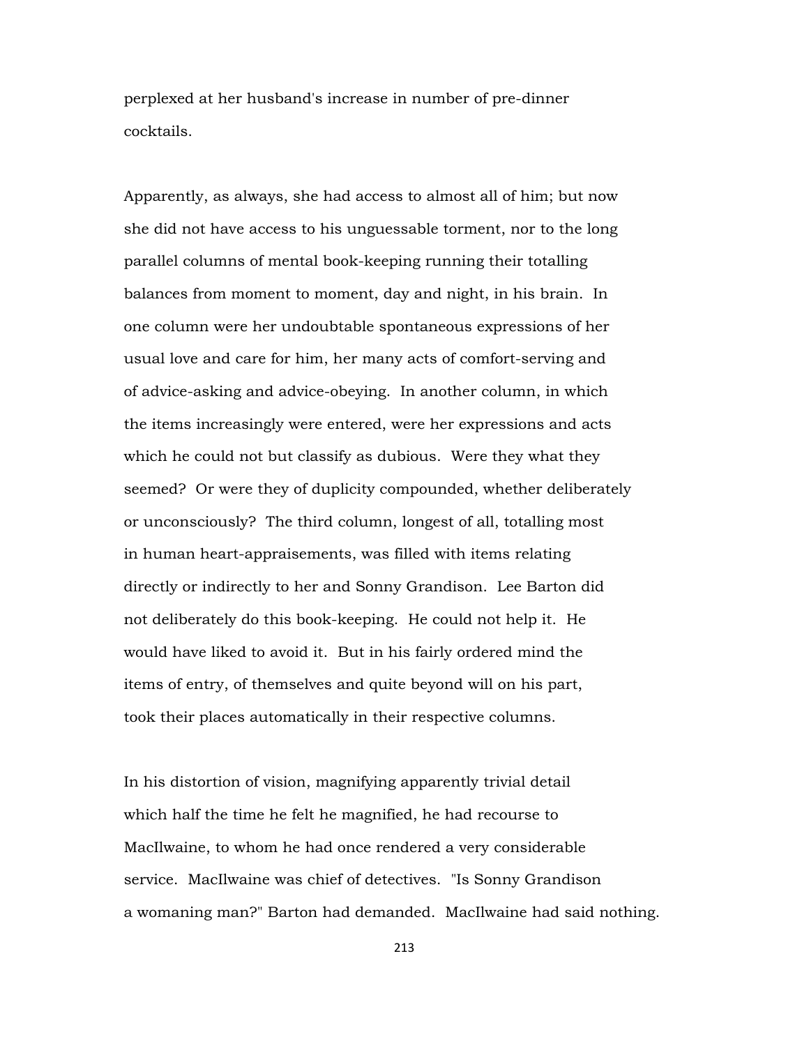perplexed at her husband's increase in number of pre-dinner cocktails.

Apparently, as always, she had access to almost all of him; but now she did not have access to his unguessable torment, nor to the long parallel columns of mental book-keeping running their totalling balances from moment to moment, day and night, in his brain. In one column were her undoubtable spontaneous expressions of her usual love and care for him, her many acts of comfort-serving and of advice-asking and advice-obeying. In another column, in which the items increasingly were entered, were her expressions and acts which he could not but classify as dubious. Were they what they seemed? Or were they of duplicity compounded, whether deliberately or unconsciously? The third column, longest of all, totalling most in human heart-appraisements, was filled with items relating directly or indirectly to her and Sonny Grandison. Lee Barton did not deliberately do this book-keeping. He could not help it. He would have liked to avoid it. But in his fairly ordered mind the items of entry, of themselves and quite beyond will on his part, took their places automatically in their respective columns.

In his distortion of vision, magnifying apparently trivial detail which half the time he felt he magnified, he had recourse to MacIlwaine, to whom he had once rendered a very considerable service. MacIlwaine was chief of detectives. "Is Sonny Grandison a womaning man?" Barton had demanded. MacIlwaine had said nothing.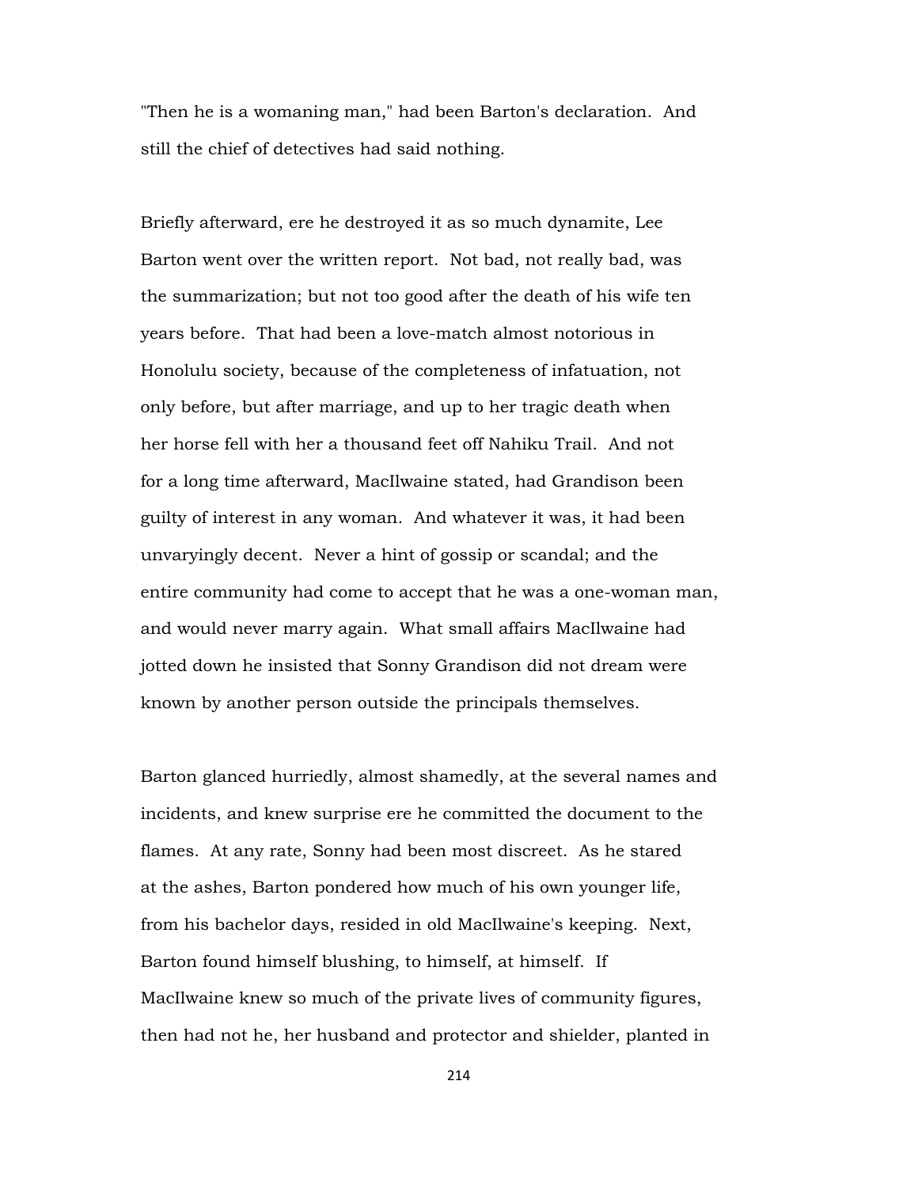"Then he is a womaning man," had been Barton's declaration. And still the chief of detectives had said nothing.

Briefly afterward, ere he destroyed it as so much dynamite, Lee Barton went over the written report. Not bad, not really bad, was the summarization; but not too good after the death of his wife ten years before. That had been a love-match almost notorious in Honolulu society, because of the completeness of infatuation, not only before, but after marriage, and up to her tragic death when her horse fell with her a thousand feet off Nahiku Trail. And not for a long time afterward, MacIlwaine stated, had Grandison been guilty of interest in any woman. And whatever it was, it had been unvaryingly decent. Never a hint of gossip or scandal; and the entire community had come to accept that he was a one-woman man, and would never marry again. What small affairs MacIlwaine had jotted down he insisted that Sonny Grandison did not dream were known by another person outside the principals themselves.

Barton glanced hurriedly, almost shamedly, at the several names and incidents, and knew surprise ere he committed the document to the flames. At any rate, Sonny had been most discreet. As he stared at the ashes, Barton pondered how much of his own younger life, from his bachelor days, resided in old MacIlwaine's keeping. Next, Barton found himself blushing, to himself, at himself. If MacIlwaine knew so much of the private lives of community figures, then had not he, her husband and protector and shielder, planted in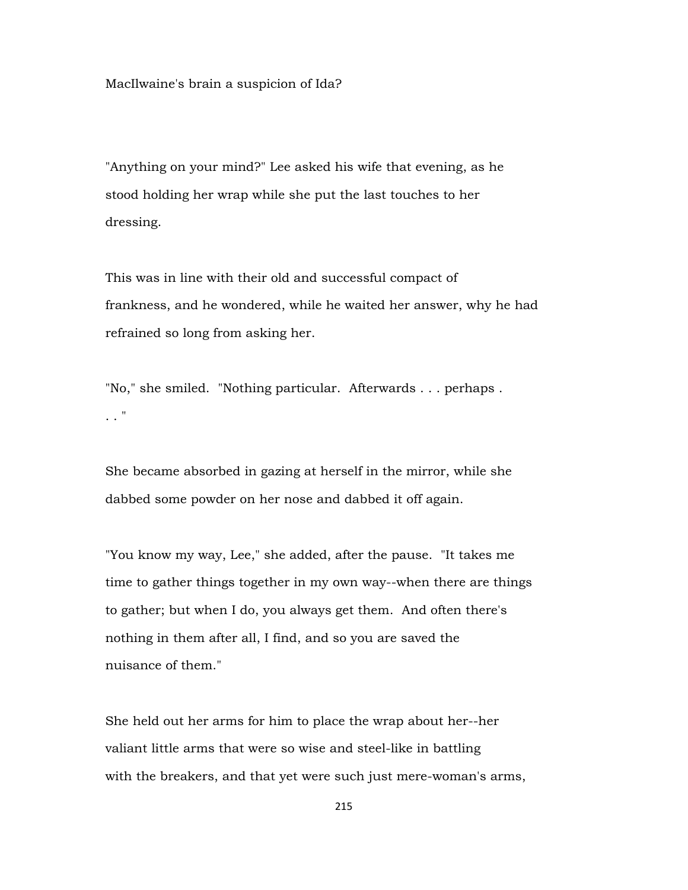MacIlwaine's brain a suspicion of Ida?

"Anything on your mind?" Lee asked his wife that evening, as he stood holding her wrap while she put the last touches to her dressing.

This was in line with their old and successful compact of frankness, and he wondered, while he waited her answer, why he had refrained so long from asking her.

"No," she smiled. "Nothing particular. Afterwards . . . perhaps . . . "

She became absorbed in gazing at herself in the mirror, while she dabbed some powder on her nose and dabbed it off again.

"You know my way, Lee," she added, after the pause. "It takes me time to gather things together in my own way--when there are things to gather; but when I do, you always get them. And often there's nothing in them after all, I find, and so you are saved the nuisance of them."

She held out her arms for him to place the wrap about her--her valiant little arms that were so wise and steel-like in battling with the breakers, and that yet were such just mere-woman's arms,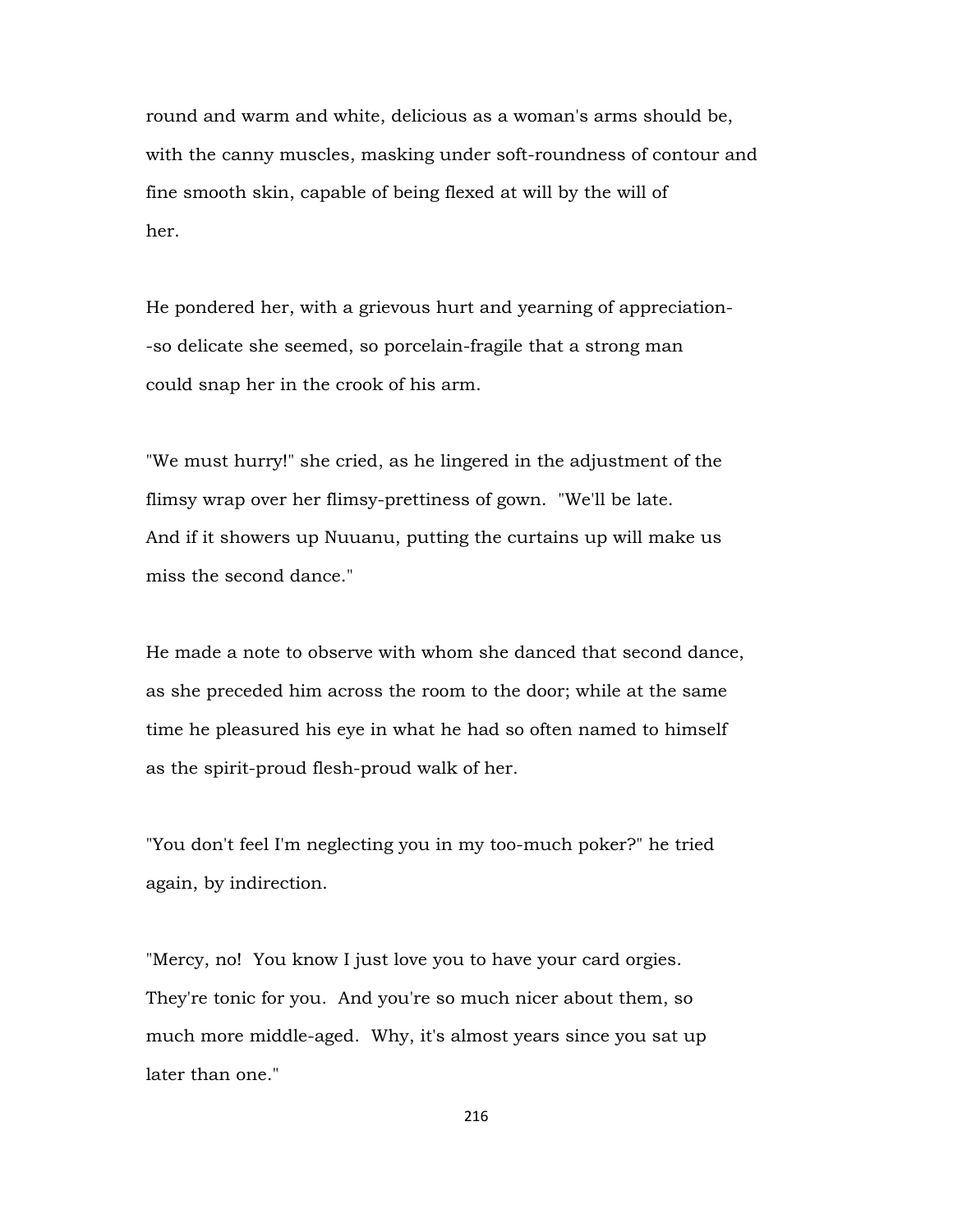round and warm and white, delicious as a woman's arms should be, with the canny muscles, masking under soft-roundness of contour and fine smooth skin, capable of being flexed at will by the will of her.

He pondered her, with a grievous hurt and yearning of appreciation--so delicate she seemed, so porcelain-fragile that a strong man could snap her in the crook of his arm.

"We must hurry!" she cried, as he lingered in the adjustment of the flimsy wrap over her flimsy-prettiness of gown. "We'll be late. And if it showers up Nuuanu, putting the curtains up will make us miss the second dance."

He made a note to observe with whom she danced that second dance, as she preceded him across the room to the door; while at the same time he pleasured his eye in what he had so often named to himself as the spirit-proud flesh-proud walk of her.

"You don't feel I'm neglecting you in my too-much poker?" he tried again, by indirection.

"Mercy, no! You know I just love you to have your card orgies. They're tonic for you. And you're so much nicer about them, so much more middle-aged. Why, it's almost years since you sat up later than one."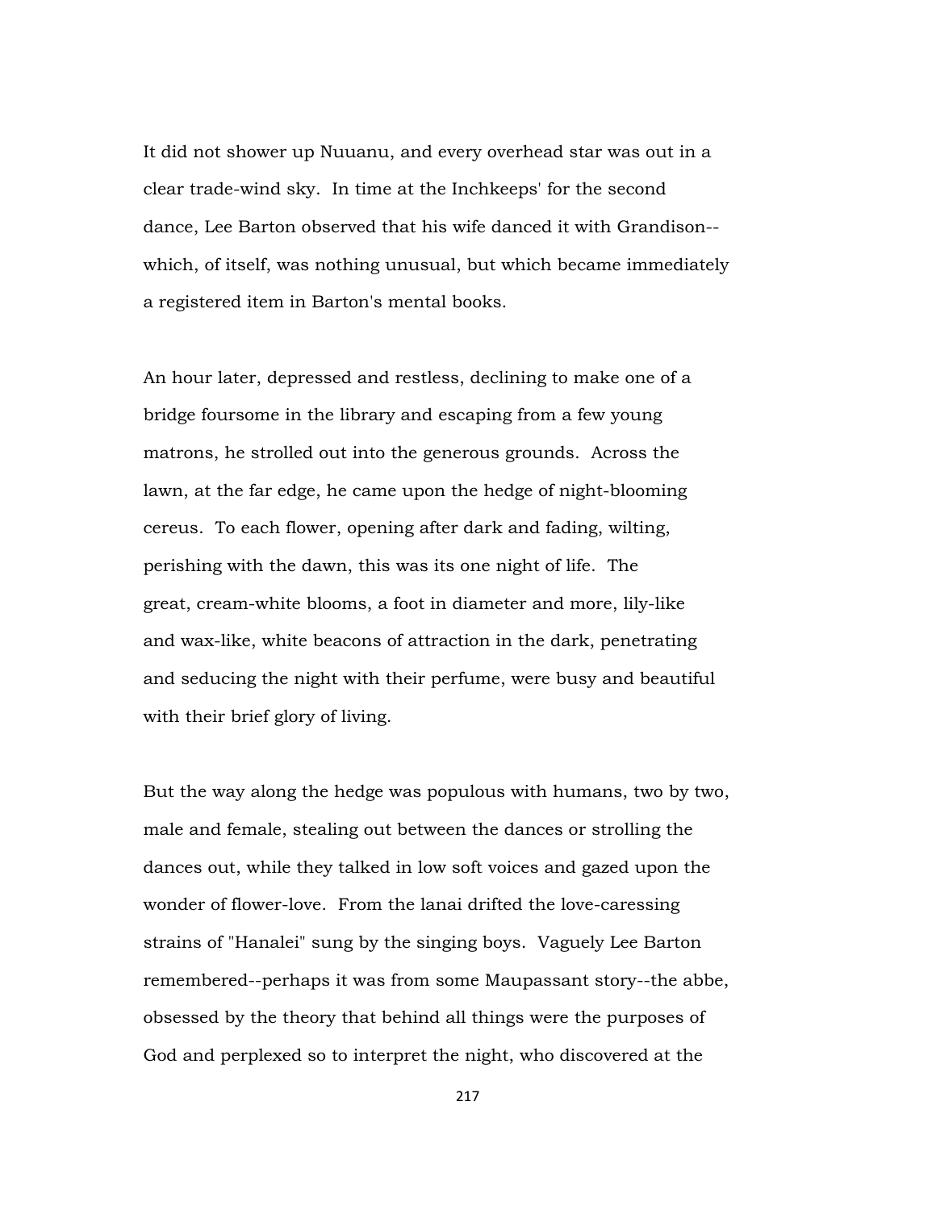It did not shower up Nuuanu, and every overhead star was out in a clear trade-wind sky. In time at the Inchkeeps' for the second dance, Lee Barton observed that his wife danced it with Grandison--which, of itself, was nothing unusual, but which became immediately a registered item in Barton's mental books.

An hour later, depressed and restless, declining to make one of a bridge foursome in the library and escaping from a few young matrons, he strolled out into the generous grounds. Across the lawn, at the far edge, he came upon the hedge of night-blooming cereus. To each flower, opening after dark and fading, wilting, perishing with the dawn, this was its one night of life. The great, cream-white blooms, a foot in diameter and more, lily-like and wax-like, white beacons of attraction in the dark, penetrating and seducing the night with their perfume, were busy and beautiful with their brief glory of living.

But the way along the hedge was populous with humans, two by two, male and female, stealing out between the dances or strolling the dances out, while they talked in low soft voices and gazed upon the wonder of flower-love. From the lanai drifted the love-caressing strains of "Hanalei" sung by the singing boys. Vaguely Lee Barton remembered--perhaps it was from some Maupassant story--the abbe, obsessed by the theory that behind all things were the purposes of God and perplexed so to interpret the night, who discovered at the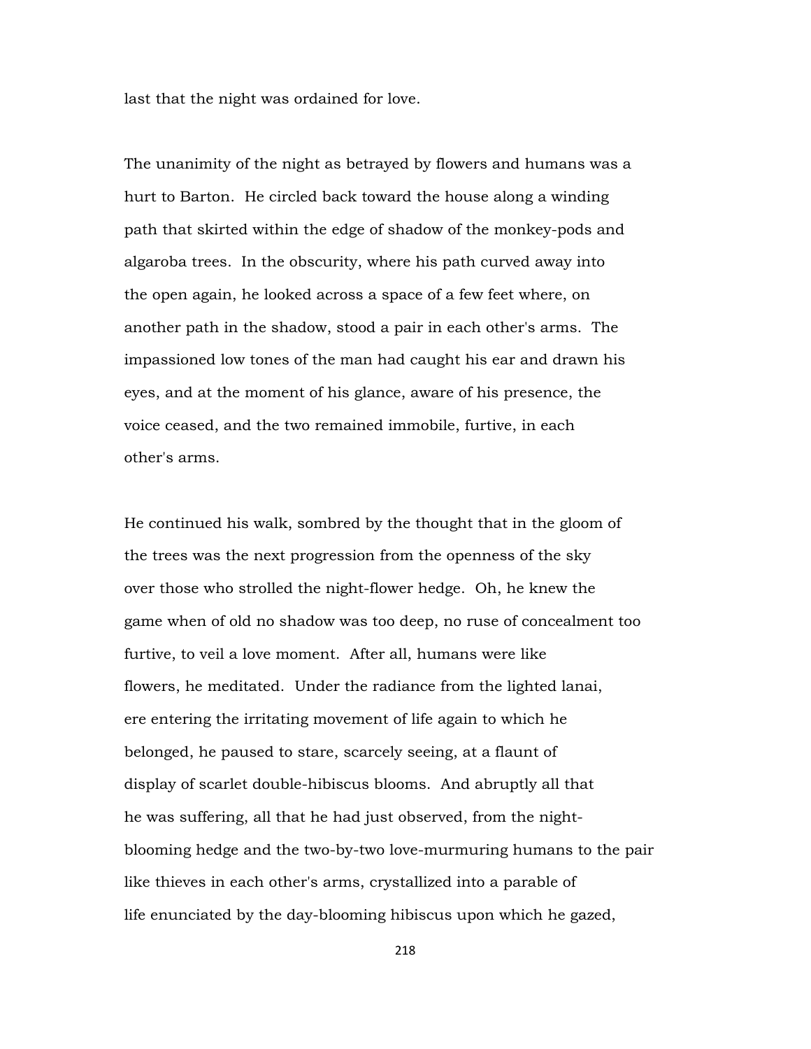last that the night was ordained for love.

The unanimity of the night as betrayed by flowers and humans was a hurt to Barton. He circled back toward the house along a winding path that skirted within the edge of shadow of the monkey-pods and algaroba trees. In the obscurity, where his path curved away into the open again, he looked across a space of a few feet where, on another path in the shadow, stood a pair in each other's arms. The impassioned low tones of the man had caught his ear and drawn his eyes, and at the moment of his glance, aware of his presence, the voice ceased, and the two remained immobile, furtive, in each other's arms.

He continued his walk, sombred by the thought that in the gloom of the trees was the next progression from the openness of the sky over those who strolled the night-flower hedge. Oh, he knew the game when of old no shadow was too deep, no ruse of concealment too furtive, to veil a love moment. After all, humans were like flowers, he meditated. Under the radiance from the lighted lanai, ere entering the irritating movement of life again to which he belonged, he paused to stare, scarcely seeing, at a flaunt of display of scarlet double-hibiscus blooms. And abruptly all that he was suffering, all that he had just observed, from the night-blooming hedge and the two-by-two love-murmuring humans to the pair like thieves in each other's arms, crystallized into a parable of life enunciated by the day-blooming hibiscus upon which he gazed,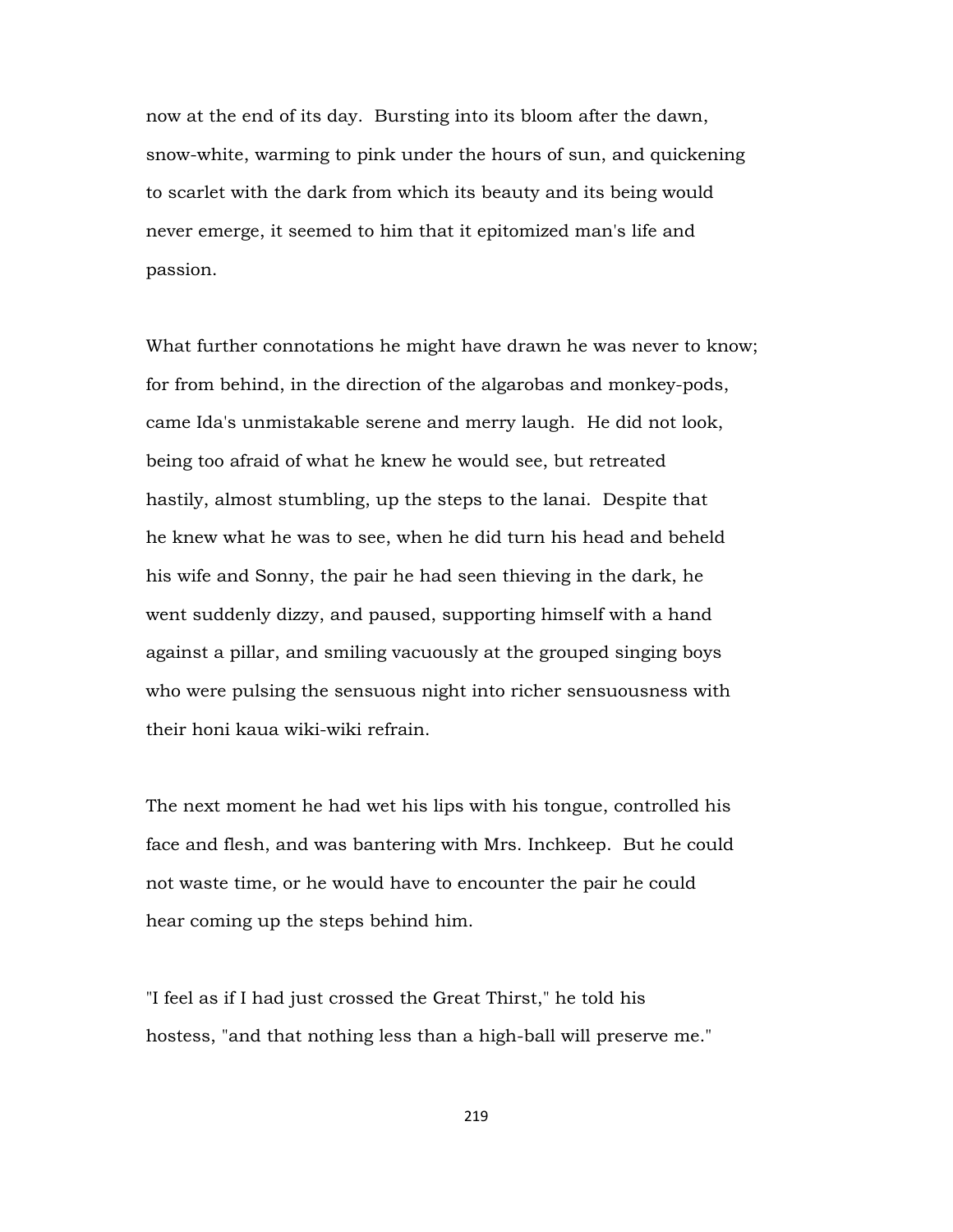now at the end of its day. Bursting into its bloom after the dawn, snow-white, warming to pink under the hours of sun, and quickening to scarlet with the dark from which its beauty and its being would never emerge, it seemed to him that it epitomized man's life and passion.

What further connotations he might have drawn he was never to know; for from behind, in the direction of the algarobas and monkey-pods, came Ida's unmistakable serene and merry laugh. He did not look, being too afraid of what he knew he would see, but retreated hastily, almost stumbling, up the steps to the lanai. Despite that he knew what he was to see, when he did turn his head and beheld his wife and Sonny, the pair he had seen thieving in the dark, he went suddenly dizzy, and paused, supporting himself with a hand against a pillar, and smiling vacuously at the grouped singing boys who were pulsing the sensuous night into richer sensuousness with their honi kaua wiki-wiki refrain.

The next moment he had wet his lips with his tongue, controlled his face and flesh, and was bantering with Mrs. Inchkeep. But he could not waste time, or he would have to encounter the pair he could hear coming up the steps behind him.

"I feel as if I had just crossed the Great Thirst," he told his hostess, "and that nothing less than a high-ball will preserve me."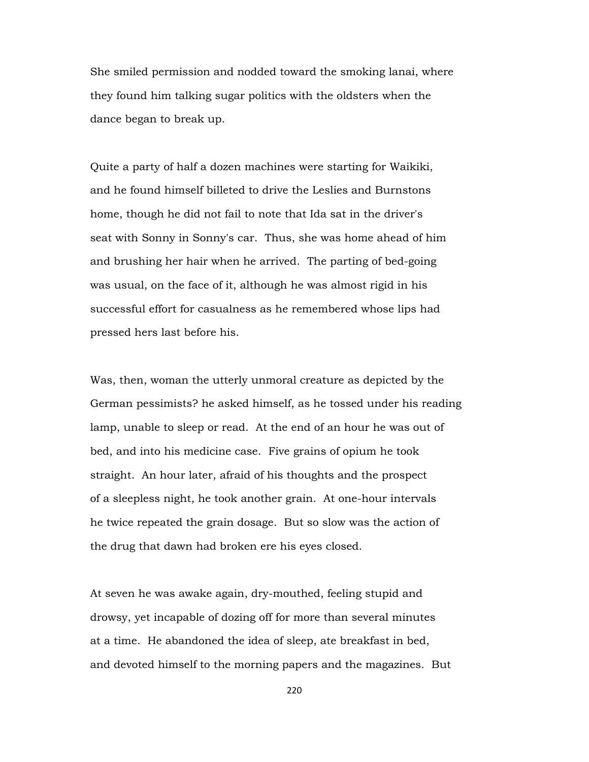She smiled permission and nodded toward the smoking lanai, where they found him talking sugar politics with the oldsters when the dance began to break up.

Quite a party of half a dozen machines were starting for Waikiki, and he found himself billeted to drive the Leslies and Burnstons home, though he did not fail to note that Ida sat in the driver's seat with Sonny in Sonny's car. Thus, she was home ahead of him and brushing her hair when he arrived. The parting of bed-going was usual, on the face of it, although he was almost rigid in his successful effort for casualness as he remembered whose lips had pressed hers last before his.

Was, then, woman the utterly unmoral creature as depicted by the German pessimists? he asked himself, as he tossed under his reading lamp, unable to sleep or read. At the end of an hour he was out of bed, and into his medicine case. Five grains of opium he took straight. An hour later, afraid of his thoughts and the prospect of a sleepless night, he took another grain. At one-hour intervals he twice repeated the grain dosage. But so slow was the action of the drug that dawn had broken ere his eyes closed.

At seven he was awake again, dry-mouthed, feeling stupid and drowsy, yet incapable of dozing off for more than several minutes at a time. He abandoned the idea of sleep, ate breakfast in bed, and devoted himself to the morning papers and the magazines. But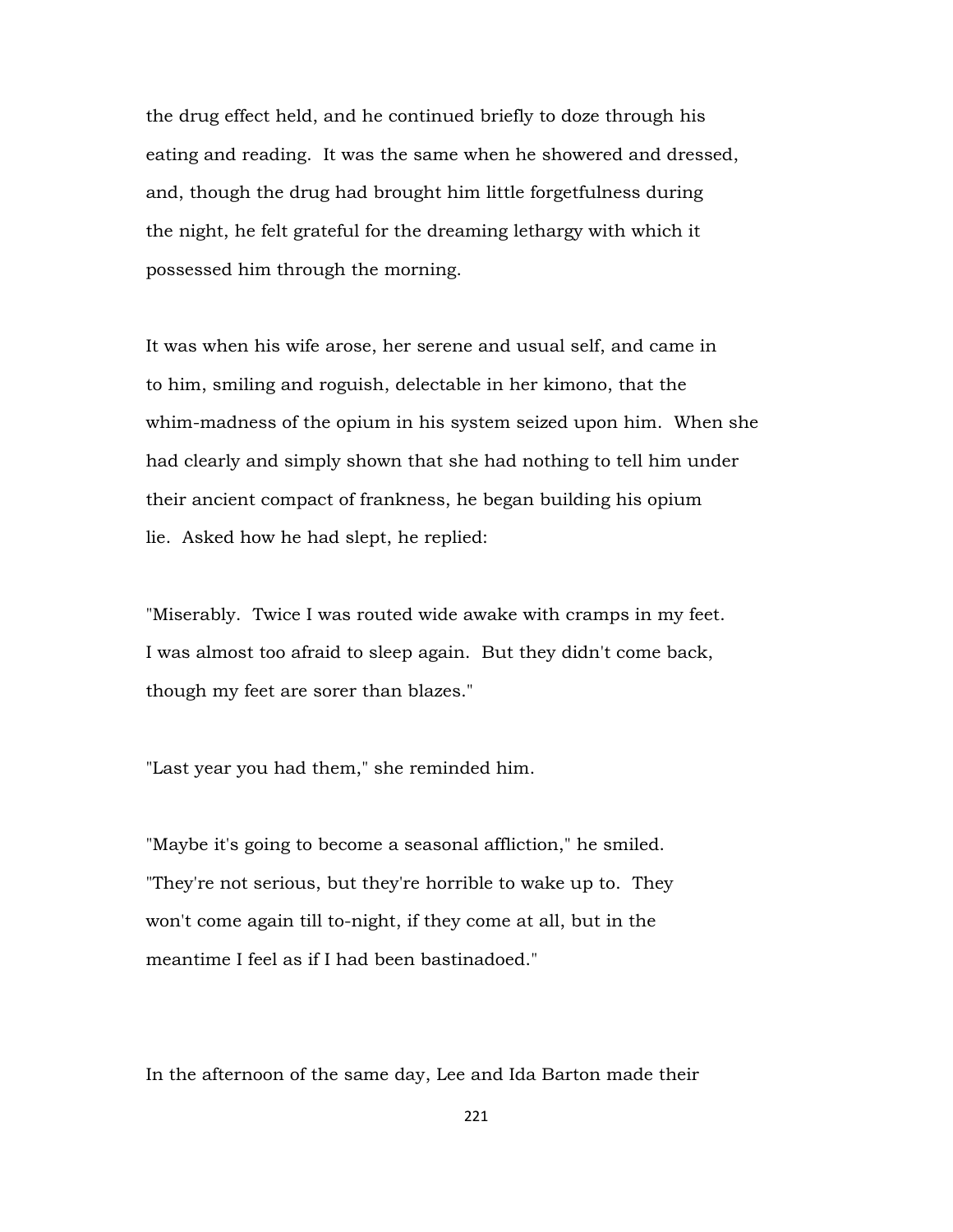the drug effect held, and he continued briefly to doze through his eating and reading. It was the same when he showered and dressed, and, though the drug had brought him little forgetfulness during the night, he felt grateful for the dreaming lethargy with which it possessed him through the morning.

It was when his wife arose, her serene and usual self, and came in to him, smiling and roguish, delectable in her kimono, that the whim-madness of the opium in his system seized upon him. When she had clearly and simply shown that she had nothing to tell him under their ancient compact of frankness, he began building his opium lie. Asked how he had slept, he replied:

"Miserably. Twice I was routed wide awake with cramps in my feet. I was almost too afraid to sleep again. But they didn't come back, though my feet are sorer than blazes."

"Last year you had them," she reminded him.

"Maybe it's going to become a seasonal affliction," he smiled. "They're not serious, but they're horrible to wake up to. They won't come again till to-night, if they come at all, but in the meantime I feel as if I had been bastinadoed."

In the afternoon of the same day, Lee and Ida Barton made their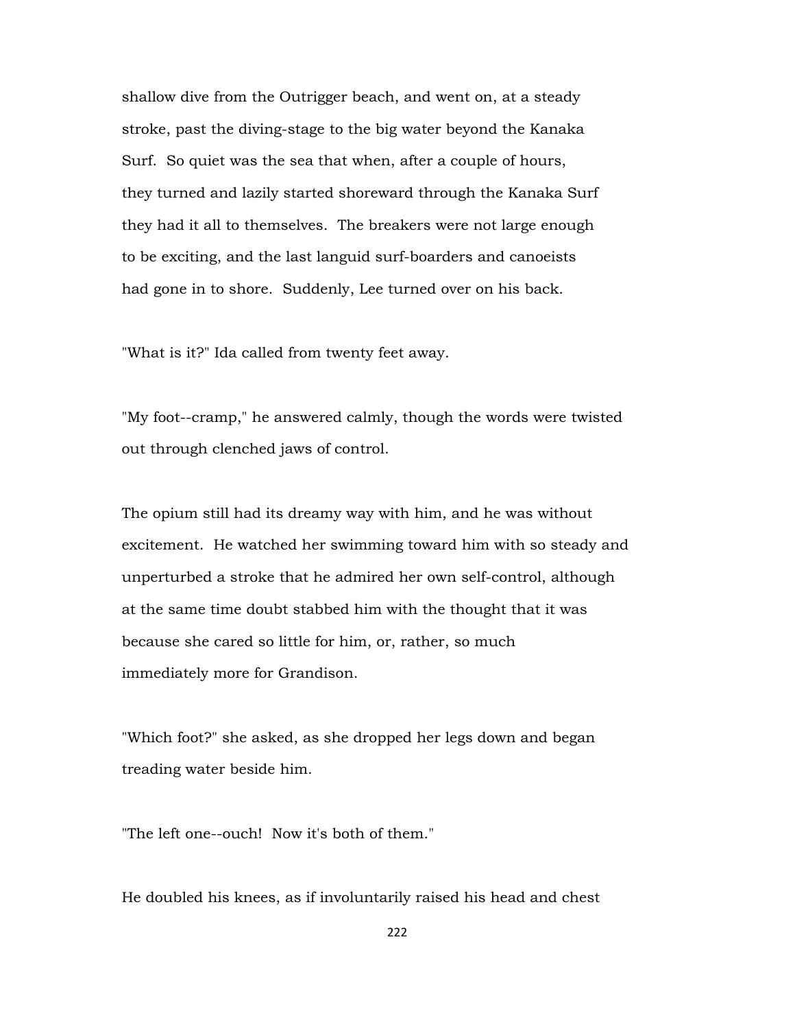shallow dive from the Outrigger beach, and went on, at a steady stroke, past the diving-stage to the big water beyond the Kanaka Surf. So quiet was the sea that when, after a couple of hours, they turned and lazily started shoreward through the Kanaka Surf they had it all to themselves. The breakers were not large enough to be exciting, and the last languid surf-boarders and canoeists had gone in to shore. Suddenly, Lee turned over on his back.

"What is it?" Ida called from twenty feet away.

"My foot--cramp," he answered calmly, though the words were twisted out through clenched jaws of control.

The opium still had its dreamy way with him, and he was without excitement. He watched her swimming toward him with so steady and unperturbed a stroke that he admired her own self-control, although at the same time doubt stabbed him with the thought that it was because she cared so little for him, or, rather, so much immediately more for Grandison.

"Which foot?" she asked, as she dropped her legs down and began treading water beside him.

"The left one--ouch! Now it's both of them."

He doubled his knees, as if involuntarily raised his head and chest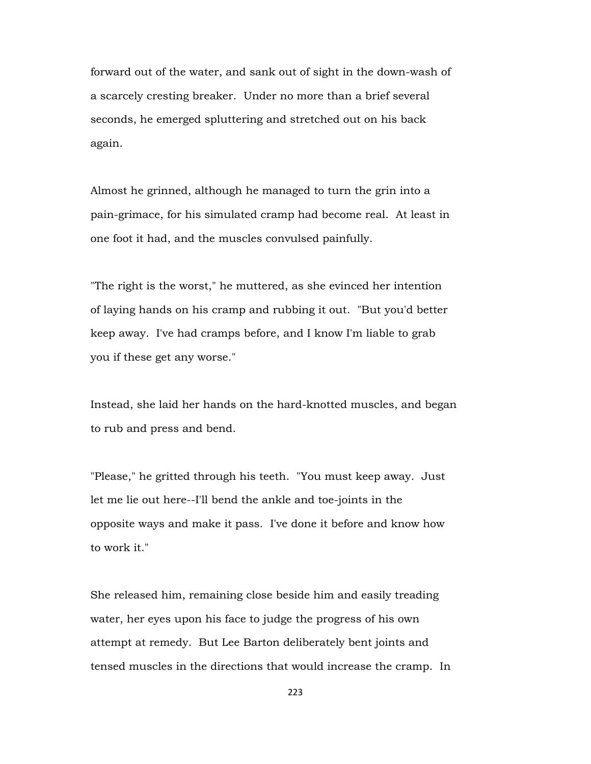forward out of the water, and sank out of sight in the down-wash of a scarcely cresting breaker. Under no more than a brief several seconds, he emerged spluttering and stretched out on his back again.

Almost he grinned, although he managed to turn the grin into a pain-grimace, for his simulated cramp had become real. At least in one foot it had, and the muscles convulsed painfully.

"The right is the worst," he muttered, as she evinced her intention of laying hands on his cramp and rubbing it out. "But you'd better keep away. I've had cramps before, and I know I'm liable to grab you if these get any worse."

Instead, she laid her hands on the hard-knotted muscles, and began to rub and press and bend.

"Please," he gritted through his teeth. "You must keep away. Just let me lie out here--I'll bend the ankle and toe-joints in the opposite ways and make it pass. I've done it before and know how to work it."

She released him, remaining close beside him and easily treading water, her eyes upon his face to judge the progress of his own attempt at remedy. But Lee Barton deliberately bent joints and tensed muscles in the directions that would increase the cramp. In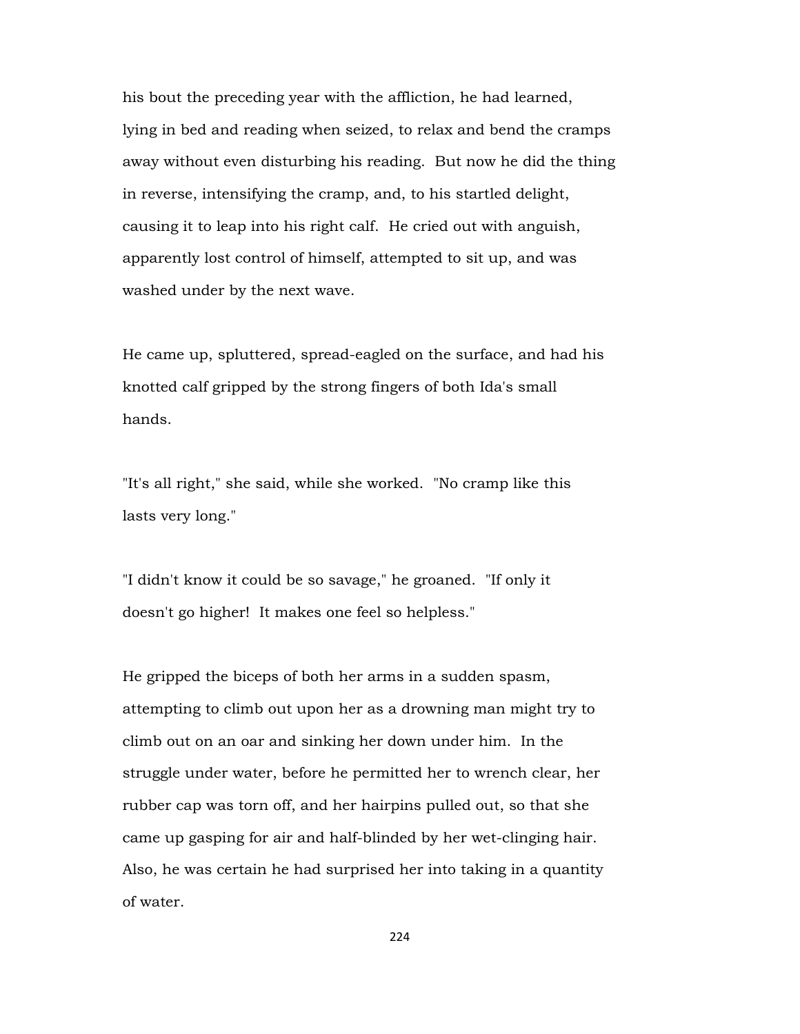his bout the preceding year with the affliction, he had learned, lying in bed and reading when seized, to relax and bend the cramps away without even disturbing his reading. But now he did the thing in reverse, intensifying the cramp, and, to his startled delight, causing it to leap into his right calf. He cried out with anguish, apparently lost control of himself, attempted to sit up, and was washed under by the next wave.

He came up, spluttered, spread-eagled on the surface, and had his knotted calf gripped by the strong fingers of both Ida's small hands.

"It's all right," she said, while she worked. "No cramp like this lasts very long."

"I didn't know it could be so savage," he groaned. "If only it doesn't go higher! It makes one feel so helpless."

He gripped the biceps of both her arms in a sudden spasm, attempting to climb out upon her as a drowning man might try to climb out on an oar and sinking her down under him. In the struggle under water, before he permitted her to wrench clear, her rubber cap was torn off, and her hairpins pulled out, so that she came up gasping for air and half-blinded by her wet-clinging hair. Also, he was certain he had surprised her into taking in a quantity of water.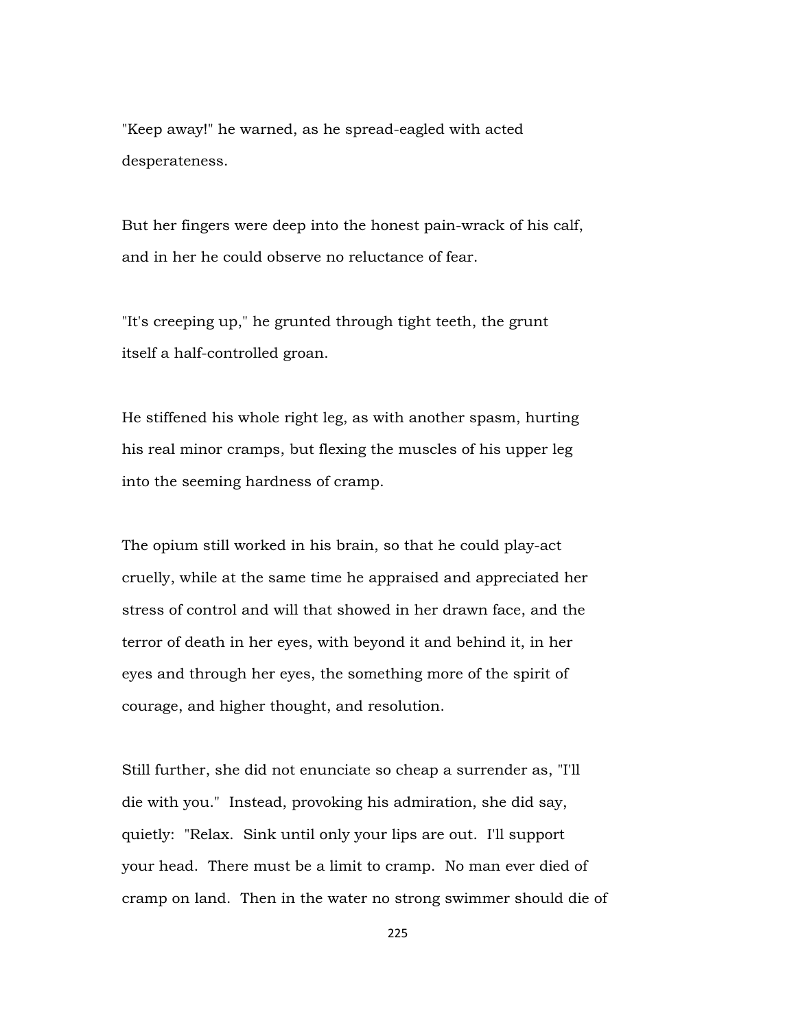"Keep away!" he warned, as he spread-eagled with acted desperateness.

But her fingers were deep into the honest pain-wrack of his calf, and in her he could observe no reluctance of fear.

"It's creeping up," he grunted through tight teeth, the grunt itself a half-controlled groan.

He stiffened his whole right leg, as with another spasm, hurting his real minor cramps, but flexing the muscles of his upper leg into the seeming hardness of cramp.

The opium still worked in his brain, so that he could play-act cruelly, while at the same time he appraised and appreciated her stress of control and will that showed in her drawn face, and the terror of death in her eyes, with beyond it and behind it, in her eyes and through her eyes, the something more of the spirit of courage, and higher thought, and resolution.

Still further, she did not enunciate so cheap a surrender as, "I'll die with you." Instead, provoking his admiration, she did say, quietly: "Relax. Sink until only your lips are out. I'll support your head. There must be a limit to cramp. No man ever died of cramp on land. Then in the water no strong swimmer should die of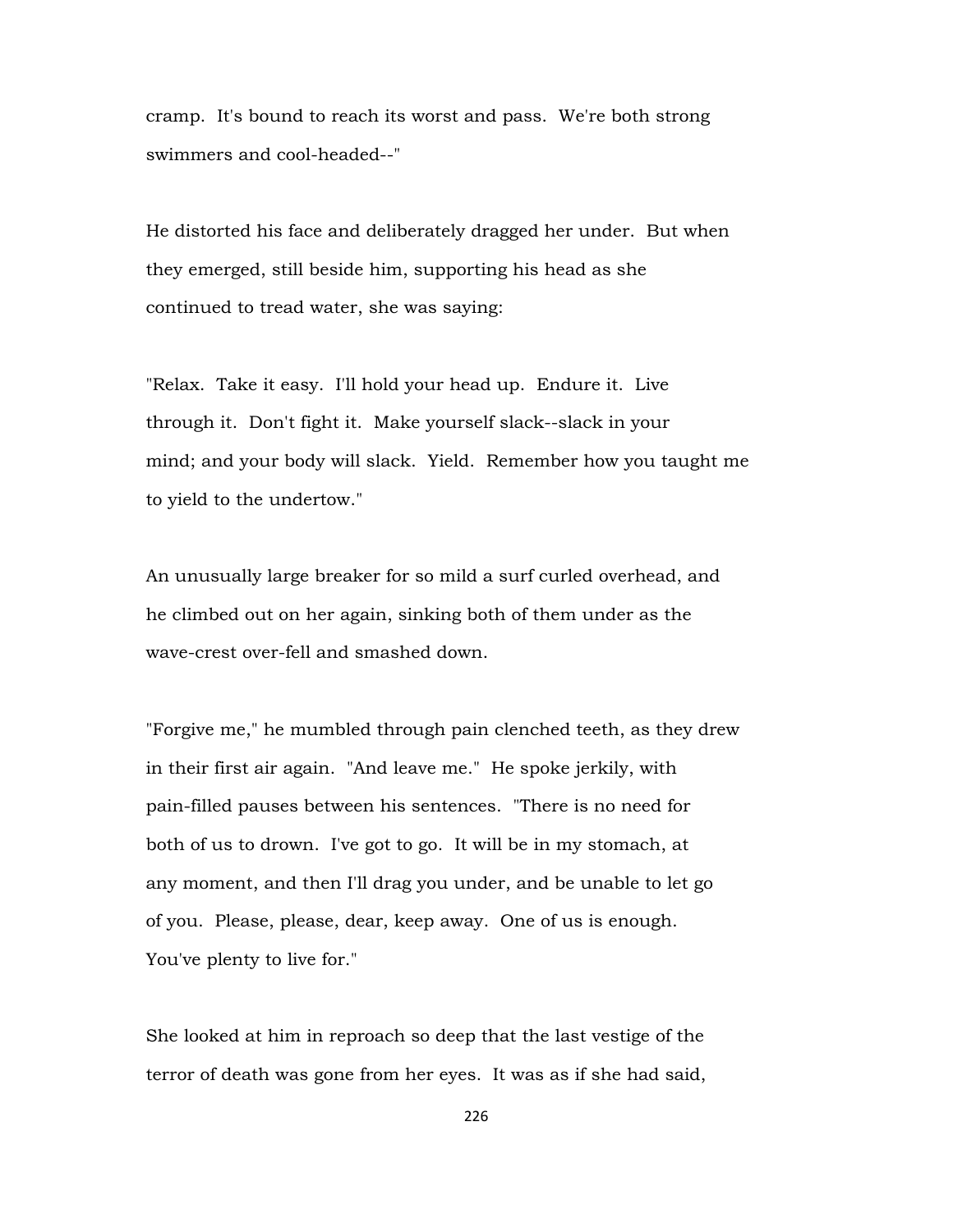cramp. It's bound to reach its worst and pass. We're both strong swimmers and cool-headed--"

He distorted his face and deliberately dragged her under. But when they emerged, still beside him, supporting his head as she continued to tread water, she was saying:

"Relax. Take it easy. I'll hold your head up. Endure it. Live through it. Don't fight it. Make yourself slack--slack in your mind; and your body will slack. Yield. Remember how you taught me to yield to the undertow."

An unusually large breaker for so mild a surf curled overhead, and he climbed out on her again, sinking both of them under as the wave-crest over-fell and smashed down.

"Forgive me," he mumbled through pain clenched teeth, as they drew in their first air again. "And leave me." He spoke jerkily, with pain-filled pauses between his sentences. "There is no need for both of us to drown. I've got to go. It will be in my stomach, at any moment, and then I'll drag you under, and be unable to let go of you. Please, please, dear, keep away. One of us is enough. You've plenty to live for."

She looked at him in reproach so deep that the last vestige of the terror of death was gone from her eyes. It was as if she had said,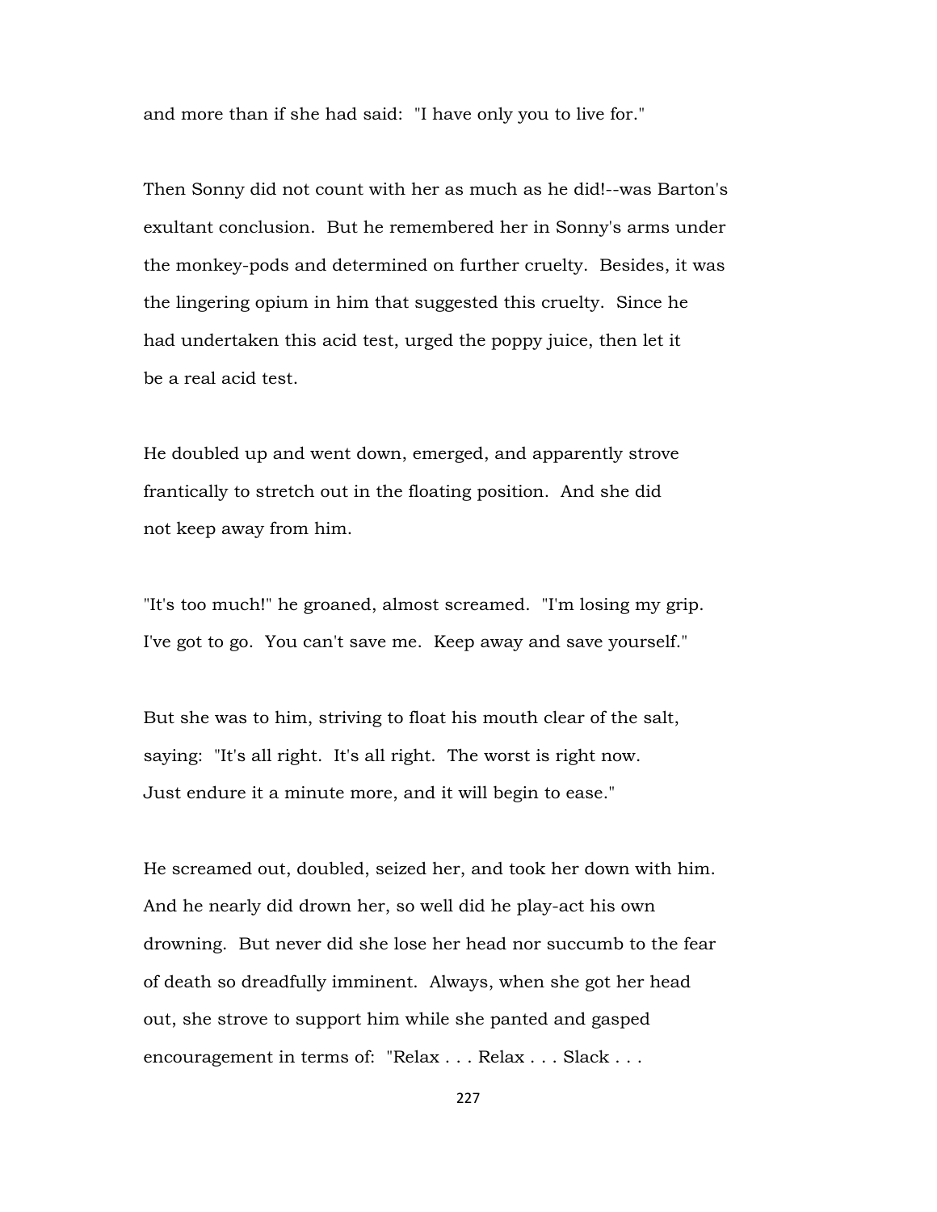and more than if she had said: "I have only you to live for."

Then Sonny did not count with her as much as he did!--was Barton's exultant conclusion. But he remembered her in Sonny's arms under the monkey-pods and determined on further cruelty. Besides, it was the lingering opium in him that suggested this cruelty. Since he had undertaken this acid test, urged the poppy juice, then let it be a real acid test.

He doubled up and went down, emerged, and apparently strove frantically to stretch out in the floating position. And she did not keep away from him.

"It's too much!" he groaned, almost screamed. "I'm losing my grip. I've got to go. You can't save me. Keep away and save yourself."

But she was to him, striving to float his mouth clear of the salt, saying: "It's all right. It's all right. The worst is right now. Just endure it a minute more, and it will begin to ease."

He screamed out, doubled, seized her, and took her down with him. And he nearly did drown her, so well did he play-act his own drowning. But never did she lose her head nor succumb to the fear of death so dreadfully imminent. Always, when she got her head out, she strove to support him while she panted and gasped encouragement in terms of: "Relax . . . Relax . . . Slack . . .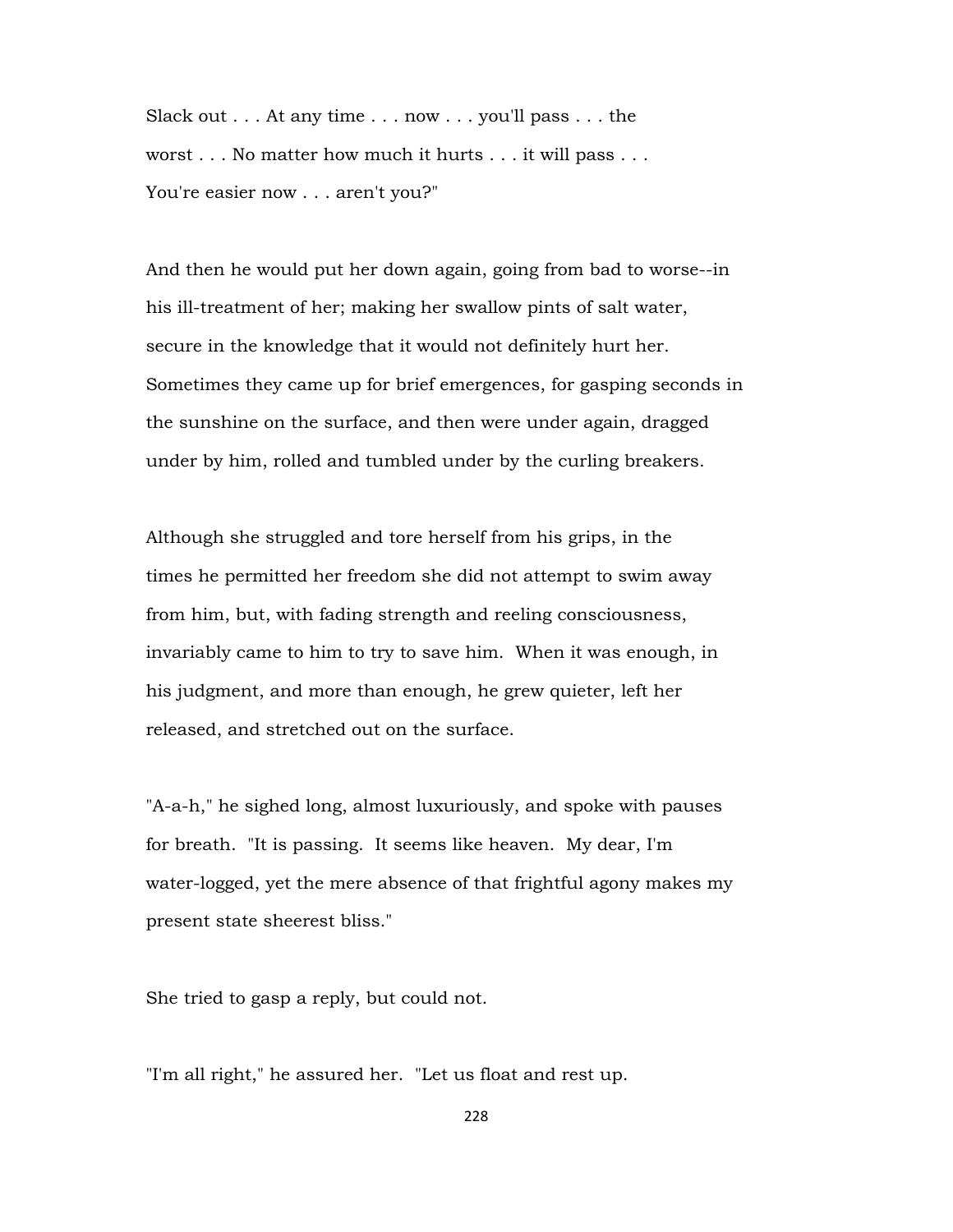Slack out . . . At any time . . . now . . . you'll pass . . . the worst . . . No matter how much it hurts . . . it will pass . . . You're easier now . . . aren't you?"

And then he would put her down again, going from bad to worse--in his ill-treatment of her; making her swallow pints of salt water, secure in the knowledge that it would not definitely hurt her. Sometimes they came up for brief emergences, for gasping seconds in the sunshine on the surface, and then were under again, dragged under by him, rolled and tumbled under by the curling breakers.

Although she struggled and tore herself from his grips, in the times he permitted her freedom she did not attempt to swim away from him, but, with fading strength and reeling consciousness, invariably came to him to try to save him. When it was enough, in his judgment, and more than enough, he grew quieter, left her released, and stretched out on the surface.

"A-a-h," he sighed long, almost luxuriously, and spoke with pauses for breath. "It is passing. It seems like heaven. My dear, I'm water-logged, yet the mere absence of that frightful agony makes my present state sheerest bliss."

She tried to gasp a reply, but could not.

"I'm all right," he assured her. "Let us float and rest up.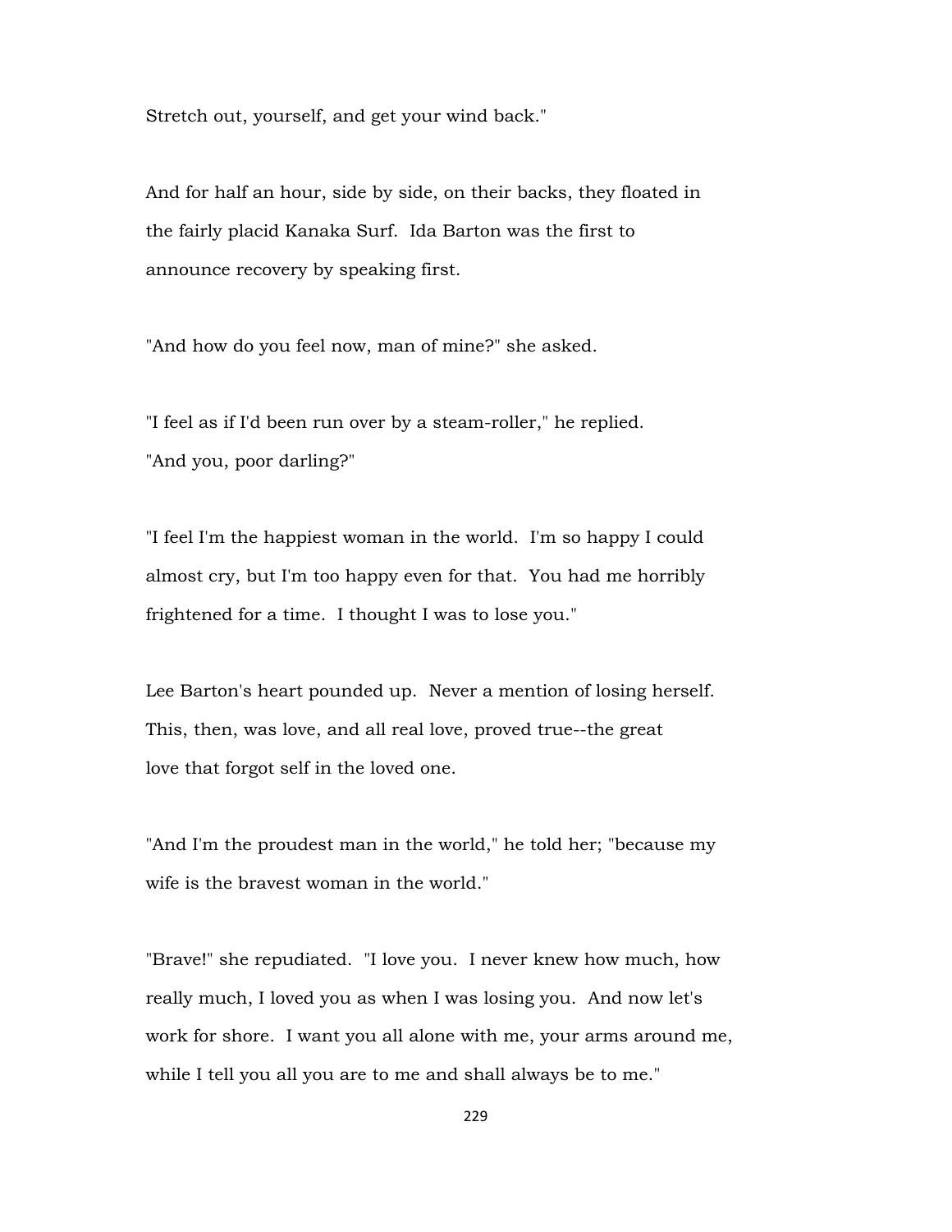Stretch out, yourself, and get your wind back."

And for half an hour, side by side, on their backs, they floated in the fairly placid Kanaka Surf. Ida Barton was the first to announce recovery by speaking first.

"And how do you feel now, man of mine?" she asked.

"I feel as if I'd been run over by a steam-roller," he replied. "And you, poor darling?"

"I feel I'm the happiest woman in the world. I'm so happy I could almost cry, but I'm too happy even for that. You had me horribly frightened for a time. I thought I was to lose you."

Lee Barton's heart pounded up. Never a mention of losing herself. This, then, was love, and all real love, proved true--the great love that forgot self in the loved one.

"And I'm the proudest man in the world," he told her; "because my wife is the bravest woman in the world."

"Brave!" she repudiated. "I love you. I never knew how much, how really much, I loved you as when I was losing you. And now let's work for shore. I want you all alone with me, your arms around me, while I tell you all you are to me and shall always be to me."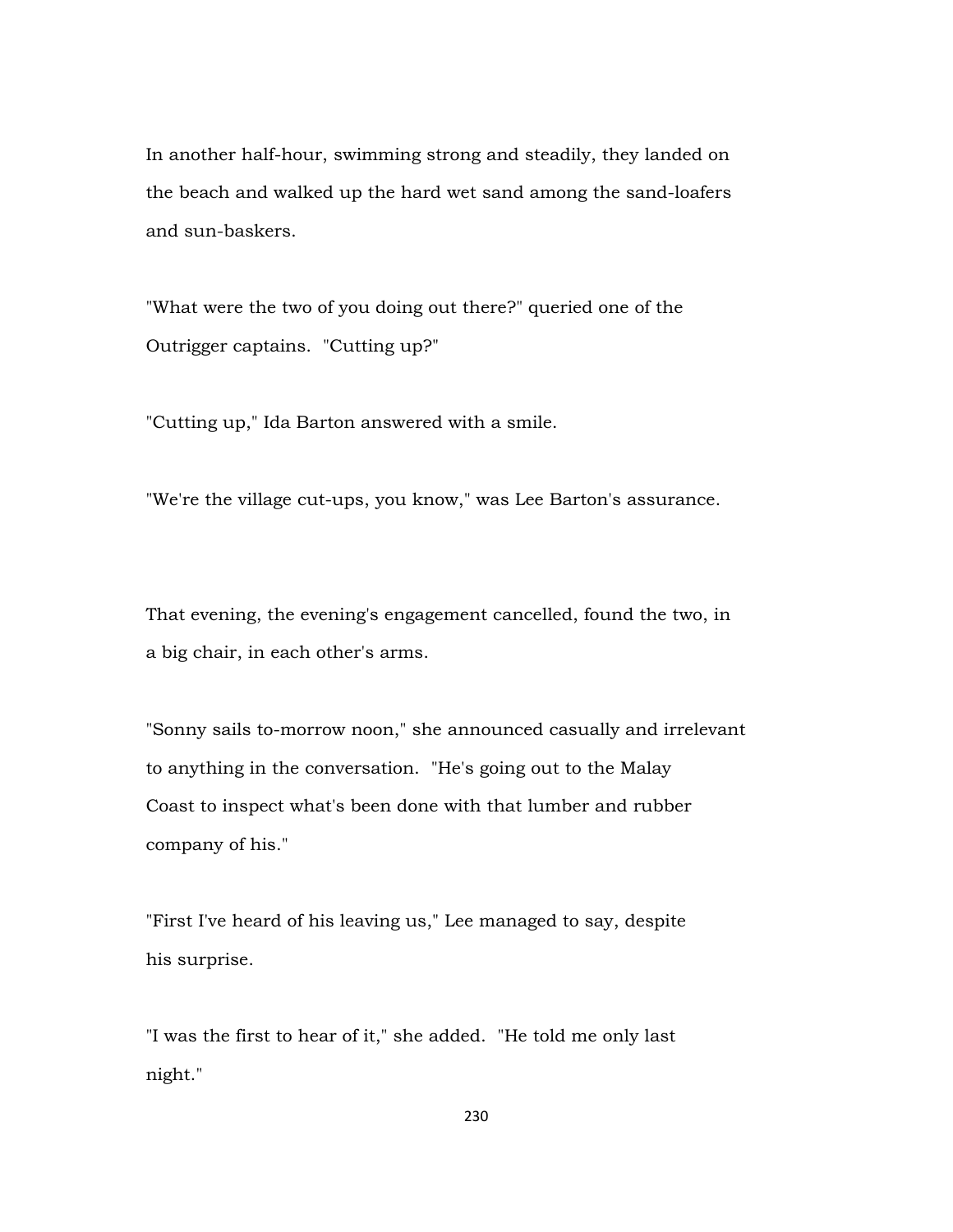In another half-hour, swimming strong and steadily, they landed on the beach and walked up the hard wet sand among the sand-loafers and sun-baskers.

"What were the two of you doing out there?" queried one of the Outrigger captains. "Cutting up?"

"Cutting up," Ida Barton answered with a smile.

"We're the village cut-ups, you know," was Lee Barton's assurance.

That evening, the evening's engagement cancelled, found the two, in a big chair, in each other's arms.

"Sonny sails to-morrow noon," she announced casually and irrelevant to anything in the conversation. "He's going out to the Malay Coast to inspect what's been done with that lumber and rubber company of his."

"First I've heard of his leaving us," Lee managed to say, despite his surprise.

"I was the first to hear of it," she added. "He told me only last night."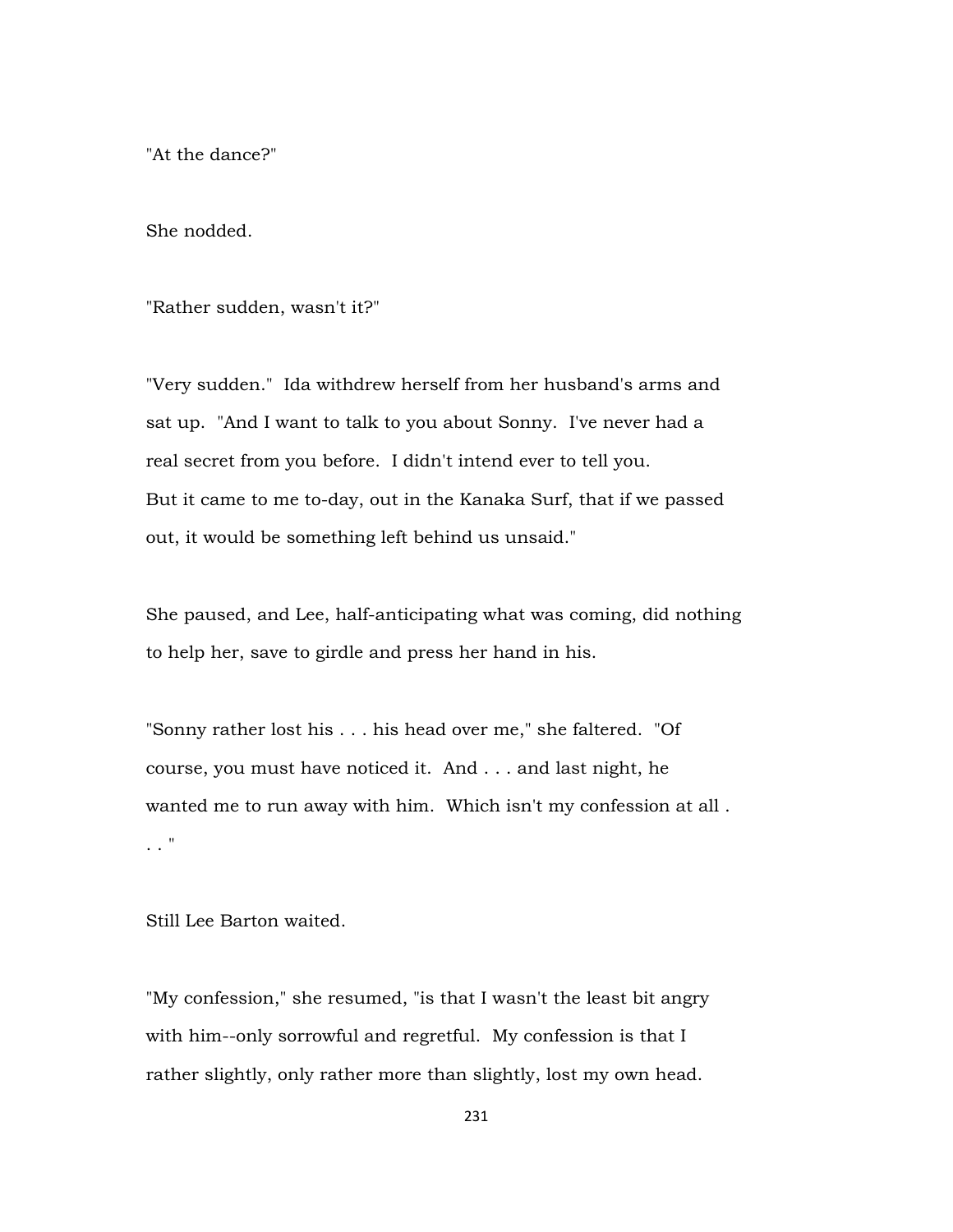"At the dance?"

She nodded.

"Rather sudden, wasn't it?"

"Very sudden." Ida withdrew herself from her husband's arms and sat up. "And I want to talk to you about Sonny. I've never had a real secret from you before. I didn't intend ever to tell you. But it came to me to-day, out in the Kanaka Surf, that if we passed out, it would be something left behind us unsaid."

She paused, and Lee, half-anticipating what was coming, did nothing to help her, save to girdle and press her hand in his.

"Sonny rather lost his . . . his head over me," she faltered. "Of course, you must have noticed it. And . . . and last night, he wanted me to run away with him. Which isn't my confession at all . . . "

Still Lee Barton waited.

"My confession," she resumed, "is that I wasn't the least bit angry with him--only sorrowful and regretful. My confession is that I rather slightly, only rather more than slightly, lost my own head.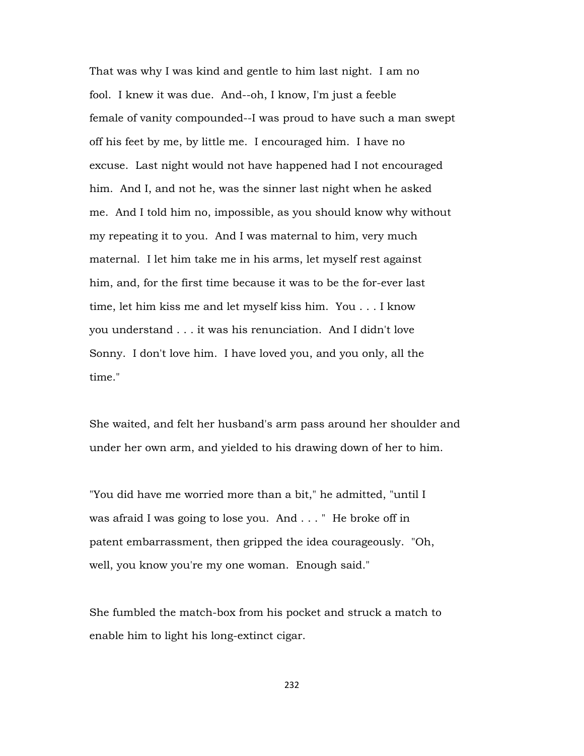That was why I was kind and gentle to him last night. I am no fool. I knew it was due. And--oh, I know, I'm just a feeble female of vanity compounded--I was proud to have such a man swept off his feet by me, by little me. I encouraged him. I have no excuse. Last night would not have happened had I not encouraged him. And I, and not he, was the sinner last night when he asked me. And I told him no, impossible, as you should know why without my repeating it to you. And I was maternal to him, very much maternal. I let him take me in his arms, let myself rest against him, and, for the first time because it was to be the for-ever last time, let him kiss me and let myself kiss him. You . . . I know you understand . . . it was his renunciation. And I didn't love Sonny. I don't love him. I have loved you, and you only, all the time."

She waited, and felt her husband's arm pass around her shoulder and under her own arm, and yielded to his drawing down of her to him.

"You did have me worried more than a bit," he admitted, "until I was afraid I was going to lose you. And . . . " He broke off in patent embarrassment, then gripped the idea courageously. "Oh, well, you know you're my one woman. Enough said."

She fumbled the match-box from his pocket and struck a match to enable him to light his long-extinct cigar.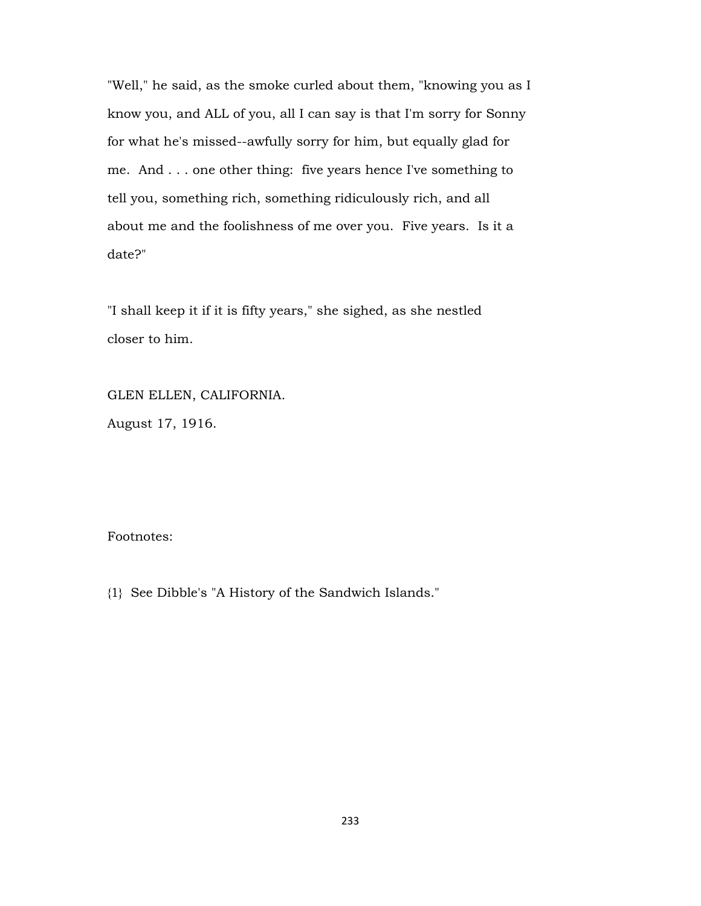"Well," he said, as the smoke curled about them, "knowing you as I know you, and ALL of you, all I can say is that I'm sorry for Sonny for what he's missed--awfully sorry for him, but equally glad for me. And . . . one other thing: five years hence I've something to tell you, something rich, something ridiculously rich, and all about me and the foolishness of me over you. Five years. Is it a date?"

"I shall keep it if it is fifty years," she sighed, as she nestled closer to him.

GLEN ELLEN, CALIFORNIA.
August 17, 1916.

Footnotes:

{1} See Dibble's "A History of the Sandwich Islands."